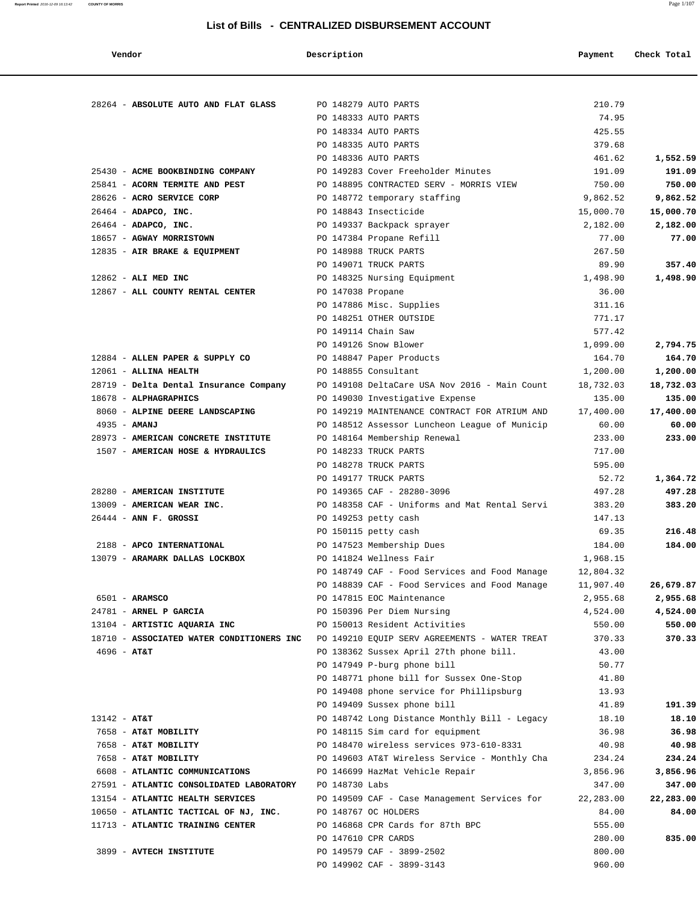# List of Bills - CENTRALIZED DISBURSEMENT ACCOUNT

| Vendor | Description | Payment | Check Total |
|---|---|---|---|
| 28264 - **ABSOLUTE AUTO AND FLAT GLASS** | PO 148279 AUTO PARTS | 210.79 | |
| | PO 148333 AUTO PARTS | 74.95 | |
| | PO 148334 AUTO PARTS | 425.55 | |
| | PO 148335 AUTO PARTS | 379.68 | |
| | PO 148336 AUTO PARTS | 461.62 | **1,552.59** |
| 25430 - **ACME BOOKBINDING COMPANY** | PO 149283 Cover Freeholder Minutes | 191.09 | **191.09** |
| 25841 - **ACORN TERMITE AND PEST** | PO 148895 CONTRACTED SERV - MORRIS VIEW | 750.00 | **750.00** |
| 28626 - **ACRO SERVICE CORP** | PO 148772 temporary staffing | 9,862.52 | **9,862.52** |
| 26464 - **ADAPCO, INC.** | PO 148843 Insecticide | 15,000.70 | **15,000.70** |
| 26464 - **ADAPCO, INC.** | PO 149337 Backpack sprayer | 2,182.00 | **2,182.00** |
| 18657 - **AGWAY MORRISTOWN** | PO 147384 Propane Refill | 77.00 | **77.00** |
| 12835 - **AIR BRAKE & EQUIPMENT** | PO 148988 TRUCK PARTS | 267.50 | |
| | PO 149071 TRUCK PARTS | 89.90 | **357.40** |
| 12862 - **ALI MED INC** | PO 148325 Nursing Equipment | 1,498.90 | **1,498.90** |
| 12867 - **ALL COUNTY RENTAL CENTER** | PO 147038 Propane | 36.00 | |
| | PO 147886 Misc. Supplies | 311.16 | |
| | PO 148251 OTHER OUTSIDE | 771.17 | |
| | PO 149114 Chain Saw | 577.42 | |
| | PO 149126 Snow Blower | 1,099.00 | **2,794.75** |
| 12884 - **ALLEN PAPER & SUPPLY CO** | PO 148847 Paper Products | 164.70 | **164.70** |
| 12061 - **ALLINA HEALTH** | PO 148855 Consultant | 1,200.00 | **1,200.00** |
| 28719 - **Delta Dental Insurance Company** | PO 149108 DeltaCare USA Nov 2016 - Main Count | 18,732.03 | **18,732.03** |
| 18678 - **ALPHAGRAPHICS** | PO 149030 Investigative Expense | 135.00 | **135.00** |
| 8060 - **ALPINE DEERE LANDSCAPING** | PO 149219 MAINTENANCE CONTRACT FOR ATRIUM AND | 17,400.00 | **17,400.00** |
| 4935 - **AMANJ** | PO 148512 Assessor Luncheon League of Municip | 60.00 | **60.00** |
| 28973 - **AMERICAN CONCRETE INSTITUTE** | PO 148164 Membership Renewal | 233.00 | **233.00** |
| 1507 - **AMERICAN HOSE & HYDRAULICS** | PO 148233 TRUCK PARTS | 717.00 | |
| | PO 148278 TRUCK PARTS | 595.00 | |
| | PO 149177 TRUCK PARTS | 52.72 | **1,364.72** |
| 28280 - **AMERICAN INSTITUTE** | PO 149365 CAF - 28280-3096 | 497.28 | **497.28** |
| 13009 - **AMERICAN WEAR INC.** | PO 148358 CAF - Uniforms and Mat Rental Servi | 383.20 | **383.20** |
| 26444 - **ANN F. GROSSI** | PO 149253 petty cash | 147.13 | |
| | PO 150115 petty cash | 69.35 | **216.48** |
| 2188 - **APCO INTERNATIONAL** | PO 147523 Membership Dues | 184.00 | **184.00** |
| 13079 - **ARAMARK DALLAS LOCKBOX** | PO 141824 Wellness Fair | 1,968.15 | |
| | PO 148749 CAF - Food Services and Food Manage | 12,804.32 | |
| | PO 148839 CAF - Food Services and Food Manage | 11,907.40 | **26,679.87** |
| 6501 - **ARAMSCO** | PO 147815 EOC Maintenance | 2,955.68 | **2,955.68** |
| 24781 - **ARNEL P GARCIA** | PO 150396 Per Diem Nursing | 4,524.00 | **4,524.00** |
| 13104 - **ARTISTIC AQUARIA INC** | PO 150013 Resident Activities | 550.00 | **550.00** |
| 18710 - **ASSOCIATED WATER CONDITIONERS INC** | PO 149210 EQUIP SERV AGREEMENTS - WATER TREAT | 370.33 | **370.33** |
| 4696 - **AT&T** | PO 138362 Sussex April 27th phone bill. | 43.00 | |
| | PO 147949 P-burg phone bill | 50.77 | |
| | PO 148771 phone bill for Sussex One-Stop | 41.80 | |
| | PO 149408 phone service for Phillipsburg | 13.93 | |
| | PO 149409 Sussex phone bill | 41.89 | **191.39** |
| 13142 - **AT&T** | PO 148742 Long Distance Monthly Bill - Legacy | 18.10 | **18.10** |
| 7658 - **AT&T MOBILITY** | PO 148115 Sim card for equipment | 36.98 | **36.98** |
| 7658 - **AT&T MOBILITY** | PO 148470 wireless services 973-610-8331 | 40.98 | **40.98** |
| 7658 - **AT&T MOBILITY** | PO 149603 AT&T Wireless Service - Monthly Cha | 234.24 | **234.24** |
| 6608 - **ATLANTIC COMMUNICATIONS** | PO 146699 HazMat Vehicle Repair | 3,856.96 | **3,856.96** |
| 27591 - **ATLANTIC CONSOLIDATED LABORATORY** | PO 148730 Labs | 347.00 | **347.00** |
| 13154 - **ATLANTIC HEALTH SERVICES** | PO 149509 CAF - Case Management Services for | 22,283.00 | **22,283.00** |
| 10650 - **ATLANTIC TACTICAL OF NJ, INC.** | PO 148767 OC HOLDERS | 84.00 | **84.00** |
| 11713 - **ATLANTIC TRAINING CENTER** | PO 146868 CPR Cards for 87th BPC | 555.00 | |
| | PO 147610 CPR CARDS | 280.00 | **835.00** |
| 3899 - **AVTECH INSTITUTE** | PO 149579 CAF - 3899-2502 | 800.00 | |
| | PO 149902 CAF - 3899-3143 | 960.00 | |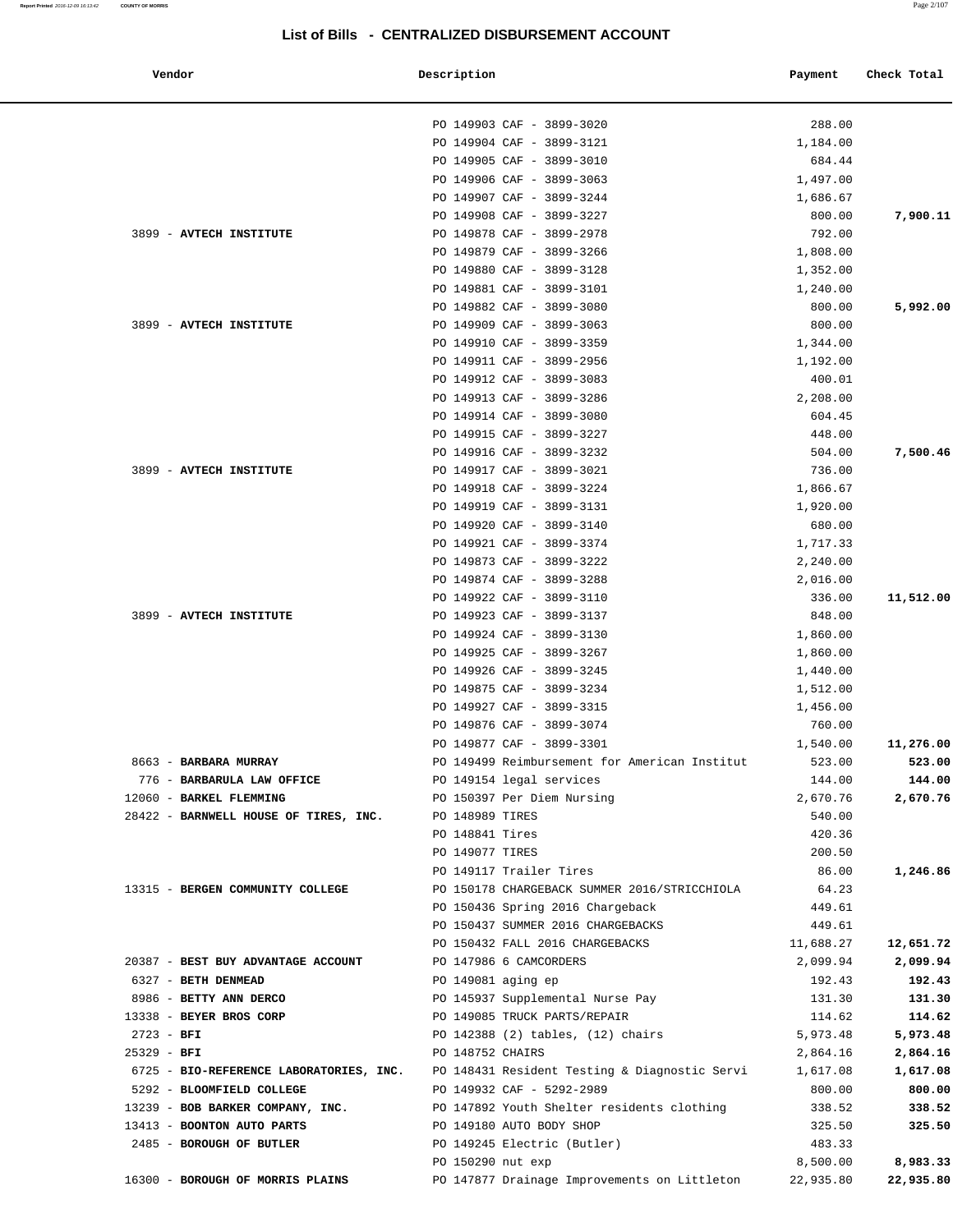## List of Bills - CENTRALIZED DISBURSEMENT ACCOUNT

| Vendor | Description | Payment | Check Total |
|---|---|---|---|
| | PO 149903 CAF - 3899-3020 | 288.00 | |
| | PO 149904 CAF - 3899-3121 | 1,184.00 | |
| | PO 149905 CAF - 3899-3010 | 684.44 | |
| | PO 149906 CAF - 3899-3063 | 1,497.00 | |
| | PO 149907 CAF - 3899-3244 | 1,686.67 | |
| | PO 149908 CAF - 3899-3227 | 800.00 | **7,900.11** |
| 3899 - **AVTECH INSTITUTE** | PO 149878 CAF - 3899-2978 | 792.00 | |
| | PO 149879 CAF - 3899-3266 | 1,808.00 | |
| | PO 149880 CAF - 3899-3128 | 1,352.00 | |
| | PO 149881 CAF - 3899-3101 | 1,240.00 | |
| | PO 149882 CAF - 3899-3080 | 800.00 | **5,992.00** |
| 3899 - **AVTECH INSTITUTE** | PO 149909 CAF - 3899-3063 | 800.00 | |
| | PO 149910 CAF - 3899-3359 | 1,344.00 | |
| | PO 149911 CAF - 3899-2956 | 1,192.00 | |
| | PO 149912 CAF - 3899-3083 | 400.01 | |
| | PO 149913 CAF - 3899-3286 | 2,208.00 | |
| | PO 149914 CAF - 3899-3080 | 604.45 | |
| | PO 149915 CAF - 3899-3227 | 448.00 | |
| | PO 149916 CAF - 3899-3232 | 504.00 | **7,500.46** |
| 3899 - **AVTECH INSTITUTE** | PO 149917 CAF - 3899-3021 | 736.00 | |
| | PO 149918 CAF - 3899-3224 | 1,866.67 | |
| | PO 149919 CAF - 3899-3131 | 1,920.00 | |
| | PO 149920 CAF - 3899-3140 | 680.00 | |
| | PO 149921 CAF - 3899-3374 | 1,717.33 | |
| | PO 149873 CAF - 3899-3222 | 2,240.00 | |
| | PO 149874 CAF - 3899-3288 | 2,016.00 | |
| | PO 149922 CAF - 3899-3110 | 336.00 | **11,512.00** |
| 3899 - **AVTECH INSTITUTE** | PO 149923 CAF - 3899-3137 | 848.00 | |
| | PO 149924 CAF - 3899-3130 | 1,860.00 | |
| | PO 149925 CAF - 3899-3267 | 1,860.00 | |
| | PO 149926 CAF - 3899-3245 | 1,440.00 | |
| | PO 149875 CAF - 3899-3234 | 1,512.00 | |
| | PO 149927 CAF - 3899-3315 | 1,456.00 | |
| | PO 149876 CAF - 3899-3074 | 760.00 | |
| | PO 149877 CAF - 3899-3301 | 1,540.00 | **11,276.00** |
| 8663 - **BARBARA MURRAY** | PO 149499 Reimbursement for American Institut | 523.00 | **523.00** |
| 776 - **BARBARULA LAW OFFICE** | PO 149154 legal services | 144.00 | **144.00** |
| 12060 - **BARKEL FLEMMING** | PO 150397 Per Diem Nursing | 2,670.76 | **2,670.76** |
| 28422 - **BARNWELL HOUSE OF TIRES, INC.** | PO 148989 TIRES | 540.00 | |
| | PO 148841 Tires | 420.36 | |
| | PO 149077 TIRES | 200.50 | |
| | PO 149117 Trailer Tires | 86.00 | **1,246.86** |
| 13315 - **BERGEN COMMUNITY COLLEGE** | PO 150178 CHARGEBACK SUMMER 2016/STRICCHIOLA | 64.23 | |
| | PO 150436 Spring 2016 Chargeback | 449.61 | |
| | PO 150437 SUMMER 2016 CHARGEBACKS | 449.61 | |
| | PO 150432 FALL 2016 CHARGEBACKS | 11,688.27 | **12,651.72** |
| 20387 - **BEST BUY ADVANTAGE ACCOUNT** | PO 147986 6 CAMCORDERS | 2,099.94 | **2,099.94** |
| 6327 - **BETH DENMEAD** | PO 149081 aging ep | 192.43 | **192.43** |
| 8986 - **BETTY ANN DERCO** | PO 145937 Supplemental Nurse Pay | 131.30 | **131.30** |
| 13338 - **BEYER BROS CORP** | PO 149085 TRUCK PARTS/REPAIR | 114.62 | **114.62** |
| 2723 - **BFI** | PO 142388 (2) tables, (12) chairs | 5,973.48 | **5,973.48** |
| 25329 - **BFI** | PO 148752 CHAIRS | 2,864.16 | **2,864.16** |
| 6725 - **BIO-REFERENCE LABORATORIES, INC.** | PO 148431 Resident Testing & Diagnostic Servi | 1,617.08 | **1,617.08** |
| 5292 - **BLOOMFIELD COLLEGE** | PO 149932 CAF - 5292-2989 | 800.00 | **800.00** |
| 13239 - **BOB BARKER COMPANY, INC.** | PO 147892 Youth Shelter residents clothing | 338.52 | **338.52** |
| 13413 - **BOONTON AUTO PARTS** | PO 149180 AUTO BODY SHOP | 325.50 | **325.50** |
| 2485 - **BOROUGH OF BUTLER** | PO 149245 Electric (Butler) | 483.33 | |
| | PO 150290 nut exp | 8,500.00 | **8,983.33** |
| 16300 - **BOROUGH OF MORRIS PLAINS** | PO 147877 Drainage Improvements on Littleton | 22,935.80 | **22,935.80** |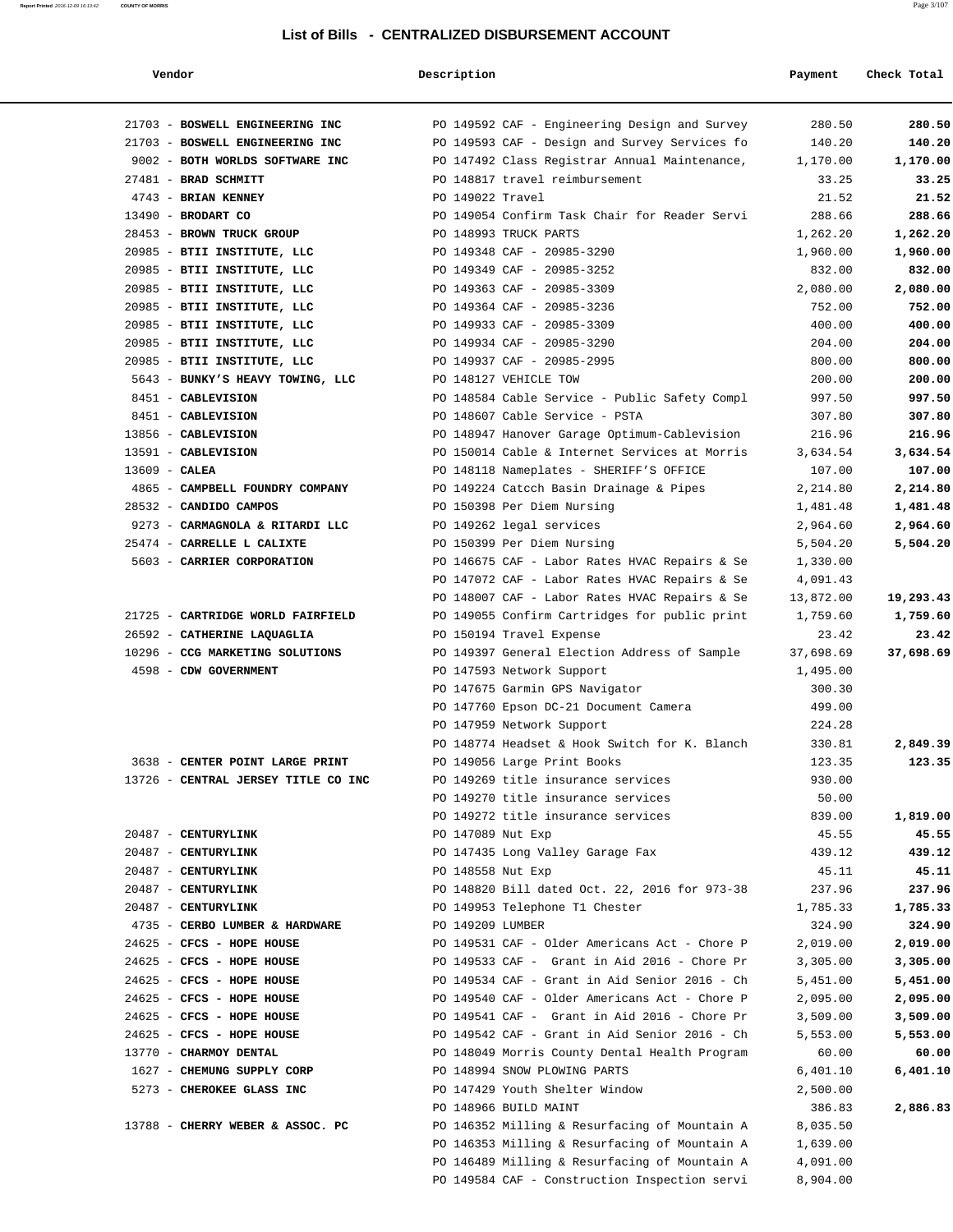## List of Bills - CENTRALIZED DISBURSEMENT ACCOUNT

| Vendor | Description | Payment | Check Total |
|---|---|---|---|
| 21703 - **BOSWELL ENGINEERING INC** | PO 149592 CAF - Engineering Design and Survey | 280.50 | **280.50** |
| 21703 - **BOSWELL ENGINEERING INC** | PO 149593 CAF - Design and Survey Services fo | 140.20 | **140.20** |
| 9002 - **BOTH WORLDS SOFTWARE INC** | PO 147492 Class Registrar Annual Maintenance, | 1,170.00 | **1,170.00** |
| 27481 - **BRAD SCHMITT** | PO 148817 travel reimbursement | 33.25 | **33.25** |
| 4743 - **BRIAN KENNEY** | PO 149022 Travel | 21.52 | **21.52** |
| 13490 - **BRODART CO** | PO 149054 Confirm Task Chair for Reader Servi | 288.66 | **288.66** |
| 28453 - **BROWN TRUCK GROUP** | PO 148993 TRUCK PARTS | 1,262.20 | **1,262.20** |
| 20985 - **BTII INSTITUTE, LLC** | PO 149348 CAF - 20985-3290 | 1,960.00 | **1,960.00** |
| 20985 - **BTII INSTITUTE, LLC** | PO 149349 CAF - 20985-3252 | 832.00 | **832.00** |
| 20985 - **BTII INSTITUTE, LLC** | PO 149363 CAF - 20985-3309 | 2,080.00 | **2,080.00** |
| 20985 - **BTII INSTITUTE, LLC** | PO 149364 CAF - 20985-3236 | 752.00 | **752.00** |
| 20985 - **BTII INSTITUTE, LLC** | PO 149933 CAF - 20985-3309 | 400.00 | **400.00** |
| 20985 - **BTII INSTITUTE, LLC** | PO 149934 CAF - 20985-3290 | 204.00 | **204.00** |
| 20985 - **BTII INSTITUTE, LLC** | PO 149937 CAF - 20985-2995 | 800.00 | **800.00** |
| 5643 - **BUNKY'S HEAVY TOWING, LLC** | PO 148127 VEHICLE TOW | 200.00 | **200.00** |
| 8451 - **CABLEVISION** | PO 148584 Cable Service - Public Safety Compl | 997.50 | **997.50** |
| 8451 - **CABLEVISION** | PO 148607 Cable Service - PSTA | 307.80 | **307.80** |
| 13856 - **CABLEVISION** | PO 148947 Hanover Garage Optimum-Cablevision | 216.96 | **216.96** |
| 13591 - **CABLEVISION** | PO 150014 Cable & Internet Services at Morris | 3,634.54 | **3,634.54** |
| 13609 - **CALEA** | PO 148118 Nameplates - SHERIFF'S OFFICE | 107.00 | **107.00** |
| 4865 - **CAMPBELL FOUNDRY COMPANY** | PO 149224 Catcch Basin Drainage & Pipes | 2,214.80 | **2,214.80** |
| 28532 - **CANDIDO CAMPOS** | PO 150398 Per Diem Nursing | 1,481.48 | **1,481.48** |
| 9273 - **CARMAGNOLA & RITARDI LLC** | PO 149262 legal services | 2,964.60 | **2,964.60** |
| 25474 - **CARRELLE L CALIXTE** | PO 150399 Per Diem Nursing | 5,504.20 | **5,504.20** |
| 5603 - **CARRIER CORPORATION** | PO 146675 CAF - Labor Rates HVAC Repairs & Se | 1,330.00 | |
| | PO 147072 CAF - Labor Rates HVAC Repairs & Se | 4,091.43 | |
| | PO 148007 CAF - Labor Rates HVAC Repairs & Se | 13,872.00 | **19,293.43** |
| 21725 - **CARTRIDGE WORLD FAIRFIELD** | PO 149055 Confirm Cartridges for public print | 1,759.60 | **1,759.60** |
| 26592 - **CATHERINE LAQUAGLIA** | PO 150194 Travel Expense | 23.42 | **23.42** |
| 10296 - **CCG MARKETING SOLUTIONS** | PO 149397 General Election Address of Sample | 37,698.69 | **37,698.69** |
| 4598 - **CDW GOVERNMENT** | PO 147593 Network Support | 1,495.00 | |
| | PO 147675 Garmin GPS Navigator | 300.30 | |
| | PO 147760 Epson DC-21 Document Camera | 499.00 | |
| | PO 147959 Network Support | 224.28 | |
| | PO 148774 Headset & Hook Switch for K. Blanch | 330.81 | **2,849.39** |
| 3638 - **CENTER POINT LARGE PRINT** | PO 149056 Large Print Books | 123.35 | **123.35** |
| 13726 - **CENTRAL JERSEY TITLE CO INC** | PO 149269 title insurance services | 930.00 | |
| | PO 149270 title insurance services | 50.00 | |
| | PO 149272 title insurance services | 839.00 | **1,819.00** |
| 20487 - **CENTURYLINK** | PO 147089 Nut Exp | 45.55 | **45.55** |
| 20487 - **CENTURYLINK** | PO 147435 Long Valley Garage Fax | 439.12 | **439.12** |
| 20487 - **CENTURYLINK** | PO 148558 Nut Exp | 45.11 | **45.11** |
| 20487 - **CENTURYLINK** | PO 148820 Bill dated Oct. 22, 2016 for 973-38 | 237.96 | **237.96** |
| 20487 - **CENTURYLINK** | PO 149953 Telephone T1 Chester | 1,785.33 | **1,785.33** |
| 4735 - **CERBO LUMBER & HARDWARE** | PO 149209 LUMBER | 324.90 | **324.90** |
| 24625 - **CFCS - HOPE HOUSE** | PO 149531 CAF - Older Americans Act - Chore P | 2,019.00 | **2,019.00** |
| 24625 - **CFCS - HOPE HOUSE** | PO 149533 CAF - Grant in Aid 2016 - Chore Pr | 3,305.00 | **3,305.00** |
| 24625 - **CFCS - HOPE HOUSE** | PO 149534 CAF - Grant in Aid Senior 2016 - Ch | 5,451.00 | **5,451.00** |
| 24625 - **CFCS - HOPE HOUSE** | PO 149540 CAF - Older Americans Act - Chore P | 2,095.00 | **2,095.00** |
| 24625 - **CFCS - HOPE HOUSE** | PO 149541 CAF - Grant in Aid 2016 - Chore Pr | 3,509.00 | **3,509.00** |
| 24625 - **CFCS - HOPE HOUSE** | PO 149542 CAF - Grant in Aid Senior 2016 - Ch | 5,553.00 | **5,553.00** |
| 13770 - **CHARMOY DENTAL** | PO 148049 Morris County Dental Health Program | 60.00 | **60.00** |
| 1627 - **CHEMUNG SUPPLY CORP** | PO 148994 SNOW PLOWING PARTS | 6,401.10 | **6,401.10** |
| 5273 - **CHEROKEE GLASS INC** | PO 147429 Youth Shelter Window | 2,500.00 | |
| | PO 148966 BUILD MAINT | 386.83 | **2,886.83** |
| 13788 - **CHERRY WEBER & ASSOC. PC** | PO 146352 Milling & Resurfacing of Mountain A | 8,035.50 | |
| | PO 146353 Milling & Resurfacing of Mountain A | 1,639.00 | |
| | PO 146489 Milling & Resurfacing of Mountain A | 4,091.00 | |
| | PO 149584 CAF - Construction Inspection servi | 8,904.00 | |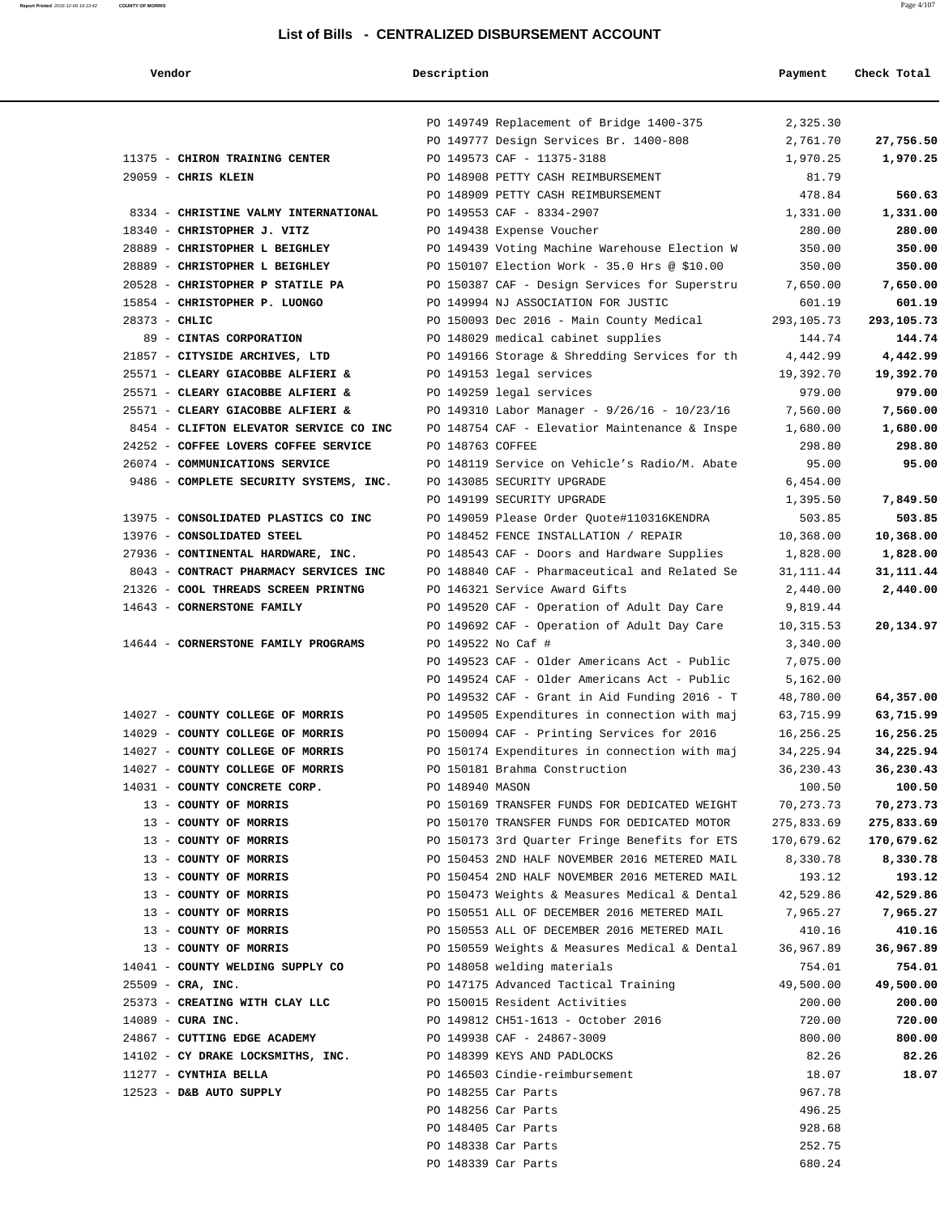## List of Bills - CENTRALIZED DISBURSEMENT ACCOUNT

| Vendor | Description | Payment | Check Total |
|---|---|---|---|
| | PO 149749 Replacement of Bridge 1400-375 | 2,325.30 | |
| | PO 149777 Design Services Br. 1400-808 | 2,761.70 | **27,756.50** |
| 11375 - **CHIRON TRAINING CENTER** | PO 149573 CAF - 11375-3188 | 1,970.25 | **1,970.25** |
| 29059 - **CHRIS KLEIN** | PO 148908 PETTY CASH REIMBURSEMENT | 81.79 | |
| | PO 148909 PETTY CASH REIMBURSEMENT | 478.84 | **560.63** |
| 8334 - **CHRISTINE VALMY INTERNATIONAL** | PO 149553 CAF - 8334-2907 | 1,331.00 | **1,331.00** |
| 18340 - **CHRISTOPHER J. VITZ** | PO 149438 Expense Voucher | 280.00 | **280.00** |
| 28889 - **CHRISTOPHER L BEIGHLEY** | PO 149439 Voting Machine Warehouse Election W | 350.00 | **350.00** |
| 28889 - **CHRISTOPHER L BEIGHLEY** | PO 150107 Election Work - 35.0 Hrs @ $10.00 | 350.00 | **350.00** |
| 20528 - **CHRISTOPHER P STATILE PA** | PO 150387 CAF - Design Services for Superstru | 7,650.00 | **7,650.00** |
| 15854 - **CHRISTOPHER P. LUONGO** | PO 149994 NJ ASSOCIATION FOR JUSTIC | 601.19 | **601.19** |
| 28373 - **CHLIC** | PO 150093 Dec 2016 - Main County Medical | 293,105.73 | **293,105.73** |
| 89 - **CINTAS CORPORATION** | PO 148029 medical cabinet supplies | 144.74 | **144.74** |
| 21857 - **CITYSIDE ARCHIVES, LTD** | PO 149166 Storage & Shredding Services for th | 4,442.99 | **4,442.99** |
| 25571 - **CLEARY GIACOBBE ALFIERI &** | PO 149153 legal services | 19,392.70 | **19,392.70** |
| 25571 - **CLEARY GIACOBBE ALFIERI &** | PO 149259 legal services | 979.00 | **979.00** |
| 25571 - **CLEARY GIACOBBE ALFIERI &** | PO 149310 Labor Manager - 9/26/16 - 10/23/16 | 7,560.00 | **7,560.00** |
| 8454 - **CLIFTON ELEVATOR SERVICE CO INC** | PO 148754 CAF - Elevatior Maintenance & Inspe | 1,680.00 | **1,680.00** |
| 24252 - **COFFEE LOVERS COFFEE SERVICE** | PO 148763 COFFEE | 298.80 | **298.80** |
| 26074 - **COMMUNICATIONS SERVICE** | PO 148119 Service on Vehicle's Radio/M. Abate | 95.00 | **95.00** |
| 9486 - **COMPLETE SECURITY SYSTEMS, INC.** | PO 143085 SECURITY UPGRADE | 6,454.00 | |
| | PO 149199 SECURITY UPGRADE | 1,395.50 | **7,849.50** |
| 13975 - **CONSOLIDATED PLASTICS CO INC** | PO 149059 Please Order Quote#110316KENDRA | 503.85 | **503.85** |
| 13976 - **CONSOLIDATED STEEL** | PO 148452 FENCE INSTALLATION / REPAIR | 10,368.00 | **10,368.00** |
| 27936 - **CONTINENTAL HARDWARE, INC.** | PO 148543 CAF - Doors and Hardware Supplies | 1,828.00 | **1,828.00** |
| 8043 - **CONTRACT PHARMACY SERVICES INC** | PO 148840 CAF - Pharmaceutical and Related Se | 31,111.44 | **31,111.44** |
| 21326 - **COOL THREADS SCREEN PRINTNG** | PO 146321 Service Award Gifts | 2,440.00 | **2,440.00** |
| 14643 - **CORNERSTONE FAMILY** | PO 149520 CAF - Operation of Adult Day Care | 9,819.44 | |
| | PO 149692 CAF - Operation of Adult Day Care | 10,315.53 | **20,134.97** |
| 14644 - **CORNERSTONE FAMILY PROGRAMS** | PO 149522 No Caf # | 3,340.00 | |
| | PO 149523 CAF - Older Americans Act - Public | 7,075.00 | |
| | PO 149524 CAF - Older Americans Act - Public | 5,162.00 | |
| | PO 149532 CAF - Grant in Aid Funding 2016 - T | 48,780.00 | **64,357.00** |
| 14027 - **COUNTY COLLEGE OF MORRIS** | PO 149505 Expenditures in connection with maj | 63,715.99 | **63,715.99** |
| 14029 - **COUNTY COLLEGE OF MORRIS** | PO 150094 CAF - Printing Services for 2016 | 16,256.25 | **16,256.25** |
| 14027 - **COUNTY COLLEGE OF MORRIS** | PO 150174 Expenditures in connection with maj | 34,225.94 | **34,225.94** |
| 14027 - **COUNTY COLLEGE OF MORRIS** | PO 150181 Brahma Construction | 36,230.43 | **36,230.43** |
| 14031 - **COUNTY CONCRETE CORP.** | PO 148940 MASON | 100.50 | **100.50** |
| 13 - **COUNTY OF MORRIS** | PO 150169 TRANSFER FUNDS FOR DEDICATED WEIGHT | 70,273.73 | **70,273.73** |
| 13 - **COUNTY OF MORRIS** | PO 150170 TRANSFER FUNDS FOR DEDICATED MOTOR | 275,833.69 | **275,833.69** |
| 13 - **COUNTY OF MORRIS** | PO 150173 3rd Quarter Fringe Benefits for ETS | 170,679.62 | **170,679.62** |
| 13 - **COUNTY OF MORRIS** | PO 150453 2ND HALF NOVEMBER 2016 METERED MAIL | 8,330.78 | **8,330.78** |
| 13 - **COUNTY OF MORRIS** | PO 150454 2ND HALF NOVEMBER 2016 METERED MAIL | 193.12 | **193.12** |
| 13 - **COUNTY OF MORRIS** | PO 150473 Weights & Measures Medical & Dental | 42,529.86 | **42,529.86** |
| 13 - **COUNTY OF MORRIS** | PO 150551 ALL OF DECEMBER 2016 METERED MAIL | 7,965.27 | **7,965.27** |
| 13 - **COUNTY OF MORRIS** | PO 150553 ALL OF DECEMBER 2016 METERED MAIL | 410.16 | **410.16** |
| 13 - **COUNTY OF MORRIS** | PO 150559 Weights & Measures Medical & Dental | 36,967.89 | **36,967.89** |
| 14041 - **COUNTY WELDING SUPPLY CO** | PO 148058 welding materials | 754.01 | **754.01** |
| 25509 - **CRA, INC.** | PO 147175 Advanced Tactical Training | 49,500.00 | **49,500.00** |
| 25373 - **CREATING WITH CLAY LLC** | PO 150015 Resident Activities | 200.00 | **200.00** |
| 14089 - **CURA INC.** | PO 149812 CH51-1613 - October 2016 | 720.00 | **720.00** |
| 24867 - **CUTTING EDGE ACADEMY** | PO 149938 CAF - 24867-3009 | 800.00 | **800.00** |
| 14102 - **CY DRAKE LOCKSMITHS, INC.** | PO 148399 KEYS AND PADLOCKS | 82.26 | **82.26** |
| 11277 - **CYNTHIA BELLA** | PO 146503 Cindie-reimbursement | 18.07 | **18.07** |
| 12523 - **D&B AUTO SUPPLY** | PO 148255 Car Parts | 967.78 | |
| | PO 148256 Car Parts | 496.25 | |
| | PO 148405 Car Parts | 928.68 | |
| | PO 148338 Car Parts | 252.75 | |
| | PO 148339 Car Parts | 680.24 | |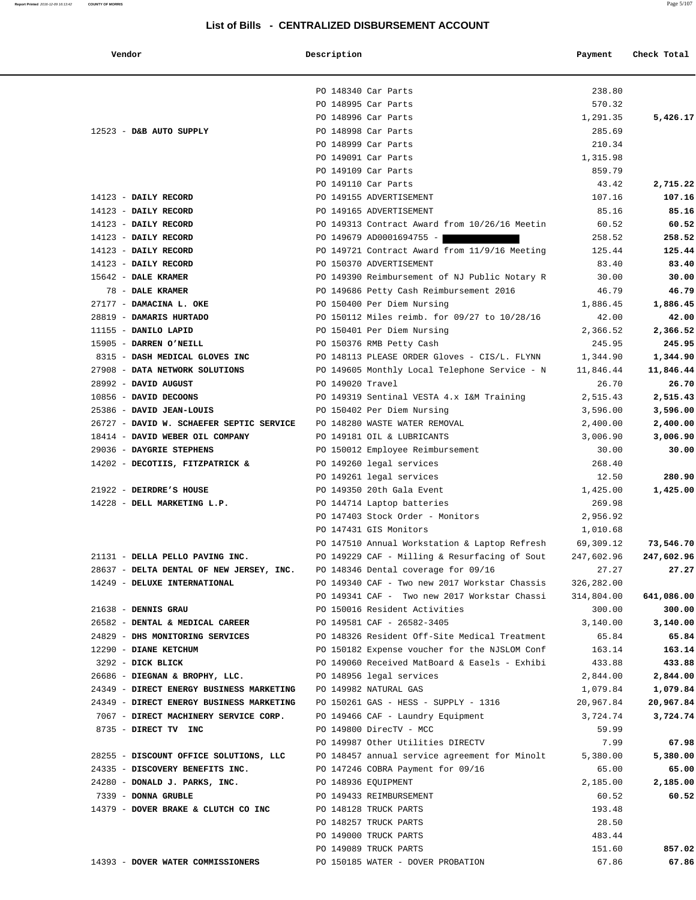## List of Bills - CENTRALIZED DISBURSEMENT ACCOUNT

| Vendor | Description | Payment | Check Total |
|---|---|---|---|
| | PO 148340 Car Parts | 238.80 | |
| | PO 148995 Car Parts | 570.32 | |
| | PO 148996 Car Parts | 1,291.35 | 5,426.17 |
| 12523 - **D&B AUTO SUPPLY** | PO 148998 Car Parts | 285.69 | |
| | PO 148999 Car Parts | 210.34 | |
| | PO 149091 Car Parts | 1,315.98 | |
| | PO 149109 Car Parts | 859.79 | |
| | PO 149110 Car Parts | 43.42 | 2,715.22 |
| 14123 - **DAILY RECORD** | PO 149155 ADVERTISEMENT | 107.16 | 107.16 |
| 14123 - **DAILY RECORD** | PO 149165 ADVERTISEMENT | 85.16 | 85.16 |
| 14123 - **DAILY RECORD** | PO 149313 Contract Award from 10/26/16 Meetin | 60.52 | 60.52 |
| 14123 - **DAILY RECORD** | PO 149679 AD0001694755 - | 258.52 | 258.52 |
| 14123 - **DAILY RECORD** | PO 149721 Contract Award from 11/9/16 Meeting | 125.44 | 125.44 |
| 14123 - **DAILY RECORD** | PO 150370 ADVERTISEMENT | 83.40 | 83.40 |
| 15642 - **DALE KRAMER** | PO 149390 Reimbursement of NJ Public Notary R | 30.00 | 30.00 |
| 78 - **DALE KRAMER** | PO 149686 Petty Cash Reimbursement 2016 | 46.79 | 46.79 |
| 27177 - **DAMACINA L. OKE** | PO 150400 Per Diem Nursing | 1,886.45 | 1,886.45 |
| 28819 - **DAMARIS HURTADO** | PO 150112 Miles reimb. for 09/27 to 10/28/16 | 42.00 | 42.00 |
| 11155 - **DANILO LAPID** | PO 150401 Per Diem Nursing | 2,366.52 | 2,366.52 |
| 15905 - **DARREN O'NEILL** | PO 150376 RMB Petty Cash | 245.95 | 245.95 |
| 8315 - **DASH MEDICAL GLOVES INC** | PO 148113 PLEASE ORDER Gloves - CIS/L. FLYNN | 1,344.90 | 1,344.90 |
| 27908 - **DATA NETWORK SOLUTIONS** | PO 149605 Monthly Local Telephone Service - N | 11,846.44 | 11,846.44 |
| 28992 - **DAVID AUGUST** | PO 149020 Travel | 26.70 | 26.70 |
| 10856 - **DAVID DECOONS** | PO 149319 Sentinal VESTA 4.x I&M Training | 2,515.43 | 2,515.43 |
| 25386 - **DAVID JEAN-LOUIS** | PO 150402 Per Diem Nursing | 3,596.00 | 3,596.00 |
| 26727 - **DAVID W. SCHAEFER SEPTIC SERVICE** | PO 148280 WASTE WATER REMOVAL | 2,400.00 | 2,400.00 |
| 18414 - **DAVID WEBER OIL COMPANY** | PO 149181 OIL & LUBRICANTS | 3,006.90 | 3,006.90 |
| 29036 - **DAYGRIE STEPHENS** | PO 150012 Employee Reimbursement | 30.00 | 30.00 |
| 14202 - **DECOTIIS, FITZPATRICK &** | PO 149260 legal services | 268.40 | |
| | PO 149261 legal services | 12.50 | 280.90 |
| 21922 - **DEIRDRE'S HOUSE** | PO 149350 20th Gala Event | 1,425.00 | 1,425.00 |
| 14228 - **DELL MARKETING L.P.** | PO 144714 Laptop batteries | 269.98 | |
| | PO 147403 Stock Order - Monitors | 2,956.92 | |
| | PO 147431 GIS Monitors | 1,010.68 | |
| | PO 147510 Annual Workstation & Laptop Refresh | 69,309.12 | 73,546.70 |
| 21131 - **DELLA PELLO PAVING INC.** | PO 149229 CAF - Milling & Resurfacing of Sout | 247,602.96 | 247,602.96 |
| 28637 - **DELTA DENTAL OF NEW JERSEY, INC.** | PO 148346 Dental coverage for 09/16 | 27.27 | 27.27 |
| 14249 - **DELUXE INTERNATIONAL** | PO 149340 CAF - Two new 2017 Workstar Chassis | 326,282.00 | |
| | PO 149341 CAF - Two new 2017 Workstar Chassi | 314,804.00 | 641,086.00 |
| 21638 - **DENNIS GRAU** | PO 150016 Resident Activities | 300.00 | 300.00 |
| 26582 - **DENTAL & MEDICAL CAREER** | PO 149581 CAF - 26582-3405 | 3,140.00 | 3,140.00 |
| 24829 - **DHS MONITORING SERVICES** | PO 148326 Resident Off-Site Medical Treatment | 65.84 | 65.84 |
| 12290 - **DIANE KETCHUM** | PO 150182 Expense voucher for the NJSLOM Conf | 163.14 | 163.14 |
| 3292 - **DICK BLICK** | PO 149060 Received MatBoard & Easels - Exhibi | 433.88 | 433.88 |
| 26686 - **DIEGNAN & BROPHY, LLC.** | PO 148956 legal services | 2,844.00 | 2,844.00 |
| 24349 - **DIRECT ENERGY BUSINESS MARKETING** | PO 149982 NATURAL GAS | 1,079.84 | 1,079.84 |
| 24349 - **DIRECT ENERGY BUSINESS MARKETING** | PO 150261 GAS - HESS - SUPPLY - 1316 | 20,967.84 | 20,967.84 |
| 7067 - **DIRECT MACHINERY SERVICE CORP.** | PO 149466 CAF - Laundry Equipment | 3,724.74 | 3,724.74 |
| 8735 - **DIRECT TV INC** | PO 149800 DirecTV - MCC | 59.99 | |
| | PO 149987 Other Utilities DIRECTV | 7.99 | 67.98 |
| 28255 - **DISCOUNT OFFICE SOLUTIONS, LLC** | PO 148457 annual service agreement for Minolt | 5,380.00 | 5,380.00 |
| 24335 - **DISCOVERY BENEFITS INC.** | PO 147246 COBRA Payment for 09/16 | 65.00 | 65.00 |
| 24280 - **DONALD J. PARKS, INC.** | PO 148936 EQUIPMENT | 2,185.00 | 2,185.00 |
| 7339 - **DONNA GRUBLE** | PO 149433 REIMBURSEMENT | 60.52 | 60.52 |
| 14379 - **DOVER BRAKE & CLUTCH CO INC** | PO 148128 TRUCK PARTS | 193.48 | |
| | PO 148257 TRUCK PARTS | 28.50 | |
| | PO 149000 TRUCK PARTS | 483.44 | |
| | PO 149089 TRUCK PARTS | 151.60 | 857.02 |
| 14393 - **DOVER WATER COMMISSIONERS** | PO 150185 WATER - DOVER PROBATION | 67.86 | 67.86 |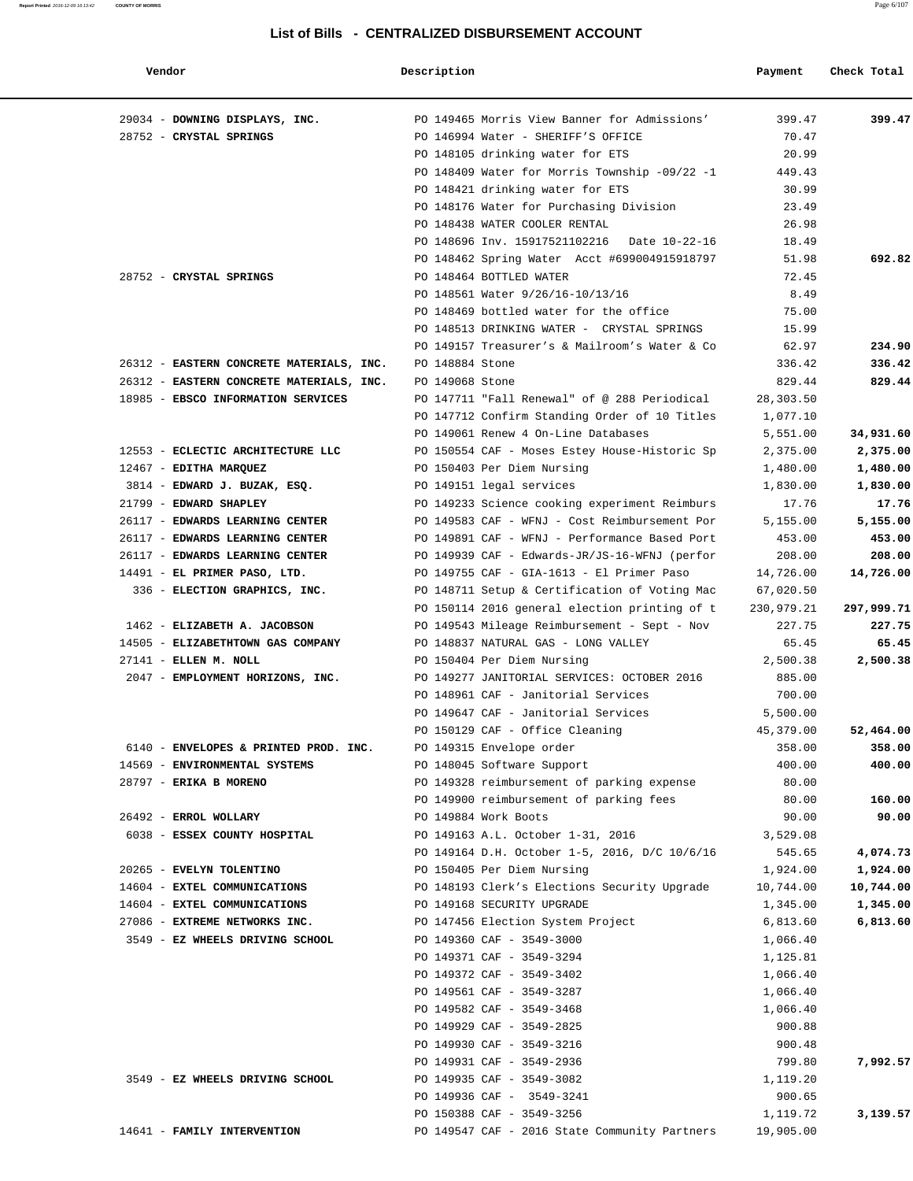## List of Bills - CENTRALIZED DISBURSEMENT ACCOUNT

| Vendor | Description | Payment | Check Total |
|---|---|---|---|
| 29034 - **DOWNING DISPLAYS, INC.** | PO 149465 Morris View Banner for Admissions' | 399.47 | **399.47** |
| 28752 - **CRYSTAL SPRINGS** | PO 146994 Water - SHERIFF'S OFFICE | 70.47 | |
| | PO 148105 drinking water for ETS | 20.99 | |
| | PO 148409 Water for Morris Township -09/22 -1 | 449.43 | |
| | PO 148421 drinking water for ETS | 30.99 | |
| | PO 148176 Water for Purchasing Division | 23.49 | |
| | PO 148438 WATER COOLER RENTAL | 26.98 | |
| | PO 148696 Inv. 15917521102216 Date 10-22-16 | 18.49 | |
| | PO 148462 Spring Water Acct #699004915918797 | 51.98 | **692.82** |
| 28752 - **CRYSTAL SPRINGS** | PO 148464 BOTTLED WATER | 72.45 | |
| | PO 148561 Water 9/26/16-10/13/16 | 8.49 | |
| | PO 148469 bottled water for the office | 75.00 | |
| | PO 148513 DRINKING WATER - CRYSTAL SPRINGS | 15.99 | |
| | PO 149157 Treasurer's & Mailroom's Water & Co | 62.97 | **234.90** |
| 26312 - **EASTERN CONCRETE MATERIALS, INC.** | PO 148884 Stone | 336.42 | **336.42** |
| 26312 - **EASTERN CONCRETE MATERIALS, INC.** | PO 149068 Stone | 829.44 | **829.44** |
| 18985 - **EBSCO INFORMATION SERVICES** | PO 147711 "Fall Renewal" of @ 288 Periodical | 28,303.50 | |
| | PO 147712 Confirm Standing Order of 10 Titles | 1,077.10 | |
| | PO 149061 Renew 4 On-Line Databases | 5,551.00 | **34,931.60** |
| 12553 - **ECLECTIC ARCHITECTURE LLC** | PO 150554 CAF - Moses Estey House-Historic Sp | 2,375.00 | **2,375.00** |
| 12467 - **EDITHA MARQUEZ** | PO 150403 Per Diem Nursing | 1,480.00 | **1,480.00** |
| 3814 - **EDWARD J. BUZAK, ESQ.** | PO 149151 legal services | 1,830.00 | **1,830.00** |
| 21799 - **EDWARD SHAPLEY** | PO 149233 Science cooking experiment Reimburs | 17.76 | **17.76** |
| 26117 - **EDWARDS LEARNING CENTER** | PO 149583 CAF - WFNJ - Cost Reimbursement Por | 5,155.00 | **5,155.00** |
| 26117 - **EDWARDS LEARNING CENTER** | PO 149891 CAF - WFNJ - Performance Based Port | 453.00 | **453.00** |
| 26117 - **EDWARDS LEARNING CENTER** | PO 149939 CAF - Edwards-JR/JS-16-WFNJ (perfor | 208.00 | **208.00** |
| 14491 - **EL PRIMER PASO, LTD.** | PO 149755 CAF - GIA-1613 - El Primer Paso | 14,726.00 | **14,726.00** |
| 336 - **ELECTION GRAPHICS, INC.** | PO 148711 Setup & Certification of Voting Mac | 67,020.50 | |
| | PO 150114 2016 general election printing of t | 230,979.21 | **297,999.71** |
| 1462 - **ELIZABETH A. JACOBSON** | PO 149543 Mileage Reimbursement - Sept - Nov | 227.75 | **227.75** |
| 14505 - **ELIZABETHTOWN GAS COMPANY** | PO 148837 NATURAL GAS - LONG VALLEY | 65.45 | **65.45** |
| 27141 - **ELLEN M. NOLL** | PO 150404 Per Diem Nursing | 2,500.38 | **2,500.38** |
| 2047 - **EMPLOYMENT HORIZONS, INC.** | PO 149277 JANITORIAL SERVICES: OCTOBER 2016 | 885.00 | |
| | PO 148961 CAF - Janitorial Services | 700.00 | |
| | PO 149647 CAF - Janitorial Services | 5,500.00 | |
| | PO 150129 CAF - Office Cleaning | 45,379.00 | **52,464.00** |
| 6140 - **ENVELOPES & PRINTED PROD. INC.** | PO 149315 Envelope order | 358.00 | **358.00** |
| 14569 - **ENVIRONMENTAL SYSTEMS** | PO 148045 Software Support | 400.00 | **400.00** |
| 28797 - **ERIKA B MORENO** | PO 149328 reimbursement of parking expense | 80.00 | |
| | PO 149900 reimbursement of parking fees | 80.00 | **160.00** |
| 26492 - **ERROL WOLLARY** | PO 149884 Work Boots | 90.00 | **90.00** |
| 6038 - **ESSEX COUNTY HOSPITAL** | PO 149163 A.L. October 1-31, 2016 | 3,529.08 | |
| | PO 149164 D.H. October 1-5, 2016, D/C 10/6/16 | 545.65 | **4,074.73** |
| 20265 - **EVELYN TOLENTINO** | PO 150405 Per Diem Nursing | 1,924.00 | **1,924.00** |
| 14604 - **EXTEL COMMUNICATIONS** | PO 148193 Clerk's Elections Security Upgrade | 10,744.00 | **10,744.00** |
| 14604 - **EXTEL COMMUNICATIONS** | PO 149168 SECURITY UPGRADE | 1,345.00 | **1,345.00** |
| 27086 - **EXTREME NETWORKS INC.** | PO 147456 Election System Project | 6,813.60 | **6,813.60** |
| 3549 - **EZ WHEELS DRIVING SCHOOL** | PO 149360 CAF - 3549-3000 | 1,066.40 | |
| | PO 149371 CAF - 3549-3294 | 1,125.81 | |
| | PO 149372 CAF - 3549-3402 | 1,066.40 | |
| | PO 149561 CAF - 3549-3287 | 1,066.40 | |
| | PO 149582 CAF - 3549-3468 | 1,066.40 | |
| | PO 149929 CAF - 3549-2825 | 900.88 | |
| | PO 149930 CAF - 3549-3216 | 900.48 | |
| | PO 149931 CAF - 3549-2936 | 799.80 | **7,992.57** |
| 3549 - **EZ WHEELS DRIVING SCHOOL** | PO 149935 CAF - 3549-3082 | 1,119.20 | |
| | PO 149936 CAF - 3549-3241 | 900.65 | |
| | PO 150388 CAF - 3549-3256 | 1,119.72 | **3,139.57** |
| 14641 - **FAMILY INTERVENTION** | PO 149547 CAF - 2016 State Community Partners | 19,905.00 | |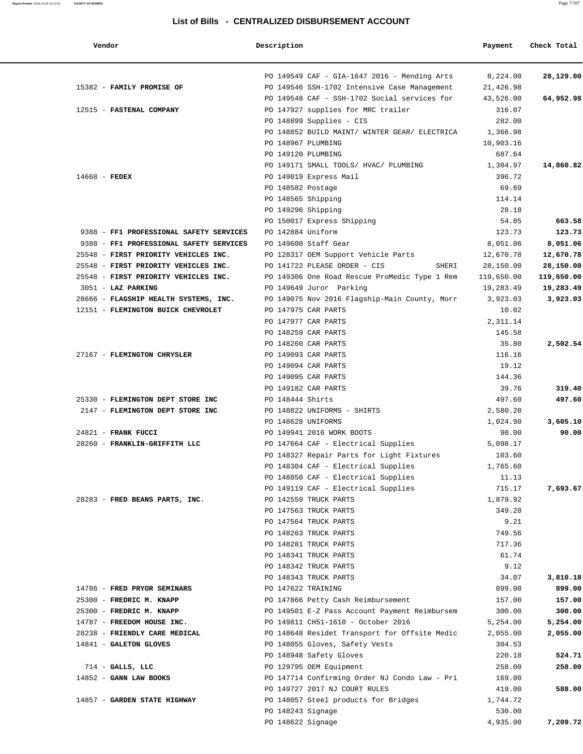# List of Bills - CENTRALIZED DISBURSEMENT ACCOUNT

| Vendor | Description | Payment | Check Total |
|---|---|---|---|
| | PO 149549 CAF - GIA-1647 2016 - Mending Arts | 8,224.00 | **28,129.00** |
| 15382 - **FAMILY PROMISE OF** | PO 149546 SSH-1702 Intensive Case Management | 21,426.98 | |
| | PO 149548 CAF - SSH-1702 Social services for | 43,526.00 | **64,952.98** |
| 12515 - **FASTENAL COMPANY** | PO 147927 supplies for MRC trailer | 316.07 | |
| | PO 148899 Supplies - CIS | 282.00 | |
| | PO 148852 BUILD MAINT/ WINTER GEAR/ ELECTRICA | 1,366.98 | |
| | PO 148967 PLUMBING | 10,903.16 | |
| | PO 149120 PLUMBING | 687.64 | |
| | PO 149171 SMALL TOOLS/ HVAC/ PLUMBING | 1,304.97 | **14,860.82** |
| 14668 - **FEDEX** | PO 149019 Express Mail | 396.72 | |
| | PO 148582 Postage | 69.69 | |
| | PO 148565 Shipping | 114.14 | |
| | PO 149296 Shipping | 28.18 | |
| | PO 150017 Express Shipping | 54.85 | **663.58** |
| 9388 - **FF1 PROFESSIONAL SAFETY SERVICES** | PO 142884 Uniform | 123.73 | **123.73** |
| 9388 - **FF1 PROFESSIONAL SAFETY SERVICES** | PO 149600 Staff Gear | 8,051.06 | **8,051.06** |
| 25548 - **FIRST PRIORITY VEHICLES INC.** | PO 128317 OEM Support Vehicle Parts | 12,670.78 | **12,670.78** |
| 25548 - **FIRST PRIORITY VEHICLES INC.** | PO 141722 PLEASE ORDER - CIS SHERI | 28,150.00 | **28,150.00** |
| 25548 - **FIRST PRIORITY VEHICLES INC.** | PO 149306 One Road Rescue ProMedic Type 1 Rem | 119,650.00 | **119,650.00** |
| 3051 - **LAZ PARKING** | PO 149649 Juror Parking | 19,283.49 | **19,283.49** |
| 28666 - **FLAGSHIP HEALTH SYSTEMS, INC.** | PO 149075 Nov 2016 Flagship-Main County, Morr | 3,923.03 | **3,923.03** |
| 12151 - **FLEMINGTON BUICK CHEVROLET** | PO 147975 CAR PARTS | 10.02 | |
| | PO 147977 CAR PARTS | 2,311.14 | |
| | PO 148259 CAR PARTS | 145.58 | |
| | PO 148260 CAR PARTS | 35.80 | **2,502.54** |
| 27167 - **FLEMINGTON CHRYSLER** | PO 149093 CAR PARTS | 116.16 | |
| | PO 149094 CAR PARTS | 19.12 | |
| | PO 149095 CAR PARTS | 144.36 | |
| | PO 149182 CAR PARTS | 39.76 | **319.40** |
| 25330 - **FLEMINGTON DEPT STORE INC** | PO 148444 Shirts | 497.60 | **497.60** |
| 2147 - **FLEMINGTON DEPT STORE INC** | PO 148822 UNIFORMS - SHIRTS | 2,580.20 | |
| | PO 148628 UNIFORMS | 1,024.90 | **3,605.10** |
| 24821 - **FRANK FUCCI** | PO 149941 2016 WORK BOOTS | 90.00 | **90.00** |
| 28260 - **FRANKLIN-GRIFFITH LLC** | PO 147664 CAF - Electrical Supplies | 5,098.17 | |
| | PO 148327 Repair Parts for Light Fixtures | 103.60 | |
| | PO 148304 CAF - Electrical Supplies | 1,765.60 | |
| | PO 148850 CAF - Electrical Supplies | 11.13 | |
| | PO 149119 CAF - Electrical Supplies | 715.17 | **7,693.67** |
| 28283 - **FRED BEANS PARTS, INC.** | PO 142559 TRUCK PARTS | 1,879.92 | |
| | PO 147563 TRUCK PARTS | 349.20 | |
| | PO 147564 TRUCK PARTS | 9.21 | |
| | PO 148263 TRUCK PARTS | 749.56 | |
| | PO 148281 TRUCK PARTS | 717.36 | |
| | PO 148341 TRUCK PARTS | 61.74 | |
| | PO 148342 TRUCK PARTS | 9.12 | |
| | PO 148343 TRUCK PARTS | 34.07 | **3,810.18** |
| 14786 - **FRED PRYOR SEMINARS** | PO 147622 TRAINING | 899.00 | **899.00** |
| 25300 - **FREDRIC M. KNAPP** | PO 147866 Petty Cash Reimbursement | 157.00 | **157.00** |
| 25300 - **FREDRIC M. KNAPP** | PO 149501 E-Z Pass Account Payment Reimbursem | 300.00 | **300.00** |
| 14787 - **FREEDOM HOUSE INC.** | PO 149811 CH51-1610 - October 2016 | 5,254.00 | **5,254.00** |
| 28238 - **FRIENDLY CARE MEDICAL** | PO 148648 Residet Transport for Offsite Medic | 2,055.00 | **2,055.00** |
| 14841 - **GALETON GLOVES** | PO 148055 Gloves, Safety Vests | 304.53 | |
| | PO 148948 Safety Gloves | 220.18 | **524.71** |
| 714 - **GALLS, LLC** | PO 129795 OEM Equipment | 258.00 | **258.00** |
| 14852 - **GANN LAW BOOKS** | PO 147714 Confirming Order NJ Condo Law - Pri | 169.00 | |
| | PO 149727 2017 NJ COURT RULES | 419.00 | **588.00** |
| 14857 - **GARDEN STATE HIGHWAY** | PO 148057 Steel products for Bridges | 1,744.72 | |
| | PO 148243 Signage | 530.00 | |
| | PO 148622 Signage | 4,935.00 | **7,209.72** |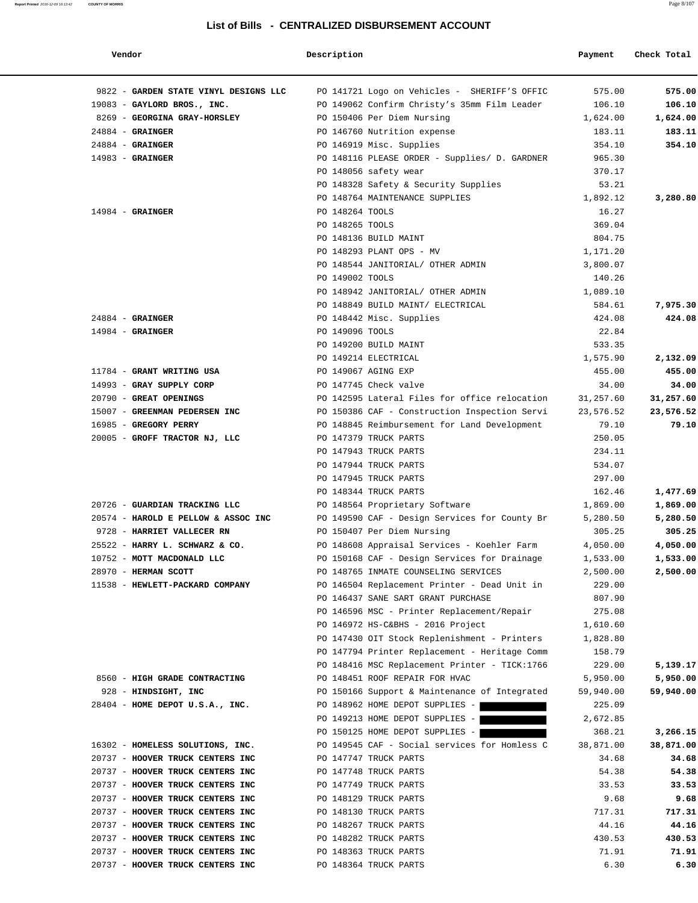## List of Bills - CENTRALIZED DISBURSEMENT ACCOUNT

| Vendor | Description | Payment | Check Total |
|---|---|---|---|
| 9822 - **GARDEN STATE VINYL DESIGNS LLC** | PO 141721 Logo on Vehicles - SHERIFF'S OFFIC | 575.00 | **575.00** |
| 19083 - **GAYLORD BROS., INC.** | PO 149062 Confirm Christy's 35mm Film Leader | 106.10 | **106.10** |
| 8269 - **GEORGINA GRAY-HORSLEY** | PO 150406 Per Diem Nursing | 1,624.00 | **1,624.00** |
| 24884 - **GRAINGER** | PO 146760 Nutrition expense | 183.11 | **183.11** |
| 24884 - **GRAINGER** | PO 146919 Misc. Supplies | 354.10 | **354.10** |
| 14983 - **GRAINGER** | PO 148116 PLEASE ORDER - Supplies/ D. GARDNER | 965.30 | |
| | PO 148056 safety wear | 370.17 | |
| | PO 148328 Safety & Security Supplies | 53.21 | |
| | PO 148764 MAINTENANCE SUPPLIES | 1,892.12 | **3,280.80** |
| 14984 - **GRAINGER** | PO 148264 TOOLS | 16.27 | |
| | PO 148265 TOOLS | 369.04 | |
| | PO 148136 BUILD MAINT | 804.75 | |
| | PO 148293 PLANT OPS - MV | 1,171.20 | |
| | PO 148544 JANITORIAL/ OTHER ADMIN | 3,800.07 | |
| | PO 149002 TOOLS | 140.26 | |
| | PO 148942 JANITORIAL/ OTHER ADMIN | 1,089.10 | |
| | PO 148849 BUILD MAINT/ ELECTRICAL | 584.61 | **7,975.30** |
| 24884 - **GRAINGER** | PO 148442 Misc. Supplies | 424.08 | **424.08** |
| 14984 - **GRAINGER** | PO 149096 TOOLS | 22.84 | |
| | PO 149200 BUILD MAINT | 533.35 | |
| | PO 149214 ELECTRICAL | 1,575.90 | **2,132.09** |
| 11784 - **GRANT WRITING USA** | PO 149067 AGING EXP | 455.00 | **455.00** |
| 14993 - **GRAY SUPPLY CORP** | PO 147745 Check valve | 34.00 | **34.00** |
| 20790 - **GREAT OPENINGS** | PO 142595 Lateral Files for office relocation | 31,257.60 | **31,257.60** |
| 15007 - **GREENMAN PEDERSEN INC** | PO 150386 CAF - Construction Inspection Servi | 23,576.52 | **23,576.52** |
| 16985 - **GREGORY PERRY** | PO 148845 Reimbursement for Land Development | 79.10 | **79.10** |
| 20005 - **GROFF TRACTOR NJ, LLC** | PO 147379 TRUCK PARTS | 250.05 | |
| | PO 147943 TRUCK PARTS | 234.11 | |
| | PO 147944 TRUCK PARTS | 534.07 | |
| | PO 147945 TRUCK PARTS | 297.00 | |
| | PO 148344 TRUCK PARTS | 162.46 | **1,477.69** |
| 20726 - **GUARDIAN TRACKING LLC** | PO 148564 Proprietary Software | 1,869.00 | **1,869.00** |
| 20574 - **HAROLD E PELLOW & ASSOC INC** | PO 149590 CAF - Design Services for County Br | 5,280.50 | **5,280.50** |
| 9728 - **HARRIET VALLECER RN** | PO 150407 Per Diem Nursing | 305.25 | **305.25** |
| 25522 - **HARRY L. SCHWARZ & CO.** | PO 148608 Appraisal Services - Koehler Farm | 4,050.00 | **4,050.00** |
| 10752 - **MOTT MACDONALD LLC** | PO 150168 CAF - Design Services for Drainage | 1,533.00 | **1,533.00** |
| 28970 - **HERMAN SCOTT** | PO 148765 INMATE COUNSELING SERVICES | 2,500.00 | **2,500.00** |
| 11538 - **HEWLETT-PACKARD COMPANY** | PO 146504 Replacement Printer - Dead Unit in | 229.00 | |
| | PO 146437 SANE SART GRANT PURCHASE | 807.90 | |
| | PO 146596 MSC - Printer Replacement/Repair | 275.08 | |
| | PO 146972 HS-C&BHS - 2016 Project | 1,610.60 | |
| | PO 147430 OIT Stock Replenishment - Printers | 1,828.80 | |
| | PO 147794 Printer Replacement - Heritage Comm | 158.79 | |
| | PO 148416 MSC Replacement Printer - TICK:1766 | 229.00 | **5,139.17** |
| 8560 - **HIGH GRADE CONTRACTING** | PO 148451 ROOF REPAIR FOR HVAC | 5,950.00 | **5,950.00** |
| 928 - **HINDSIGHT, INC** | PO 150166 Support & Maintenance of Integrated | 59,940.00 | **59,940.00** |
| 28404 - **HOME DEPOT U.S.A., INC.** | PO 148962 HOME DEPOT SUPPLIES - | 225.09 | |
| | PO 149213 HOME DEPOT SUPPLIES - | 2,672.85 | |
| | PO 150125 HOME DEPOT SUPPLIES - | 368.21 | **3,266.15** |
| 16302 - **HOMELESS SOLUTIONS, INC.** | PO 149545 CAF - Social services for Homless C | 38,871.00 | **38,871.00** |
| 20737 - **HOOVER TRUCK CENTERS INC** | PO 147747 TRUCK PARTS | 34.68 | **34.68** |
| 20737 - **HOOVER TRUCK CENTERS INC** | PO 147748 TRUCK PARTS | 54.38 | **54.38** |
| 20737 - **HOOVER TRUCK CENTERS INC** | PO 147749 TRUCK PARTS | 33.53 | **33.53** |
| 20737 - **HOOVER TRUCK CENTERS INC** | PO 148129 TRUCK PARTS | 9.68 | **9.68** |
| 20737 - **HOOVER TRUCK CENTERS INC** | PO 148130 TRUCK PARTS | 717.31 | **717.31** |
| 20737 - **HOOVER TRUCK CENTERS INC** | PO 148267 TRUCK PARTS | 44.16 | **44.16** |
| 20737 - **HOOVER TRUCK CENTERS INC** | PO 148282 TRUCK PARTS | 430.53 | **430.53** |
| 20737 - **HOOVER TRUCK CENTERS INC** | PO 148363 TRUCK PARTS | 71.91 | **71.91** |
| 20737 - **HOOVER TRUCK CENTERS INC** | PO 148364 TRUCK PARTS | 6.30 | **6.30** |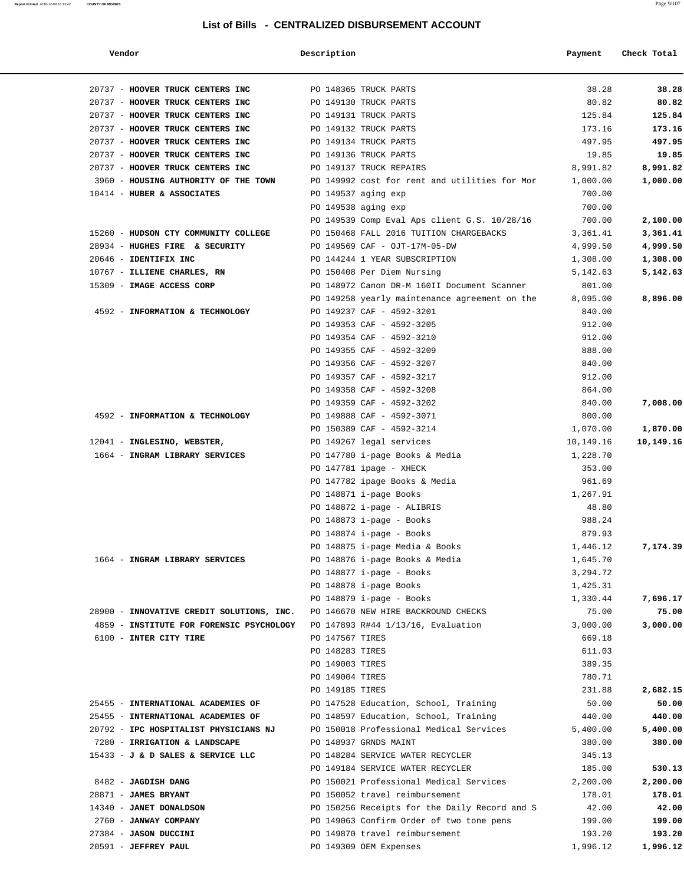## List of Bills - CENTRALIZED DISBURSEMENT ACCOUNT

| Vendor | Description | Payment | Check Total |
|---|---|---|---|
| 20737 - **HOOVER TRUCK CENTERS INC** | PO 148365 TRUCK PARTS | 38.28 | **38.28** |
| 20737 - **HOOVER TRUCK CENTERS INC** | PO 149130 TRUCK PARTS | 80.82 | **80.82** |
| 20737 - **HOOVER TRUCK CENTERS INC** | PO 149131 TRUCK PARTS | 125.84 | **125.84** |
| 20737 - **HOOVER TRUCK CENTERS INC** | PO 149132 TRUCK PARTS | 173.16 | **173.16** |
| 20737 - **HOOVER TRUCK CENTERS INC** | PO 149134 TRUCK PARTS | 497.95 | **497.95** |
| 20737 - **HOOVER TRUCK CENTERS INC** | PO 149136 TRUCK PARTS | 19.85 | **19.85** |
| 20737 - **HOOVER TRUCK CENTERS INC** | PO 149137 TRUCK REPAIRS | 8,991.82 | **8,991.82** |
| 3960 - **HOUSING AUTHORITY OF THE TOWN** | PO 149992 cost for rent and utilities for Mor | 1,000.00 | **1,000.00** |
| 10414 - **HUBER & ASSOCIATES** | PO 149537 aging exp | 700.00 | |
| | PO 149538 aging exp | 700.00 | |
| | PO 149539 Comp Eval Aps client G.S. 10/28/16 | 700.00 | **2,100.00** |
| 15260 - **HUDSON CTY COMMUNITY COLLEGE** | PO 150468 FALL 2016 TUITION CHARGEBACKS | 3,361.41 | **3,361.41** |
| 28934 - **HUGHES FIRE & SECURITY** | PO 149569 CAF - OJT-17M-05-DW | 4,999.50 | **4,999.50** |
| 20646 - **IDENTIFIX INC** | PO 144244 1 YEAR SUBSCRIPTION | 1,308.00 | **1,308.00** |
| 10767 - **ILLIENE CHARLES, RN** | PO 150408 Per Diem Nursing | 5,142.63 | **5,142.63** |
| 15309 - **IMAGE ACCESS CORP** | PO 148972 Canon DR-M 160II Document Scanner | 801.00 | |
| | PO 149258 yearly maintenance agreement on the | 8,095.00 | **8,896.00** |
| 4592 - **INFORMATION & TECHNOLOGY** | PO 149237 CAF - 4592-3201 | 840.00 | |
| | PO 149353 CAF - 4592-3205 | 912.00 | |
| | PO 149354 CAF - 4592-3210 | 912.00 | |
| | PO 149355 CAF - 4592-3209 | 888.00 | |
| | PO 149356 CAF - 4592-3207 | 840.00 | |
| | PO 149357 CAF - 4592-3217 | 912.00 | |
| | PO 149358 CAF - 4592-3208 | 864.00 | |
| | PO 149359 CAF - 4592-3202 | 840.00 | **7,008.00** |
| 4592 - **INFORMATION & TECHNOLOGY** | PO 149888 CAF - 4592-3071 | 800.00 | |
| | PO 150389 CAF - 4592-3214 | 1,070.00 | **1,870.00** |
| 12041 - **INGLESINO, WEBSTER,** | PO 149267 legal services | 10,149.16 | **10,149.16** |
| 1664 - **INGRAM LIBRARY SERVICES** | PO 147780 i-page Books & Media | 1,228.70 | |
| | PO 147781 ipage - XHECK | 353.00 | |
| | PO 147782 ipage Books & Media | 961.69 | |
| | PO 148871 i-page Books | 1,267.91 | |
| | PO 148872 i-page - ALIBRIS | 48.80 | |
| | PO 148873 i-page - Books | 988.24 | |
| | PO 148874 i-page - Books | 879.93 | |
| | PO 148875 i-page Media & Books | 1,446.12 | **7,174.39** |
| 1664 - **INGRAM LIBRARY SERVICES** | PO 148876 i-page Books & Media | 1,645.70 | |
| | PO 148877 i-page - Books | 3,294.72 | |
| | PO 148878 i-page Books | 1,425.31 | |
| | PO 148879 i-page - Books | 1,330.44 | **7,696.17** |
| 28900 - **INNOVATIVE CREDIT SOLUTIONS, INC.** | PO 146670 NEW HIRE BACKROUND CHECKS | 75.00 | **75.00** |
| 4859 - **INSTITUTE FOR FORENSIC PSYCHOLOGY** | PO 147893 R#44 1/13/16, Evaluation | 3,000.00 | **3,000.00** |
| 6100 - **INTER CITY TIRE** | PO 147567 TIRES | 669.18 | |
| | PO 148283 TIRES | 611.03 | |
| | PO 149003 TIRES | 389.35 | |
| | PO 149004 TIRES | 780.71 | |
| | PO 149185 TIRES | 231.88 | **2,682.15** |
| 25455 - **INTERNATIONAL ACADEMIES OF** | PO 147528 Education, School, Training | 50.00 | **50.00** |
| 25455 - **INTERNATIONAL ACADEMIES OF** | PO 148597 Education, School, Training | 440.00 | **440.00** |
| 20792 - **IPC HOSPITALIST PHYSICIANS NJ** | PO 150018 Professional Medical Services | 5,400.00 | **5,400.00** |
| 7280 - **IRRIGATION & LANDSCAPE** | PO 148937 GRNDS MAINT | 380.00 | **380.00** |
| 15433 - **J & D SALES & SERVICE LLC** | PO 148284 SERVICE WATER RECYCLER | 345.13 | |
| | PO 149184 SERVICE WATER RECYCLER | 185.00 | **530.13** |
| 8482 - **JAGDISH DANG** | PO 150021 Professional Medical Services | 2,200.00 | **2,200.00** |
| 28871 - **JAMES BRYANT** | PO 150052 travel reimbursement | 178.01 | **178.01** |
| 14340 - **JANET DONALDSON** | PO 150256 Receipts for the Daily Record and S | 42.00 | **42.00** |
| 2760 - **JANWAY COMPANY** | PO 149063 Confirm Order of two tone pens | 199.00 | **199.00** |
| 27384 - **JASON DUCCINI** | PO 149870 travel reimbursement | 193.20 | **193.20** |
| 20591 - **JEFFREY PAUL** | PO 149309 OEM Expenses | 1,996.12 | **1,996.12** |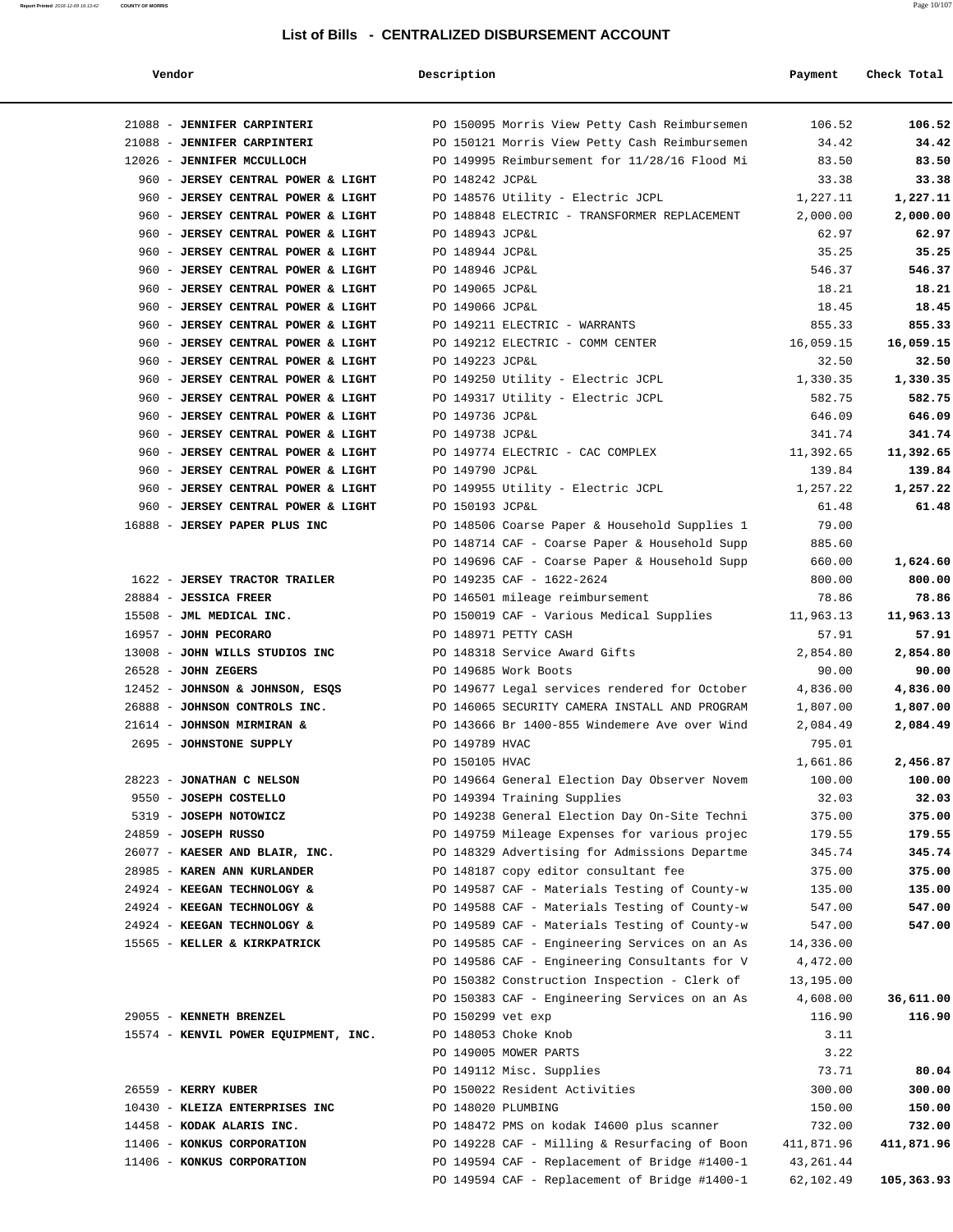# List of Bills - CENTRALIZED DISBURSEMENT ACCOUNT

| Vendor | Description | Payment | Check Total |
|---|---|---|---|
| 21088 - **JENNIFER CARPINTERI** | PO 150095 Morris View Petty Cash Reimbursemen | 106.52 | **106.52** |
| 21088 - **JENNIFER CARPINTERI** | PO 150121 Morris View Petty Cash Reimbursemen | 34.42 | **34.42** |
| 12026 - **JENNIFER MCCULLOCH** | PO 149995 Reimbursement for 11/28/16 Flood Mi | 83.50 | **83.50** |
| 960 - **JERSEY CENTRAL POWER & LIGHT** | PO 148242 JCP&L | 33.38 | **33.38** |
| 960 - **JERSEY CENTRAL POWER & LIGHT** | PO 148576 Utility - Electric JCPL | 1,227.11 | **1,227.11** |
| 960 - **JERSEY CENTRAL POWER & LIGHT** | PO 148848 ELECTRIC - TRANSFORMER REPLACEMENT | 2,000.00 | **2,000.00** |
| 960 - **JERSEY CENTRAL POWER & LIGHT** | PO 148943 JCP&L | 62.97 | **62.97** |
| 960 - **JERSEY CENTRAL POWER & LIGHT** | PO 148944 JCP&L | 35.25 | **35.25** |
| 960 - **JERSEY CENTRAL POWER & LIGHT** | PO 148946 JCP&L | 546.37 | **546.37** |
| 960 - **JERSEY CENTRAL POWER & LIGHT** | PO 149065 JCP&L | 18.21 | **18.21** |
| 960 - **JERSEY CENTRAL POWER & LIGHT** | PO 149066 JCP&L | 18.45 | **18.45** |
| 960 - **JERSEY CENTRAL POWER & LIGHT** | PO 149211 ELECTRIC - WARRANTS | 855.33 | **855.33** |
| 960 - **JERSEY CENTRAL POWER & LIGHT** | PO 149212 ELECTRIC - COMM CENTER | 16,059.15 | **16,059.15** |
| 960 - **JERSEY CENTRAL POWER & LIGHT** | PO 149223 JCP&L | 32.50 | **32.50** |
| 960 - **JERSEY CENTRAL POWER & LIGHT** | PO 149250 Utility - Electric JCPL | 1,330.35 | **1,330.35** |
| 960 - **JERSEY CENTRAL POWER & LIGHT** | PO 149317 Utility - Electric JCPL | 582.75 | **582.75** |
| 960 - **JERSEY CENTRAL POWER & LIGHT** | PO 149736 JCP&L | 646.09 | **646.09** |
| 960 - **JERSEY CENTRAL POWER & LIGHT** | PO 149738 JCP&L | 341.74 | **341.74** |
| 960 - **JERSEY CENTRAL POWER & LIGHT** | PO 149774 ELECTRIC - CAC COMPLEX | 11,392.65 | **11,392.65** |
| 960 - **JERSEY CENTRAL POWER & LIGHT** | PO 149790 JCP&L | 139.84 | **139.84** |
| 960 - **JERSEY CENTRAL POWER & LIGHT** | PO 149955 Utility - Electric JCPL | 1,257.22 | **1,257.22** |
| 960 - **JERSEY CENTRAL POWER & LIGHT** | PO 150193 JCP&L | 61.48 | **61.48** |
| 16888 - **JERSEY PAPER PLUS INC** | PO 148506 Coarse Paper & Household Supplies 1 | 79.00 | |
| | PO 148714 CAF - Coarse Paper & Household Supp | 885.60 | |
| | PO 149696 CAF - Coarse Paper & Household Supp | 660.00 | **1,624.60** |
| 1622 - **JERSEY TRACTOR TRAILER** | PO 149235 CAF - 1622-2624 | 800.00 | **800.00** |
| 28884 - **JESSICA FREER** | PO 146501 mileage reimbursement | 78.86 | **78.86** |
| 15508 - **JML MEDICAL INC.** | PO 150019 CAF - Various Medical Supplies | 11,963.13 | **11,963.13** |
| 16957 - **JOHN PECORARO** | PO 148971 PETTY CASH | 57.91 | **57.91** |
| 13008 - **JOHN WILLS STUDIOS INC** | PO 148318 Service Award Gifts | 2,854.80 | **2,854.80** |
| 26528 - **JOHN ZEGERS** | PO 149685 Work Boots | 90.00 | **90.00** |
| 12452 - **JOHNSON & JOHNSON, ESQS** | PO 149677 Legal services rendered for October | 4,836.00 | **4,836.00** |
| 26888 - **JOHNSON CONTROLS INC.** | PO 146065 SECURITY CAMERA INSTALL AND PROGRAM | 1,807.00 | **1,807.00** |
| 21614 - **JOHNSON MIRMIRAN &** | PO 143666 Br 1400-855 Windemere Ave over Wind | 2,084.49 | **2,084.49** |
| 2695 - **JOHNSTONE SUPPLY** | PO 149789 HVAC | 795.01 | |
| | PO 150105 HVAC | 1,661.86 | **2,456.87** |
| 28223 - **JONATHAN C NELSON** | PO 149664 General Election Day Observer Novem | 100.00 | **100.00** |
| 9550 - **JOSEPH COSTELLO** | PO 149394 Training Supplies | 32.03 | **32.03** |
| 5319 - **JOSEPH NOTOWICZ** | PO 149238 General Election Day On-Site Techni | 375.00 | **375.00** |
| 24859 - **JOSEPH RUSSO** | PO 149759 Mileage Expenses for various projec | 179.55 | **179.55** |
| 26077 - **KAESER AND BLAIR, INC.** | PO 148329 Advertising for Admissions Departme | 345.74 | **345.74** |
| 28985 - **KAREN ANN KURLANDER** | PO 148187 copy editor consultant fee | 375.00 | **375.00** |
| 24924 - **KEEGAN TECHNOLOGY &** | PO 149587 CAF - Materials Testing of County-w | 135.00 | **135.00** |
| 24924 - **KEEGAN TECHNOLOGY &** | PO 149588 CAF - Materials Testing of County-w | 547.00 | **547.00** |
| 24924 - **KEEGAN TECHNOLOGY &** | PO 149589 CAF - Materials Testing of County-w | 547.00 | **547.00** |
| 15565 - **KELLER & KIRKPATRICK** | PO 149585 CAF - Engineering Services on an As | 14,336.00 | |
| | PO 149586 CAF - Engineering Consultants for V | 4,472.00 | |
| | PO 150382 Construction Inspection - Clerk of | 13,195.00 | |
| | PO 150383 CAF - Engineering Services on an As | 4,608.00 | **36,611.00** |
| 29055 - **KENNETH BRENZEL** | PO 150299 vet exp | 116.90 | **116.90** |
| 15574 - **KENVIL POWER EQUIPMENT, INC.** | PO 148053 Choke Knob | 3.11 | |
| | PO 149005 MOWER PARTS | 3.22 | |
| | PO 149112 Misc. Supplies | 73.71 | **80.04** |
| 26559 - **KERRY KUBER** | PO 150022 Resident Activities | 300.00 | **300.00** |
| 10430 - **KLEIZA ENTERPRISES INC** | PO 148020 PLUMBING | 150.00 | **150.00** |
| 14458 - **KODAK ALARIS INC.** | PO 148472 PMS on kodak I4600 plus scanner | 732.00 | **732.00** |
| 11406 - **KONKUS CORPORATION** | PO 149228 CAF - Milling & Resurfacing of Boon | 411,871.96 | **411,871.96** |
| 11406 - **KONKUS CORPORATION** | PO 149594 CAF - Replacement of Bridge #1400-1 | 43,261.44 | |
| | PO 149594 CAF - Replacement of Bridge #1400-1 | 62,102.49 | **105,363.93** |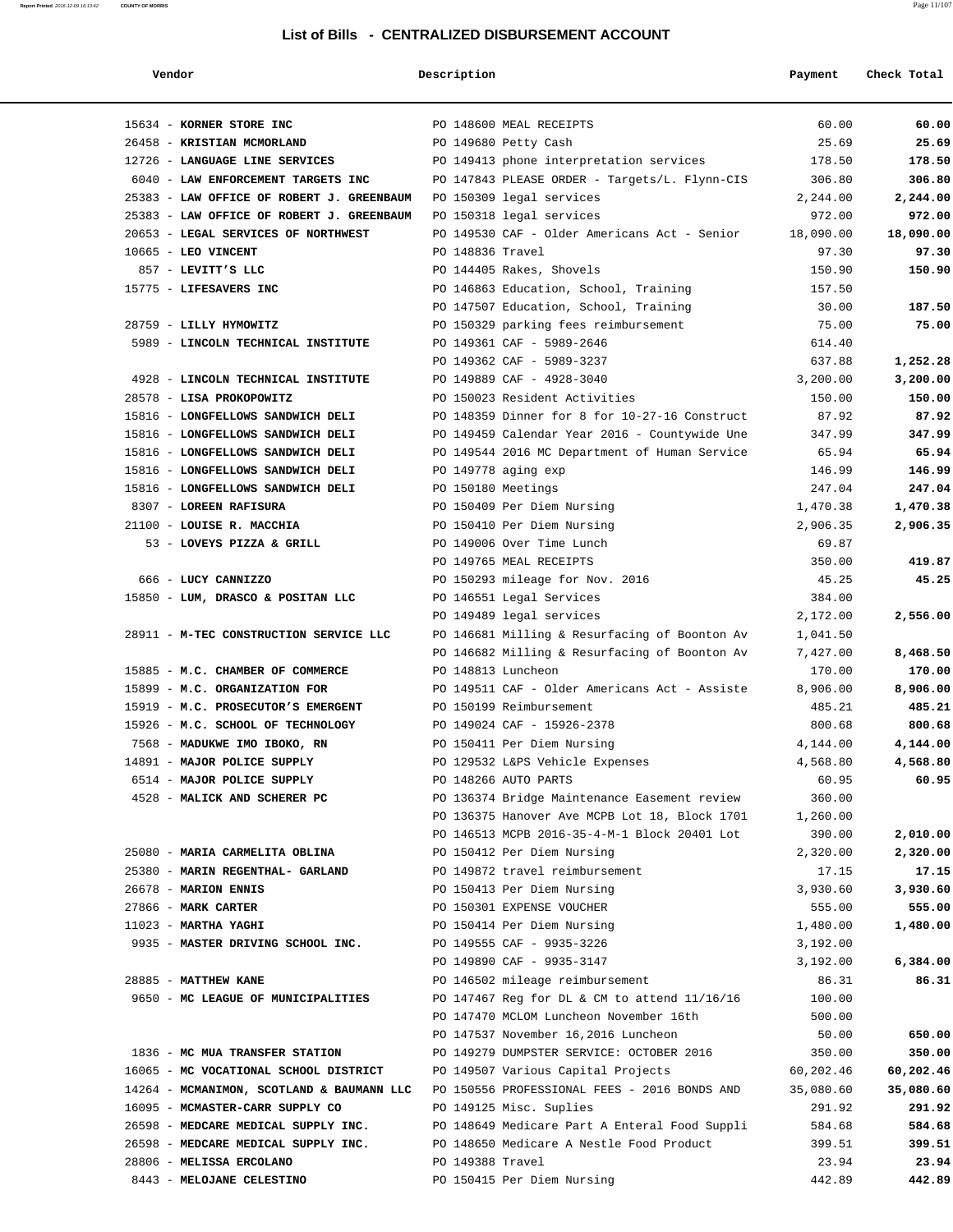## List of Bills - CENTRALIZED DISBURSEMENT ACCOUNT

| Vendor | Description | Payment | Check Total |
|---|---|---|---|
| 15634 - **KORNER STORE INC** | PO 148600 MEAL RECEIPTS | 60.00 | **60.00** |
| 26458 - **KRISTIAN MCMORLAND** | PO 149680 Petty Cash | 25.69 | **25.69** |
| 12726 - **LANGUAGE LINE SERVICES** | PO 149413 phone interpretation services | 178.50 | **178.50** |
| 6040 - **LAW ENFORCEMENT TARGETS INC** | PO 147843 PLEASE ORDER - Targets/L. Flynn-CIS | 306.80 | **306.80** |
| 25383 - **LAW OFFICE OF ROBERT J. GREENBAUM** | PO 150309 legal services | 2,244.00 | **2,244.00** |
| 25383 - **LAW OFFICE OF ROBERT J. GREENBAUM** | PO 150318 legal services | 972.00 | **972.00** |
| 20653 - **LEGAL SERVICES OF NORTHWEST** | PO 149530 CAF - Older Americans Act - Senior | 18,090.00 | **18,090.00** |
| 10665 - **LEO VINCENT** | PO 148836 Travel | 97.30 | **97.30** |
| 857 - **LEVITT'S LLC** | PO 144405 Rakes, Shovels | 150.90 | **150.90** |
| 15775 - **LIFESAVERS INC** | PO 146863 Education, School, Training | 157.50 | |
| | PO 147507 Education, School, Training | 30.00 | **187.50** |
| 28759 - **LILLY HYMOWITZ** | PO 150329 parking fees reimbursement | 75.00 | **75.00** |
| 5989 - **LINCOLN TECHNICAL INSTITUTE** | PO 149361 CAF - 5989-2646 | 614.40 | |
| | PO 149362 CAF - 5989-3237 | 637.88 | **1,252.28** |
| 4928 - **LINCOLN TECHNICAL INSTITUTE** | PO 149889 CAF - 4928-3040 | 3,200.00 | **3,200.00** |
| 28578 - **LISA PROKOPOWITZ** | PO 150023 Resident Activities | 150.00 | **150.00** |
| 15816 - **LONGFELLOWS SANDWICH DELI** | PO 148359 Dinner for 8 for 10-27-16 Construct | 87.92 | **87.92** |
| 15816 - **LONGFELLOWS SANDWICH DELI** | PO 149459 Calendar Year 2016 - Countywide Une | 347.99 | **347.99** |
| 15816 - **LONGFELLOWS SANDWICH DELI** | PO 149544 2016 MC Department of Human Service | 65.94 | **65.94** |
| 15816 - **LONGFELLOWS SANDWICH DELI** | PO 149778 aging exp | 146.99 | **146.99** |
| 15816 - **LONGFELLOWS SANDWICH DELI** | PO 150180 Meetings | 247.04 | **247.04** |
| 8307 - **LOREEN RAFISURA** | PO 150409 Per Diem Nursing | 1,470.38 | **1,470.38** |
| 21100 - **LOUISE R. MACCHIA** | PO 150410 Per Diem Nursing | 2,906.35 | **2,906.35** |
| 53 - **LOVEYS PIZZA & GRILL** | PO 149006 Over Time Lunch | 69.87 | |
| | PO 149765 MEAL RECEIPTS | 350.00 | **419.87** |
| 666 - **LUCY CANNIZZO** | PO 150293 mileage for Nov. 2016 | 45.25 | **45.25** |
| 15850 - **LUM, DRASCO & POSITAN LLC** | PO 146551 Legal Services | 384.00 | |
| | PO 149489 legal services | 2,172.00 | **2,556.00** |
| 28911 - **M-TEC CONSTRUCTION SERVICE LLC** | PO 146681 Milling & Resurfacing of Boonton Av | 1,041.50 | |
| | PO 146682 Milling & Resurfacing of Boonton Av | 7,427.00 | **8,468.50** |
| 15885 - **M.C. CHAMBER OF COMMERCE** | PO 148813 Luncheon | 170.00 | **170.00** |
| 15899 - **M.C. ORGANIZATION FOR** | PO 149511 CAF - Older Americans Act - Assiste | 8,906.00 | **8,906.00** |
| 15919 - **M.C. PROSECUTOR'S EMERGENT** | PO 150199 Reimbursement | 485.21 | **485.21** |
| 15926 - **M.C. SCHOOL OF TECHNOLOGY** | PO 149024 CAF - 15926-2378 | 800.68 | **800.68** |
| 7568 - **MADUKWE IMO IBOKO, RN** | PO 150411 Per Diem Nursing | 4,144.00 | **4,144.00** |
| 14891 - **MAJOR POLICE SUPPLY** | PO 129532 L&PS Vehicle Expenses | 4,568.80 | **4,568.80** |
| 6514 - **MAJOR POLICE SUPPLY** | PO 148266 AUTO PARTS | 60.95 | **60.95** |
| 4528 - **MALICK AND SCHERER PC** | PO 136374 Bridge Maintenance Easement review | 360.00 | |
| | PO 136375 Hanover Ave MCPB Lot 18, Block 1701 | 1,260.00 | |
| | PO 146513 MCPB 2016-35-4-M-1 Block 20401 Lot | 390.00 | **2,010.00** |
| 25080 - **MARIA CARMELITA OBLINA** | PO 150412 Per Diem Nursing | 2,320.00 | **2,320.00** |
| 25380 - **MARIN REGENTHAL- GARLAND** | PO 149872 travel reimbursement | 17.15 | **17.15** |
| 26678 - **MARION ENNIS** | PO 150413 Per Diem Nursing | 3,930.60 | **3,930.60** |
| 27866 - **MARK CARTER** | PO 150301 EXPENSE VOUCHER | 555.00 | **555.00** |
| 11023 - **MARTHA YAGHI** | PO 150414 Per Diem Nursing | 1,480.00 | **1,480.00** |
| 9935 - **MASTER DRIVING SCHOOL INC.** | PO 149555 CAF - 9935-3226 | 3,192.00 | |
| | PO 149890 CAF - 9935-3147 | 3,192.00 | **6,384.00** |
| 28885 - **MATTHEW KANE** | PO 146502 mileage reimbursement | 86.31 | **86.31** |
| 9650 - **MC LEAGUE OF MUNICIPALITIES** | PO 147467 Reg for DL & CM to attend 11/16/16 | 100.00 | |
| | PO 147470 MCLOM Luncheon November 16th | 500.00 | |
| | PO 147537 November 16,2016 Luncheon | 50.00 | **650.00** |
| 1836 - **MC MUA TRANSFER STATION** | PO 149279 DUMPSTER SERVICE: OCTOBER 2016 | 350.00 | **350.00** |
| 16065 - **MC VOCATIONAL SCHOOL DISTRICT** | PO 149507 Various Capital Projects | 60,202.46 | **60,202.46** |
| 14264 - **MCMANIMON, SCOTLAND & BAUMANN LLC** | PO 150556 PROFESSIONAL FEES - 2016 BONDS AND | 35,080.60 | **35,080.60** |
| 16095 - **MCMASTER-CARR SUPPLY CO** | PO 149125 Misc. Suplies | 291.92 | **291.92** |
| 26598 - **MEDCARE MEDICAL SUPPLY INC.** | PO 148649 Medicare Part A Enteral Food Suppli | 584.68 | **584.68** |
| 26598 - **MEDCARE MEDICAL SUPPLY INC.** | PO 148650 Medicare A Nestle Food Product | 399.51 | **399.51** |
| 28806 - **MELISSA ERCOLANO** | PO 149388 Travel | 23.94 | **23.94** |
| 8443 - **MELOJANE CELESTINO** | PO 150415 Per Diem Nursing | 442.89 | **442.89** |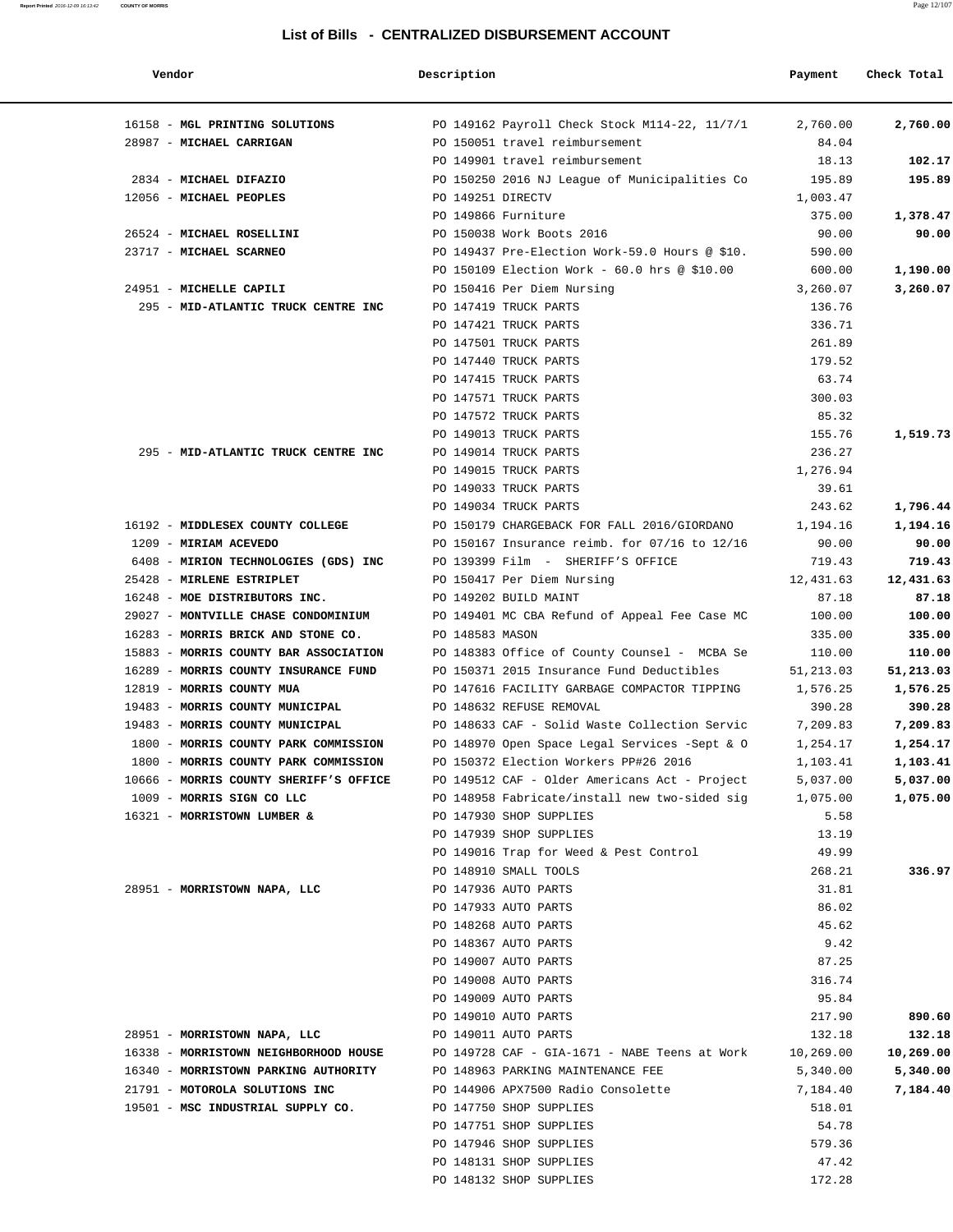## List of Bills - CENTRALIZED DISBURSEMENT ACCOUNT

| Vendor | Description | Payment | Check Total |
|---|---|---|---|
| 16158 - **MGL PRINTING SOLUTIONS** | PO 149162 Payroll Check Stock M114-22, 11/7/1 | 2,760.00 | **2,760.00** |
| 28987 - **MICHAEL CARRIGAN** | PO 150051 travel reimbursement | 84.04 | |
| | PO 149901 travel reimbursement | 18.13 | **102.17** |
| 2834 - **MICHAEL DIFAZIO** | PO 150250 2016 NJ League of Municipalities Co | 195.89 | **195.89** |
| 12056 - **MICHAEL PEOPLES** | PO 149251 DIRECTV | 1,003.47 | |
| | PO 149866 Furniture | 375.00 | **1,378.47** |
| 26524 - **MICHAEL ROSELLINI** | PO 150038 Work Boots 2016 | 90.00 | **90.00** |
| 23717 - **MICHAEL SCARNEO** | PO 149437 Pre-Election Work-59.0 Hours @ $10. | 590.00 | |
| | PO 150109 Election Work - 60.0 hrs @ $10.00 | 600.00 | **1,190.00** |
| 24951 - **MICHELLE CAPILI** | PO 150416 Per Diem Nursing | 3,260.07 | **3,260.07** |
| 295 - **MID-ATLANTIC TRUCK CENTRE INC** | PO 147419 TRUCK PARTS | 136.76 | |
| | PO 147421 TRUCK PARTS | 336.71 | |
| | PO 147501 TRUCK PARTS | 261.89 | |
| | PO 147440 TRUCK PARTS | 179.52 | |
| | PO 147415 TRUCK PARTS | 63.74 | |
| | PO 147571 TRUCK PARTS | 300.03 | |
| | PO 147572 TRUCK PARTS | 85.32 | |
| | PO 149013 TRUCK PARTS | 155.76 | **1,519.73** |
| 295 - **MID-ATLANTIC TRUCK CENTRE INC** | PO 149014 TRUCK PARTS | 236.27 | |
| | PO 149015 TRUCK PARTS | 1,276.94 | |
| | PO 149033 TRUCK PARTS | 39.61 | |
| | PO 149034 TRUCK PARTS | 243.62 | **1,796.44** |
| 16192 - **MIDDLESEX COUNTY COLLEGE** | PO 150179 CHARGEBACK FOR FALL 2016/GIORDANO | 1,194.16 | **1,194.16** |
| 1209 - **MIRIAM ACEVEDO** | PO 150167 Insurance reimb. for 07/16 to 12/16 | 90.00 | **90.00** |
| 6408 - **MIRION TECHNOLOGIES (GDS) INC** | PO 139399 Film - SHERIFF'S OFFICE | 719.43 | **719.43** |
| 25428 - **MIRLENE ESTRIPLET** | PO 150417 Per Diem Nursing | 12,431.63 | **12,431.63** |
| 16248 - **MOE DISTRIBUTORS INC.** | PO 149202 BUILD MAINT | 87.18 | **87.18** |
| 29027 - **MONTVILLE CHASE CONDOMINIUM** | PO 149401 MC CBA Refund of Appeal Fee Case MC | 100.00 | **100.00** |
| 16283 - **MORRIS BRICK AND STONE CO.** | PO 148583 MASON | 335.00 | **335.00** |
| 15883 - **MORRIS COUNTY BAR ASSOCIATION** | PO 148383 Office of County Counsel - MCBA Se | 110.00 | **110.00** |
| 16289 - **MORRIS COUNTY INSURANCE FUND** | PO 150371 2015 Insurance Fund Deductibles | 51,213.03 | **51,213.03** |
| 12819 - **MORRIS COUNTY MUA** | PO 147616 FACILITY GARBAGE COMPACTOR TIPPING | 1,576.25 | **1,576.25** |
| 19483 - **MORRIS COUNTY MUNICIPAL** | PO 148632 REFUSE REMOVAL | 390.28 | **390.28** |
| 19483 - **MORRIS COUNTY MUNICIPAL** | PO 148633 CAF - Solid Waste Collection Servic | 7,209.83 | **7,209.83** |
| 1800 - **MORRIS COUNTY PARK COMMISSION** | PO 148970 Open Space Legal Services -Sept & O | 1,254.17 | **1,254.17** |
| 1800 - **MORRIS COUNTY PARK COMMISSION** | PO 150372 Election Workers PP#26 2016 | 1,103.41 | **1,103.41** |
| 10666 - **MORRIS COUNTY SHERIFF'S OFFICE** | PO 149512 CAF - Older Americans Act - Project | 5,037.00 | **5,037.00** |
| 1009 - **MORRIS SIGN CO LLC** | PO 148958 Fabricate/install new two-sided sig | 1,075.00 | **1,075.00** |
| 16321 - **MORRISTOWN LUMBER &** | PO 147930 SHOP SUPPLIES | 5.58 | |
| | PO 147939 SHOP SUPPLIES | 13.19 | |
| | PO 149016 Trap for Weed & Pest Control | 49.99 | |
| | PO 148910 SMALL TOOLS | 268.21 | **336.97** |
| 28951 - **MORRISTOWN NAPA, LLC** | PO 147936 AUTO PARTS | 31.81 | |
| | PO 147933 AUTO PARTS | 86.02 | |
| | PO 148268 AUTO PARTS | 45.62 | |
| | PO 148367 AUTO PARTS | 9.42 | |
| | PO 149007 AUTO PARTS | 87.25 | |
| | PO 149008 AUTO PARTS | 316.74 | |
| | PO 149009 AUTO PARTS | 95.84 | |
| | PO 149010 AUTO PARTS | 217.90 | **890.60** |
| 28951 - **MORRISTOWN NAPA, LLC** | PO 149011 AUTO PARTS | 132.18 | **132.18** |
| 16338 - **MORRISTOWN NEIGHBORHOOD HOUSE** | PO 149728 CAF - GIA-1671 - NABE Teens at Work | 10,269.00 | **10,269.00** |
| 16340 - **MORRISTOWN PARKING AUTHORITY** | PO 148963 PARKING MAINTENANCE FEE | 5,340.00 | **5,340.00** |
| 21791 - **MOTOROLA SOLUTIONS INC** | PO 144906 APX7500 Radio Consolette | 7,184.40 | **7,184.40** |
| 19501 - **MSC INDUSTRIAL SUPPLY CO.** | PO 147750 SHOP SUPPLIES | 518.01 | |
| | PO 147751 SHOP SUPPLIES | 54.78 | |
| | PO 147946 SHOP SUPPLIES | 579.36 | |
| | PO 148131 SHOP SUPPLIES | 47.42 | |
| | PO 148132 SHOP SUPPLIES | 172.28 | |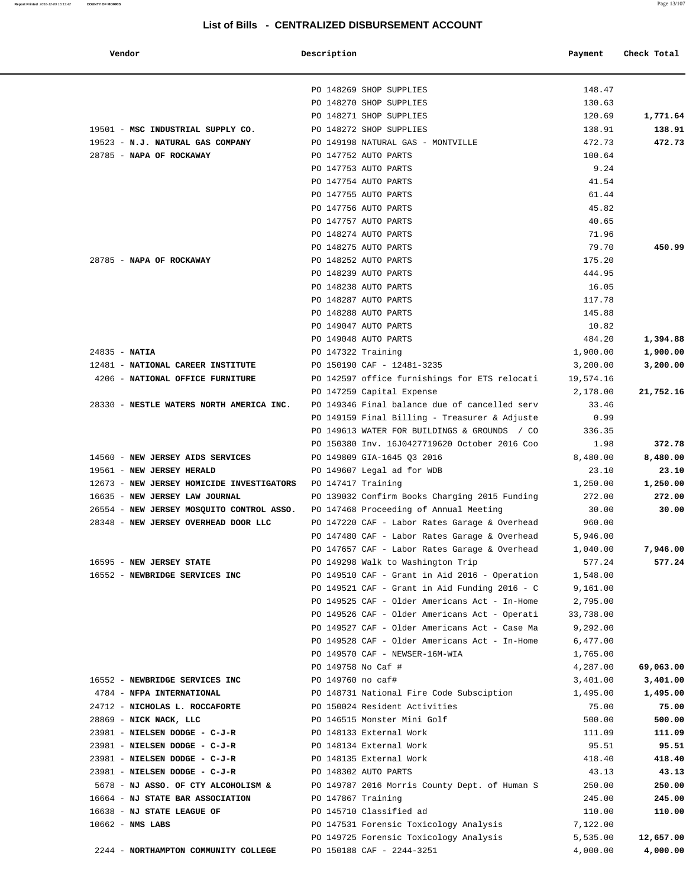## List of Bills - CENTRALIZED DISBURSEMENT ACCOUNT

| Vendor | Description | Payment | Check Total |
|---|---|---|---|
| | PO 148269 SHOP SUPPLIES | 148.47 | |
| | PO 148270 SHOP SUPPLIES | 130.63 | |
| | PO 148271 SHOP SUPPLIES | 120.69 | 1,771.64 |
| 19501 - **MSC INDUSTRIAL SUPPLY CO.** | PO 148272 SHOP SUPPLIES | 138.91 | 138.91 |
| 19523 - **N.J. NATURAL GAS COMPANY** | PO 149198 NATURAL GAS - MONTVILLE | 472.73 | 472.73 |
| 28785 - **NAPA OF ROCKAWAY** | PO 147752 AUTO PARTS | 100.64 | |
| | PO 147753 AUTO PARTS | 9.24 | |
| | PO 147754 AUTO PARTS | 41.54 | |
| | PO 147755 AUTO PARTS | 61.44 | |
| | PO 147756 AUTO PARTS | 45.82 | |
| | PO 147757 AUTO PARTS | 40.65 | |
| | PO 148274 AUTO PARTS | 71.96 | |
| | PO 148275 AUTO PARTS | 79.70 | 450.99 |
| 28785 - **NAPA OF ROCKAWAY** | PO 148252 AUTO PARTS | 175.20 | |
| | PO 148239 AUTO PARTS | 444.95 | |
| | PO 148238 AUTO PARTS | 16.05 | |
| | PO 148287 AUTO PARTS | 117.78 | |
| | PO 148288 AUTO PARTS | 145.88 | |
| | PO 149047 AUTO PARTS | 10.82 | |
| | PO 149048 AUTO PARTS | 484.20 | 1,394.88 |
| 24835 - **NATIA** | PO 147322 Training | 1,900.00 | 1,900.00 |
| 12481 - **NATIONAL CAREER INSTITUTE** | PO 150190 CAF - 12481-3235 | 3,200.00 | 3,200.00 |
| 4206 - **NATIONAL OFFICE FURNITURE** | PO 142597 office furnishings for ETS relocati | 19,574.16 | |
| | PO 147259 Capital Expense | 2,178.00 | 21,752.16 |
| 28330 - **NESTLE WATERS NORTH AMERICA INC.** | PO 149346 Final balance due of cancelled serv | 33.46 | |
| | PO 149159 Final Billing - Treasurer & Adjuste | 0.99 | |
| | PO 149613 WATER FOR BUILDINGS & GROUNDS / CO | 336.35 | |
| | PO 150380 Inv. 16J0427719620 October 2016 Coo | 1.98 | 372.78 |
| 14560 - **NEW JERSEY AIDS SERVICES** | PO 149809 GIA-1645 Q3 2016 | 8,480.00 | 8,480.00 |
| 19561 - **NEW JERSEY HERALD** | PO 149607 Legal ad for WDB | 23.10 | 23.10 |
| 12673 - **NEW JERSEY HOMICIDE INVESTIGATORS** | PO 147417 Training | 1,250.00 | 1,250.00 |
| 16635 - **NEW JERSEY LAW JOURNAL** | PO 139032 Confirm Books Charging 2015 Funding | 272.00 | 272.00 |
| 26554 - **NEW JERSEY MOSQUITO CONTROL ASSO.** | PO 147468 Proceeding of Annual Meeting | 30.00 | 30.00 |
| 28348 - **NEW JERSEY OVERHEAD DOOR LLC** | PO 147220 CAF - Labor Rates Garage & Overhead | 960.00 | |
| | PO 147480 CAF - Labor Rates Garage & Overhead | 5,946.00 | |
| | PO 147657 CAF - Labor Rates Garage & Overhead | 1,040.00 | 7,946.00 |
| 16595 - **NEW JERSEY STATE** | PO 149298 Walk to Washington Trip | 577.24 | 577.24 |
| 16552 - **NEWBRIDGE SERVICES INC** | PO 149510 CAF - Grant in Aid 2016 - Operation | 1,548.00 | |
| | PO 149521 CAF - Grant in Aid Funding 2016 - C | 9,161.00 | |
| | PO 149525 CAF - Older Americans Act - In-Home | 2,795.00 | |
| | PO 149526 CAF - Older Americans Act - Operati | 33,738.00 | |
| | PO 149527 CAF - Older Americans Act - Case Ma | 9,292.00 | |
| | PO 149528 CAF - Older Americans Act - In-Home | 6,477.00 | |
| | PO 149570 CAF - NEWSER-16M-WIA | 1,765.00 | |
| | PO 149758 No Caf # | 4,287.00 | 69,063.00 |
| 16552 - **NEWBRIDGE SERVICES INC** | PO 149760 no caf# | 3,401.00 | 3,401.00 |
| 4784 - **NFPA INTERNATIONAL** | PO 148731 National Fire Code Subsciption | 1,495.00 | 1,495.00 |
| 24712 - **NICHOLAS L. ROCCAFORTE** | PO 150024 Resident Activities | 75.00 | 75.00 |
| 28869 - **NICK NACK, LLC** | PO 146515 Monster Mini Golf | 500.00 | 500.00 |
| 23981 - **NIELSEN DODGE - C-J-R** | PO 148133 External Work | 111.09 | 111.09 |
| 23981 - **NIELSEN DODGE - C-J-R** | PO 148134 External Work | 95.51 | 95.51 |
| 23981 - **NIELSEN DODGE - C-J-R** | PO 148135 External Work | 418.40 | 418.40 |
| 23981 - **NIELSEN DODGE - C-J-R** | PO 148302 AUTO PARTS | 43.13 | 43.13 |
| 5678 - **NJ ASSO. OF CTY ALCOHOLISM &** | PO 149787 2016 Morris County Dept. of Human S | 250.00 | 250.00 |
| 16664 - **NJ STATE BAR ASSOCIATION** | PO 147867 Training | 245.00 | 245.00 |
| 16638 - **NJ STATE LEAGUE OF** | PO 145710 Classified ad | 110.00 | 110.00 |
| 10662 - **NMS LABS** | PO 147531 Forensic Toxicology Analysis | 7,122.00 | |
| | PO 149725 Forensic Toxicology Analysis | 5,535.00 | 12,657.00 |
| 2244 - **NORTHAMPTON COMMUNITY COLLEGE** | PO 150188 CAF - 2244-3251 | 4,000.00 | 4,000.00 |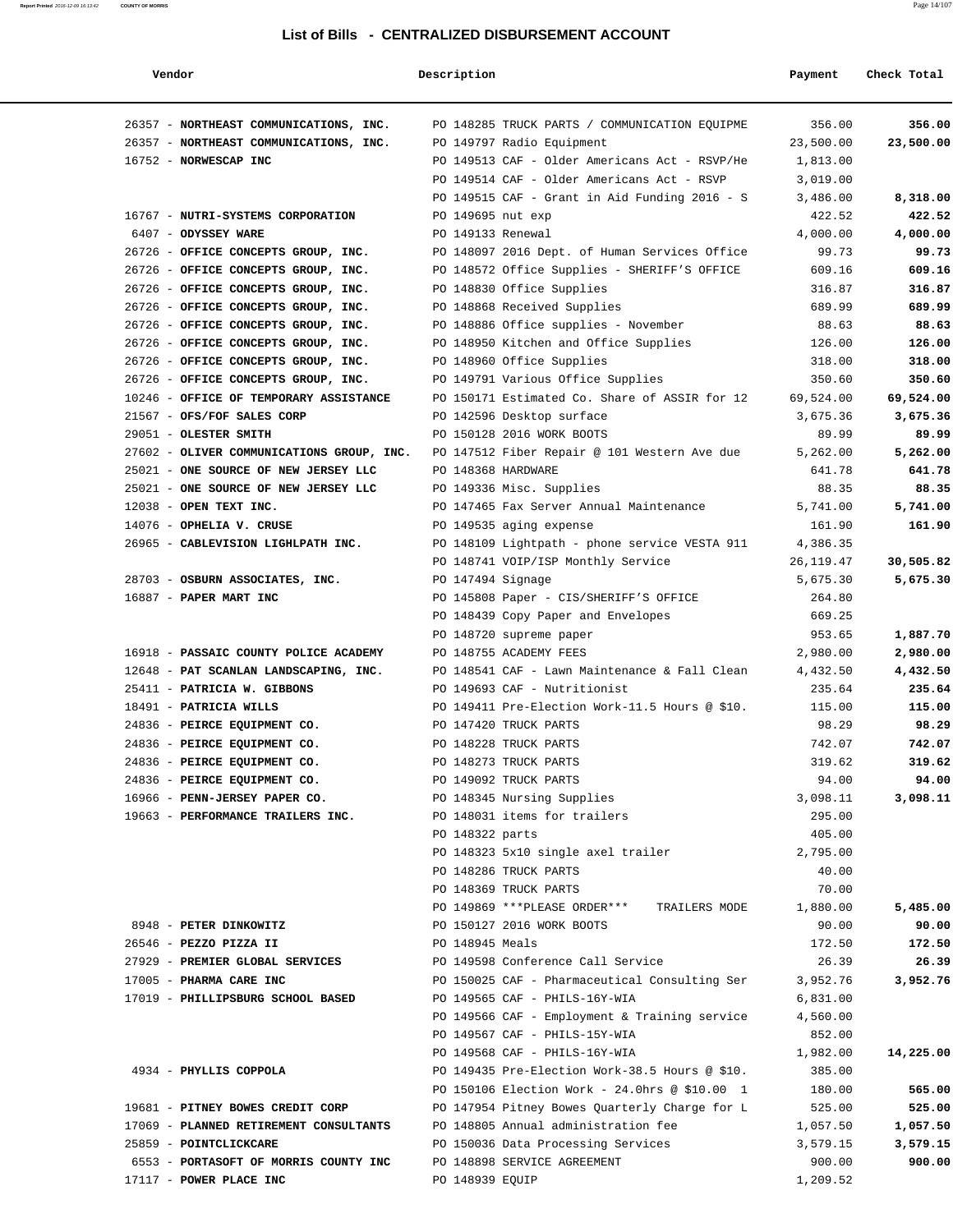## List of Bills - CENTRALIZED DISBURSEMENT ACCOUNT

| Vendor | Description | Payment | Check Total |
|---|---|---|---|
| 26357 - **NORTHEAST COMMUNICATIONS, INC.** | PO 148285 TRUCK PARTS / COMMUNICATION EQUIPME | 356.00 | **356.00** |
| 26357 - **NORTHEAST COMMUNICATIONS, INC.** | PO 149797 Radio Equipment | 23,500.00 | **23,500.00** |
| 16752 - **NORWESCAP INC** | PO 149513 CAF - Older Americans Act - RSVP/He | 1,813.00 | |
| | PO 149514 CAF - Older Americans Act - RSVP | 3,019.00 | |
| | PO 149515 CAF - Grant in Aid Funding 2016 - S | 3,486.00 | **8,318.00** |
| 16767 - **NUTRI-SYSTEMS CORPORATION** | PO 149695 nut exp | 422.52 | **422.52** |
| 6407 - **ODYSSEY WARE** | PO 149133 Renewal | 4,000.00 | **4,000.00** |
| 26726 - **OFFICE CONCEPTS GROUP, INC.** | PO 148097 2016 Dept. of Human Services Office | 99.73 | **99.73** |
| 26726 - **OFFICE CONCEPTS GROUP, INC.** | PO 148572 Office Supplies - SHERIFF'S OFFICE | 609.16 | **609.16** |
| 26726 - **OFFICE CONCEPTS GROUP, INC.** | PO 148830 Office Supplies | 316.87 | **316.87** |
| 26726 - **OFFICE CONCEPTS GROUP, INC.** | PO 148868 Received Supplies | 689.99 | **689.99** |
| 26726 - **OFFICE CONCEPTS GROUP, INC.** | PO 148886 Office supplies - November | 88.63 | **88.63** |
| 26726 - **OFFICE CONCEPTS GROUP, INC.** | PO 148950 Kitchen and Office Supplies | 126.00 | **126.00** |
| 26726 - **OFFICE CONCEPTS GROUP, INC.** | PO 148960 Office Supplies | 318.00 | **318.00** |
| 26726 - **OFFICE CONCEPTS GROUP, INC.** | PO 149791 Various Office Supplies | 350.60 | **350.60** |
| 10246 - **OFFICE OF TEMPORARY ASSISTANCE** | PO 150171 Estimated Co. Share of ASSIR for 12 | 69,524.00 | **69,524.00** |
| 21567 - **OFS/FOF SALES CORP** | PO 142596 Desktop surface | 3,675.36 | **3,675.36** |
| 29051 - **OLESTER SMITH** | PO 150128 2016 WORK BOOTS | 89.99 | **89.99** |
| 27602 - **OLIVER COMMUNICATIONS GROUP, INC.** | PO 147512 Fiber Repair @ 101 Western Ave due | 5,262.00 | **5,262.00** |
| 25021 - **ONE SOURCE OF NEW JERSEY LLC** | PO 148368 HARDWARE | 641.78 | **641.78** |
| 25021 - **ONE SOURCE OF NEW JERSEY LLC** | PO 149336 Misc. Supplies | 88.35 | **88.35** |
| 12038 - **OPEN TEXT INC.** | PO 147465 Fax Server Annual Maintenance | 5,741.00 | **5,741.00** |
| 14076 - **OPHELIA V. CRUSE** | PO 149535 aging expense | 161.90 | **161.90** |
| 26965 - **CABLEVISION LIGHLPATH INC.** | PO 148109 Lightpath - phone service VESTA 911 | 4,386.35 | |
| | PO 148741 VOIP/ISP Monthly Service | 26,119.47 | **30,505.82** |
| 28703 - **OSBURN ASSOCIATES, INC.** | PO 147494 Signage | 5,675.30 | **5,675.30** |
| 16887 - **PAPER MART INC** | PO 145808 Paper - CIS/SHERIFF'S OFFICE | 264.80 | |
| | PO 148439 Copy Paper and Envelopes | 669.25 | |
| | PO 148720 supreme paper | 953.65 | **1,887.70** |
| 16918 - **PASSAIC COUNTY POLICE ACADEMY** | PO 148755 ACADEMY FEES | 2,980.00 | **2,980.00** |
| 12648 - **PAT SCANLAN LANDSCAPING, INC.** | PO 148541 CAF - Lawn Maintenance & Fall Clean | 4,432.50 | **4,432.50** |
| 25411 - **PATRICIA W. GIBBONS** | PO 149693 CAF - Nutritionist | 235.64 | **235.64** |
| 18491 - **PATRICIA WILLS** | PO 149411 Pre-Election Work-11.5 Hours @ $10. | 115.00 | **115.00** |
| 24836 - **PEIRCE EQUIPMENT CO.** | PO 147420 TRUCK PARTS | 98.29 | **98.29** |
| 24836 - **PEIRCE EQUIPMENT CO.** | PO 148228 TRUCK PARTS | 742.07 | **742.07** |
| 24836 - **PEIRCE EQUIPMENT CO.** | PO 148273 TRUCK PARTS | 319.62 | **319.62** |
| 24836 - **PEIRCE EQUIPMENT CO.** | PO 149092 TRUCK PARTS | 94.00 | **94.00** |
| 16966 - **PENN-JERSEY PAPER CO.** | PO 148345 Nursing Supplies | 3,098.11 | **3,098.11** |
| 19663 - **PERFORMANCE TRAILERS INC.** | PO 148031 items for trailers | 295.00 | |
| | PO 148322 parts | 405.00 | |
| | PO 148323 5x10 single axel trailer | 2,795.00 | |
| | PO 148286 TRUCK PARTS | 40.00 | |
| | PO 148369 TRUCK PARTS | 70.00 | |
| | PO 149869 ***PLEASE ORDER*** TRAILERS MODE | 1,880.00 | **5,485.00** |
| 8948 - **PETER DINKOWITZ** | PO 150127 2016 WORK BOOTS | 90.00 | **90.00** |
| 26546 - **PEZZO PIZZA II** | PO 148945 Meals | 172.50 | **172.50** |
| 27929 - **PREMIER GLOBAL SERVICES** | PO 149598 Conference Call Service | 26.39 | **26.39** |
| 17005 - **PHARMA CARE INC** | PO 150025 CAF - Pharmaceutical Consulting Ser | 3,952.76 | **3,952.76** |
| 17019 - **PHILLIPSBURG SCHOOL BASED** | PO 149565 CAF - PHILS-16Y-WIA | 6,831.00 | |
| | PO 149566 CAF - Employment & Training service | 4,560.00 | |
| | PO 149567 CAF - PHILS-15Y-WIA | 852.00 | |
| | PO 149568 CAF - PHILS-16Y-WIA | 1,982.00 | **14,225.00** |
| 4934 - **PHYLLIS COPPOLA** | PO 149435 Pre-Election Work-38.5 Hours @ $10. | 385.00 | |
| | PO 150106 Election Work - 24.0hrs @ $10.00 1 | 180.00 | **565.00** |
| 19681 - **PITNEY BOWES CREDIT CORP** | PO 147954 Pitney Bowes Quarterly Charge for L | 525.00 | **525.00** |
| 17069 - **PLANNED RETIREMENT CONSULTANTS** | PO 148805 Annual administration fee | 1,057.50 | **1,057.50** |
| 25859 - **POINTCLICKCARE** | PO 150036 Data Processing Services | 3,579.15 | **3,579.15** |
| 6553 - **PORTASOFT OF MORRIS COUNTY INC** | PO 148898 SERVICE AGREEMENT | 900.00 | **900.00** |
| 17117 - **POWER PLACE INC** | PO 148939 EQUIP | 1,209.52 | |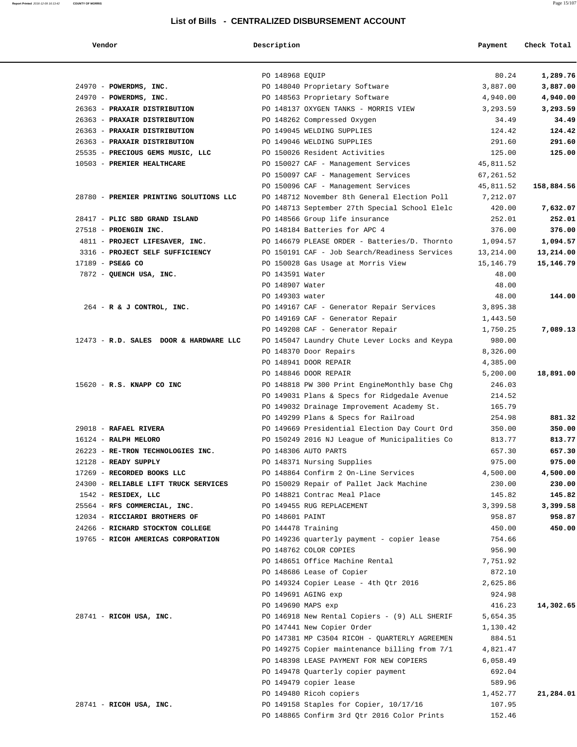## List of Bills - CENTRALIZED DISBURSEMENT ACCOUNT

| Vendor | Description | Payment | Check Total |
|---|---|---|---|
| | PO 148968 EQUIP | 80.24 | **1,289.76** |
| 24970 - **POWERDMS, INC.** | PO 148040 Proprietary Software | 3,887.00 | **3,887.00** |
| 24970 - **POWERDMS, INC.** | PO 148563 Proprietary Software | 4,940.00 | **4,940.00** |
| 26363 - **PRAXAIR DISTRIBUTION** | PO 148137 OXYGEN TANKS - MORRIS VIEW | 3,293.59 | **3,293.59** |
| 26363 - **PRAXAIR DISTRIBUTION** | PO 148262 Compressed Oxygen | 34.49 | **34.49** |
| 26363 - **PRAXAIR DISTRIBUTION** | PO 149045 WELDING SUPPLIES | 124.42 | **124.42** |
| 26363 - **PRAXAIR DISTRIBUTION** | PO 149046 WELDING SUPPLIES | 291.60 | **291.60** |
| 25535 - **PRECIOUS GEMS MUSIC, LLC** | PO 150026 Resident Activities | 125.00 | **125.00** |
| 10503 - **PREMIER HEALTHCARE** | PO 150027 CAF - Management Services | 45,811.52 | |
| | PO 150097 CAF - Management Services | 67,261.52 | |
| | PO 150096 CAF - Management Services | 45,811.52 | **158,884.56** |
| 28780 - **PREMIER PRINTING SOLUTIONS LLC** | PO 148712 November 8th General Election Poll | 7,212.07 | |
| | PO 148713 September 27th Special School Elelc | 420.00 | **7,632.07** |
| 28417 - **PLIC SBD GRAND ISLAND** | PO 148566 Group life insurance | 252.01 | **252.01** |
| 27518 - **PROENGIN INC.** | PO 148184 Batteries for APC 4 | 376.00 | **376.00** |
| 4811 - **PROJECT LIFESAVER, INC.** | PO 146679 PLEASE ORDER - Batteries/D. Thornto | 1,094.57 | **1,094.57** |
| 3316 - **PROJECT SELF SUFFICIENCY** | PO 150191 CAF - Job Search/Readiness Services | 13,214.00 | **13,214.00** |
| 17189 - **PSE&G CO** | PO 150028 Gas Usage at Morris View | 15,146.79 | **15,146.79** |
| 7872 - **QUENCH USA, INC.** | PO 143591 Water | 48.00 | |
| | PO 148907 Water | 48.00 | |
| | PO 149303 water | 48.00 | **144.00** |
| 264 - **R & J CONTROL, INC.** | PO 149167 CAF - Generator Repair Services | 3,895.38 | |
| | PO 149169 CAF - Generator Repair | 1,443.50 | |
| | PO 149208 CAF - Generator Repair | 1,750.25 | **7,089.13** |
| 12473 - **R.D. SALES DOOR & HARDWARE LLC** | PO 145047 Laundry Chute Lever Locks and Keypa | 980.00 | |
| | PO 148370 Door Repairs | 8,326.00 | |
| | PO 148941 DOOR REPAIR | 4,385.00 | |
| | PO 148846 DOOR REPAIR | 5,200.00 | **18,891.00** |
| 15620 - **R.S. KNAPP CO INC** | PO 148818 PW 300 Print EngineMonthly base Chg | 246.03 | |
| | PO 149031 Plans & Specs for Ridgedale Avenue | 214.52 | |
| | PO 149032 Drainage Improvement Academy St. | 165.79 | |
| | PO 149299 Plans & Specs for Railroad | 254.98 | **881.32** |
| 29018 - **RAFAEL RIVERA** | PO 149669 Presidential Election Day Court Ord | 350.00 | **350.00** |
| 16124 - **RALPH MELORO** | PO 150249 2016 NJ League of Municipalities Co | 813.77 | **813.77** |
| 26223 - **RE-TRON TECHNOLOGIES INC.** | PO 148306 AUTO PARTS | 657.30 | **657.30** |
| 12128 - **READY SUPPLY** | PO 148371 Nursing Supplies | 975.00 | **975.00** |
| 17269 - **RECORDED BOOKS LLC** | PO 148864 Confirm 2 On-Line Services | 4,500.00 | **4,500.00** |
| 24300 - **RELIABLE LIFT TRUCK SERVICES** | PO 150029 Repair of Pallet Jack Machine | 230.00 | **230.00** |
| 1542 - **RESIDEX, LLC** | PO 148821 Contrac Meal Place | 145.82 | **145.82** |
| 25564 - **RFS COMMERCIAL, INC.** | PO 149455 RUG REPLACEMENT | 3,399.58 | **3,399.58** |
| 12034 - **RICCIARDI BROTHERS OF** | PO 148601 PAINT | 958.87 | **958.87** |
| 24266 - **RICHARD STOCKTON COLLEGE** | PO 144478 Training | 450.00 | **450.00** |
| 19765 - **RICOH AMERICAS CORPORATION** | PO 149236 quarterly payment - copier lease | 754.66 | |
| | PO 148762 COLOR COPIES | 956.90 | |
| | PO 148651 Office Machine Rental | 7,751.92 | |
| | PO 148686 Lease of Copier | 872.10 | |
| | PO 149324 Copier Lease - 4th Qtr 2016 | 2,625.86 | |
| | PO 149691 AGING exp | 924.98 | |
| | PO 149690 MAPS exp | 416.23 | **14,302.65** |
| 28741 - **RICOH USA, INC.** | PO 146918 New Rental Copiers - (9) ALL SHERIF | 5,654.35 | |
| | PO 147441 New Copier Order | 1,130.42 | |
| | PO 147381 MP C3504 RICOH - QUARTERLY AGREEMEN | 884.51 | |
| | PO 149275 Copier maintenance billing from 7/1 | 4,821.47 | |
| | PO 148398 LEASE PAYMENT FOR NEW COPIERS | 6,058.49 | |
| | PO 149478 Quarterly copier payment | 692.04 | |
| | PO 149479 copier lease | 589.96 | |
| | PO 149480 Ricoh copiers | 1,452.77 | **21,284.01** |
| 28741 - **RICOH USA, INC.** | PO 149158 Staples for Copier, 10/17/16 | 107.95 | |
| | PO 148865 Confirm 3rd Qtr 2016 Color Prints | 152.46 | |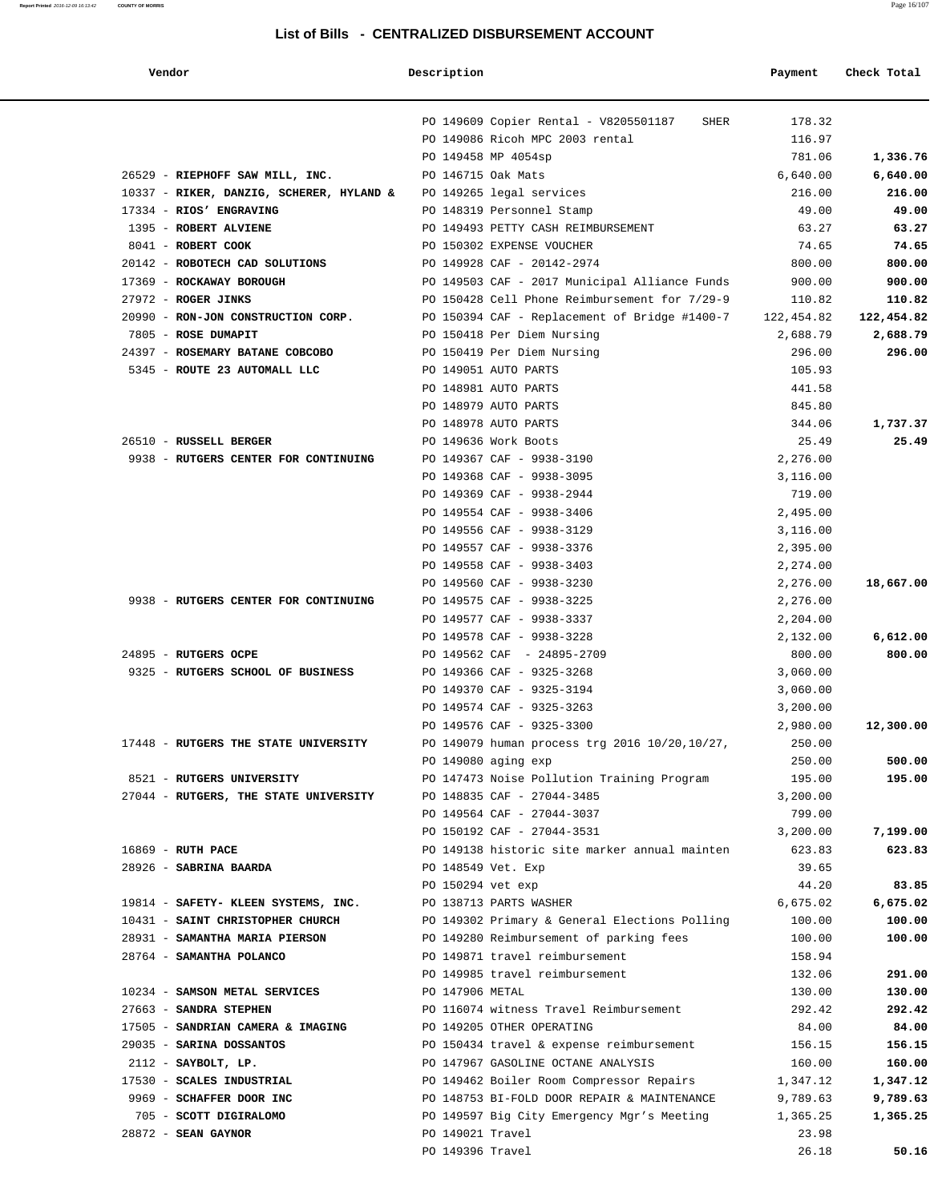## List of Bills - CENTRALIZED DISBURSEMENT ACCOUNT

| Vendor | Description | Payment | Check Total |
|---|---|---|---|
| | PO 149609 Copier Rental - V8205501187 SHER | 178.32 | |
| | PO 149086 Ricoh MPC 2003 rental | 116.97 | |
| | PO 149458 MP 4054sp | 781.06 | **1,336.76** |
| 26529 - **RIEPHOFF SAW MILL, INC.** | PO 146715 Oak Mats | 6,640.00 | **6,640.00** |
| 10337 - **RIKER, DANZIG, SCHERER, HYLAND &** | PO 149265 legal services | 216.00 | **216.00** |
| 17334 - **RIOS' ENGRAVING** | PO 148319 Personnel Stamp | 49.00 | **49.00** |
| 1395 - **ROBERT ALVIENE** | PO 149493 PETTY CASH REIMBURSEMENT | 63.27 | **63.27** |
| 8041 - **ROBERT COOK** | PO 150302 EXPENSE VOUCHER | 74.65 | **74.65** |
| 20142 - **ROBOTECH CAD SOLUTIONS** | PO 149928 CAF - 20142-2974 | 800.00 | **800.00** |
| 17369 - **ROCKAWAY BOROUGH** | PO 149503 CAF - 2017 Municipal Alliance Funds | 900.00 | **900.00** |
| 27972 - **ROGER JINKS** | PO 150428 Cell Phone Reimbursement for 7/29-9 | 110.82 | **110.82** |
| 20990 - **RON-JON CONSTRUCTION CORP.** | PO 150394 CAF - Replacement of Bridge #1400-7 | 122,454.82 | **122,454.82** |
| 7805 - **ROSE DUMAPIT** | PO 150418 Per Diem Nursing | 2,688.79 | **2,688.79** |
| 24397 - **ROSEMARY BATANE COBCOBO** | PO 150419 Per Diem Nursing | 296.00 | **296.00** |
| 5345 - **ROUTE 23 AUTOMALL LLC** | PO 149051 AUTO PARTS | 105.93 | |
| | PO 148981 AUTO PARTS | 441.58 | |
| | PO 148979 AUTO PARTS | 845.80 | |
| | PO 148978 AUTO PARTS | 344.06 | **1,737.37** |
| 26510 - **RUSSELL BERGER** | PO 149636 Work Boots | 25.49 | **25.49** |
| 9938 - **RUTGERS CENTER FOR CONTINUING** | PO 149367 CAF - 9938-3190 | 2,276.00 | |
| | PO 149368 CAF - 9938-3095 | 3,116.00 | |
| | PO 149369 CAF - 9938-2944 | 719.00 | |
| | PO 149554 CAF - 9938-3406 | 2,495.00 | |
| | PO 149556 CAF - 9938-3129 | 3,116.00 | |
| | PO 149557 CAF - 9938-3376 | 2,395.00 | |
| | PO 149558 CAF - 9938-3403 | 2,274.00 | |
| | PO 149560 CAF - 9938-3230 | 2,276.00 | **18,667.00** |
| 9938 - **RUTGERS CENTER FOR CONTINUING** | PO 149575 CAF - 9938-3225 | 2,276.00 | |
| | PO 149577 CAF - 9938-3337 | 2,204.00 | |
| | PO 149578 CAF - 9938-3228 | 2,132.00 | **6,612.00** |
| 24895 - **RUTGERS OCPE** | PO 149562 CAF - 24895-2709 | 800.00 | **800.00** |
| 9325 - **RUTGERS SCHOOL OF BUSINESS** | PO 149366 CAF - 9325-3268 | 3,060.00 | |
| | PO 149370 CAF - 9325-3194 | 3,060.00 | |
| | PO 149574 CAF - 9325-3263 | 3,200.00 | |
| | PO 149576 CAF - 9325-3300 | 2,980.00 | **12,300.00** |
| 17448 - **RUTGERS THE STATE UNIVERSITY** | PO 149079 human process trg 2016 10/20,10/27, | 250.00 | |
| | PO 149080 aging exp | 250.00 | **500.00** |
| 8521 - **RUTGERS UNIVERSITY** | PO 147473 Noise Pollution Training Program | 195.00 | **195.00** |
| 27044 - **RUTGERS, THE STATE UNIVERSITY** | PO 148835 CAF - 27044-3485 | 3,200.00 | |
| | PO 149564 CAF - 27044-3037 | 799.00 | |
| | PO 150192 CAF - 27044-3531 | 3,200.00 | **7,199.00** |
| 16869 - **RUTH PACE** | PO 149138 historic site marker annual mainten | 623.83 | **623.83** |
| 28926 - **SABRINA BAARDA** | PO 148549 Vet. Exp | 39.65 | |
| | PO 150294 vet exp | 44.20 | **83.85** |
| 19814 - **SAFETY- KLEEN SYSTEMS, INC.** | PO 138713 PARTS WASHER | 6,675.02 | **6,675.02** |
| 10431 - **SAINT CHRISTOPHER CHURCH** | PO 149302 Primary & General Elections Polling | 100.00 | **100.00** |
| 28931 - **SAMANTHA MARIA PIERSON** | PO 149280 Reimbursement of parking fees | 100.00 | **100.00** |
| 28764 - **SAMANTHA POLANCO** | PO 149871 travel reimbursement | 158.94 | |
| | PO 149985 travel reimbursement | 132.06 | **291.00** |
| 10234 - **SAMSON METAL SERVICES** | PO 147906 METAL | 130.00 | **130.00** |
| 27663 - **SANDRA STEPHEN** | PO 116074 witness Travel Reimbursement | 292.42 | **292.42** |
| 17505 - **SANDRIAN CAMERA & IMAGING** | PO 149205 OTHER OPERATING | 84.00 | **84.00** |
| 29035 - **SARINA DOSSANTOS** | PO 150434 travel & expense reimbursement | 156.15 | **156.15** |
| 2112 - **SAYBOLT, LP.** | PO 147967 GASOLINE OCTANE ANALYSIS | 160.00 | **160.00** |
| 17530 - **SCALES INDUSTRIAL** | PO 149462 Boiler Room Compressor Repairs | 1,347.12 | **1,347.12** |
| 9969 - **SCHAFFER DOOR INC** | PO 148753 BI-FOLD DOOR REPAIR & MAINTENANCE | 9,789.63 | **9,789.63** |
| 705 - **SCOTT DIGIRALOMO** | PO 149597 Big City Emergency Mgr's Meeting | 1,365.25 | **1,365.25** |
| 28872 - **SEAN GAYNOR** | PO 149021 Travel | 23.98 | |
| | PO 149396 Travel | 26.18 | **50.16** |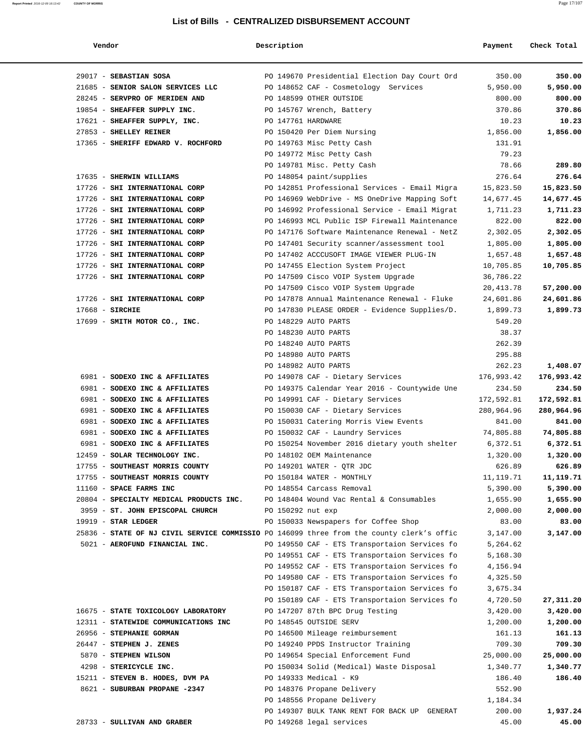# List of Bills - CENTRALIZED DISBURSEMENT ACCOUNT

| Vendor | Description | Payment | Check Total |
|---|---|---|---|
| 29017 - **SEBASTIAN SOSA** | PO 149670 Presidential Election Day Court Ord | 350.00 | **350.00** |
| 21685 - **SENIOR SALON SERVICES LLC** | PO 148652 CAF - Cosmetology Services | 5,950.00 | **5,950.00** |
| 28245 - **SERVPRO OF MERIDEN AND** | PO 148599 OTHER OUTSIDE | 800.00 | **800.00** |
| 19854 - **SHEAFFER SUPPLY INC.** | PO 145767 Wrench, Battery | 370.86 | **370.86** |
| 17621 - **SHEAFFER SUPPLY, INC.** | PO 147761 HARDWARE | 10.23 | **10.23** |
| 27853 - **SHELLEY REINER** | PO 150420 Per Diem Nursing | 1,856.00 | **1,856.00** |
| 17365 - **SHERIFF EDWARD V. ROCHFORD** | PO 149763 Misc Petty Cash | 131.91 | |
| | PO 149772 Misc Petty Cash | 79.23 | |
| | PO 149781 Misc. Petty Cash | 78.66 | **289.80** |
| 17635 - **SHERWIN WILLIAMS** | PO 148054 paint/supplies | 276.64 | **276.64** |
| 17726 - **SHI INTERNATIONAL CORP** | PO 142851 Professional Services - Email Migra | 15,823.50 | **15,823.50** |
| 17726 - **SHI INTERNATIONAL CORP** | PO 146969 WebDrive - MS OneDrive Mapping Soft | 14,677.45 | **14,677.45** |
| 17726 - **SHI INTERNATIONAL CORP** | PO 146992 Professional Service - Email Migrat | 1,711.23 | **1,711.23** |
| 17726 - **SHI INTERNATIONAL CORP** | PO 146993 MCL Public ISP Firewall Maintenance | 822.00 | **822.00** |
| 17726 - **SHI INTERNATIONAL CORP** | PO 147176 Software Maintenance Renewal - NetZ | 2,302.05 | **2,302.05** |
| 17726 - **SHI INTERNATIONAL CORP** | PO 147401 Security scanner/assessment tool | 1,805.00 | **1,805.00** |
| 17726 - **SHI INTERNATIONAL CORP** | PO 147402 ACCCUSOFT IMAGE VIEWER PLUG-IN | 1,657.48 | **1,657.48** |
| 17726 - **SHI INTERNATIONAL CORP** | PO 147455 Election System Project | 10,705.85 | **10,705.85** |
| 17726 - **SHI INTERNATIONAL CORP** | PO 147509 Cisco VOIP System Upgrade | 36,786.22 | |
| | PO 147509 Cisco VOIP System Upgrade | 20,413.78 | **57,200.00** |
| 17726 - **SHI INTERNATIONAL CORP** | PO 147878 Annual Maintenance Renewal - Fluke | 24,601.86 | **24,601.86** |
| 17668 - **SIRCHIE** | PO 147830 PLEASE ORDER - Evidence Supplies/D. | 1,899.73 | **1,899.73** |
| 17699 - **SMITH MOTOR CO., INC.** | PO 148229 AUTO PARTS | 549.20 | |
| | PO 148230 AUTO PARTS | 38.37 | |
| | PO 148240 AUTO PARTS | 262.39 | |
| | PO 148980 AUTO PARTS | 295.88 | |
| | PO 148982 AUTO PARTS | 262.23 | **1,408.07** |
| 6981 - **SODEXO INC & AFFILIATES** | PO 149078 CAF - Dietary Services | 176,993.42 | **176,993.42** |
| 6981 - **SODEXO INC & AFFILIATES** | PO 149375 Calendar Year 2016 - Countywide Une | 234.50 | **234.50** |
| 6981 - **SODEXO INC & AFFILIATES** | PO 149991 CAF - Dietary Services | 172,592.81 | **172,592.81** |
| 6981 - **SODEXO INC & AFFILIATES** | PO 150030 CAF - Dietary Services | 280,964.96 | **280,964.96** |
| 6981 - **SODEXO INC & AFFILIATES** | PO 150031 Catering Morris View Events | 841.00 | **841.00** |
| 6981 - **SODEXO INC & AFFILIATES** | PO 150032 CAF - Laundry Services | 74,805.88 | **74,805.88** |
| 6981 - **SODEXO INC & AFFILIATES** | PO 150254 November 2016 dietary youth shelter | 6,372.51 | **6,372.51** |
| 12459 - **SOLAR TECHNOLOGY INC.** | PO 148102 OEM Maintenance | 1,320.00 | **1,320.00** |
| 17755 - **SOUTHEAST MORRIS COUNTY** | PO 149201 WATER - QTR JDC | 626.89 | **626.89** |
| 17755 - **SOUTHEAST MORRIS COUNTY** | PO 150184 WATER - MONTHLY | 11,119.71 | **11,119.71** |
| 11160 - **SPACE FARMS INC** | PO 148554 Carcass Removal | 5,390.00 | **5,390.00** |
| 20804 - **SPECIALTY MEDICAL PRODUCTS INC.** | PO 148404 Wound Vac Rental & Consumables | 1,655.90 | **1,655.90** |
| 3959 - **ST. JOHN EPISCOPAL CHURCH** | PO 150292 nut exp | 2,000.00 | **2,000.00** |
| 19919 - **STAR LEDGER** | PO 150033 Newspapers for Coffee Shop | 83.00 | **83.00** |
| 25836 - **STATE OF NJ CIVIL SERVICE COMMISSIO** | PO 146099 three from the county clerk's offic | 3,147.00 | **3,147.00** |
| 5021 - **AEROFUND FINANCIAL INC.** | PO 149550 CAF - ETS Transportaion Services fo | 5,264.62 | |
| | PO 149551 CAF - ETS Transportaion Services fo | 5,168.30 | |
| | PO 149552 CAF - ETS Transportaion Services fo | 4,156.94 | |
| | PO 149580 CAF - ETS Transportaion Services fo | 4,325.50 | |
| | PO 150187 CAF - ETS Transportaion Services fo | 3,675.34 | |
| | PO 150189 CAF - ETS Transportaion Services fo | 4,720.50 | **27,311.20** |
| 16675 - **STATE TOXICOLOGY LABORATORY** | PO 147207 87th BPC Drug Testing | 3,420.00 | **3,420.00** |
| 12311 - **STATEWIDE COMMUNICATIONS INC** | PO 148545 OUTSIDE SERV | 1,200.00 | **1,200.00** |
| 26956 - **STEPHANIE GORMAN** | PO 146500 Mileage reimbursement | 161.13 | **161.13** |
| 26447 - **STEPHEN J. ZENES** | PO 149240 PPDS Instructor Training | 709.30 | **709.30** |
| 5870 - **STEPHEN WILSON** | PO 149654 Special Enforcement Fund | 25,000.00 | **25,000.00** |
| 4298 - **STERICYCLE INC.** | PO 150034 Solid (Medical) Waste Disposal | 1,340.77 | **1,340.77** |
| 15211 - **STEVEN B. HODES, DVM PA** | PO 149333 Medical - K9 | 186.40 | **186.40** |
| 8621 - **SUBURBAN PROPANE -2347** | PO 148376 Propane Delivery | 552.90 | |
| | PO 148556 Propane Delivery | 1,184.34 | |
| | PO 149307 BULK TANK RENT FOR BACK UP GENERAT | 200.00 | **1,937.24** |
| 28733 - **SULLIVAN AND GRABER** | PO 149268 legal services | 45.00 | **45.00** |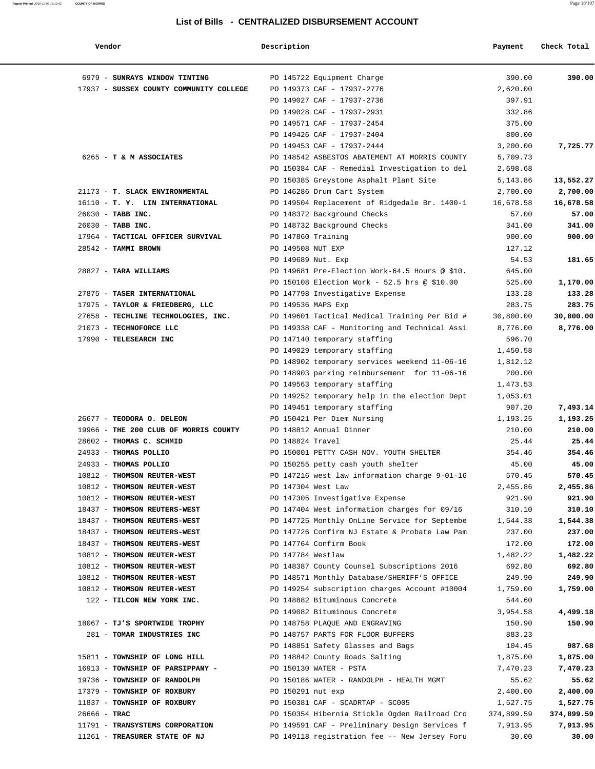## List of Bills - CENTRALIZED DISBURSEMENT ACCOUNT

| Vendor | Description | Payment | Check Total |
|---|---|---|---|
| 6979 - **SUNRAYS WINDOW TINTING** | PO 145722 Equipment Charge | 390.00 | **390.00** |
| 17937 - **SUSSEX COUNTY COMMUNITY COLLEGE** | PO 149373 CAF - 17937-2776 | 2,620.00 | |
| | PO 149027 CAF - 17937-2736 | 397.91 | |
| | PO 149028 CAF - 17937-2931 | 332.86 | |
| | PO 149571 CAF - 17937-2454 | 375.00 | |
| | PO 149426 CAF - 17937-2404 | 800.00 | |
| | PO 149453 CAF - 17937-2444 | 3,200.00 | **7,725.77** |
| 6265 - **T & M ASSOCIATES** | PO 148542 ASBESTOS ABATEMENT AT MORRIS COUNTY | 5,709.73 | |
| | PO 150384 CAF - Remedial Investigation to del | 2,698.68 | |
| | PO 150385 Greystone Asphalt Plant Site | 5,143.86 | **13,552.27** |
| 21173 - **T. SLACK ENVIRONMENTAL** | PO 146286 Drum Cart System | 2,700.00 | **2,700.00** |
| 16110 - **T. Y. LIN INTERNATIONAL** | PO 149504 Replacement of Ridgedale Br. 1400-1 | 16,678.58 | **16,678.58** |
| 26030 - **TABB INC.** | PO 148372 Background Checks | 57.00 | **57.00** |
| 26030 - **TABB INC.** | PO 148732 Background Checks | 341.00 | **341.00** |
| 17964 - **TACTICAL OFFICER SURVIVAL** | PO 147860 Training | 900.00 | **900.00** |
| 28542 - **TAMMI BROWN** | PO 149508 NUT EXP | 127.12 | |
| | PO 149689 Nut. Exp | 54.53 | **181.65** |
| 28827 - **TARA WILLIAMS** | PO 149681 Pre-Election Work-64.5 Hours @ $10. | 645.00 | |
| | PO 150108 Election Work - 52.5 hrs @ $10.00 | 525.00 | **1,170.00** |
| 27875 - **TASER INTERNATIONAL** | PO 147798 Investigative Expense | 133.28 | **133.28** |
| 17975 - **TAYLOR & FRIEDBERG, LLC** | PO 149536 MAPS Exp | 283.75 | **283.75** |
| 27658 - **TECHLINE TECHNOLOGIES, INC.** | PO 149601 Tactical Medical Training Per Bid # | 30,800.00 | **30,800.00** |
| 21073 - **TECHNOFORCE LLC** | PO 149338 CAF - Monitoring and Technical Assi | 8,776.00 | **8,776.00** |
| 17990 - **TELESEARCH INC** | PO 147140 temporary staffing | 596.70 | |
| | PO 149029 temporary staffing | 1,450.58 | |
| | PO 148902 temporary services weekend 11-06-16 | 1,812.12 | |
| | PO 148903 parking reimbursement for 11-06-16 | 200.00 | |
| | PO 149563 temporary staffing | 1,473.53 | |
| | PO 149252 temporary help in the election Dept | 1,053.01 | |
| | PO 149451 temporary staffing | 907.20 | **7,493.14** |
| 26677 - **TEODORA O. DELEON** | PO 150421 Per Diem Nursing | 1,193.25 | **1,193.25** |
| 19966 - **THE 200 CLUB OF MORRIS COUNTY** | PO 148812 Annual Dinner | 210.00 | **210.00** |
| 28602 - **THOMAS C. SCHMID** | PO 148824 Travel | 25.44 | **25.44** |
| 24933 - **THOMAS POLLIO** | PO 150001 PETTY CASH NOV. YOUTH SHELTER | 354.46 | **354.46** |
| 24933 - **THOMAS POLLIO** | PO 150255 petty cash youth shelter | 45.00 | **45.00** |
| 10812 - **THOMSON REUTER-WEST** | PO 147216 west law information charge 9-01-16 | 570.45 | **570.45** |
| 10812 - **THOMSON REUTER-WEST** | PO 147304 West Law | 2,455.86 | **2,455.86** |
| 10812 - **THOMSON REUTER-WEST** | PO 147305 Investigative Expense | 921.90 | **921.90** |
| 18437 - **THOMSON REUTERS-WEST** | PO 147404 West information charges for 09/16 | 310.10 | **310.10** |
| 18437 - **THOMSON REUTERS-WEST** | PO 147725 Monthly OnLine Service for Septembe | 1,544.38 | **1,544.38** |
| 18437 - **THOMSON REUTERS-WEST** | PO 147726 Confirm NJ Estate & Probate Law Pam | 237.00 | **237.00** |
| 18437 - **THOMSON REUTERS-WEST** | PO 147764 Confirm Book | 172.00 | **172.00** |
| 10812 - **THOMSON REUTER-WEST** | PO 147784 Westlaw | 1,482.22 | **1,482.22** |
| 10812 - **THOMSON REUTER-WEST** | PO 148387 County Counsel Subscriptions 2016 | 692.80 | **692.80** |
| 10812 - **THOMSON REUTER-WEST** | PO 148571 Monthly Database/SHERIFF'S OFFICE | 249.90 | **249.90** |
| 10812 - **THOMSON REUTER-WEST** | PO 149254 subscription charges Account #10004 | 1,759.00 | **1,759.00** |
| 122 - **TILCON NEW YORK INC.** | PO 148882 Bituminous Concrete | 544.60 | |
| | PO 149082 Bituminous Concrete | 3,954.58 | **4,499.18** |
| 18067 - **TJ'S SPORTWIDE TROPHY** | PO 148758 PLAQUE AND ENGRAVING | 150.90 | **150.90** |
| 281 - **TOMAR INDUSTRIES INC** | PO 148757 PARTS FOR FLOOR BUFFERS | 883.23 | |
| | PO 148851 Safety Glasses and Bags | 104.45 | **987.68** |
| 15811 - **TOWNSHIP OF LONG HILL** | PO 148842 County Roads Salting | 1,875.00 | **1,875.00** |
| 16913 - **TOWNSHIP OF PARSIPPANY -** | PO 150130 WATER - PSTA | 7,470.23 | **7,470.23** |
| 19736 - **TOWNSHIP OF RANDOLPH** | PO 150186 WATER - RANDOLPH - HEALTH MGMT | 55.62 | **55.62** |
| 17379 - **TOWNSHIP OF ROXBURY** | PO 150291 nut exp | 2,400.00 | **2,400.00** |
| 11837 - **TOWNSHIP OF ROXBURY** | PO 150381 CAF - SCADRTAP - SC005 | 1,527.75 | **1,527.75** |
| 26666 - **TRAC** | PO 150354 Hibernia Stickle Ogden Railroad Cro | 374,899.59 | **374,899.59** |
| 11791 - **TRANSYSTEMS CORPORATION** | PO 149591 CAF - Preliminary Design Services f | 7,913.95 | **7,913.95** |
| 11261 - **TREASURER STATE OF NJ** | PO 149118 registration fee -- New Jersey Foru | 30.00 | **30.00** |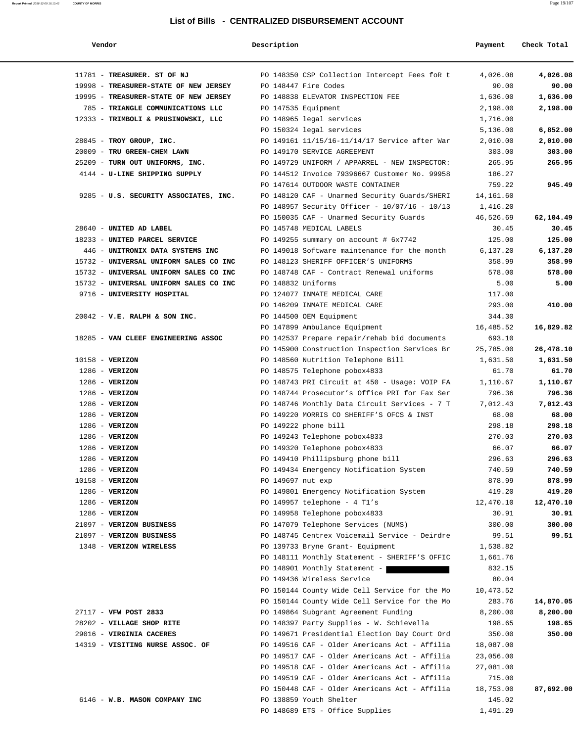# List of Bills - CENTRALIZED DISBURSEMENT ACCOUNT

| Vendor | Description | Payment | Check Total |
|---|---|---|---|
| 11781 - **TREASURER. ST OF NJ** | PO 148350 CSP Collection Intercept Fees foR t | 4,026.08 | **4,026.08** |
| 19998 - **TREASURER-STATE OF NEW JERSEY** | PO 148447 Fire Codes | 90.00 | **90.00** |
| 19995 - **TREASURER-STATE OF NEW JERSEY** | PO 148838 ELEVATOR INSPECTION FEE | 1,636.00 | **1,636.00** |
| 785 - **TRIANGLE COMMUNICATIONS LLC** | PO 147535 Equipment | 2,198.00 | **2,198.00** |
| 12333 - **TRIMBOLI & PRUSINOWSKI, LLC** | PO 148965 legal services | 1,716.00 | |
| | PO 150324 legal services | 5,136.00 | **6,852.00** |
| 28045 - **TROY GROUP, INC.** | PO 149161 11/15/16-11/14/17 Service after War | 2,010.00 | **2,010.00** |
| 20009 - **TRU GREEN-CHEM LAWN** | PO 149170 SERVICE AGREEMENT | 303.00 | **303.00** |
| 25209 - **TURN OUT UNIFORMS, INC.** | PO 149729 UNIFORM / APPAREL - NEW INSPECTOR: | 265.95 | **265.95** |
| 4144 - **U-LINE SHIPPING SUPPLY** | PO 144512 Invoice 79396667 Customer No. 99958 | 186.27 | |
| | PO 147614 OUTDOOR WASTE CONTAINER | 759.22 | **945.49** |
| 9285 - **U.S. SECURITY ASSOCIATES, INC.** | PO 148120 CAF - Unarmed Security Guards/SHERI | 14,161.60 | |
| | PO 148957 Security Officer - 10/07/16 - 10/13 | 1,416.20 | |
| | PO 150035 CAF - Unarmed Security Guards | 46,526.69 | **62,104.49** |
| 28640 - **UNITED AD LABEL** | PO 145748 MEDICAL LABELS | 30.45 | **30.45** |
| 18233 - **UNITED PARCEL SERVICE** | PO 149255 summary on account # 6x7742 | 125.00 | **125.00** |
| 446 - **UNITRONIX DATA SYSTEMS INC** | PO 149018 Software maintenance for the month | 6,137.20 | **6,137.20** |
| 15732 - **UNIVERSAL UNIFORM SALES CO INC** | PO 148123 SHERIFF OFFICER'S UNIFORMS | 358.99 | **358.99** |
| 15732 - **UNIVERSAL UNIFORM SALES CO INC** | PO 148748 CAF - Contract Renewal uniforms | 578.00 | **578.00** |
| 15732 - **UNIVERSAL UNIFORM SALES CO INC** | PO 148832 Uniforms | 5.00 | **5.00** |
| 9716 - **UNIVERSITY HOSPITAL** | PO 124077 INMATE MEDICAL CARE | 117.00 | |
| | PO 146209 INMATE MEDICAL CARE | 293.00 | **410.00** |
| 20042 - **V.E. RALPH & SON INC.** | PO 144500 OEM Equipment | 344.30 | |
| | PO 147899 Ambulance Equipment | 16,485.52 | **16,829.82** |
| 18285 - **VAN CLEEF ENGINEERING ASSOC** | PO 142537 Prepare repair/rehab bid documents | 693.10 | |
| | PO 145900 Construction Inspection Services Br | 25,785.00 | **26,478.10** |
| 10158 - **VERIZON** | PO 148560 Nutrition Telephone Bill | 1,631.50 | **1,631.50** |
| 1286 - **VERIZON** | PO 148575 Telephone pobox4833 | 61.70 | **61.70** |
| 1286 - **VERIZON** | PO 148743 PRI Circuit at 450 - Usage: VOIP FA | 1,110.67 | **1,110.67** |
| 1286 - **VERIZON** | PO 148744 Prosecutor's Office PRI for Fax Ser | 796.36 | **796.36** |
| 1286 - **VERIZON** | PO 148746 Monthly Data Circuit Services - 7 T | 7,012.43 | **7,012.43** |
| 1286 - **VERIZON** | PO 149220 MORRIS CO SHERIFF'S OFCS & INST | 68.00 | **68.00** |
| 1286 - **VERIZON** | PO 149222 phone bill | 298.18 | **298.18** |
| 1286 - **VERIZON** | PO 149243 Telephone pobox4833 | 270.03 | **270.03** |
| 1286 - **VERIZON** | PO 149320 Telephone pobox4833 | 66.07 | **66.07** |
| 1286 - **VERIZON** | PO 149410 Phillipsburg phone bill | 296.63 | **296.63** |
| 1286 - **VERIZON** | PO 149434 Emergency Notification System | 740.59 | **740.59** |
| 10158 - **VERIZON** | PO 149697 nut exp | 878.99 | **878.99** |
| 1286 - **VERIZON** | PO 149801 Emergency Notification System | 419.20 | **419.20** |
| 1286 - **VERIZON** | PO 149957 telephone - 4 T1's | 12,470.10 | **12,470.10** |
| 1286 - **VERIZON** | PO 149958 Telephone pobox4833 | 30.91 | **30.91** |
| 21097 - **VERIZON BUSINESS** | PO 147079 Telephone Services (NUMS) | 300.00 | **300.00** |
| 21097 - **VERIZON BUSINESS** | PO 148745 Centrex Voicemail Service - Deirdre | 99.51 | **99.51** |
| 1348 - **VERIZON WIRELESS** | PO 139733 Bryne Grant- Equipment | 1,538.82 | |
| | PO 148111 Monthly Statement - SHERIFF'S OFFIC | 1,661.76 | |
| | PO 148901 Monthly Statement - | 832.15 | |
| | PO 149436 Wireless Service | 80.04 | |
| | PO 150144 County Wide Cell Service for the Mo | 10,473.52 | |
| | PO 150144 County Wide Cell Service for the Mo | 283.76 | **14,870.05** |
| 27117 - **VFW POST 2833** | PO 149864 Subgrant Agreement Funding | 8,200.00 | **8,200.00** |
| 28202 - **VILLAGE SHOP RITE** | PO 148397 Party Supplies - W. Schievella | 198.65 | **198.65** |
| 29016 - **VIRGINIA CACERES** | PO 149671 Presidential Election Day Court Ord | 350.00 | **350.00** |
| 14319 - **VISITING NURSE ASSOC. OF** | PO 149516 CAF - Older Americans Act - Affilia | 18,087.00 | |
| | PO 149517 CAF - Older Americans Act - Affilia | 23,056.00 | |
| | PO 149518 CAF - Older Americans Act - Affilia | 27,081.00 | |
| | PO 149519 CAF - Older Americans Act - Affilia | 715.00 | |
| | PO 150448 CAF - Older Americans Act - Affilia | 18,753.00 | **87,692.00** |
| 6146 - **W.B. MASON COMPANY INC** | PO 138859 Youth Shelter | 145.02 | |
| | PO 148689 ETS - Office Supplies | 1,491.29 | |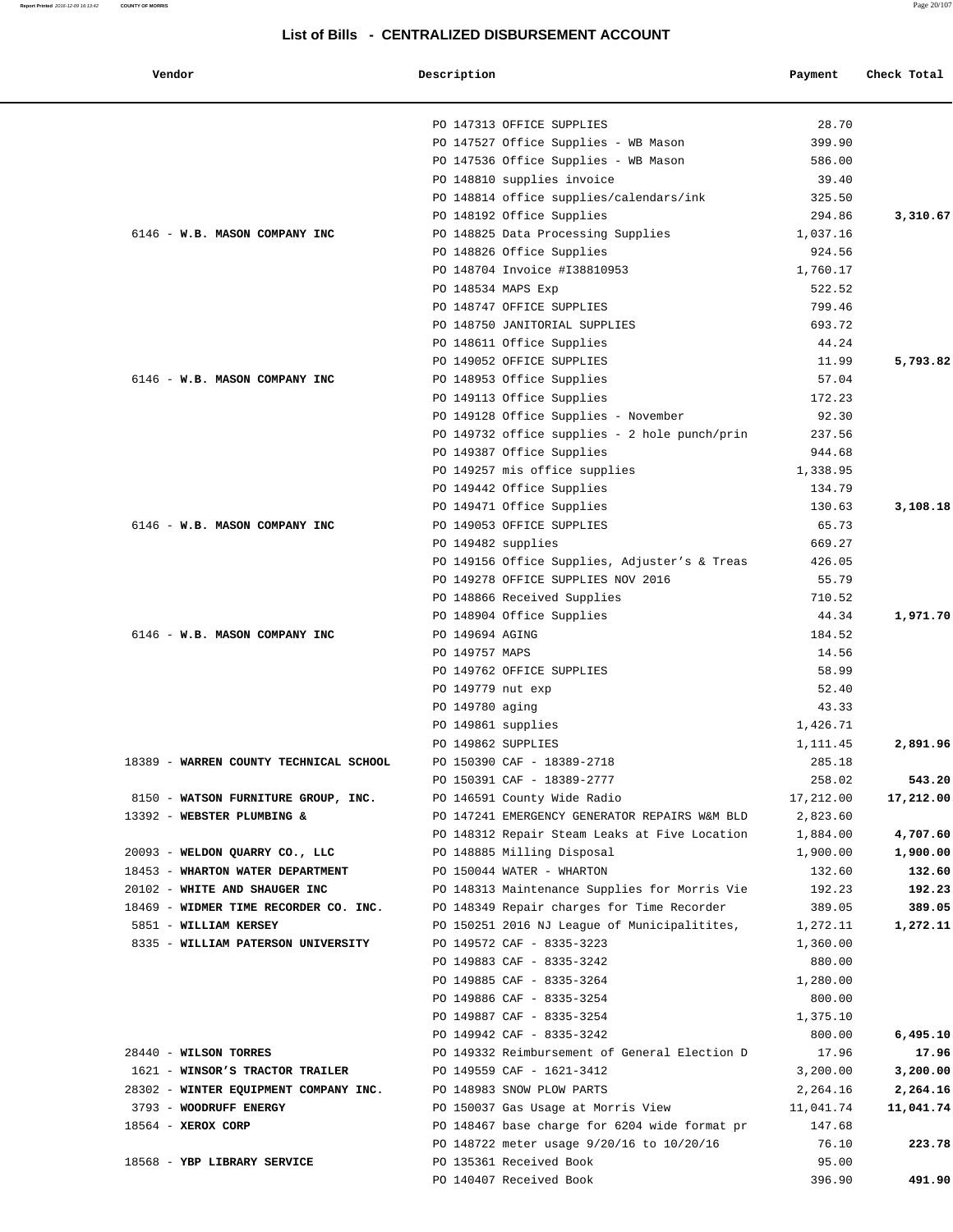## List of Bills - CENTRALIZED DISBURSEMENT ACCOUNT

| Vendor | Description | Payment | Check Total |
|---|---|---|---|
| | PO 147313 OFFICE SUPPLIES | 28.70 | |
| | PO 147527 Office Supplies - WB Mason | 399.90 | |
| | PO 147536 Office Supplies - WB Mason | 586.00 | |
| | PO 148810 supplies invoice | 39.40 | |
| | PO 148814 office supplies/calendars/ink | 325.50 | |
| | PO 148192 Office Supplies | 294.86 | **3,310.67** |
| 6146 - **W.B. MASON COMPANY INC** | PO 148825 Data Processing Supplies | 1,037.16 | |
| | PO 148826 Office Supplies | 924.56 | |
| | PO 148704 Invoice #I38810953 | 1,760.17 | |
| | PO 148534 MAPS Exp | 522.52 | |
| | PO 148747 OFFICE SUPPLIES | 799.46 | |
| | PO 148750 JANITORIAL SUPPLIES | 693.72 | |
| | PO 148611 Office Supplies | 44.24 | |
| | PO 149052 OFFICE SUPPLIES | 11.99 | **5,793.82** |
| 6146 - **W.B. MASON COMPANY INC** | PO 148953 Office Supplies | 57.04 | |
| | PO 149113 Office Supplies | 172.23 | |
| | PO 149128 Office Supplies - November | 92.30 | |
| | PO 149732 office supplies - 2 hole punch/prin | 237.56 | |
| | PO 149387 Office Supplies | 944.68 | |
| | PO 149257 mis office supplies | 1,338.95 | |
| | PO 149442 Office Supplies | 134.79 | |
| | PO 149471 Office Supplies | 130.63 | **3,108.18** |
| 6146 - **W.B. MASON COMPANY INC** | PO 149053 OFFICE SUPPLIES | 65.73 | |
| | PO 149482 supplies | 669.27 | |
| | PO 149156 Office Supplies, Adjuster's & Treas | 426.05 | |
| | PO 149278 OFFICE SUPPLIES NOV 2016 | 55.79 | |
| | PO 148866 Received Supplies | 710.52 | |
| | PO 148904 Office Supplies | 44.34 | **1,971.70** |
| 6146 - **W.B. MASON COMPANY INC** | PO 149694 AGING | 184.52 | |
| | PO 149757 MAPS | 14.56 | |
| | PO 149762 OFFICE SUPPLIES | 58.99 | |
| | PO 149779 nut exp | 52.40 | |
| | PO 149780 aging | 43.33 | |
| | PO 149861 supplies | 1,426.71 | |
| | PO 149862 SUPPLIES | 1,111.45 | **2,891.96** |
| 18389 - **WARREN COUNTY TECHNICAL SCHOOL** | PO 150390 CAF - 18389-2718 | 285.18 | |
| | PO 150391 CAF - 18389-2777 | 258.02 | **543.20** |
| 8150 - **WATSON FURNITURE GROUP, INC.** | PO 146591 County Wide Radio | 17,212.00 | **17,212.00** |
| 13392 - **WEBSTER PLUMBING &** | PO 147241 EMERGENCY GENERATOR REPAIRS W&M BLD | 2,823.60 | |
| | PO 148312 Repair Steam Leaks at Five Location | 1,884.00 | **4,707.60** |
| 20093 - **WELDON QUARRY CO., LLC** | PO 148885 Milling Disposal | 1,900.00 | **1,900.00** |
| 18453 - **WHARTON WATER DEPARTMENT** | PO 150044 WATER - WHARTON | 132.60 | **132.60** |
| 20102 - **WHITE AND SHAUGER INC** | PO 148313 Maintenance Supplies for Morris Vie | 192.23 | **192.23** |
| 18469 - **WIDMER TIME RECORDER CO. INC.** | PO 148349 Repair charges for Time Recorder | 389.05 | **389.05** |
| 5851 - **WILLIAM KERSEY** | PO 150251 2016 NJ League of Municipalitites, | 1,272.11 | **1,272.11** |
| 8335 - **WILLIAM PATERSON UNIVERSITY** | PO 149572 CAF - 8335-3223 | 1,360.00 | |
| | PO 149883 CAF - 8335-3242 | 880.00 | |
| | PO 149885 CAF - 8335-3264 | 1,280.00 | |
| | PO 149886 CAF - 8335-3254 | 800.00 | |
| | PO 149887 CAF - 8335-3254 | 1,375.10 | |
| | PO 149942 CAF - 8335-3242 | 800.00 | **6,495.10** |
| 28440 - **WILSON TORRES** | PO 149332 Reimbursement of General Election D | 17.96 | **17.96** |
| 1621 - **WINSOR'S TRACTOR TRAILER** | PO 149559 CAF - 1621-3412 | 3,200.00 | **3,200.00** |
| 28302 - **WINTER EQUIPMENT COMPANY INC.** | PO 148983 SNOW PLOW PARTS | 2,264.16 | **2,264.16** |
| 3793 - **WOODRUFF ENERGY** | PO 150037 Gas Usage at Morris View | 11,041.74 | **11,041.74** |
| 18564 - **XEROX CORP** | PO 148467 base charge for 6204 wide format pr | 147.68 | |
| | PO 148722 meter usage 9/20/16 to 10/20/16 | 76.10 | **223.78** |
| 18568 - **YBP LIBRARY SERVICE** | PO 135361 Received Book | 95.00 | |
| | PO 140407 Received Book | 396.90 | **491.90** |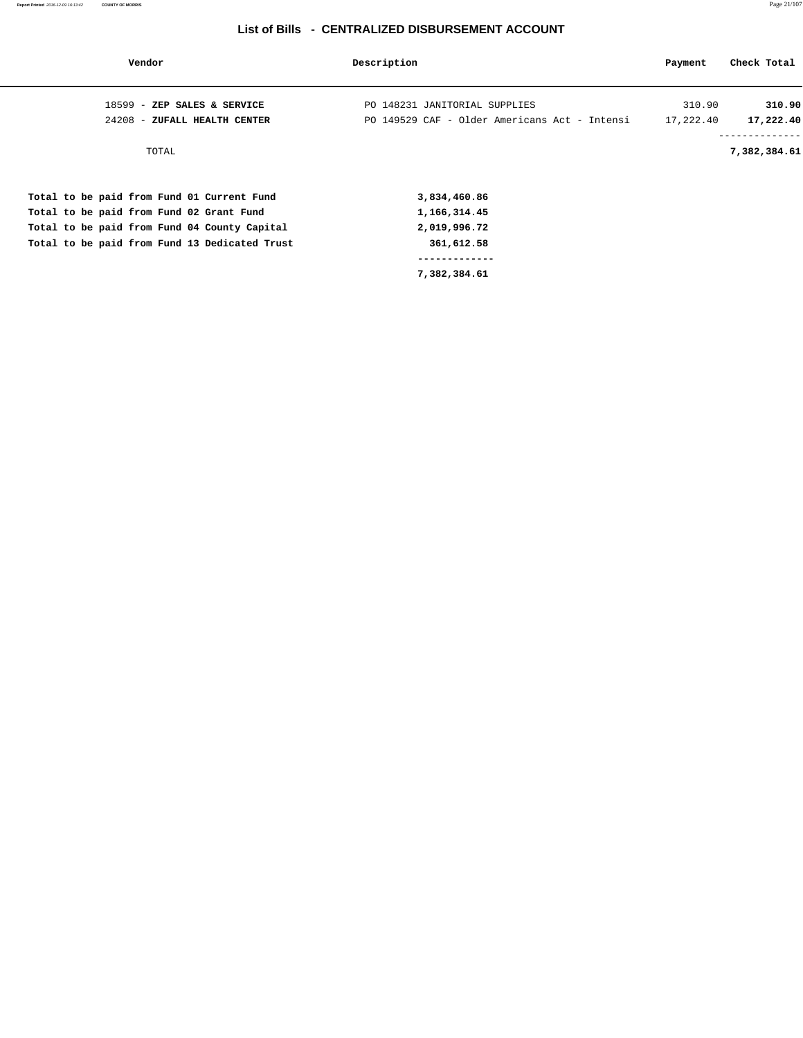## List of Bills - CENTRALIZED DISBURSEMENT ACCOUNT

| Vendor | Description | Payment | Check Total |
|---|---|---|---|
| 18599 - **ZEP SALES & SERVICE** | PO 148231 JANITORIAL SUPPLIES | 310.90 | **310.90** |
| 24208 - **ZUFALL HEALTH CENTER** | PO 149529 CAF - Older Americans Act - Intensi | 17,222.40 | **17,222.40** |
| TOTAL | | | **7,382,384.61** |

| | |
|---|---|
| **Total to be paid from Fund 01 Current Fund** | **3,834,460.86** |
| **Total to be paid from Fund 02 Grant Fund** | **1,166,314.45** |
| **Total to be paid from Fund 04 County Capital** | **2,019,996.72** |
| **Total to be paid from Fund 13 Dedicated Trust** | **361,612.58** |
| | **7,382,384.61** |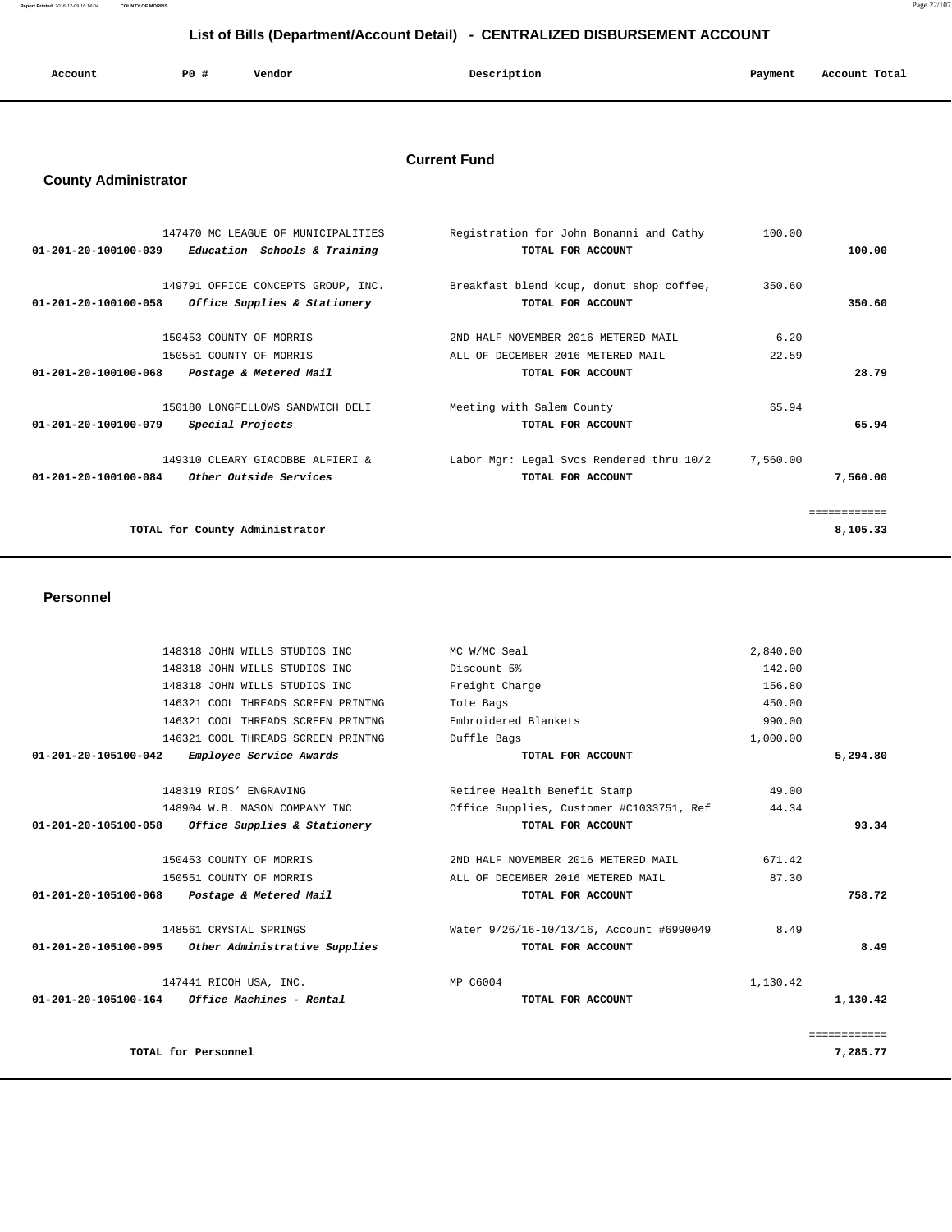## List of Bills (Department/Account Detail) - CENTRALIZED DISBURSEMENT ACCOUNT

### Current Fund

### County Administrator

| Account | PO # | Vendor | Description | Payment | Account Total |
|---|---|---|---|---|---|
| | 147470 | MC LEAGUE OF MUNICIPALITIES | Registration for John Bonanni and Cathy | 100.00 | |
| **01-201-20-100100-039** | | ***Education Schools & Training*** | **TOTAL FOR ACCOUNT** | | **100.00** |
| | 149791 | OFFICE CONCEPTS GROUP, INC. | Breakfast blend kcup, donut shop coffee, | 350.60 | |
| **01-201-20-100100-058** | | ***Office Supplies & Stationery*** | **TOTAL FOR ACCOUNT** | | **350.60** |
| | 150453 | COUNTY OF MORRIS | 2ND HALF NOVEMBER 2016 METERED MAIL | 6.20 | |
| | 150551 | COUNTY OF MORRIS | ALL OF DECEMBER 2016 METERED MAIL | 22.59 | |
| **01-201-20-100100-068** | | ***Postage & Metered Mail*** | **TOTAL FOR ACCOUNT** | | **28.79** |
| | 150180 | LONGFELLOWS SANDWICH DELI | Meeting with Salem County | 65.94 | |
| **01-201-20-100100-079** | | ***Special Projects*** | **TOTAL FOR ACCOUNT** | | **65.94** |
| | 149310 | CLEARY GIACOBBE ALFIERI & | Labor Mgr: Legal Svcs Rendered thru 10/2 | 7,560.00 | |
| **01-201-20-100100-084** | | ***Other Outside Services*** | **TOTAL FOR ACCOUNT** | | **7,560.00** |
| | | | | | ============ |
| | | **TOTAL for County Administrator** | | | **8,105.33** |

### Personnel

| Account | PO # | Vendor | Description | Payment | Account Total |
|---|---|---|---|---|---|
| | 148318 | JOHN WILLS STUDIOS INC | MC W/MC Seal | 2,840.00 | |
| | 148318 | JOHN WILLS STUDIOS INC | Discount 5% | -142.00 | |
| | 148318 | JOHN WILLS STUDIOS INC | Freight Charge | 156.80 | |
| | 146321 | COOL THREADS SCREEN PRINTNG | Tote Bags | 450.00 | |
| | 146321 | COOL THREADS SCREEN PRINTNG | Embroidered Blankets | 990.00 | |
| | 146321 | COOL THREADS SCREEN PRINTNG | Duffle Bags | 1,000.00 | |
| **01-201-20-105100-042** | | ***Employee Service Awards*** | **TOTAL FOR ACCOUNT** | | **5,294.80** |
| | 148319 | RIOS' ENGRAVING | Retiree Health Benefit Stamp | 49.00 | |
| | 148904 | W.B. MASON COMPANY INC | Office Supplies, Customer #C1033751, Ref | 44.34 | |
| **01-201-20-105100-058** | | ***Office Supplies & Stationery*** | **TOTAL FOR ACCOUNT** | | **93.34** |
| | 150453 | COUNTY OF MORRIS | 2ND HALF NOVEMBER 2016 METERED MAIL | 671.42 | |
| | 150551 | COUNTY OF MORRIS | ALL OF DECEMBER 2016 METERED MAIL | 87.30 | |
| **01-201-20-105100-068** | | ***Postage & Metered Mail*** | **TOTAL FOR ACCOUNT** | | **758.72** |
| | 148561 | CRYSTAL SPRINGS | Water 9/26/16-10/13/16, Account #6990049 | 8.49 | |
| **01-201-20-105100-095** | | ***Other Administrative Supplies*** | **TOTAL FOR ACCOUNT** | | **8.49** |
| | 147441 | RICOH USA, INC. | MP C6004 | 1,130.42 | |
| **01-201-20-105100-164** | | ***Office Machines - Rental*** | **TOTAL FOR ACCOUNT** | | **1,130.42** |
| | | | | | ============ |
| | | **TOTAL for Personnel** | | | **7,285.77** |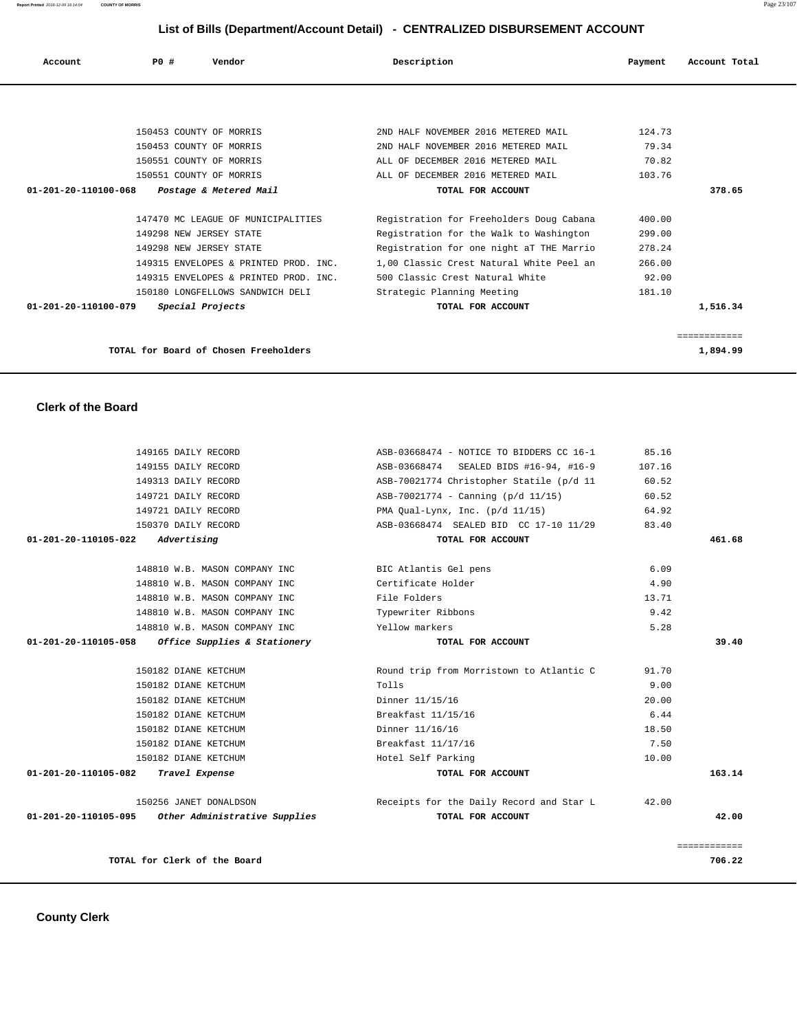# List of Bills (Department/Account Detail) - CENTRALIZED DISBURSEMENT ACCOUNT

| Account | PO # | Vendor | Description | Payment | Account Total |
|---|---|---|---|---|---|
| | 150453 | COUNTY OF MORRIS | 2ND HALF NOVEMBER 2016 METERED MAIL | 124.73 | |
| | 150453 | COUNTY OF MORRIS | 2ND HALF NOVEMBER 2016 METERED MAIL | 79.34 | |
| | 150551 | COUNTY OF MORRIS | ALL OF DECEMBER 2016 METERED MAIL | 70.82 | |
| | 150551 | COUNTY OF MORRIS | ALL OF DECEMBER 2016 METERED MAIL | 103.76 | |
| **01-201-20-110100-068** | | ***Postage & Metered Mail*** | **TOTAL FOR ACCOUNT** | | **378.65** |
| | 147470 | MC LEAGUE OF MUNICIPALITIES | Registration for Freeholders Doug Cabana | 400.00 | |
| | 149298 | NEW JERSEY STATE | Registration for the Walk to Washington | 299.00 | |
| | 149298 | NEW JERSEY STATE | Registration for one night aT THE Marrio | 278.24 | |
| | 149315 | ENVELOPES & PRINTED PROD. INC. | 1,00 Classic Crest Natural White Peel an | 266.00 | |
| | 149315 | ENVELOPES & PRINTED PROD. INC. | 500 Classic Crest Natural White | 92.00 | |
| | 150180 | LONGFELLOWS SANDWICH DELI | Strategic Planning Meeting | 181.10 | |
| **01-201-20-110100-079** | | ***Special Projects*** | **TOTAL FOR ACCOUNT** | | **1,516.34** |
| | | | | | ============ |
| | | **TOTAL for Board of Chosen Freeholders** | | | **1,894.99** |

## Clerk of the Board

| Account | PO # | Vendor | Description | Payment | Account Total |
|---|---|---|---|---|---|
| | 149165 | DAILY RECORD | ASB-03668474 - NOTICE TO BIDDERS CC 16-1 | 85.16 | |
| | 149155 | DAILY RECORD | ASB-03668474 SEALED BIDS #16-94, #16-9 | 107.16 | |
| | 149313 | DAILY RECORD | ASB-70021774 Christopher Statile (p/d 11 | 60.52 | |
| | 149721 | DAILY RECORD | ASB-70021774 - Canning (p/d 11/15) | 60.52 | |
| | 149721 | DAILY RECORD | PMA Qual-Lynx, Inc. (p/d 11/15) | 64.92 | |
| | 150370 | DAILY RECORD | ASB-03668474 SEALED BID CC 17-10 11/29 | 83.40 | |
| **01-201-20-110105-022** | | ***Advertising*** | **TOTAL FOR ACCOUNT** | | **461.68** |
| | 148810 | W.B. MASON COMPANY INC | BIC Atlantis Gel pens | 6.09 | |
| | 148810 | W.B. MASON COMPANY INC | Certificate Holder | 4.90 | |
| | 148810 | W.B. MASON COMPANY INC | File Folders | 13.71 | |
| | 148810 | W.B. MASON COMPANY INC | Typewriter Ribbons | 9.42 | |
| | 148810 | W.B. MASON COMPANY INC | Yellow markers | 5.28 | |
| **01-201-20-110105-058** | | ***Office Supplies & Stationery*** | **TOTAL FOR ACCOUNT** | | **39.40** |
| | 150182 | DIANE KETCHUM | Round trip from Morristown to Atlantic C | 91.70 | |
| | 150182 | DIANE KETCHUM | Tolls | 9.00 | |
| | 150182 | DIANE KETCHUM | Dinner 11/15/16 | 20.00 | |
| | 150182 | DIANE KETCHUM | Breakfast 11/15/16 | 6.44 | |
| | 150182 | DIANE KETCHUM | Dinner 11/16/16 | 18.50 | |
| | 150182 | DIANE KETCHUM | Breakfast 11/17/16 | 7.50 | |
| | 150182 | DIANE KETCHUM | Hotel Self Parking | 10.00 | |
| **01-201-20-110105-082** | | ***Travel Expense*** | **TOTAL FOR ACCOUNT** | | **163.14** |
| | 150256 | JANET DONALDSON | Receipts for the Daily Record and Star L | 42.00 | |
| **01-201-20-110105-095** | | ***Other Administrative Supplies*** | **TOTAL FOR ACCOUNT** | | **42.00** |
| | | | | | ============ |
| | | **TOTAL for Clerk of the Board** | | | **706.22** |

## County Clerk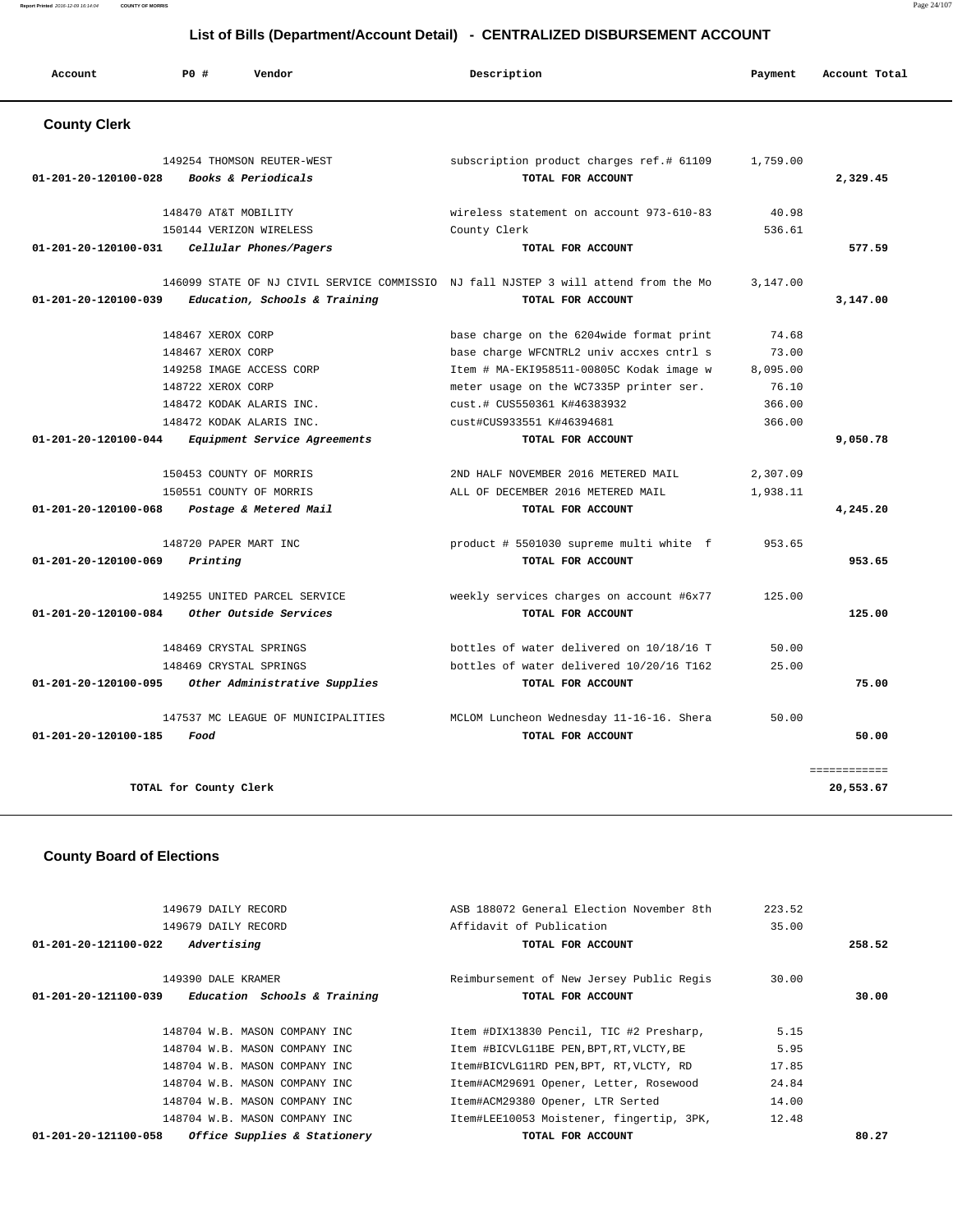# List of Bills (Department/Account Detail) - CENTRALIZED DISBURSEMENT ACCOUNT

| Account | PO # | Vendor | Description | Payment | Account Total |
|---|---|---|---|---|---|

## County Clerk

| Account | PO # | Vendor | Description | Payment | Account Total |
|---|---|---|---|---|---|
| | 149254 | THOMSON REUTER-WEST | subscription product charges ref.# 61109 | 1,759.00 | |
| 01-201-20-120100-028 | | *Books & Periodicals* | TOTAL FOR ACCOUNT | | 2,329.45 |
| | 148470 | AT&T MOBILITY | wireless statement on account 973-610-83 | 40.98 | |
| | 150144 | VERIZON WIRELESS | County Clerk | 536.61 | |
| 01-201-20-120100-031 | | *Cellular Phones/Pagers* | TOTAL FOR ACCOUNT | | 577.59 |
| | 146099 | STATE OF NJ CIVIL SERVICE COMMISSIO | NJ fall NJSTEP 3 will attend from the Mo | 3,147.00 | |
| 01-201-20-120100-039 | | *Education, Schools & Training* | TOTAL FOR ACCOUNT | | 3,147.00 |
| | 148467 | XEROX CORP | base charge on the 6204wide format print | 74.68 | |
| | 148467 | XEROX CORP | base charge WFCNTRL2 univ accxes cntrl s | 73.00 | |
| | 149258 | IMAGE ACCESS CORP | Item # MA-EKI958511-00805C Kodak image w | 8,095.00 | |
| | 148722 | XEROX CORP | meter usage on the WC7335P printer ser. | 76.10 | |
| | 148472 | KODAK ALARIS INC. | cust.# CUS550361 K#46383932 | 366.00 | |
| | 148472 | KODAK ALARIS INC. | cust#CUS933551 K#46394681 | 366.00 | |
| 01-201-20-120100-044 | | *Equipment Service Agreements* | TOTAL FOR ACCOUNT | | 9,050.78 |
| | 150453 | COUNTY OF MORRIS | 2ND HALF NOVEMBER 2016 METERED MAIL | 2,307.09 | |
| | 150551 | COUNTY OF MORRIS | ALL OF DECEMBER 2016 METERED MAIL | 1,938.11 | |
| 01-201-20-120100-068 | | *Postage & Metered Mail* | TOTAL FOR ACCOUNT | | 4,245.20 |
| | 148720 | PAPER MART INC | product # 5501030 supreme multi white f | 953.65 | |
| 01-201-20-120100-069 | | *Printing* | TOTAL FOR ACCOUNT | | 953.65 |
| | 149255 | UNITED PARCEL SERVICE | weekly services charges on account #6x77 | 125.00 | |
| 01-201-20-120100-084 | | *Other Outside Services* | TOTAL FOR ACCOUNT | | 125.00 |
| | 148469 | CRYSTAL SPRINGS | bottles of water delivered on 10/18/16 T | 50.00 | |
| | 148469 | CRYSTAL SPRINGS | bottles of water delivered 10/20/16 T162 | 25.00 | |
| 01-201-20-120100-095 | | *Other Administrative Supplies* | TOTAL FOR ACCOUNT | | 75.00 |
| | 147537 | MC LEAGUE OF MUNICIPALITIES | MCLOM Luncheon Wednesday 11-16-16. Shera | 50.00 | |
| 01-201-20-120100-185 | | *Food* | TOTAL FOR ACCOUNT | | 50.00 |
| | | | | | ============ |
| | | TOTAL for County Clerk | | | 20,553.67 |

## County Board of Elections

| Account | PO # | Vendor | Description | Payment | Account Total |
|---|---|---|---|---|---|
| | 149679 | DAILY RECORD | ASB 188072 General Election November 8th | 223.52 | |
| | 149679 | DAILY RECORD | Affidavit of Publication | 35.00 | |
| 01-201-20-121100-022 | | *Advertising* | TOTAL FOR ACCOUNT | | 258.52 |
| | 149390 | DALE KRAMER | Reimbursement of New Jersey Public Regis | 30.00 | |
| 01-201-20-121100-039 | | *Education Schools & Training* | TOTAL FOR ACCOUNT | | 30.00 |
| | 148704 | W.B. MASON COMPANY INC | Item #DIX13830 Pencil, TIC #2 Presharp, | 5.15 | |
| | 148704 | W.B. MASON COMPANY INC | Item #BICVLG11BE PEN,BPT,RT,VLCTY,BE | 5.95 | |
| | 148704 | W.B. MASON COMPANY INC | Item#BICVLG11RD PEN,BPT, RT,VLCTY, RD | 17.85 | |
| | 148704 | W.B. MASON COMPANY INC | Item#ACM29691 Opener, Letter, Rosewood | 24.84 | |
| | 148704 | W.B. MASON COMPANY INC | Item#ACM29380 Opener, LTR Serted | 14.00 | |
| | 148704 | W.B. MASON COMPANY INC | Item#LEE10053 Moistener, fingertip, 3PK, | 12.48 | |
| 01-201-20-121100-058 | | *Office Supplies & Stationery* | TOTAL FOR ACCOUNT | | 80.27 |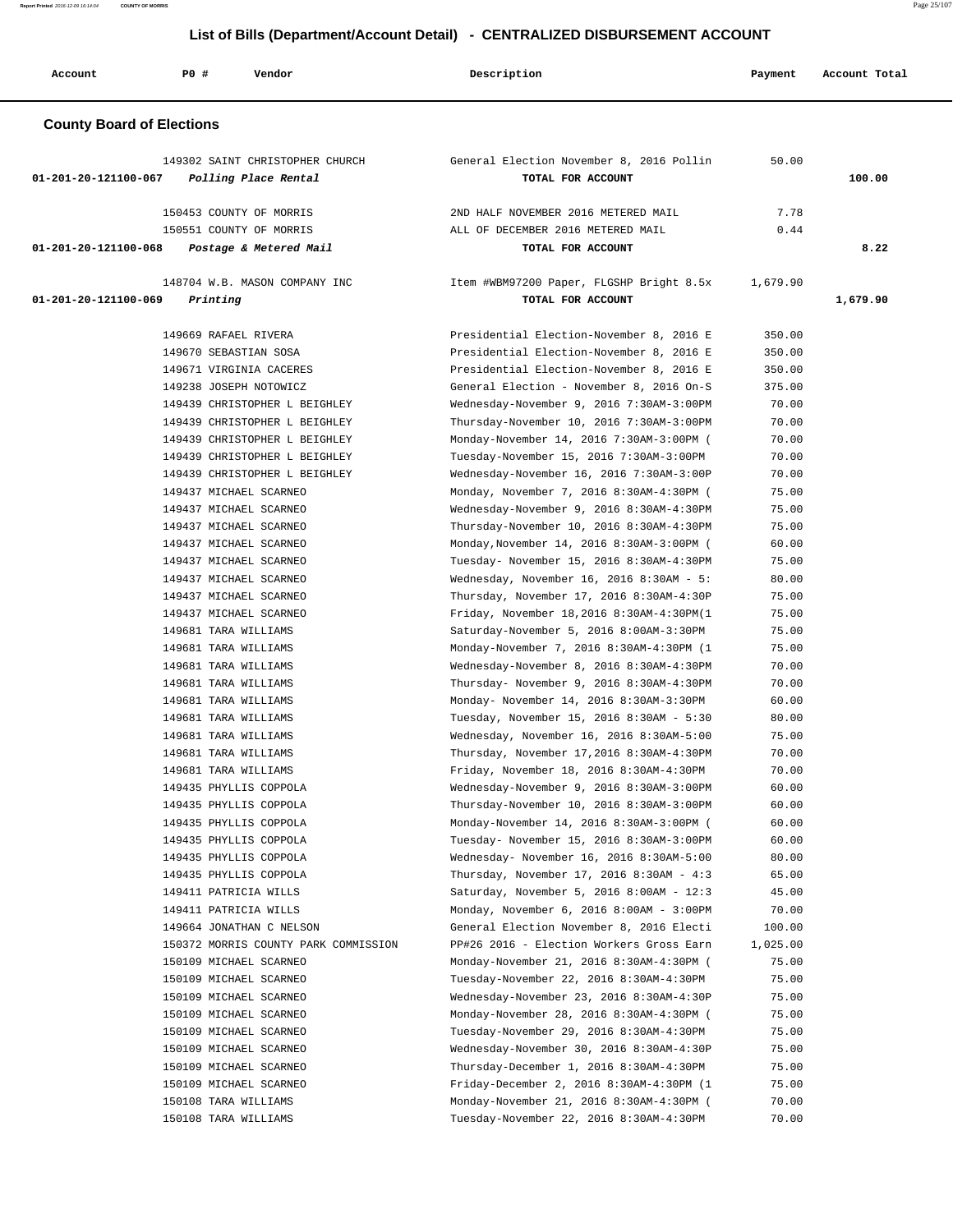## List of Bills (Department/Account Detail) - CENTRALIZED DISBURSEMENT ACCOUNT

| Account | PO # | Vendor | Description | Payment | Account Total |
|---|---|---|---|---|---|

### County Board of Elections

| Account | PO # | Vendor | Description | Payment | Account Total |
|---|---|---|---|---|---|
| | 149302 | SAINT CHRISTOPHER CHURCH | General Election November 8, 2016 Pollin | 50.00 | |
| 01-201-20-121100-067 | | *Polling Place Rental* | TOTAL FOR ACCOUNT | | 100.00 |
| | 150453 | COUNTY OF MORRIS | 2ND HALF NOVEMBER 2016 METERED MAIL | 7.78 | |
| | 150551 | COUNTY OF MORRIS | ALL OF DECEMBER 2016 METERED MAIL | 0.44 | |
| 01-201-20-121100-068 | | *Postage & Metered Mail* | TOTAL FOR ACCOUNT | | 8.22 |
| | 148704 | W.B. MASON COMPANY INC | Item #WBM97200 Paper, FLGSHP Bright 8.5x | 1,679.90 | |
| 01-201-20-121100-069 | | *Printing* | TOTAL FOR ACCOUNT | | 1,679.90 |
| | 149669 | RAFAEL RIVERA | Presidential Election-November 8, 2016 E | 350.00 | |
| | 149670 | SEBASTIAN SOSA | Presidential Election-November 8, 2016 E | 350.00 | |
| | 149671 | VIRGINIA CACERES | Presidential Election-November 8, 2016 E | 350.00 | |
| | 149238 | JOSEPH NOTOWICZ | General Election - November 8, 2016 On-S | 375.00 | |
| | 149439 | CHRISTOPHER L BEIGHLEY | Wednesday-November 9, 2016 7:30AM-3:00PM | 70.00 | |
| | 149439 | CHRISTOPHER L BEIGHLEY | Thursday-November 10, 2016 7:30AM-3:00PM | 70.00 | |
| | 149439 | CHRISTOPHER L BEIGHLEY | Monday-November 14, 2016 7:30AM-3:00PM ( | 70.00 | |
| | 149439 | CHRISTOPHER L BEIGHLEY | Tuesday-November 15, 2016 7:30AM-3:00PM | 70.00 | |
| | 149439 | CHRISTOPHER L BEIGHLEY | Wednesday-November 16, 2016 7:30AM-3:00P | 70.00 | |
| | 149437 | MICHAEL SCARNEO | Monday, November 7, 2016 8:30AM-4:30PM ( | 75.00 | |
| | 149437 | MICHAEL SCARNEO | Wednesday-November 9, 2016 8:30AM-4:30PM | 75.00 | |
| | 149437 | MICHAEL SCARNEO | Thursday-November 10, 2016 8:30AM-4:30PM | 75.00 | |
| | 149437 | MICHAEL SCARNEO | Monday,November 14, 2016 8:30AM-3:00PM ( | 60.00 | |
| | 149437 | MICHAEL SCARNEO | Tuesday- November 15, 2016 8:30AM-4:30PM | 75.00 | |
| | 149437 | MICHAEL SCARNEO | Wednesday, November 16, 2016 8:30AM - 5: | 80.00 | |
| | 149437 | MICHAEL SCARNEO | Thursday, November 17, 2016 8:30AM-4:30P | 75.00 | |
| | 149437 | MICHAEL SCARNEO | Friday, November 18,2016 8:30AM-4:30PM(1 | 75.00 | |
| | 149681 | TARA WILLIAMS | Saturday-November 5, 2016 8:00AM-3:30PM | 75.00 | |
| | 149681 | TARA WILLIAMS | Monday-November 7, 2016 8:30AM-4:30PM (1 | 75.00 | |
| | 149681 | TARA WILLIAMS | Wednesday-November 8, 2016 8:30AM-4:30PM | 70.00 | |
| | 149681 | TARA WILLIAMS | Thursday- November 9, 2016 8:30AM-4:30PM | 70.00 | |
| | 149681 | TARA WILLIAMS | Monday- November 14, 2016 8:30AM-3:30PM | 60.00 | |
| | 149681 | TARA WILLIAMS | Tuesday, November 15, 2016 8:30AM - 5:30 | 80.00 | |
| | 149681 | TARA WILLIAMS | Wednesday, November 16, 2016 8:30AM-5:00 | 75.00 | |
| | 149681 | TARA WILLIAMS | Thursday, November 17,2016 8:30AM-4:30PM | 70.00 | |
| | 149681 | TARA WILLIAMS | Friday, November 18, 2016 8:30AM-4:30PM | 70.00 | |
| | 149435 | PHYLLIS COPPOLA | Wednesday-November 9, 2016 8:30AM-3:00PM | 60.00 | |
| | 149435 | PHYLLIS COPPOLA | Thursday-November 10, 2016 8:30AM-3:00PM | 60.00 | |
| | 149435 | PHYLLIS COPPOLA | Monday-November 14, 2016 8:30AM-3:00PM ( | 60.00 | |
| | 149435 | PHYLLIS COPPOLA | Tuesday- November 15, 2016 8:30AM-3:00PM | 60.00 | |
| | 149435 | PHYLLIS COPPOLA | Wednesday- November 16, 2016 8:30AM-5:00 | 80.00 | |
| | 149435 | PHYLLIS COPPOLA | Thursday, November 17, 2016 8:30AM - 4:3 | 65.00 | |
| | 149411 | PATRICIA WILLS | Saturday, November 5, 2016 8:00AM - 12:3 | 45.00 | |
| | 149411 | PATRICIA WILLS | Monday, November 6, 2016 8:00AM - 3:00PM | 70.00 | |
| | 149664 | JONATHAN C NELSON | General Election November 8, 2016 Electi | 100.00 | |
| | 150372 | MORRIS COUNTY PARK COMMISSION | PP#26 2016 - Election Workers Gross Earn | 1,025.00 | |
| | 150109 | MICHAEL SCARNEO | Monday-November 21, 2016 8:30AM-4:30PM ( | 75.00 | |
| | 150109 | MICHAEL SCARNEO | Tuesday-November 22, 2016 8:30AM-4:30PM | 75.00 | |
| | 150109 | MICHAEL SCARNEO | Wednesday-November 23, 2016 8:30AM-4:30P | 75.00 | |
| | 150109 | MICHAEL SCARNEO | Monday-November 28, 2016 8:30AM-4:30PM ( | 75.00 | |
| | 150109 | MICHAEL SCARNEO | Tuesday-November 29, 2016 8:30AM-4:30PM | 75.00 | |
| | 150109 | MICHAEL SCARNEO | Wednesday-November 30, 2016 8:30AM-4:30P | 75.00 | |
| | 150109 | MICHAEL SCARNEO | Thursday-December 1, 2016 8:30AM-4:30PM | 75.00 | |
| | 150109 | MICHAEL SCARNEO | Friday-December 2, 2016 8:30AM-4:30PM (1 | 75.00 | |
| | 150108 | TARA WILLIAMS | Monday-November 21, 2016 8:30AM-4:30PM ( | 70.00 | |
| | 150108 | TARA WILLIAMS | Tuesday-November 22, 2016 8:30AM-4:30PM | 70.00 | |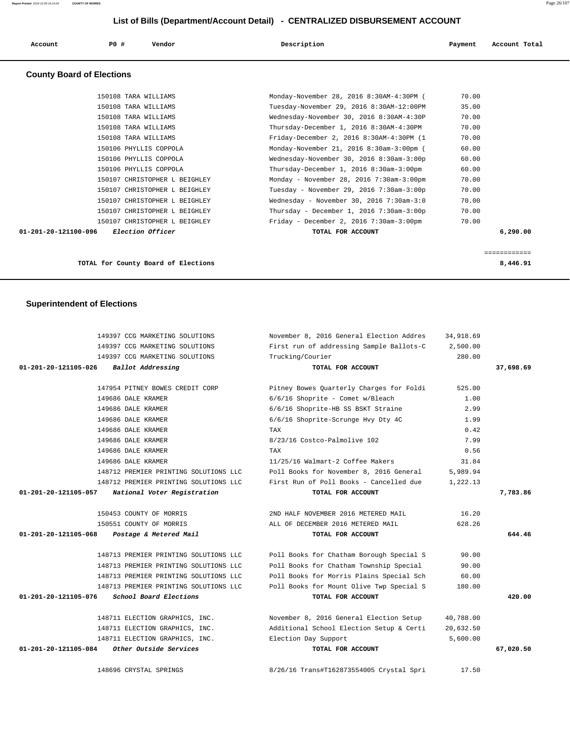# List of Bills (Department/Account Detail) - CENTRALIZED DISBURSEMENT ACCOUNT

| Account | PO # | Vendor | Description | Payment | Account Total |
|---|---|---|---|---|---|

## County Board of Elections

| Account | PO # | Vendor | Description | Payment | Account Total |
|---|---|---|---|---|---|
| | 150108 | TARA WILLIAMS | Monday-November 28, 2016 8:30AM-4:30PM ( | 70.00 | |
| | 150108 | TARA WILLIAMS | Tuesday-November 29, 2016 8:30AM-12:00PM | 35.00 | |
| | 150108 | TARA WILLIAMS | Wednesday-November 30, 2016 8:30AM-4:30P | 70.00 | |
| | 150108 | TARA WILLIAMS | Thursday-December 1, 2016 8:30AM-4:30PM | 70.00 | |
| | 150108 | TARA WILLIAMS | Friday-December 2, 2016 8:30AM-4:30PM (1 | 70.00 | |
| | 150106 | PHYLLIS COPPOLA | Monday-November 21, 2016 8:30am-3:00pm ( | 60.00 | |
| | 150106 | PHYLLIS COPPOLA | Wednesday-November 30, 2016 8:30am-3:00p | 60.00 | |
| | 150106 | PHYLLIS COPPOLA | Thursday-December 1, 2016 8:30am-3:00pm | 60.00 | |
| | 150107 | CHRISTOPHER L BEIGHLEY | Monday - November 28, 2016 7:30am-3:00pm | 70.00 | |
| | 150107 | CHRISTOPHER L BEIGHLEY | Tuesday - November 29, 2016 7:30am-3:00p | 70.00 | |
| | 150107 | CHRISTOPHER L BEIGHLEY | Wednesday - November 30, 2016 7:30am-3:0 | 70.00 | |
| | 150107 | CHRISTOPHER L BEIGHLEY | Thursday - December 1, 2016 7:30am-3:00p | 70.00 | |
| | 150107 | CHRISTOPHER L BEIGHLEY | Friday - December 2, 2016 7:30am-3:00pm | 70.00 | |
| **01-201-20-121100-096** | | *Election Officer* | **TOTAL FOR ACCOUNT** | | **6,290.00** |

**TOTAL for County Board of Elections** **8,446.91**

## Superintendent of Elections

| Account | PO # | Vendor | Description | Payment | Account Total |
|---|---|---|---|---|---|
| | 149397 | CCG MARKETING SOLUTIONS | November 8, 2016 General Election Addres | 34,918.69 | |
| | 149397 | CCG MARKETING SOLUTIONS | First run of addressing Sample Ballots-C | 2,500.00 | |
| | 149397 | CCG MARKETING SOLUTIONS | Trucking/Courier | 280.00 | |
| **01-201-20-121105-026** | | *Ballot Addressing* | **TOTAL FOR ACCOUNT** | | **37,698.69** |
| | 147954 | PITNEY BOWES CREDIT CORP | Pitney Bowes Quarterly Charges for Foldi | 525.00 | |
| | 149686 | DALE KRAMER | 6/6/16 Shoprite - Comet w/Bleach | 1.00 | |
| | 149686 | DALE KRAMER | 6/6/16 Shoprite-HB SS BSKT Straine | 2.99 | |
| | 149686 | DALE KRAMER | 6/6/16 Shoprite-Scrunge Hvy Dty 4C | 1.99 | |
| | 149686 | DALE KRAMER | TAX | 0.42 | |
| | 149686 | DALE KRAMER | 8/23/16 Costco-Palmolive 102 | 7.99 | |
| | 149686 | DALE KRAMER | TAX | 0.56 | |
| | 149686 | DALE KRAMER | 11/25/16 Walmart-2 Coffee Makers | 31.84 | |
| | 148712 | PREMIER PRINTING SOLUTIONS LLC | Poll Books for November 8, 2016 General | 5,989.94 | |
| | 148712 | PREMIER PRINTING SOLUTIONS LLC | First Run of Poll Books - Cancelled due | 1,222.13 | |
| **01-201-20-121105-057** | | *National Voter Registration* | **TOTAL FOR ACCOUNT** | | **7,783.86** |
| | 150453 | COUNTY OF MORRIS | 2ND HALF NOVEMBER 2016 METERED MAIL | 16.20 | |
| | 150551 | COUNTY OF MORRIS | ALL OF DECEMBER 2016 METERED MAIL | 628.26 | |
| **01-201-20-121105-068** | | *Postage & Metered Mail* | **TOTAL FOR ACCOUNT** | | **644.46** |
| | 148713 | PREMIER PRINTING SOLUTIONS LLC | Poll Books for Chatham Borough Special S | 90.00 | |
| | 148713 | PREMIER PRINTING SOLUTIONS LLC | Poll Books for Chatham Township Special | 90.00 | |
| | 148713 | PREMIER PRINTING SOLUTIONS LLC | Poll Books for Morris Plains Special Sch | 60.00 | |
| | 148713 | PREMIER PRINTING SOLUTIONS LLC | Poll Books for Mount Olive Twp Special S | 180.00 | |
| **01-201-20-121105-076** | | *School Board Elections* | **TOTAL FOR ACCOUNT** | | **420.00** |
| | 148711 | ELECTION GRAPHICS, INC. | November 8, 2016 General Election Setup | 40,788.00 | |
| | 148711 | ELECTION GRAPHICS, INC. | Additional School Election Setup & Certi | 20,632.50 | |
| | 148711 | ELECTION GRAPHICS, INC. | Election Day Support | 5,600.00 | |
| **01-201-20-121105-084** | | *Other Outside Services* | **TOTAL FOR ACCOUNT** | | **67,020.50** |
| | 148696 | CRYSTAL SPRINGS | 8/26/16 Trans#T162873554005 Crystal Spri | 17.50 | |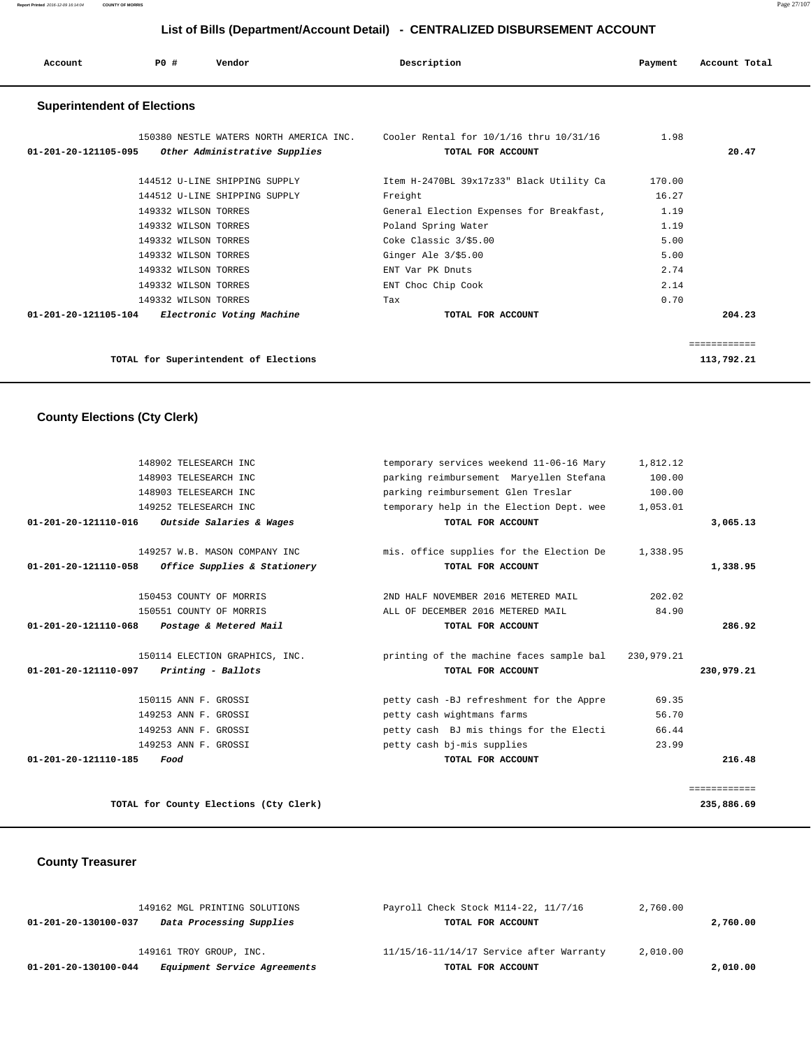## List of Bills (Department/Account Detail) - CENTRALIZED DISBURSEMENT ACCOUNT

| Account | PO # | Vendor | Description | Payment | Account Total |
|---|---|---|---|---|---|

### Superintendent of Elections

| Account | PO # | Vendor | Description | Payment | Account Total |
|---|---|---|---|---|---|
| | 150380 | NESTLE WATERS NORTH AMERICA INC. | Cooler Rental for 10/1/16 thru 10/31/16 | 1.98 | |
| 01-201-20-121105-095 | | *Other Administrative Supplies* | TOTAL FOR ACCOUNT | | 20.47 |
| | 144512 | U-LINE SHIPPING SUPPLY | Item H-2470BL 39x17z33" Black Utility Ca | 170.00 | |
| | 144512 | U-LINE SHIPPING SUPPLY | Freight | 16.27 | |
| | 149332 | WILSON TORRES | General Election Expenses for Breakfast, | 1.19 | |
| | 149332 | WILSON TORRES | Poland Spring Water | 1.19 | |
| | 149332 | WILSON TORRES | Coke Classic 3/$5.00 | 5.00 | |
| | 149332 | WILSON TORRES | Ginger Ale 3/$5.00 | 5.00 | |
| | 149332 | WILSON TORRES | ENT Var PK Dnuts | 2.74 | |
| | 149332 | WILSON TORRES | ENT Choc Chip Cook | 2.14 | |
| | 149332 | WILSON TORRES | Tax | 0.70 | |
| 01-201-20-121105-104 | | *Electronic Voting Machine* | TOTAL FOR ACCOUNT | | 204.23 |

**TOTAL for Superintendent of Elections** ============ **113,792.21**

### County Elections (Cty Clerk)

| Account | PO # | Vendor | Description | Payment | Account Total |
|---|---|---|---|---|---|
| | 148902 | TELESEARCH INC | temporary services weekend 11-06-16 Mary | 1,812.12 | |
| | 148903 | TELESEARCH INC | parking reimbursement Maryellen Stefana | 100.00 | |
| | 148903 | TELESEARCH INC | parking reimbursement Glen Treslar | 100.00 | |
| | 149252 | TELESEARCH INC | temporary help in the Election Dept. wee | 1,053.01 | |
| 01-201-20-121110-016 | | *Outside Salaries & Wages* | TOTAL FOR ACCOUNT | | 3,065.13 |
| | 149257 | W.B. MASON COMPANY INC | mis. office supplies for the Election De | 1,338.95 | |
| 01-201-20-121110-058 | | *Office Supplies & Stationery* | TOTAL FOR ACCOUNT | | 1,338.95 |
| | 150453 | COUNTY OF MORRIS | 2ND HALF NOVEMBER 2016 METERED MAIL | 202.02 | |
| | 150551 | COUNTY OF MORRIS | ALL OF DECEMBER 2016 METERED MAIL | 84.90 | |
| 01-201-20-121110-068 | | *Postage & Metered Mail* | TOTAL FOR ACCOUNT | | 286.92 |
| | 150114 | ELECTION GRAPHICS, INC. | printing of the machine faces sample bal | 230,979.21 | |
| 01-201-20-121110-097 | | *Printing - Ballots* | TOTAL FOR ACCOUNT | | 230,979.21 |
| | 150115 | ANN F. GROSSI | petty cash -BJ refreshment for the Appre | 69.35 | |
| | 149253 | ANN F. GROSSI | petty cash wightmans farms | 56.70 | |
| | 149253 | ANN F. GROSSI | petty cash BJ mis things for the Electi | 66.44 | |
| | 149253 | ANN F. GROSSI | petty cash bj-mis supplies | 23.99 | |
| 01-201-20-121110-185 | | *Food* | TOTAL FOR ACCOUNT | | 216.48 |

**TOTAL for County Elections (Cty Clerk)** ============ **235,886.69**

### County Treasurer

| Account | PO # | Vendor | Description | Payment | Account Total |
|---|---|---|---|---|---|
| | 149162 | MGL PRINTING SOLUTIONS | Payroll Check Stock M114-22, 11/7/16 | 2,760.00 | |
| 01-201-20-130100-037 | | *Data Processing Supplies* | TOTAL FOR ACCOUNT | | 2,760.00 |
| | 149161 | TROY GROUP, INC. | 11/15/16-11/14/17 Service after Warranty | 2,010.00 | |
| 01-201-20-130100-044 | | *Equipment Service Agreements* | TOTAL FOR ACCOUNT | | 2,010.00 |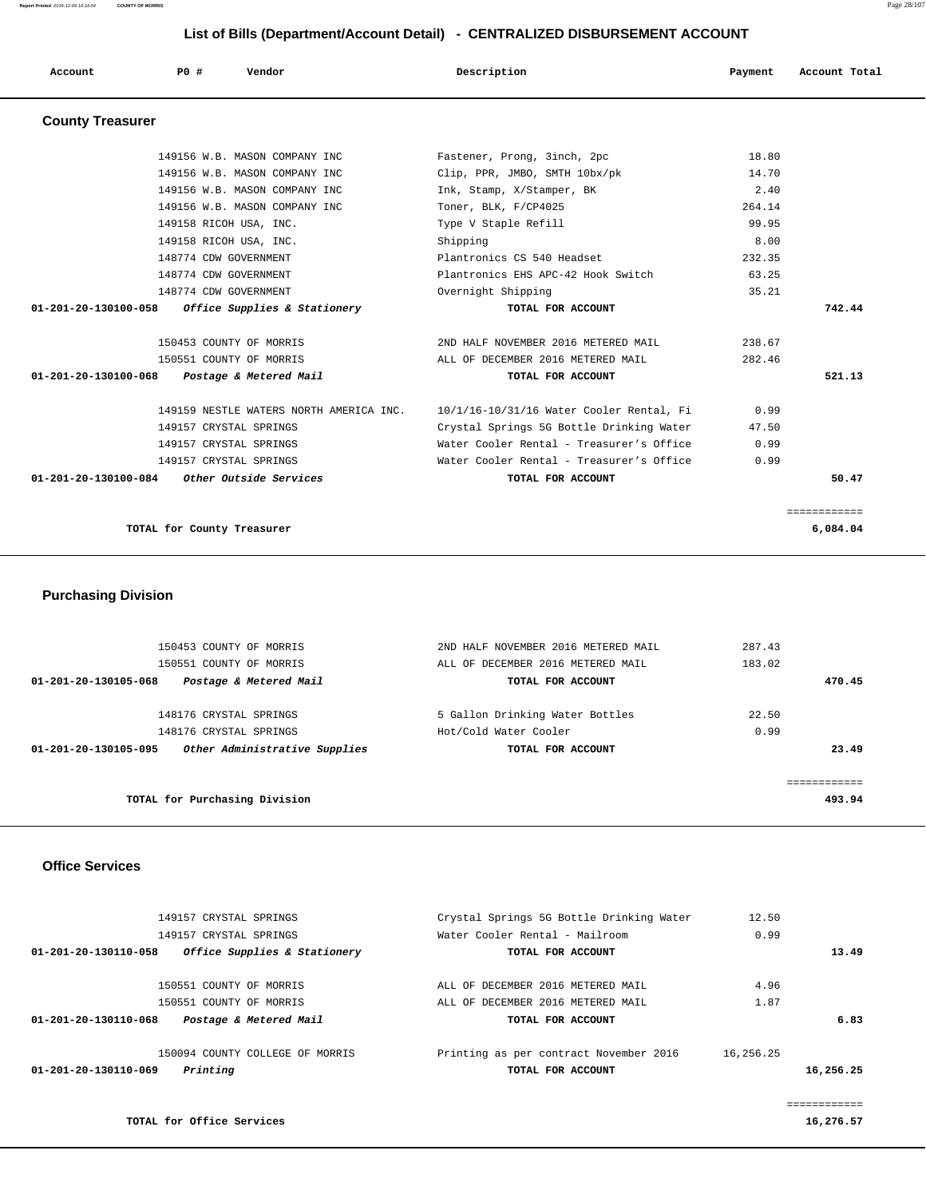## List of Bills (Department/Account Detail) - CENTRALIZED DISBURSEMENT ACCOUNT

| Account | PO # | Vendor | Description | Payment | Account Total |
|---|---|---|---|---|---|

### County Treasurer

| Account | PO # | Vendor | Description | Payment | Account Total |
|---|---|---|---|---|---|
| | 149156 | W.B. MASON COMPANY INC | Fastener, Prong, 3inch, 2pc | 18.80 | |
| | 149156 | W.B. MASON COMPANY INC | Clip, PPR, JMBO, SMTH 10bx/pk | 14.70 | |
| | 149156 | W.B. MASON COMPANY INC | Ink, Stamp, X/Stamper, BK | 2.40 | |
| | 149156 | W.B. MASON COMPANY INC | Toner, BLK, F/CP4025 | 264.14 | |
| | 149158 | RICOH USA, INC. | Type V Staple Refill | 99.95 | |
| | 149158 | RICOH USA, INC. | Shipping | 8.00 | |
| | 148774 | CDW GOVERNMENT | Plantronics CS 540 Headset | 232.35 | |
| | 148774 | CDW GOVERNMENT | Plantronics EHS APC-42 Hook Switch | 63.25 | |
| | 148774 | CDW GOVERNMENT | Overnight Shipping | 35.21 | |
| **01-201-20-130100-058** | | ***Office Supplies & Stationery*** | **TOTAL FOR ACCOUNT** | | **742.44** |
| | 150453 | COUNTY OF MORRIS | 2ND HALF NOVEMBER 2016 METERED MAIL | 238.67 | |
| | 150551 | COUNTY OF MORRIS | ALL OF DECEMBER 2016 METERED MAIL | 282.46 | |
| **01-201-20-130100-068** | | ***Postage & Metered Mail*** | **TOTAL FOR ACCOUNT** | | **521.13** |
| | 149159 | NESTLE WATERS NORTH AMERICA INC. | 10/1/16-10/31/16 Water Cooler Rental, Fi | 0.99 | |
| | 149157 | CRYSTAL SPRINGS | Crystal Springs 5G Bottle Drinking Water | 47.50 | |
| | 149157 | CRYSTAL SPRINGS | Water Cooler Rental - Treasurer's Office | 0.99 | |
| | 149157 | CRYSTAL SPRINGS | Water Cooler Rental - Treasurer's Office | 0.99 | |
| **01-201-20-130100-084** | | ***Other Outside Services*** | **TOTAL FOR ACCOUNT** | | **50.47** |
| | | **TOTAL for County Treasurer** | | | **6,084.04** |

### Purchasing Division

| Account | PO # | Vendor | Description | Payment | Account Total |
|---|---|---|---|---|---|
| | 150453 | COUNTY OF MORRIS | 2ND HALF NOVEMBER 2016 METERED MAIL | 287.43 | |
| | 150551 | COUNTY OF MORRIS | ALL OF DECEMBER 2016 METERED MAIL | 183.02 | |
| **01-201-20-130105-068** | | ***Postage & Metered Mail*** | **TOTAL FOR ACCOUNT** | | **470.45** |
| | 148176 | CRYSTAL SPRINGS | 5 Gallon Drinking Water Bottles | 22.50 | |
| | 148176 | CRYSTAL SPRINGS | Hot/Cold Water Cooler | 0.99 | |
| **01-201-20-130105-095** | | ***Other Administrative Supplies*** | **TOTAL FOR ACCOUNT** | | **23.49** |
| | | **TOTAL for Purchasing Division** | | | **493.94** |

### Office Services

| Account | PO # | Vendor | Description | Payment | Account Total |
|---|---|---|---|---|---|
| | 149157 | CRYSTAL SPRINGS | Crystal Springs 5G Bottle Drinking Water | 12.50 | |
| | 149157 | CRYSTAL SPRINGS | Water Cooler Rental - Mailroom | 0.99 | |
| **01-201-20-130110-058** | | ***Office Supplies & Stationery*** | **TOTAL FOR ACCOUNT** | | **13.49** |
| | 150551 | COUNTY OF MORRIS | ALL OF DECEMBER 2016 METERED MAIL | 4.96 | |
| | 150551 | COUNTY OF MORRIS | ALL OF DECEMBER 2016 METERED MAIL | 1.87 | |
| **01-201-20-130110-068** | | ***Postage & Metered Mail*** | **TOTAL FOR ACCOUNT** | | **6.83** |
| | 150094 | COUNTY COLLEGE OF MORRIS | Printing as per contract November 2016 | 16,256.25 | |
| **01-201-20-130110-069** | | ***Printing*** | **TOTAL FOR ACCOUNT** | | **16,256.25** |
| | | **TOTAL for Office Services** | | | **16,276.57** |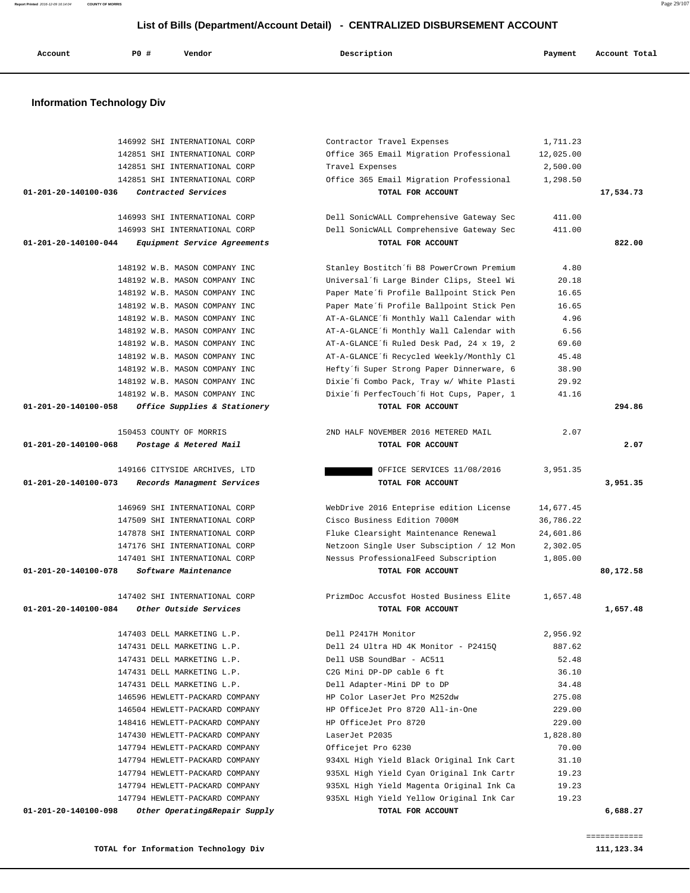## List of Bills (Department/Account Detail) - CENTRALIZED DISBURSEMENT ACCOUNT

### Information Technology Div

| Account | PO # | Vendor | Description | Payment | Account Total |
|---|---|---|---|---|---|
| | 146992 | SHI INTERNATIONAL CORP | Contractor Travel Expenses | 1,711.23 | |
| | 142851 | SHI INTERNATIONAL CORP | Office 365 Email Migration Professional | 12,025.00 | |
| | 142851 | SHI INTERNATIONAL CORP | Travel Expenses | 2,500.00 | |
| | 142851 | SHI INTERNATIONAL CORP | Office 365 Email Migration Professional | 1,298.50 | |
| **01-201-20-140100-036** | | *Contracted Services* | **TOTAL FOR ACCOUNT** | | **17,534.73** |
| | 146993 | SHI INTERNATIONAL CORP | Dell SonicWALL Comprehensive Gateway Sec | 411.00 | |
| | 146993 | SHI INTERNATIONAL CORP | Dell SonicWALL Comprehensive Gateway Sec | 411.00 | |
| **01-201-20-140100-044** | | *Equipment Service Agreements* | **TOTAL FOR ACCOUNT** | | **822.00** |
| | 148192 | W.B. MASON COMPANY INC | Stanley Bostitch´fi B8 PowerCrown Premium | 4.80 | |
| | 148192 | W.B. MASON COMPANY INC | Universal´fi Large Binder Clips, Steel Wi | 20.18 | |
| | 148192 | W.B. MASON COMPANY INC | Paper Mate´fi Profile Ballpoint Stick Pen | 16.65 | |
| | 148192 | W.B. MASON COMPANY INC | Paper Mate´fi Profile Ballpoint Stick Pen | 16.65 | |
| | 148192 | W.B. MASON COMPANY INC | AT-A-GLANCE´fi Monthly Wall Calendar with | 4.96 | |
| | 148192 | W.B. MASON COMPANY INC | AT-A-GLANCE´fi Monthly Wall Calendar with | 6.56 | |
| | 148192 | W.B. MASON COMPANY INC | AT-A-GLANCE´fi Ruled Desk Pad, 24 x 19, 2 | 69.60 | |
| | 148192 | W.B. MASON COMPANY INC | AT-A-GLANCE´fi Recycled Weekly/Monthly Cl | 45.48 | |
| | 148192 | W.B. MASON COMPANY INC | Hefty´fi Super Strong Paper Dinnerware, 6 | 38.90 | |
| | 148192 | W.B. MASON COMPANY INC | Dixie´fi Combo Pack, Tray w/ White Plasti | 29.92 | |
| | 148192 | W.B. MASON COMPANY INC | Dixie´fi PerfecTouch´fi Hot Cups, Paper, 1 | 41.16 | |
| **01-201-20-140100-058** | | *Office Supplies & Stationery* | **TOTAL FOR ACCOUNT** | | **294.86** |
| | 150453 | COUNTY OF MORRIS | 2ND HALF NOVEMBER 2016 METERED MAIL | 2.07 | |
| **01-201-20-140100-068** | | *Postage & Metered Mail* | **TOTAL FOR ACCOUNT** | | **2.07** |
| | 149166 | CITYSIDE ARCHIVES, LTD | [REDACTED] OFFICE SERVICES 11/08/2016 | 3,951.35 | |
| **01-201-20-140100-073** | | *Records Managment Services* | **TOTAL FOR ACCOUNT** | | **3,951.35** |
| | 146969 | SHI INTERNATIONAL CORP | WebDrive 2016 Enteprise edition License | 14,677.45 | |
| | 147509 | SHI INTERNATIONAL CORP | Cisco Business Edition 7000M | 36,786.22 | |
| | 147878 | SHI INTERNATIONAL CORP | Fluke Clearsight Maintenance Renewal | 24,601.86 | |
| | 147176 | SHI INTERNATIONAL CORP | Netzoon Single User Subsciption / 12 Mon | 2,302.05 | |
| | 147401 | SHI INTERNATIONAL CORP | Nessus ProfessionalFeed Subscription | 1,805.00 | |
| **01-201-20-140100-078** | | *Software Maintenance* | **TOTAL FOR ACCOUNT** | | **80,172.58** |
| | 147402 | SHI INTERNATIONAL CORP | PrizmDoc Accusfot Hosted Business Elite | 1,657.48 | |
| **01-201-20-140100-084** | | *Other Outside Services* | **TOTAL FOR ACCOUNT** | | **1,657.48** |
| | 147403 | DELL MARKETING L.P. | Dell P2417H Monitor | 2,956.92 | |
| | 147431 | DELL MARKETING L.P. | Dell 24 Ultra HD 4K Monitor - P2415Q | 887.62 | |
| | 147431 | DELL MARKETING L.P. | Dell USB SoundBar - AC511 | 52.48 | |
| | 147431 | DELL MARKETING L.P. | C2G Mini DP-DP cable 6 ft | 36.10 | |
| | 147431 | DELL MARKETING L.P. | Dell Adapter-Mini DP to DP | 34.48 | |
| | 146596 | HEWLETT-PACKARD COMPANY | HP Color LaserJet Pro M252dw | 275.08 | |
| | 146504 | HEWLETT-PACKARD COMPANY | HP OfficeJet Pro 8720 All-in-One | 229.00 | |
| | 148416 | HEWLETT-PACKARD COMPANY | HP OfficeJet Pro 8720 | 229.00 | |
| | 147430 | HEWLETT-PACKARD COMPANY | LaserJet P2035 | 1,828.80 | |
| | 147794 | HEWLETT-PACKARD COMPANY | Officejet Pro 6230 | 70.00 | |
| | 147794 | HEWLETT-PACKARD COMPANY | 934XL High Yield Black Original Ink Cart | 31.10 | |
| | 147794 | HEWLETT-PACKARD COMPANY | 935XL High Yield Cyan Original Ink Cartr | 19.23 | |
| | 147794 | HEWLETT-PACKARD COMPANY | 935XL High Yield Magenta Original Ink Ca | 19.23 | |
| | 147794 | HEWLETT-PACKARD COMPANY | 935XL High Yield Yellow Original Ink Car | 19.23 | |
| **01-201-20-140100-098** | | *Other Operating&Repair Supply* | **TOTAL FOR ACCOUNT** | | **6,688.27** |

**TOTAL for Information Technology Div** **111,123.34**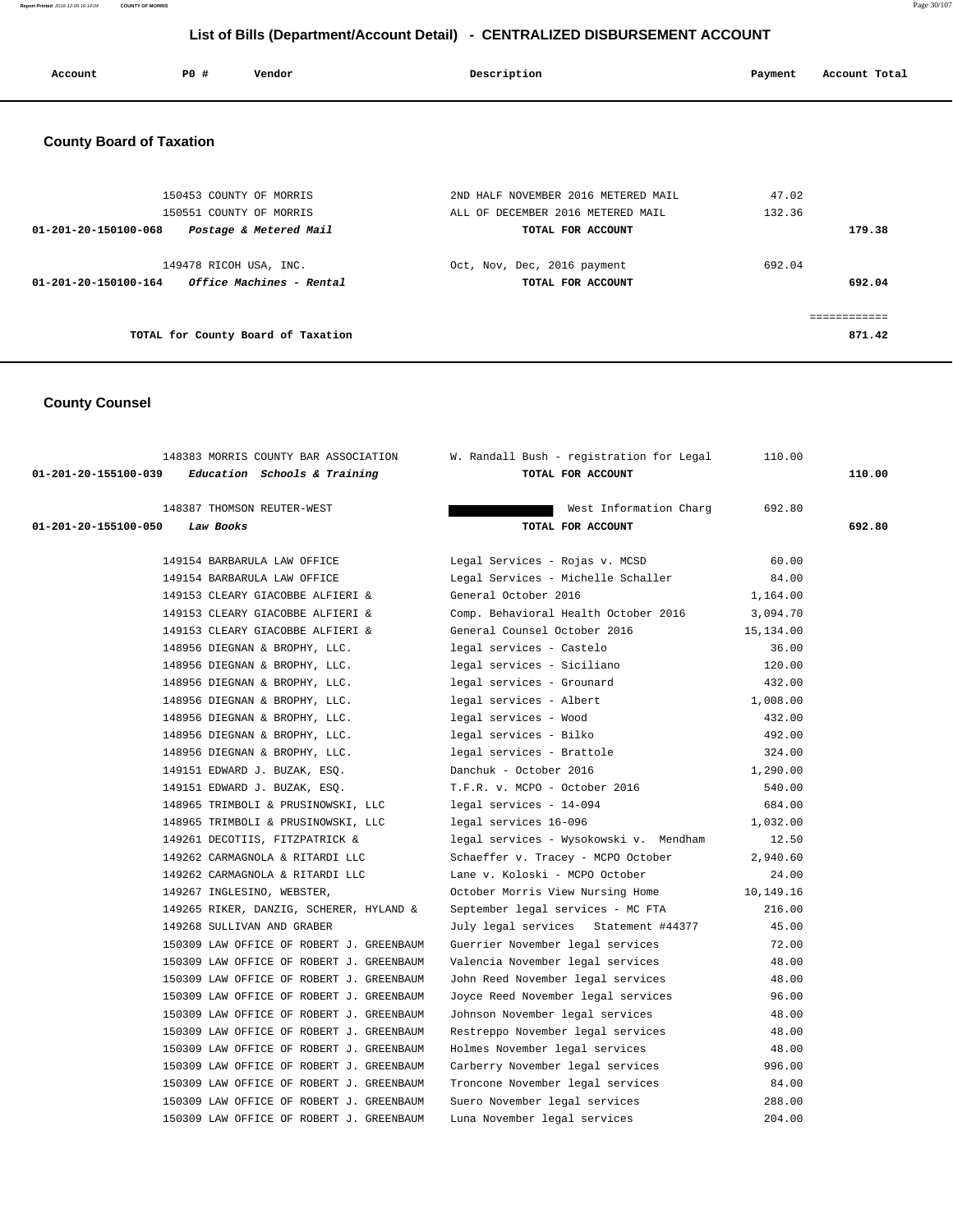# List of Bills (Department/Account Detail) - CENTRALIZED DISBURSEMENT ACCOUNT

| Account | PO # | Vendor | Description | Payment | Account Total |
|---|---|---|---|---|---|

## County Board of Taxation

| Account | PO # | Vendor | Description | Payment | Account Total |
|---|---|---|---|---|---|
| | 150453 | COUNTY OF MORRIS | 2ND HALF NOVEMBER 2016 METERED MAIL | 47.02 | |
| | 150551 | COUNTY OF MORRIS | ALL OF DECEMBER 2016 METERED MAIL | 132.36 | |
| 01-201-20-150100-068 | | *Postage & Metered Mail* | TOTAL FOR ACCOUNT | | 179.38 |
| | 149478 | RICOH USA, INC. | Oct, Nov, Dec, 2016 payment | 692.04 | |
| 01-201-20-150100-164 | | *Office Machines - Rental* | TOTAL FOR ACCOUNT | | 692.04 |
| | | | | | ============ |
| | | TOTAL for County Board of Taxation | | | 871.42 |

## County Counsel

| Account | PO # | Vendor | Description | Payment | Account Total |
|---|---|---|---|---|---|
| | 148383 | MORRIS COUNTY BAR ASSOCIATION | W. Randall Bush - registration for Legal | 110.00 | |
| 01-201-20-155100-039 | | *Education Schools & Training* | TOTAL FOR ACCOUNT | | 110.00 |
| | 148387 | THOMSON REUTER-WEST | West Information Charg | 692.80 | |
| 01-201-20-155100-050 | | *Law Books* | TOTAL FOR ACCOUNT | | 692.80 |
| | 149154 | BARBARULA LAW OFFICE | Legal Services - Rojas v. MCSD | 60.00 | |
| | 149154 | BARBARULA LAW OFFICE | Legal Services - Michelle Schaller | 84.00 | |
| | 149153 | CLEARY GIACOBBE ALFIERI & | General October 2016 | 1,164.00 | |
| | 149153 | CLEARY GIACOBBE ALFIERI & | Comp. Behavioral Health October 2016 | 3,094.70 | |
| | 149153 | CLEARY GIACOBBE ALFIERI & | General Counsel October 2016 | 15,134.00 | |
| | 148956 | DIEGNAN & BROPHY, LLC. | legal services - Castelo | 36.00 | |
| | 148956 | DIEGNAN & BROPHY, LLC. | legal services - Siciliano | 120.00 | |
| | 148956 | DIEGNAN & BROPHY, LLC. | legal services - Grounard | 432.00 | |
| | 148956 | DIEGNAN & BROPHY, LLC. | legal services - Albert | 1,008.00 | |
| | 148956 | DIEGNAN & BROPHY, LLC. | legal services - Wood | 432.00 | |
| | 148956 | DIEGNAN & BROPHY, LLC. | legal services - Bilko | 492.00 | |
| | 148956 | DIEGNAN & BROPHY, LLC. | legal services - Brattole | 324.00 | |
| | 149151 | EDWARD J. BUZAK, ESQ. | Danchuk - October 2016 | 1,290.00 | |
| | 149151 | EDWARD J. BUZAK, ESQ. | T.F.R. v. MCPO - October 2016 | 540.00 | |
| | 148965 | TRIMBOLI & PRUSINOWSKI, LLC | legal services - 14-094 | 684.00 | |
| | 148965 | TRIMBOLI & PRUSINOWSKI, LLC | legal services 16-096 | 1,032.00 | |
| | 149261 | DECOTIIS, FITZPATRICK & | legal services - Wysokowski v. Mendham | 12.50 | |
| | 149262 | CARMAGNOLA & RITARDI LLC | Schaeffer v. Tracey - MCPO October | 2,940.60 | |
| | 149262 | CARMAGNOLA & RITARDI LLC | Lane v. Koloski - MCPO October | 24.00 | |
| | 149267 | INGLESINO, WEBSTER, | October Morris View Nursing Home | 10,149.16 | |
| | 149265 | RIKER, DANZIG, SCHERER, HYLAND & | September legal services - MC FTA | 216.00 | |
| | 149268 | SULLIVAN AND GRABER | July legal services Statement #44377 | 45.00 | |
| | 150309 | LAW OFFICE OF ROBERT J. GREENBAUM | Guerrier November legal services | 72.00 | |
| | 150309 | LAW OFFICE OF ROBERT J. GREENBAUM | Valencia November legal services | 48.00 | |
| | 150309 | LAW OFFICE OF ROBERT J. GREENBAUM | John Reed November legal services | 48.00 | |
| | 150309 | LAW OFFICE OF ROBERT J. GREENBAUM | Joyce Reed November legal services | 96.00 | |
| | 150309 | LAW OFFICE OF ROBERT J. GREENBAUM | Johnson November legal services | 48.00 | |
| | 150309 | LAW OFFICE OF ROBERT J. GREENBAUM | Restreppo November legal services | 48.00 | |
| | 150309 | LAW OFFICE OF ROBERT J. GREENBAUM | Holmes November legal services | 48.00 | |
| | 150309 | LAW OFFICE OF ROBERT J. GREENBAUM | Carberry November legal services | 996.00 | |
| | 150309 | LAW OFFICE OF ROBERT J. GREENBAUM | Troncone November legal services | 84.00 | |
| | 150309 | LAW OFFICE OF ROBERT J. GREENBAUM | Suero November legal services | 288.00 | |
| | 150309 | LAW OFFICE OF ROBERT J. GREENBAUM | Luna November legal services | 204.00 | |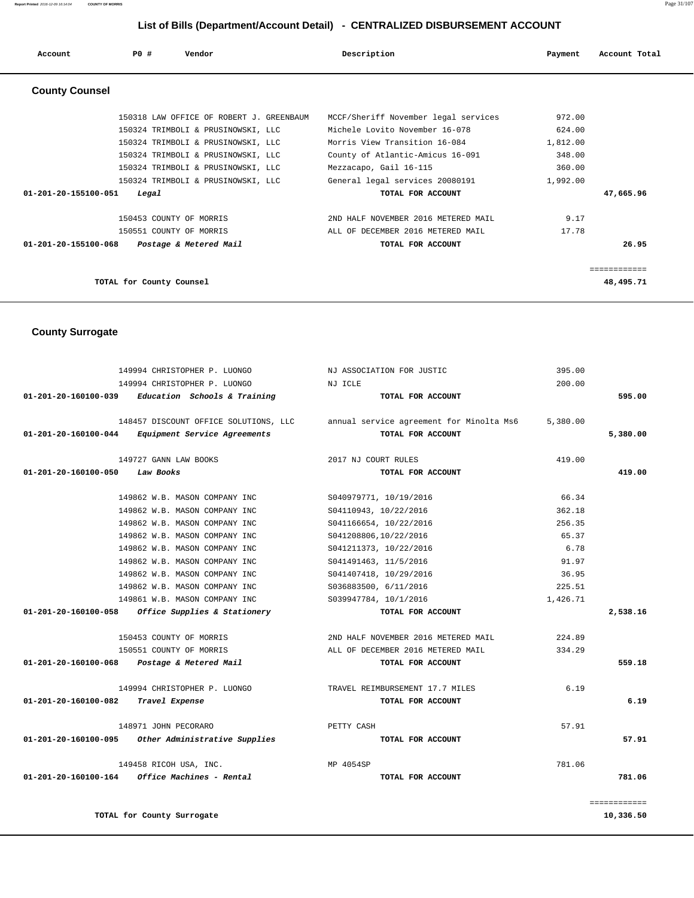# List of Bills (Department/Account Detail) - CENTRALIZED DISBURSEMENT ACCOUNT

## County Counsel

| Account | PO # | Vendor | Description | Payment | Account Total |
|---|---|---|---|---|---|
| | 150318 | LAW OFFICE OF ROBERT J. GREENBAUM | MCCF/Sheriff November legal services | 972.00 | |
| | 150324 | TRIMBOLI & PRUSINOWSKI, LLC | Michele Lovito November 16-078 | 624.00 | |
| | 150324 | TRIMBOLI & PRUSINOWSKI, LLC | Morris View Transition 16-084 | 1,812.00 | |
| | 150324 | TRIMBOLI & PRUSINOWSKI, LLC | County of Atlantic-Amicus 16-091 | 348.00 | |
| | 150324 | TRIMBOLI & PRUSINOWSKI, LLC | Mezzacapo, Gail 16-115 | 360.00 | |
| | 150324 | TRIMBOLI & PRUSINOWSKI, LLC | General legal services 20080191 | 1,992.00 | |
| **01-201-20-155100-051** | | ***Legal*** | **TOTAL FOR ACCOUNT** | | **47,665.96** |
| | 150453 | COUNTY OF MORRIS | 2ND HALF NOVEMBER 2016 METERED MAIL | 9.17 | |
| | 150551 | COUNTY OF MORRIS | ALL OF DECEMBER 2016 METERED MAIL | 17.78 | |
| **01-201-20-155100-068** | | ***Postage & Metered Mail*** | **TOTAL FOR ACCOUNT** | | **26.95** |
| | | | | | ============ |
| | | **TOTAL for County Counsel** | | | **48,495.71** |

## County Surrogate

| Account | PO # | Vendor | Description | Payment | Account Total |
|---|---|---|---|---|---|
| | 149994 | CHRISTOPHER P. LUONGO | NJ ASSOCIATION FOR JUSTIC | 395.00 | |
| | 149994 | CHRISTOPHER P. LUONGO | NJ ICLE | 200.00 | |
| **01-201-20-160100-039** | | ***Education Schools & Training*** | **TOTAL FOR ACCOUNT** | | **595.00** |
| | 148457 | DISCOUNT OFFICE SOLUTIONS, LLC | annual service agreement for Minolta Ms6 | 5,380.00 | |
| **01-201-20-160100-044** | | ***Equipment Service Agreements*** | **TOTAL FOR ACCOUNT** | | **5,380.00** |
| | 149727 | GANN LAW BOOKS | 2017 NJ COURT RULES | 419.00 | |
| **01-201-20-160100-050** | | ***Law Books*** | **TOTAL FOR ACCOUNT** | | **419.00** |
| | 149862 | W.B. MASON COMPANY INC | S040979771, 10/19/2016 | 66.34 | |
| | 149862 | W.B. MASON COMPANY INC | S04110943, 10/22/2016 | 362.18 | |
| | 149862 | W.B. MASON COMPANY INC | S041166654, 10/22/2016 | 256.35 | |
| | 149862 | W.B. MASON COMPANY INC | S041208806,10/22/2016 | 65.37 | |
| | 149862 | W.B. MASON COMPANY INC | S041211373, 10/22/2016 | 6.78 | |
| | 149862 | W.B. MASON COMPANY INC | S041491463, 11/5/2016 | 91.97 | |
| | 149862 | W.B. MASON COMPANY INC | S041407418, 10/29/2016 | 36.95 | |
| | 149862 | W.B. MASON COMPANY INC | S036883500, 6/11/2016 | 225.51 | |
| | 149861 | W.B. MASON COMPANY INC | S039947784, 10/1/2016 | 1,426.71 | |
| **01-201-20-160100-058** | | ***Office Supplies & Stationery*** | **TOTAL FOR ACCOUNT** | | **2,538.16** |
| | 150453 | COUNTY OF MORRIS | 2ND HALF NOVEMBER 2016 METERED MAIL | 224.89 | |
| | 150551 | COUNTY OF MORRIS | ALL OF DECEMBER 2016 METERED MAIL | 334.29 | |
| **01-201-20-160100-068** | | ***Postage & Metered Mail*** | **TOTAL FOR ACCOUNT** | | **559.18** |
| | 149994 | CHRISTOPHER P. LUONGO | TRAVEL REIMBURSEMENT 17.7 MILES | 6.19 | |
| **01-201-20-160100-082** | | ***Travel Expense*** | **TOTAL FOR ACCOUNT** | | **6.19** |
| | 148971 | JOHN PECORARO | PETTY CASH | 57.91 | |
| **01-201-20-160100-095** | | ***Other Administrative Supplies*** | **TOTAL FOR ACCOUNT** | | **57.91** |
| | 149458 | RICOH USA, INC. | MP 4054SP | 781.06 | |
| **01-201-20-160100-164** | | ***Office Machines - Rental*** | **TOTAL FOR ACCOUNT** | | **781.06** |
| | | | | | ============ |
| | | **TOTAL for County Surrogate** | | | **10,336.50** |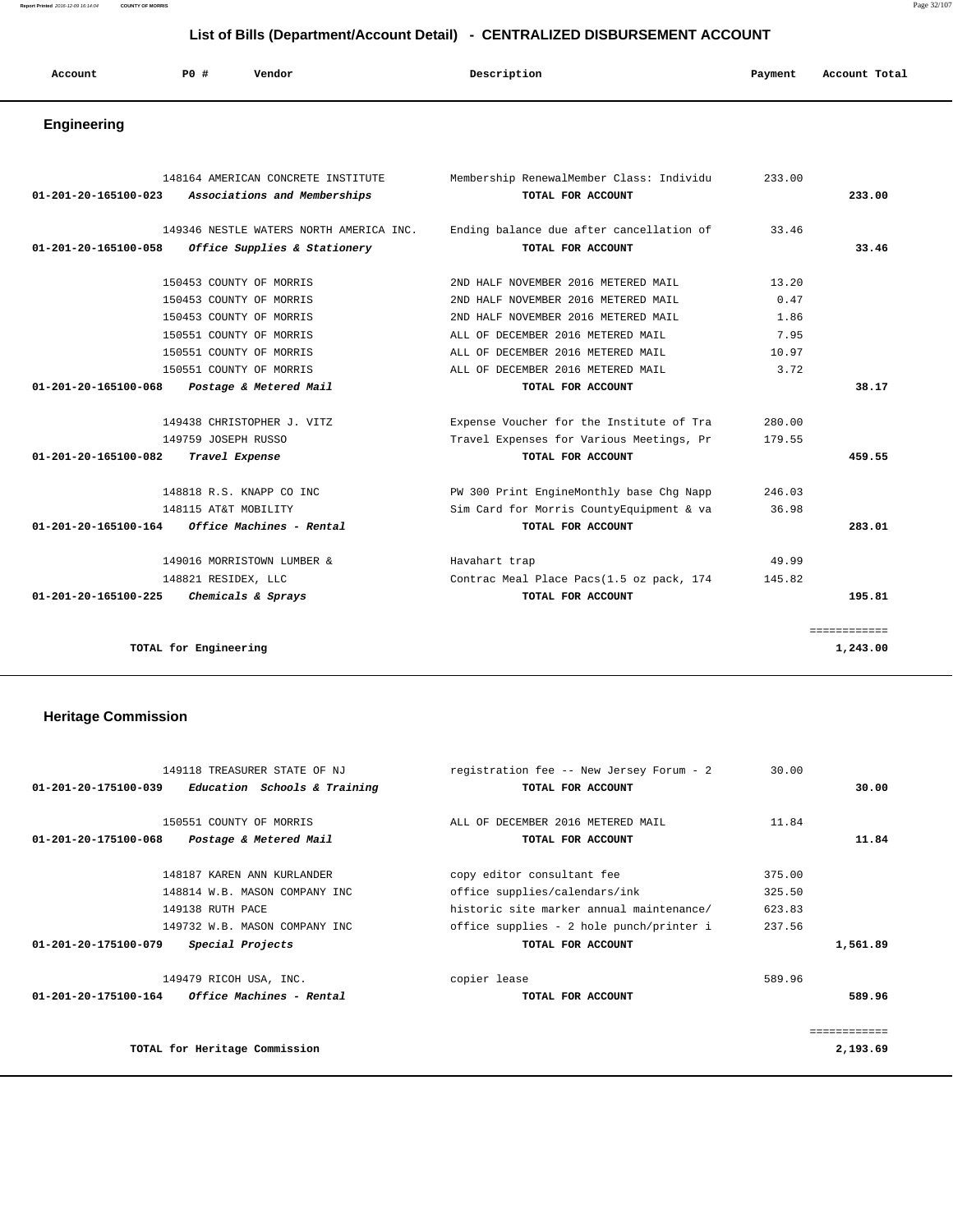## List of Bills (Department/Account Detail) - CENTRALIZED DISBURSEMENT ACCOUNT

### Engineering

| Account | PO # | Vendor | Description | Payment | Account Total |
|---|---|---|---|---|---|
| | 148164 | AMERICAN CONCRETE INSTITUTE | Membership RenewalMember Class: Individu | 233.00 | |
| 01-201-20-165100-023 | | *Associations and Memberships* | **TOTAL FOR ACCOUNT** | | **233.00** |
| | 149346 | NESTLE WATERS NORTH AMERICA INC. | Ending balance due after cancellation of | 33.46 | |
| 01-201-20-165100-058 | | *Office Supplies & Stationery* | **TOTAL FOR ACCOUNT** | | **33.46** |
| | 150453 | COUNTY OF MORRIS | 2ND HALF NOVEMBER 2016 METERED MAIL | 13.20 | |
| | 150453 | COUNTY OF MORRIS | 2ND HALF NOVEMBER 2016 METERED MAIL | 0.47 | |
| | 150453 | COUNTY OF MORRIS | 2ND HALF NOVEMBER 2016 METERED MAIL | 1.86 | |
| | 150551 | COUNTY OF MORRIS | ALL OF DECEMBER 2016 METERED MAIL | 7.95 | |
| | 150551 | COUNTY OF MORRIS | ALL OF DECEMBER 2016 METERED MAIL | 10.97 | |
| | 150551 | COUNTY OF MORRIS | ALL OF DECEMBER 2016 METERED MAIL | 3.72 | |
| 01-201-20-165100-068 | | *Postage & Metered Mail* | **TOTAL FOR ACCOUNT** | | **38.17** |
| | 149438 | CHRISTOPHER J. VITZ | Expense Voucher for the Institute of Tra | 280.00 | |
| | 149759 | JOSEPH RUSSO | Travel Expenses for Various Meetings, Pr | 179.55 | |
| 01-201-20-165100-082 | | *Travel Expense* | **TOTAL FOR ACCOUNT** | | **459.55** |
| | 148818 | R.S. KNAPP CO INC | PW 300 Print EngineMonthly base Chg Napp | 246.03 | |
| | 148115 | AT&T MOBILITY | Sim Card for Morris CountyEquipment & va | 36.98 | |
| 01-201-20-165100-164 | | *Office Machines - Rental* | **TOTAL FOR ACCOUNT** | | **283.01** |
| | 149016 | MORRISTOWN LUMBER & | Havahart trap | 49.99 | |
| | 148821 | RESIDEX, LLC | Contrac Meal Place Pacs(1.5 oz pack, 174 | 145.82 | |
| 01-201-20-165100-225 | | *Chemicals & Sprays* | **TOTAL FOR ACCOUNT** | | **195.81** |
| | | | | | ============ |
| | | **TOTAL for Engineering** | | | **1,243.00** |

### Heritage Commission

| Account | PO # | Vendor | Description | Payment | Account Total |
|---|---|---|---|---|---|
| | 149118 | TREASURER STATE OF NJ | registration fee -- New Jersey Forum - 2 | 30.00 | |
| 01-201-20-175100-039 | | *Education Schools & Training* | **TOTAL FOR ACCOUNT** | | **30.00** |
| | 150551 | COUNTY OF MORRIS | ALL OF DECEMBER 2016 METERED MAIL | 11.84 | |
| 01-201-20-175100-068 | | *Postage & Metered Mail* | **TOTAL FOR ACCOUNT** | | **11.84** |
| | 148187 | KAREN ANN KURLANDER | copy editor consultant fee | 375.00 | |
| | 148814 | W.B. MASON COMPANY INC | office supplies/calendars/ink | 325.50 | |
| | 149138 | RUTH PACE | historic site marker annual maintenance/ | 623.83 | |
| | 149732 | W.B. MASON COMPANY INC | office supplies - 2 hole punch/printer i | 237.56 | |
| 01-201-20-175100-079 | | *Special Projects* | **TOTAL FOR ACCOUNT** | | **1,561.89** |
| | 149479 | RICOH USA, INC. | copier lease | 589.96 | |
| 01-201-20-175100-164 | | *Office Machines - Rental* | **TOTAL FOR ACCOUNT** | | **589.96** |
| | | | | | ============ |
| | | **TOTAL for Heritage Commission** | | | **2,193.69** |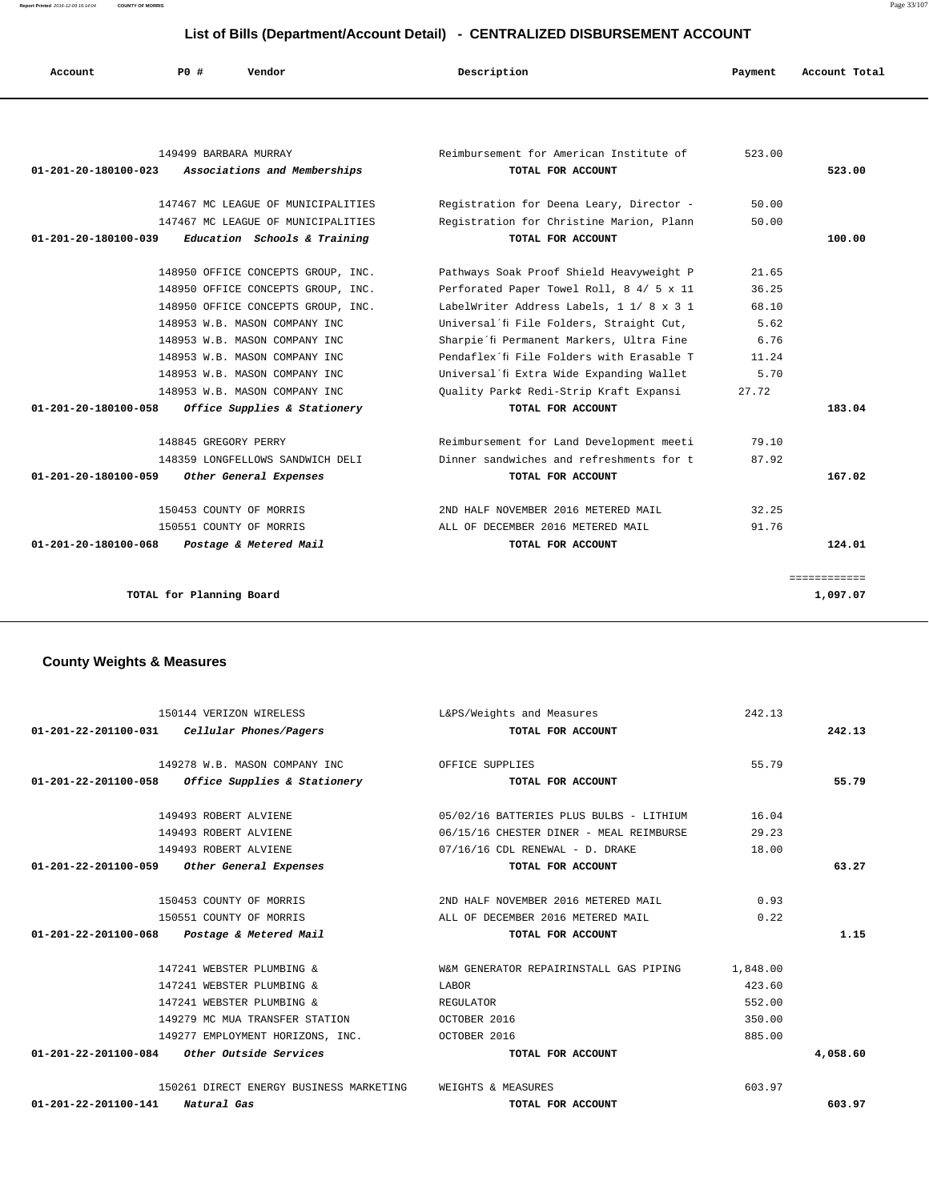# List of Bills (Department/Account Detail) - CENTRALIZED DISBURSEMENT ACCOUNT

| Account | PO # | Vendor | Description | Payment | Account Total |
|---|---|---|---|---|---|
| | 149499 | BARBARA MURRAY | Reimbursement for American Institute of | 523.00 | |
| **01-201-20-180100-023** | | *Associations and Memberships* | **TOTAL FOR ACCOUNT** | | **523.00** |
| | 147467 | MC LEAGUE OF MUNICIPALITIES | Registration for Deena Leary, Director - | 50.00 | |
| | 147467 | MC LEAGUE OF MUNICIPALITIES | Registration for Christine Marion, Plann | 50.00 | |
| **01-201-20-180100-039** | | *Education Schools & Training* | **TOTAL FOR ACCOUNT** | | **100.00** |
| | 148950 | OFFICE CONCEPTS GROUP, INC. | Pathways Soak Proof Shield Heavyweight P | 21.65 | |
| | 148950 | OFFICE CONCEPTS GROUP, INC. | Perforated Paper Towel Roll, 8 4/ 5 x 11 | 36.25 | |
| | 148950 | OFFICE CONCEPTS GROUP, INC. | LabelWriter Address Labels, 1 1/ 8 x 3 1 | 68.10 | |
| | 148953 | W.B. MASON COMPANY INC | Universal´fi File Folders, Straight Cut, | 5.62 | |
| | 148953 | W.B. MASON COMPANY INC | Sharpie´fi Permanent Markers, Ultra Fine | 6.76 | |
| | 148953 | W.B. MASON COMPANY INC | Pendaflex´fi File Folders with Erasable T | 11.24 | |
| | 148953 | W.B. MASON COMPANY INC | Universal´fi Extra Wide Expanding Wallet | 5.70 | |
| | 148953 | W.B. MASON COMPANY INC | Quality Park¢ Redi-Strip Kraft Expansi | 27.72 | |
| **01-201-20-180100-058** | | *Office Supplies & Stationery* | **TOTAL FOR ACCOUNT** | | **183.04** |
| | 148845 | GREGORY PERRY | Reimbursement for Land Development meeti | 79.10 | |
| | 148359 | LONGFELLOWS SANDWICH DELI | Dinner sandwiches and refreshments for t | 87.92 | |
| **01-201-20-180100-059** | | *Other General Expenses* | **TOTAL FOR ACCOUNT** | | **167.02** |
| | 150453 | COUNTY OF MORRIS | 2ND HALF NOVEMBER 2016 METERED MAIL | 32.25 | |
| | 150551 | COUNTY OF MORRIS | ALL OF DECEMBER 2016 METERED MAIL | 91.76 | |
| **01-201-20-180100-068** | | *Postage & Metered Mail* | **TOTAL FOR ACCOUNT** | | **124.01** |
| | | **TOTAL for Planning Board** | | | **1,097.07** |

## County Weights & Measures

| Account | PO # | Vendor | Description | Payment | Account Total |
|---|---|---|---|---|---|
| | 150144 | VERIZON WIRELESS | L&PS/Weights and Measures | 242.13 | |
| **01-201-22-201100-031** | | *Cellular Phones/Pagers* | **TOTAL FOR ACCOUNT** | | **242.13** |
| | 149278 | W.B. MASON COMPANY INC | OFFICE SUPPLIES | 55.79 | |
| **01-201-22-201100-058** | | *Office Supplies & Stationery* | **TOTAL FOR ACCOUNT** | | **55.79** |
| | 149493 | ROBERT ALVIENE | 05/02/16 BATTERIES PLUS BULBS - LITHIUM | 16.04 | |
| | 149493 | ROBERT ALVIENE | 06/15/16 CHESTER DINER - MEAL REIMBURSE | 29.23 | |
| | 149493 | ROBERT ALVIENE | 07/16/16 CDL RENEWAL - D. DRAKE | 18.00 | |
| **01-201-22-201100-059** | | *Other General Expenses* | **TOTAL FOR ACCOUNT** | | **63.27** |
| | 150453 | COUNTY OF MORRIS | 2ND HALF NOVEMBER 2016 METERED MAIL | 0.93 | |
| | 150551 | COUNTY OF MORRIS | ALL OF DECEMBER 2016 METERED MAIL | 0.22 | |
| **01-201-22-201100-068** | | *Postage & Metered Mail* | **TOTAL FOR ACCOUNT** | | **1.15** |
| | 147241 | WEBSTER PLUMBING & | W&M GENERATOR REPAIRINSTALL GAS PIPING | 1,848.00 | |
| | 147241 | WEBSTER PLUMBING & | LABOR | 423.60 | |
| | 147241 | WEBSTER PLUMBING & | REGULATOR | 552.00 | |
| | 149279 | MC MUA TRANSFER STATION | OCTOBER 2016 | 350.00 | |
| | 149277 | EMPLOYMENT HORIZONS, INC. | OCTOBER 2016 | 885.00 | |
| **01-201-22-201100-084** | | *Other Outside Services* | **TOTAL FOR ACCOUNT** | | **4,058.60** |
| | 150261 | DIRECT ENERGY BUSINESS MARKETING | WEIGHTS & MEASURES | 603.97 | |
| **01-201-22-201100-141** | | *Natural Gas* | **TOTAL FOR ACCOUNT** | | **603.97** |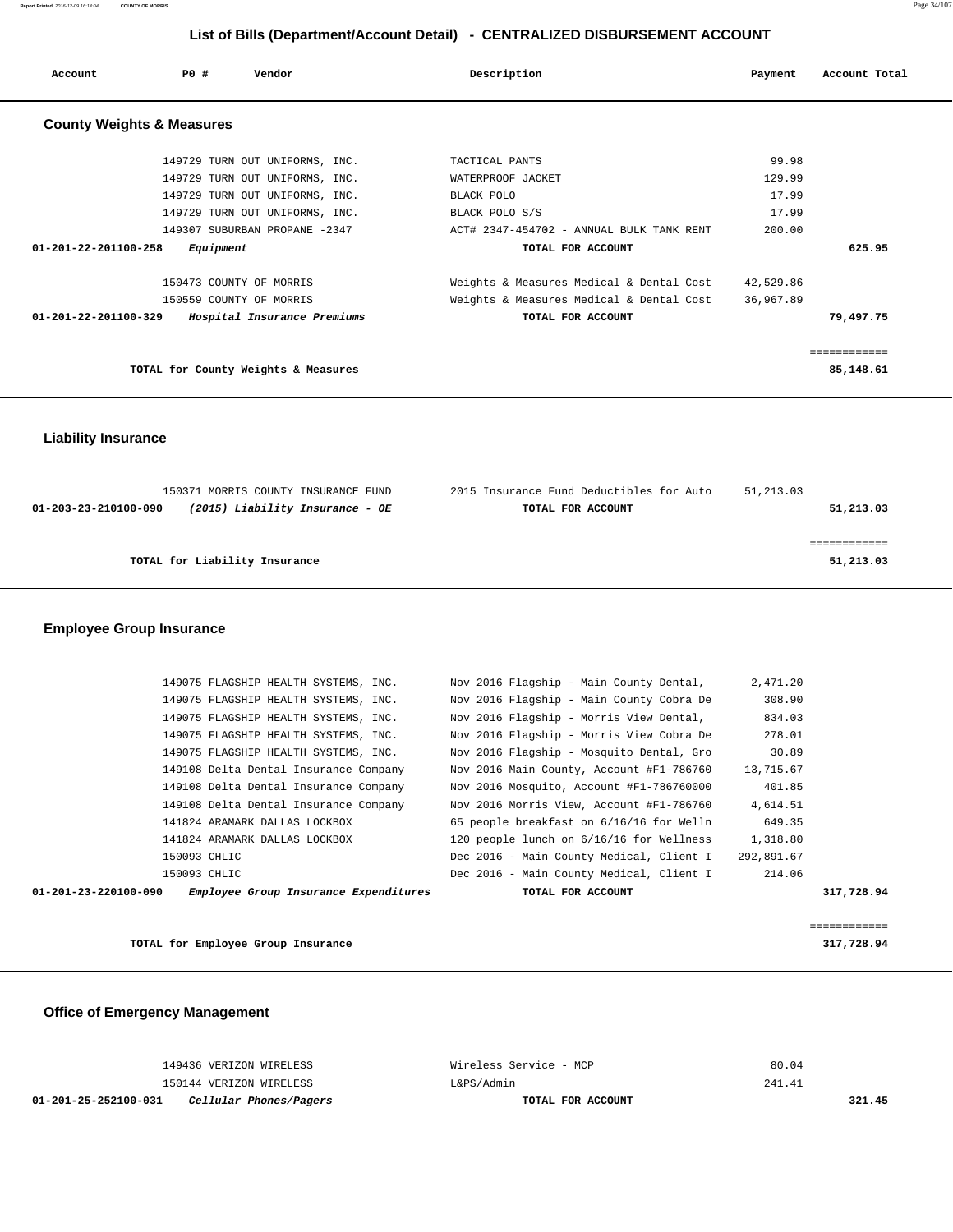## List of Bills (Department/Account Detail) - CENTRALIZED DISBURSEMENT ACCOUNT

| Account | PO # | Vendor | Description | Payment | Account Total |
|---|---|---|---|---|---|

### County Weights & Measures

| Account | PO # | Vendor | Description | Payment | Account Total |
|---|---|---|---|---|---|
| | 149729 | TURN OUT UNIFORMS, INC. | TACTICAL PANTS | 99.98 | |
| | 149729 | TURN OUT UNIFORMS, INC. | WATERPROOF JACKET | 129.99 | |
| | 149729 | TURN OUT UNIFORMS, INC. | BLACK POLO | 17.99 | |
| | 149729 | TURN OUT UNIFORMS, INC. | BLACK POLO S/S | 17.99 | |
| | 149307 | SUBURBAN PROPANE -2347 | ACT# 2347-454702 - ANNUAL BULK TANK RENT | 200.00 | |
| **01-201-22-201100-258** | | ***Equipment*** | **TOTAL FOR ACCOUNT** | | **625.95** |
| | 150473 | COUNTY OF MORRIS | Weights & Measures Medical & Dental Cost | 42,529.86 | |
| | 150559 | COUNTY OF MORRIS | Weights & Measures Medical & Dental Cost | 36,967.89 | |
| **01-201-22-201100-329** | | ***Hospital Insurance Premiums*** | **TOTAL FOR ACCOUNT** | | **79,497.75** |
| | | | | | ============ |
| | | **TOTAL for County Weights & Measures** | | | **85,148.61** |

### Liability Insurance

| Account | PO # | Vendor | Description | Payment | Account Total |
|---|---|---|---|---|---|
| | 150371 | MORRIS COUNTY INSURANCE FUND | 2015 Insurance Fund Deductibles for Auto | 51,213.03 | |
| **01-203-23-210100-090** | | ***(2015) Liability Insurance - OE*** | **TOTAL FOR ACCOUNT** | | **51,213.03** |
| | | | | | ============ |
| | | **TOTAL for Liability Insurance** | | | **51,213.03** |

### Employee Group Insurance

| Account | PO # | Vendor | Description | Payment | Account Total |
|---|---|---|---|---|---|
| | 149075 | FLAGSHIP HEALTH SYSTEMS, INC. | Nov 2016 Flagship - Main County Dental, | 2,471.20 | |
| | 149075 | FLAGSHIP HEALTH SYSTEMS, INC. | Nov 2016 Flagship - Main County Cobra De | 308.90 | |
| | 149075 | FLAGSHIP HEALTH SYSTEMS, INC. | Nov 2016 Flagship - Morris View Dental, | 834.03 | |
| | 149075 | FLAGSHIP HEALTH SYSTEMS, INC. | Nov 2016 Flagship - Morris View Cobra De | 278.01 | |
| | 149075 | FLAGSHIP HEALTH SYSTEMS, INC. | Nov 2016 Flagship - Mosquito Dental, Gro | 30.89 | |
| | 149108 | Delta Dental Insurance Company | Nov 2016 Main County, Account #F1-786760 | 13,715.67 | |
| | 149108 | Delta Dental Insurance Company | Nov 2016 Mosquito, Account #F1-786760000 | 401.85 | |
| | 149108 | Delta Dental Insurance Company | Nov 2016 Morris View, Account #F1-786760 | 4,614.51 | |
| | 141824 | ARAMARK DALLAS LOCKBOX | 65 people breakfast on 6/16/16 for Welln | 649.35 | |
| | 141824 | ARAMARK DALLAS LOCKBOX | 120 people lunch on 6/16/16 for Wellness | 1,318.80 | |
| | 150093 | CHLIC | Dec 2016 - Main County Medical, Client I | 292,891.67 | |
| | 150093 | CHLIC | Dec 2016 - Main County Medical, Client I | 214.06 | |
| **01-201-23-220100-090** | | ***Employee Group Insurance Expenditures*** | **TOTAL FOR ACCOUNT** | | **317,728.94** |
| | | | | | ============ |
| | | **TOTAL for Employee Group Insurance** | | | **317,728.94** |

### Office of Emergency Management

| Account | PO # | Vendor | Description | Payment | Account Total |
|---|---|---|---|---|---|
| | 149436 | VERIZON WIRELESS | Wireless Service - MCP | 80.04 | |
| | 150144 | VERIZON WIRELESS | L&PS/Admin | 241.41 | |
| **01-201-25-252100-031** | | ***Cellular Phones/Pagers*** | **TOTAL FOR ACCOUNT** | | **321.45** |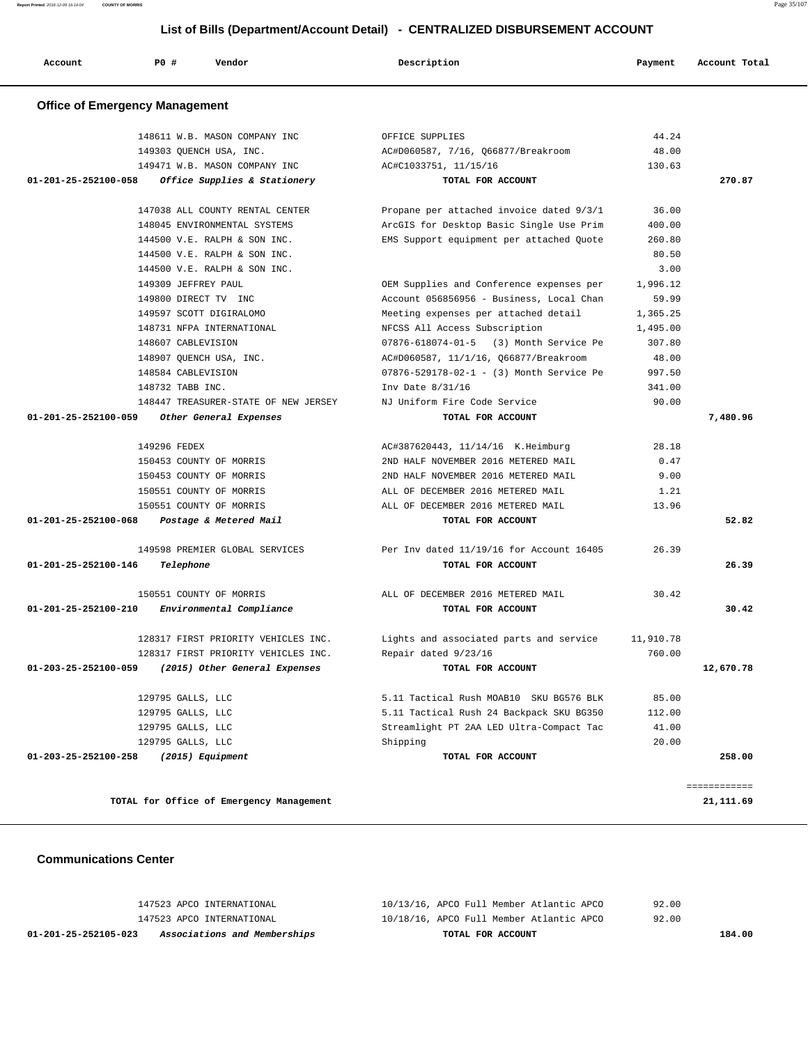## List of Bills (Department/Account Detail) - CENTRALIZED DISBURSEMENT ACCOUNT

| Account | PO # | Vendor | Description | Payment | Account Total |
|---|---|---|---|---|---|

### Office of Emergency Management

| Account | PO # | Vendor | Description | Payment | Account Total |
|---|---|---|---|---|---|
| | 148611 | W.B. MASON COMPANY INC | OFFICE SUPPLIES | 44.24 | |
| | 149303 | QUENCH USA, INC. | AC#D060587, 7/16, Q66877/Breakroom | 48.00 | |
| | 149471 | W.B. MASON COMPANY INC | AC#C1033751, 11/15/16 | 130.63 | |
| 01-201-25-252100-058 | | *Office Supplies & Stationery* | TOTAL FOR ACCOUNT | | 270.87 |
| | 147038 | ALL COUNTY RENTAL CENTER | Propane per attached invoice dated 9/3/1 | 36.00 | |
| | 148045 | ENVIRONMENTAL SYSTEMS | ArcGIS for Desktop Basic Single Use Prim | 400.00 | |
| | 144500 | V.E. RALPH & SON INC. | EMS Support equipment per attached Quote | 260.80 | |
| | 144500 | V.E. RALPH & SON INC. | | 80.50 | |
| | 144500 | V.E. RALPH & SON INC. | | 3.00 | |
| | 149309 | JEFFREY PAUL | OEM Supplies and Conference expenses per | 1,996.12 | |
| | 149800 | DIRECT TV INC | Account 056856956 - Business, Local Chan | 59.99 | |
| | 149597 | SCOTT DIGIRALOMO | Meeting expenses per attached detail | 1,365.25 | |
| | 148731 | NFPA INTERNATIONAL | NFCSS All Access Subscription | 1,495.00 | |
| | 148607 | CABLEVISION | 07876-618074-01-5 (3) Month Service Pe | 307.80 | |
| | 148907 | QUENCH USA, INC. | AC#D060587, 11/1/16, Q66877/Breakroom | 48.00 | |
| | 148584 | CABLEVISION | 07876-529178-02-1 - (3) Month Service Pe | 997.50 | |
| | 148732 | TABB INC. | Inv Date 8/31/16 | 341.00 | |
| | 148447 | TREASURER-STATE OF NEW JERSEY | NJ Uniform Fire Code Service | 90.00 | |
| 01-201-25-252100-059 | | *Other General Expenses* | TOTAL FOR ACCOUNT | | 7,480.96 |
| | 149296 | FEDEX | AC#387620443, 11/14/16 K.Heimburg | 28.18 | |
| | 150453 | COUNTY OF MORRIS | 2ND HALF NOVEMBER 2016 METERED MAIL | 0.47 | |
| | 150453 | COUNTY OF MORRIS | 2ND HALF NOVEMBER 2016 METERED MAIL | 9.00 | |
| | 150551 | COUNTY OF MORRIS | ALL OF DECEMBER 2016 METERED MAIL | 1.21 | |
| | 150551 | COUNTY OF MORRIS | ALL OF DECEMBER 2016 METERED MAIL | 13.96 | |
| 01-201-25-252100-068 | | *Postage & Metered Mail* | TOTAL FOR ACCOUNT | | 52.82 |
| | 149598 | PREMIER GLOBAL SERVICES | Per Inv dated 11/19/16 for Account 16405 | 26.39 | |
| 01-201-25-252100-146 | | *Telephone* | TOTAL FOR ACCOUNT | | 26.39 |
| | 150551 | COUNTY OF MORRIS | ALL OF DECEMBER 2016 METERED MAIL | 30.42 | |
| 01-201-25-252100-210 | | *Environmental Compliance* | TOTAL FOR ACCOUNT | | 30.42 |
| | 128317 | FIRST PRIORITY VEHICLES INC. | Lights and associated parts and service | 11,910.78 | |
| | 128317 | FIRST PRIORITY VEHICLES INC. | Repair dated 9/23/16 | 760.00 | |
| 01-203-25-252100-059 | | *(2015) Other General Expenses* | TOTAL FOR ACCOUNT | | 12,670.78 |
| | 129795 | GALLS, LLC | 5.11 Tactical Rush MOAB10 SKU BG576 BLK | 85.00 | |
| | 129795 | GALLS, LLC | 5.11 Tactical Rush 24 Backpack SKU BG350 | 112.00 | |
| | 129795 | GALLS, LLC | Streamlight PT 2AA LED Ultra-Compact Tac | 41.00 | |
| | 129795 | GALLS, LLC | Shipping | 20.00 | |
| 01-203-25-252100-258 | | *(2015) Equipment* | TOTAL FOR ACCOUNT | | 258.00 |
| | | TOTAL for Office of Emergency Management | | | 21,111.69 |

### Communications Center

| Account | PO # | Vendor | Description | Payment | Account Total |
|---|---|---|---|---|---|
| | 147523 | APCO INTERNATIONAL | 10/13/16, APCO Full Member Atlantic APCO | 92.00 | |
| | 147523 | APCO INTERNATIONAL | 10/18/16, APCO Full Member Atlantic APCO | 92.00 | |
| 01-201-25-252105-023 | | *Associations and Memberships* | TOTAL FOR ACCOUNT | | 184.00 |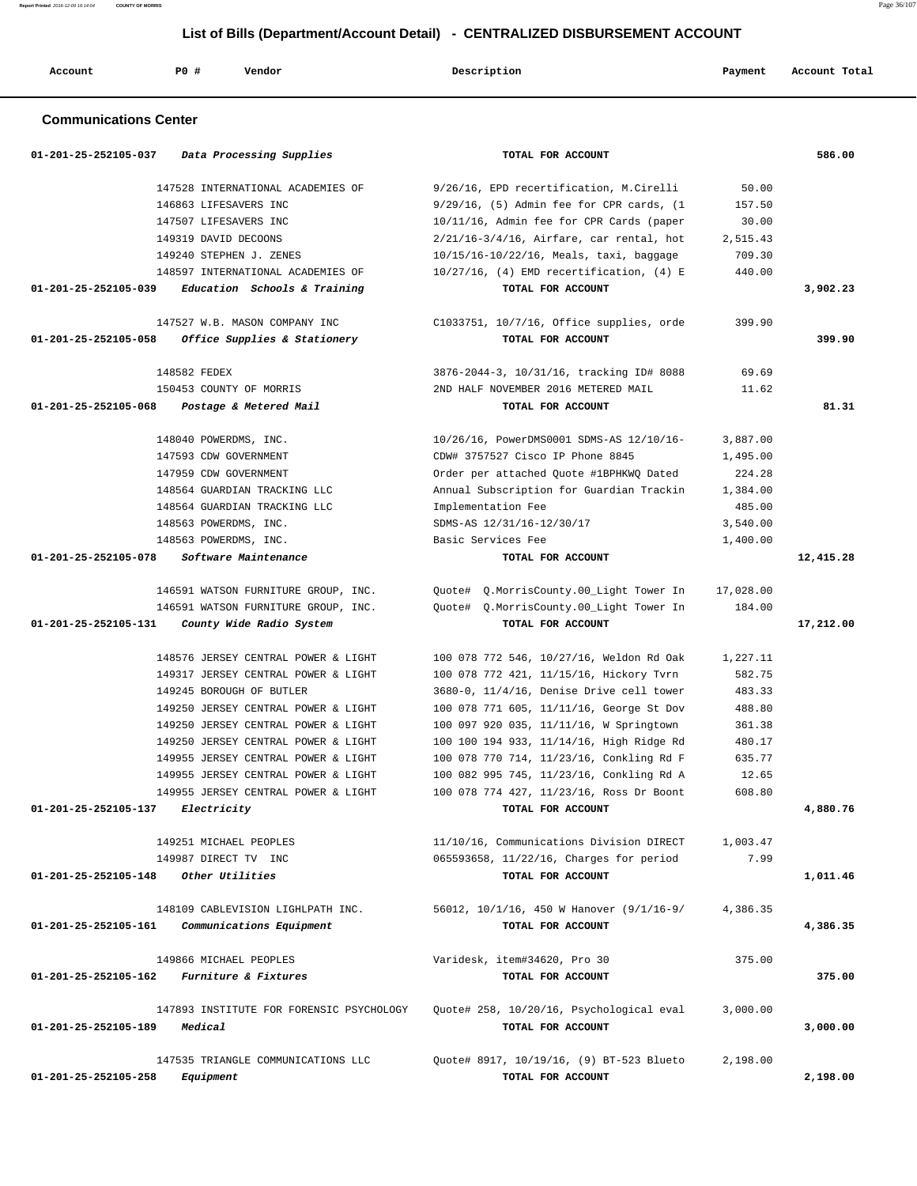# List of Bills (Department/Account Detail) - CENTRALIZED DISBURSEMENT ACCOUNT

## Communications Center

| Account | PO # | Vendor | Description | Payment | Account Total |
|---|---|---|---|---|---|
| 01-201-25-252105-037 | | *Data Processing Supplies* | **TOTAL FOR ACCOUNT** | | **586.00** |
| | 147528 | INTERNATIONAL ACADEMIES OF | 9/26/16, EPD recertification, M.Cirelli | 50.00 | |
| | 146863 | LIFESAVERS INC | 9/29/16, (5) Admin fee for CPR cards, (1 | 157.50 | |
| | 147507 | LIFESAVERS INC | 10/11/16, Admin fee for CPR Cards (paper | 30.00 | |
| | 149319 | DAVID DECOONS | 2/21/16-3/4/16, Airfare, car rental, hot | 2,515.43 | |
| | 149240 | STEPHEN J. ZENES | 10/15/16-10/22/16, Meals, taxi, baggage | 709.30 | |
| | 148597 | INTERNATIONAL ACADEMIES OF | 10/27/16, (4) EMD recertification, (4) E | 440.00 | |
| 01-201-25-252105-039 | | *Education Schools & Training* | **TOTAL FOR ACCOUNT** | | **3,902.23** |
| | 147527 | W.B. MASON COMPANY INC | C1033751, 10/7/16, Office supplies, orde | 399.90 | |
| 01-201-25-252105-058 | | *Office Supplies & Stationery* | **TOTAL FOR ACCOUNT** | | **399.90** |
| | 148582 | FEDEX | 3876-2044-3, 10/31/16, tracking ID# 8088 | 69.69 | |
| | 150453 | COUNTY OF MORRIS | 2ND HALF NOVEMBER 2016 METERED MAIL | 11.62 | |
| 01-201-25-252105-068 | | *Postage & Metered Mail* | **TOTAL FOR ACCOUNT** | | **81.31** |
| | 148040 | POWERDMS, INC. | 10/26/16, PowerDMS0001 SDMS-AS 12/10/16- | 3,887.00 | |
| | 147593 | CDW GOVERNMENT | CDW# 3757527 Cisco IP Phone 8845 | 1,495.00 | |
| | 147959 | CDW GOVERNMENT | Order per attached Quote #1BPHKWQ Dated | 224.28 | |
| | 148564 | GUARDIAN TRACKING LLC | Annual Subscription for Guardian Trackin | 1,384.00 | |
| | 148564 | GUARDIAN TRACKING LLC | Implementation Fee | 485.00 | |
| | 148563 | POWERDMS, INC. | SDMS-AS 12/31/16-12/30/17 | 3,540.00 | |
| | 148563 | POWERDMS, INC. | Basic Services Fee | 1,400.00 | |
| 01-201-25-252105-078 | | *Software Maintenance* | **TOTAL FOR ACCOUNT** | | **12,415.28** |
| | 146591 | WATSON FURNITURE GROUP, INC. | Quote# Q.MorrisCounty.00_Light Tower In | 17,028.00 | |
| | 146591 | WATSON FURNITURE GROUP, INC. | Quote# Q.MorrisCounty.00_Light Tower In | 184.00 | |
| 01-201-25-252105-131 | | *County Wide Radio System* | **TOTAL FOR ACCOUNT** | | **17,212.00** |
| | 148576 | JERSEY CENTRAL POWER & LIGHT | 100 078 772 546, 10/27/16, Weldon Rd Oak | 1,227.11 | |
| | 149317 | JERSEY CENTRAL POWER & LIGHT | 100 078 772 421, 11/15/16, Hickory Tvrn | 582.75 | |
| | 149245 | BOROUGH OF BUTLER | 3680-0, 11/4/16, Denise Drive cell tower | 483.33 | |
| | 149250 | JERSEY CENTRAL POWER & LIGHT | 100 078 771 605, 11/11/16, George St Dov | 488.80 | |
| | 149250 | JERSEY CENTRAL POWER & LIGHT | 100 097 920 035, 11/11/16, W Springtown | 361.38 | |
| | 149250 | JERSEY CENTRAL POWER & LIGHT | 100 100 194 933, 11/14/16, High Ridge Rd | 480.17 | |
| | 149955 | JERSEY CENTRAL POWER & LIGHT | 100 078 770 714, 11/23/16, Conkling Rd F | 635.77 | |
| | 149955 | JERSEY CENTRAL POWER & LIGHT | 100 082 995 745, 11/23/16, Conkling Rd A | 12.65 | |
| | 149955 | JERSEY CENTRAL POWER & LIGHT | 100 078 774 427, 11/23/16, Ross Dr Boont | 608.80 | |
| 01-201-25-252105-137 | | *Electricity* | **TOTAL FOR ACCOUNT** | | **4,880.76** |
| | 149251 | MICHAEL PEOPLES | 11/10/16, Communications Division DIRECT | 1,003.47 | |
| | 149987 | DIRECT TV INC | 065593658, 11/22/16, Charges for period | 7.99 | |
| 01-201-25-252105-148 | | *Other Utilities* | **TOTAL FOR ACCOUNT** | | **1,011.46** |
| | 148109 | CABLEVISION LIGHLPATH INC. | 56012, 10/1/16, 450 W Hanover (9/1/16-9/ | 4,386.35 | |
| 01-201-25-252105-161 | | *Communications Equipment* | **TOTAL FOR ACCOUNT** | | **4,386.35** |
| | 149866 | MICHAEL PEOPLES | Varidesk, item#34620, Pro 30 | 375.00 | |
| 01-201-25-252105-162 | | *Furniture & Fixtures* | **TOTAL FOR ACCOUNT** | | **375.00** |
| | 147893 | INSTITUTE FOR FORENSIC PSYCHOLOGY | Quote# 258, 10/20/16, Psychological eval | 3,000.00 | |
| 01-201-25-252105-189 | | *Medical* | **TOTAL FOR ACCOUNT** | | **3,000.00** |
| | 147535 | TRIANGLE COMMUNICATIONS LLC | Quote# 8917, 10/19/16, (9) BT-523 Blueto | 2,198.00 | |
| 01-201-25-252105-258 | | *Equipment* | **TOTAL FOR ACCOUNT** | | **2,198.00** |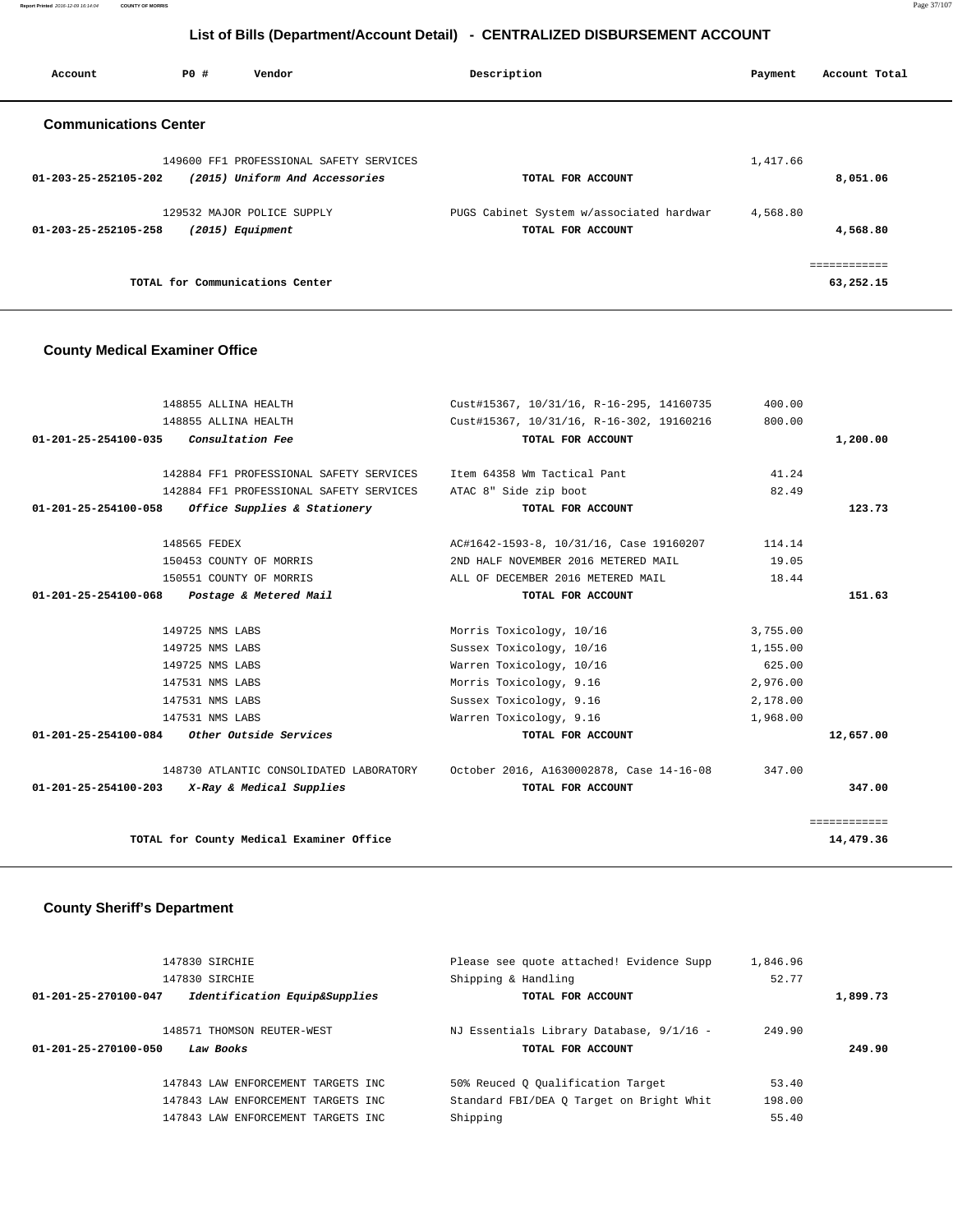## List of Bills (Department/Account Detail) - CENTRALIZED DISBURSEMENT ACCOUNT

| Account | PO # | Vendor | Description | Payment | Account Total |
|---|---|---|---|---|---|

### Communications Center

| Account | PO # | Vendor | Description | Payment | Account Total |
|---|---|---|---|---|---|
| | 149600 | FF1 PROFESSIONAL SAFETY SERVICES | | 1,417.66 | |
| 01-203-25-252105-202 | | *(2015) Uniform And Accessories* | **TOTAL FOR ACCOUNT** | | **8,051.06** |
| | 129532 | MAJOR POLICE SUPPLY | PUGS Cabinet System w/associated hardwar | 4,568.80 | |
| 01-203-25-252105-258 | | *(2015) Equipment* | **TOTAL FOR ACCOUNT** | | **4,568.80** |
| | | **TOTAL for Communications Center** | | | **63,252.15** |

### County Medical Examiner Office

| Account | PO # | Vendor | Description | Payment | Account Total |
|---|---|---|---|---|---|
| | 148855 | ALLINA HEALTH | Cust#15367, 10/31/16, R-16-295, 14160735 | 400.00 | |
| | 148855 | ALLINA HEALTH | Cust#15367, 10/31/16, R-16-302, 19160216 | 800.00 | |
| 01-201-25-254100-035 | | *Consultation Fee* | **TOTAL FOR ACCOUNT** | | **1,200.00** |
| | 142884 | FF1 PROFESSIONAL SAFETY SERVICES | Item 64358 Wm Tactical Pant | 41.24 | |
| | 142884 | FF1 PROFESSIONAL SAFETY SERVICES | ATAC 8" Side zip boot | 82.49 | |
| 01-201-25-254100-058 | | *Office Supplies & Stationery* | **TOTAL FOR ACCOUNT** | | **123.73** |
| | 148565 | FEDEX | AC#1642-1593-8, 10/31/16, Case 19160207 | 114.14 | |
| | 150453 | COUNTY OF MORRIS | 2ND HALF NOVEMBER 2016 METERED MAIL | 19.05 | |
| | 150551 | COUNTY OF MORRIS | ALL OF DECEMBER 2016 METERED MAIL | 18.44 | |
| 01-201-25-254100-068 | | *Postage & Metered Mail* | **TOTAL FOR ACCOUNT** | | **151.63** |
| | 149725 | NMS LABS | Morris Toxicology, 10/16 | 3,755.00 | |
| | 149725 | NMS LABS | Sussex Toxicology, 10/16 | 1,155.00 | |
| | 149725 | NMS LABS | Warren Toxicology, 10/16 | 625.00 | |
| | 147531 | NMS LABS | Morris Toxicology, 9.16 | 2,976.00 | |
| | 147531 | NMS LABS | Sussex Toxicology, 9.16 | 2,178.00 | |
| | 147531 | NMS LABS | Warren Toxicology, 9.16 | 1,968.00 | |
| 01-201-25-254100-084 | | *Other Outside Services* | **TOTAL FOR ACCOUNT** | | **12,657.00** |
| | 148730 | ATLANTIC CONSOLIDATED LABORATORY | October 2016, A1630002878, Case 14-16-08 | 347.00 | |
| 01-201-25-254100-203 | | *X-Ray & Medical Supplies* | **TOTAL FOR ACCOUNT** | | **347.00** |
| | | **TOTAL for County Medical Examiner Office** | | | **14,479.36** |

### County Sheriff's Department

| Account | PO # | Vendor | Description | Payment | Account Total |
|---|---|---|---|---|---|
| | 147830 | SIRCHIE | Please see quote attached! Evidence Supp | 1,846.96 | |
| | 147830 | SIRCHIE | Shipping & Handling | 52.77 | |
| 01-201-25-270100-047 | | *Identification Equip&Supplies* | **TOTAL FOR ACCOUNT** | | **1,899.73** |
| | 148571 | THOMSON REUTER-WEST | NJ Essentials Library Database, 9/1/16 - | 249.90 | |
| 01-201-25-270100-050 | | *Law Books* | **TOTAL FOR ACCOUNT** | | **249.90** |
| | 147843 | LAW ENFORCEMENT TARGETS INC | 50% Reuced Q Qualification Target | 53.40 | |
| | 147843 | LAW ENFORCEMENT TARGETS INC | Standard FBI/DEA Q Target on Bright Whit | 198.00 | |
| | 147843 | LAW ENFORCEMENT TARGETS INC | Shipping | 55.40 | |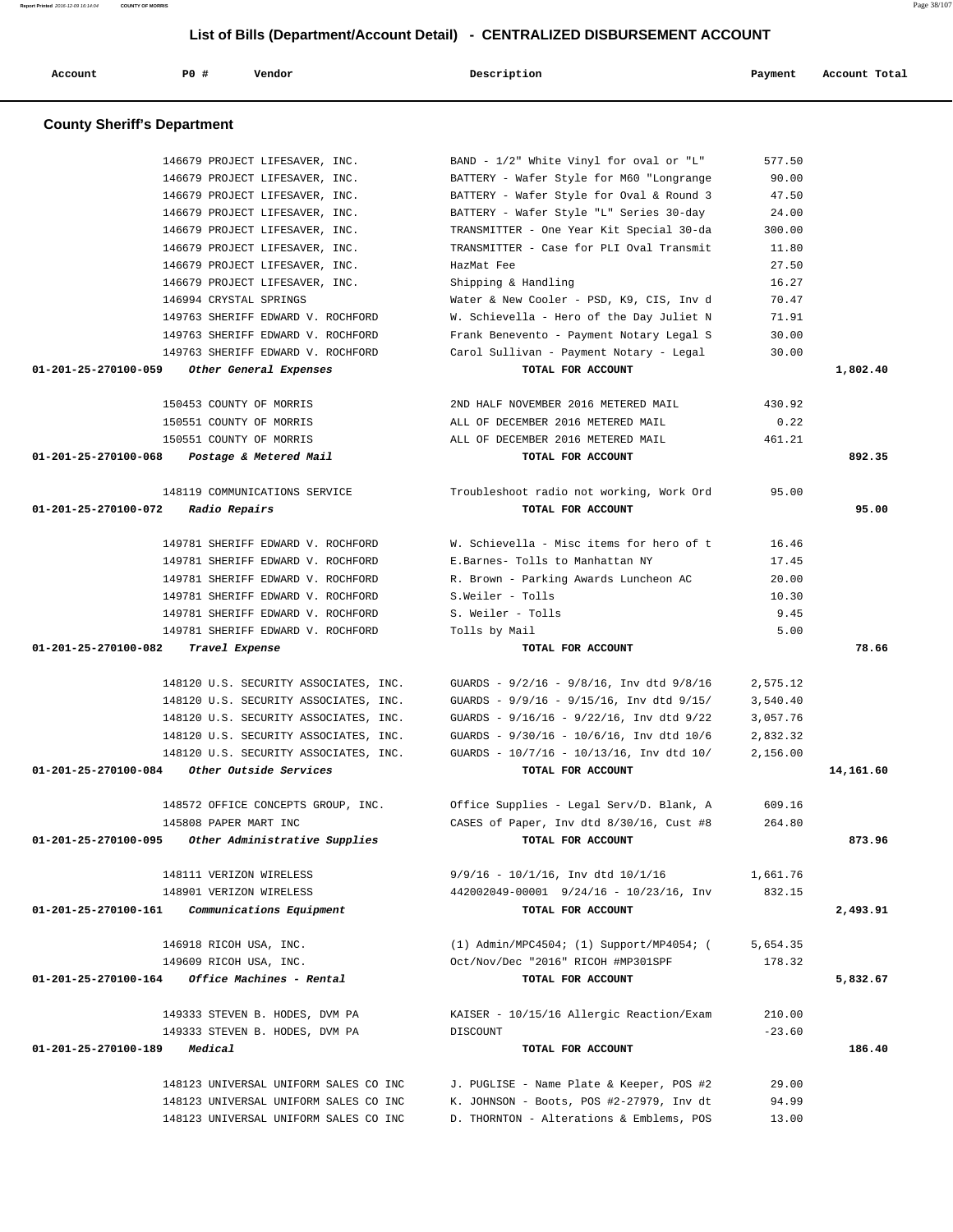## List of Bills (Department/Account Detail) - CENTRALIZED DISBURSEMENT ACCOUNT

| Account | PO # | Vendor | Description | Payment | Account Total |
|---|---|---|---|---|---|

### County Sheriff's Department

| Account | PO # | Vendor | Description | Payment | Account Total |
|---|---|---|---|---|---|
| | 146679 | PROJECT LIFESAVER, INC. | BAND - 1/2" White Vinyl for oval or "L" | 577.50 | |
| | 146679 | PROJECT LIFESAVER, INC. | BATTERY - Wafer Style for M60 "Longrange | 90.00 | |
| | 146679 | PROJECT LIFESAVER, INC. | BATTERY - Wafer Style for Oval & Round 3 | 47.50 | |
| | 146679 | PROJECT LIFESAVER, INC. | BATTERY - Wafer Style "L" Series 30-day | 24.00 | |
| | 146679 | PROJECT LIFESAVER, INC. | TRANSMITTER - One Year Kit Special 30-da | 300.00 | |
| | 146679 | PROJECT LIFESAVER, INC. | TRANSMITTER - Case for PLI Oval Transmit | 11.80 | |
| | 146679 | PROJECT LIFESAVER, INC. | HazMat Fee | 27.50 | |
| | 146679 | PROJECT LIFESAVER, INC. | Shipping & Handling | 16.27 | |
| | 146994 | CRYSTAL SPRINGS | Water & New Cooler - PSD, K9, CIS, Inv d | 70.47 | |
| | 149763 | SHERIFF EDWARD V. ROCHFORD | W. Schievella - Hero of the Day Juliet N | 71.91 | |
| | 149763 | SHERIFF EDWARD V. ROCHFORD | Frank Benevento - Payment Notary Legal S | 30.00 | |
| | 149763 | SHERIFF EDWARD V. ROCHFORD | Carol Sullivan - Payment Notary - Legal | 30.00 | |
| **01-201-25-270100-059** | | *Other General Expenses* | **TOTAL FOR ACCOUNT** | | **1,802.40** |
| | 150453 | COUNTY OF MORRIS | 2ND HALF NOVEMBER 2016 METERED MAIL | 430.92 | |
| | 150551 | COUNTY OF MORRIS | ALL OF DECEMBER 2016 METERED MAIL | 0.22 | |
| | 150551 | COUNTY OF MORRIS | ALL OF DECEMBER 2016 METERED MAIL | 461.21 | |
| **01-201-25-270100-068** | | *Postage & Metered Mail* | **TOTAL FOR ACCOUNT** | | **892.35** |
| | 148119 | COMMUNICATIONS SERVICE | Troubleshoot radio not working, Work Ord | 95.00 | |
| **01-201-25-270100-072** | | *Radio Repairs* | **TOTAL FOR ACCOUNT** | | **95.00** |
| | 149781 | SHERIFF EDWARD V. ROCHFORD | W. Schievella - Misc items for hero of t | 16.46 | |
| | 149781 | SHERIFF EDWARD V. ROCHFORD | E.Barnes- Tolls to Manhattan NY | 17.45 | |
| | 149781 | SHERIFF EDWARD V. ROCHFORD | R. Brown - Parking Awards Luncheon AC | 20.00 | |
| | 149781 | SHERIFF EDWARD V. ROCHFORD | S.Weiler - Tolls | 10.30 | |
| | 149781 | SHERIFF EDWARD V. ROCHFORD | S. Weiler - Tolls | 9.45 | |
| | 149781 | SHERIFF EDWARD V. ROCHFORD | Tolls by Mail | 5.00 | |
| **01-201-25-270100-082** | | *Travel Expense* | **TOTAL FOR ACCOUNT** | | **78.66** |
| | 148120 | U.S. SECURITY ASSOCIATES, INC. | GUARDS - 9/2/16 - 9/8/16, Inv dtd 9/8/16 | 2,575.12 | |
| | 148120 | U.S. SECURITY ASSOCIATES, INC. | GUARDS - 9/9/16 - 9/15/16, Inv dtd 9/15/ | 3,540.40 | |
| | 148120 | U.S. SECURITY ASSOCIATES, INC. | GUARDS - 9/16/16 - 9/22/16, Inv dtd 9/22 | 3,057.76 | |
| | 148120 | U.S. SECURITY ASSOCIATES, INC. | GUARDS - 9/30/16 - 10/6/16, Inv dtd 10/6 | 2,832.32 | |
| | 148120 | U.S. SECURITY ASSOCIATES, INC. | GUARDS - 10/7/16 - 10/13/16, Inv dtd 10/ | 2,156.00 | |
| **01-201-25-270100-084** | | *Other Outside Services* | **TOTAL FOR ACCOUNT** | | **14,161.60** |
| | 148572 | OFFICE CONCEPTS GROUP, INC. | Office Supplies - Legal Serv/D. Blank, A | 609.16 | |
| | 145808 | PAPER MART INC | CASES of Paper, Inv dtd 8/30/16, Cust #8 | 264.80 | |
| **01-201-25-270100-095** | | *Other Administrative Supplies* | **TOTAL FOR ACCOUNT** | | **873.96** |
| | 148111 | VERIZON WIRELESS | 9/9/16 - 10/1/16, Inv dtd 10/1/16 | 1,661.76 | |
| | 148901 | VERIZON WIRELESS | 442002049-00001 9/24/16 - 10/23/16, Inv | 832.15 | |
| **01-201-25-270100-161** | | *Communications Equipment* | **TOTAL FOR ACCOUNT** | | **2,493.91** |
| | 146918 | RICOH USA, INC. | (1) Admin/MPC4504; (1) Support/MP4054; ( | 5,654.35 | |
| | 149609 | RICOH USA, INC. | Oct/Nov/Dec "2016" RICOH #MP301SPF | 178.32 | |
| **01-201-25-270100-164** | | *Office Machines - Rental* | **TOTAL FOR ACCOUNT** | | **5,832.67** |
| | 149333 | STEVEN B. HODES, DVM PA | KAISER - 10/15/16 Allergic Reaction/Exam | 210.00 | |
| | 149333 | STEVEN B. HODES, DVM PA | DISCOUNT | -23.60 | |
| **01-201-25-270100-189** | | *Medical* | **TOTAL FOR ACCOUNT** | | **186.40** |
| | 148123 | UNIVERSAL UNIFORM SALES CO INC | J. PUGLISE - Name Plate & Keeper, POS #2 | 29.00 | |
| | 148123 | UNIVERSAL UNIFORM SALES CO INC | K. JOHNSON - Boots, POS #2-27979, Inv dt | 94.99 | |
| | 148123 | UNIVERSAL UNIFORM SALES CO INC | D. THORNTON - Alterations & Emblems, POS | 13.00 | |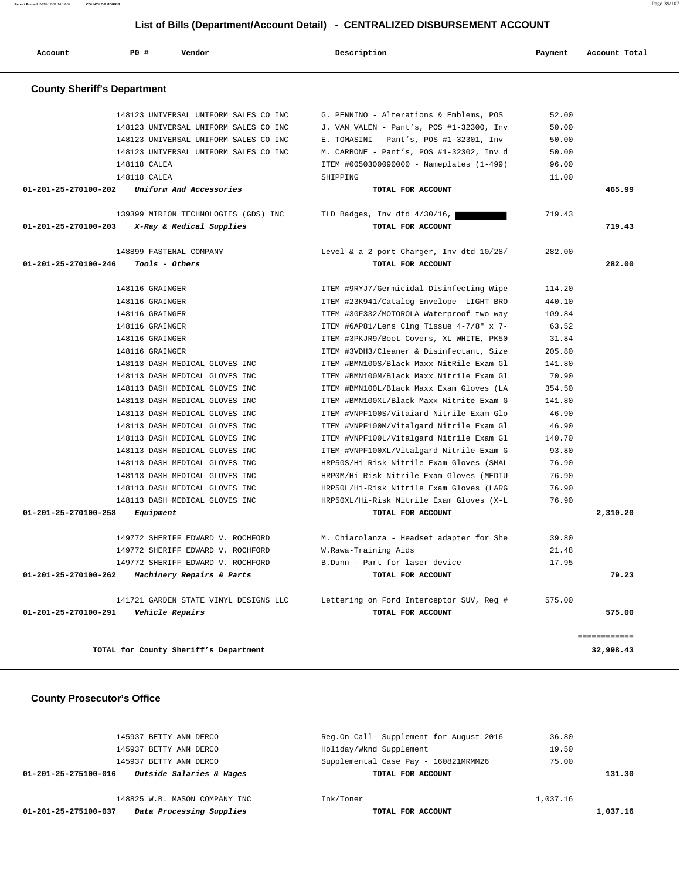## List of Bills (Department/Account Detail) - CENTRALIZED DISBURSEMENT ACCOUNT

| Account | PO # | Vendor | Description | Payment | Account Total |
|---|---|---|---|---|---|

### County Sheriff's Department

| Account | PO # | Vendor | Description | Payment | Account Total |
|---|---|---|---|---|---|
| | 148123 | UNIVERSAL UNIFORM SALES CO INC | G. PENNINO - Alterations & Emblems, POS | 52.00 | |
| | 148123 | UNIVERSAL UNIFORM SALES CO INC | J. VAN VALEN - Pant's, POS #1-32300, Inv | 50.00 | |
| | 148123 | UNIVERSAL UNIFORM SALES CO INC | E. TOMASINI - Pant's, POS #1-32301, Inv | 50.00 | |
| | 148123 | UNIVERSAL UNIFORM SALES CO INC | M. CARBONE - Pant's, POS #1-32302, Inv d | 50.00 | |
| | 148118 | CALEA | ITEM #0050300090000 - Nameplates (1-499) | 96.00 | |
| | 148118 | CALEA | SHIPPING | 11.00 | |
| **01-201-25-270100-202** | | ***Uniform And Accessories*** | **TOTAL FOR ACCOUNT** | | **465.99** |
| | 139399 | MIRION TECHNOLOGIES (GDS) INC | TLD Badges, Inv dtd 4/30/16, | 719.43 | |
| **01-201-25-270100-203** | | ***X-Ray & Medical Supplies*** | **TOTAL FOR ACCOUNT** | | **719.43** |
| | 148899 | FASTENAL COMPANY | Level & a 2 port Charger, Inv dtd 10/28/ | 282.00 | |
| **01-201-25-270100-246** | | ***Tools - Others*** | **TOTAL FOR ACCOUNT** | | **282.00** |
| | 148116 | GRAINGER | ITEM #9RYJ7/Germicidal Disinfecting Wipe | 114.20 | |
| | 148116 | GRAINGER | ITEM #23K941/Catalog Envelope- LIGHT BRO | 440.10 | |
| | 148116 | GRAINGER | ITEM #30F332/MOTOROLA Waterproof two way | 109.84 | |
| | 148116 | GRAINGER | ITEM #6AP81/Lens Clng Tissue 4-7/8" x 7- | 63.52 | |
| | 148116 | GRAINGER | ITEM #3PKJR9/Boot Covers, XL WHITE, PK50 | 31.84 | |
| | 148116 | GRAINGER | ITEM #3VDH3/Cleaner & Disinfectant, Size | 205.80 | |
| | 148113 | DASH MEDICAL GLOVES INC | ITEM #BMN100S/Black Maxx NitRile Exam Gl | 141.80 | |
| | 148113 | DASH MEDICAL GLOVES INC | ITEM #BMN100M/Black Maxx Nitrile Exam Gl | 70.90 | |
| | 148113 | DASH MEDICAL GLOVES INC | ITEM #BMN100L/Black Maxx Exam Gloves (LA | 354.50 | |
| | 148113 | DASH MEDICAL GLOVES INC | ITEM #BMN100XL/Black Maxx Nitrite Exam G | 141.80 | |
| | 148113 | DASH MEDICAL GLOVES INC | ITEM #VNPF100S/Vitaiard Nitrile Exam Glo | 46.90 | |
| | 148113 | DASH MEDICAL GLOVES INC | ITEM #VNPF100M/Vitalgard Nitrile Exam Gl | 46.90 | |
| | 148113 | DASH MEDICAL GLOVES INC | ITEM #VNPF100L/Vitalgard Nitrile Exam Gl | 140.70 | |
| | 148113 | DASH MEDICAL GLOVES INC | ITEM #VNPF100XL/Vitalgard Nitrile Exam G | 93.80 | |
| | 148113 | DASH MEDICAL GLOVES INC | HRP50S/Hi-Risk Nitrile Exam Gloves (SMAL | 76.90 | |
| | 148113 | DASH MEDICAL GLOVES INC | HRP0M/Hi-Risk Nitrile Exam Gloves (MEDIU | 76.90 | |
| | 148113 | DASH MEDICAL GLOVES INC | HRP50L/Hi-Risk Nitrile Exam Gloves (LARG | 76.90 | |
| | 148113 | DASH MEDICAL GLOVES INC | HRP50XL/Hi-Risk Nitrile Exam Gloves (X-L | 76.90 | |
| **01-201-25-270100-258** | | ***Equipment*** | **TOTAL FOR ACCOUNT** | | **2,310.20** |
| | 149772 | SHERIFF EDWARD V. ROCHFORD | M. Chiarolanza - Headset adapter for She | 39.80 | |
| | 149772 | SHERIFF EDWARD V. ROCHFORD | W.Rawa-Training Aids | 21.48 | |
| | 149772 | SHERIFF EDWARD V. ROCHFORD | B.Dunn - Part for laser device | 17.95 | |
| **01-201-25-270100-262** | | ***Machinery Repairs & Parts*** | **TOTAL FOR ACCOUNT** | | **79.23** |
| | 141721 | GARDEN STATE VINYL DESIGNS LLC | Lettering on Ford Interceptor SUV, Reg # | 575.00 | |
| **01-201-25-270100-291** | | ***Vehicle Repairs*** | **TOTAL FOR ACCOUNT** | | **575.00** |

**TOTAL for County Sheriff's Department** **32,998.43**

### County Prosecutor's Office

| Account | PO # | Vendor | Description | Payment | Account Total |
|---|---|---|---|---|---|
| | 145937 | BETTY ANN DERCO | Reg.On Call- Supplement for August 2016 | 36.80 | |
| | 145937 | BETTY ANN DERCO | Holiday/Wknd Supplement | 19.50 | |
| | 145937 | BETTY ANN DERCO | Supplemental Case Pay - 160821MRMM26 | 75.00 | |
| **01-201-25-275100-016** | | ***Outside Salaries & Wages*** | **TOTAL FOR ACCOUNT** | | **131.30** |
| | 148825 | W.B. MASON COMPANY INC | Ink/Toner | 1,037.16 | |
| **01-201-25-275100-037** | | ***Data Processing Supplies*** | **TOTAL FOR ACCOUNT** | | **1,037.16** |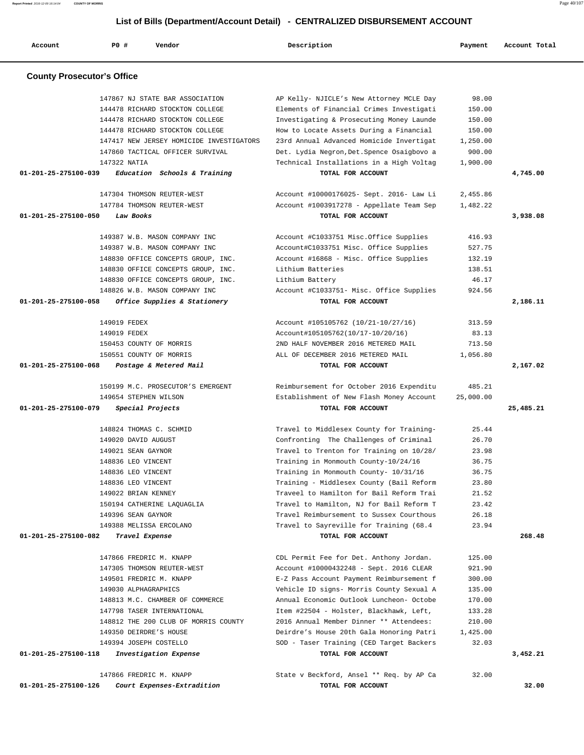## List of Bills (Department/Account Detail) - CENTRALIZED DISBURSEMENT ACCOUNT

| Account | PO # | Vendor | Description | Payment | Account Total |
|---|---|---|---|---|---|

### County Prosecutor's Office

| Account | PO # | Vendor | Description | Payment | Account Total |
|---|---|---|---|---|---|
| | 147867 | NJ STATE BAR ASSOCIATION | AP Kelly- NJICLE's New Attorney MCLE Day | 98.00 | |
| | 144478 | RICHARD STOCKTON COLLEGE | Elements of Financial Crimes Investigati | 150.00 | |
| | 144478 | RICHARD STOCKTON COLLEGE | Investigating & Prosecuting Money Launde | 150.00 | |
| | 144478 | RICHARD STOCKTON COLLEGE | How to Locate Assets During a Financial | 150.00 | |
| | 147417 | NEW JERSEY HOMICIDE INVESTIGATORS | 23rd Annual Advanced Homicide Invertigat | 1,250.00 | |
| | 147860 | TACTICAL OFFICER SURVIVAL | Det. Lydia Negron,Det.Spence Osaigbovo a | 900.00 | |
| | 147322 | NATIA | Technical Installations in a High Voltag | 1,900.00 | |
| 01-201-25-275100-039 | | *Education Schools & Training* | TOTAL FOR ACCOUNT | | 4,745.00 |
| | 147304 | THOMSON REUTER-WEST | Account #10000176025- Sept. 2016- Law Li | 2,455.86 | |
| | 147784 | THOMSON REUTER-WEST | Account #1003917278 - Appellate Team Sep | 1,482.22 | |
| 01-201-25-275100-050 | | *Law Books* | TOTAL FOR ACCOUNT | | 3,938.08 |
| | 149387 | W.B. MASON COMPANY INC | Account #C1033751 Misc.Office Supplies | 416.93 | |
| | 149387 | W.B. MASON COMPANY INC | Account#C1033751 Misc. Office Supplies | 527.75 | |
| | 148830 | OFFICE CONCEPTS GROUP, INC. | Account #16868 - Misc. Office Supplies | 132.19 | |
| | 148830 | OFFICE CONCEPTS GROUP, INC. | Lithium Batteries | 138.51 | |
| | 148830 | OFFICE CONCEPTS GROUP, INC. | Lithium Battery | 46.17 | |
| | 148826 | W.B. MASON COMPANY INC | Account #C1033751- Misc. Office Supplies | 924.56 | |
| 01-201-25-275100-058 | | *Office Supplies & Stationery* | TOTAL FOR ACCOUNT | | 2,186.11 |
| | 149019 | FEDEX | Account #105105762 (10/21-10/27/16) | 313.59 | |
| | 149019 | FEDEX | Account#105105762(10/17-10/20/16) | 83.13 | |
| | 150453 | COUNTY OF MORRIS | 2ND HALF NOVEMBER 2016 METERED MAIL | 713.50 | |
| | 150551 | COUNTY OF MORRIS | ALL OF DECEMBER 2016 METERED MAIL | 1,056.80 | |
| 01-201-25-275100-068 | | *Postage & Metered Mail* | TOTAL FOR ACCOUNT | | 2,167.02 |
| | 150199 | M.C. PROSECUTOR'S EMERGENT | Reimbursement for October 2016 Expenditu | 485.21 | |
| | 149654 | STEPHEN WILSON | Establishment of New Flash Money Account | 25,000.00 | |
| 01-201-25-275100-079 | | *Special Projects* | TOTAL FOR ACCOUNT | | 25,485.21 |
| | 148824 | THOMAS C. SCHMID | Travel to Middlesex County for Training- | 25.44 | |
| | 149020 | DAVID AUGUST | Confronting The Challenges of Criminal | 26.70 | |
| | 149021 | SEAN GAYNOR | Travel to Trenton for Training on 10/28/ | 23.98 | |
| | 148836 | LEO VINCENT | Training in Monmouth County-10/24/16 | 36.75 | |
| | 148836 | LEO VINCENT | Training in Monmouth County- 10/31/16 | 36.75 | |
| | 148836 | LEO VINCENT | Training - Middlesex County (Bail Reform | 23.80 | |
| | 149022 | BRIAN KENNEY | Traveel to Hamilton for Bail Reform Trai | 21.52 | |
| | 150194 | CATHERINE LAQUAGLIA | Travel to Hamilton, NJ for Bail Reform T | 23.42 | |
| | 149396 | SEAN GAYNOR | Travel Reimbursement to Sussex Courthous | 26.18 | |
| | 149388 | MELISSA ERCOLANO | Travel to Sayreville for Training (68.4 | 23.94 | |
| 01-201-25-275100-082 | | *Travel Expense* | TOTAL FOR ACCOUNT | | 268.48 |
| | 147866 | FREDRIC M. KNAPP | CDL Permit Fee for Det. Anthony Jordan. | 125.00 | |
| | 147305 | THOMSON REUTER-WEST | Account #10000432248 - Sept. 2016 CLEAR | 921.90 | |
| | 149501 | FREDRIC M. KNAPP | E-Z Pass Account Payment Reimbursement f | 300.00 | |
| | 149030 | ALPHAGRAPHICS | Vehicle ID signs- Morris County Sexual A | 135.00 | |
| | 148813 | M.C. CHAMBER OF COMMERCE | Annual Economic Outlook Luncheon- Octobe | 170.00 | |
| | 147798 | TASER INTERNATIONAL | Item #22504 - Holster, Blackhawk, Left, | 133.28 | |
| | 148812 | THE 200 CLUB OF MORRIS COUNTY | 2016 Annual Member Dinner ** Attendees: | 210.00 | |
| | 149350 | DEIRDRE'S HOUSE | Deirdre's House 20th Gala Honoring Patri | 1,425.00 | |
| | 149394 | JOSEPH COSTELLO | SOD - Taser Training (CED Target Backers | 32.03 | |
| 01-201-25-275100-118 | | *Investigation Expense* | TOTAL FOR ACCOUNT | | 3,452.21 |
| | 147866 | FREDRIC M. KNAPP | State v Beckford, Ansel ** Req. by AP Ca | 32.00 | |
| 01-201-25-275100-126 | | *Court Expenses-Extradition* | TOTAL FOR ACCOUNT | | 32.00 |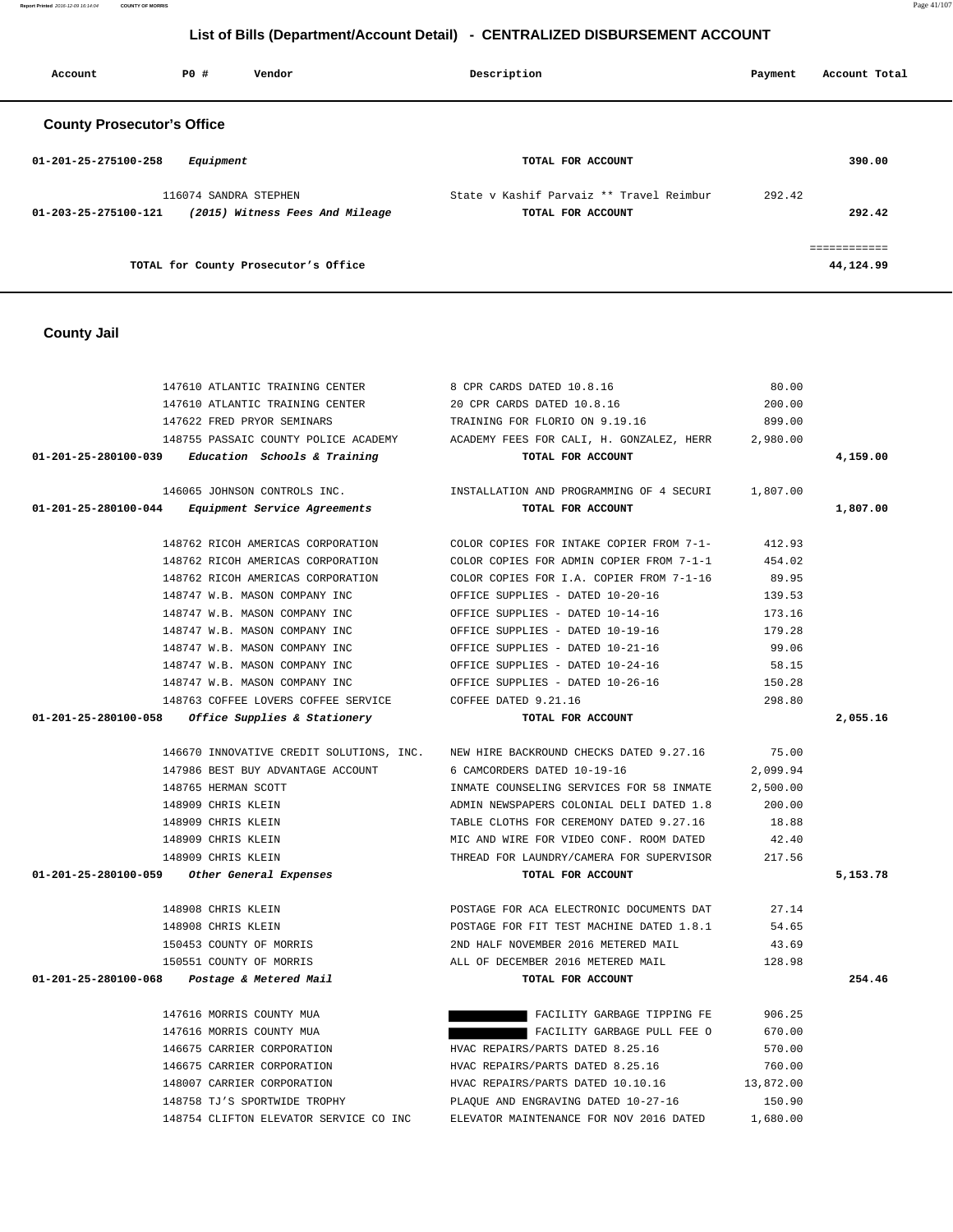# List of Bills (Department/Account Detail) - CENTRALIZED DISBURSEMENT ACCOUNT

| Account | PO # | Vendor | Description | Payment | Account Total |
|---|---|---|---|---|---|

## County Prosecutor's Office

| Account | PO # | Vendor | Description | Payment | Account Total |
|---|---|---|---|---|---|
| 01-201-25-275100-258 | | *Equipment* | TOTAL FOR ACCOUNT | | 390.00 |
| | 116074 | SANDRA STEPHEN | State v Kashif Parvaiz ** Travel Reimbur | 292.42 | |
| 01-203-25-275100-121 | | *(2015) Witness Fees And Mileage* | TOTAL FOR ACCOUNT | | 292.42 |
| | | | | | ============ |
| | | TOTAL for County Prosecutor's Office | | | 44,124.99 |

## County Jail

| Account | PO # | Vendor | Description | Payment | Account Total |
|---|---|---|---|---|---|
| | 147610 | ATLANTIC TRAINING CENTER | 8 CPR CARDS DATED 10.8.16 | 80.00 | |
| | 147610 | ATLANTIC TRAINING CENTER | 20 CPR CARDS DATED 10.8.16 | 200.00 | |
| | 147622 | FRED PRYOR SEMINARS | TRAINING FOR FLORIO ON 9.19.16 | 899.00 | |
| | 148755 | PASSAIC COUNTY POLICE ACADEMY | ACADEMY FEES FOR CALI, H. GONZALEZ, HERR | 2,980.00 | |
| 01-201-25-280100-039 | | *Education Schools & Training* | TOTAL FOR ACCOUNT | | 4,159.00 |
| | 146065 | JOHNSON CONTROLS INC. | INSTALLATION AND PROGRAMMING OF 4 SECURI | 1,807.00 | |
| 01-201-25-280100-044 | | *Equipment Service Agreements* | TOTAL FOR ACCOUNT | | 1,807.00 |
| | 148762 | RICOH AMERICAS CORPORATION | COLOR COPIES FOR INTAKE COPIER FROM 7-1- | 412.93 | |
| | 148762 | RICOH AMERICAS CORPORATION | COLOR COPIES FOR ADMIN COPIER FROM 7-1-1 | 454.02 | |
| | 148762 | RICOH AMERICAS CORPORATION | COLOR COPIES FOR I.A. COPIER FROM 7-1-16 | 89.95 | |
| | 148747 | W.B. MASON COMPANY INC | OFFICE SUPPLIES - DATED 10-20-16 | 139.53 | |
| | 148747 | W.B. MASON COMPANY INC | OFFICE SUPPLIES - DATED 10-14-16 | 173.16 | |
| | 148747 | W.B. MASON COMPANY INC | OFFICE SUPPLIES - DATED 10-19-16 | 179.28 | |
| | 148747 | W.B. MASON COMPANY INC | OFFICE SUPPLIES - DATED 10-21-16 | 99.06 | |
| | 148747 | W.B. MASON COMPANY INC | OFFICE SUPPLIES - DATED 10-24-16 | 58.15 | |
| | 148747 | W.B. MASON COMPANY INC | OFFICE SUPPLIES - DATED 10-26-16 | 150.28 | |
| | 148763 | COFFEE LOVERS COFFEE SERVICE | COFFEE DATED 9.21.16 | 298.80 | |
| 01-201-25-280100-058 | | *Office Supplies & Stationery* | TOTAL FOR ACCOUNT | | 2,055.16 |
| | 146670 | INNOVATIVE CREDIT SOLUTIONS, INC. | NEW HIRE BACKROUND CHECKS DATED 9.27.16 | 75.00 | |
| | 147986 | BEST BUY ADVANTAGE ACCOUNT | 6 CAMCORDERS DATED 10-19-16 | 2,099.94 | |
| | 148765 | HERMAN SCOTT | INMATE COUNSELING SERVICES FOR 58 INMATE | 2,500.00 | |
| | 148909 | CHRIS KLEIN | ADMIN NEWSPAPERS COLONIAL DELI DATED 1.8 | 200.00 | |
| | 148909 | CHRIS KLEIN | TABLE CLOTHS FOR CEREMONY DATED 9.27.16 | 18.88 | |
| | 148909 | CHRIS KLEIN | MIC AND WIRE FOR VIDEO CONF. ROOM DATED | 42.40 | |
| | 148909 | CHRIS KLEIN | THREAD FOR LAUNDRY/CAMERA FOR SUPERVISOR | 217.56 | |
| 01-201-25-280100-059 | | *Other General Expenses* | TOTAL FOR ACCOUNT | | 5,153.78 |
| | 148908 | CHRIS KLEIN | POSTAGE FOR ACA ELECTRONIC DOCUMENTS DAT | 27.14 | |
| | 148908 | CHRIS KLEIN | POSTAGE FOR FIT TEST MACHINE DATED 1.8.1 | 54.65 | |
| | 150453 | COUNTY OF MORRIS | 2ND HALF NOVEMBER 2016 METERED MAIL | 43.69 | |
| | 150551 | COUNTY OF MORRIS | ALL OF DECEMBER 2016 METERED MAIL | 128.98 | |
| 01-201-25-280100-068 | | *Postage & Metered Mail* | TOTAL FOR ACCOUNT | | 254.46 |
| | 147616 | MORRIS COUNTY MUA | FACILITY GARBAGE TIPPING FE | 906.25 | |
| | 147616 | MORRIS COUNTY MUA | FACILITY GARBAGE PULL FEE O | 670.00 | |
| | 146675 | CARRIER CORPORATION | HVAC REPAIRS/PARTS DATED 8.25.16 | 570.00 | |
| | 146675 | CARRIER CORPORATION | HVAC REPAIRS/PARTS DATED 8.25.16 | 760.00 | |
| | 148007 | CARRIER CORPORATION | HVAC REPAIRS/PARTS DATED 10.10.16 | 13,872.00 | |
| | 148758 | TJ'S SPORTWIDE TROPHY | PLAQUE AND ENGRAVING DATED 10-27-16 | 150.90 | |
| | 148754 | CLIFTON ELEVATOR SERVICE CO INC | ELEVATOR MAINTENANCE FOR NOV 2016 DATED | 1,680.00 | |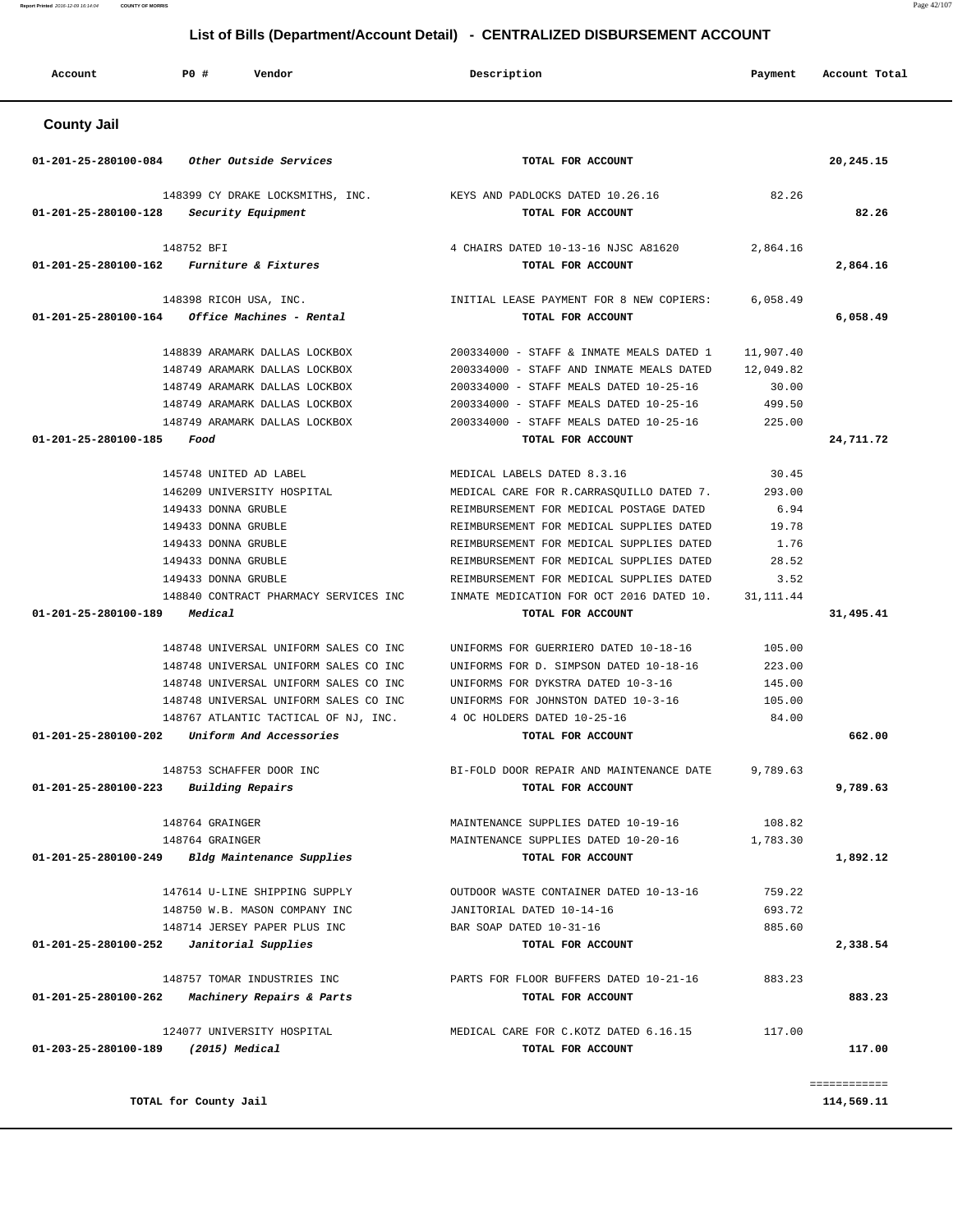## List of Bills (Department/Account Detail) - CENTRALIZED DISBURSEMENT ACCOUNT

| Account | PO # | Vendor | Description | Payment | Account Total |
|---|---|---|---|---|---|

### County Jail

| Account | PO # | Vendor | Description | Payment | Account Total |
|---|---|---|---|---|---|
| 01-201-25-280100-084 | | *Other Outside Services* | TOTAL FOR ACCOUNT | | 20,245.15 |
| | 148399 | CY DRAKE LOCKSMITHS, INC. | KEYS AND PADLOCKS DATED 10.26.16 | 82.26 | |
| 01-201-25-280100-128 | | *Security Equipment* | TOTAL FOR ACCOUNT | | 82.26 |
| | 148752 | BFI | 4 CHAIRS DATED 10-13-16 NJSC A81620 | 2,864.16 | |
| 01-201-25-280100-162 | | *Furniture & Fixtures* | TOTAL FOR ACCOUNT | | 2,864.16 |
| | 148398 | RICOH USA, INC. | INITIAL LEASE PAYMENT FOR 8 NEW COPIERS: | 6,058.49 | |
| 01-201-25-280100-164 | | *Office Machines - Rental* | TOTAL FOR ACCOUNT | | 6,058.49 |
| | 148839 | ARAMARK DALLAS LOCKBOX | 200334000 - STAFF & INMATE MEALS DATED 1 | 11,907.40 | |
| | 148749 | ARAMARK DALLAS LOCKBOX | 200334000 - STAFF AND INMATE MEALS DATED | 12,049.82 | |
| | 148749 | ARAMARK DALLAS LOCKBOX | 200334000 - STAFF MEALS DATED 10-25-16 | 30.00 | |
| | 148749 | ARAMARK DALLAS LOCKBOX | 200334000 - STAFF MEALS DATED 10-25-16 | 499.50 | |
| | 148749 | ARAMARK DALLAS LOCKBOX | 200334000 - STAFF MEALS DATED 10-25-16 | 225.00 | |
| 01-201-25-280100-185 | | *Food* | TOTAL FOR ACCOUNT | | 24,711.72 |
| | 145748 | UNITED AD LABEL | MEDICAL LABELS DATED 8.3.16 | 30.45 | |
| | 146209 | UNIVERSITY HOSPITAL | MEDICAL CARE FOR R.CARRASQUILLO DATED 7. | 293.00 | |
| | 149433 | DONNA GRUBLE | REIMBURSEMENT FOR MEDICAL POSTAGE DATED | 6.94 | |
| | 149433 | DONNA GRUBLE | REIMBURSEMENT FOR MEDICAL SUPPLIES DATED | 19.78 | |
| | 149433 | DONNA GRUBLE | REIMBURSEMENT FOR MEDICAL SUPPLIES DATED | 1.76 | |
| | 149433 | DONNA GRUBLE | REIMBURSEMENT FOR MEDICAL SUPPLIES DATED | 28.52 | |
| | 149433 | DONNA GRUBLE | REIMBURSEMENT FOR MEDICAL SUPPLIES DATED | 3.52 | |
| | 148840 | CONTRACT PHARMACY SERVICES INC | INMATE MEDICATION FOR OCT 2016 DATED 10. | 31,111.44 | |
| 01-201-25-280100-189 | | *Medical* | TOTAL FOR ACCOUNT | | 31,495.41 |
| | 148748 | UNIVERSAL UNIFORM SALES CO INC | UNIFORMS FOR GUERRIERO DATED 10-18-16 | 105.00 | |
| | 148748 | UNIVERSAL UNIFORM SALES CO INC | UNIFORMS FOR D. SIMPSON DATED 10-18-16 | 223.00 | |
| | 148748 | UNIVERSAL UNIFORM SALES CO INC | UNIFORMS FOR DYKSTRA DATED 10-3-16 | 145.00 | |
| | 148748 | UNIVERSAL UNIFORM SALES CO INC | UNIFORMS FOR JOHNSTON DATED 10-3-16 | 105.00 | |
| | 148767 | ATLANTIC TACTICAL OF NJ, INC. | 4 OC HOLDERS DATED 10-25-16 | 84.00 | |
| 01-201-25-280100-202 | | *Uniform And Accessories* | TOTAL FOR ACCOUNT | | 662.00 |
| | 148753 | SCHAFFER DOOR INC | BI-FOLD DOOR REPAIR AND MAINTENANCE DATE | 9,789.63 | |
| 01-201-25-280100-223 | | *Building Repairs* | TOTAL FOR ACCOUNT | | 9,789.63 |
| | 148764 | GRAINGER | MAINTENANCE SUPPLIES DATED 10-19-16 | 108.82 | |
| | 148764 | GRAINGER | MAINTENANCE SUPPLIES DATED 10-20-16 | 1,783.30 | |
| 01-201-25-280100-249 | | *Bldg Maintenance Supplies* | TOTAL FOR ACCOUNT | | 1,892.12 |
| | 147614 | U-LINE SHIPPING SUPPLY | OUTDOOR WASTE CONTAINER DATED 10-13-16 | 759.22 | |
| | 148750 | W.B. MASON COMPANY INC | JANITORIAL DATED 10-14-16 | 693.72 | |
| | 148714 | JERSEY PAPER PLUS INC | BAR SOAP DATED 10-31-16 | 885.60 | |
| 01-201-25-280100-252 | | *Janitorial Supplies* | TOTAL FOR ACCOUNT | | 2,338.54 |
| | 148757 | TOMAR INDUSTRIES INC | PARTS FOR FLOOR BUFFERS DATED 10-21-16 | 883.23 | |
| 01-201-25-280100-262 | | *Machinery Repairs & Parts* | TOTAL FOR ACCOUNT | | 883.23 |
| | 124077 | UNIVERSITY HOSPITAL | MEDICAL CARE FOR C.KOTZ DATED 6.16.15 | 117.00 | |
| 01-203-25-280100-189 | | *(2015) Medical* | TOTAL FOR ACCOUNT | | 117.00 |

**TOTAL for County Jail** 114,569.11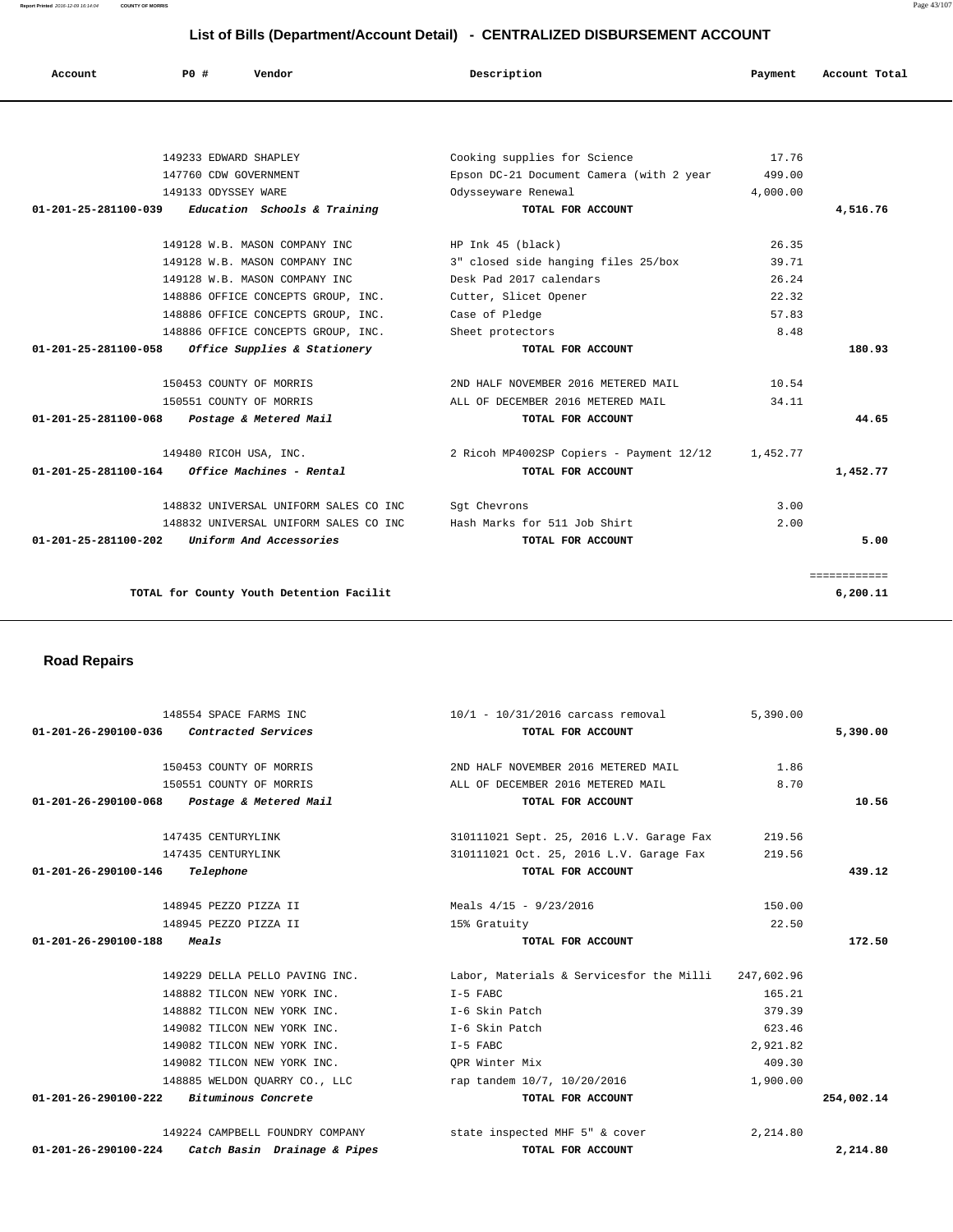# List of Bills (Department/Account Detail) - CENTRALIZED DISBURSEMENT ACCOUNT

| Account | PO # | Vendor | Description | Payment | Account Total |
|---|---|---|---|---|---|
| | 149233 | EDWARD SHAPLEY | Cooking supplies for Science | 17.76 | |
| | 147760 | CDW GOVERNMENT | Epson DC-21 Document Camera (with 2 year | 499.00 | |
| | 149133 | ODYSSEY WARE | Odysseyware Renewal | 4,000.00 | |
| **01-201-25-281100-039** | | *Education Schools & Training* | **TOTAL FOR ACCOUNT** | | **4,516.76** |
| | 149128 | W.B. MASON COMPANY INC | HP Ink 45 (black) | 26.35 | |
| | 149128 | W.B. MASON COMPANY INC | 3" closed side hanging files 25/box | 39.71 | |
| | 149128 | W.B. MASON COMPANY INC | Desk Pad 2017 calendars | 26.24 | |
| | 148886 | OFFICE CONCEPTS GROUP, INC. | Cutter, Slicet Opener | 22.32 | |
| | 148886 | OFFICE CONCEPTS GROUP, INC. | Case of Pledge | 57.83 | |
| | 148886 | OFFICE CONCEPTS GROUP, INC. | Sheet protectors | 8.48 | |
| **01-201-25-281100-058** | | *Office Supplies & Stationery* | **TOTAL FOR ACCOUNT** | | **180.93** |
| | 150453 | COUNTY OF MORRIS | 2ND HALF NOVEMBER 2016 METERED MAIL | 10.54 | |
| | 150551 | COUNTY OF MORRIS | ALL OF DECEMBER 2016 METERED MAIL | 34.11 | |
| **01-201-25-281100-068** | | *Postage & Metered Mail* | **TOTAL FOR ACCOUNT** | | **44.65** |
| | 149480 | RICOH USA, INC. | 2 Ricoh MP4002SP Copiers - Payment 12/12 | 1,452.77 | |
| **01-201-25-281100-164** | | *Office Machines - Rental* | **TOTAL FOR ACCOUNT** | | **1,452.77** |
| | 148832 | UNIVERSAL UNIFORM SALES CO INC | Sgt Chevrons | 3.00 | |
| | 148832 | UNIVERSAL UNIFORM SALES CO INC | Hash Marks for 511 Job Shirt | 2.00 | |
| **01-201-25-281100-202** | | *Uniform And Accessories* | **TOTAL FOR ACCOUNT** | | **5.00** |
| | | **TOTAL for County Youth Detention Facilit** | | | **6,200.11** |

## Road Repairs

| Account | PO # | Vendor | Description | Payment | Account Total |
|---|---|---|---|---|---|
| | 148554 | SPACE FARMS INC | 10/1 - 10/31/2016 carcass removal | 5,390.00 | |
| **01-201-26-290100-036** | | *Contracted Services* | **TOTAL FOR ACCOUNT** | | **5,390.00** |
| | 150453 | COUNTY OF MORRIS | 2ND HALF NOVEMBER 2016 METERED MAIL | 1.86 | |
| | 150551 | COUNTY OF MORRIS | ALL OF DECEMBER 2016 METERED MAIL | 8.70 | |
| **01-201-26-290100-068** | | *Postage & Metered Mail* | **TOTAL FOR ACCOUNT** | | **10.56** |
| | 147435 | CENTURYLINK | 310111021 Sept. 25, 2016 L.V. Garage Fax | 219.56 | |
| | 147435 | CENTURYLINK | 310111021 Oct. 25, 2016 L.V. Garage Fax | 219.56 | |
| **01-201-26-290100-146** | | *Telephone* | **TOTAL FOR ACCOUNT** | | **439.12** |
| | 148945 | PEZZO PIZZA II | Meals 4/15 - 9/23/2016 | 150.00 | |
| | 148945 | PEZZO PIZZA II | 15% Gratuity | 22.50 | |
| **01-201-26-290100-188** | | *Meals* | **TOTAL FOR ACCOUNT** | | **172.50** |
| | 149229 | DELLA PELLO PAVING INC. | Labor, Materials & Servicesfor the Milli | 247,602.96 | |
| | 148882 | TILCON NEW YORK INC. | I-5 FABC | 165.21 | |
| | 148882 | TILCON NEW YORK INC. | I-6 Skin Patch | 379.39 | |
| | 149082 | TILCON NEW YORK INC. | I-6 Skin Patch | 623.46 | |
| | 149082 | TILCON NEW YORK INC. | I-5 FABC | 2,921.82 | |
| | 149082 | TILCON NEW YORK INC. | QPR Winter Mix | 409.30 | |
| | 148885 | WELDON QUARRY CO., LLC | rap tandem 10/7, 10/20/2016 | 1,900.00 | |
| **01-201-26-290100-222** | | *Bituminous Concrete* | **TOTAL FOR ACCOUNT** | | **254,002.14** |
| | 149224 | CAMPBELL FOUNDRY COMPANY | state inspected MHF 5" & cover | 2,214.80 | |
| **01-201-26-290100-224** | | *Catch Basin Drainage & Pipes* | **TOTAL FOR ACCOUNT** | | **2,214.80** |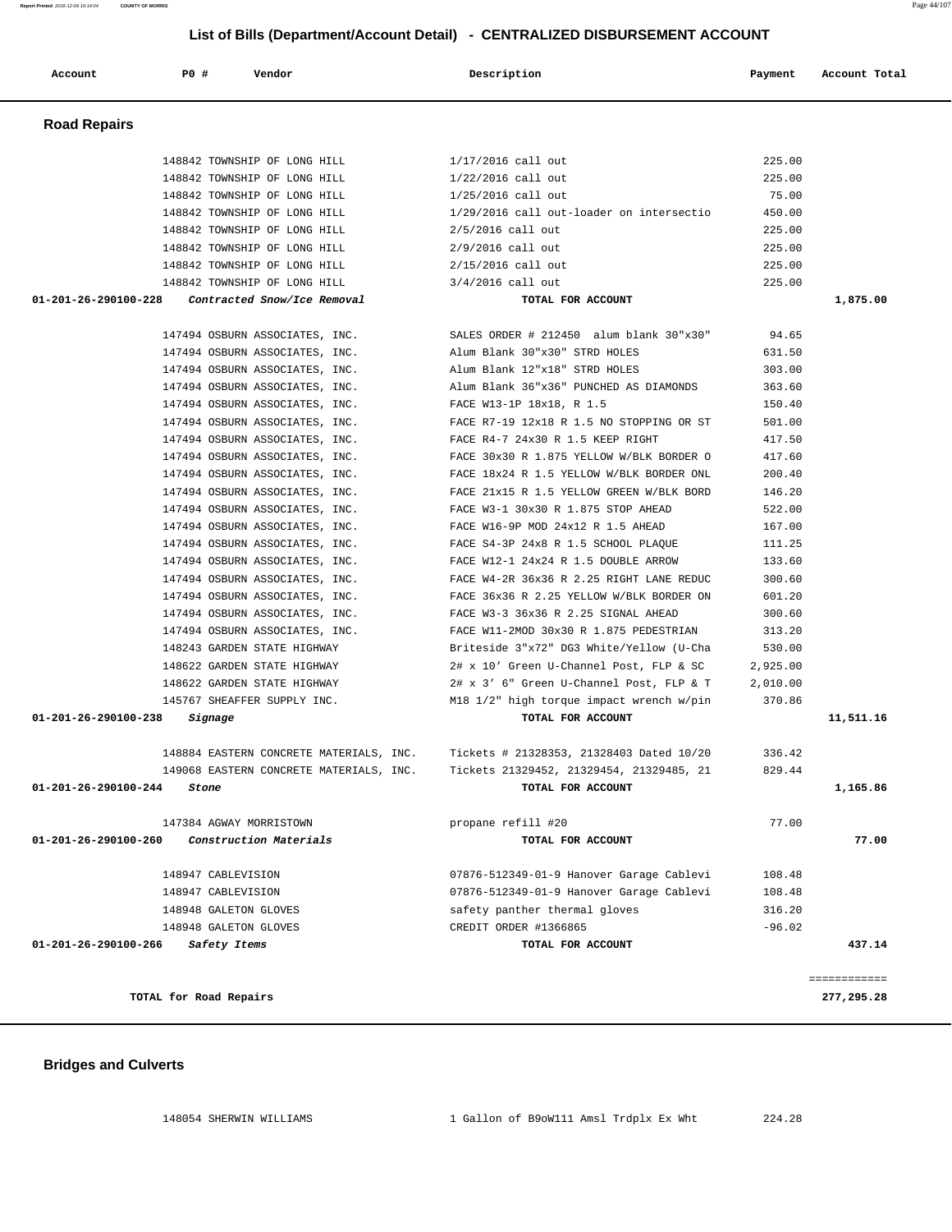## List of Bills (Department/Account Detail) - CENTRALIZED DISBURSEMENT ACCOUNT

| Account | PO # | Vendor | Description | Payment | Account Total |
|---|---|---|---|---|---|

### Road Repairs

| Account | PO # | Vendor | Description | Payment | Account Total |
|---|---|---|---|---|---|
| | 148842 | TOWNSHIP OF LONG HILL | 1/17/2016 call out | 225.00 | |
| | 148842 | TOWNSHIP OF LONG HILL | 1/22/2016 call out | 225.00 | |
| | 148842 | TOWNSHIP OF LONG HILL | 1/25/2016 call out | 75.00 | |
| | 148842 | TOWNSHIP OF LONG HILL | 1/29/2016 call out-loader on intersectio | 450.00 | |
| | 148842 | TOWNSHIP OF LONG HILL | 2/5/2016 call out | 225.00 | |
| | 148842 | TOWNSHIP OF LONG HILL | 2/9/2016 call out | 225.00 | |
| | 148842 | TOWNSHIP OF LONG HILL | 2/15/2016 call out | 225.00 | |
| | 148842 | TOWNSHIP OF LONG HILL | 3/4/2016 call out | 225.00 | |
| **01-201-26-290100-228** | | ***Contracted Snow/Ice Removal*** | **TOTAL FOR ACCOUNT** | | **1,875.00** |
| | 147494 | OSBURN ASSOCIATES, INC. | SALES ORDER # 212450 alum blank 30"x30" | 94.65 | |
| | 147494 | OSBURN ASSOCIATES, INC. | Alum Blank 30"x30" STRD HOLES | 631.50 | |
| | 147494 | OSBURN ASSOCIATES, INC. | Alum Blank 12"x18" STRD HOLES | 303.00 | |
| | 147494 | OSBURN ASSOCIATES, INC. | Alum Blank 36"x36" PUNCHED AS DIAMONDS | 363.60 | |
| | 147494 | OSBURN ASSOCIATES, INC. | FACE W13-1P 18x18, R 1.5 | 150.40 | |
| | 147494 | OSBURN ASSOCIATES, INC. | FACE R7-19 12x18 R 1.5 NO STOPPING OR ST | 501.00 | |
| | 147494 | OSBURN ASSOCIATES, INC. | FACE R4-7 24x30 R 1.5 KEEP RIGHT | 417.50 | |
| | 147494 | OSBURN ASSOCIATES, INC. | FACE 30x30 R 1.875 YELLOW W/BLK BORDER O | 417.60 | |
| | 147494 | OSBURN ASSOCIATES, INC. | FACE 18x24 R 1.5 YELLOW W/BLK BORDER ONL | 200.40 | |
| | 147494 | OSBURN ASSOCIATES, INC. | FACE 21x15 R 1.5 YELLOW GREEN W/BLK BORD | 146.20 | |
| | 147494 | OSBURN ASSOCIATES, INC. | FACE W3-1 30x30 R 1.875 STOP AHEAD | 522.00 | |
| | 147494 | OSBURN ASSOCIATES, INC. | FACE W16-9P MOD 24x12 R 1.5 AHEAD | 167.00 | |
| | 147494 | OSBURN ASSOCIATES, INC. | FACE S4-3P 24x8 R 1.5 SCHOOL PLAQUE | 111.25 | |
| | 147494 | OSBURN ASSOCIATES, INC. | FACE W12-1 24x24 R 1.5 DOUBLE ARROW | 133.60 | |
| | 147494 | OSBURN ASSOCIATES, INC. | FACE W4-2R 36x36 R 2.25 RIGHT LANE REDUC | 300.60 | |
| | 147494 | OSBURN ASSOCIATES, INC. | FACE 36x36 R 2.25 YELLOW W/BLK BORDER ON | 601.20 | |
| | 147494 | OSBURN ASSOCIATES, INC. | FACE W3-3 36x36 R 2.25 SIGNAL AHEAD | 300.60 | |
| | 147494 | OSBURN ASSOCIATES, INC. | FACE W11-2MOD 30x30 R 1.875 PEDESTRIAN | 313.20 | |
| | 148243 | GARDEN STATE HIGHWAY | Briteside 3"x72" DG3 White/Yellow (U-Cha | 530.00 | |
| | 148622 | GARDEN STATE HIGHWAY | 2# x 10' Green U-Channel Post, FLP & SC | 2,925.00 | |
| | 148622 | GARDEN STATE HIGHWAY | 2# x 3' 6" Green U-Channel Post, FLP & T | 2,010.00 | |
| | 145767 | SHEAFFER SUPPLY INC. | M18 1/2" high torque impact wrench w/pin | 370.86 | |
| **01-201-26-290100-238** | | ***Signage*** | **TOTAL FOR ACCOUNT** | | **11,511.16** |
| | 148884 | EASTERN CONCRETE MATERIALS, INC. | Tickets # 21328353, 21328403 Dated 10/20 | 336.42 | |
| | 149068 | EASTERN CONCRETE MATERIALS, INC. | Tickets 21329452, 21329454, 21329485, 21 | 829.44 | |
| **01-201-26-290100-244** | | ***Stone*** | **TOTAL FOR ACCOUNT** | | **1,165.86** |
| | 147384 | AGWAY MORRISTOWN | propane refill #20 | 77.00 | |
| **01-201-26-290100-260** | | ***Construction Materials*** | **TOTAL FOR ACCOUNT** | | **77.00** |
| | 148947 | CABLEVISION | 07876-512349-01-9 Hanover Garage Cablevi | 108.48 | |
| | 148947 | CABLEVISION | 07876-512349-01-9 Hanover Garage Cablevi | 108.48 | |
| | 148948 | GALETON GLOVES | safety panther thermal gloves | 316.20 | |
| | 148948 | GALETON GLOVES | CREDIT ORDER #1366865 | -96.02 | |
| **01-201-26-290100-266** | | ***Safety Items*** | **TOTAL FOR ACCOUNT** | | **437.14** |
| | | | | | ============ |
| | | **TOTAL for Road Repairs** | | | **277,295.28** |

### Bridges and Culverts

| Account | PO # | Vendor | Description | Payment | Account Total |
|---|---|---|---|---|---|
| | 148054 | SHERWIN WILLIAMS | 1 Gallon of B9oW111 Amsl Trdplx Ex Wht | 224.28 | |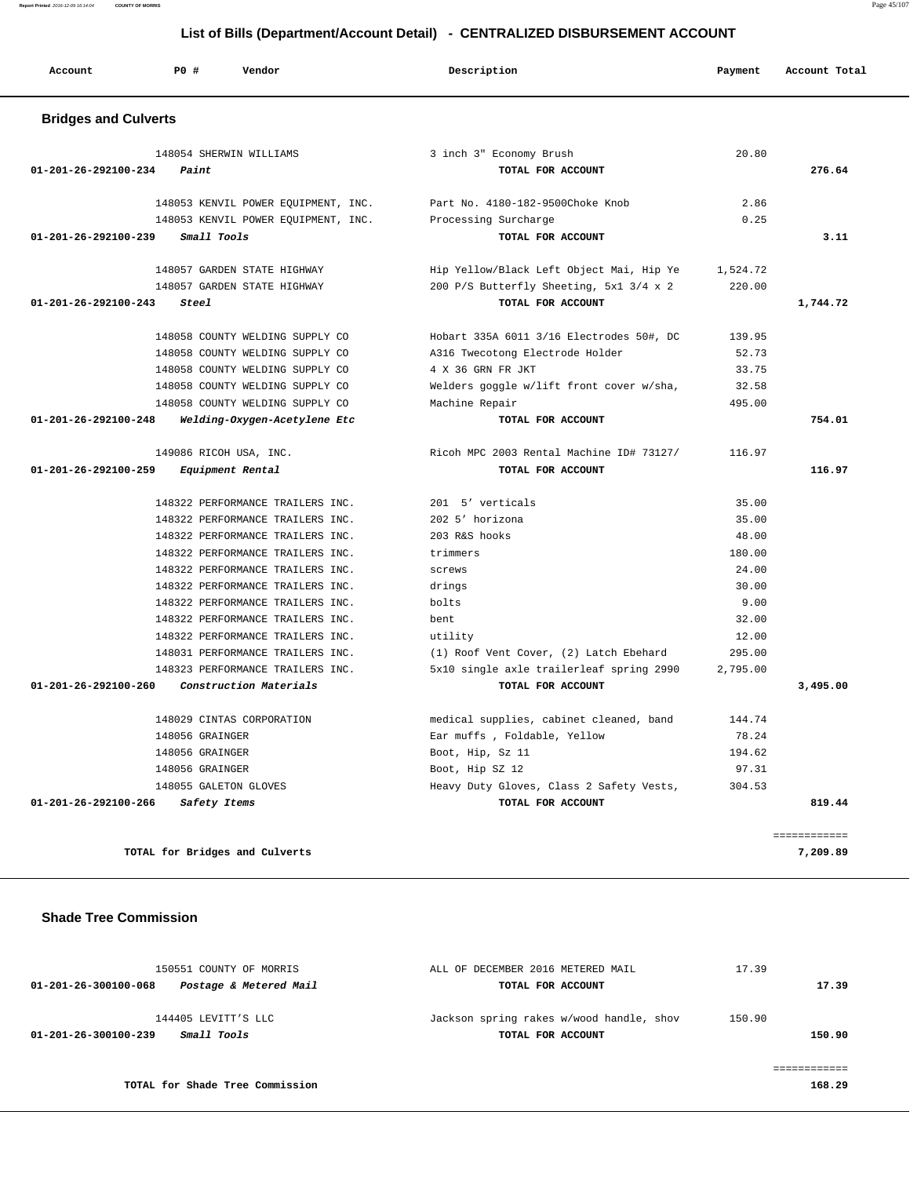# List of Bills (Department/Account Detail) - CENTRALIZED DISBURSEMENT ACCOUNT

| Account | PO # | Vendor | Description | Payment | Account Total |
|---|---|---|---|---|---|

## Bridges and Culverts

| Account | PO # | Vendor | Description | Payment | Account Total |
|---|---|---|---|---|---|
| | 148054 | SHERWIN WILLIAMS | 3 inch 3" Economy Brush | 20.80 | |
| **01-201-26-292100-234** | *Paint* | | **TOTAL FOR ACCOUNT** | | **276.64** |
| | 148053 | KENVIL POWER EQUIPMENT, INC. | Part No. 4180-182-9500Choke Knob | 2.86 | |
| | 148053 | KENVIL POWER EQUIPMENT, INC. | Processing Surcharge | 0.25 | |
| **01-201-26-292100-239** | *Small Tools* | | **TOTAL FOR ACCOUNT** | | **3.11** |
| | 148057 | GARDEN STATE HIGHWAY | Hip Yellow/Black Left Object Mai, Hip Ye | 1,524.72 | |
| | 148057 | GARDEN STATE HIGHWAY | 200 P/S Butterfly Sheeting, 5x1 3/4 x 2 | 220.00 | |
| **01-201-26-292100-243** | *Steel* | | **TOTAL FOR ACCOUNT** | | **1,744.72** |
| | 148058 | COUNTY WELDING SUPPLY CO | Hobart 335A 6011 3/16 Electrodes 50#, DC | 139.95 | |
| | 148058 | COUNTY WELDING SUPPLY CO | A316 Twecotong Electrode Holder | 52.73 | |
| | 148058 | COUNTY WELDING SUPPLY CO | 4 X 36 GRN FR JKT | 33.75 | |
| | 148058 | COUNTY WELDING SUPPLY CO | Welders goggle w/lift front cover w/sha, | 32.58 | |
| | 148058 | COUNTY WELDING SUPPLY CO | Machine Repair | 495.00 | |
| **01-201-26-292100-248** | *Welding-Oxygen-Acetylene Etc* | | **TOTAL FOR ACCOUNT** | | **754.01** |
| | 149086 | RICOH USA, INC. | Ricoh MPC 2003 Rental Machine ID# 73127/ | 116.97 | |
| **01-201-26-292100-259** | *Equipment Rental* | | **TOTAL FOR ACCOUNT** | | **116.97** |
| | 148322 | PERFORMANCE TRAILERS INC. | 201 5' verticals | 35.00 | |
| | 148322 | PERFORMANCE TRAILERS INC. | 202 5' horizona | 35.00 | |
| | 148322 | PERFORMANCE TRAILERS INC. | 203 R&S hooks | 48.00 | |
| | 148322 | PERFORMANCE TRAILERS INC. | trimmers | 180.00 | |
| | 148322 | PERFORMANCE TRAILERS INC. | screws | 24.00 | |
| | 148322 | PERFORMANCE TRAILERS INC. | drings | 30.00 | |
| | 148322 | PERFORMANCE TRAILERS INC. | bolts | 9.00 | |
| | 148322 | PERFORMANCE TRAILERS INC. | bent | 32.00 | |
| | 148322 | PERFORMANCE TRAILERS INC. | utility | 12.00 | |
| | 148031 | PERFORMANCE TRAILERS INC. | (1) Roof Vent Cover, (2) Latch Ebehard | 295.00 | |
| | 148323 | PERFORMANCE TRAILERS INC. | 5x10 single axle trailerleaf spring 2990 | 2,795.00 | |
| **01-201-26-292100-260** | *Construction Materials* | | **TOTAL FOR ACCOUNT** | | **3,495.00** |
| | 148029 | CINTAS CORPORATION | medical supplies, cabinet cleaned, band | 144.74 | |
| | 148056 | GRAINGER | Ear muffs , Foldable, Yellow | 78.24 | |
| | 148056 | GRAINGER | Boot, Hip, Sz 11 | 194.62 | |
| | 148056 | GRAINGER | Boot, Hip SZ 12 | 97.31 | |
| | 148055 | GALETON GLOVES | Heavy Duty Gloves, Class 2 Safety Vests, | 304.53 | |
| **01-201-26-292100-266** | *Safety Items* | | **TOTAL FOR ACCOUNT** | | **819.44** |

**TOTAL for Bridges and Culverts** — **7,209.89**

## Shade Tree Commission

| Account | PO # | Vendor | Description | Payment | Account Total |
|---|---|---|---|---|---|
| | 150551 | COUNTY OF MORRIS | ALL OF DECEMBER 2016 METERED MAIL | 17.39 | |
| **01-201-26-300100-068** | *Postage & Metered Mail* | | **TOTAL FOR ACCOUNT** | | **17.39** |
| | 144405 | LEVITT'S LLC | Jackson spring rakes w/wood handle, shov | 150.90 | |
| **01-201-26-300100-239** | *Small Tools* | | **TOTAL FOR ACCOUNT** | | **150.90** |

**TOTAL for Shade Tree Commission** — **168.29**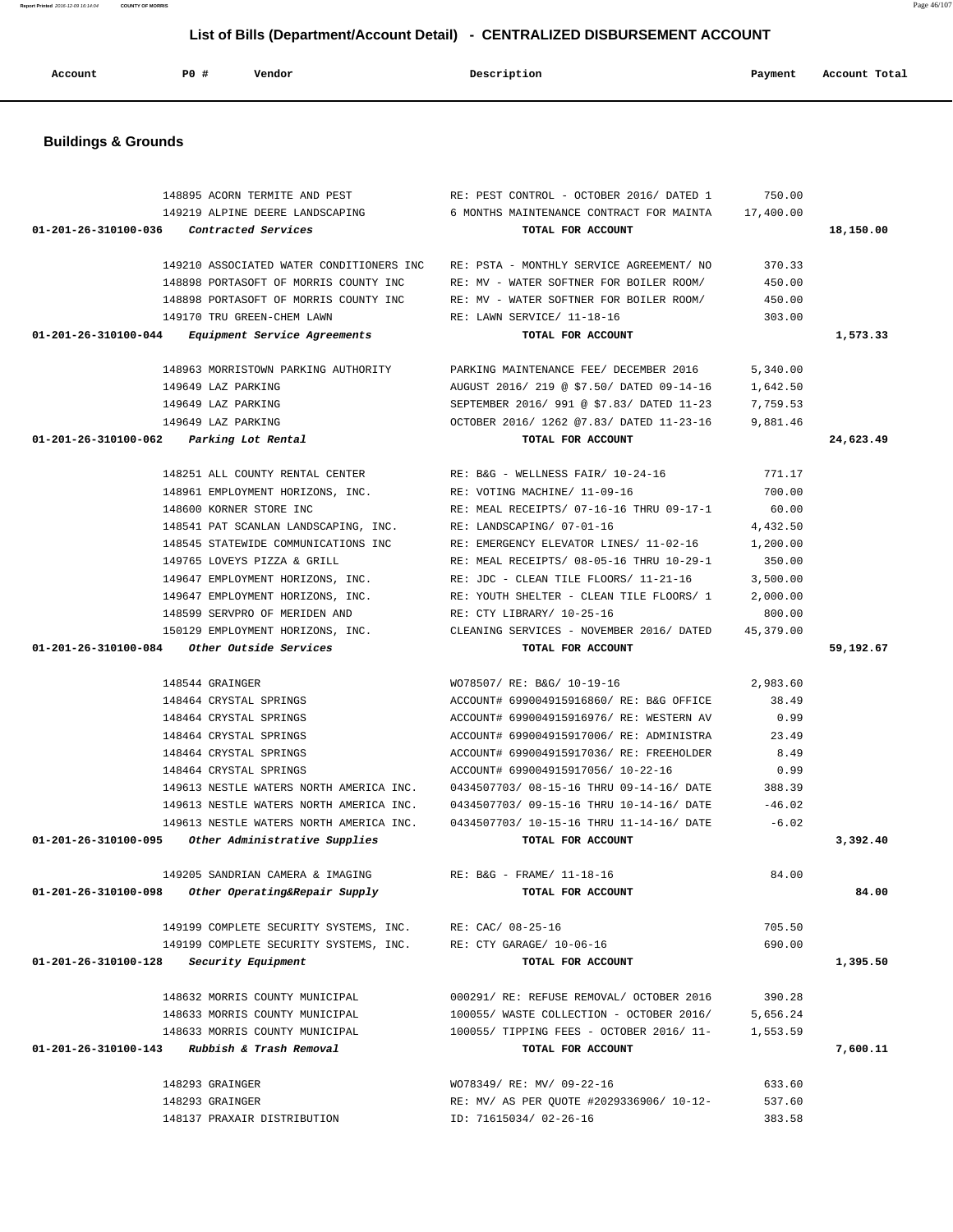## List of Bills (Department/Account Detail) - CENTRALIZED DISBURSEMENT ACCOUNT

| Account | PO # | Vendor | Description | Payment | Account Total |
|---|---|---|---|---|---|

### Buildings & Grounds

| Account | PO # | Vendor | Description | Payment | Account Total |
|---|---|---|---|---|---|
| | 148895 | ACORN TERMITE AND PEST | RE: PEST CONTROL - OCTOBER 2016/ DATED 1 | 750.00 | |
| | 149219 | ALPINE DEERE LANDSCAPING | 6 MONTHS MAINTENANCE CONTRACT FOR MAINTA | 17,400.00 | |
| 01-201-26-310100-036 | | *Contracted Services* | TOTAL FOR ACCOUNT | | 18,150.00 |
| | 149210 | ASSOCIATED WATER CONDITIONERS INC | RE: PSTA - MONTHLY SERVICE AGREEMENT/ NO | 370.33 | |
| | 148898 | PORTASOFT OF MORRIS COUNTY INC | RE: MV - WATER SOFTNER FOR BOILER ROOM/ | 450.00 | |
| | 148898 | PORTASOFT OF MORRIS COUNTY INC | RE: MV - WATER SOFTNER FOR BOILER ROOM/ | 450.00 | |
| | 149170 | TRU GREEN-CHEM LAWN | RE: LAWN SERVICE/ 11-18-16 | 303.00 | |
| 01-201-26-310100-044 | | *Equipment Service Agreements* | TOTAL FOR ACCOUNT | | 1,573.33 |
| | 148963 | MORRISTOWN PARKING AUTHORITY | PARKING MAINTENANCE FEE/ DECEMBER 2016 | 5,340.00 | |
| | 149649 | LAZ PARKING | AUGUST 2016/ 219 @ $7.50/ DATED 09-14-16 | 1,642.50 | |
| | 149649 | LAZ PARKING | SEPTEMBER 2016/ 991 @ $7.83/ DATED 11-23 | 7,759.53 | |
| | 149649 | LAZ PARKING | OCTOBER 2016/ 1262 @7.83/ DATED 11-23-16 | 9,881.46 | |
| 01-201-26-310100-062 | | *Parking Lot Rental* | TOTAL FOR ACCOUNT | | 24,623.49 |
| | 148251 | ALL COUNTY RENTAL CENTER | RE: B&G - WELLNESS FAIR/ 10-24-16 | 771.17 | |
| | 148961 | EMPLOYMENT HORIZONS, INC. | RE: VOTING MACHINE/ 11-09-16 | 700.00 | |
| | 148600 | KORNER STORE INC | RE: MEAL RECEIPTS/ 07-16-16 THRU 09-17-1 | 60.00 | |
| | 148541 | PAT SCANLAN LANDSCAPING, INC. | RE: LANDSCAPING/ 07-01-16 | 4,432.50 | |
| | 148545 | STATEWIDE COMMUNICATIONS INC | RE: EMERGENCY ELEVATOR LINES/ 11-02-16 | 1,200.00 | |
| | 149765 | LOVEYS PIZZA & GRILL | RE: MEAL RECEIPTS/ 08-05-16 THRU 10-29-1 | 350.00 | |
| | 149647 | EMPLOYMENT HORIZONS, INC. | RE: JDC - CLEAN TILE FLOORS/ 11-21-16 | 3,500.00 | |
| | 149647 | EMPLOYMENT HORIZONS, INC. | RE: YOUTH SHELTER - CLEAN TILE FLOORS/ 1 | 2,000.00 | |
| | 148599 | SERVPRO OF MERIDEN AND | RE: CTY LIBRARY/ 10-25-16 | 800.00 | |
| | 150129 | EMPLOYMENT HORIZONS, INC. | CLEANING SERVICES - NOVEMBER 2016/ DATED | 45,379.00 | |
| 01-201-26-310100-084 | | *Other Outside Services* | TOTAL FOR ACCOUNT | | 59,192.67 |
| | 148544 | GRAINGER | WO78507/ RE: B&G/ 10-19-16 | 2,983.60 | |
| | 148464 | CRYSTAL SPRINGS | ACCOUNT# 699004915916860/ RE: B&G OFFICE | 38.49 | |
| | 148464 | CRYSTAL SPRINGS | ACCOUNT# 699004915916976/ RE: WESTERN AV | 0.99 | |
| | 148464 | CRYSTAL SPRINGS | ACCOUNT# 699004915917006/ RE: ADMINISTRA | 23.49 | |
| | 148464 | CRYSTAL SPRINGS | ACCOUNT# 699004915917036/ RE: FREEHOLDER | 8.49 | |
| | 148464 | CRYSTAL SPRINGS | ACCOUNT# 699004915917056/ 10-22-16 | 0.99 | |
| | 149613 | NESTLE WATERS NORTH AMERICA INC. | 0434507703/ 08-15-16 THRU 09-14-16/ DATE | 388.39 | |
| | 149613 | NESTLE WATERS NORTH AMERICA INC. | 0434507703/ 09-15-16 THRU 10-14-16/ DATE | -46.02 | |
| | 149613 | NESTLE WATERS NORTH AMERICA INC. | 0434507703/ 10-15-16 THRU 11-14-16/ DATE | -6.02 | |
| 01-201-26-310100-095 | | *Other Administrative Supplies* | TOTAL FOR ACCOUNT | | 3,392.40 |
| | 149205 | SANDRIAN CAMERA & IMAGING | RE: B&G - FRAME/ 11-18-16 | 84.00 | |
| 01-201-26-310100-098 | | *Other Operating&Repair Supply* | TOTAL FOR ACCOUNT | | 84.00 |
| | 149199 | COMPLETE SECURITY SYSTEMS, INC. | RE: CAC/ 08-25-16 | 705.50 | |
| | 149199 | COMPLETE SECURITY SYSTEMS, INC. | RE: CTY GARAGE/ 10-06-16 | 690.00 | |
| 01-201-26-310100-128 | | *Security Equipment* | TOTAL FOR ACCOUNT | | 1,395.50 |
| | 148632 | MORRIS COUNTY MUNICIPAL | 000291/ RE: REFUSE REMOVAL/ OCTOBER 2016 | 390.28 | |
| | 148633 | MORRIS COUNTY MUNICIPAL | 100055/ WASTE COLLECTION - OCTOBER 2016/ | 5,656.24 | |
| | 148633 | MORRIS COUNTY MUNICIPAL | 100055/ TIPPING FEES - OCTOBER 2016/ 11- | 1,553.59 | |
| 01-201-26-310100-143 | | *Rubbish & Trash Removal* | TOTAL FOR ACCOUNT | | 7,600.11 |
| | 148293 | GRAINGER | WO78349/ RE: MV/ 09-22-16 | 633.60 | |
| | 148293 | GRAINGER | RE: MV/ AS PER QUOTE #2029336906/ 10-12- | 537.60 | |
| | 148137 | PRAXAIR DISTRIBUTION | ID: 71615034/ 02-26-16 | 383.58 | |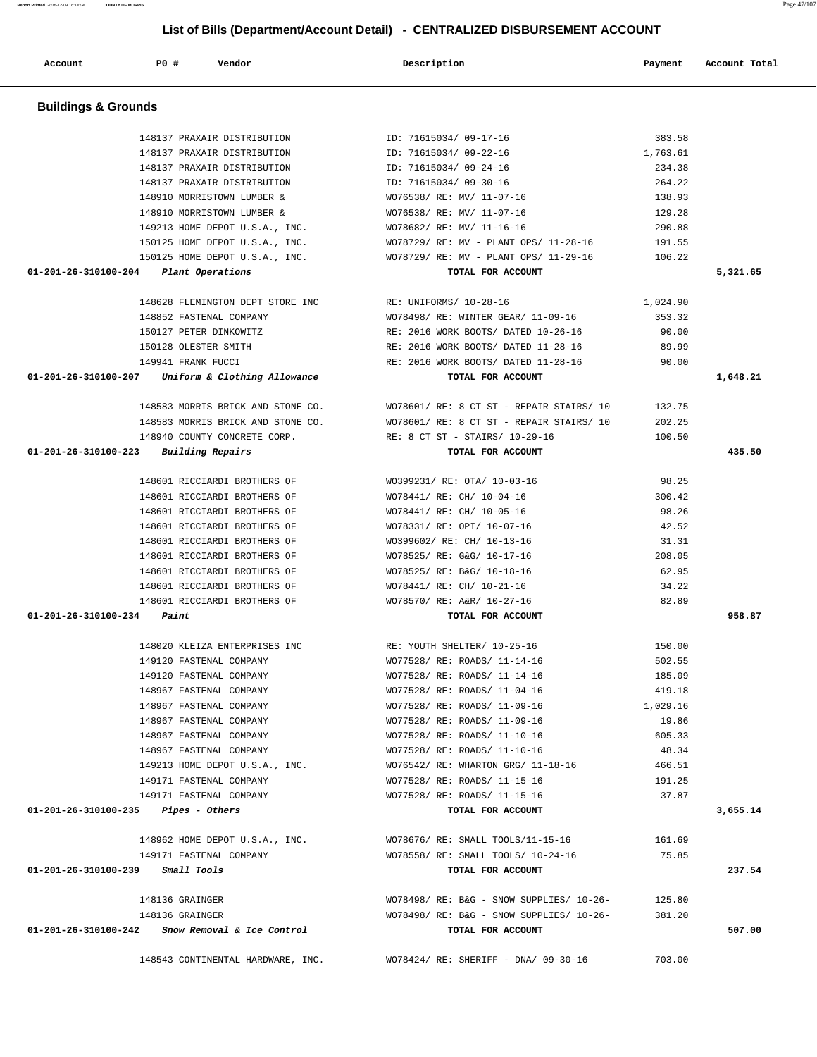# List of Bills (Department/Account Detail) - CENTRALIZED DISBURSEMENT ACCOUNT

| Account | PO # | Vendor | Description | Payment | Account Total |
|---|---|---|---|---|---|

## Buildings & Grounds

| Account | PO # | Vendor | Description | Payment | Account Total |
|---|---|---|---|---|---|
| | 148137 | PRAXAIR DISTRIBUTION | ID: 71615034/ 09-17-16 | 383.58 | |
| | 148137 | PRAXAIR DISTRIBUTION | ID: 71615034/ 09-22-16 | 1,763.61 | |
| | 148137 | PRAXAIR DISTRIBUTION | ID: 71615034/ 09-24-16 | 234.38 | |
| | 148137 | PRAXAIR DISTRIBUTION | ID: 71615034/ 09-30-16 | 264.22 | |
| | 148910 | MORRISTOWN LUMBER & | WO76538/ RE: MV/ 11-07-16 | 138.93 | |
| | 148910 | MORRISTOWN LUMBER & | WO76538/ RE: MV/ 11-07-16 | 129.28 | |
| | 149213 | HOME DEPOT U.S.A., INC. | WO78682/ RE: MV/ 11-16-16 | 290.88 | |
| | 150125 | HOME DEPOT U.S.A., INC. | WO78729/ RE: MV - PLANT OPS/ 11-28-16 | 191.55 | |
| | 150125 | HOME DEPOT U.S.A., INC. | WO78729/ RE: MV - PLANT OPS/ 11-29-16 | 106.22 | |
| **01-201-26-310100-204** | | ***Plant Operations*** | **TOTAL FOR ACCOUNT** | | **5,321.65** |
| | 148628 | FLEMINGTON DEPT STORE INC | RE: UNIFORMS/ 10-28-16 | 1,024.90 | |
| | 148852 | FASTENAL COMPANY | WO78498/ RE: WINTER GEAR/ 11-09-16 | 353.32 | |
| | 150127 | PETER DINKOWITZ | RE: 2016 WORK BOOTS/ DATED 10-26-16 | 90.00 | |
| | 150128 | OLESTER SMITH | RE: 2016 WORK BOOTS/ DATED 11-28-16 | 89.99 | |
| | 149941 | FRANK FUCCI | RE: 2016 WORK BOOTS/ DATED 11-28-16 | 90.00 | |
| **01-201-26-310100-207** | | ***Uniform & Clothing Allowance*** | **TOTAL FOR ACCOUNT** | | **1,648.21** |
| | 148583 | MORRIS BRICK AND STONE CO. | WO78601/ RE: 8 CT ST - REPAIR STAIRS/ 10 | 132.75 | |
| | 148583 | MORRIS BRICK AND STONE CO. | WO78601/ RE: 8 CT ST - REPAIR STAIRS/ 10 | 202.25 | |
| | 148940 | COUNTY CONCRETE CORP. | RE: 8 CT ST - STAIRS/ 10-29-16 | 100.50 | |
| **01-201-26-310100-223** | | ***Building Repairs*** | **TOTAL FOR ACCOUNT** | | **435.50** |
| | 148601 | RICCIARDI BROTHERS OF | WO399231/ RE: OTA/ 10-03-16 | 98.25 | |
| | 148601 | RICCIARDI BROTHERS OF | WO78441/ RE: CH/ 10-04-16 | 300.42 | |
| | 148601 | RICCIARDI BROTHERS OF | WO78441/ RE: CH/ 10-05-16 | 98.26 | |
| | 148601 | RICCIARDI BROTHERS OF | WO78331/ RE: OPI/ 10-07-16 | 42.52 | |
| | 148601 | RICCIARDI BROTHERS OF | WO399602/ RE: CH/ 10-13-16 | 31.31 | |
| | 148601 | RICCIARDI BROTHERS OF | WO78525/ RE: G&G/ 10-17-16 | 208.05 | |
| | 148601 | RICCIARDI BROTHERS OF | WO78525/ RE: B&G/ 10-18-16 | 62.95 | |
| | 148601 | RICCIARDI BROTHERS OF | WO78441/ RE: CH/ 10-21-16 | 34.22 | |
| | 148601 | RICCIARDI BROTHERS OF | WO78570/ RE: A&R/ 10-27-16 | 82.89 | |
| **01-201-26-310100-234** | | ***Paint*** | **TOTAL FOR ACCOUNT** | | **958.87** |
| | 148020 | KLEIZA ENTERPRISES INC | RE: YOUTH SHELTER/ 10-25-16 | 150.00 | |
| | 149120 | FASTENAL COMPANY | WO77528/ RE: ROADS/ 11-14-16 | 502.55 | |
| | 149120 | FASTENAL COMPANY | WO77528/ RE: ROADS/ 11-14-16 | 185.09 | |
| | 148967 | FASTENAL COMPANY | WO77528/ RE: ROADS/ 11-04-16 | 419.18 | |
| | 148967 | FASTENAL COMPANY | WO77528/ RE: ROADS/ 11-09-16 | 1,029.16 | |
| | 148967 | FASTENAL COMPANY | WO77528/ RE: ROADS/ 11-09-16 | 19.86 | |
| | 148967 | FASTENAL COMPANY | WO77528/ RE: ROADS/ 11-10-16 | 605.33 | |
| | 148967 | FASTENAL COMPANY | WO77528/ RE: ROADS/ 11-10-16 | 48.34 | |
| | 149213 | HOME DEPOT U.S.A., INC. | WO76542/ RE: WHARTON GRG/ 11-18-16 | 466.51 | |
| | 149171 | FASTENAL COMPANY | WO77528/ RE: ROADS/ 11-15-16 | 191.25 | |
| | 149171 | FASTENAL COMPANY | WO77528/ RE: ROADS/ 11-15-16 | 37.87 | |
| **01-201-26-310100-235** | | ***Pipes - Others*** | **TOTAL FOR ACCOUNT** | | **3,655.14** |
| | 148962 | HOME DEPOT U.S.A., INC. | WO78676/ RE: SMALL TOOLS/11-15-16 | 161.69 | |
| | 149171 | FASTENAL COMPANY | WO78558/ RE: SMALL TOOLS/ 10-24-16 | 75.85 | |
| **01-201-26-310100-239** | | ***Small Tools*** | **TOTAL FOR ACCOUNT** | | **237.54** |
| | 148136 | GRAINGER | WO78498/ RE: B&G - SNOW SUPPLIES/ 10-26- | 125.80 | |
| | 148136 | GRAINGER | WO78498/ RE: B&G - SNOW SUPPLIES/ 10-26- | 381.20 | |
| **01-201-26-310100-242** | | ***Snow Removal & Ice Control*** | **TOTAL FOR ACCOUNT** | | **507.00** |
| | 148543 | CONTINENTAL HARDWARE, INC. | WO78424/ RE: SHERIFF - DNA/ 09-30-16 | 703.00 | |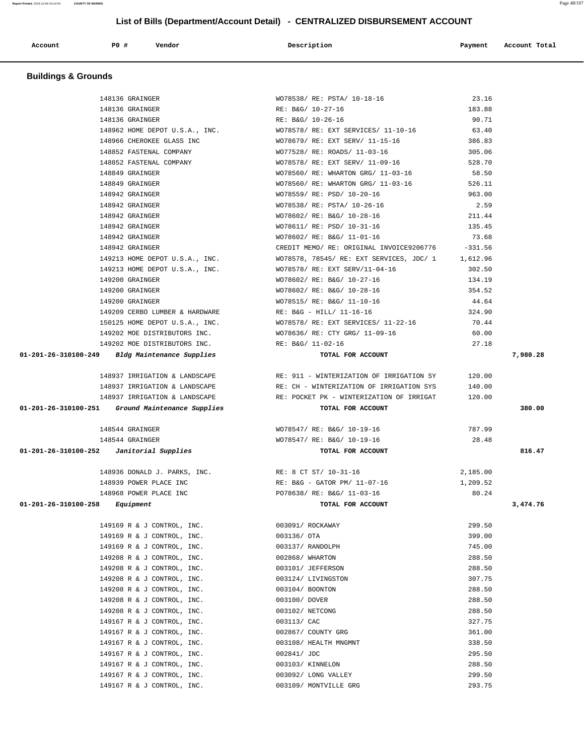## List of Bills (Department/Account Detail) - CENTRALIZED DISBURSEMENT ACCOUNT

| Account | PO # | Vendor | Description | Payment | Account Total |
|---|---|---|---|---|---|

### Buildings & Grounds

| Account | PO # | Vendor | Description | Payment | Account Total |
|---|---|---|---|---|---|
| | 148136 | GRAINGER | WO78538/ RE: PSTA/ 10-18-16 | 23.16 | |
| | 148136 | GRAINGER | RE: B&G/ 10-27-16 | 183.88 | |
| | 148136 | GRAINGER | RE: B&G/ 10-26-16 | 90.71 | |
| | 148962 | HOME DEPOT U.S.A., INC. | WO78578/ RE: EXT SERVICES/ 11-10-16 | 63.40 | |
| | 148966 | CHEROKEE GLASS INC | WO78679/ RE: EXT SERV/ 11-15-16 | 386.83 | |
| | 148852 | FASTENAL COMPANY | WO77528/ RE: ROADS/ 11-03-16 | 305.06 | |
| | 148852 | FASTENAL COMPANY | WO78578/ RE: EXT SERV/ 11-09-16 | 528.70 | |
| | 148849 | GRAINGER | WO78560/ RE: WHARTON GRG/ 11-03-16 | 58.50 | |
| | 148849 | GRAINGER | WO78560/ RE: WHARTON GRG/ 11-03-16 | 526.11 | |
| | 148942 | GRAINGER | WO78559/ RE: PSD/ 10-20-16 | 963.00 | |
| | 148942 | GRAINGER | WO78538/ RE: PSTA/ 10-26-16 | 2.59 | |
| | 148942 | GRAINGER | WO78602/ RE: B&G/ 10-28-16 | 211.44 | |
| | 148942 | GRAINGER | WO78611/ RE: PSD/ 10-31-16 | 135.45 | |
| | 148942 | GRAINGER | WO78602/ RE: B&G/ 11-01-16 | 73.68 | |
| | 148942 | GRAINGER | CREDIT MEMO/ RE: ORIGINAL INVOICE9206776 | -331.56 | |
| | 149213 | HOME DEPOT U.S.A., INC. | WO78578, 78545/ RE: EXT SERVICES, JDC/ 1 | 1,612.96 | |
| | 149213 | HOME DEPOT U.S.A., INC. | WO78578/ RE: EXT SERV/11-04-16 | 302.50 | |
| | 149200 | GRAINGER | WO78602/ RE: B&G/ 10-27-16 | 134.19 | |
| | 149200 | GRAINGER | WO78602/ RE: B&G/ 10-28-16 | 354.52 | |
| | 149200 | GRAINGER | WO78515/ RE: B&G/ 11-10-16 | 44.64 | |
| | 149209 | CERBO LUMBER & HARDWARE | RE: B&G - HILL/ 11-16-16 | 324.90 | |
| | 150125 | HOME DEPOT U.S.A., INC. | WO78578/ RE: EXT SERVICES/ 11-22-16 | 70.44 | |
| | 149202 | MOE DISTRIBUTORS INC. | WO78636/ RE: CTY GRG/ 11-09-16 | 60.00 | |
| | 149202 | MOE DISTRIBUTORS INC. | RE: B&G/ 11-02-16 | 27.18 | |
| **01-201-26-310100-249** | | *Bldg Maintenance Supplies* | **TOTAL FOR ACCOUNT** | | **7,980.28** |
| | 148937 | IRRIGATION & LANDSCAPE | RE: 911 - WINTERIZATION OF IRRIGATION SY | 120.00 | |
| | 148937 | IRRIGATION & LANDSCAPE | RE: CH - WINTERIZATION OF IRRIGATION SYS | 140.00 | |
| | 148937 | IRRIGATION & LANDSCAPE | RE: POCKET PK - WINTERIZATION OF IRRIGAT | 120.00 | |
| **01-201-26-310100-251** | | *Ground Maintenance Supplies* | **TOTAL FOR ACCOUNT** | | **380.00** |
| | 148544 | GRAINGER | WO78547/ RE: B&G/ 10-19-16 | 787.99 | |
| | 148544 | GRAINGER | WO78547/ RE: B&G/ 10-19-16 | 28.48 | |
| **01-201-26-310100-252** | | *Janitorial Supplies* | **TOTAL FOR ACCOUNT** | | **816.47** |
| | 148936 | DONALD J. PARKS, INC. | RE: 8 CT ST/ 10-31-16 | 2,185.00 | |
| | 148939 | POWER PLACE INC | RE: B&G - GATOR PM/ 11-07-16 | 1,209.52 | |
| | 148968 | POWER PLACE INC | PO78638/ RE: B&G/ 11-03-16 | 80.24 | |
| **01-201-26-310100-258** | | *Equipment* | **TOTAL FOR ACCOUNT** | | **3,474.76** |
| | 149169 | R & J CONTROL, INC. | 003091/ ROCKAWAY | 299.50 | |
| | 149169 | R & J CONTROL, INC. | 003136/ OTA | 399.00 | |
| | 149169 | R & J CONTROL, INC. | 003137/ RANDOLPH | 745.00 | |
| | 149208 | R & J CONTROL, INC. | 002868/ WHARTON | 288.50 | |
| | 149208 | R & J CONTROL, INC. | 003101/ JEFFERSON | 288.50 | |
| | 149208 | R & J CONTROL, INC. | 003124/ LIVINGSTON | 307.75 | |
| | 149208 | R & J CONTROL, INC. | 003104/ BOONTON | 288.50 | |
| | 149208 | R & J CONTROL, INC. | 003100/ DOVER | 288.50 | |
| | 149208 | R & J CONTROL, INC. | 003102/ NETCONG | 288.50 | |
| | 149167 | R & J CONTROL, INC. | 003113/ CAC | 327.75 | |
| | 149167 | R & J CONTROL, INC. | 002867/ COUNTY GRG | 361.00 | |
| | 149167 | R & J CONTROL, INC. | 003108/ HEALTH MNGMNT | 338.50 | |
| | 149167 | R & J CONTROL, INC. | 002841/ JDC | 295.50 | |
| | 149167 | R & J CONTROL, INC. | 003103/ KINNELON | 288.50 | |
| | 149167 | R & J CONTROL, INC. | 003092/ LONG VALLEY | 299.50 | |
| | 149167 | R & J CONTROL, INC. | 003109/ MONTVILLE GRG | 293.75 | |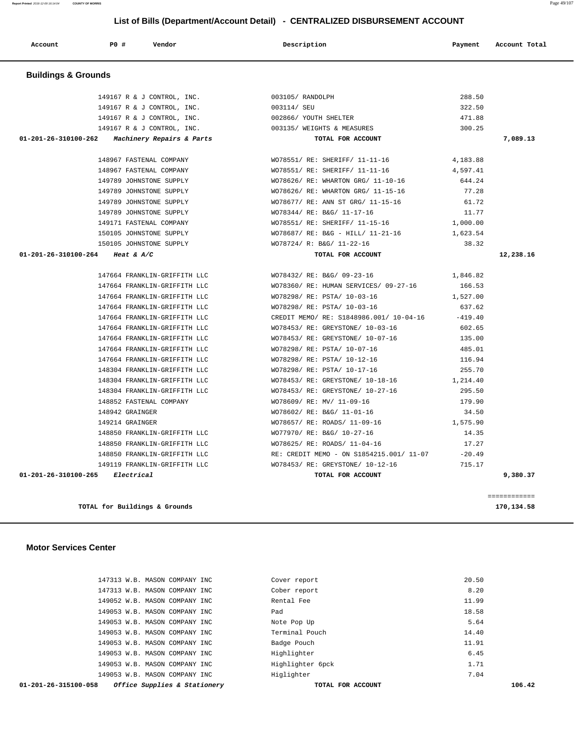## List of Bills (Department/Account Detail) - CENTRALIZED DISBURSEMENT ACCOUNT

| Account | PO # | Vendor | Description | Payment | Account Total |
|---|---|---|---|---|---|

### Buildings & Grounds

| Account | PO # | Vendor | Description | Payment | Account Total |
|---|---|---|---|---|---|
| | 149167 | R & J CONTROL, INC. | 003105/ RANDOLPH | 288.50 | |
| | 149167 | R & J CONTROL, INC. | 003114/ SEU | 322.50 | |
| | 149167 | R & J CONTROL, INC. | 002866/ YOUTH SHELTER | 471.88 | |
| | 149167 | R & J CONTROL, INC. | 003135/ WEIGHTS & MEASURES | 300.25 | |
| 01-201-26-310100-262 | | *Machinery Repairs & Parts* | TOTAL FOR ACCOUNT | | 7,089.13 |
| | 148967 | FASTENAL COMPANY | WO78551/ RE: SHERIFF/ 11-11-16 | 4,183.88 | |
| | 148967 | FASTENAL COMPANY | WO78551/ RE: SHERIFF/ 11-11-16 | 4,597.41 | |
| | 149789 | JOHNSTONE SUPPLY | WO78626/ RE: WHARTON GRG/ 11-10-16 | 644.24 | |
| | 149789 | JOHNSTONE SUPPLY | WO78626/ RE: WHARTON GRG/ 11-15-16 | 77.28 | |
| | 149789 | JOHNSTONE SUPPLY | WO78677/ RE: ANN ST GRG/ 11-15-16 | 61.72 | |
| | 149789 | JOHNSTONE SUPPLY | WO78344/ RE: B&G/ 11-17-16 | 11.77 | |
| | 149171 | FASTENAL COMPANY | WO78551/ RE: SHERIFF/ 11-15-16 | 1,000.00 | |
| | 150105 | JOHNSTONE SUPPLY | WO78687/ RE: B&G - HILL/ 11-21-16 | 1,623.54 | |
| | 150105 | JOHNSTONE SUPPLY | WO78724/ R: B&G/ 11-22-16 | 38.32 | |
| 01-201-26-310100-264 | | *Heat & A/C* | TOTAL FOR ACCOUNT | | 12,238.16 |
| | 147664 | FRANKLIN-GRIFFITH LLC | WO78432/ RE: B&G/ 09-23-16 | 1,846.82 | |
| | 147664 | FRANKLIN-GRIFFITH LLC | WO78360/ RE: HUMAN SERVICES/ 09-27-16 | 166.53 | |
| | 147664 | FRANKLIN-GRIFFITH LLC | WO78298/ RE: PSTA/ 10-03-16 | 1,527.00 | |
| | 147664 | FRANKLIN-GRIFFITH LLC | WO78298/ RE: PSTA/ 10-03-16 | 637.62 | |
| | 147664 | FRANKLIN-GRIFFITH LLC | CREDIT MEMO/ RE: S1848986.001/ 10-04-16 | -419.40 | |
| | 147664 | FRANKLIN-GRIFFITH LLC | WO78453/ RE: GREYSTONE/ 10-03-16 | 602.65 | |
| | 147664 | FRANKLIN-GRIFFITH LLC | WO78453/ RE: GREYSTONE/ 10-07-16 | 135.00 | |
| | 147664 | FRANKLIN-GRIFFITH LLC | WO78298/ RE: PSTA/ 10-07-16 | 485.01 | |
| | 147664 | FRANKLIN-GRIFFITH LLC | WO78298/ RE: PSTA/ 10-12-16 | 116.94 | |
| | 148304 | FRANKLIN-GRIFFITH LLC | WO78298/ RE: PSTA/ 10-17-16 | 255.70 | |
| | 148304 | FRANKLIN-GRIFFITH LLC | WO78453/ RE: GREYSTONE/ 10-18-16 | 1,214.40 | |
| | 148304 | FRANKLIN-GRIFFITH LLC | WO78453/ RE: GREYSTONE/ 10-27-16 | 295.50 | |
| | 148852 | FASTENAL COMPANY | WO78609/ RE: MV/ 11-09-16 | 179.90 | |
| | 148942 | GRAINGER | WO78602/ RE: B&G/ 11-01-16 | 34.50 | |
| | 149214 | GRAINGER | WO78657/ RE: ROADS/ 11-09-16 | 1,575.90 | |
| | 148850 | FRANKLIN-GRIFFITH LLC | WO77970/ RE: B&G/ 10-27-16 | 14.35 | |
| | 148850 | FRANKLIN-GRIFFITH LLC | WO78625/ RE: ROADS/ 11-04-16 | 17.27 | |
| | 148850 | FRANKLIN-GRIFFITH LLC | RE: CREDIT MEMO - ON S1854215.001/ 11-07 | -20.49 | |
| | 149119 | FRANKLIN-GRIFFITH LLC | WO78453/ RE: GREYSTONE/ 10-12-16 | 715.17 | |
| 01-201-26-310100-265 | | *Electrical* | TOTAL FOR ACCOUNT | | 9,380.37 |
| | | | | | ============ |
| | | **TOTAL for Buildings & Grounds** | | | **170,134.58** |

### Motor Services Center

| Account | PO # | Vendor | Description | Payment | Account Total |
|---|---|---|---|---|---|
| | 147313 | W.B. MASON COMPANY INC | Cover report | 20.50 | |
| | 147313 | W.B. MASON COMPANY INC | Cober report | 8.20 | |
| | 149052 | W.B. MASON COMPANY INC | Rental Fee | 11.99 | |
| | 149053 | W.B. MASON COMPANY INC | Pad | 18.58 | |
| | 149053 | W.B. MASON COMPANY INC | Note Pop Up | 5.64 | |
| | 149053 | W.B. MASON COMPANY INC | Terminal Pouch | 14.40 | |
| | 149053 | W.B. MASON COMPANY INC | Badge Pouch | 11.91 | |
| | 149053 | W.B. MASON COMPANY INC | Highlighter | 6.45 | |
| | 149053 | W.B. MASON COMPANY INC | Highlighter 6pck | 1.71 | |
| | 149053 | W.B. MASON COMPANY INC | Higlighter | 7.04 | |
| 01-201-26-315100-058 | | *Office Supplies & Stationery* | TOTAL FOR ACCOUNT | | 106.42 |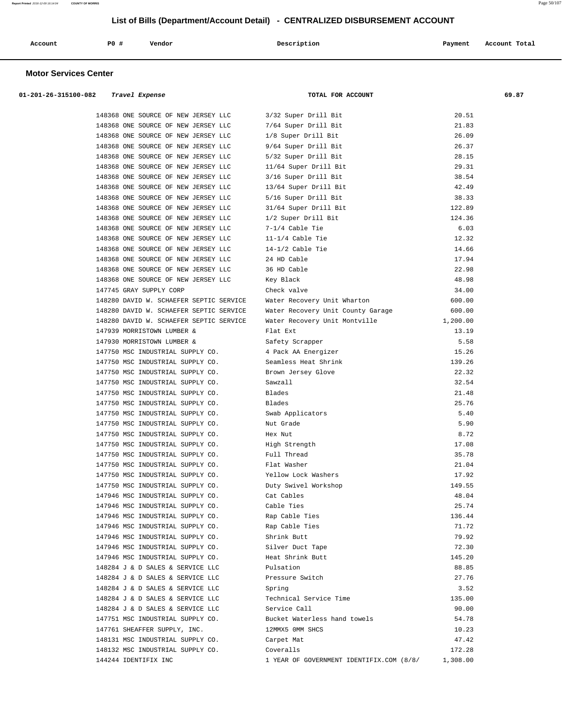## List of Bills (Department/Account Detail) - CENTRALIZED DISBURSEMENT ACCOUNT

| Account | PO # | Vendor | Description | Payment | Account Total |
|---|---|---|---|---|---|

### Motor Services Center

| Account | PO # | Vendor | Description | Payment | Account Total |
|---|---|---|---|---|---|
| 01-201-26-315100-082 | | *Travel Expense* | TOTAL FOR ACCOUNT | | 69.87 |
| | 148368 | ONE SOURCE OF NEW JERSEY LLC | 3/32 Super Drill Bit | 20.51 | |
| | 148368 | ONE SOURCE OF NEW JERSEY LLC | 7/64 Super Drill Bit | 21.83 | |
| | 148368 | ONE SOURCE OF NEW JERSEY LLC | 1/8 Super Drill Bit | 26.09 | |
| | 148368 | ONE SOURCE OF NEW JERSEY LLC | 9/64 Super Drill Bit | 26.37 | |
| | 148368 | ONE SOURCE OF NEW JERSEY LLC | 5/32 Super Drill Bit | 28.15 | |
| | 148368 | ONE SOURCE OF NEW JERSEY LLC | 11/64 Super Drill Bit | 29.31 | |
| | 148368 | ONE SOURCE OF NEW JERSEY LLC | 3/16 Super Drill Bit | 38.54 | |
| | 148368 | ONE SOURCE OF NEW JERSEY LLC | 13/64 Super Drill Bit | 42.49 | |
| | 148368 | ONE SOURCE OF NEW JERSEY LLC | 5/16 Super Drill Bit | 38.33 | |
| | 148368 | ONE SOURCE OF NEW JERSEY LLC | 31/64 Super Drill Bit | 122.89 | |
| | 148368 | ONE SOURCE OF NEW JERSEY LLC | 1/2 Super Drill Bit | 124.36 | |
| | 148368 | ONE SOURCE OF NEW JERSEY LLC | 7-1/4 Cable Tie | 6.03 | |
| | 148368 | ONE SOURCE OF NEW JERSEY LLC | 11-1/4 Cable Tie | 12.32 | |
| | 148368 | ONE SOURCE OF NEW JERSEY LLC | 14-1/2 Cable Tie | 14.66 | |
| | 148368 | ONE SOURCE OF NEW JERSEY LLC | 24 HD Cable | 17.94 | |
| | 148368 | ONE SOURCE OF NEW JERSEY LLC | 36 HD Cable | 22.98 | |
| | 148368 | ONE SOURCE OF NEW JERSEY LLC | Key Black | 48.98 | |
| | 147745 | GRAY SUPPLY CORP | Check valve | 34.00 | |
| | 148280 | DAVID W. SCHAEFER SEPTIC SERVICE | Water Recovery Unit Wharton | 600.00 | |
| | 148280 | DAVID W. SCHAEFER SEPTIC SERVICE | Water Recovery Unit County Garage | 600.00 | |
| | 148280 | DAVID W. SCHAEFER SEPTIC SERVICE | Water Recovery Unit Montville | 1,200.00 | |
| | 147939 | MORRISTOWN LUMBER & | Flat Ext | 13.19 | |
| | 147930 | MORRISTOWN LUMBER & | Safety Scrapper | 5.58 | |
| | 147750 | MSC INDUSTRIAL SUPPLY CO. | 4 Pack AA Energizer | 15.26 | |
| | 147750 | MSC INDUSTRIAL SUPPLY CO. | Seamless Heat Shrink | 139.26 | |
| | 147750 | MSC INDUSTRIAL SUPPLY CO. | Brown Jersey Glove | 22.32 | |
| | 147750 | MSC INDUSTRIAL SUPPLY CO. | Sawzall | 32.54 | |
| | 147750 | MSC INDUSTRIAL SUPPLY CO. | Blades | 21.48 | |
| | 147750 | MSC INDUSTRIAL SUPPLY CO. | Blades | 25.76 | |
| | 147750 | MSC INDUSTRIAL SUPPLY CO. | Swab Applicators | 5.40 | |
| | 147750 | MSC INDUSTRIAL SUPPLY CO. | Nut Grade | 5.90 | |
| | 147750 | MSC INDUSTRIAL SUPPLY CO. | Hex Nut | 8.72 | |
| | 147750 | MSC INDUSTRIAL SUPPLY CO. | High Strength | 17.08 | |
| | 147750 | MSC INDUSTRIAL SUPPLY CO. | Full Thread | 35.78 | |
| | 147750 | MSC INDUSTRIAL SUPPLY CO. | Flat Washer | 21.04 | |
| | 147750 | MSC INDUSTRIAL SUPPLY CO. | Yellow Lock Washers | 17.92 | |
| | 147750 | MSC INDUSTRIAL SUPPLY CO. | Duty Swivel Workshop | 149.55 | |
| | 147946 | MSC INDUSTRIAL SUPPLY CO. | Cat Cables | 48.04 | |
| | 147946 | MSC INDUSTRIAL SUPPLY CO. | Cable Ties | 25.74 | |
| | 147946 | MSC INDUSTRIAL SUPPLY CO. | Rap Cable Ties | 136.44 | |
| | 147946 | MSC INDUSTRIAL SUPPLY CO. | Rap Cable Ties | 71.72 | |
| | 147946 | MSC INDUSTRIAL SUPPLY CO. | Shrink Butt | 79.92 | |
| | 147946 | MSC INDUSTRIAL SUPPLY CO. | Silver Duct Tape | 72.30 | |
| | 147946 | MSC INDUSTRIAL SUPPLY CO. | Heat Shrink Butt | 145.20 | |
| | 148284 | J & D SALES & SERVICE LLC | Pulsation | 88.85 | |
| | 148284 | J & D SALES & SERVICE LLC | Pressure Switch | 27.76 | |
| | 148284 | J & D SALES & SERVICE LLC | Spring | 3.52 | |
| | 148284 | J & D SALES & SERVICE LLC | Technical Service Time | 135.00 | |
| | 148284 | J & D SALES & SERVICE LLC | Service Call | 90.00 | |
| | 147751 | MSC INDUSTRIAL SUPPLY CO. | Bucket Waterless hand towels | 54.78 | |
| | 147761 | SHEAFFER SUPPLY, INC. | 12MMX5 0MM SHCS | 10.23 | |
| | 148131 | MSC INDUSTRIAL SUPPLY CO. | Carpet Mat | 47.42 | |
| | 148132 | MSC INDUSTRIAL SUPPLY CO. | Coveralls | 172.28 | |
| | 144244 | IDENTIFIX INC | 1 YEAR OF GOVERNMENT IDENTIFIX.COM (8/8/ | 1,308.00 | |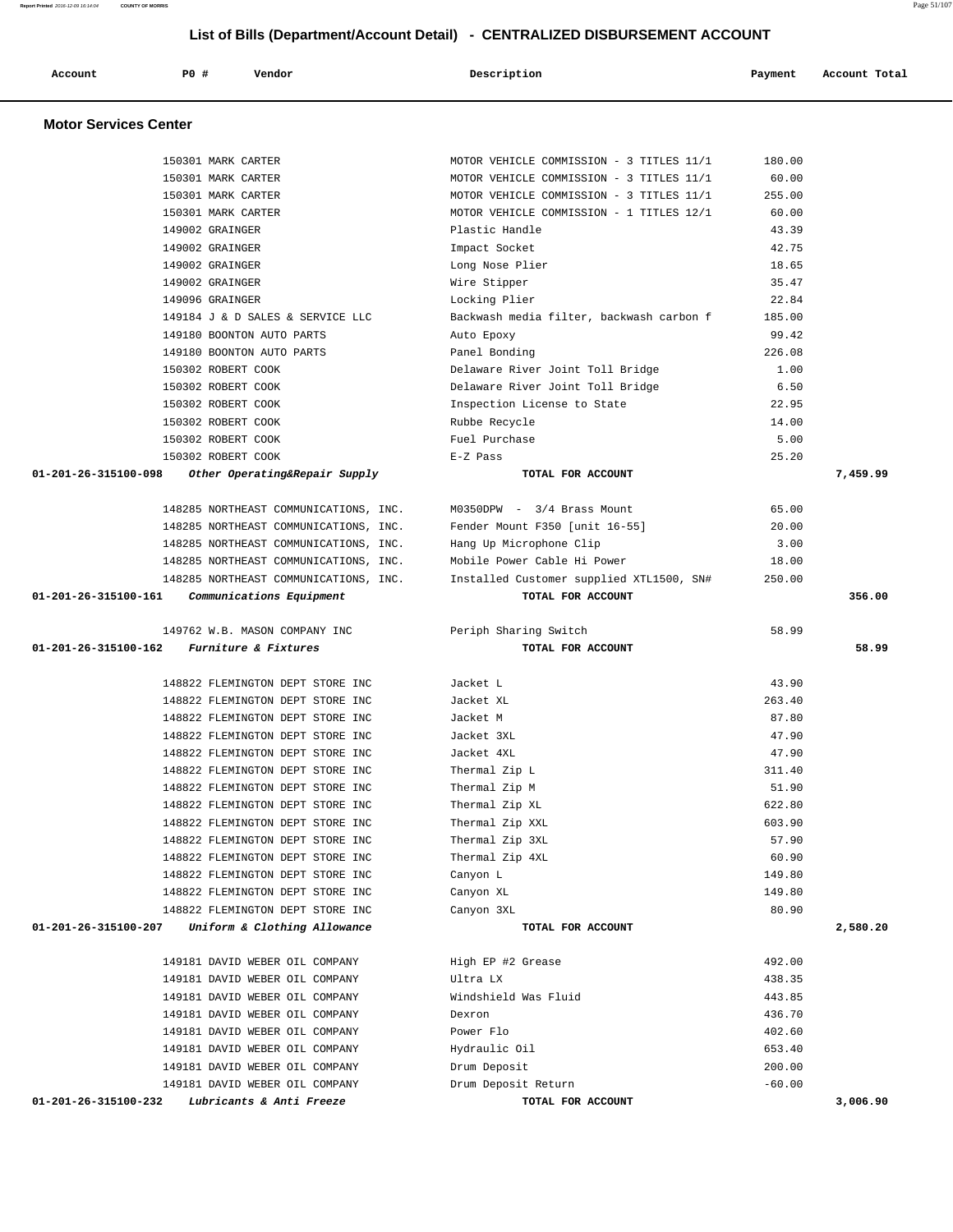## List of Bills (Department/Account Detail) - CENTRALIZED DISBURSEMENT ACCOUNT

| Account | PO # | Vendor | Description | Payment | Account Total |
|---|---|---|---|---|---|

### Motor Services Center

| Account | PO # | Vendor | Description | Payment | Account Total |
|---|---|---|---|---|---|
| | 150301 | MARK CARTER | MOTOR VEHICLE COMMISSION - 3 TITLES 11/1 | 180.00 | |
| | 150301 | MARK CARTER | MOTOR VEHICLE COMMISSION - 3 TITLES 11/1 | 60.00 | |
| | 150301 | MARK CARTER | MOTOR VEHICLE COMMISSION - 3 TITLES 11/1 | 255.00 | |
| | 150301 | MARK CARTER | MOTOR VEHICLE COMMISSION - 1 TITLES 12/1 | 60.00 | |
| | 149002 | GRAINGER | Plastic Handle | 43.39 | |
| | 149002 | GRAINGER | Impact Socket | 42.75 | |
| | 149002 | GRAINGER | Long Nose Plier | 18.65 | |
| | 149002 | GRAINGER | Wire Stipper | 35.47 | |
| | 149096 | GRAINGER | Locking Plier | 22.84 | |
| | 149184 | J & D SALES & SERVICE LLC | Backwash media filter, backwash carbon f | 185.00 | |
| | 149180 | BOONTON AUTO PARTS | Auto Epoxy | 99.42 | |
| | 149180 | BOONTON AUTO PARTS | Panel Bonding | 226.08 | |
| | 150302 | ROBERT COOK | Delaware River Joint Toll Bridge | 1.00 | |
| | 150302 | ROBERT COOK | Delaware River Joint Toll Bridge | 6.50 | |
| | 150302 | ROBERT COOK | Inspection License to State | 22.95 | |
| | 150302 | ROBERT COOK | Rubbe Recycle | 14.00 | |
| | 150302 | ROBERT COOK | Fuel Purchase | 5.00 | |
| | 150302 | ROBERT COOK | E-Z Pass | 25.20 | |
| **01-201-26-315100-098** | | ***Other Operating&Repair Supply*** | **TOTAL FOR ACCOUNT** | | **7,459.99** |
| | 148285 | NORTHEAST COMMUNICATIONS, INC. | M0350DPW - 3/4 Brass Mount | 65.00 | |
| | 148285 | NORTHEAST COMMUNICATIONS, INC. | Fender Mount F350 [unit 16-55] | 20.00 | |
| | 148285 | NORTHEAST COMMUNICATIONS, INC. | Hang Up Microphone Clip | 3.00 | |
| | 148285 | NORTHEAST COMMUNICATIONS, INC. | Mobile Power Cable Hi Power | 18.00 | |
| | 148285 | NORTHEAST COMMUNICATIONS, INC. | Installed Customer supplied XTL1500, SN# | 250.00 | |
| **01-201-26-315100-161** | | ***Communications Equipment*** | **TOTAL FOR ACCOUNT** | | **356.00** |
| | 149762 | W.B. MASON COMPANY INC | Periph Sharing Switch | 58.99 | |
| **01-201-26-315100-162** | | ***Furniture & Fixtures*** | **TOTAL FOR ACCOUNT** | | **58.99** |
| | 148822 | FLEMINGTON DEPT STORE INC | Jacket L | 43.90 | |
| | 148822 | FLEMINGTON DEPT STORE INC | Jacket XL | 263.40 | |
| | 148822 | FLEMINGTON DEPT STORE INC | Jacket M | 87.80 | |
| | 148822 | FLEMINGTON DEPT STORE INC | Jacket 3XL | 47.90 | |
| | 148822 | FLEMINGTON DEPT STORE INC | Jacket 4XL | 47.90 | |
| | 148822 | FLEMINGTON DEPT STORE INC | Thermal Zip L | 311.40 | |
| | 148822 | FLEMINGTON DEPT STORE INC | Thermal Zip M | 51.90 | |
| | 148822 | FLEMINGTON DEPT STORE INC | Thermal Zip XL | 622.80 | |
| | 148822 | FLEMINGTON DEPT STORE INC | Thermal Zip XXL | 603.90 | |
| | 148822 | FLEMINGTON DEPT STORE INC | Thermal Zip 3XL | 57.90 | |
| | 148822 | FLEMINGTON DEPT STORE INC | Thermal Zip 4XL | 60.90 | |
| | 148822 | FLEMINGTON DEPT STORE INC | Canyon L | 149.80 | |
| | 148822 | FLEMINGTON DEPT STORE INC | Canyon XL | 149.80 | |
| | 148822 | FLEMINGTON DEPT STORE INC | Canyon 3XL | 80.90 | |
| **01-201-26-315100-207** | | ***Uniform & Clothing Allowance*** | **TOTAL FOR ACCOUNT** | | **2,580.20** |
| | 149181 | DAVID WEBER OIL COMPANY | High EP #2 Grease | 492.00 | |
| | 149181 | DAVID WEBER OIL COMPANY | Ultra LX | 438.35 | |
| | 149181 | DAVID WEBER OIL COMPANY | Windshield Was Fluid | 443.85 | |
| | 149181 | DAVID WEBER OIL COMPANY | Dexron | 436.70 | |
| | 149181 | DAVID WEBER OIL COMPANY | Power Flo | 402.60 | |
| | 149181 | DAVID WEBER OIL COMPANY | Hydraulic Oil | 653.40 | |
| | 149181 | DAVID WEBER OIL COMPANY | Drum Deposit | 200.00 | |
| | 149181 | DAVID WEBER OIL COMPANY | Drum Deposit Return | -60.00 | |
| **01-201-26-315100-232** | | ***Lubricants & Anti Freeze*** | **TOTAL FOR ACCOUNT** | | **3,006.90** |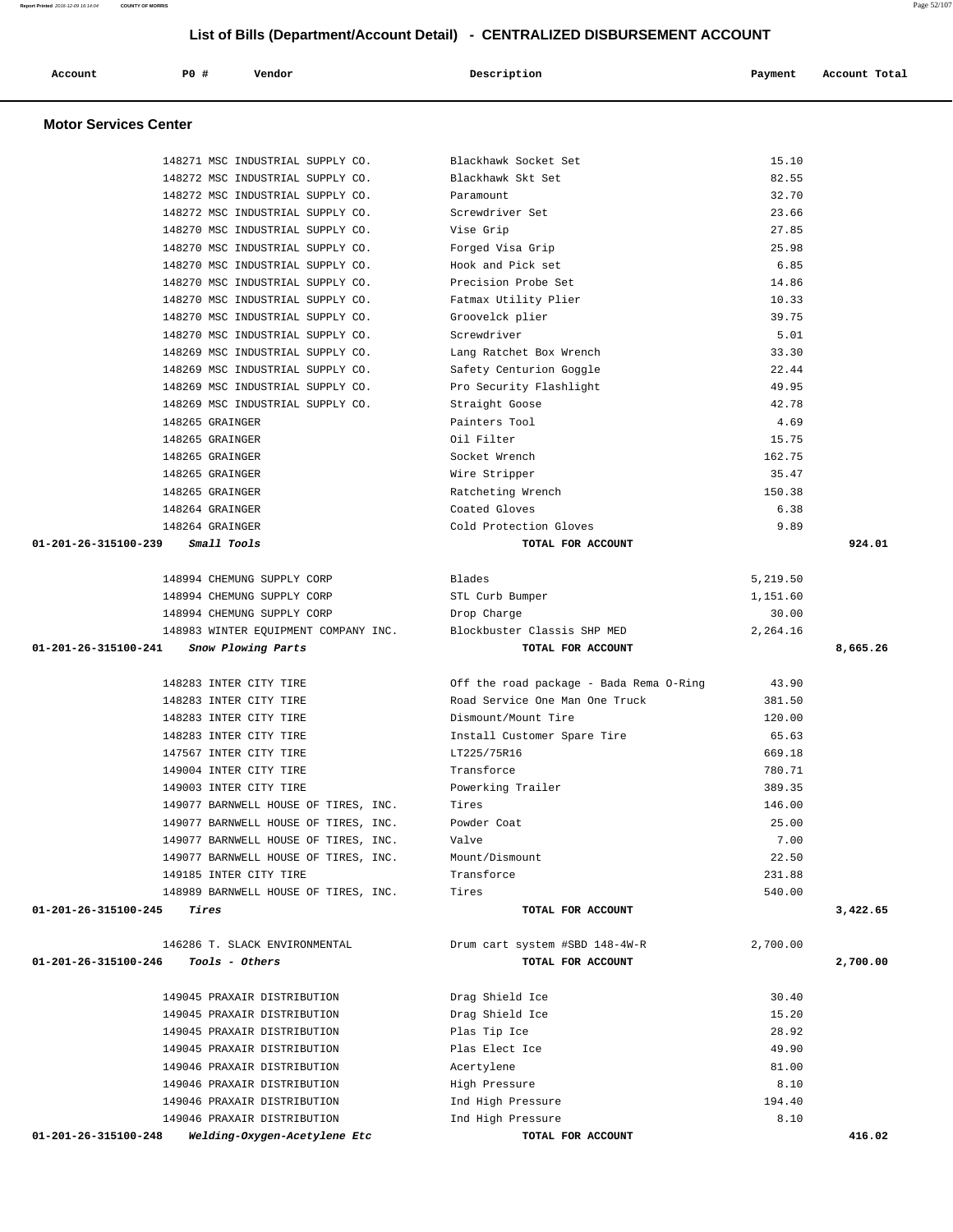# List of Bills (Department/Account Detail) - CENTRALIZED DISBURSEMENT ACCOUNT

| Account | PO # | Vendor | Description | Payment | Account Total |
|---|---|---|---|---|---|

## Motor Services Center

| Account | PO # | Vendor | Description | Payment | Account Total |
|---|---|---|---|---|---|
| | 148271 | MSC INDUSTRIAL SUPPLY CO. | Blackhawk Socket Set | 15.10 | |
| | 148272 | MSC INDUSTRIAL SUPPLY CO. | Blackhawk Skt Set | 82.55 | |
| | 148272 | MSC INDUSTRIAL SUPPLY CO. | Paramount | 32.70 | |
| | 148272 | MSC INDUSTRIAL SUPPLY CO. | Screwdriver Set | 23.66 | |
| | 148270 | MSC INDUSTRIAL SUPPLY CO. | Vise Grip | 27.85 | |
| | 148270 | MSC INDUSTRIAL SUPPLY CO. | Forged Visa Grip | 25.98 | |
| | 148270 | MSC INDUSTRIAL SUPPLY CO. | Hook and Pick set | 6.85 | |
| | 148270 | MSC INDUSTRIAL SUPPLY CO. | Precision Probe Set | 14.86 | |
| | 148270 | MSC INDUSTRIAL SUPPLY CO. | Fatmax Utility Plier | 10.33 | |
| | 148270 | MSC INDUSTRIAL SUPPLY CO. | Groovelck plier | 39.75 | |
| | 148270 | MSC INDUSTRIAL SUPPLY CO. | Screwdriver | 5.01 | |
| | 148269 | MSC INDUSTRIAL SUPPLY CO. | Lang Ratchet Box Wrench | 33.30 | |
| | 148269 | MSC INDUSTRIAL SUPPLY CO. | Safety Centurion Goggle | 22.44 | |
| | 148269 | MSC INDUSTRIAL SUPPLY CO. | Pro Security Flashlight | 49.95 | |
| | 148269 | MSC INDUSTRIAL SUPPLY CO. | Straight Goose | 42.78 | |
| | 148265 | GRAINGER | Painters Tool | 4.69 | |
| | 148265 | GRAINGER | Oil Filter | 15.75 | |
| | 148265 | GRAINGER | Socket Wrench | 162.75 | |
| | 148265 | GRAINGER | Wire Stripper | 35.47 | |
| | 148265 | GRAINGER | Ratcheting Wrench | 150.38 | |
| | 148264 | GRAINGER | Coated Gloves | 6.38 | |
| | 148264 | GRAINGER | Cold Protection Gloves | 9.89 | |
| **01-201-26-315100-239** | | ***Small Tools*** | **TOTAL FOR ACCOUNT** | | **924.01** |
| | 148994 | CHEMUNG SUPPLY CORP | Blades | 5,219.50 | |
| | 148994 | CHEMUNG SUPPLY CORP | STL Curb Bumper | 1,151.60 | |
| | 148994 | CHEMUNG SUPPLY CORP | Drop Charge | 30.00 | |
| | 148983 | WINTER EQUIPMENT COMPANY INC. | Blockbuster Classis SHP MED | 2,264.16 | |
| **01-201-26-315100-241** | | ***Snow Plowing Parts*** | **TOTAL FOR ACCOUNT** | | **8,665.26** |
| | 148283 | INTER CITY TIRE | Off the road package - Bada Rema O-Ring | 43.90 | |
| | 148283 | INTER CITY TIRE | Road Service One Man One Truck | 381.50 | |
| | 148283 | INTER CITY TIRE | Dismount/Mount Tire | 120.00 | |
| | 148283 | INTER CITY TIRE | Install Customer Spare Tire | 65.63 | |
| | 147567 | INTER CITY TIRE | LT225/75R16 | 669.18 | |
| | 149004 | INTER CITY TIRE | Transforce | 780.71 | |
| | 149003 | INTER CITY TIRE | Powerking Trailer | 389.35 | |
| | 149077 | BARNWELL HOUSE OF TIRES, INC. | Tires | 146.00 | |
| | 149077 | BARNWELL HOUSE OF TIRES, INC. | Powder Coat | 25.00 | |
| | 149077 | BARNWELL HOUSE OF TIRES, INC. | Valve | 7.00 | |
| | 149077 | BARNWELL HOUSE OF TIRES, INC. | Mount/Dismount | 22.50 | |
| | 149185 | INTER CITY TIRE | Transforce | 231.88 | |
| | 148989 | BARNWELL HOUSE OF TIRES, INC. | Tires | 540.00 | |
| **01-201-26-315100-245** | | ***Tires*** | **TOTAL FOR ACCOUNT** | | **3,422.65** |
| | 146286 | T. SLACK ENVIRONMENTAL | Drum cart system #SBD 148-4W-R | 2,700.00 | |
| **01-201-26-315100-246** | | ***Tools - Others*** | **TOTAL FOR ACCOUNT** | | **2,700.00** |
| | 149045 | PRAXAIR DISTRIBUTION | Drag Shield Ice | 30.40 | |
| | 149045 | PRAXAIR DISTRIBUTION | Drag Shield Ice | 15.20 | |
| | 149045 | PRAXAIR DISTRIBUTION | Plas Tip Ice | 28.92 | |
| | 149045 | PRAXAIR DISTRIBUTION | Plas Elect Ice | 49.90 | |
| | 149046 | PRAXAIR DISTRIBUTION | Acertylene | 81.00 | |
| | 149046 | PRAXAIR DISTRIBUTION | High Pressure | 8.10 | |
| | 149046 | PRAXAIR DISTRIBUTION | Ind High Pressure | 194.40 | |
| | 149046 | PRAXAIR DISTRIBUTION | Ind High Pressure | 8.10 | |
| **01-201-26-315100-248** | | ***Welding-Oxygen-Acetylene Etc*** | **TOTAL FOR ACCOUNT** | | **416.02** |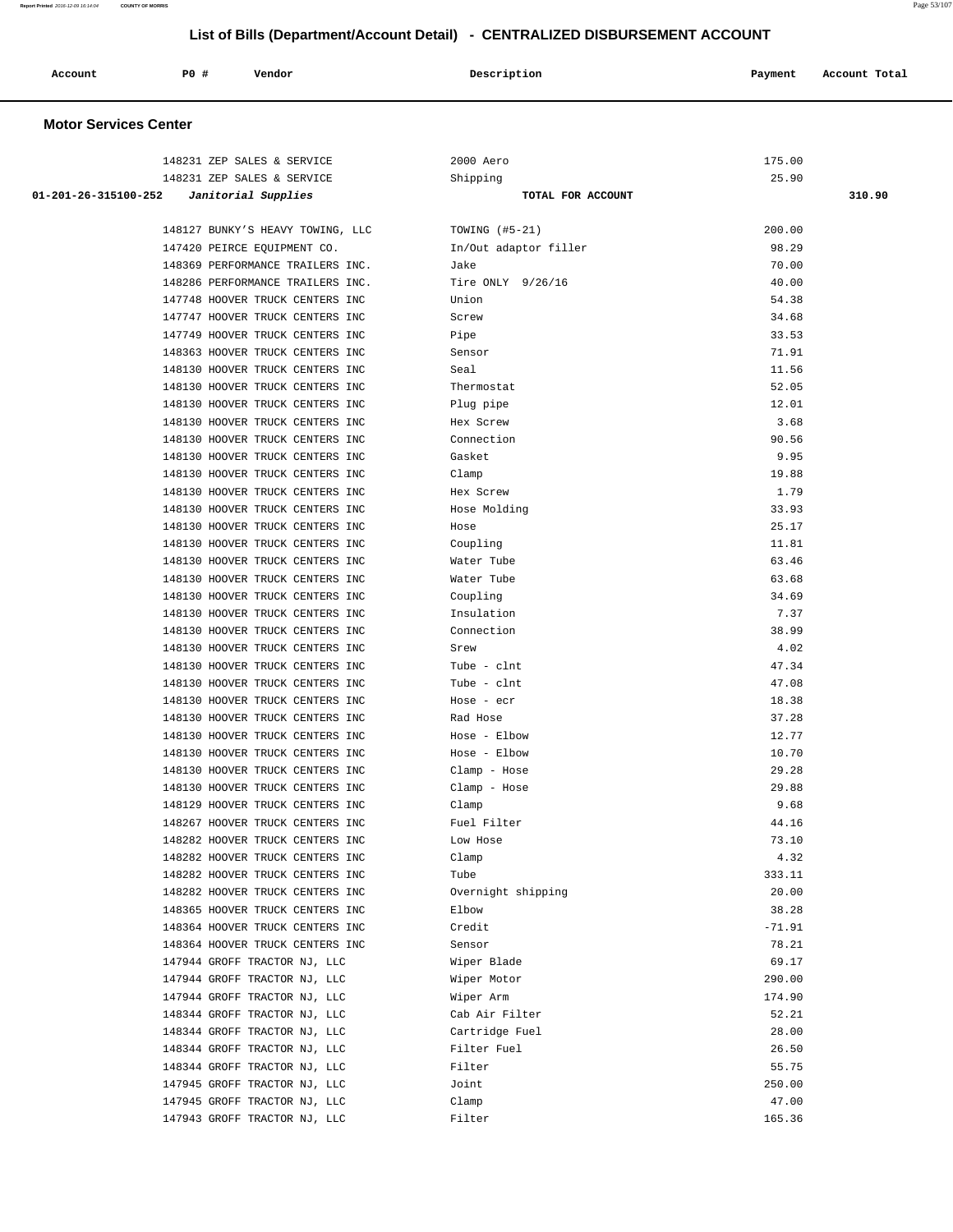## List of Bills (Department/Account Detail) - CENTRALIZED DISBURSEMENT ACCOUNT

| Account | PO # | Vendor | Description | Payment | Account Total |
|---|---|---|---|---|---|

### Motor Services Center

| Account | PO # | Vendor | Description | Payment | Account Total |
|---|---|---|---|---|---|
| | 148231 | ZEP SALES & SERVICE | 2000 Aero | 175.00 | |
| | 148231 | ZEP SALES & SERVICE | Shipping | 25.90 | |
| **01-201-26-315100-252** | | ***Janitorial Supplies*** | **TOTAL FOR ACCOUNT** | | **310.90** |
| | 148127 | BUNKY'S HEAVY TOWING, LLC | TOWING (#5-21) | 200.00 | |
| | 147420 | PEIRCE EQUIPMENT CO. | In/Out adaptor filler | 98.29 | |
| | 148369 | PERFORMANCE TRAILERS INC. | Jake | 70.00 | |
| | 148286 | PERFORMANCE TRAILERS INC. | Tire ONLY 9/26/16 | 40.00 | |
| | 147748 | HOOVER TRUCK CENTERS INC | Union | 54.38 | |
| | 147747 | HOOVER TRUCK CENTERS INC | Screw | 34.68 | |
| | 147749 | HOOVER TRUCK CENTERS INC | Pipe | 33.53 | |
| | 148363 | HOOVER TRUCK CENTERS INC | Sensor | 71.91 | |
| | 148130 | HOOVER TRUCK CENTERS INC | Seal | 11.56 | |
| | 148130 | HOOVER TRUCK CENTERS INC | Thermostat | 52.05 | |
| | 148130 | HOOVER TRUCK CENTERS INC | Plug pipe | 12.01 | |
| | 148130 | HOOVER TRUCK CENTERS INC | Hex Screw | 3.68 | |
| | 148130 | HOOVER TRUCK CENTERS INC | Connection | 90.56 | |
| | 148130 | HOOVER TRUCK CENTERS INC | Gasket | 9.95 | |
| | 148130 | HOOVER TRUCK CENTERS INC | Clamp | 19.88 | |
| | 148130 | HOOVER TRUCK CENTERS INC | Hex Screw | 1.79 | |
| | 148130 | HOOVER TRUCK CENTERS INC | Hose Molding | 33.93 | |
| | 148130 | HOOVER TRUCK CENTERS INC | Hose | 25.17 | |
| | 148130 | HOOVER TRUCK CENTERS INC | Coupling | 11.81 | |
| | 148130 | HOOVER TRUCK CENTERS INC | Water Tube | 63.46 | |
| | 148130 | HOOVER TRUCK CENTERS INC | Water Tube | 63.68 | |
| | 148130 | HOOVER TRUCK CENTERS INC | Coupling | 34.69 | |
| | 148130 | HOOVER TRUCK CENTERS INC | Insulation | 7.37 | |
| | 148130 | HOOVER TRUCK CENTERS INC | Connection | 38.99 | |
| | 148130 | HOOVER TRUCK CENTERS INC | Srew | 4.02 | |
| | 148130 | HOOVER TRUCK CENTERS INC | Tube - clnt | 47.34 | |
| | 148130 | HOOVER TRUCK CENTERS INC | Tube - clnt | 47.08 | |
| | 148130 | HOOVER TRUCK CENTERS INC | Hose - ecr | 18.38 | |
| | 148130 | HOOVER TRUCK CENTERS INC | Rad Hose | 37.28 | |
| | 148130 | HOOVER TRUCK CENTERS INC | Hose - Elbow | 12.77 | |
| | 148130 | HOOVER TRUCK CENTERS INC | Hose - Elbow | 10.70 | |
| | 148130 | HOOVER TRUCK CENTERS INC | Clamp - Hose | 29.28 | |
| | 148130 | HOOVER TRUCK CENTERS INC | Clamp - Hose | 29.88 | |
| | 148129 | HOOVER TRUCK CENTERS INC | Clamp | 9.68 | |
| | 148267 | HOOVER TRUCK CENTERS INC | Fuel Filter | 44.16 | |
| | 148282 | HOOVER TRUCK CENTERS INC | Low Hose | 73.10 | |
| | 148282 | HOOVER TRUCK CENTERS INC | Clamp | 4.32 | |
| | 148282 | HOOVER TRUCK CENTERS INC | Tube | 333.11 | |
| | 148282 | HOOVER TRUCK CENTERS INC | Overnight shipping | 20.00 | |
| | 148365 | HOOVER TRUCK CENTERS INC | Elbow | 38.28 | |
| | 148364 | HOOVER TRUCK CENTERS INC | Credit | -71.91 | |
| | 148364 | HOOVER TRUCK CENTERS INC | Sensor | 78.21 | |
| | 147944 | GROFF TRACTOR NJ, LLC | Wiper Blade | 69.17 | |
| | 147944 | GROFF TRACTOR NJ, LLC | Wiper Motor | 290.00 | |
| | 147944 | GROFF TRACTOR NJ, LLC | Wiper Arm | 174.90 | |
| | 148344 | GROFF TRACTOR NJ, LLC | Cab Air Filter | 52.21 | |
| | 148344 | GROFF TRACTOR NJ, LLC | Cartridge Fuel | 28.00 | |
| | 148344 | GROFF TRACTOR NJ, LLC | Filter Fuel | 26.50 | |
| | 148344 | GROFF TRACTOR NJ, LLC | Filter | 55.75 | |
| | 147945 | GROFF TRACTOR NJ, LLC | Joint | 250.00 | |
| | 147945 | GROFF TRACTOR NJ, LLC | Clamp | 47.00 | |
| | 147943 | GROFF TRACTOR NJ, LLC | Filter | 165.36 | |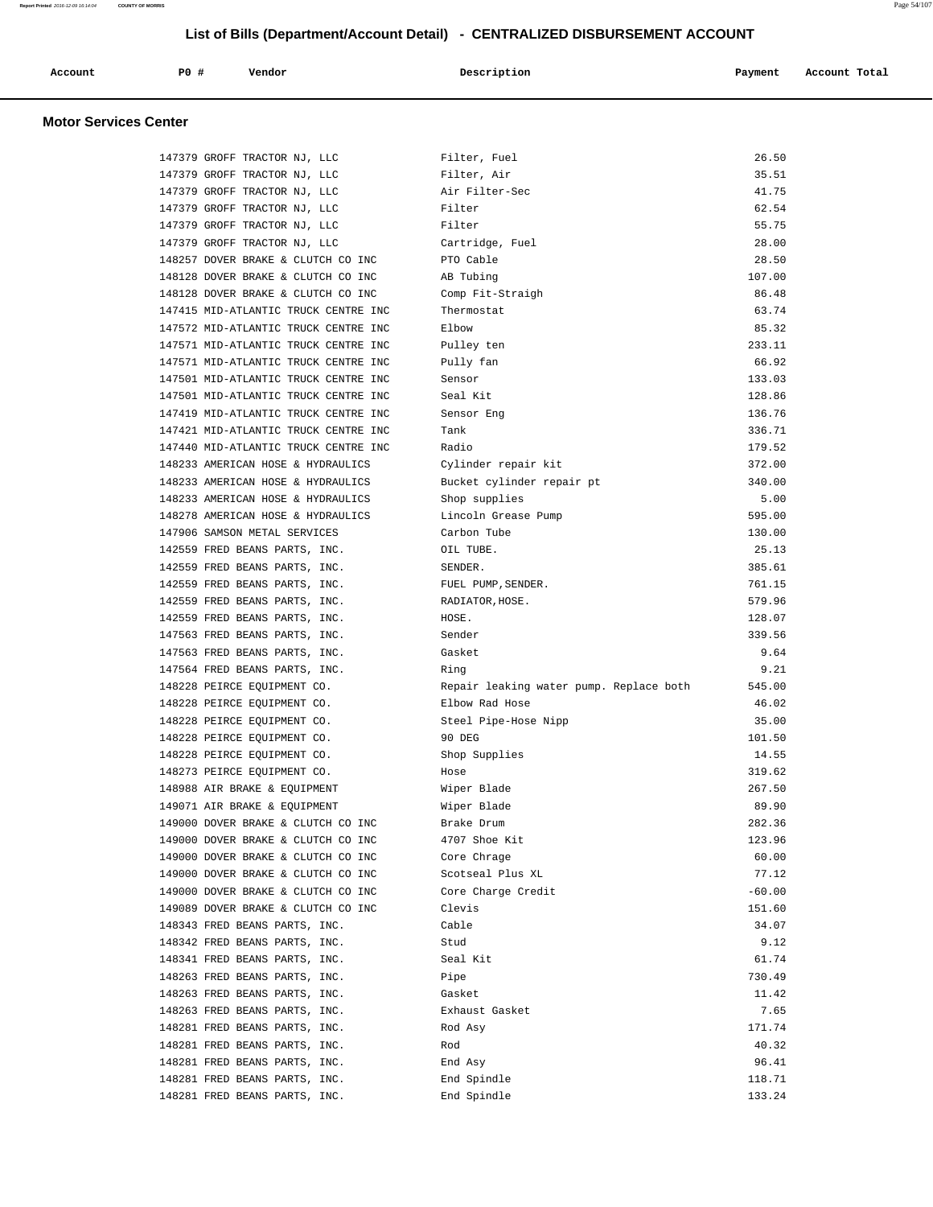# List of Bills (Department/Account Detail) - CENTRALIZED DISBURSEMENT ACCOUNT

## Motor Services Center

| Account | PO # | Vendor | Description | Payment | Account Total |
| --- | --- | --- | --- | --- | --- |
| | 147379 | GROFF TRACTOR NJ, LLC | Filter, Fuel | 26.50 | |
| | 147379 | GROFF TRACTOR NJ, LLC | Filter, Air | 35.51 | |
| | 147379 | GROFF TRACTOR NJ, LLC | Air Filter-Sec | 41.75 | |
| | 147379 | GROFF TRACTOR NJ, LLC | Filter | 62.54 | |
| | 147379 | GROFF TRACTOR NJ, LLC | Filter | 55.75 | |
| | 147379 | GROFF TRACTOR NJ, LLC | Cartridge, Fuel | 28.00 | |
| | 148257 | DOVER BRAKE & CLUTCH CO INC | PTO Cable | 28.50 | |
| | 148128 | DOVER BRAKE & CLUTCH CO INC | AB Tubing | 107.00 | |
| | 148128 | DOVER BRAKE & CLUTCH CO INC | Comp Fit-Straigh | 86.48 | |
| | 147415 | MID-ATLANTIC TRUCK CENTRE INC | Thermostat | 63.74 | |
| | 147572 | MID-ATLANTIC TRUCK CENTRE INC | Elbow | 85.32 | |
| | 147571 | MID-ATLANTIC TRUCK CENTRE INC | Pulley ten | 233.11 | |
| | 147571 | MID-ATLANTIC TRUCK CENTRE INC | Pully fan | 66.92 | |
| | 147501 | MID-ATLANTIC TRUCK CENTRE INC | Sensor | 133.03 | |
| | 147501 | MID-ATLANTIC TRUCK CENTRE INC | Seal Kit | 128.86 | |
| | 147419 | MID-ATLANTIC TRUCK CENTRE INC | Sensor Eng | 136.76 | |
| | 147421 | MID-ATLANTIC TRUCK CENTRE INC | Tank | 336.71 | |
| | 147440 | MID-ATLANTIC TRUCK CENTRE INC | Radio | 179.52 | |
| | 148233 | AMERICAN HOSE & HYDRAULICS | Cylinder repair kit | 372.00 | |
| | 148233 | AMERICAN HOSE & HYDRAULICS | Bucket cylinder repair pt | 340.00 | |
| | 148233 | AMERICAN HOSE & HYDRAULICS | Shop supplies | 5.00 | |
| | 148278 | AMERICAN HOSE & HYDRAULICS | Lincoln Grease Pump | 595.00 | |
| | 147906 | SAMSON METAL SERVICES | Carbon Tube | 130.00 | |
| | 142559 | FRED BEANS PARTS, INC. | OIL TUBE. | 25.13 | |
| | 142559 | FRED BEANS PARTS, INC. | SENDER. | 385.61 | |
| | 142559 | FRED BEANS PARTS, INC. | FUEL PUMP,SENDER. | 761.15 | |
| | 142559 | FRED BEANS PARTS, INC. | RADIATOR,HOSE. | 579.96 | |
| | 142559 | FRED BEANS PARTS, INC. | HOSE. | 128.07 | |
| | 147563 | FRED BEANS PARTS, INC. | Sender | 339.56 | |
| | 147563 | FRED BEANS PARTS, INC. | Gasket | 9.64 | |
| | 147564 | FRED BEANS PARTS, INC. | Ring | 9.21 | |
| | 148228 | PEIRCE EQUIPMENT CO. | Repair leaking water pump. Replace both | 545.00 | |
| | 148228 | PEIRCE EQUIPMENT CO. | Elbow Rad Hose | 46.02 | |
| | 148228 | PEIRCE EQUIPMENT CO. | Steel Pipe-Hose Nipp | 35.00 | |
| | 148228 | PEIRCE EQUIPMENT CO. | 90 DEG | 101.50 | |
| | 148228 | PEIRCE EQUIPMENT CO. | Shop Supplies | 14.55 | |
| | 148273 | PEIRCE EQUIPMENT CO. | Hose | 319.62 | |
| | 148988 | AIR BRAKE & EQUIPMENT | Wiper Blade | 267.50 | |
| | 149071 | AIR BRAKE & EQUIPMENT | Wiper Blade | 89.90 | |
| | 149000 | DOVER BRAKE & CLUTCH CO INC | Brake Drum | 282.36 | |
| | 149000 | DOVER BRAKE & CLUTCH CO INC | 4707 Shoe Kit | 123.96 | |
| | 149000 | DOVER BRAKE & CLUTCH CO INC | Core Chrage | 60.00 | |
| | 149000 | DOVER BRAKE & CLUTCH CO INC | Scotseal Plus XL | 77.12 | |
| | 149000 | DOVER BRAKE & CLUTCH CO INC | Core Charge Credit | -60.00 | |
| | 149089 | DOVER BRAKE & CLUTCH CO INC | Clevis | 151.60 | |
| | 148343 | FRED BEANS PARTS, INC. | Cable | 34.07 | |
| | 148342 | FRED BEANS PARTS, INC. | Stud | 9.12 | |
| | 148341 | FRED BEANS PARTS, INC. | Seal Kit | 61.74 | |
| | 148263 | FRED BEANS PARTS, INC. | Pipe | 730.49 | |
| | 148263 | FRED BEANS PARTS, INC. | Gasket | 11.42 | |
| | 148263 | FRED BEANS PARTS, INC. | Exhaust Gasket | 7.65 | |
| | 148281 | FRED BEANS PARTS, INC. | Rod Asy | 171.74 | |
| | 148281 | FRED BEANS PARTS, INC. | Rod | 40.32 | |
| | 148281 | FRED BEANS PARTS, INC. | End Asy | 96.41 | |
| | 148281 | FRED BEANS PARTS, INC. | End Spindle | 118.71 | |
| | 148281 | FRED BEANS PARTS, INC. | End Spindle | 133.24 | |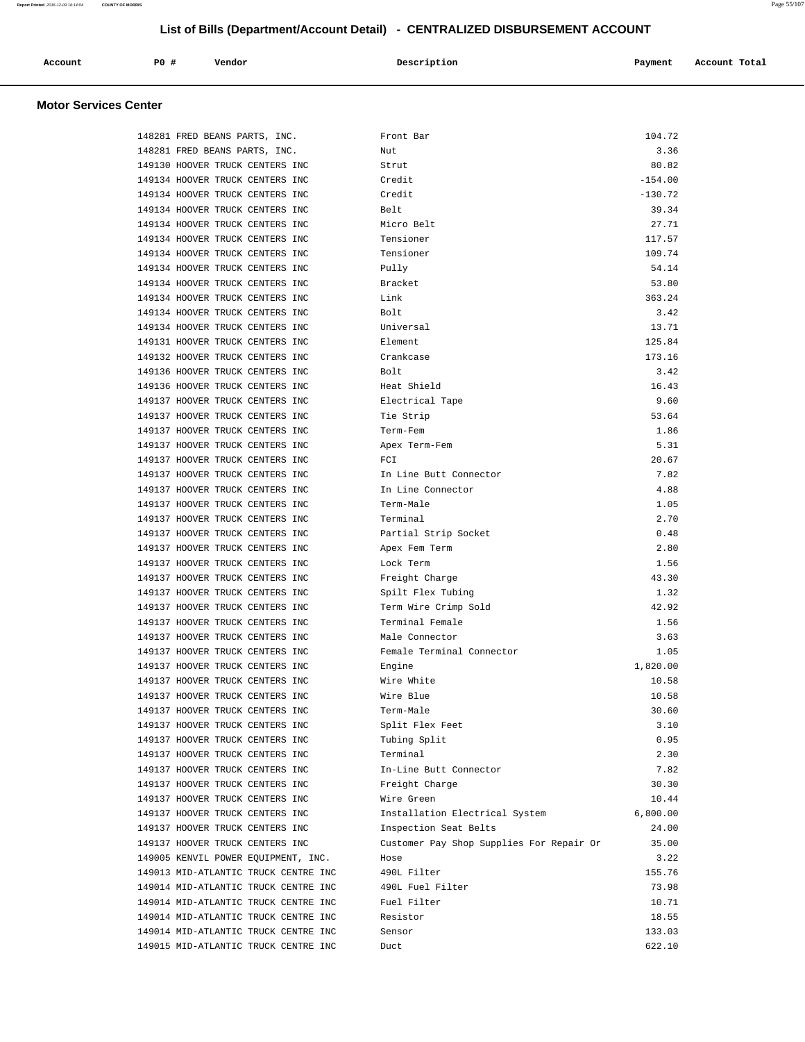# List of Bills (Department/Account Detail) - CENTRALIZED DISBURSEMENT ACCOUNT

## Motor Services Center

| Account | PO # | Vendor | Description | Payment | Account Total |
|---|---|---|---|---|---|
| | 148281 | FRED BEANS PARTS, INC. | Front Bar | 104.72 | |
| | 148281 | FRED BEANS PARTS, INC. | Nut | 3.36 | |
| | 149130 | HOOVER TRUCK CENTERS INC | Strut | 80.82 | |
| | 149134 | HOOVER TRUCK CENTERS INC | Credit | -154.00 | |
| | 149134 | HOOVER TRUCK CENTERS INC | Credit | -130.72 | |
| | 149134 | HOOVER TRUCK CENTERS INC | Belt | 39.34 | |
| | 149134 | HOOVER TRUCK CENTERS INC | Micro Belt | 27.71 | |
| | 149134 | HOOVER TRUCK CENTERS INC | Tensioner | 117.57 | |
| | 149134 | HOOVER TRUCK CENTERS INC | Tensioner | 109.74 | |
| | 149134 | HOOVER TRUCK CENTERS INC | Pully | 54.14 | |
| | 149134 | HOOVER TRUCK CENTERS INC | Bracket | 53.80 | |
| | 149134 | HOOVER TRUCK CENTERS INC | Link | 363.24 | |
| | 149134 | HOOVER TRUCK CENTERS INC | Bolt | 3.42 | |
| | 149134 | HOOVER TRUCK CENTERS INC | Universal | 13.71 | |
| | 149131 | HOOVER TRUCK CENTERS INC | Element | 125.84 | |
| | 149132 | HOOVER TRUCK CENTERS INC | Crankcase | 173.16 | |
| | 149136 | HOOVER TRUCK CENTERS INC | Bolt | 3.42 | |
| | 149136 | HOOVER TRUCK CENTERS INC | Heat Shield | 16.43 | |
| | 149137 | HOOVER TRUCK CENTERS INC | Electrical Tape | 9.60 | |
| | 149137 | HOOVER TRUCK CENTERS INC | Tie Strip | 53.64 | |
| | 149137 | HOOVER TRUCK CENTERS INC | Term-Fem | 1.86 | |
| | 149137 | HOOVER TRUCK CENTERS INC | Apex Term-Fem | 5.31 | |
| | 149137 | HOOVER TRUCK CENTERS INC | FCI | 20.67 | |
| | 149137 | HOOVER TRUCK CENTERS INC | In Line Butt Connector | 7.82 | |
| | 149137 | HOOVER TRUCK CENTERS INC | In Line Connector | 4.88 | |
| | 149137 | HOOVER TRUCK CENTERS INC | Term-Male | 1.05 | |
| | 149137 | HOOVER TRUCK CENTERS INC | Terminal | 2.70 | |
| | 149137 | HOOVER TRUCK CENTERS INC | Partial Strip Socket | 0.48 | |
| | 149137 | HOOVER TRUCK CENTERS INC | Apex Fem Term | 2.80 | |
| | 149137 | HOOVER TRUCK CENTERS INC | Lock Term | 1.56 | |
| | 149137 | HOOVER TRUCK CENTERS INC | Freight Charge | 43.30 | |
| | 149137 | HOOVER TRUCK CENTERS INC | Spilt Flex Tubing | 1.32 | |
| | 149137 | HOOVER TRUCK CENTERS INC | Term Wire Crimp Sold | 42.92 | |
| | 149137 | HOOVER TRUCK CENTERS INC | Terminal Female | 1.56 | |
| | 149137 | HOOVER TRUCK CENTERS INC | Male Connector | 3.63 | |
| | 149137 | HOOVER TRUCK CENTERS INC | Female Terminal Connector | 1.05 | |
| | 149137 | HOOVER TRUCK CENTERS INC | Engine | 1,820.00 | |
| | 149137 | HOOVER TRUCK CENTERS INC | Wire White | 10.58 | |
| | 149137 | HOOVER TRUCK CENTERS INC | Wire Blue | 10.58 | |
| | 149137 | HOOVER TRUCK CENTERS INC | Term-Male | 30.60 | |
| | 149137 | HOOVER TRUCK CENTERS INC | Split Flex Feet | 3.10 | |
| | 149137 | HOOVER TRUCK CENTERS INC | Tubing Split | 0.95 | |
| | 149137 | HOOVER TRUCK CENTERS INC | Terminal | 2.30 | |
| | 149137 | HOOVER TRUCK CENTERS INC | In-Line Butt Connector | 7.82 | |
| | 149137 | HOOVER TRUCK CENTERS INC | Freight Charge | 30.30 | |
| | 149137 | HOOVER TRUCK CENTERS INC | Wire Green | 10.44 | |
| | 149137 | HOOVER TRUCK CENTERS INC | Installation Electrical System | 6,800.00 | |
| | 149137 | HOOVER TRUCK CENTERS INC | Inspection Seat Belts | 24.00 | |
| | 149137 | HOOVER TRUCK CENTERS INC | Customer Pay Shop Supplies For Repair Or | 35.00 | |
| | 149005 | KENVIL POWER EQUIPMENT, INC. | Hose | 3.22 | |
| | 149013 | MID-ATLANTIC TRUCK CENTRE INC | 490L Filter | 155.76 | |
| | 149014 | MID-ATLANTIC TRUCK CENTRE INC | 490L Fuel Filter | 73.98 | |
| | 149014 | MID-ATLANTIC TRUCK CENTRE INC | Fuel Filter | 10.71 | |
| | 149014 | MID-ATLANTIC TRUCK CENTRE INC | Resistor | 18.55 | |
| | 149014 | MID-ATLANTIC TRUCK CENTRE INC | Sensor | 133.03 | |
| | 149015 | MID-ATLANTIC TRUCK CENTRE INC | Duct | 622.10 | |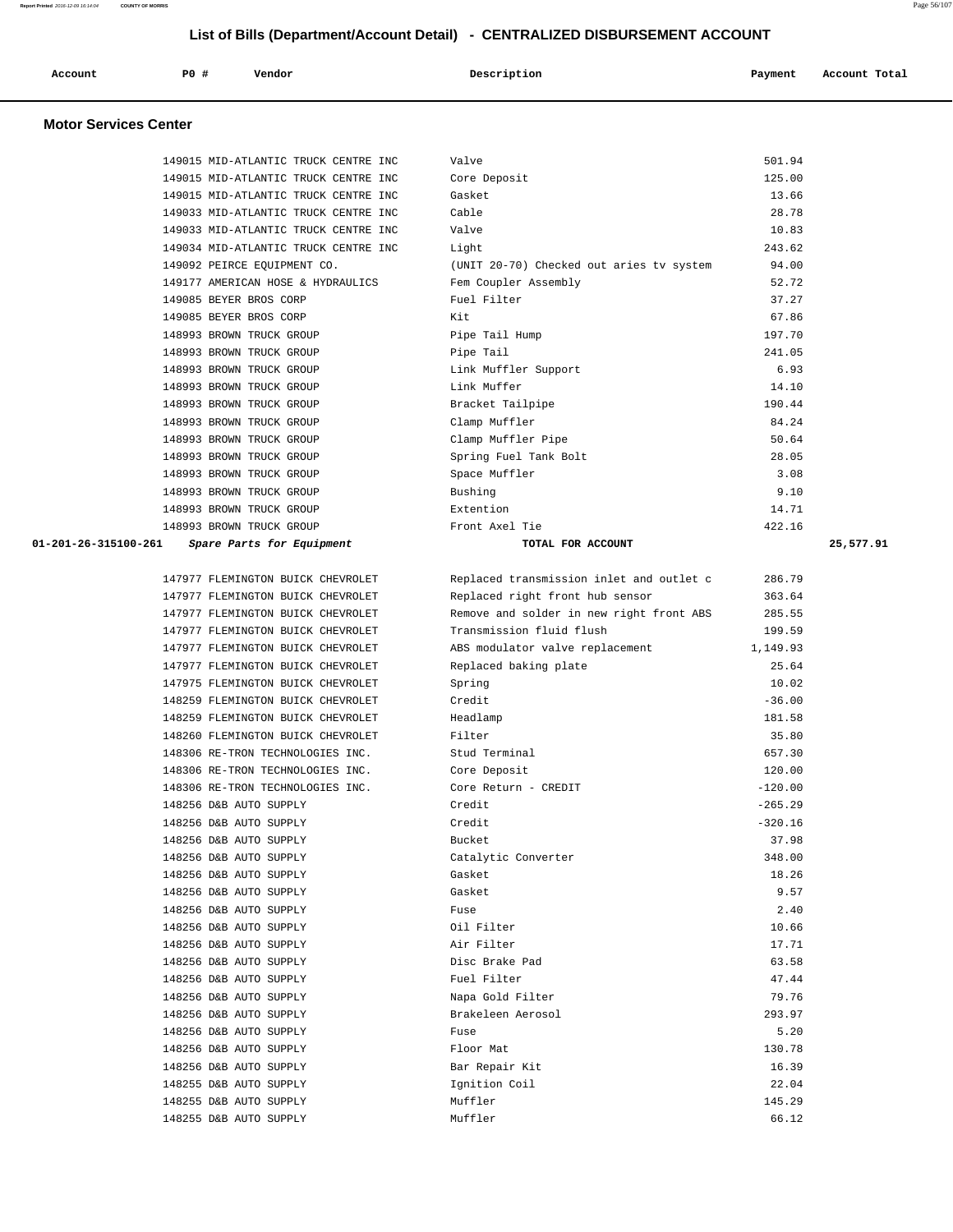# List of Bills (Department/Account Detail) - CENTRALIZED DISBURSEMENT ACCOUNT

| Account | PO # | Vendor | Description | Payment | Account Total |
|---|---|---|---|---|---|

## Motor Services Center

| Account | PO # | Vendor | Description | Payment | Account Total |
|---|---|---|---|---|---|
| | 149015 | MID-ATLANTIC TRUCK CENTRE INC | Valve | 501.94 | |
| | 149015 | MID-ATLANTIC TRUCK CENTRE INC | Core Deposit | 125.00 | |
| | 149015 | MID-ATLANTIC TRUCK CENTRE INC | Gasket | 13.66 | |
| | 149033 | MID-ATLANTIC TRUCK CENTRE INC | Cable | 28.78 | |
| | 149033 | MID-ATLANTIC TRUCK CENTRE INC | Valve | 10.83 | |
| | 149034 | MID-ATLANTIC TRUCK CENTRE INC | Light | 243.62 | |
| | 149092 | PEIRCE EQUIPMENT CO. | (UNIT 20-70) Checked out aries tv system | 94.00 | |
| | 149177 | AMERICAN HOSE & HYDRAULICS | Fem Coupler Assembly | 52.72 | |
| | 149085 | BEYER BROS CORP | Fuel Filter | 37.27 | |
| | 149085 | BEYER BROS CORP | Kit | 67.86 | |
| | 148993 | BROWN TRUCK GROUP | Pipe Tail Hump | 197.70 | |
| | 148993 | BROWN TRUCK GROUP | Pipe Tail | 241.05 | |
| | 148993 | BROWN TRUCK GROUP | Link Muffler Support | 6.93 | |
| | 148993 | BROWN TRUCK GROUP | Link Muffer | 14.10 | |
| | 148993 | BROWN TRUCK GROUP | Bracket Tailpipe | 190.44 | |
| | 148993 | BROWN TRUCK GROUP | Clamp Muffler | 84.24 | |
| | 148993 | BROWN TRUCK GROUP | Clamp Muffler Pipe | 50.64 | |
| | 148993 | BROWN TRUCK GROUP | Spring Fuel Tank Bolt | 28.05 | |
| | 148993 | BROWN TRUCK GROUP | Space Muffler | 3.08 | |
| | 148993 | BROWN TRUCK GROUP | Bushing | 9.10 | |
| | 148993 | BROWN TRUCK GROUP | Extention | 14.71 | |
| | 148993 | BROWN TRUCK GROUP | Front Axel Tie | 422.16 | |
| **01-201-26-315100-261** | | ***Spare Parts for Equipment*** | **TOTAL FOR ACCOUNT** | | **25,577.91** |
| | 147977 | FLEMINGTON BUICK CHEVROLET | Replaced transmission inlet and outlet c | 286.79 | |
| | 147977 | FLEMINGTON BUICK CHEVROLET | Replaced right front hub sensor | 363.64 | |
| | 147977 | FLEMINGTON BUICK CHEVROLET | Remove and solder in new right front ABS | 285.55 | |
| | 147977 | FLEMINGTON BUICK CHEVROLET | Transmission fluid flush | 199.59 | |
| | 147977 | FLEMINGTON BUICK CHEVROLET | ABS modulator valve replacement | 1,149.93 | |
| | 147977 | FLEMINGTON BUICK CHEVROLET | Replaced baking plate | 25.64 | |
| | 147975 | FLEMINGTON BUICK CHEVROLET | Spring | 10.02 | |
| | 148259 | FLEMINGTON BUICK CHEVROLET | Credit | -36.00 | |
| | 148259 | FLEMINGTON BUICK CHEVROLET | Headlamp | 181.58 | |
| | 148260 | FLEMINGTON BUICK CHEVROLET | Filter | 35.80 | |
| | 148306 | RE-TRON TECHNOLOGIES INC. | Stud Terminal | 657.30 | |
| | 148306 | RE-TRON TECHNOLOGIES INC. | Core Deposit | 120.00 | |
| | 148306 | RE-TRON TECHNOLOGIES INC. | Core Return - CREDIT | -120.00 | |
| | 148256 | D&B AUTO SUPPLY | Credit | -265.29 | |
| | 148256 | D&B AUTO SUPPLY | Credit | -320.16 | |
| | 148256 | D&B AUTO SUPPLY | Bucket | 37.98 | |
| | 148256 | D&B AUTO SUPPLY | Catalytic Converter | 348.00 | |
| | 148256 | D&B AUTO SUPPLY | Gasket | 18.26 | |
| | 148256 | D&B AUTO SUPPLY | Gasket | 9.57 | |
| | 148256 | D&B AUTO SUPPLY | Fuse | 2.40 | |
| | 148256 | D&B AUTO SUPPLY | Oil Filter | 10.66 | |
| | 148256 | D&B AUTO SUPPLY | Air Filter | 17.71 | |
| | 148256 | D&B AUTO SUPPLY | Disc Brake Pad | 63.58 | |
| | 148256 | D&B AUTO SUPPLY | Fuel Filter | 47.44 | |
| | 148256 | D&B AUTO SUPPLY | Napa Gold Filter | 79.76 | |
| | 148256 | D&B AUTO SUPPLY | Brakeleen Aerosol | 293.97 | |
| | 148256 | D&B AUTO SUPPLY | Fuse | 5.20 | |
| | 148256 | D&B AUTO SUPPLY | Floor Mat | 130.78 | |
| | 148256 | D&B AUTO SUPPLY | Bar Repair Kit | 16.39 | |
| | 148255 | D&B AUTO SUPPLY | Ignition Coil | 22.04 | |
| | 148255 | D&B AUTO SUPPLY | Muffler | 145.29 | |
| | 148255 | D&B AUTO SUPPLY | Muffler | 66.12 | |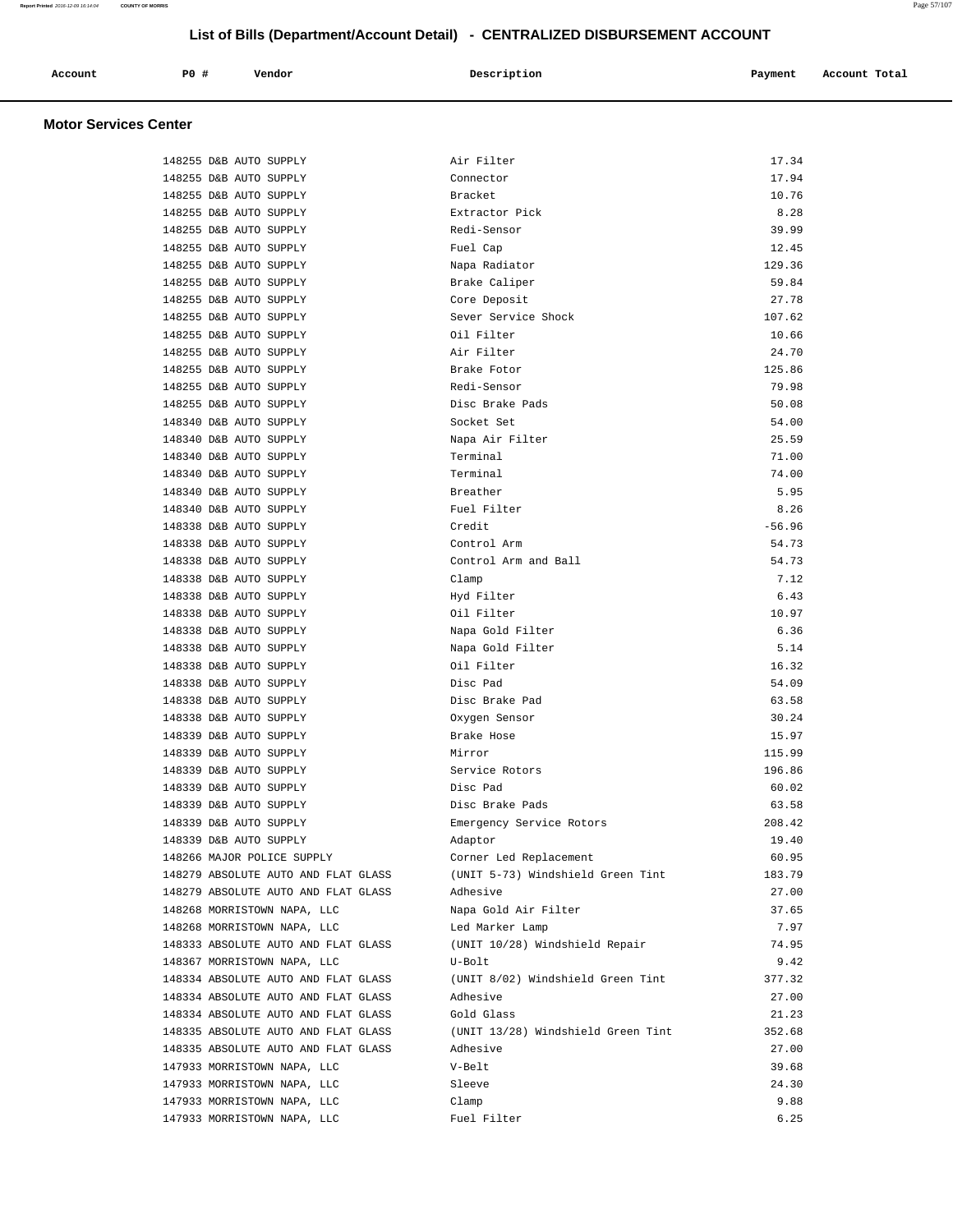## List of Bills (Department/Account Detail) - CENTRALIZED DISBURSEMENT ACCOUNT

### Motor Services Center

| Account | PO # | Vendor | Description | Payment | Account Total |
|---|---|---|---|---|---|
| | 148255 | D&B AUTO SUPPLY | Air Filter | 17.34 | |
| | 148255 | D&B AUTO SUPPLY | Connector | 17.94 | |
| | 148255 | D&B AUTO SUPPLY | Bracket | 10.76 | |
| | 148255 | D&B AUTO SUPPLY | Extractor Pick | 8.28 | |
| | 148255 | D&B AUTO SUPPLY | Redi-Sensor | 39.99 | |
| | 148255 | D&B AUTO SUPPLY | Fuel Cap | 12.45 | |
| | 148255 | D&B AUTO SUPPLY | Napa Radiator | 129.36 | |
| | 148255 | D&B AUTO SUPPLY | Brake Caliper | 59.84 | |
| | 148255 | D&B AUTO SUPPLY | Core Deposit | 27.78 | |
| | 148255 | D&B AUTO SUPPLY | Sever Service Shock | 107.62 | |
| | 148255 | D&B AUTO SUPPLY | Oil Filter | 10.66 | |
| | 148255 | D&B AUTO SUPPLY | Air Filter | 24.70 | |
| | 148255 | D&B AUTO SUPPLY | Brake Fotor | 125.86 | |
| | 148255 | D&B AUTO SUPPLY | Redi-Sensor | 79.98 | |
| | 148255 | D&B AUTO SUPPLY | Disc Brake Pads | 50.08 | |
| | 148340 | D&B AUTO SUPPLY | Socket Set | 54.00 | |
| | 148340 | D&B AUTO SUPPLY | Napa Air Filter | 25.59 | |
| | 148340 | D&B AUTO SUPPLY | Terminal | 71.00 | |
| | 148340 | D&B AUTO SUPPLY | Terminal | 74.00 | |
| | 148340 | D&B AUTO SUPPLY | Breather | 5.95 | |
| | 148340 | D&B AUTO SUPPLY | Fuel Filter | 8.26 | |
| | 148338 | D&B AUTO SUPPLY | Credit | -56.96 | |
| | 148338 | D&B AUTO SUPPLY | Control Arm | 54.73 | |
| | 148338 | D&B AUTO SUPPLY | Control Arm and Ball | 54.73 | |
| | 148338 | D&B AUTO SUPPLY | Clamp | 7.12 | |
| | 148338 | D&B AUTO SUPPLY | Hyd Filter | 6.43 | |
| | 148338 | D&B AUTO SUPPLY | Oil Filter | 10.97 | |
| | 148338 | D&B AUTO SUPPLY | Napa Gold Filter | 6.36 | |
| | 148338 | D&B AUTO SUPPLY | Napa Gold Filter | 5.14 | |
| | 148338 | D&B AUTO SUPPLY | Oil Filter | 16.32 | |
| | 148338 | D&B AUTO SUPPLY | Disc Pad | 54.09 | |
| | 148338 | D&B AUTO SUPPLY | Disc Brake Pad | 63.58 | |
| | 148338 | D&B AUTO SUPPLY | Oxygen Sensor | 30.24 | |
| | 148339 | D&B AUTO SUPPLY | Brake Hose | 15.97 | |
| | 148339 | D&B AUTO SUPPLY | Mirror | 115.99 | |
| | 148339 | D&B AUTO SUPPLY | Service Rotors | 196.86 | |
| | 148339 | D&B AUTO SUPPLY | Disc Pad | 60.02 | |
| | 148339 | D&B AUTO SUPPLY | Disc Brake Pads | 63.58 | |
| | 148339 | D&B AUTO SUPPLY | Emergency Service Rotors | 208.42 | |
| | 148339 | D&B AUTO SUPPLY | Adaptor | 19.40 | |
| | 148266 | MAJOR POLICE SUPPLY | Corner Led Replacement | 60.95 | |
| | 148279 | ABSOLUTE AUTO AND FLAT GLASS | (UNIT 5-73) Windshield Green Tint | 183.79 | |
| | 148279 | ABSOLUTE AUTO AND FLAT GLASS | Adhesive | 27.00 | |
| | 148268 | MORRISTOWN NAPA, LLC | Napa Gold Air Filter | 37.65 | |
| | 148268 | MORRISTOWN NAPA, LLC | Led Marker Lamp | 7.97 | |
| | 148333 | ABSOLUTE AUTO AND FLAT GLASS | (UNIT 10/28) Windshield Repair | 74.95 | |
| | 148367 | MORRISTOWN NAPA, LLC | U-Bolt | 9.42 | |
| | 148334 | ABSOLUTE AUTO AND FLAT GLASS | (UNIT 8/02) Windshield Green Tint | 377.32 | |
| | 148334 | ABSOLUTE AUTO AND FLAT GLASS | Adhesive | 27.00 | |
| | 148334 | ABSOLUTE AUTO AND FLAT GLASS | Gold Glass | 21.23 | |
| | 148335 | ABSOLUTE AUTO AND FLAT GLASS | (UNIT 13/28) Windshield Green Tint | 352.68 | |
| | 148335 | ABSOLUTE AUTO AND FLAT GLASS | Adhesive | 27.00 | |
| | 147933 | MORRISTOWN NAPA, LLC | V-Belt | 39.68 | |
| | 147933 | MORRISTOWN NAPA, LLC | Sleeve | 24.30 | |
| | 147933 | MORRISTOWN NAPA, LLC | Clamp | 9.88 | |
| | 147933 | MORRISTOWN NAPA, LLC | Fuel Filter | 6.25 | |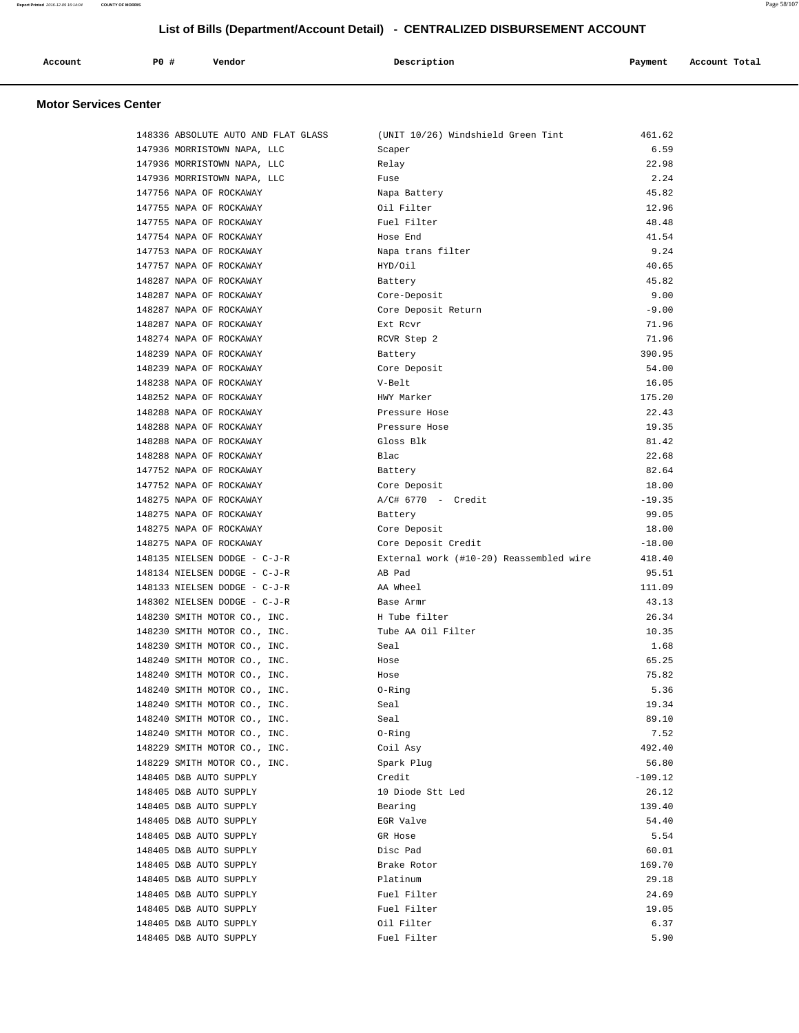# List of Bills (Department/Account Detail) - CENTRALIZED DISBURSEMENT ACCOUNT

## Motor Services Center

| Account | PO # | Vendor | Description | Payment | Account Total |
|---|---|---|---|---|---|
| | 148336 | ABSOLUTE AUTO AND FLAT GLASS | (UNIT 10/26) Windshield Green Tint | 461.62 | |
| | 147936 | MORRISTOWN NAPA, LLC | Scaper | 6.59 | |
| | 147936 | MORRISTOWN NAPA, LLC | Relay | 22.98 | |
| | 147936 | MORRISTOWN NAPA, LLC | Fuse | 2.24 | |
| | 147756 | NAPA OF ROCKAWAY | Napa Battery | 45.82 | |
| | 147755 | NAPA OF ROCKAWAY | Oil Filter | 12.96 | |
| | 147755 | NAPA OF ROCKAWAY | Fuel Filter | 48.48 | |
| | 147754 | NAPA OF ROCKAWAY | Hose End | 41.54 | |
| | 147753 | NAPA OF ROCKAWAY | Napa trans filter | 9.24 | |
| | 147757 | NAPA OF ROCKAWAY | HYD/Oil | 40.65 | |
| | 148287 | NAPA OF ROCKAWAY | Battery | 45.82 | |
| | 148287 | NAPA OF ROCKAWAY | Core-Deposit | 9.00 | |
| | 148287 | NAPA OF ROCKAWAY | Core Deposit Return | -9.00 | |
| | 148287 | NAPA OF ROCKAWAY | Ext Rcvr | 71.96 | |
| | 148274 | NAPA OF ROCKAWAY | RCVR Step 2 | 71.96 | |
| | 148239 | NAPA OF ROCKAWAY | Battery | 390.95 | |
| | 148239 | NAPA OF ROCKAWAY | Core Deposit | 54.00 | |
| | 148238 | NAPA OF ROCKAWAY | V-Belt | 16.05 | |
| | 148252 | NAPA OF ROCKAWAY | HWY Marker | 175.20 | |
| | 148288 | NAPA OF ROCKAWAY | Pressure Hose | 22.43 | |
| | 148288 | NAPA OF ROCKAWAY | Pressure Hose | 19.35 | |
| | 148288 | NAPA OF ROCKAWAY | Gloss Blk | 81.42 | |
| | 148288 | NAPA OF ROCKAWAY | Blac | 22.68 | |
| | 147752 | NAPA OF ROCKAWAY | Battery | 82.64 | |
| | 147752 | NAPA OF ROCKAWAY | Core Deposit | 18.00 | |
| | 148275 | NAPA OF ROCKAWAY | A/C# 6770 - Credit | -19.35 | |
| | 148275 | NAPA OF ROCKAWAY | Battery | 99.05 | |
| | 148275 | NAPA OF ROCKAWAY | Core Deposit | 18.00 | |
| | 148275 | NAPA OF ROCKAWAY | Core Deposit Credit | -18.00 | |
| | 148135 | NIELSEN DODGE - C-J-R | External work (#10-20) Reassembled wire | 418.40 | |
| | 148134 | NIELSEN DODGE - C-J-R | AB Pad | 95.51 | |
| | 148133 | NIELSEN DODGE - C-J-R | AA Wheel | 111.09 | |
| | 148302 | NIELSEN DODGE - C-J-R | Base Armr | 43.13 | |
| | 148230 | SMITH MOTOR CO., INC. | H Tube filter | 26.34 | |
| | 148230 | SMITH MOTOR CO., INC. | Tube AA Oil Filter | 10.35 | |
| | 148230 | SMITH MOTOR CO., INC. | Seal | 1.68 | |
| | 148240 | SMITH MOTOR CO., INC. | Hose | 65.25 | |
| | 148240 | SMITH MOTOR CO., INC. | Hose | 75.82 | |
| | 148240 | SMITH MOTOR CO., INC. | O-Ring | 5.36 | |
| | 148240 | SMITH MOTOR CO., INC. | Seal | 19.34 | |
| | 148240 | SMITH MOTOR CO., INC. | Seal | 89.10 | |
| | 148240 | SMITH MOTOR CO., INC. | O-Ring | 7.52 | |
| | 148229 | SMITH MOTOR CO., INC. | Coil Asy | 492.40 | |
| | 148229 | SMITH MOTOR CO., INC. | Spark Plug | 56.80 | |
| | 148405 | D&B AUTO SUPPLY | Credit | -109.12 | |
| | 148405 | D&B AUTO SUPPLY | 10 Diode Stt Led | 26.12 | |
| | 148405 | D&B AUTO SUPPLY | Bearing | 139.40 | |
| | 148405 | D&B AUTO SUPPLY | EGR Valve | 54.40 | |
| | 148405 | D&B AUTO SUPPLY | GR Hose | 5.54 | |
| | 148405 | D&B AUTO SUPPLY | Disc Pad | 60.01 | |
| | 148405 | D&B AUTO SUPPLY | Brake Rotor | 169.70 | |
| | 148405 | D&B AUTO SUPPLY | Platinum | 29.18 | |
| | 148405 | D&B AUTO SUPPLY | Fuel Filter | 24.69 | |
| | 148405 | D&B AUTO SUPPLY | Fuel Filter | 19.05 | |
| | 148405 | D&B AUTO SUPPLY | Oil Filter | 6.37 | |
| | 148405 | D&B AUTO SUPPLY | Fuel Filter | 5.90 | |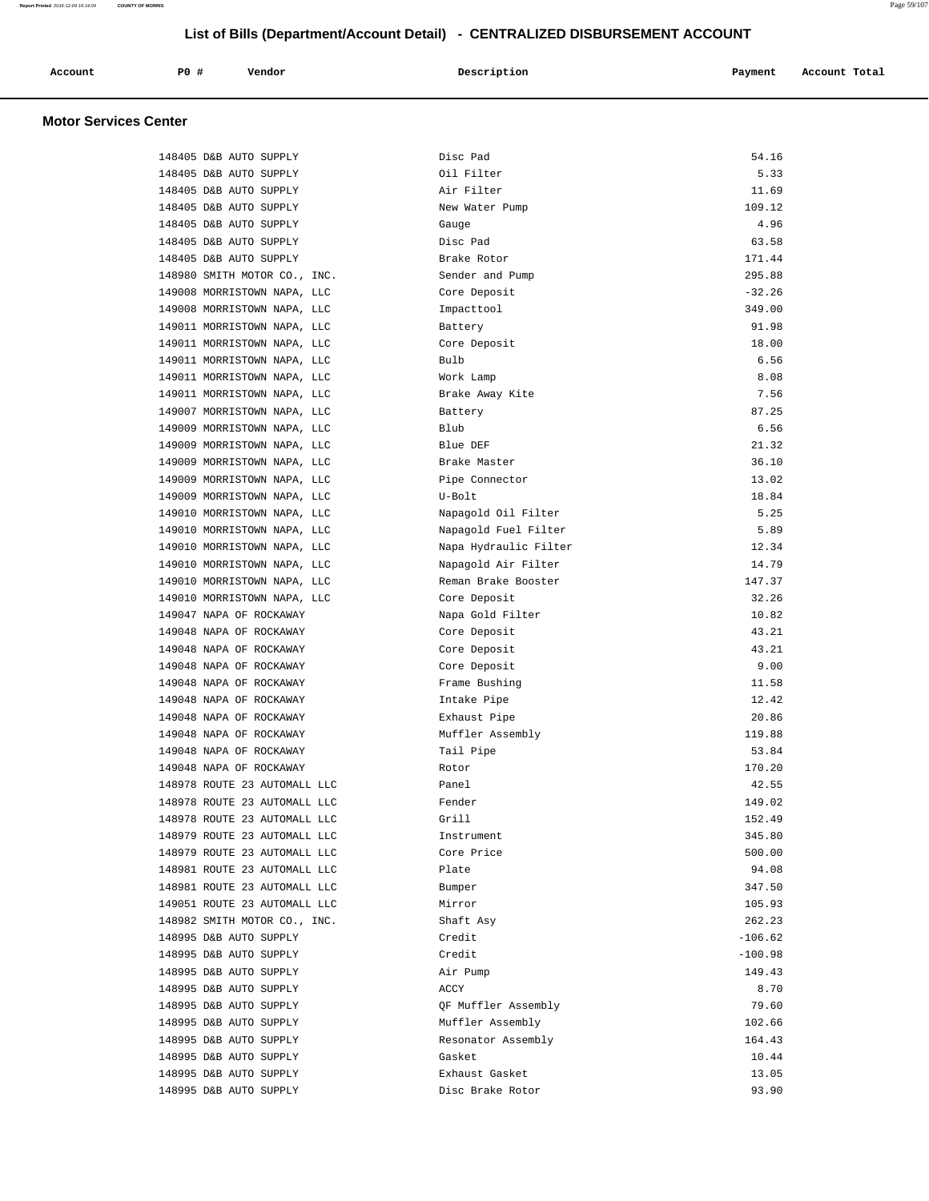# List of Bills (Department/Account Detail) - CENTRALIZED DISBURSEMENT ACCOUNT

## Motor Services Center

| Account | PO # | Vendor | Description | Payment | Account Total |
|---|---|---|---|---|---|
| | 148405 | D&B AUTO SUPPLY | Disc Pad | 54.16 | |
| | 148405 | D&B AUTO SUPPLY | Oil Filter | 5.33 | |
| | 148405 | D&B AUTO SUPPLY | Air Filter | 11.69 | |
| | 148405 | D&B AUTO SUPPLY | New Water Pump | 109.12 | |
| | 148405 | D&B AUTO SUPPLY | Gauge | 4.96 | |
| | 148405 | D&B AUTO SUPPLY | Disc Pad | 63.58 | |
| | 148405 | D&B AUTO SUPPLY | Brake Rotor | 171.44 | |
| | 148980 | SMITH MOTOR CO., INC. | Sender and Pump | 295.88 | |
| | 149008 | MORRISTOWN NAPA, LLC | Core Deposit | -32.26 | |
| | 149008 | MORRISTOWN NAPA, LLC | Impacttool | 349.00 | |
| | 149011 | MORRISTOWN NAPA, LLC | Battery | 91.98 | |
| | 149011 | MORRISTOWN NAPA, LLC | Core Deposit | 18.00 | |
| | 149011 | MORRISTOWN NAPA, LLC | Bulb | 6.56 | |
| | 149011 | MORRISTOWN NAPA, LLC | Work Lamp | 8.08 | |
| | 149011 | MORRISTOWN NAPA, LLC | Brake Away Kite | 7.56 | |
| | 149007 | MORRISTOWN NAPA, LLC | Battery | 87.25 | |
| | 149009 | MORRISTOWN NAPA, LLC | Blub | 6.56 | |
| | 149009 | MORRISTOWN NAPA, LLC | Blue DEF | 21.32 | |
| | 149009 | MORRISTOWN NAPA, LLC | Brake Master | 36.10 | |
| | 149009 | MORRISTOWN NAPA, LLC | Pipe Connector | 13.02 | |
| | 149009 | MORRISTOWN NAPA, LLC | U-Bolt | 18.84 | |
| | 149010 | MORRISTOWN NAPA, LLC | Napagold Oil Filter | 5.25 | |
| | 149010 | MORRISTOWN NAPA, LLC | Napagold Fuel Filter | 5.89 | |
| | 149010 | MORRISTOWN NAPA, LLC | Napa Hydraulic Filter | 12.34 | |
| | 149010 | MORRISTOWN NAPA, LLC | Napagold Air Filter | 14.79 | |
| | 149010 | MORRISTOWN NAPA, LLC | Reman Brake Booster | 147.37 | |
| | 149010 | MORRISTOWN NAPA, LLC | Core Deposit | 32.26 | |
| | 149047 | NAPA OF ROCKAWAY | Napa Gold Filter | 10.82 | |
| | 149048 | NAPA OF ROCKAWAY | Core Deposit | 43.21 | |
| | 149048 | NAPA OF ROCKAWAY | Core Deposit | 43.21 | |
| | 149048 | NAPA OF ROCKAWAY | Core Deposit | 9.00 | |
| | 149048 | NAPA OF ROCKAWAY | Frame Bushing | 11.58 | |
| | 149048 | NAPA OF ROCKAWAY | Intake Pipe | 12.42 | |
| | 149048 | NAPA OF ROCKAWAY | Exhaust Pipe | 20.86 | |
| | 149048 | NAPA OF ROCKAWAY | Muffler Assembly | 119.88 | |
| | 149048 | NAPA OF ROCKAWAY | Tail Pipe | 53.84 | |
| | 149048 | NAPA OF ROCKAWAY | Rotor | 170.20 | |
| | 148978 | ROUTE 23 AUTOMALL LLC | Panel | 42.55 | |
| | 148978 | ROUTE 23 AUTOMALL LLC | Fender | 149.02 | |
| | 148978 | ROUTE 23 AUTOMALL LLC | Grill | 152.49 | |
| | 148979 | ROUTE 23 AUTOMALL LLC | Instrument | 345.80 | |
| | 148979 | ROUTE 23 AUTOMALL LLC | Core Price | 500.00 | |
| | 148981 | ROUTE 23 AUTOMALL LLC | Plate | 94.08 | |
| | 148981 | ROUTE 23 AUTOMALL LLC | Bumper | 347.50 | |
| | 149051 | ROUTE 23 AUTOMALL LLC | Mirror | 105.93 | |
| | 148982 | SMITH MOTOR CO., INC. | Shaft Asy | 262.23 | |
| | 148995 | D&B AUTO SUPPLY | Credit | -106.62 | |
| | 148995 | D&B AUTO SUPPLY | Credit | -100.98 | |
| | 148995 | D&B AUTO SUPPLY | Air Pump | 149.43 | |
| | 148995 | D&B AUTO SUPPLY | ACCY | 8.70 | |
| | 148995 | D&B AUTO SUPPLY | QF Muffler Assembly | 79.60 | |
| | 148995 | D&B AUTO SUPPLY | Muffler Assembly | 102.66 | |
| | 148995 | D&B AUTO SUPPLY | Resonator Assembly | 164.43 | |
| | 148995 | D&B AUTO SUPPLY | Gasket | 10.44 | |
| | 148995 | D&B AUTO SUPPLY | Exhaust Gasket | 13.05 | |
| | 148995 | D&B AUTO SUPPLY | Disc Brake Rotor | 93.90 | |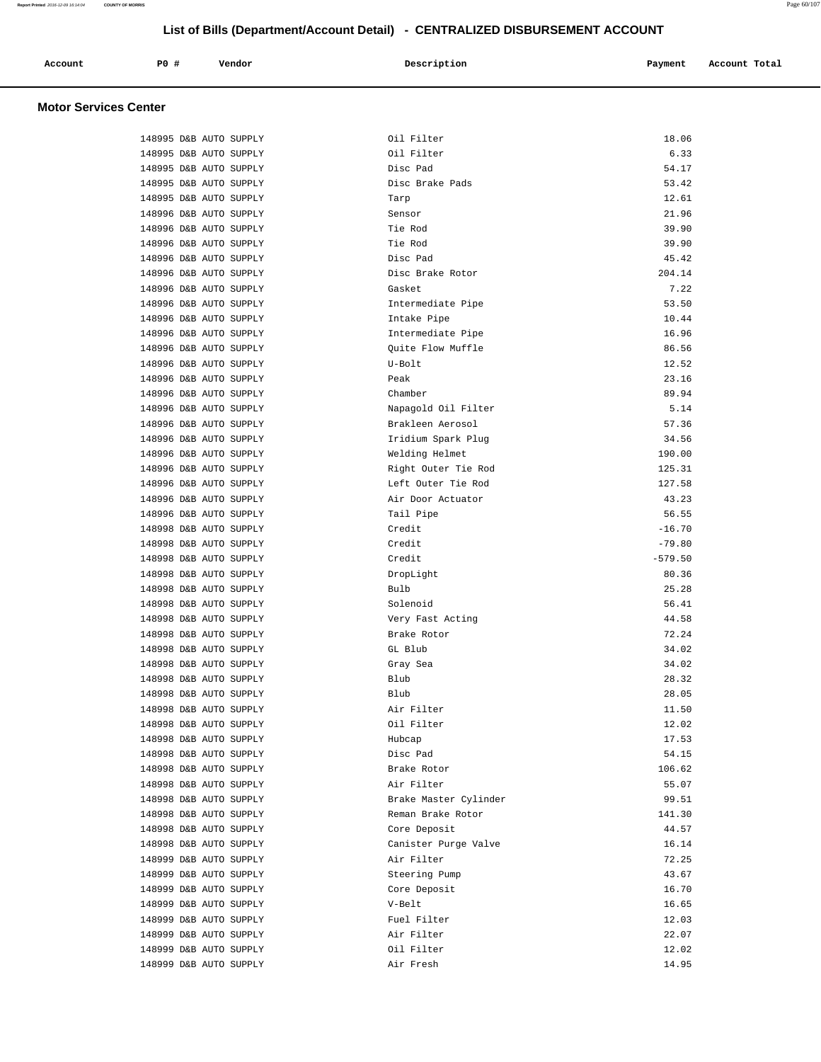## List of Bills (Department/Account Detail) - CENTRALIZED DISBURSEMENT ACCOUNT

### Motor Services Center

| Account | PO # | Vendor | Description | Payment | Account Total |
|---|---|---|---|---|---|
| | 148995 | D&B AUTO SUPPLY | Oil Filter | 18.06 | |
| | 148995 | D&B AUTO SUPPLY | Oil Filter | 6.33 | |
| | 148995 | D&B AUTO SUPPLY | Disc Pad | 54.17 | |
| | 148995 | D&B AUTO SUPPLY | Disc Brake Pads | 53.42 | |
| | 148995 | D&B AUTO SUPPLY | Tarp | 12.61 | |
| | 148996 | D&B AUTO SUPPLY | Sensor | 21.96 | |
| | 148996 | D&B AUTO SUPPLY | Tie Rod | 39.90 | |
| | 148996 | D&B AUTO SUPPLY | Tie Rod | 39.90 | |
| | 148996 | D&B AUTO SUPPLY | Disc Pad | 45.42 | |
| | 148996 | D&B AUTO SUPPLY | Disc Brake Rotor | 204.14 | |
| | 148996 | D&B AUTO SUPPLY | Gasket | 7.22 | |
| | 148996 | D&B AUTO SUPPLY | Intermediate Pipe | 53.50 | |
| | 148996 | D&B AUTO SUPPLY | Intake Pipe | 10.44 | |
| | 148996 | D&B AUTO SUPPLY | Intermediate Pipe | 16.96 | |
| | 148996 | D&B AUTO SUPPLY | Quite Flow Muffle | 86.56 | |
| | 148996 | D&B AUTO SUPPLY | U-Bolt | 12.52 | |
| | 148996 | D&B AUTO SUPPLY | Peak | 23.16 | |
| | 148996 | D&B AUTO SUPPLY | Chamber | 89.94 | |
| | 148996 | D&B AUTO SUPPLY | Napagold Oil Filter | 5.14 | |
| | 148996 | D&B AUTO SUPPLY | Brakleen Aerosol | 57.36 | |
| | 148996 | D&B AUTO SUPPLY | Iridium Spark Plug | 34.56 | |
| | 148996 | D&B AUTO SUPPLY | Welding Helmet | 190.00 | |
| | 148996 | D&B AUTO SUPPLY | Right Outer Tie Rod | 125.31 | |
| | 148996 | D&B AUTO SUPPLY | Left Outer Tie Rod | 127.58 | |
| | 148996 | D&B AUTO SUPPLY | Air Door Actuator | 43.23 | |
| | 148996 | D&B AUTO SUPPLY | Tail Pipe | 56.55 | |
| | 148998 | D&B AUTO SUPPLY | Credit | -16.70 | |
| | 148998 | D&B AUTO SUPPLY | Credit | -79.80 | |
| | 148998 | D&B AUTO SUPPLY | Credit | -579.50 | |
| | 148998 | D&B AUTO SUPPLY | DropLight | 80.36 | |
| | 148998 | D&B AUTO SUPPLY | Bulb | 25.28 | |
| | 148998 | D&B AUTO SUPPLY | Solenoid | 56.41 | |
| | 148998 | D&B AUTO SUPPLY | Very Fast Acting | 44.58 | |
| | 148998 | D&B AUTO SUPPLY | Brake Rotor | 72.24 | |
| | 148998 | D&B AUTO SUPPLY | GL Blub | 34.02 | |
| | 148998 | D&B AUTO SUPPLY | Gray Sea | 34.02 | |
| | 148998 | D&B AUTO SUPPLY | Blub | 28.32 | |
| | 148998 | D&B AUTO SUPPLY | Blub | 28.05 | |
| | 148998 | D&B AUTO SUPPLY | Air Filter | 11.50 | |
| | 148998 | D&B AUTO SUPPLY | Oil Filter | 12.02 | |
| | 148998 | D&B AUTO SUPPLY | Hubcap | 17.53 | |
| | 148998 | D&B AUTO SUPPLY | Disc Pad | 54.15 | |
| | 148998 | D&B AUTO SUPPLY | Brake Rotor | 106.62 | |
| | 148998 | D&B AUTO SUPPLY | Air Filter | 55.07 | |
| | 148998 | D&B AUTO SUPPLY | Brake Master Cylinder | 99.51 | |
| | 148998 | D&B AUTO SUPPLY | Reman Brake Rotor | 141.30 | |
| | 148998 | D&B AUTO SUPPLY | Core Deposit | 44.57 | |
| | 148998 | D&B AUTO SUPPLY | Canister Purge Valve | 16.14 | |
| | 148999 | D&B AUTO SUPPLY | Air Filter | 72.25 | |
| | 148999 | D&B AUTO SUPPLY | Steering Pump | 43.67 | |
| | 148999 | D&B AUTO SUPPLY | Core Deposit | 16.70 | |
| | 148999 | D&B AUTO SUPPLY | V-Belt | 16.65 | |
| | 148999 | D&B AUTO SUPPLY | Fuel Filter | 12.03 | |
| | 148999 | D&B AUTO SUPPLY | Air Filter | 22.07 | |
| | 148999 | D&B AUTO SUPPLY | Oil Filter | 12.02 | |
| | 148999 | D&B AUTO SUPPLY | Air Fresh | 14.95 | |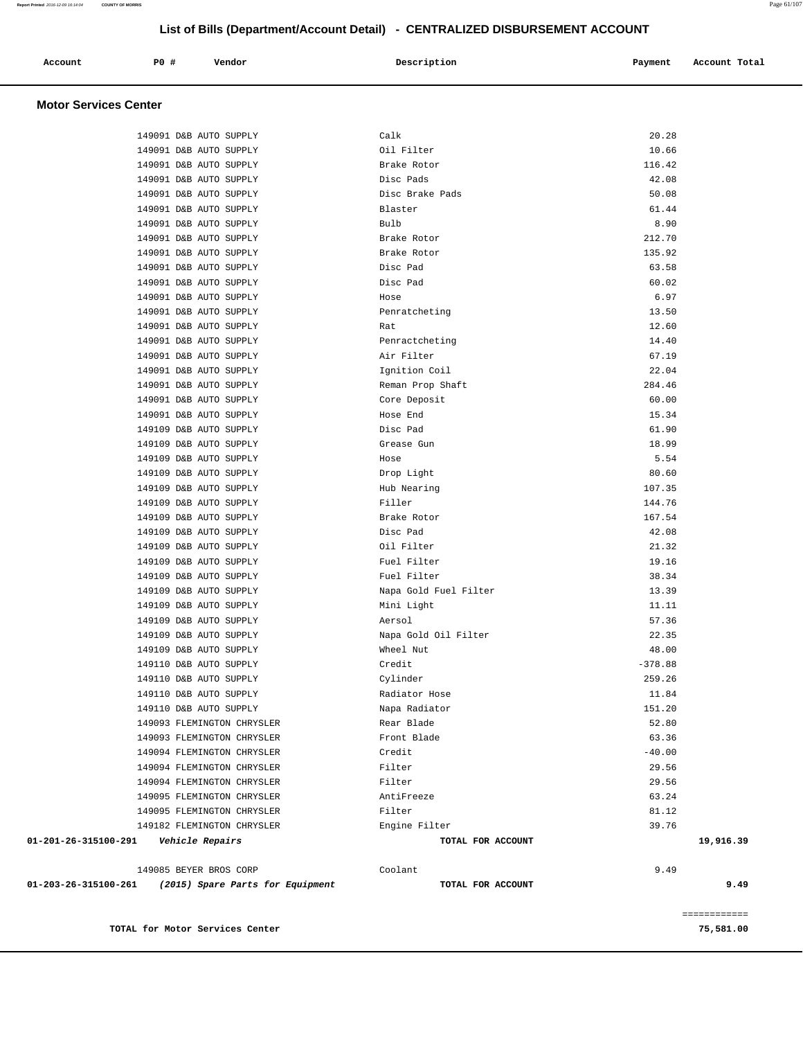## List of Bills (Department/Account Detail) - CENTRALIZED DISBURSEMENT ACCOUNT

| Account | PO # | Vendor | Description | Payment | Account Total |
|---|---|---|---|---|---|

### Motor Services Center

| Account | PO # | Vendor | Description | Payment | Account Total |
|---|---|---|---|---|---|
| | 149091 | D&B AUTO SUPPLY | Calk | 20.28 | |
| | 149091 | D&B AUTO SUPPLY | Oil Filter | 10.66 | |
| | 149091 | D&B AUTO SUPPLY | Brake Rotor | 116.42 | |
| | 149091 | D&B AUTO SUPPLY | Disc Pads | 42.08 | |
| | 149091 | D&B AUTO SUPPLY | Disc Brake Pads | 50.08 | |
| | 149091 | D&B AUTO SUPPLY | Blaster | 61.44 | |
| | 149091 | D&B AUTO SUPPLY | Bulb | 8.90 | |
| | 149091 | D&B AUTO SUPPLY | Brake Rotor | 212.70 | |
| | 149091 | D&B AUTO SUPPLY | Brake Rotor | 135.92 | |
| | 149091 | D&B AUTO SUPPLY | Disc Pad | 63.58 | |
| | 149091 | D&B AUTO SUPPLY | Disc Pad | 60.02 | |
| | 149091 | D&B AUTO SUPPLY | Hose | 6.97 | |
| | 149091 | D&B AUTO SUPPLY | Penratcheting | 13.50 | |
| | 149091 | D&B AUTO SUPPLY | Rat | 12.60 | |
| | 149091 | D&B AUTO SUPPLY | Penractcheting | 14.40 | |
| | 149091 | D&B AUTO SUPPLY | Air Filter | 67.19 | |
| | 149091 | D&B AUTO SUPPLY | Ignition Coil | 22.04 | |
| | 149091 | D&B AUTO SUPPLY | Reman Prop Shaft | 284.46 | |
| | 149091 | D&B AUTO SUPPLY | Core Deposit | 60.00 | |
| | 149091 | D&B AUTO SUPPLY | Hose End | 15.34 | |
| | 149109 | D&B AUTO SUPPLY | Disc Pad | 61.90 | |
| | 149109 | D&B AUTO SUPPLY | Grease Gun | 18.99 | |
| | 149109 | D&B AUTO SUPPLY | Hose | 5.54 | |
| | 149109 | D&B AUTO SUPPLY | Drop Light | 80.60 | |
| | 149109 | D&B AUTO SUPPLY | Hub Nearing | 107.35 | |
| | 149109 | D&B AUTO SUPPLY | Filler | 144.76 | |
| | 149109 | D&B AUTO SUPPLY | Brake Rotor | 167.54 | |
| | 149109 | D&B AUTO SUPPLY | Disc Pad | 42.08 | |
| | 149109 | D&B AUTO SUPPLY | Oil Filter | 21.32 | |
| | 149109 | D&B AUTO SUPPLY | Fuel Filter | 19.16 | |
| | 149109 | D&B AUTO SUPPLY | Fuel Filter | 38.34 | |
| | 149109 | D&B AUTO SUPPLY | Napa Gold Fuel Filter | 13.39 | |
| | 149109 | D&B AUTO SUPPLY | Mini Light | 11.11 | |
| | 149109 | D&B AUTO SUPPLY | Aersol | 57.36 | |
| | 149109 | D&B AUTO SUPPLY | Napa Gold Oil Filter | 22.35 | |
| | 149109 | D&B AUTO SUPPLY | Wheel Nut | 48.00 | |
| | 149110 | D&B AUTO SUPPLY | Credit | -378.88 | |
| | 149110 | D&B AUTO SUPPLY | Cylinder | 259.26 | |
| | 149110 | D&B AUTO SUPPLY | Radiator Hose | 11.84 | |
| | 149110 | D&B AUTO SUPPLY | Napa Radiator | 151.20 | |
| | 149093 | FLEMINGTON CHRYSLER | Rear Blade | 52.80 | |
| | 149093 | FLEMINGTON CHRYSLER | Front Blade | 63.36 | |
| | 149094 | FLEMINGTON CHRYSLER | Credit | -40.00 | |
| | 149094 | FLEMINGTON CHRYSLER | Filter | 29.56 | |
| | 149094 | FLEMINGTON CHRYSLER | Filter | 29.56 | |
| | 149095 | FLEMINGTON CHRYSLER | AntiFreeze | 63.24 | |
| | 149095 | FLEMINGTON CHRYSLER | Filter | 81.12 | |
| | 149182 | FLEMINGTON CHRYSLER | Engine Filter | 39.76 | |
| **01-201-26-315100-291** | ***Vehicle Repairs*** | | **TOTAL FOR ACCOUNT** | | **19,916.39** |
| | 149085 | BEYER BROS CORP | Coolant | 9.49 | |
| **01-203-26-315100-261** | ***(2015) Spare Parts for Equipment*** | | **TOTAL FOR ACCOUNT** | | **9.49** |

**TOTAL for Motor Services Center** ============ **75,581.00**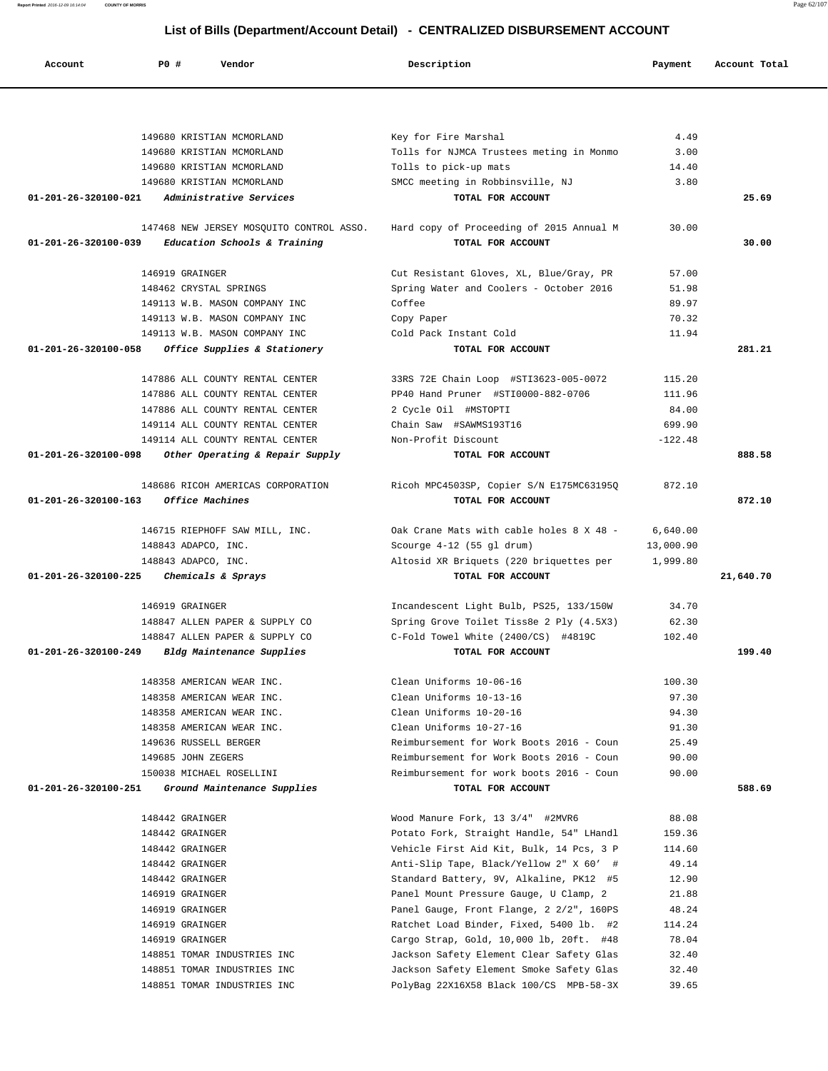## List of Bills (Department/Account Detail) - CENTRALIZED DISBURSEMENT ACCOUNT

| Account | PO # | Vendor | Description | Payment | Account Total |
|---|---|---|---|---|---|
| | 149680 | KRISTIAN MCMORLAND | Key for Fire Marshal | 4.49 | |
| | 149680 | KRISTIAN MCMORLAND | Tolls for NJMCA Trustees meting in Monmo | 3.00 | |
| | 149680 | KRISTIAN MCMORLAND | Tolls to pick-up mats | 14.40 | |
| | 149680 | KRISTIAN MCMORLAND | SMCC meeting in Robbinsville, NJ | 3.80 | |
| **01-201-26-320100-021** | | ***Administrative Services*** | **TOTAL FOR ACCOUNT** | | **25.69** |
| | 147468 | NEW JERSEY MOSQUITO CONTROL ASSO. | Hard copy of Proceeding of 2015 Annual M | 30.00 | |
| **01-201-26-320100-039** | | ***Education Schools & Training*** | **TOTAL FOR ACCOUNT** | | **30.00** |
| | 146919 | GRAINGER | Cut Resistant Gloves, XL, Blue/Gray, PR | 57.00 | |
| | 148462 | CRYSTAL SPRINGS | Spring Water and Coolers - October 2016 | 51.98 | |
| | 149113 | W.B. MASON COMPANY INC | Coffee | 89.97 | |
| | 149113 | W.B. MASON COMPANY INC | Copy Paper | 70.32 | |
| | 149113 | W.B. MASON COMPANY INC | Cold Pack Instant Cold | 11.94 | |
| **01-201-26-320100-058** | | ***Office Supplies & Stationery*** | **TOTAL FOR ACCOUNT** | | **281.21** |
| | 147886 | ALL COUNTY RENTAL CENTER | 33RS 72E Chain Loop #STI3623-005-0072 | 115.20 | |
| | 147886 | ALL COUNTY RENTAL CENTER | PP40 Hand Pruner #STI0000-882-0706 | 111.96 | |
| | 147886 | ALL COUNTY RENTAL CENTER | 2 Cycle Oil #MSTOPTI | 84.00 | |
| | 149114 | ALL COUNTY RENTAL CENTER | Chain Saw #SAWMS193T16 | 699.90 | |
| | 149114 | ALL COUNTY RENTAL CENTER | Non-Profit Discount | -122.48 | |
| **01-201-26-320100-098** | | ***Other Operating & Repair Supply*** | **TOTAL FOR ACCOUNT** | | **888.58** |
| | 148686 | RICOH AMERICAS CORPORATION | Ricoh MPC4503SP, Copier S/N E175MC63195Q | 872.10 | |
| **01-201-26-320100-163** | | ***Office Machines*** | **TOTAL FOR ACCOUNT** | | **872.10** |
| | 146715 | RIEPHOFF SAW MILL, INC. | Oak Crane Mats with cable holes 8 X 48 - | 6,640.00 | |
| | 148843 | ADAPCO, INC. | Scourge 4-12 (55 gl drum) | 13,000.90 | |
| | 148843 | ADAPCO, INC. | Altosid XR Briquets (220 briquettes per | 1,999.80 | |
| **01-201-26-320100-225** | | ***Chemicals & Sprays*** | **TOTAL FOR ACCOUNT** | | **21,640.70** |
| | 146919 | GRAINGER | Incandescent Light Bulb, PS25, 133/150W | 34.70 | |
| | 148847 | ALLEN PAPER & SUPPLY CO | Spring Grove Toilet Tiss8e 2 Ply (4.5X3) | 62.30 | |
| | 148847 | ALLEN PAPER & SUPPLY CO | C-Fold Towel White (2400/CS) #4819C | 102.40 | |
| **01-201-26-320100-249** | | ***Bldg Maintenance Supplies*** | **TOTAL FOR ACCOUNT** | | **199.40** |
| | 148358 | AMERICAN WEAR INC. | Clean Uniforms 10-06-16 | 100.30 | |
| | 148358 | AMERICAN WEAR INC. | Clean Uniforms 10-13-16 | 97.30 | |
| | 148358 | AMERICAN WEAR INC. | Clean Uniforms 10-20-16 | 94.30 | |
| | 148358 | AMERICAN WEAR INC. | Clean Uniforms 10-27-16 | 91.30 | |
| | 149636 | RUSSELL BERGER | Reimbursement for Work Boots 2016 - Coun | 25.49 | |
| | 149685 | JOHN ZEGERS | Reimbursement for Work Boots 2016 - Coun | 90.00 | |
| | 150038 | MICHAEL ROSELLINI | Reimbursement for work boots 2016 - Coun | 90.00 | |
| **01-201-26-320100-251** | | ***Ground Maintenance Supplies*** | **TOTAL FOR ACCOUNT** | | **588.69** |
| | 148442 | GRAINGER | Wood Manure Fork, 13 3/4" #2MVR6 | 88.08 | |
| | 148442 | GRAINGER | Potato Fork, Straight Handle, 54" LHandl | 159.36 | |
| | 148442 | GRAINGER | Vehicle First Aid Kit, Bulk, 14 Pcs, 3 P | 114.60 | |
| | 148442 | GRAINGER | Anti-Slip Tape, Black/Yellow 2" X 60' # | 49.14 | |
| | 148442 | GRAINGER | Standard Battery, 9V, Alkaline, PK12 #5 | 12.90 | |
| | 146919 | GRAINGER | Panel Mount Pressure Gauge, U Clamp, 2 | 21.88 | |
| | 146919 | GRAINGER | Panel Gauge, Front Flange, 2 2/2", 160PS | 48.24 | |
| | 146919 | GRAINGER | Ratchet Load Binder, Fixed, 5400 lb. #2 | 114.24 | |
| | 146919 | GRAINGER | Cargo Strap, Gold, 10,000 lb, 20ft. #48 | 78.04 | |
| | 148851 | TOMAR INDUSTRIES INC | Jackson Safety Element Clear Safety Glas | 32.40 | |
| | 148851 | TOMAR INDUSTRIES INC | Jackson Safety Element Smoke Safety Glas | 32.40 | |
| | 148851 | TOMAR INDUSTRIES INC | PolyBag 22X16X58 Black 100/CS MPB-58-3X | 39.65 | |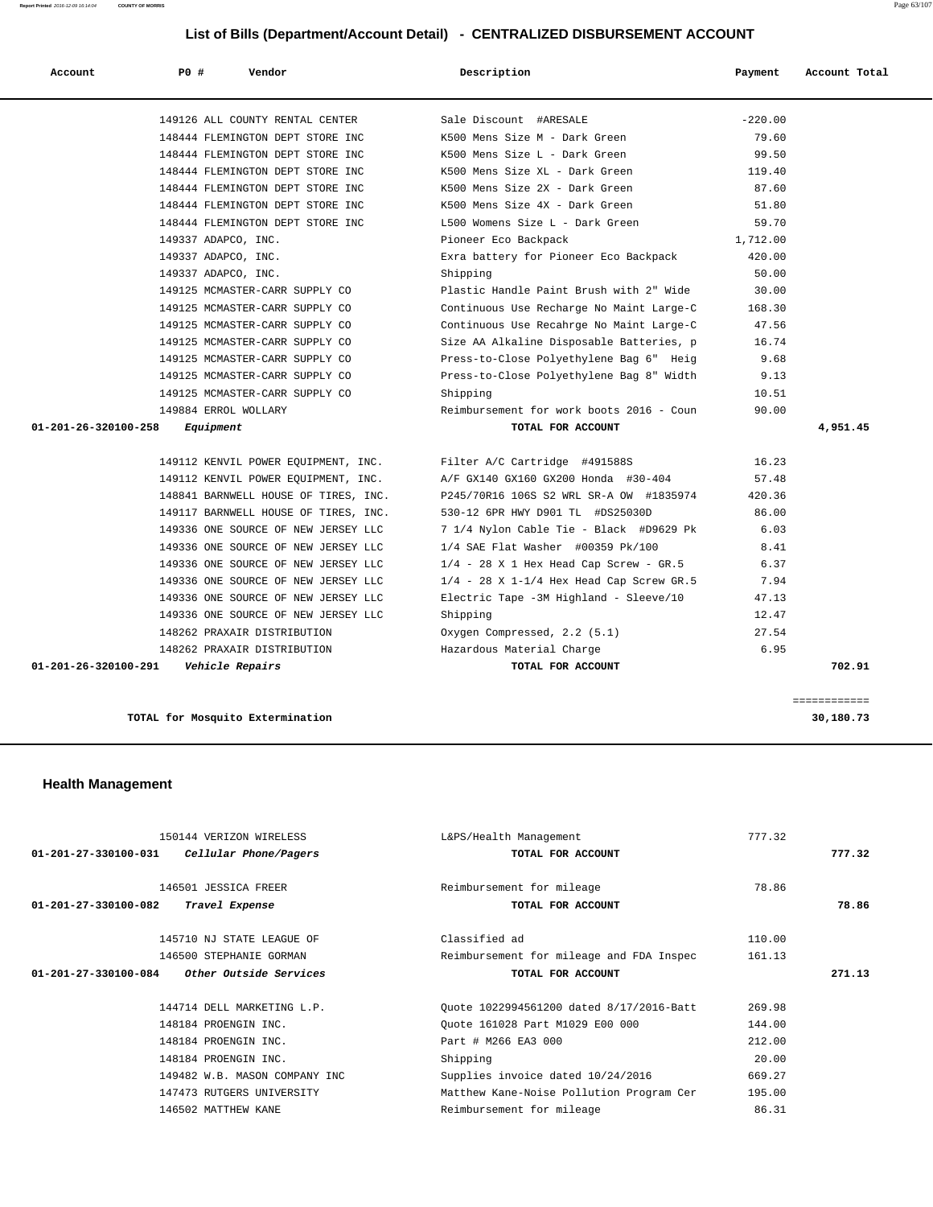## List of Bills (Department/Account Detail) - CENTRALIZED DISBURSEMENT ACCOUNT

| Account | PO # | Vendor | Description | Payment | Account Total |
|---|---|---|---|---|---|
| | 149126 | ALL COUNTY RENTAL CENTER | Sale Discount #ARESALE | -220.00 | |
| | 148444 | FLEMINGTON DEPT STORE INC | K500 Mens Size M - Dark Green | 79.60 | |
| | 148444 | FLEMINGTON DEPT STORE INC | K500 Mens Size L - Dark Green | 99.50 | |
| | 148444 | FLEMINGTON DEPT STORE INC | K500 Mens Size XL - Dark Green | 119.40 | |
| | 148444 | FLEMINGTON DEPT STORE INC | K500 Mens Size 2X - Dark Green | 87.60 | |
| | 148444 | FLEMINGTON DEPT STORE INC | K500 Mens Size 4X - Dark Green | 51.80 | |
| | 148444 | FLEMINGTON DEPT STORE INC | L500 Womens Size L - Dark Green | 59.70 | |
| | 149337 | ADAPCO, INC. | Pioneer Eco Backpack | 1,712.00 | |
| | 149337 | ADAPCO, INC. | Exra battery for Pioneer Eco Backpack | 420.00 | |
| | 149337 | ADAPCO, INC. | Shipping | 50.00 | |
| | 149125 | MCMASTER-CARR SUPPLY CO | Plastic Handle Paint Brush with 2" Wide | 30.00 | |
| | 149125 | MCMASTER-CARR SUPPLY CO | Continuous Use Recharge No Maint Large-C | 168.30 | |
| | 149125 | MCMASTER-CARR SUPPLY CO | Continuous Use Recahrge No Maint Large-C | 47.56 | |
| | 149125 | MCMASTER-CARR SUPPLY CO | Size AA Alkaline Disposable Batteries, p | 16.74 | |
| | 149125 | MCMASTER-CARR SUPPLY CO | Press-to-Close Polyethylene Bag 6" Heig | 9.68 | |
| | 149125 | MCMASTER-CARR SUPPLY CO | Press-to-Close Polyethylene Bag 8" Width | 9.13 | |
| | 149125 | MCMASTER-CARR SUPPLY CO | Shipping | 10.51 | |
| | 149884 | ERROL WOLLARY | Reimbursement for work boots 2016 - Coun | 90.00 | |
| **01-201-26-320100-258** | | *Equipment* | **TOTAL FOR ACCOUNT** | | **4,951.45** |
| | 149112 | KENVIL POWER EQUIPMENT, INC. | Filter A/C Cartridge #491588S | 16.23 | |
| | 149112 | KENVIL POWER EQUIPMENT, INC. | A/F GX140 GX160 GX200 Honda #30-404 | 57.48 | |
| | 148841 | BARNWELL HOUSE OF TIRES, INC. | P245/70R16 106S S2 WRL SR-A OW #1835974 | 420.36 | |
| | 149117 | BARNWELL HOUSE OF TIRES, INC. | 530-12 6PR HWY D901 TL #DS25030D | 86.00 | |
| | 149336 | ONE SOURCE OF NEW JERSEY LLC | 7 1/4 Nylon Cable Tie - Black #D9629 Pk | 6.03 | |
| | 149336 | ONE SOURCE OF NEW JERSEY LLC | 1/4 SAE Flat Washer #00359 Pk/100 | 8.41 | |
| | 149336 | ONE SOURCE OF NEW JERSEY LLC | 1/4 - 28 X 1 Hex Head Cap Screw - GR.5 | 6.37 | |
| | 149336 | ONE SOURCE OF NEW JERSEY LLC | 1/4 - 28 X 1-1/4 Hex Head Cap Screw GR.5 | 7.94 | |
| | 149336 | ONE SOURCE OF NEW JERSEY LLC | Electric Tape -3M Highland - Sleeve/10 | 47.13 | |
| | 149336 | ONE SOURCE OF NEW JERSEY LLC | Shipping | 12.47 | |
| | 148262 | PRAXAIR DISTRIBUTION | Oxygen Compressed, 2.2 (5.1) | 27.54 | |
| | 148262 | PRAXAIR DISTRIBUTION | Hazardous Material Charge | 6.95 | |
| **01-201-26-320100-291** | | *Vehicle Repairs* | **TOTAL FOR ACCOUNT** | | **702.91** |
| | | **TOTAL for Mosquito Extermination** | | | **30,180.73** |

## Health Management

| Account | PO # | Vendor | Description | Payment | Account Total |
|---|---|---|---|---|---|
| | 150144 | VERIZON WIRELESS | L&PS/Health Management | 777.32 | |
| **01-201-27-330100-031** | | *Cellular Phone/Pagers* | **TOTAL FOR ACCOUNT** | | **777.32** |
| | 146501 | JESSICA FREER | Reimbursement for mileage | 78.86 | |
| **01-201-27-330100-082** | | *Travel Expense* | **TOTAL FOR ACCOUNT** | | **78.86** |
| | 145710 | NJ STATE LEAGUE OF | Classified ad | 110.00 | |
| | 146500 | STEPHANIE GORMAN | Reimbursement for mileage and FDA Inspec | 161.13 | |
| **01-201-27-330100-084** | | *Other Outside Services* | **TOTAL FOR ACCOUNT** | | **271.13** |
| | 144714 | DELL MARKETING L.P. | Quote 1022994561200 dated 8/17/2016-Batt | 269.98 | |
| | 148184 | PROENGIN INC. | Quote 161028 Part M1029 E00 000 | 144.00 | |
| | 148184 | PROENGIN INC. | Part # M266 EA3 000 | 212.00 | |
| | 148184 | PROENGIN INC. | Shipping | 20.00 | |
| | 149482 | W.B. MASON COMPANY INC | Supplies invoice dated 10/24/2016 | 669.27 | |
| | 147473 | RUTGERS UNIVERSITY | Matthew Kane-Noise Pollution Program Cer | 195.00 | |
| | 146502 | MATTHEW KANE | Reimbursement for mileage | 86.31 | |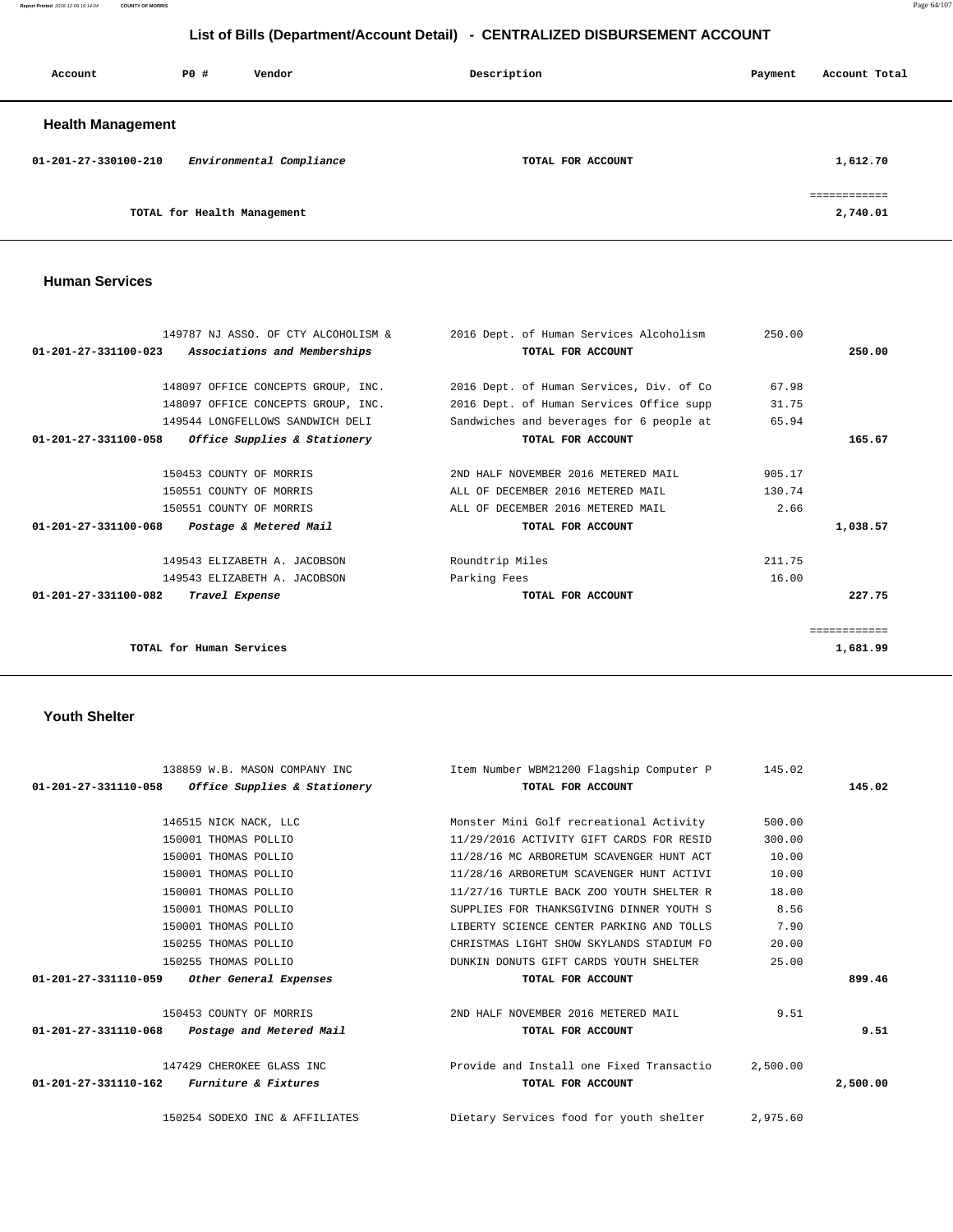## List of Bills (Department/Account Detail) - CENTRALIZED DISBURSEMENT ACCOUNT

| Account | PO # | Vendor | Description | Payment | Account Total |
|---|---|---|---|---|---|

### Health Management

| Account | PO # | Vendor | Description | Payment | Account Total |
|---|---|---|---|---|---|
| 01-201-27-330100-210 | | *Environmental Compliance* | TOTAL FOR ACCOUNT | | 1,612.70 |
| | | TOTAL for Health Management | | | 2,740.01 |

### Human Services

| Account | PO # | Vendor | Description | Payment | Account Total |
|---|---|---|---|---|---|
| | 149787 | NJ ASSO. OF CTY ALCOHOLISM & | 2016 Dept. of Human Services Alcoholism | 250.00 | |
| 01-201-27-331100-023 | | *Associations and Memberships* | TOTAL FOR ACCOUNT | | 250.00 |
| | 148097 | OFFICE CONCEPTS GROUP, INC. | 2016 Dept. of Human Services, Div. of Co | 67.98 | |
| | 148097 | OFFICE CONCEPTS GROUP, INC. | 2016 Dept. of Human Services Office supp | 31.75 | |
| | 149544 | LONGFELLOWS SANDWICH DELI | Sandwiches and beverages for 6 people at | 65.94 | |
| 01-201-27-331100-058 | | *Office Supplies & Stationery* | TOTAL FOR ACCOUNT | | 165.67 |
| | 150453 | COUNTY OF MORRIS | 2ND HALF NOVEMBER 2016 METERED MAIL | 905.17 | |
| | 150551 | COUNTY OF MORRIS | ALL OF DECEMBER 2016 METERED MAIL | 130.74 | |
| | 150551 | COUNTY OF MORRIS | ALL OF DECEMBER 2016 METERED MAIL | 2.66 | |
| 01-201-27-331100-068 | | *Postage & Metered Mail* | TOTAL FOR ACCOUNT | | 1,038.57 |
| | 149543 | ELIZABETH A. JACOBSON | Roundtrip Miles | 211.75 | |
| | 149543 | ELIZABETH A. JACOBSON | Parking Fees | 16.00 | |
| 01-201-27-331100-082 | | *Travel Expense* | TOTAL FOR ACCOUNT | | 227.75 |
| | | TOTAL for Human Services | | | 1,681.99 |

### Youth Shelter

| Account | PO # | Vendor | Description | Payment | Account Total |
|---|---|---|---|---|---|
| | 138859 | W.B. MASON COMPANY INC | Item Number WBM21200 Flagship Computer P | 145.02 | |
| 01-201-27-331110-058 | | *Office Supplies & Stationery* | TOTAL FOR ACCOUNT | | 145.02 |
| | 146515 | NICK NACK, LLC | Monster Mini Golf recreational Activity | 500.00 | |
| | 150001 | THOMAS POLLIO | 11/29/2016 ACTIVITY GIFT CARDS FOR RESID | 300.00 | |
| | 150001 | THOMAS POLLIO | 11/28/16 MC ARBORETUM SCAVENGER HUNT ACT | 10.00 | |
| | 150001 | THOMAS POLLIO | 11/28/16 ARBORETUM SCAVENGER HUNT ACTIVI | 10.00 | |
| | 150001 | THOMAS POLLIO | 11/27/16 TURTLE BACK ZOO YOUTH SHELTER R | 18.00 | |
| | 150001 | THOMAS POLLIO | SUPPLIES FOR THANKSGIVING DINNER YOUTH S | 8.56 | |
| | 150001 | THOMAS POLLIO | LIBERTY SCIENCE CENTER PARKING AND TOLLS | 7.90 | |
| | 150255 | THOMAS POLLIO | CHRISTMAS LIGHT SHOW SKYLANDS STADIUM FO | 20.00 | |
| | 150255 | THOMAS POLLIO | DUNKIN DONUTS GIFT CARDS YOUTH SHELTER | 25.00 | |
| 01-201-27-331110-059 | | *Other General Expenses* | TOTAL FOR ACCOUNT | | 899.46 |
| | 150453 | COUNTY OF MORRIS | 2ND HALF NOVEMBER 2016 METERED MAIL | 9.51 | |
| 01-201-27-331110-068 | | *Postage and Metered Mail* | TOTAL FOR ACCOUNT | | 9.51 |
| | 147429 | CHEROKEE GLASS INC | Provide and Install one Fixed Transactio | 2,500.00 | |
| 01-201-27-331110-162 | | *Furniture & Fixtures* | TOTAL FOR ACCOUNT | | 2,500.00 |
| | 150254 | SODEXO INC & AFFILIATES | Dietary Services food for youth shelter | 2,975.60 | |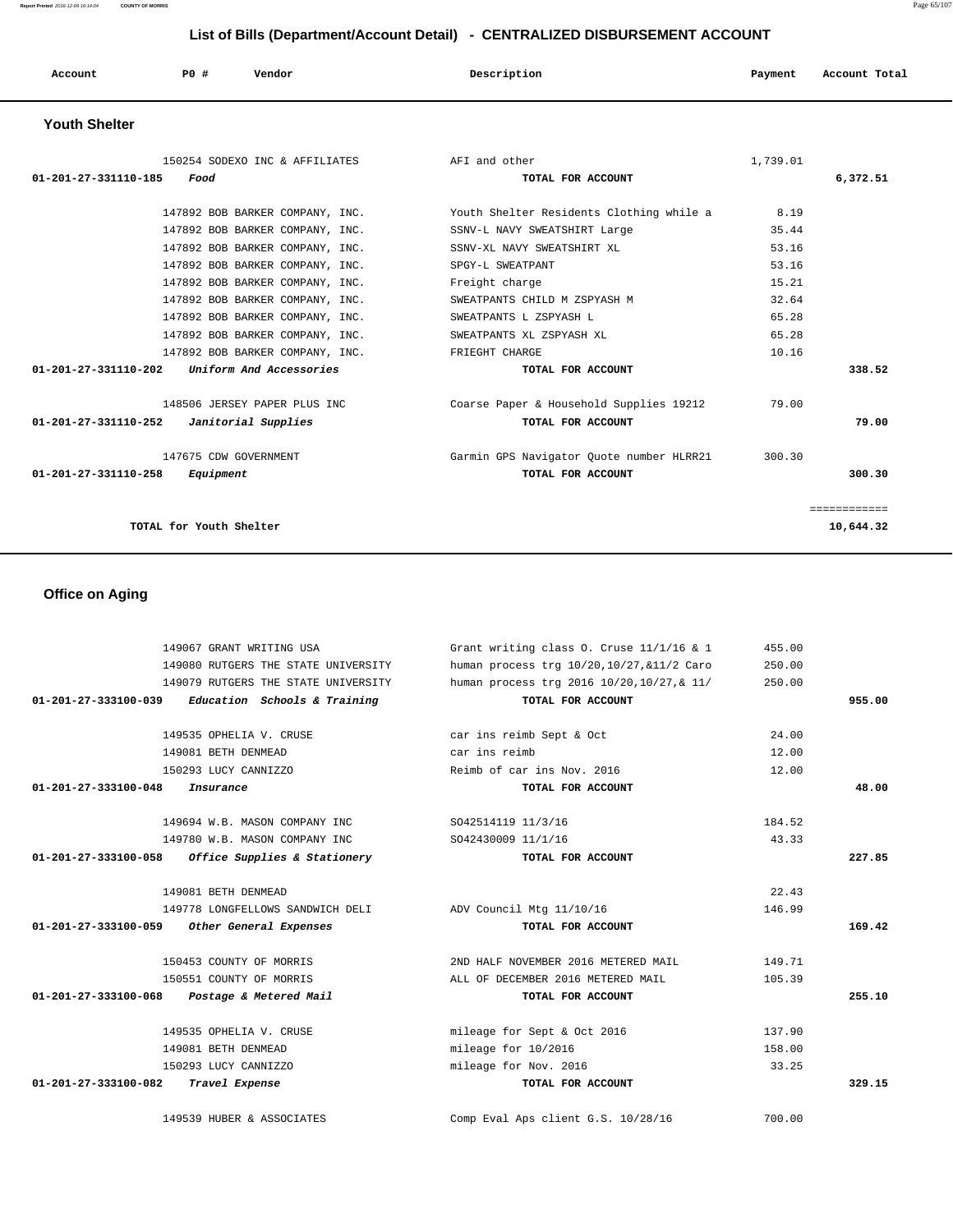# List of Bills (Department/Account Detail) - CENTRALIZED DISBURSEMENT ACCOUNT

| Account | PO # | Vendor | Description | Payment | Account Total |
|---|---|---|---|---|---|

## Youth Shelter

| Account | PO # | Vendor | Description | Payment | Account Total |
|---|---|---|---|---|---|
| | 150254 | SODEXO INC & AFFILIATES | AFI and other | 1,739.01 | |
| **01-201-27-331110-185** | | ***Food*** | **TOTAL FOR ACCOUNT** | | **6,372.51** |
| | 147892 | BOB BARKER COMPANY, INC. | Youth Shelter Residents Clothing while a | 8.19 | |
| | 147892 | BOB BARKER COMPANY, INC. | SSNV-L NAVY SWEATSHIRT Large | 35.44 | |
| | 147892 | BOB BARKER COMPANY, INC. | SSNV-XL NAVY SWEATSHIRT XL | 53.16 | |
| | 147892 | BOB BARKER COMPANY, INC. | SPGY-L SWEATPANT | 53.16 | |
| | 147892 | BOB BARKER COMPANY, INC. | Freight charge | 15.21 | |
| | 147892 | BOB BARKER COMPANY, INC. | SWEATPANTS CHILD M ZSPYASH M | 32.64 | |
| | 147892 | BOB BARKER COMPANY, INC. | SWEATPANTS L ZSPYASH L | 65.28 | |
| | 147892 | BOB BARKER COMPANY, INC. | SWEATPANTS XL ZSPYASH XL | 65.28 | |
| | 147892 | BOB BARKER COMPANY, INC. | FRIEGHT CHARGE | 10.16 | |
| **01-201-27-331110-202** | | ***Uniform And Accessories*** | **TOTAL FOR ACCOUNT** | | **338.52** |
| | 148506 | JERSEY PAPER PLUS INC | Coarse Paper & Household Supplies 19212 | 79.00 | |
| **01-201-27-331110-252** | | ***Janitorial Supplies*** | **TOTAL FOR ACCOUNT** | | **79.00** |
| | 147675 | CDW GOVERNMENT | Garmin GPS Navigator Quote number HLRR21 | 300.30 | |
| **01-201-27-331110-258** | | ***Equipment*** | **TOTAL FOR ACCOUNT** | | **300.30** |
| | | | | | ============ |
| | **TOTAL for Youth Shelter** | | | | **10,644.32** |

## Office on Aging

| Account | PO # | Vendor | Description | Payment | Account Total |
|---|---|---|---|---|---|
| | 149067 | GRANT WRITING USA | Grant writing class O. Cruse 11/1/16 & 1 | 455.00 | |
| | 149080 | RUTGERS THE STATE UNIVERSITY | human process trg 10/20,10/27,&11/2 Caro | 250.00 | |
| | 149079 | RUTGERS THE STATE UNIVERSITY | human process trg 2016 10/20,10/27,& 11/ | 250.00 | |
| **01-201-27-333100-039** | | ***Education Schools & Training*** | **TOTAL FOR ACCOUNT** | | **955.00** |
| | 149535 | OPHELIA V. CRUSE | car ins reimb Sept & Oct | 24.00 | |
| | 149081 | BETH DENMEAD | car ins reimb | 12.00 | |
| | 150293 | LUCY CANNIZZO | Reimb of car ins Nov. 2016 | 12.00 | |
| **01-201-27-333100-048** | | ***Insurance*** | **TOTAL FOR ACCOUNT** | | **48.00** |
| | 149694 | W.B. MASON COMPANY INC | SO42514119 11/3/16 | 184.52 | |
| | 149780 | W.B. MASON COMPANY INC | SO42430009 11/1/16 | 43.33 | |
| **01-201-27-333100-058** | | ***Office Supplies & Stationery*** | **TOTAL FOR ACCOUNT** | | **227.85** |
| | 149081 | BETH DENMEAD | | 22.43 | |
| | 149778 | LONGFELLOWS SANDWICH DELI | ADV Council Mtg 11/10/16 | 146.99 | |
| **01-201-27-333100-059** | | ***Other General Expenses*** | **TOTAL FOR ACCOUNT** | | **169.42** |
| | 150453 | COUNTY OF MORRIS | 2ND HALF NOVEMBER 2016 METERED MAIL | 149.71 | |
| | 150551 | COUNTY OF MORRIS | ALL OF DECEMBER 2016 METERED MAIL | 105.39 | |
| **01-201-27-333100-068** | | ***Postage & Metered Mail*** | **TOTAL FOR ACCOUNT** | | **255.10** |
| | 149535 | OPHELIA V. CRUSE | mileage for Sept & Oct 2016 | 137.90 | |
| | 149081 | BETH DENMEAD | mileage for 10/2016 | 158.00 | |
| | 150293 | LUCY CANNIZZO | mileage for Nov. 2016 | 33.25 | |
| **01-201-27-333100-082** | | ***Travel Expense*** | **TOTAL FOR ACCOUNT** | | **329.15** |
| | 149539 | HUBER & ASSOCIATES | Comp Eval Aps client G.S. 10/28/16 | 700.00 | |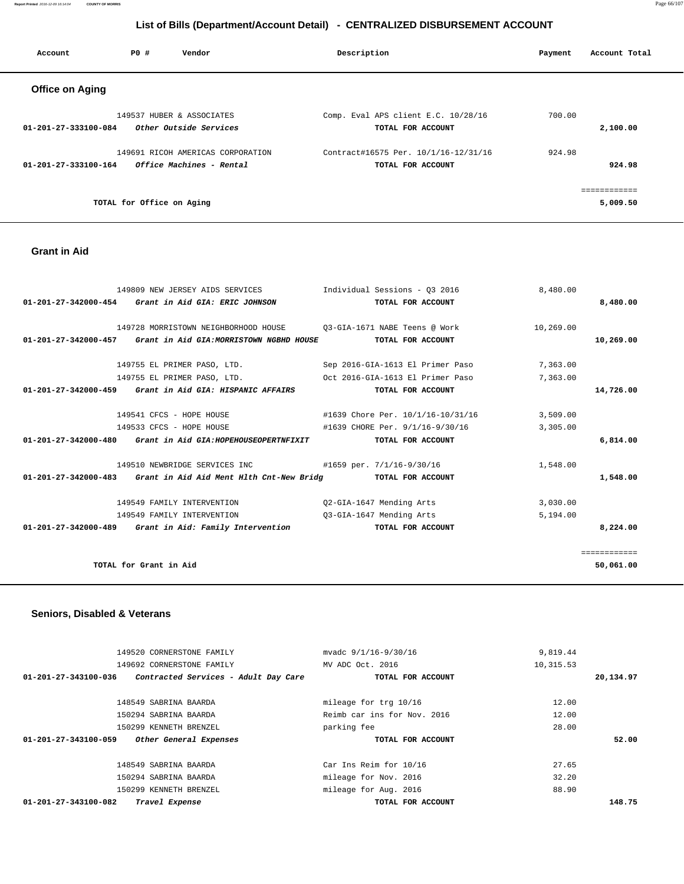# List of Bills (Department/Account Detail) - CENTRALIZED DISBURSEMENT ACCOUNT

| Account | PO # | Vendor | Description | Payment | Account Total |
|---|---|---|---|---|---|

## Office on Aging

| Account | PO # | Vendor | Description | Payment | Account Total |
|---|---|---|---|---|---|
| | 149537 | HUBER & ASSOCIATES | Comp. Eval APS client E.C. 10/28/16 | 700.00 | |
| **01-201-27-333100-084** | | *Other Outside Services* | **TOTAL FOR ACCOUNT** | | **2,100.00** |
| | 149691 | RICOH AMERICAS CORPORATION | Contract#16575 Per. 10/1/16-12/31/16 | 924.98 | |
| **01-201-27-333100-164** | | *Office Machines - Rental* | **TOTAL FOR ACCOUNT** | | **924.98** |
| | | | | | ============ |
| | | **TOTAL for Office on Aging** | | | **5,009.50** |

## Grant in Aid

| Account | PO # | Vendor | Description | Payment | Account Total |
|---|---|---|---|---|---|
| | 149809 | NEW JERSEY AIDS SERVICES | Individual Sessions - Q3 2016 | 8,480.00 | |
| **01-201-27-342000-454** | | *Grant in Aid GIA: ERIC JOHNSON* | **TOTAL FOR ACCOUNT** | | **8,480.00** |
| | 149728 | MORRISTOWN NEIGHBORHOOD HOUSE | Q3-GIA-1671 NABE Teens @ Work | 10,269.00 | |
| **01-201-27-342000-457** | | *Grant in Aid GIA:MORRISTOWN NGBHD HOUSE* | **TOTAL FOR ACCOUNT** | | **10,269.00** |
| | 149755 | EL PRIMER PASO, LTD. | Sep 2016-GIA-1613 El Primer Paso | 7,363.00 | |
| | 149755 | EL PRIMER PASO, LTD. | Oct 2016-GIA-1613 El Primer Paso | 7,363.00 | |
| **01-201-27-342000-459** | | *Grant in Aid GIA: HISPANIC AFFAIRS* | **TOTAL FOR ACCOUNT** | | **14,726.00** |
| | 149541 | CFCS - HOPE HOUSE | #1639 Chore Per. 10/1/16-10/31/16 | 3,509.00 | |
| | 149533 | CFCS - HOPE HOUSE | #1639 CHORE Per. 9/1/16-9/30/16 | 3,305.00 | |
| **01-201-27-342000-480** | | *Grant in Aid GIA:HOPEHOUSEOPERTNFIXIT* | **TOTAL FOR ACCOUNT** | | **6,814.00** |
| | 149510 | NEWBRIDGE SERVICES INC | #1659 per. 7/1/16-9/30/16 | 1,548.00 | |
| **01-201-27-342000-483** | | *Grant in Aid Aid Ment Hlth Cnt-New Bridg* | **TOTAL FOR ACCOUNT** | | **1,548.00** |
| | 149549 | FAMILY INTERVENTION | Q2-GIA-1647 Mending Arts | 3,030.00 | |
| | 149549 | FAMILY INTERVENTION | Q3-GIA-1647 Mending Arts | 5,194.00 | |
| **01-201-27-342000-489** | | *Grant in Aid: Family Intervention* | **TOTAL FOR ACCOUNT** | | **8,224.00** |
| | | | | | ============ |
| | | **TOTAL for Grant in Aid** | | | **50,061.00** |

## Seniors, Disabled & Veterans

| Account | PO # | Vendor | Description | Payment | Account Total |
|---|---|---|---|---|---|
| | 149520 | CORNERSTONE FAMILY | mvadc 9/1/16-9/30/16 | 9,819.44 | |
| | 149692 | CORNERSTONE FAMILY | MV ADC Oct. 2016 | 10,315.53 | |
| **01-201-27-343100-036** | | *Contracted Services - Adult Day Care* | **TOTAL FOR ACCOUNT** | | **20,134.97** |
| | 148549 | SABRINA BAARDA | mileage for trg 10/16 | 12.00 | |
| | 150294 | SABRINA BAARDA | Reimb car ins for Nov. 2016 | 12.00 | |
| | 150299 | KENNETH BRENZEL | parking fee | 28.00 | |
| **01-201-27-343100-059** | | *Other General Expenses* | **TOTAL FOR ACCOUNT** | | **52.00** |
| | 148549 | SABRINA BAARDA | Car Ins Reim for 10/16 | 27.65 | |
| | 150294 | SABRINA BAARDA | mileage for Nov. 2016 | 32.20 | |
| | 150299 | KENNETH BRENZEL | mileage for Aug. 2016 | 88.90 | |
| **01-201-27-343100-082** | | *Travel Expense* | **TOTAL FOR ACCOUNT** | | **148.75** |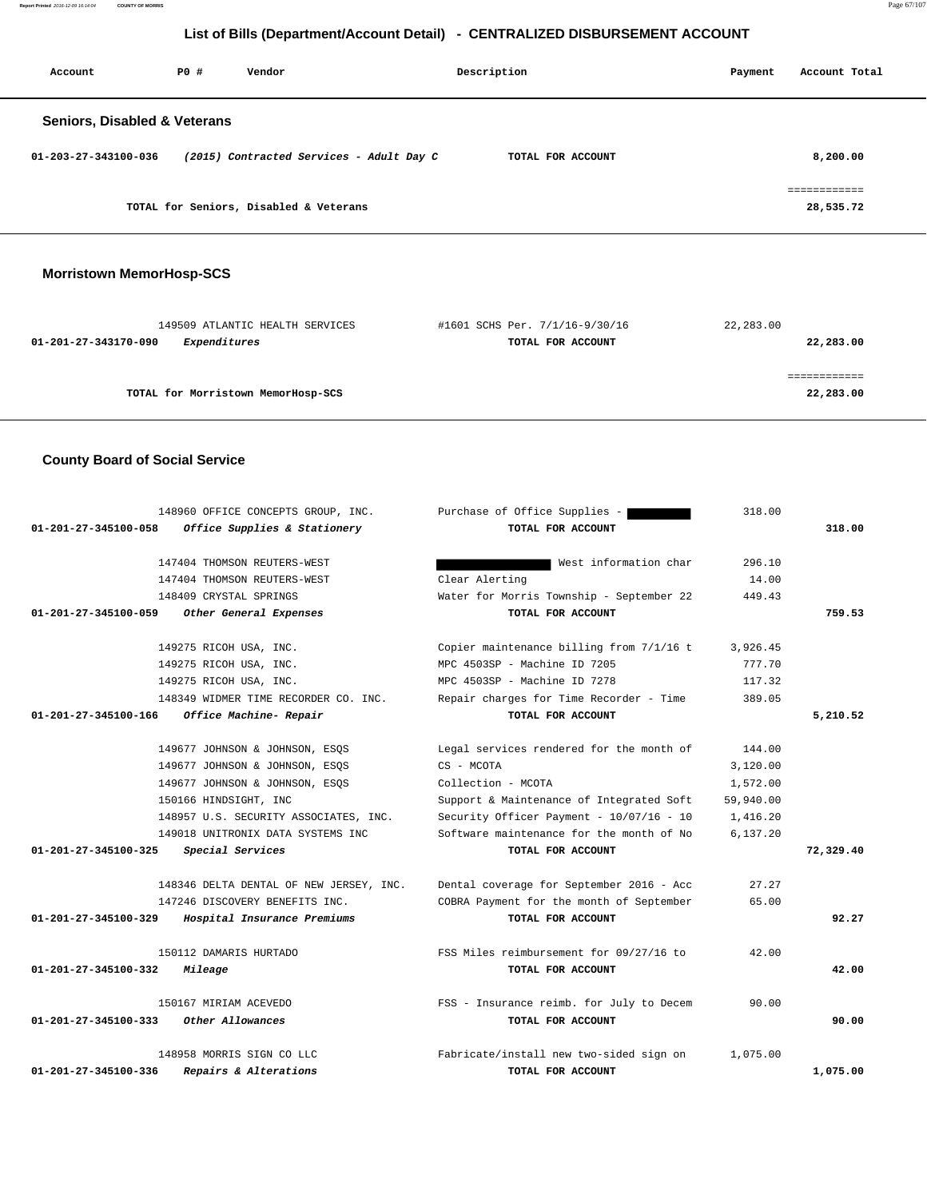## List of Bills (Department/Account Detail) - CENTRALIZED DISBURSEMENT ACCOUNT

| Account | PO # | Vendor | Description | Payment | Account Total |
|---|---|---|---|---|---|
| **Seniors, Disabled & Veterans** | | | | | |
| 01-203-27-343100-036 | | *(2015) Contracted Services - Adult Day C* | TOTAL FOR ACCOUNT | | 8,200.00 |
| | | TOTAL for Seniors, Disabled & Veterans | | | 28,535.72 |
| **Morristown MemorHosp-SCS** | | | | | |
| | 149509 | ATLANTIC HEALTH SERVICES | #1601 SCHS Per. 7/1/16-9/30/16 | 22,283.00 | |
| 01-201-27-343170-090 | | *Expenditures* | TOTAL FOR ACCOUNT | | 22,283.00 |
| | | TOTAL for Morristown MemorHosp-SCS | | | 22,283.00 |
| **County Board of Social Service** | | | | | |
| | 148960 | OFFICE CONCEPTS GROUP, INC. | Purchase of Office Supplies - | 318.00 | |
| 01-201-27-345100-058 | | *Office Supplies & Stationery* | TOTAL FOR ACCOUNT | | 318.00 |
| | 147404 | THOMSON REUTERS-WEST | West information char | 296.10 | |
| | 147404 | THOMSON REUTERS-WEST | Clear Alerting | 14.00 | |
| | 148409 | CRYSTAL SPRINGS | Water for Morris Township - September 22 | 449.43 | |
| 01-201-27-345100-059 | | *Other General Expenses* | TOTAL FOR ACCOUNT | | 759.53 |
| | 149275 | RICOH USA, INC. | Copier maintenance billing from 7/1/16 t | 3,926.45 | |
| | 149275 | RICOH USA, INC. | MPC 4503SP - Machine ID 7205 | 777.70 | |
| | 149275 | RICOH USA, INC. | MPC 4503SP - Machine ID 7278 | 117.32 | |
| | 148349 | WIDMER TIME RECORDER CO. INC. | Repair charges for Time Recorder - Time | 389.05 | |
| 01-201-27-345100-166 | | *Office Machine- Repair* | TOTAL FOR ACCOUNT | | 5,210.52 |
| | 149677 | JOHNSON & JOHNSON, ESQS | Legal services rendered for the month of | 144.00 | |
| | 149677 | JOHNSON & JOHNSON, ESQS | CS - MCOTA | 3,120.00 | |
| | 149677 | JOHNSON & JOHNSON, ESQS | Collection - MCOTA | 1,572.00 | |
| | 150166 | HINDSIGHT, INC | Support & Maintenance of Integrated Soft | 59,940.00 | |
| | 148957 | U.S. SECURITY ASSOCIATES, INC. | Security Officer Payment - 10/07/16 - 10 | 1,416.20 | |
| | 149018 | UNITRONIX DATA SYSTEMS INC | Software maintenance for the month of No | 6,137.20 | |
| 01-201-27-345100-325 | | *Special Services* | TOTAL FOR ACCOUNT | | 72,329.40 |
| | 148346 | DELTA DENTAL OF NEW JERSEY, INC. | Dental coverage for September 2016 - Acc | 27.27 | |
| | 147246 | DISCOVERY BENEFITS INC. | COBRA Payment for the month of September | 65.00 | |
| 01-201-27-345100-329 | | *Hospital Insurance Premiums* | TOTAL FOR ACCOUNT | | 92.27 |
| | 150112 | DAMARIS HURTADO | FSS Miles reimbursement for 09/27/16 to | 42.00 | |
| 01-201-27-345100-332 | | *Mileage* | TOTAL FOR ACCOUNT | | 42.00 |
| | 150167 | MIRIAM ACEVEDO | FSS - Insurance reimb. for July to Decem | 90.00 | |
| 01-201-27-345100-333 | | *Other Allowances* | TOTAL FOR ACCOUNT | | 90.00 |
| | 148958 | MORRIS SIGN CO LLC | Fabricate/install new two-sided sign on | 1,075.00 | |
| 01-201-27-345100-336 | | *Repairs & Alterations* | TOTAL FOR ACCOUNT | | 1,075.00 |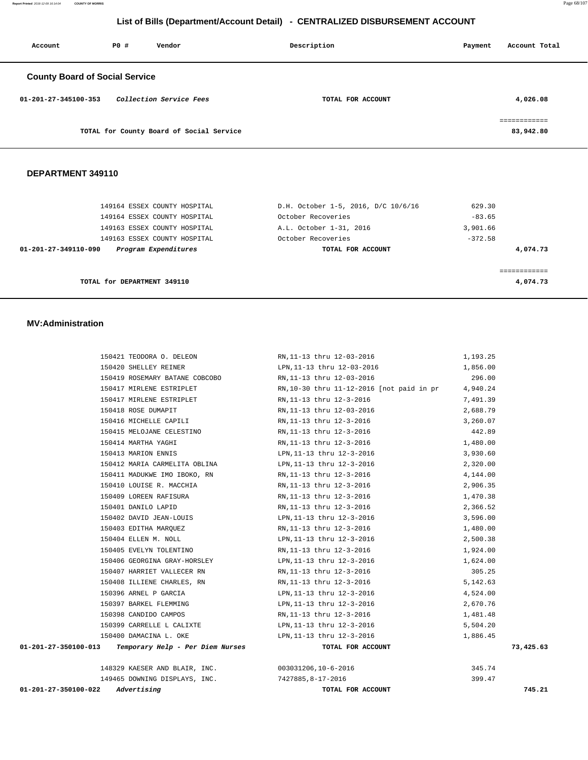# List of Bills (Department/Account Detail) - CENTRALIZED DISBURSEMENT ACCOUNT

| Account | PO # | Vendor | Description | Payment | Account Total |
|---|---|---|---|---|---|

## County Board of Social Service

| Account | PO # | Vendor | Description | Payment | Account Total |
|---|---|---|---|---|---|
| 01-201-27-345100-353 | | *Collection Service Fees* | TOTAL FOR ACCOUNT | | 4,026.08 |
| | | TOTAL for County Board of Social Service | | | 83,942.80 |

## DEPARTMENT 349110

| Account | PO # | Vendor | Description | Payment | Account Total |
|---|---|---|---|---|---|
| | 149164 | ESSEX COUNTY HOSPITAL | D.H. October 1-5, 2016, D/C 10/6/16 | 629.30 | |
| | 149164 | ESSEX COUNTY HOSPITAL | October Recoveries | -83.65 | |
| | 149163 | ESSEX COUNTY HOSPITAL | A.L. October 1-31, 2016 | 3,901.66 | |
| | 149163 | ESSEX COUNTY HOSPITAL | October Recoveries | -372.58 | |
| 01-201-27-349110-090 | | *Program Expenditures* | TOTAL FOR ACCOUNT | | 4,074.73 |
| | | TOTAL for DEPARTMENT 349110 | | | 4,074.73 |

## MV:Administration

| Account | PO # | Vendor | Description | Payment | Account Total |
|---|---|---|---|---|---|
| | 150421 | TEODORA O. DELEON | RN,11-13 thru 12-03-2016 | 1,193.25 | |
| | 150420 | SHELLEY REINER | LPN,11-13 thru 12-03-2016 | 1,856.00 | |
| | 150419 | ROSEMARY BATANE COBCOBO | RN,11-13 thru 12-03-2016 | 296.00 | |
| | 150417 | MIRLENE ESTRIPLET | RN,10-30 thru 11-12-2016 [not paid in pr | 4,940.24 | |
| | 150417 | MIRLENE ESTRIPLET | RN,11-13 thru 12-3-2016 | 7,491.39 | |
| | 150418 | ROSE DUMAPIT | RN,11-13 thru 12-03-2016 | 2,688.79 | |
| | 150416 | MICHELLE CAPILI | RN,11-13 thru 12-3-2016 | 3,260.07 | |
| | 150415 | MELOJANE CELESTINO | RN,11-13 thru 12-3-2016 | 442.89 | |
| | 150414 | MARTHA YAGHI | RN,11-13 thru 12-3-2016 | 1,480.00 | |
| | 150413 | MARION ENNIS | LPN,11-13 thru 12-3-2016 | 3,930.60 | |
| | 150412 | MARIA CARMELITA OBLINA | LPN,11-13 thru 12-3-2016 | 2,320.00 | |
| | 150411 | MADUKWE IMO IBOKO, RN | RN,11-13 thru 12-3-2016 | 4,144.00 | |
| | 150410 | LOUISE R. MACCHIA | RN,11-13 thru 12-3-2016 | 2,906.35 | |
| | 150409 | LOREEN RAFISURA | RN,11-13 thru 12-3-2016 | 1,470.38 | |
| | 150401 | DANILO LAPID | RN,11-13 thru 12-3-2016 | 2,366.52 | |
| | 150402 | DAVID JEAN-LOUIS | LPN,11-13 thru 12-3-2016 | 3,596.00 | |
| | 150403 | EDITHA MARQUEZ | RN,11-13 thru 12-3-2016 | 1,480.00 | |
| | 150404 | ELLEN M. NOLL | LPN,11-13 thru 12-3-2016 | 2,500.38 | |
| | 150405 | EVELYN TOLENTINO | RN,11-13 thru 12-3-2016 | 1,924.00 | |
| | 150406 | GEORGINA GRAY-HORSLEY | LPN,11-13 thru 12-3-2016 | 1,624.00 | |
| | 150407 | HARRIET VALLECER RN | RN,11-13 thru 12-3-2016 | 305.25 | |
| | 150408 | ILLIENE CHARLES, RN | RN,11-13 thru 12-3-2016 | 5,142.63 | |
| | 150396 | ARNEL P GARCIA | LPN,11-13 thru 12-3-2016 | 4,524.00 | |
| | 150397 | BARKEL FLEMMING | LPN,11-13 thru 12-3-2016 | 2,670.76 | |
| | 150398 | CANDIDO CAMPOS | RN,11-13 thru 12-3-2016 | 1,481.48 | |
| | 150399 | CARRELLE L CALIXTE | LPN,11-13 thru 12-3-2016 | 5,504.20 | |
| | 150400 | DAMACINA L. OKE | LPN,11-13 thru 12-3-2016 | 1,886.45 | |
| 01-201-27-350100-013 | | *Temporary Help - Per Diem Nurses* | TOTAL FOR ACCOUNT | | 73,425.63 |
| | 148329 | KAESER AND BLAIR, INC. | 003031206,10-6-2016 | 345.74 | |
| | 149465 | DOWNING DISPLAYS, INC. | 7427885,8-17-2016 | 399.47 | |
| 01-201-27-350100-022 | | *Advertising* | TOTAL FOR ACCOUNT | | 745.21 |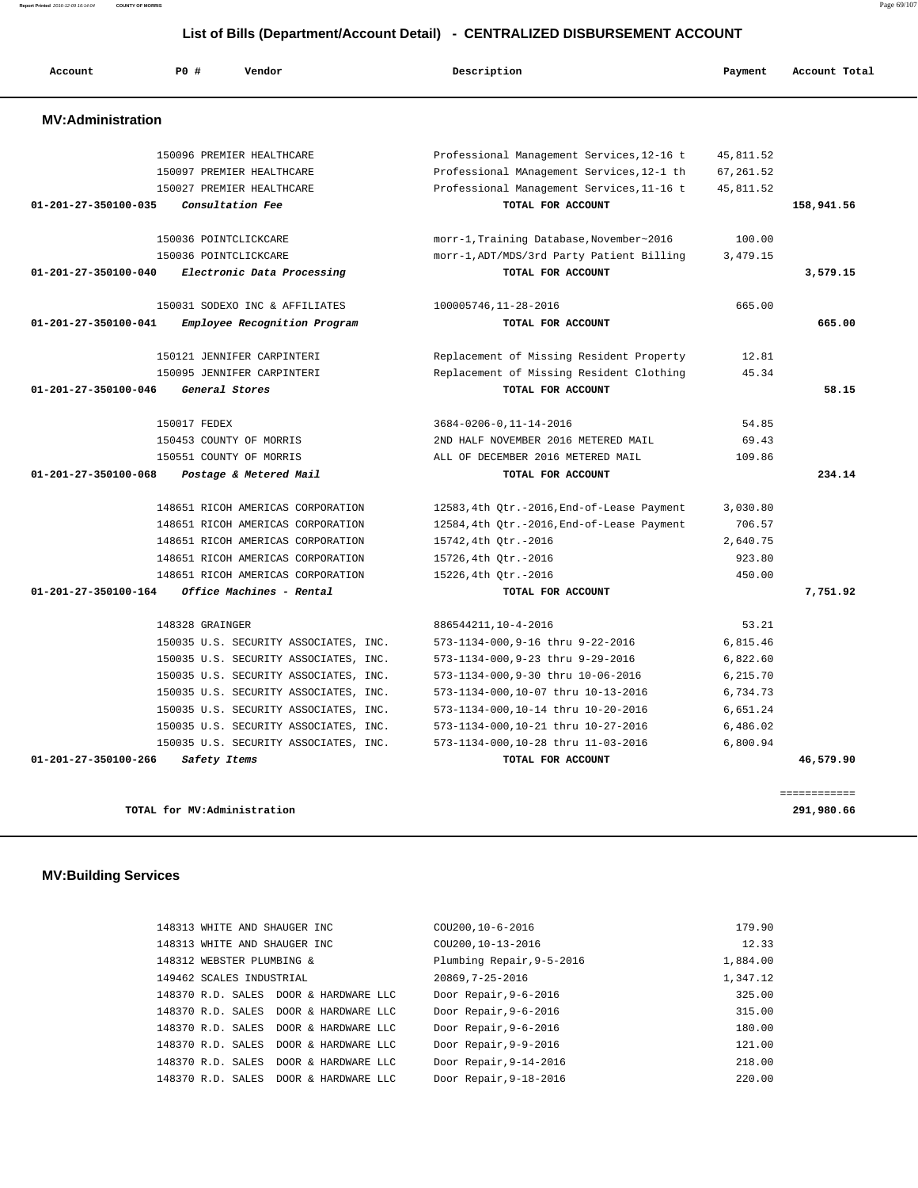## List of Bills (Department/Account Detail) - CENTRALIZED DISBURSEMENT ACCOUNT

| Account | PO # | Vendor | Description | Payment | Account Total |
|---|---|---|---|---|---|

### MV:Administration

| Account | PO # | Vendor | Description | Payment | Account Total |
|---|---|---|---|---|---|
| | 150096 | PREMIER HEALTHCARE | Professional Management Services,12-16 t | 45,811.52 | |
| | 150097 | PREMIER HEALTHCARE | Professional MAnagement Services,12-1 th | 67,261.52 | |
| | 150027 | PREMIER HEALTHCARE | Professional Management Services,11-16 t | 45,811.52 | |
| **01-201-27-350100-035** | | ***Consultation Fee*** | **TOTAL FOR ACCOUNT** | | **158,941.56** |
| | 150036 | POINTCLICKCARE | morr-1,Training Database,November~2016 | 100.00 | |
| | 150036 | POINTCLICKCARE | morr-1,ADT/MDS/3rd Party Patient Billing | 3,479.15 | |
| **01-201-27-350100-040** | | ***Electronic Data Processing*** | **TOTAL FOR ACCOUNT** | | **3,579.15** |
| | 150031 | SODEXO INC & AFFILIATES | 100005746,11-28-2016 | 665.00 | |
| **01-201-27-350100-041** | | ***Employee Recognition Program*** | **TOTAL FOR ACCOUNT** | | **665.00** |
| | 150121 | JENNIFER CARPINTERI | Replacement of Missing Resident Property | 12.81 | |
| | 150095 | JENNIFER CARPINTERI | Replacement of Missing Resident Clothing | 45.34 | |
| **01-201-27-350100-046** | | ***General Stores*** | **TOTAL FOR ACCOUNT** | | **58.15** |
| | 150017 | FEDEX | 3684-0206-0,11-14-2016 | 54.85 | |
| | 150453 | COUNTY OF MORRIS | 2ND HALF NOVEMBER 2016 METERED MAIL | 69.43 | |
| | 150551 | COUNTY OF MORRIS | ALL OF DECEMBER 2016 METERED MAIL | 109.86 | |
| **01-201-27-350100-068** | | ***Postage & Metered Mail*** | **TOTAL FOR ACCOUNT** | | **234.14** |
| | 148651 | RICOH AMERICAS CORPORATION | 12583,4th Qtr.-2016,End-of-Lease Payment | 3,030.80 | |
| | 148651 | RICOH AMERICAS CORPORATION | 12584,4th Qtr.-2016,End-of-Lease Payment | 706.57 | |
| | 148651 | RICOH AMERICAS CORPORATION | 15742,4th Qtr.-2016 | 2,640.75 | |
| | 148651 | RICOH AMERICAS CORPORATION | 15726,4th Qtr.-2016 | 923.80 | |
| | 148651 | RICOH AMERICAS CORPORATION | 15226,4th Qtr.-2016 | 450.00 | |
| **01-201-27-350100-164** | | ***Office Machines - Rental*** | **TOTAL FOR ACCOUNT** | | **7,751.92** |
| | 148328 | GRAINGER | 886544211,10-4-2016 | 53.21 | |
| | 150035 | U.S. SECURITY ASSOCIATES, INC. | 573-1134-000,9-16 thru 9-22-2016 | 6,815.46 | |
| | 150035 | U.S. SECURITY ASSOCIATES, INC. | 573-1134-000,9-23 thru 9-29-2016 | 6,822.60 | |
| | 150035 | U.S. SECURITY ASSOCIATES, INC. | 573-1134-000,9-30 thru 10-06-2016 | 6,215.70 | |
| | 150035 | U.S. SECURITY ASSOCIATES, INC. | 573-1134-000,10-07 thru 10-13-2016 | 6,734.73 | |
| | 150035 | U.S. SECURITY ASSOCIATES, INC. | 573-1134-000,10-14 thru 10-20-2016 | 6,651.24 | |
| | 150035 | U.S. SECURITY ASSOCIATES, INC. | 573-1134-000,10-21 thru 10-27-2016 | 6,486.02 | |
| | 150035 | U.S. SECURITY ASSOCIATES, INC. | 573-1134-000,10-28 thru 11-03-2016 | 6,800.94 | |
| **01-201-27-350100-266** | | ***Safety Items*** | **TOTAL FOR ACCOUNT** | | **46,579.90** |
| | | **TOTAL for MV:Administration** | | | **291,980.66** |

### MV:Building Services

| Account | PO # | Vendor | Description | Payment | Account Total |
|---|---|---|---|---|---|
| | 148313 | WHITE AND SHAUGER INC | COU200,10-6-2016 | 179.90 | |
| | 148313 | WHITE AND SHAUGER INC | COU200,10-13-2016 | 12.33 | |
| | 148312 | WEBSTER PLUMBING & | Plumbing Repair,9-5-2016 | 1,884.00 | |
| | 149462 | SCALES INDUSTRIAL | 20869,7-25-2016 | 1,347.12 | |
| | 148370 | R.D. SALES DOOR & HARDWARE LLC | Door Repair,9-6-2016 | 325.00 | |
| | 148370 | R.D. SALES DOOR & HARDWARE LLC | Door Repair,9-6-2016 | 315.00 | |
| | 148370 | R.D. SALES DOOR & HARDWARE LLC | Door Repair,9-6-2016 | 180.00 | |
| | 148370 | R.D. SALES DOOR & HARDWARE LLC | Door Repair,9-9-2016 | 121.00 | |
| | 148370 | R.D. SALES DOOR & HARDWARE LLC | Door Repair,9-14-2016 | 218.00 | |
| | 148370 | R.D. SALES DOOR & HARDWARE LLC | Door Repair,9-18-2016 | 220.00 | |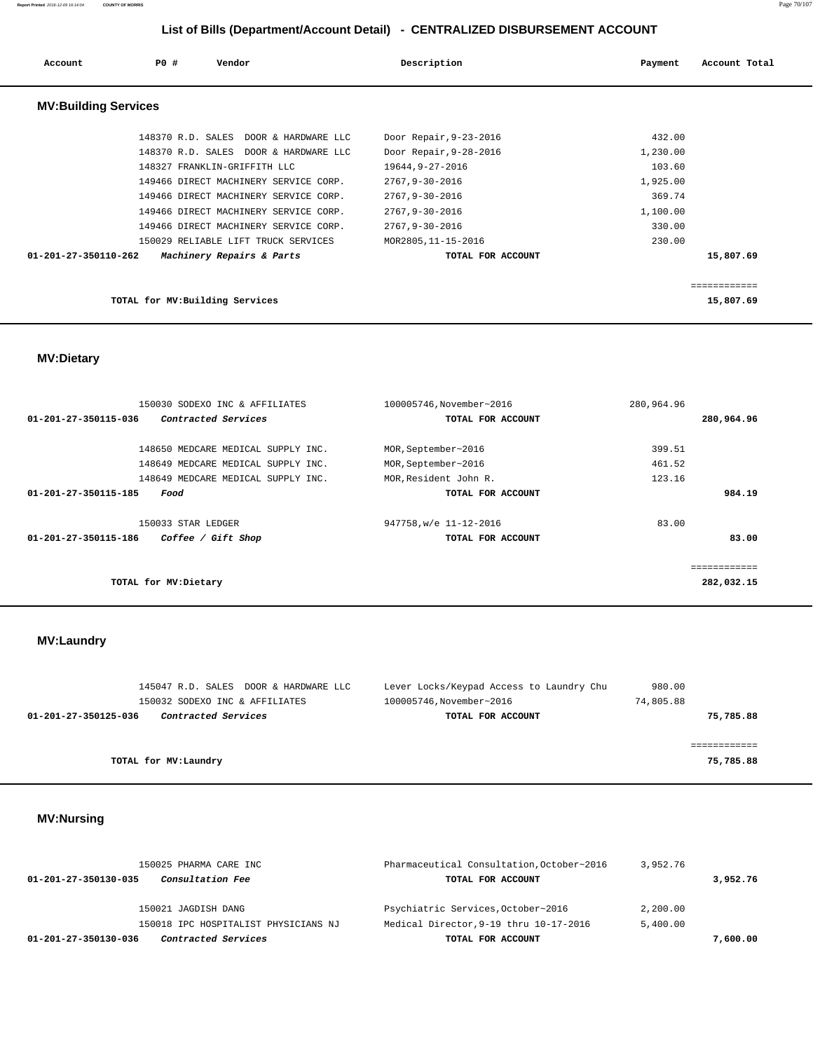# List of Bills (Department/Account Detail) - CENTRALIZED DISBURSEMENT ACCOUNT

| Account | PO # | Vendor | Description | Payment | Account Total |
|---|---|---|---|---|---|

## MV:Building Services

| Account | PO # | Vendor | Description | Payment | Account Total |
|---|---|---|---|---|---|
| | 148370 | R.D. SALES DOOR & HARDWARE LLC | Door Repair,9-23-2016 | 432.00 | |
| | 148370 | R.D. SALES DOOR & HARDWARE LLC | Door Repair,9-28-2016 | 1,230.00 | |
| | 148327 | FRANKLIN-GRIFFITH LLC | 19644,9-27-2016 | 103.60 | |
| | 149466 | DIRECT MACHINERY SERVICE CORP. | 2767,9-30-2016 | 1,925.00 | |
| | 149466 | DIRECT MACHINERY SERVICE CORP. | 2767,9-30-2016 | 369.74 | |
| | 149466 | DIRECT MACHINERY SERVICE CORP. | 2767,9-30-2016 | 1,100.00 | |
| | 149466 | DIRECT MACHINERY SERVICE CORP. | 2767,9-30-2016 | 330.00 | |
| | 150029 | RELIABLE LIFT TRUCK SERVICES | MOR2805,11-15-2016 | 230.00 | |
| 01-201-27-350110-262 | | *Machinery Repairs & Parts* | TOTAL FOR ACCOUNT | | 15,807.69 |
| | | | | | ============ |
| | | TOTAL for MV:Building Services | | | 15,807.69 |

## MV:Dietary

| Account | PO # | Vendor | Description | Payment | Account Total |
|---|---|---|---|---|---|
| | 150030 | SODEXO INC & AFFILIATES | 100005746,November~2016 | 280,964.96 | |
| 01-201-27-350115-036 | | *Contracted Services* | TOTAL FOR ACCOUNT | | 280,964.96 |
| | 148650 | MEDCARE MEDICAL SUPPLY INC. | MOR,September~2016 | 399.51 | |
| | 148649 | MEDCARE MEDICAL SUPPLY INC. | MOR,September~2016 | 461.52 | |
| | 148649 | MEDCARE MEDICAL SUPPLY INC. | MOR,Resident John R. | 123.16 | |
| 01-201-27-350115-185 | | *Food* | TOTAL FOR ACCOUNT | | 984.19 |
| | 150033 | STAR LEDGER | 947758,w/e 11-12-2016 | 83.00 | |
| 01-201-27-350115-186 | | *Coffee / Gift Shop* | TOTAL FOR ACCOUNT | | 83.00 |
| | | | | | ============ |
| | | TOTAL for MV:Dietary | | | 282,032.15 |

## MV:Laundry

| Account | PO # | Vendor | Description | Payment | Account Total |
|---|---|---|---|---|---|
| | 145047 | R.D. SALES DOOR & HARDWARE LLC | Lever Locks/Keypad Access to Laundry Chu | 980.00 | |
| | 150032 | SODEXO INC & AFFILIATES | 100005746,November~2016 | 74,805.88 | |
| 01-201-27-350125-036 | | *Contracted Services* | TOTAL FOR ACCOUNT | | 75,785.88 |
| | | | | | ============ |
| | | TOTAL for MV:Laundry | | | 75,785.88 |

## MV:Nursing

| Account | PO # | Vendor | Description | Payment | Account Total |
|---|---|---|---|---|---|
| | 150025 | PHARMA CARE INC | Pharmaceutical Consultation,October~2016 | 3,952.76 | |
| 01-201-27-350130-035 | | *Consultation Fee* | TOTAL FOR ACCOUNT | | 3,952.76 |
| | 150021 | JAGDISH DANG | Psychiatric Services,October~2016 | 2,200.00 | |
| | 150018 | IPC HOSPITALIST PHYSICIANS NJ | Medical Director,9-19 thru 10-17-2016 | 5,400.00 | |
| 01-201-27-350130-036 | | *Contracted Services* | TOTAL FOR ACCOUNT | | 7,600.00 |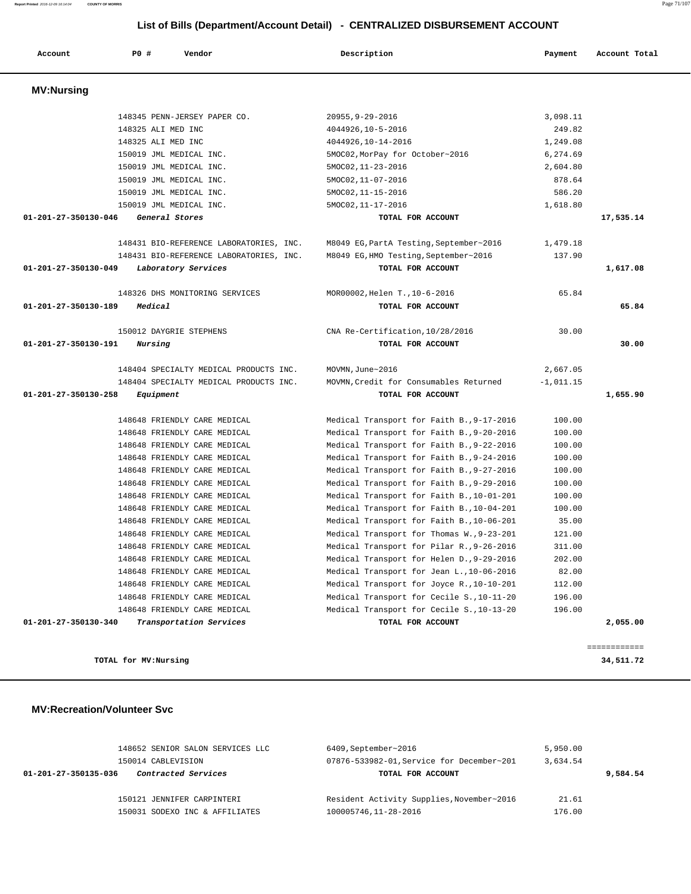## List of Bills (Department/Account Detail) - CENTRALIZED DISBURSEMENT ACCOUNT

| Account | PO # | Vendor | Description | Payment | Account Total |
|---|---|---|---|---|---|

### MV:Nursing

| Account | PO # | Vendor | Description | Payment | Account Total |
|---|---|---|---|---|---|
| | 148345 | PENN-JERSEY PAPER CO. | 20955,9-29-2016 | 3,098.11 | |
| | 148325 | ALI MED INC | 4044926,10-5-2016 | 249.82 | |
| | 148325 | ALI MED INC | 4044926,10-14-2016 | 1,249.08 | |
| | 150019 | JML MEDICAL INC. | 5MOC02,MorPay for October~2016 | 6,274.69 | |
| | 150019 | JML MEDICAL INC. | 5MOC02,11-23-2016 | 2,604.80 | |
| | 150019 | JML MEDICAL INC. | 5MOC02,11-07-2016 | 878.64 | |
| | 150019 | JML MEDICAL INC. | 5MOC02,11-15-2016 | 586.20 | |
| | 150019 | JML MEDICAL INC. | 5MOC02,11-17-2016 | 1,618.80 | |
| **01-201-27-350130-046** | | ***General Stores*** | **TOTAL FOR ACCOUNT** | | **17,535.14** |
| | 148431 | BIO-REFERENCE LABORATORIES, INC. | M8049 EG,PartA Testing,September~2016 | 1,479.18 | |
| | 148431 | BIO-REFERENCE LABORATORIES, INC. | M8049 EG,HMO Testing,September~2016 | 137.90 | |
| **01-201-27-350130-049** | | ***Laboratory Services*** | **TOTAL FOR ACCOUNT** | | **1,617.08** |
| | 148326 | DHS MONITORING SERVICES | MOR00002,Helen T.,10-6-2016 | 65.84 | |
| **01-201-27-350130-189** | | ***Medical*** | **TOTAL FOR ACCOUNT** | | **65.84** |
| | 150012 | DAYGRIE STEPHENS | CNA Re-Certification,10/28/2016 | 30.00 | |
| **01-201-27-350130-191** | | ***Nursing*** | **TOTAL FOR ACCOUNT** | | **30.00** |
| | 148404 | SPECIALTY MEDICAL PRODUCTS INC. | MOVMN,June~2016 | 2,667.05 | |
| | 148404 | SPECIALTY MEDICAL PRODUCTS INC. | MOVMN,Credit for Consumables Returned | -1,011.15 | |
| **01-201-27-350130-258** | | ***Equipment*** | **TOTAL FOR ACCOUNT** | | **1,655.90** |
| | 148648 | FRIENDLY CARE MEDICAL | Medical Transport for Faith B.,9-17-2016 | 100.00 | |
| | 148648 | FRIENDLY CARE MEDICAL | Medical Transport for Faith B.,9-20-2016 | 100.00 | |
| | 148648 | FRIENDLY CARE MEDICAL | Medical Transport for Faith B.,9-22-2016 | 100.00 | |
| | 148648 | FRIENDLY CARE MEDICAL | Medical Transport for Faith B.,9-24-2016 | 100.00 | |
| | 148648 | FRIENDLY CARE MEDICAL | Medical Transport for Faith B.,9-27-2016 | 100.00 | |
| | 148648 | FRIENDLY CARE MEDICAL | Medical Transport for Faith B.,9-29-2016 | 100.00 | |
| | 148648 | FRIENDLY CARE MEDICAL | Medical Transport for Faith B.,10-01-201 | 100.00 | |
| | 148648 | FRIENDLY CARE MEDICAL | Medical Transport for Faith B.,10-04-201 | 100.00 | |
| | 148648 | FRIENDLY CARE MEDICAL | Medical Transport for Faith B.,10-06-201 | 35.00 | |
| | 148648 | FRIENDLY CARE MEDICAL | Medical Transport for Thomas W.,9-23-201 | 121.00 | |
| | 148648 | FRIENDLY CARE MEDICAL | Medical Transport for Pilar R.,9-26-2016 | 311.00 | |
| | 148648 | FRIENDLY CARE MEDICAL | Medical Transport for Helen D.,9-29-2016 | 202.00 | |
| | 148648 | FRIENDLY CARE MEDICAL | Medical Transport for Jean L.,10-06-2016 | 82.00 | |
| | 148648 | FRIENDLY CARE MEDICAL | Medical Transport for Joyce R.,10-10-201 | 112.00 | |
| | 148648 | FRIENDLY CARE MEDICAL | Medical Transport for Cecile S.,10-11-20 | 196.00 | |
| | 148648 | FRIENDLY CARE MEDICAL | Medical Transport for Cecile S.,10-13-20 | 196.00 | |
| **01-201-27-350130-340** | | ***Transportation Services*** | **TOTAL FOR ACCOUNT** | | **2,055.00** |
| | | | | | ============ |
| | | **TOTAL for MV:Nursing** | | | **34,511.72** |

### MV:Recreation/Volunteer Svc

| Account | PO # | Vendor | Description | Payment | Account Total |
|---|---|---|---|---|---|
| | 148652 | SENIOR SALON SERVICES LLC | 6409,September~2016 | 5,950.00 | |
| | 150014 | CABLEVISION | 07876-533982-01,Service for December~201 | 3,634.54 | |
| **01-201-27-350135-036** | | ***Contracted Services*** | **TOTAL FOR ACCOUNT** | | **9,584.54** |
| | 150121 | JENNIFER CARPINTERI | Resident Activity Supplies,November~2016 | 21.61 | |
| | 150031 | SODEXO INC & AFFILIATES | 100005746,11-28-2016 | 176.00 | |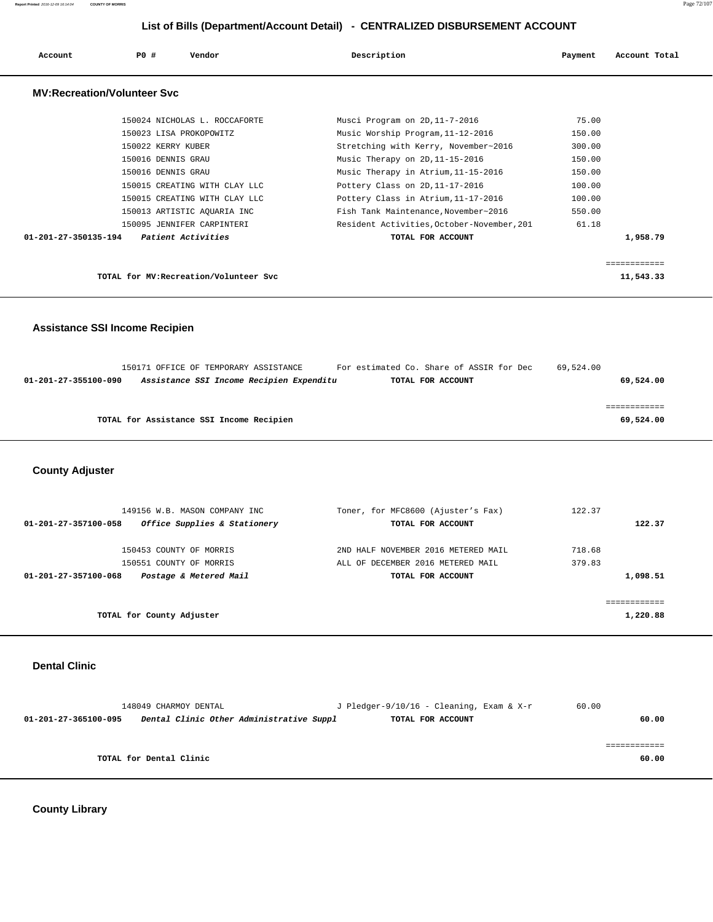## List of Bills (Department/Account Detail) - CENTRALIZED DISBURSEMENT ACCOUNT

| Account | PO # | Vendor | Description | Payment | Account Total |
|---|---|---|---|---|---|

### MV:Recreation/Volunteer Svc

| Account | PO # | Vendor | Description | Payment | Account Total |
|---|---|---|---|---|---|
| | 150024 | NICHOLAS L. ROCCAFORTE | Musci Program on 2D,11-7-2016 | 75.00 | |
| | 150023 | LISA PROKOPOWITZ | Music Worship Program,11-12-2016 | 150.00 | |
| | 150022 | KERRY KUBER | Stretching with Kerry, November~2016 | 300.00 | |
| | 150016 | DENNIS GRAU | Music Therapy on 2D,11-15-2016 | 150.00 | |
| | 150016 | DENNIS GRAU | Music Therapy in Atrium,11-15-2016 | 150.00 | |
| | 150015 | CREATING WITH CLAY LLC | Pottery Class on 2D,11-17-2016 | 100.00 | |
| | 150015 | CREATING WITH CLAY LLC | Pottery Class in Atrium,11-17-2016 | 100.00 | |
| | 150013 | ARTISTIC AQUARIA INC | Fish Tank Maintenance,November~2016 | 550.00 | |
| | 150095 | JENNIFER CARPINTERI | Resident Activities,October-November,201 | 61.18 | |
| 01-201-27-350135-194 | | *Patient Activities* | TOTAL FOR ACCOUNT | | 1,958.79 |

TOTAL for MV:Recreation/Volunteer Svc: 11,543.33

### Assistance SSI Income Recipien

| Account | PO # | Vendor | Description | Payment | Account Total |
|---|---|---|---|---|---|
| | 150171 | OFFICE OF TEMPORARY ASSISTANCE | For estimated Co. Share of ASSIR for Dec | 69,524.00 | |
| 01-201-27-355100-090 | | *Assistance SSI Income Recipien Expenditu* | TOTAL FOR ACCOUNT | | 69,524.00 |

TOTAL for Assistance SSI Income Recipien: 69,524.00

### County Adjuster

| Account | PO # | Vendor | Description | Payment | Account Total |
|---|---|---|---|---|---|
| | 149156 | W.B. MASON COMPANY INC | Toner, for MFC8600 (Ajuster's Fax) | 122.37 | |
| 01-201-27-357100-058 | | *Office Supplies & Stationery* | TOTAL FOR ACCOUNT | | 122.37 |
| | 150453 | COUNTY OF MORRIS | 2ND HALF NOVEMBER 2016 METERED MAIL | 718.68 | |
| | 150551 | COUNTY OF MORRIS | ALL OF DECEMBER 2016 METERED MAIL | 379.83 | |
| 01-201-27-357100-068 | | *Postage & Metered Mail* | TOTAL FOR ACCOUNT | | 1,098.51 |

TOTAL for County Adjuster: 1,220.88

### Dental Clinic

| Account | PO # | Vendor | Description | Payment | Account Total |
|---|---|---|---|---|---|
| | 148049 | CHARMOY DENTAL | J Pledger-9/10/16 - Cleaning, Exam & X-r | 60.00 | |
| 01-201-27-365100-095 | | *Dental Clinic Other Administrative Suppl* | TOTAL FOR ACCOUNT | | 60.00 |

TOTAL for Dental Clinic: 60.00

### County Library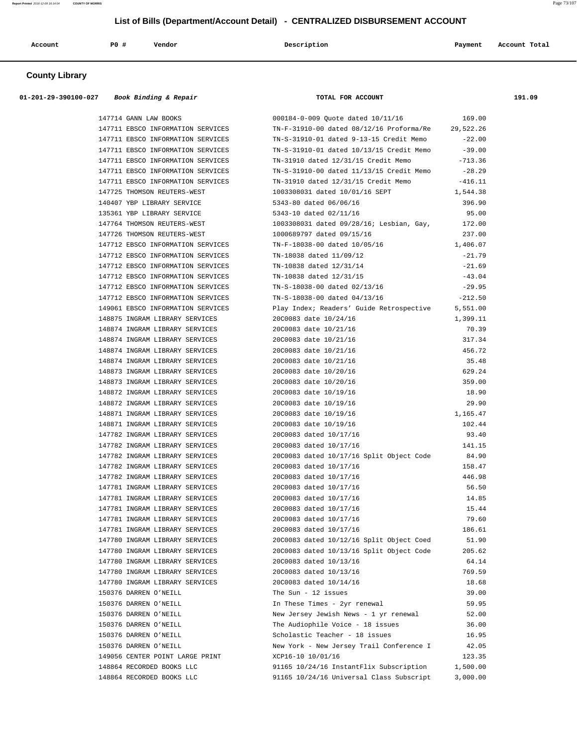## List of Bills (Department/Account Detail) - CENTRALIZED DISBURSEMENT ACCOUNT

| Account | PO # | Vendor | Description | Payment | Account Total |
|---|---|---|---|---|---|

### County Library

| Account | PO # | Vendor | Description | Payment | Account Total |
|---|---|---|---|---|---|
| 01-201-29-390100-027 | | *Book Binding & Repair* | TOTAL FOR ACCOUNT | | 191.09 |
| | 147714 | GANN LAW BOOKS | 000184-0-009 Quote dated 10/11/16 | 169.00 | |
| | 147711 | EBSCO INFORMATION SERVICES | TN-F-31910-00 dated 08/12/16 Proforma/Re | 29,522.26 | |
| | 147711 | EBSCO INFORMATION SERVICES | TN-S-31910-01 dated 9-13-15 Credit Memo | -22.00 | |
| | 147711 | EBSCO INFORMATION SERVICES | TN-S-31910-01 dated 10/13/15 Credit Memo | -39.00 | |
| | 147711 | EBSCO INFORMATION SERVICES | TN-31910 dated 12/31/15 Credit Memo | -713.36 | |
| | 147711 | EBSCO INFORMATION SERVICES | TN-S-31910-00 dated 11/13/15 Credit Memo | -28.29 | |
| | 147711 | EBSCO INFORMATION SERVICES | TN-31910 dated 12/31/15 Credit Memo | -416.11 | |
| | 147725 | THOMSON REUTERS-WEST | 1003308031 dated 10/01/16 SEPT | 1,544.38 | |
| | 140407 | YBP LIBRARY SERVICE | 5343-80 dated 06/06/16 | 396.90 | |
| | 135361 | YBP LIBRARY SERVICE | 5343-10 dated 02/11/16 | 95.00 | |
| | 147764 | THOMSON REUTERS-WEST | 1003308031 dated 09/28/16; Lesbian, Gay, | 172.00 | |
| | 147726 | THOMSON REUTERS-WEST | 1000689797 dated 09/15/16 | 237.00 | |
| | 147712 | EBSCO INFORMATION SERVICES | TN-F-18038-00 dated 10/05/16 | 1,406.07 | |
| | 147712 | EBSCO INFORMATION SERVICES | TN-18038 dated 11/09/12 | -21.79 | |
| | 147712 | EBSCO INFORMATION SERVICES | TN-10838 dated 12/31/14 | -21.69 | |
| | 147712 | EBSCO INFORMATION SERVICES | TN-10838 dated 12/31/15 | -43.04 | |
| | 147712 | EBSCO INFORMATION SERVICES | TN-S-18038-00 dated 02/13/16 | -29.95 | |
| | 147712 | EBSCO INFORMATION SERVICES | TN-S-18038-00 dated 04/13/16 | -212.50 | |
| | 149061 | EBSCO INFORMATION SERVICES | Play Index; Readers' Guide Retrospective | 5,551.00 | |
| | 148875 | INGRAM LIBRARY SERVICES | 20C0083 date 10/24/16 | 1,399.11 | |
| | 148874 | INGRAM LIBRARY SERVICES | 20C0083 date 10/21/16 | 70.39 | |
| | 148874 | INGRAM LIBRARY SERVICES | 20C0083 date 10/21/16 | 317.34 | |
| | 148874 | INGRAM LIBRARY SERVICES | 20C0083 date 10/21/16 | 456.72 | |
| | 148874 | INGRAM LIBRARY SERVICES | 20C0083 date 10/21/16 | 35.48 | |
| | 148873 | INGRAM LIBRARY SERVICES | 20C0083 date 10/20/16 | 629.24 | |
| | 148873 | INGRAM LIBRARY SERVICES | 20C0083 date 10/20/16 | 359.00 | |
| | 148872 | INGRAM LIBRARY SERVICES | 20C0083 date 10/19/16 | 18.90 | |
| | 148872 | INGRAM LIBRARY SERVICES | 20C0083 date 10/19/16 | 29.90 | |
| | 148871 | INGRAM LIBRARY SERVICES | 20C0083 date 10/19/16 | 1,165.47 | |
| | 148871 | INGRAM LIBRARY SERVICES | 20C0083 date 10/19/16 | 102.44 | |
| | 147782 | INGRAM LIBRARY SERVICES | 20C0083 dated 10/17/16 | 93.40 | |
| | 147782 | INGRAM LIBRARY SERVICES | 20C0083 dated 10/17/16 | 141.15 | |
| | 147782 | INGRAM LIBRARY SERVICES | 20C0083 dated 10/17/16 Split Object Code | 84.90 | |
| | 147782 | INGRAM LIBRARY SERVICES | 20C0083 dated 10/17/16 | 158.47 | |
| | 147782 | INGRAM LIBRARY SERVICES | 20C0083 dated 10/17/16 | 446.98 | |
| | 147781 | INGRAM LIBRARY SERVICES | 20C0083 dated 10/17/16 | 56.50 | |
| | 147781 | INGRAM LIBRARY SERVICES | 20C0083 dated 10/17/16 | 14.85 | |
| | 147781 | INGRAM LIBRARY SERVICES | 20C0083 dated 10/17/16 | 15.44 | |
| | 147781 | INGRAM LIBRARY SERVICES | 20C0083 dated 10/17/16 | 79.60 | |
| | 147781 | INGRAM LIBRARY SERVICES | 20C0083 dated 10/17/16 | 186.61 | |
| | 147780 | INGRAM LIBRARY SERVICES | 20C0083 dated 10/12/16 Split Object Coed | 51.90 | |
| | 147780 | INGRAM LIBRARY SERVICES | 20C0083 dated 10/13/16 Split Object Code | 205.62 | |
| | 147780 | INGRAM LIBRARY SERVICES | 20C0083 dated 10/13/16 | 64.14 | |
| | 147780 | INGRAM LIBRARY SERVICES | 20C0083 dated 10/13/16 | 769.59 | |
| | 147780 | INGRAM LIBRARY SERVICES | 20C0083 dated 10/14/16 | 18.68 | |
| | 150376 | DARREN O'NEILL | The Sun - 12 issues | 39.00 | |
| | 150376 | DARREN O'NEILL | In These Times - 2yr renewal | 59.95 | |
| | 150376 | DARREN O'NEILL | New Jersey Jewish News - 1 yr renewal | 52.00 | |
| | 150376 | DARREN O'NEILL | The Audiophile Voice - 18 issues | 36.00 | |
| | 150376 | DARREN O'NEILL | Scholastic Teacher - 18 issues | 16.95 | |
| | 150376 | DARREN O'NEILL | New York - New Jersey Trail Conference I | 42.05 | |
| | 149056 | CENTER POINT LARGE PRINT | XCP16-10 10/01/16 | 123.35 | |
| | 148864 | RECORDED BOOKS LLC | 91165 10/24/16 InstantFlix Subscription | 1,500.00 | |
| | 148864 | RECORDED BOOKS LLC | 91165 10/24/16 Universal Class Subscript | 3,000.00 | |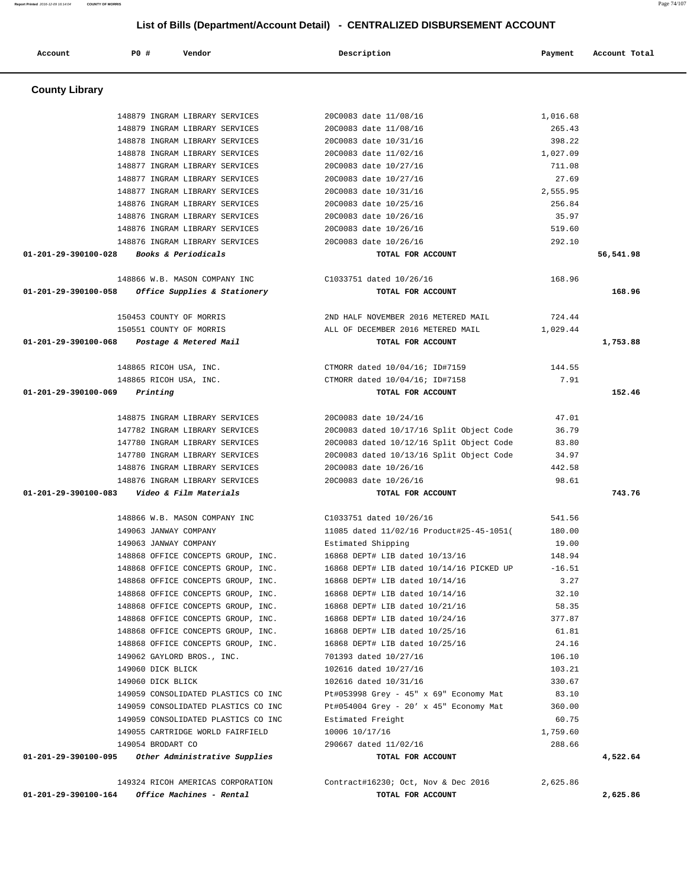## List of Bills (Department/Account Detail) - CENTRALIZED DISBURSEMENT ACCOUNT

| Account | PO # | Vendor | Description | Payment | Account Total |
|---|---|---|---|---|---|

### County Library

| Account | PO # | Vendor | Description | Payment | Account Total |
|---|---|---|---|---|---|
| | 148879 | INGRAM LIBRARY SERVICES | 20C0083 date 11/08/16 | 1,016.68 | |
| | 148879 | INGRAM LIBRARY SERVICES | 20C0083 date 11/08/16 | 265.43 | |
| | 148878 | INGRAM LIBRARY SERVICES | 20C0083 date 10/31/16 | 398.22 | |
| | 148878 | INGRAM LIBRARY SERVICES | 20C0083 date 11/02/16 | 1,027.09 | |
| | 148877 | INGRAM LIBRARY SERVICES | 20C0083 date 10/27/16 | 711.08 | |
| | 148877 | INGRAM LIBRARY SERVICES | 20C0083 date 10/27/16 | 27.69 | |
| | 148877 | INGRAM LIBRARY SERVICES | 20C0083 date 10/31/16 | 2,555.95 | |
| | 148876 | INGRAM LIBRARY SERVICES | 20C0083 date 10/25/16 | 256.84 | |
| | 148876 | INGRAM LIBRARY SERVICES | 20C0083 date 10/26/16 | 35.97 | |
| | 148876 | INGRAM LIBRARY SERVICES | 20C0083 date 10/26/16 | 519.60 | |
| | 148876 | INGRAM LIBRARY SERVICES | 20C0083 date 10/26/16 | 292.10 | |
| **01-201-29-390100-028** | | *Books & Periodicals* | TOTAL FOR ACCOUNT | | **56,541.98** |
| | 148866 | W.B. MASON COMPANY INC | C1033751 dated 10/26/16 | 168.96 | |
| **01-201-29-390100-058** | | *Office Supplies & Stationery* | TOTAL FOR ACCOUNT | | **168.96** |
| | 150453 | COUNTY OF MORRIS | 2ND HALF NOVEMBER 2016 METERED MAIL | 724.44 | |
| | 150551 | COUNTY OF MORRIS | ALL OF DECEMBER 2016 METERED MAIL | 1,029.44 | |
| **01-201-29-390100-068** | | *Postage & Metered Mail* | TOTAL FOR ACCOUNT | | **1,753.88** |
| | 148865 | RICOH USA, INC. | CTMORR dated 10/04/16; ID#7159 | 144.55 | |
| | 148865 | RICOH USA, INC. | CTMORR dated 10/04/16; ID#7158 | 7.91 | |
| **01-201-29-390100-069** | | *Printing* | TOTAL FOR ACCOUNT | | **152.46** |
| | 148875 | INGRAM LIBRARY SERVICES | 20C0083 date 10/24/16 | 47.01 | |
| | 147782 | INGRAM LIBRARY SERVICES | 20C0083 dated 10/17/16 Split Object Code | 36.79 | |
| | 147780 | INGRAM LIBRARY SERVICES | 20C0083 dated 10/12/16 Split Object Code | 83.80 | |
| | 147780 | INGRAM LIBRARY SERVICES | 20C0083 dated 10/13/16 Split Object Code | 34.97 | |
| | 148876 | INGRAM LIBRARY SERVICES | 20C0083 date 10/26/16 | 442.58 | |
| | 148876 | INGRAM LIBRARY SERVICES | 20C0083 date 10/26/16 | 98.61 | |
| **01-201-29-390100-083** | | *Video & Film Materials* | TOTAL FOR ACCOUNT | | **743.76** |
| | 148866 | W.B. MASON COMPANY INC | C1033751 dated 10/26/16 | 541.56 | |
| | 149063 | JANWAY COMPANY | 11085 dated 11/02/16 Product#25-45-1051( | 180.00 | |
| | 149063 | JANWAY COMPANY | Estimated Shipping | 19.00 | |
| | 148868 | OFFICE CONCEPTS GROUP, INC. | 16868 DEPT# LIB dated 10/13/16 | 148.94 | |
| | 148868 | OFFICE CONCEPTS GROUP, INC. | 16868 DEPT# LIB dated 10/14/16 PICKED UP | -16.51 | |
| | 148868 | OFFICE CONCEPTS GROUP, INC. | 16868 DEPT# LIB dated 10/14/16 | 3.27 | |
| | 148868 | OFFICE CONCEPTS GROUP, INC. | 16868 DEPT# LIB dated 10/14/16 | 32.10 | |
| | 148868 | OFFICE CONCEPTS GROUP, INC. | 16868 DEPT# LIB dated 10/21/16 | 58.35 | |
| | 148868 | OFFICE CONCEPTS GROUP, INC. | 16868 DEPT# LIB dated 10/24/16 | 377.87 | |
| | 148868 | OFFICE CONCEPTS GROUP, INC. | 16868 DEPT# LIB dated 10/25/16 | 61.81 | |
| | 148868 | OFFICE CONCEPTS GROUP, INC. | 16868 DEPT# LIB dated 10/25/16 | 24.16 | |
| | 149062 | GAYLORD BROS., INC. | 701393 dated 10/27/16 | 106.10 | |
| | 149060 | DICK BLICK | 102616 dated 10/27/16 | 103.21 | |
| | 149060 | DICK BLICK | 102616 dated 10/31/16 | 330.67 | |
| | 149059 | CONSOLIDATED PLASTICS CO INC | Pt#053998 Grey - 45" x 69" Economy Mat | 83.10 | |
| | 149059 | CONSOLIDATED PLASTICS CO INC | Pt#054004 Grey - 20' x 45" Economy Mat | 360.00 | |
| | 149059 | CONSOLIDATED PLASTICS CO INC | Estimated Freight | 60.75 | |
| | 149055 | CARTRIDGE WORLD FAIRFIELD | 10006 10/17/16 | 1,759.60 | |
| | 149054 | BRODART CO | 290667 dated 11/02/16 | 288.66 | |
| **01-201-29-390100-095** | | *Other Administrative Supplies* | TOTAL FOR ACCOUNT | | **4,522.64** |
| | 149324 | RICOH AMERICAS CORPORATION | Contract#16230; Oct, Nov & Dec 2016 | 2,625.86 | |
| **01-201-29-390100-164** | | *Office Machines - Rental* | TOTAL FOR ACCOUNT | | **2,625.86** |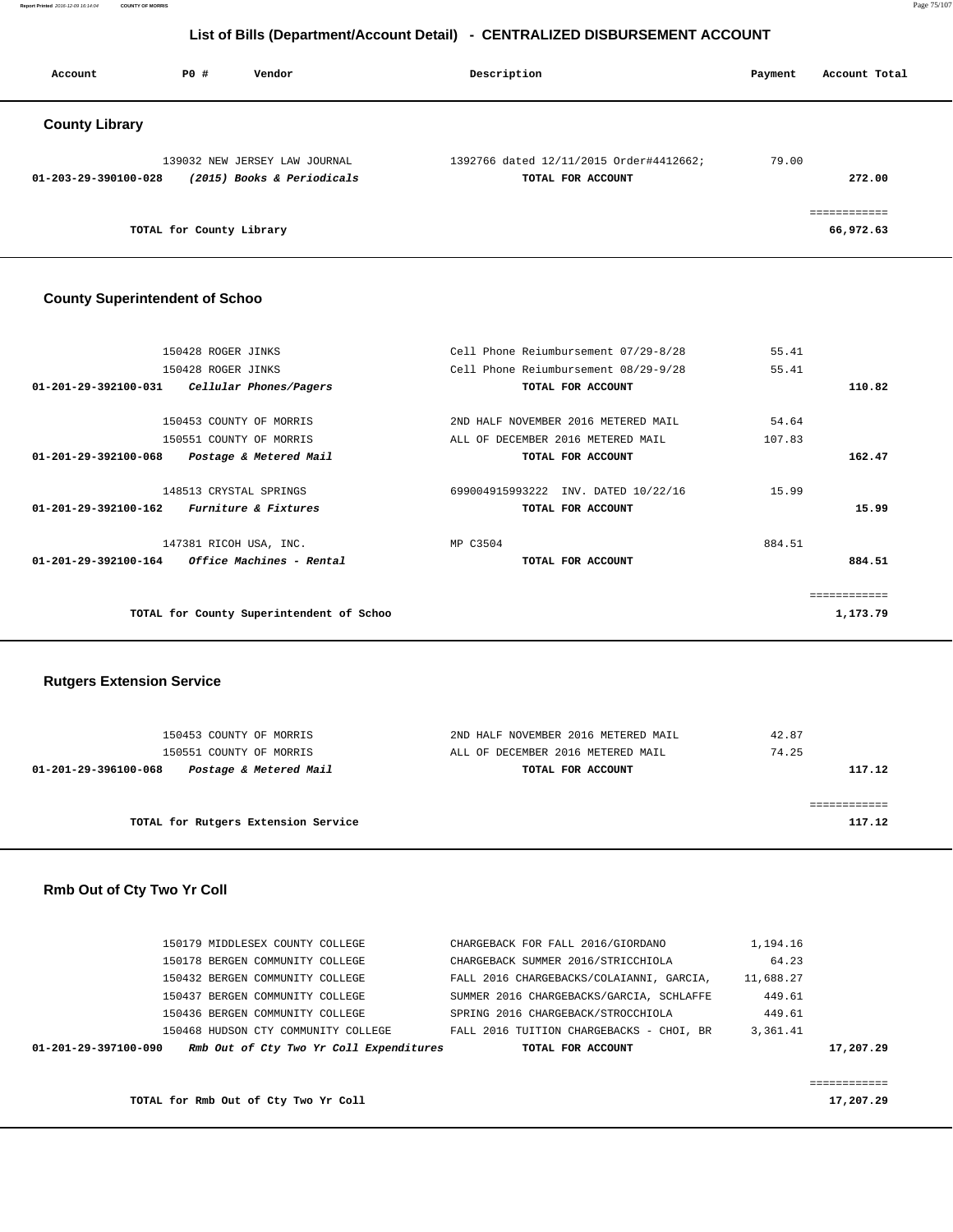# List of Bills (Department/Account Detail) - CENTRALIZED DISBURSEMENT ACCOUNT

| Account | PO # | Vendor | Description | Payment | Account Total |
|---|---|---|---|---|---|

## County Library

| Account | PO # | Vendor | Description | Payment | Account Total |
|---|---|---|---|---|---|
| | 139032 | NEW JERSEY LAW JOURNAL | 1392766 dated 12/11/2015 Order#4412662; | 79.00 | |
| 01-203-29-390100-028 | | *(2015) Books & Periodicals* | TOTAL FOR ACCOUNT | | 272.00 |
| | | | | | ============ |
| | | TOTAL for County Library | | | 66,972.63 |

## County Superintendent of Schoo

| Account | PO # | Vendor | Description | Payment | Account Total |
|---|---|---|---|---|---|
| | 150428 | ROGER JINKS | Cell Phone Reiumbursement 07/29-8/28 | 55.41 | |
| | 150428 | ROGER JINKS | Cell Phone Reiumbursement 08/29-9/28 | 55.41 | |
| 01-201-29-392100-031 | | *Cellular Phones/Pagers* | TOTAL FOR ACCOUNT | | 110.82 |
| | 150453 | COUNTY OF MORRIS | 2ND HALF NOVEMBER 2016 METERED MAIL | 54.64 | |
| | 150551 | COUNTY OF MORRIS | ALL OF DECEMBER 2016 METERED MAIL | 107.83 | |
| 01-201-29-392100-068 | | *Postage & Metered Mail* | TOTAL FOR ACCOUNT | | 162.47 |
| | 148513 | CRYSTAL SPRINGS | 699004915993222 INV. DATED 10/22/16 | 15.99 | |
| 01-201-29-392100-162 | | *Furniture & Fixtures* | TOTAL FOR ACCOUNT | | 15.99 |
| | 147381 | RICOH USA, INC. | MP C3504 | 884.51 | |
| 01-201-29-392100-164 | | *Office Machines - Rental* | TOTAL FOR ACCOUNT | | 884.51 |
| | | | | | ============ |
| | | TOTAL for County Superintendent of Schoo | | | 1,173.79 |

## Rutgers Extension Service

| Account | PO # | Vendor | Description | Payment | Account Total |
|---|---|---|---|---|---|
| | 150453 | COUNTY OF MORRIS | 2ND HALF NOVEMBER 2016 METERED MAIL | 42.87 | |
| | 150551 | COUNTY OF MORRIS | ALL OF DECEMBER 2016 METERED MAIL | 74.25 | |
| 01-201-29-396100-068 | | *Postage & Metered Mail* | TOTAL FOR ACCOUNT | | 117.12 |
| | | | | | ============ |
| | | TOTAL for Rutgers Extension Service | | | 117.12 |

## Rmb Out of Cty Two Yr Coll

| Account | PO # | Vendor | Description | Payment | Account Total |
|---|---|---|---|---|---|
| | 150179 | MIDDLESEX COUNTY COLLEGE | CHARGEBACK FOR FALL 2016/GIORDANO | 1,194.16 | |
| | 150178 | BERGEN COMMUNITY COLLEGE | CHARGEBACK SUMMER 2016/STRICCHIOLA | 64.23 | |
| | 150432 | BERGEN COMMUNITY COLLEGE | FALL 2016 CHARGEBACKS/COLAIANNI, GARCIA, | 11,688.27 | |
| | 150437 | BERGEN COMMUNITY COLLEGE | SUMMER 2016 CHARGEBACKS/GARCIA, SCHLAFFE | 449.61 | |
| | 150436 | BERGEN COMMUNITY COLLEGE | SPRING 2016 CHARGEBACK/STROCCHIOLA | 449.61 | |
| | 150468 | HUDSON CTY COMMUNITY COLLEGE | FALL 2016 TUITION CHARGEBACKS - CHOI, BR | 3,361.41 | |
| 01-201-29-397100-090 | | *Rmb Out of Cty Two Yr Coll Expenditures* | TOTAL FOR ACCOUNT | | 17,207.29 |
| | | | | | ============ |
| | | TOTAL for Rmb Out of Cty Two Yr Coll | | | 17,207.29 |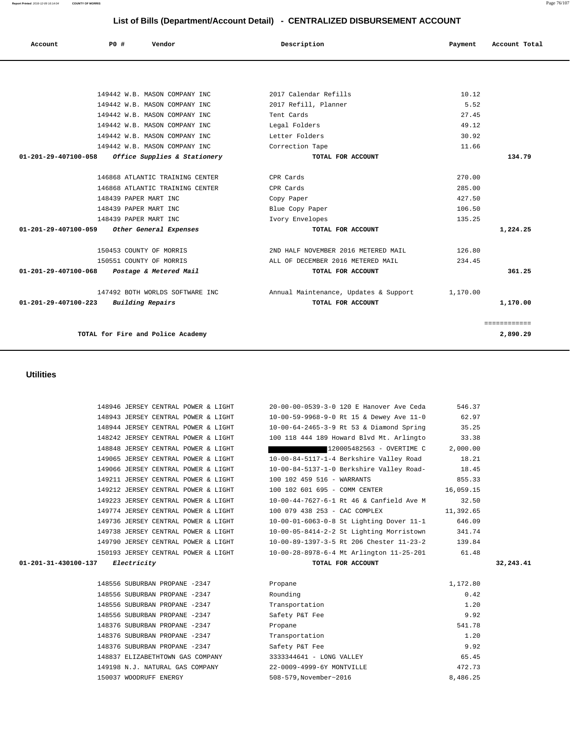# List of Bills (Department/Account Detail) - CENTRALIZED DISBURSEMENT ACCOUNT

| Account | PO # | Vendor | Description | Payment | Account Total |
|---|---|---|---|---|---|
| | 149442 | W.B. MASON COMPANY INC | 2017 Calendar Refills | 10.12 | |
| | 149442 | W.B. MASON COMPANY INC | 2017 Refill, Planner | 5.52 | |
| | 149442 | W.B. MASON COMPANY INC | Tent Cards | 27.45 | |
| | 149442 | W.B. MASON COMPANY INC | Legal Folders | 49.12 | |
| | 149442 | W.B. MASON COMPANY INC | Letter Folders | 30.92 | |
| | 149442 | W.B. MASON COMPANY INC | Correction Tape | 11.66 | |
| **01-201-29-407100-058** | | ***Office Supplies & Stationery*** | **TOTAL FOR ACCOUNT** | | **134.79** |
| | 146868 | ATLANTIC TRAINING CENTER | CPR Cards | 270.00 | |
| | 146868 | ATLANTIC TRAINING CENTER | CPR Cards | 285.00 | |
| | 148439 | PAPER MART INC | Copy Paper | 427.50 | |
| | 148439 | PAPER MART INC | Blue Copy Paper | 106.50 | |
| | 148439 | PAPER MART INC | Ivory Envelopes | 135.25 | |
| **01-201-29-407100-059** | | ***Other General Expenses*** | **TOTAL FOR ACCOUNT** | | **1,224.25** |
| | 150453 | COUNTY OF MORRIS | 2ND HALF NOVEMBER 2016 METERED MAIL | 126.80 | |
| | 150551 | COUNTY OF MORRIS | ALL OF DECEMBER 2016 METERED MAIL | 234.45 | |
| **01-201-29-407100-068** | | ***Postage & Metered Mail*** | **TOTAL FOR ACCOUNT** | | **361.25** |
| | 147492 | BOTH WORLDS SOFTWARE INC | Annual Maintenance, Updates & Support | 1,170.00 | |
| **01-201-29-407100-223** | | ***Building Repairs*** | **TOTAL FOR ACCOUNT** | | **1,170.00** |
| | | | | | ============ |
| | | **TOTAL for Fire and Police Academy** | | | **2,890.29** |

## Utilities

| Account | PO # | Vendor | Description | Payment | Account Total |
|---|---|---|---|---|---|
| | 148946 | JERSEY CENTRAL POWER & LIGHT | 20-00-00-0539-3-0 120 E Hanover Ave Ceda | 546.37 | |
| | 148943 | JERSEY CENTRAL POWER & LIGHT | 10-00-59-9968-9-0 Rt 15 & Dewey Ave 11-0 | 62.97 | |
| | 148944 | JERSEY CENTRAL POWER & LIGHT | 10-00-64-2465-3-9 Rt 53 & Diamond Spring | 35.25 | |
| | 148242 | JERSEY CENTRAL POWER & LIGHT | 100 118 444 189 Howard Blvd Mt. Arlingto | 33.38 | |
| | 148848 | JERSEY CENTRAL POWER & LIGHT | [REDACTED] 120005482563 - OVERTIME C | 2,000.00 | |
| | 149065 | JERSEY CENTRAL POWER & LIGHT | 10-00-84-5117-1-4 Berkshire Valley Road | 18.21 | |
| | 149066 | JERSEY CENTRAL POWER & LIGHT | 10-00-84-5137-1-0 Berkshire Valley Road- | 18.45 | |
| | 149211 | JERSEY CENTRAL POWER & LIGHT | 100 102 459 516 - WARRANTS | 855.33 | |
| | 149212 | JERSEY CENTRAL POWER & LIGHT | 100 102 601 695 - COMM CENTER | 16,059.15 | |
| | 149223 | JERSEY CENTRAL POWER & LIGHT | 10-00-44-7627-6-1 Rt 46 & Canfield Ave M | 32.50 | |
| | 149774 | JERSEY CENTRAL POWER & LIGHT | 100 079 438 253 - CAC COMPLEX | 11,392.65 | |
| | 149736 | JERSEY CENTRAL POWER & LIGHT | 10-00-01-6063-0-8 St Lighting Dover 11-1 | 646.09 | |
| | 149738 | JERSEY CENTRAL POWER & LIGHT | 10-00-05-8414-2-2 St Lighting Morristown | 341.74 | |
| | 149790 | JERSEY CENTRAL POWER & LIGHT | 10-00-89-1397-3-5 Rt 206 Chester 11-23-2 | 139.84 | |
| | 150193 | JERSEY CENTRAL POWER & LIGHT | 10-00-28-8978-6-4 Mt Arlington 11-25-201 | 61.48 | |
| **01-201-31-430100-137** | | ***Electricity*** | **TOTAL FOR ACCOUNT** | | **32,243.41** |
| | 148556 | SUBURBAN PROPANE -2347 | Propane | 1,172.80 | |
| | 148556 | SUBURBAN PROPANE -2347 | Rounding | 0.42 | |
| | 148556 | SUBURBAN PROPANE -2347 | Transportation | 1.20 | |
| | 148556 | SUBURBAN PROPANE -2347 | Safety P&T Fee | 9.92 | |
| | 148376 | SUBURBAN PROPANE -2347 | Propane | 541.78 | |
| | 148376 | SUBURBAN PROPANE -2347 | Transportation | 1.20 | |
| | 148376 | SUBURBAN PROPANE -2347 | Safety P&T Fee | 9.92 | |
| | 148837 | ELIZABETHTOWN GAS COMPANY | 3333344641 - LONG VALLEY | 65.45 | |
| | 149198 | N.J. NATURAL GAS COMPANY | 22-0009-4999-6Y MONTVILLE | 472.73 | |
| | 150037 | WOODRUFF ENERGY | 508-579,November~2016 | 8,486.25 | |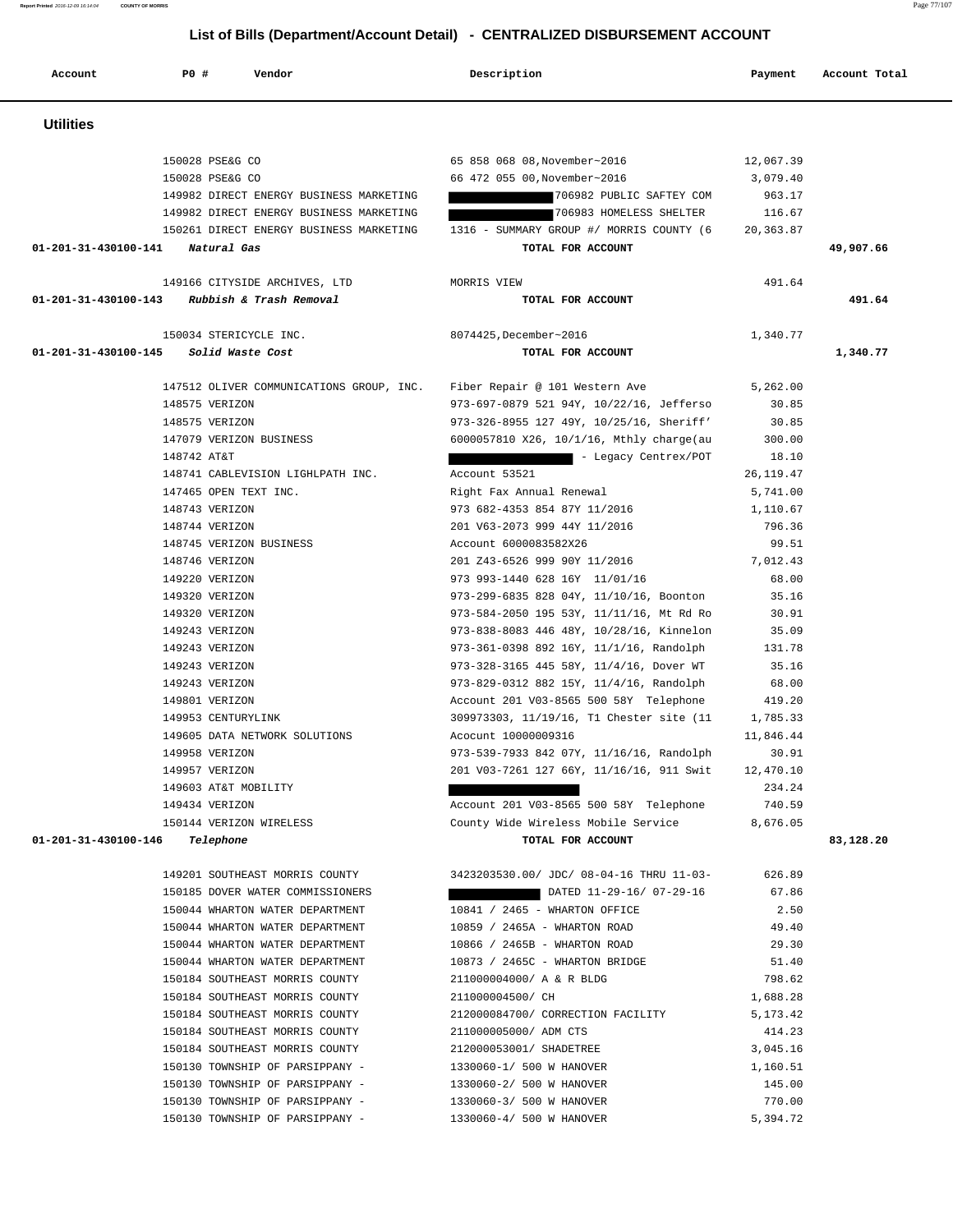# List of Bills (Department/Account Detail) - CENTRALIZED DISBURSEMENT ACCOUNT

| Account | PO # | Vendor | Description | Payment | Account Total |
|---|---|---|---|---|---|

## Utilities

| Account | PO # | Vendor | Description | Payment | Account Total |
|---|---|---|---|---|---|
| | 150028 | PSE&G CO | 65 858 068 08,November~2016 | 12,067.39 | |
| | 150028 | PSE&G CO | 66 472 055 00,November~2016 | 3,079.40 | |
| | 149982 | DIRECT ENERGY BUSINESS MARKETING | 706982 PUBLIC SAFTEY COM | 963.17 | |
| | 149982 | DIRECT ENERGY BUSINESS MARKETING | 706983 HOMELESS SHELTER | 116.67 | |
| | 150261 | DIRECT ENERGY BUSINESS MARKETING | 1316 - SUMMARY GROUP #/ MORRIS COUNTY (6 | 20,363.87 | |
| 01-201-31-430100-141 | | *Natural Gas* | TOTAL FOR ACCOUNT | | 49,907.66 |
| | 149166 | CITYSIDE ARCHIVES, LTD | MORRIS VIEW | 491.64 | |
| 01-201-31-430100-143 | | *Rubbish & Trash Removal* | TOTAL FOR ACCOUNT | | 491.64 |
| | 150034 | STERICYCLE INC. | 8074425,December~2016 | 1,340.77 | |
| 01-201-31-430100-145 | | *Solid Waste Cost* | TOTAL FOR ACCOUNT | | 1,340.77 |
| | 147512 | OLIVER COMMUNICATIONS GROUP, INC. | Fiber Repair @ 101 Western Ave | 5,262.00 | |
| | 148575 | VERIZON | 973-697-0879 521 94Y, 10/22/16, Jefferso | 30.85 | |
| | 148575 | VERIZON | 973-326-8955 127 49Y, 10/25/16, Sheriff' | 30.85 | |
| | 147079 | VERIZON BUSINESS | 6000057810 X26, 10/1/16, Mthly charge(au | 300.00 | |
| | 148742 | AT&T | - Legacy Centrex/POT | 18.10 | |
| | 148741 | CABLEVISION LIGHLPATH INC. | Account 53521 | 26,119.47 | |
| | 147465 | OPEN TEXT INC. | Right Fax Annual Renewal | 5,741.00 | |
| | 148743 | VERIZON | 973 682-4353 854 87Y 11/2016 | 1,110.67 | |
| | 148744 | VERIZON | 201 V63-2073 999 44Y 11/2016 | 796.36 | |
| | 148745 | VERIZON BUSINESS | Account 6000083582X26 | 99.51 | |
| | 148746 | VERIZON | 201 Z43-6526 999 90Y 11/2016 | 7,012.43 | |
| | 149220 | VERIZON | 973 993-1440 628 16Y 11/01/16 | 68.00 | |
| | 149320 | VERIZON | 973-299-6835 828 04Y, 11/10/16, Boonton | 35.16 | |
| | 149320 | VERIZON | 973-584-2050 195 53Y, 11/11/16, Mt Rd Ro | 30.91 | |
| | 149243 | VERIZON | 973-838-8083 446 48Y, 10/28/16, Kinnelon | 35.09 | |
| | 149243 | VERIZON | 973-361-0398 892 16Y, 11/1/16, Randolph | 131.78 | |
| | 149243 | VERIZON | 973-328-3165 445 58Y, 11/4/16, Dover WT | 35.16 | |
| | 149243 | VERIZON | 973-829-0312 882 15Y, 11/4/16, Randolph | 68.00 | |
| | 149801 | VERIZON | Account 201 V03-8565 500 58Y Telephone | 419.20 | |
| | 149953 | CENTURYLINK | 309973303, 11/19/16, T1 Chester site (11 | 1,785.33 | |
| | 149605 | DATA NETWORK SOLUTIONS | Acocunt 10000009316 | 11,846.44 | |
| | 149958 | VERIZON | 973-539-7933 842 07Y, 11/16/16, Randolph | 30.91 | |
| | 149957 | VERIZON | 201 V03-7261 127 66Y, 11/16/16, 911 Swit | 12,470.10 | |
| | 149603 | AT&T MOBILITY | | 234.24 | |
| | 149434 | VERIZON | Account 201 V03-8565 500 58Y Telephone | 740.59 | |
| | 150144 | VERIZON WIRELESS | County Wide Wireless Mobile Service | 8,676.05 | |
| 01-201-31-430100-146 | | *Telephone* | TOTAL FOR ACCOUNT | | 83,128.20 |
| | 149201 | SOUTHEAST MORRIS COUNTY | 3423203530.00/ JDC/ 08-04-16 THRU 11-03- | 626.89 | |
| | 150185 | DOVER WATER COMMISSIONERS | DATED 11-29-16/ 07-29-16 | 67.86 | |
| | 150044 | WHARTON WATER DEPARTMENT | 10841 / 2465 - WHARTON OFFICE | 2.50 | |
| | 150044 | WHARTON WATER DEPARTMENT | 10859 / 2465A - WHARTON ROAD | 49.40 | |
| | 150044 | WHARTON WATER DEPARTMENT | 10866 / 2465B - WHARTON ROAD | 29.30 | |
| | 150044 | WHARTON WATER DEPARTMENT | 10873 / 2465C - WHARTON BRIDGE | 51.40 | |
| | 150184 | SOUTHEAST MORRIS COUNTY | 211000004000/ A & R BLDG | 798.62 | |
| | 150184 | SOUTHEAST MORRIS COUNTY | 211000004500/ CH | 1,688.28 | |
| | 150184 | SOUTHEAST MORRIS COUNTY | 212000084700/ CORRECTION FACILITY | 5,173.42 | |
| | 150184 | SOUTHEAST MORRIS COUNTY | 211000005000/ ADM CTS | 414.23 | |
| | 150184 | SOUTHEAST MORRIS COUNTY | 212000053001/ SHADETREE | 3,045.16 | |
| | 150130 | TOWNSHIP OF PARSIPPANY - | 1330060-1/ 500 W HANOVER | 1,160.51 | |
| | 150130 | TOWNSHIP OF PARSIPPANY - | 1330060-2/ 500 W HANOVER | 145.00 | |
| | 150130 | TOWNSHIP OF PARSIPPANY - | 1330060-3/ 500 W HANOVER | 770.00 | |
| | 150130 | TOWNSHIP OF PARSIPPANY - | 1330060-4/ 500 W HANOVER | 5,394.72 | |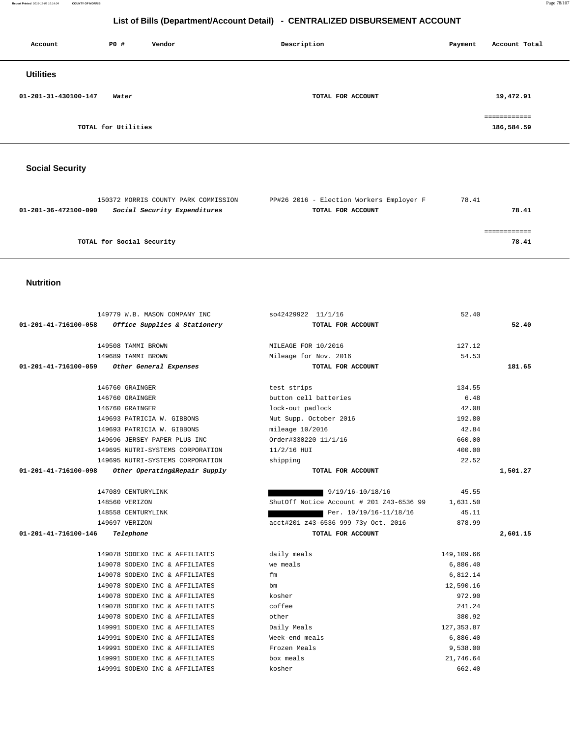# List of Bills (Department/Account Detail) - CENTRALIZED DISBURSEMENT ACCOUNT

| Account | PO # | Vendor | Description | Payment | Account Total |
|---|---|---|---|---|---|

## Utilities

| Account | PO # | Vendor | Description | Payment | Account Total |
|---|---|---|---|---|---|
| 01-201-31-430100-147 | | *Water* | TOTAL FOR ACCOUNT | | 19,472.91 |
| | | | | | ============ |
| | TOTAL for Utilities | | | | 186,584.59 |

## Social Security

| Account | PO # | Vendor | Description | Payment | Account Total |
|---|---|---|---|---|---|
| | 150372 | MORRIS COUNTY PARK COMMISSION | PP#26 2016 - Election Workers Employer F | 78.41 | |
| 01-201-36-472100-090 | | *Social Security Expenditures* | TOTAL FOR ACCOUNT | | 78.41 |
| | | | | | ============ |
| | TOTAL for Social Security | | | | 78.41 |

## Nutrition

| Account | PO # | Vendor | Description | Payment | Account Total |
|---|---|---|---|---|---|
| | 149779 | W.B. MASON COMPANY INC | so42429922 11/1/16 | 52.40 | |
| 01-201-41-716100-058 | | *Office Supplies & Stationery* | TOTAL FOR ACCOUNT | | 52.40 |
| | 149508 | TAMMI BROWN | MILEAGE FOR 10/2016 | 127.12 | |
| | 149689 | TAMMI BROWN | Mileage for Nov. 2016 | 54.53 | |
| 01-201-41-716100-059 | | *Other General Expenses* | TOTAL FOR ACCOUNT | | 181.65 |
| | 146760 | GRAINGER | test strips | 134.55 | |
| | 146760 | GRAINGER | button cell batteries | 6.48 | |
| | 146760 | GRAINGER | lock-out padlock | 42.08 | |
| | 149693 | PATRICIA W. GIBBONS | Nut Supp. October 2016 | 192.80 | |
| | 149693 | PATRICIA W. GIBBONS | mileage 10/2016 | 42.84 | |
| | 149696 | JERSEY PAPER PLUS INC | Order#330220 11/1/16 | 660.00 | |
| | 149695 | NUTRI-SYSTEMS CORPORATION | 11/2/16 HUI | 400.00 | |
| | 149695 | NUTRI-SYSTEMS CORPORATION | shipping | 22.52 | |
| 01-201-41-716100-098 | | *Other Operating&Repair Supply* | TOTAL FOR ACCOUNT | | 1,501.27 |
| | 147089 | CENTURYLINK | 9/19/16-10/18/16 | 45.55 | |
| | 148560 | VERIZON | ShutOff Notice Account # 201 Z43-6536 99 | 1,631.50 | |
| | 148558 | CENTURYLINK | Per. 10/19/16-11/18/16 | 45.11 | |
| | 149697 | VERIZON | acct#201 z43-6536 999 73y Oct. 2016 | 878.99 | |
| 01-201-41-716100-146 | | *Telephone* | TOTAL FOR ACCOUNT | | 2,601.15 |
| | 149078 | SODEXO INC & AFFILIATES | daily meals | 149,109.66 | |
| | 149078 | SODEXO INC & AFFILIATES | we meals | 6,886.40 | |
| | 149078 | SODEXO INC & AFFILIATES | fm | 6,812.14 | |
| | 149078 | SODEXO INC & AFFILIATES | bm | 12,590.16 | |
| | 149078 | SODEXO INC & AFFILIATES | kosher | 972.90 | |
| | 149078 | SODEXO INC & AFFILIATES | coffee | 241.24 | |
| | 149078 | SODEXO INC & AFFILIATES | other | 380.92 | |
| | 149991 | SODEXO INC & AFFILIATES | Daily Meals | 127,353.87 | |
| | 149991 | SODEXO INC & AFFILIATES | Week-end meals | 6,886.40 | |
| | 149991 | SODEXO INC & AFFILIATES | Frozen Meals | 9,538.00 | |
| | 149991 | SODEXO INC & AFFILIATES | box meals | 21,746.64 | |
| | 149991 | SODEXO INC & AFFILIATES | kosher | 662.40 | |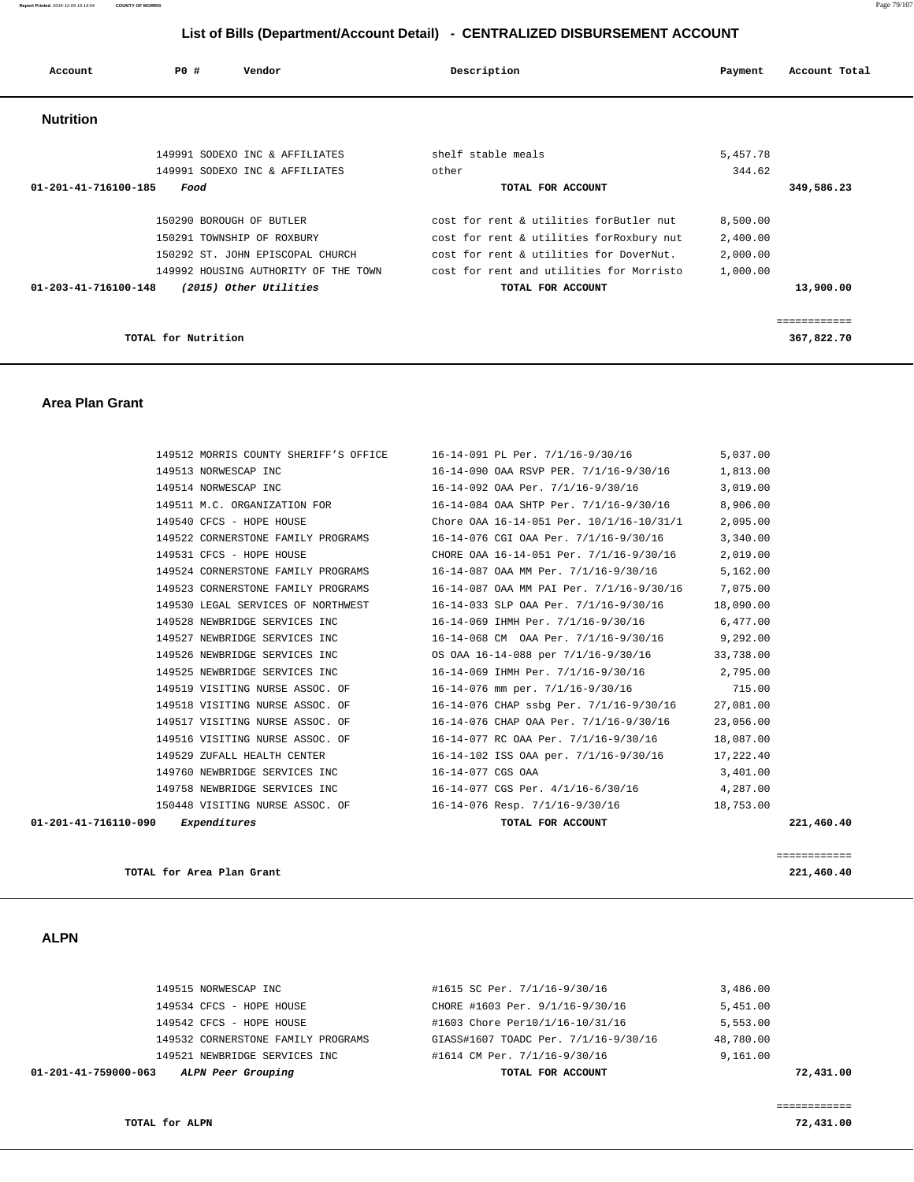# List of Bills (Department/Account Detail) - CENTRALIZED DISBURSEMENT ACCOUNT

| Account | PO # | Vendor | Description | Payment | Account Total |
|---|---|---|---|---|---|

## Nutrition

| Account | PO # | Vendor | Description | Payment | Account Total |
|---|---|---|---|---|---|
| | 149991 | SODEXO INC & AFFILIATES | shelf stable meals | 5,457.78 | |
| | 149991 | SODEXO INC & AFFILIATES | other | 344.62 | |
| 01-201-41-716100-185 | | *Food* | TOTAL FOR ACCOUNT | | 349,586.23 |
| | 150290 | BOROUGH OF BUTLER | cost for rent & utilities forButler nut | 8,500.00 | |
| | 150291 | TOWNSHIP OF ROXBURY | cost for rent & utilities forRoxbury nut | 2,400.00 | |
| | 150292 | ST. JOHN EPISCOPAL CHURCH | cost for rent & utilities for DoverNut. | 2,000.00 | |
| | 149992 | HOUSING AUTHORITY OF THE TOWN | cost for rent and utilities for Morristo | 1,000.00 | |
| 01-203-41-716100-148 | | *(2015) Other Utilities* | TOTAL FOR ACCOUNT | | 13,900.00 |
| | | | | | ============ |
| | | TOTAL for Nutrition | | | 367,822.70 |

## Area Plan Grant

| Account | PO # | Vendor | Description | Payment | Account Total |
|---|---|---|---|---|---|
| | 149512 | MORRIS COUNTY SHERIFF'S OFFICE | 16-14-091 PL Per. 7/1/16-9/30/16 | 5,037.00 | |
| | 149513 | NORWESCAP INC | 16-14-090 OAA RSVP PER. 7/1/16-9/30/16 | 1,813.00 | |
| | 149514 | NORWESCAP INC | 16-14-092 OAA Per. 7/1/16-9/30/16 | 3,019.00 | |
| | 149511 | M.C. ORGANIZATION FOR | 16-14-084 OAA SHTP Per. 7/1/16-9/30/16 | 8,906.00 | |
| | 149540 | CFCS - HOPE HOUSE | Chore OAA 16-14-051 Per. 10/1/16-10/31/1 | 2,095.00 | |
| | 149522 | CORNERSTONE FAMILY PROGRAMS | 16-14-076 CGI OAA Per. 7/1/16-9/30/16 | 3,340.00 | |
| | 149531 | CFCS - HOPE HOUSE | CHORE OAA 16-14-051 Per. 7/1/16-9/30/16 | 2,019.00 | |
| | 149524 | CORNERSTONE FAMILY PROGRAMS | 16-14-087 OAA MM Per. 7/1/16-9/30/16 | 5,162.00 | |
| | 149523 | CORNERSTONE FAMILY PROGRAMS | 16-14-087 OAA MM PAI Per. 7/1/16-9/30/16 | 7,075.00 | |
| | 149530 | LEGAL SERVICES OF NORTHWEST | 16-14-033 SLP OAA Per. 7/1/16-9/30/16 | 18,090.00 | |
| | 149528 | NEWBRIDGE SERVICES INC | 16-14-069 IHMH Per. 7/1/16-9/30/16 | 6,477.00 | |
| | 149527 | NEWBRIDGE SERVICES INC | 16-14-068 CM OAA Per. 7/1/16-9/30/16 | 9,292.00 | |
| | 149526 | NEWBRIDGE SERVICES INC | OS OAA 16-14-088 per 7/1/16-9/30/16 | 33,738.00 | |
| | 149525 | NEWBRIDGE SERVICES INC | 16-14-069 IHMH Per. 7/1/16-9/30/16 | 2,795.00 | |
| | 149519 | VISITING NURSE ASSOC. OF | 16-14-076 mm per. 7/1/16-9/30/16 | 715.00 | |
| | 149518 | VISITING NURSE ASSOC. OF | 16-14-076 CHAP ssbg Per. 7/1/16-9/30/16 | 27,081.00 | |
| | 149517 | VISITING NURSE ASSOC. OF | 16-14-076 CHAP OAA Per. 7/1/16-9/30/16 | 23,056.00 | |
| | 149516 | VISITING NURSE ASSOC. OF | 16-14-077 RC OAA Per. 7/1/16-9/30/16 | 18,087.00 | |
| | 149529 | ZUFALL HEALTH CENTER | 16-14-102 ISS OAA per. 7/1/16-9/30/16 | 17,222.40 | |
| | 149760 | NEWBRIDGE SERVICES INC | 16-14-077 CGS OAA | 3,401.00 | |
| | 149758 | NEWBRIDGE SERVICES INC | 16-14-077 CGS Per. 4/1/16-6/30/16 | 4,287.00 | |
| | 150448 | VISITING NURSE ASSOC. OF | 16-14-076 Resp. 7/1/16-9/30/16 | 18,753.00 | |
| 01-201-41-716110-090 | | *Expenditures* | TOTAL FOR ACCOUNT | | 221,460.40 |
| | | | | | ============ |
| | | TOTAL for Area Plan Grant | | | 221,460.40 |

## ALPN

| Account | PO # | Vendor | Description | Payment | Account Total |
|---|---|---|---|---|---|
| | 149515 | NORWESCAP INC | #1615 SC Per. 7/1/16-9/30/16 | 3,486.00 | |
| | 149534 | CFCS - HOPE HOUSE | CHORE #1603 Per. 9/1/16-9/30/16 | 5,451.00 | |
| | 149542 | CFCS - HOPE HOUSE | #1603 Chore Per10/1/16-10/31/16 | 5,553.00 | |
| | 149532 | CORNERSTONE FAMILY PROGRAMS | GIASS#1607 TOADC Per. 7/1/16-9/30/16 | 48,780.00 | |
| | 149521 | NEWBRIDGE SERVICES INC | #1614 CM Per. 7/1/16-9/30/16 | 9,161.00 | |
| 01-201-41-759000-063 | | *ALPN Peer Grouping* | TOTAL FOR ACCOUNT | | 72,431.00 |
| | | | | | ============ |
| | | TOTAL for ALPN | | | 72,431.00 |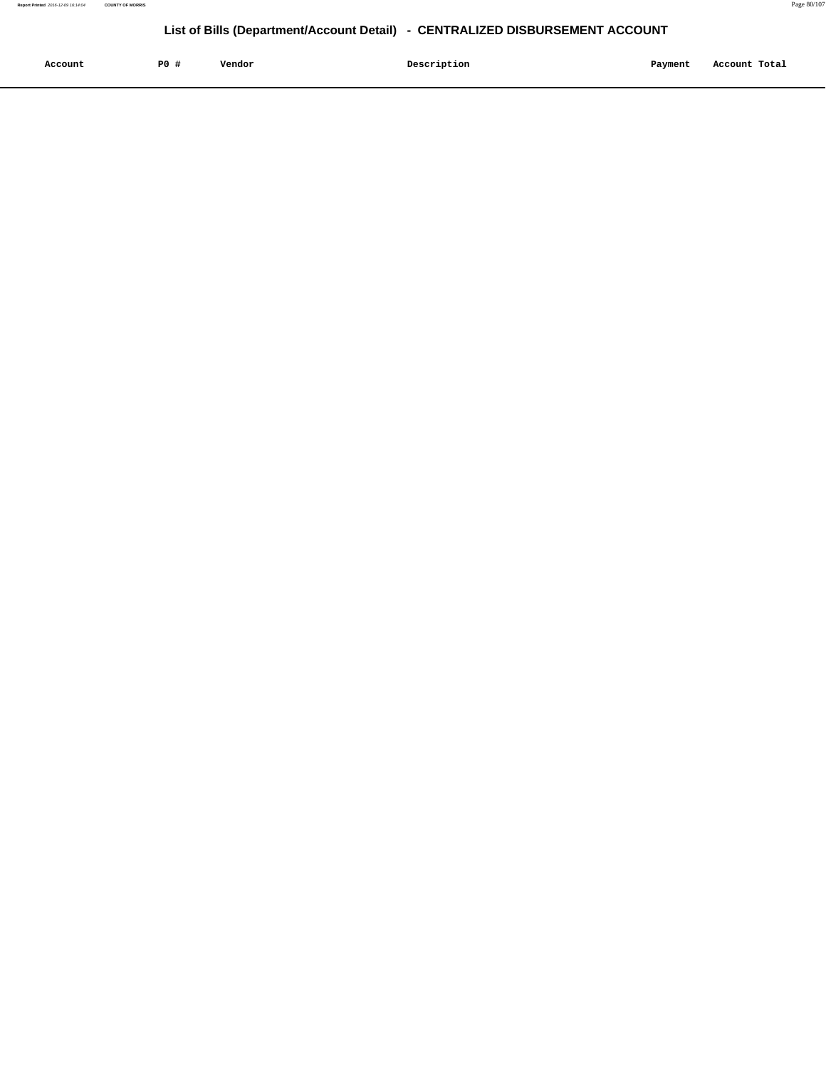# List of Bills (Department/Account Detail) - CENTRALIZED DISBURSEMENT ACCOUNT

| Account | PO # | Vendor | Description | Payment | Account Total |
|---|---|---|---|---|---|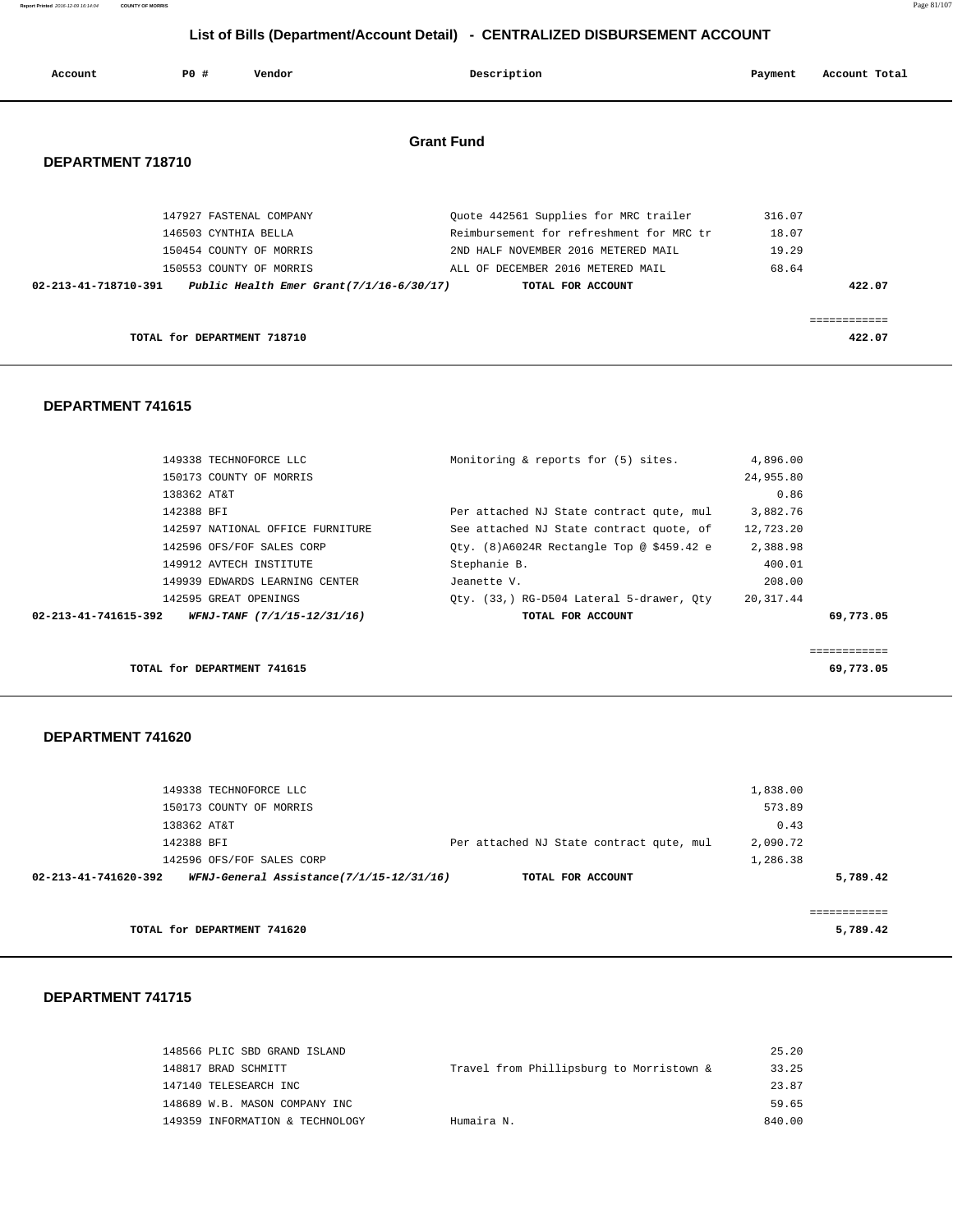# List of Bills (Department/Account Detail) - CENTRALIZED DISBURSEMENT ACCOUNT

| Account | PO # | Vendor | Description | Payment | Account Total |
|---|---|---|---|---|---|

## Grant Fund

### DEPARTMENT 718710

| Account | PO # | Vendor | Description | Payment | Account Total |
|---|---|---|---|---|---|
| | 147927 | FASTENAL COMPANY | Quote 442561 Supplies for MRC trailer | 316.07 | |
| | 146503 | CYNTHIA BELLA | Reimbursement for refreshment for MRC tr | 18.07 | |
| | 150454 | COUNTY OF MORRIS | 2ND HALF NOVEMBER 2016 METERED MAIL | 19.29 | |
| | 150553 | COUNTY OF MORRIS | ALL OF DECEMBER 2016 METERED MAIL | 68.64 | |
| **02-213-41-718710-391** | | ***Public Health Emer Grant(7/1/16-6/30/17)*** | **TOTAL FOR ACCOUNT** | | **422.07** |

**TOTAL for DEPARTMENT 718710** ============ **422.07**

### DEPARTMENT 741615

| Account | PO # | Vendor | Description | Payment | Account Total |
|---|---|---|---|---|---|
| | 149338 | TECHNOFORCE LLC | Monitoring & reports for (5) sites. | 4,896.00 | |
| | 150173 | COUNTY OF MORRIS | | 24,955.80 | |
| | 138362 | AT&T | | 0.86 | |
| | 142388 | BFI | Per attached NJ State contract qute, mul | 3,882.76 | |
| | 142597 | NATIONAL OFFICE FURNITURE | See attached NJ State contract quote, of | 12,723.20 | |
| | 142596 | OFS/FOF SALES CORP | Qty. (8)A6024R Rectangle Top @ $459.42 e | 2,388.98 | |
| | 149912 | AVTECH INSTITUTE | Stephanie B. | 400.01 | |
| | 149939 | EDWARDS LEARNING CENTER | Jeanette V. | 208.00 | |
| | 142595 | GREAT OPENINGS | Qty. (33,) RG-D504 Lateral 5-drawer, Qty | 20,317.44 | |
| **02-213-41-741615-392** | | ***WFNJ-TANF (7/1/15-12/31/16)*** | **TOTAL FOR ACCOUNT** | | **69,773.05** |

**TOTAL for DEPARTMENT 741615** ============ **69,773.05**

### DEPARTMENT 741620

| Account | PO # | Vendor | Description | Payment | Account Total |
|---|---|---|---|---|---|
| | 149338 | TECHNOFORCE LLC | | 1,838.00 | |
| | 150173 | COUNTY OF MORRIS | | 573.89 | |
| | 138362 | AT&T | | 0.43 | |
| | 142388 | BFI | Per attached NJ State contract qute, mul | 2,090.72 | |
| | 142596 | OFS/FOF SALES CORP | | 1,286.38 | |
| **02-213-41-741620-392** | | ***WFNJ-General Assistance(7/1/15-12/31/16)*** | **TOTAL FOR ACCOUNT** | | **5,789.42** |

**TOTAL for DEPARTMENT 741620** ============ **5,789.42**

### DEPARTMENT 741715

| Account | PO # | Vendor | Description | Payment | Account Total |
|---|---|---|---|---|---|
| | 148566 | PLIC SBD GRAND ISLAND | | 25.20 | |
| | 148817 | BRAD SCHMITT | Travel from Phillipsburg to Morristown & | 33.25 | |
| | 147140 | TELESEARCH INC | | 23.87 | |
| | 148689 | W.B. MASON COMPANY INC | | 59.65 | |
| | 149359 | INFORMATION & TECHNOLOGY | Humaira N. | 840.00 | |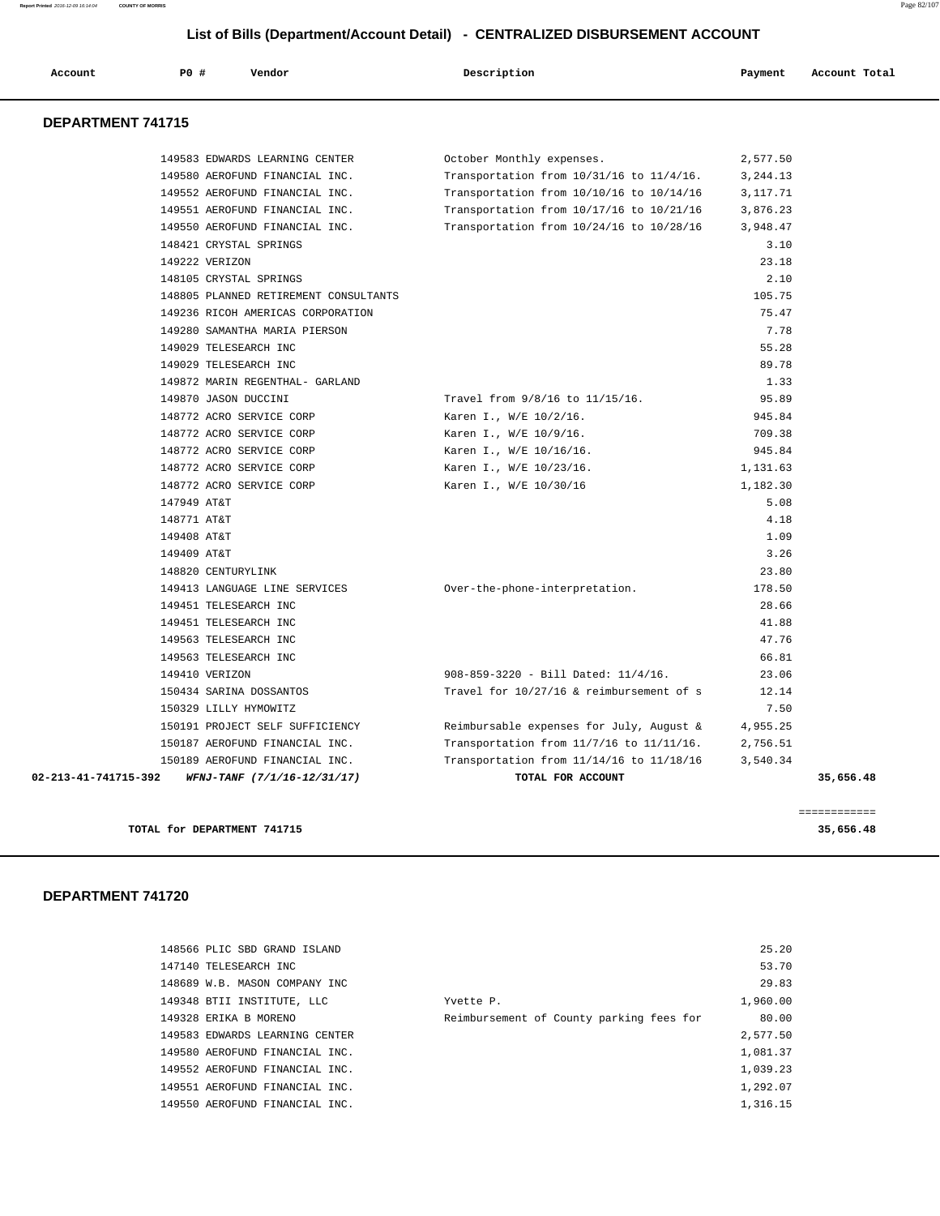# List of Bills (Department/Account Detail) - CENTRALIZED DISBURSEMENT ACCOUNT

| Account | PO # | Vendor | Description | Payment | Account Total |
|---|---|---|---|---|---|

## DEPARTMENT 741715

| Account | PO # | Vendor | Description | Payment | Account Total |
|---|---|---|---|---|---|
| | 149583 | EDWARDS LEARNING CENTER | October Monthly expenses. | 2,577.50 | |
| | 149580 | AEROFUND FINANCIAL INC. | Transportation from 10/31/16 to 11/4/16. | 3,244.13 | |
| | 149552 | AEROFUND FINANCIAL INC. | Transportation from 10/10/16 to 10/14/16 | 3,117.71 | |
| | 149551 | AEROFUND FINANCIAL INC. | Transportation from 10/17/16 to 10/21/16 | 3,876.23 | |
| | 149550 | AEROFUND FINANCIAL INC. | Transportation from 10/24/16 to 10/28/16 | 3,948.47 | |
| | 148421 | CRYSTAL SPRINGS | | 3.10 | |
| | 149222 | VERIZON | | 23.18 | |
| | 148105 | CRYSTAL SPRINGS | | 2.10 | |
| | 148805 | PLANNED RETIREMENT CONSULTANTS | | 105.75 | |
| | 149236 | RICOH AMERICAS CORPORATION | | 75.47 | |
| | 149280 | SAMANTHA MARIA PIERSON | | 7.78 | |
| | 149029 | TELESEARCH INC | | 55.28 | |
| | 149029 | TELESEARCH INC | | 89.78 | |
| | 149872 | MARIN REGENTHAL- GARLAND | | 1.33 | |
| | 149870 | JASON DUCCINI | Travel from 9/8/16 to 11/15/16. | 95.89 | |
| | 148772 | ACRO SERVICE CORP | Karen I., W/E 10/2/16. | 945.84 | |
| | 148772 | ACRO SERVICE CORP | Karen I., W/E 10/9/16. | 709.38 | |
| | 148772 | ACRO SERVICE CORP | Karen I., W/E 10/16/16. | 945.84 | |
| | 148772 | ACRO SERVICE CORP | Karen I., W/E 10/23/16. | 1,131.63 | |
| | 148772 | ACRO SERVICE CORP | Karen I., W/E 10/30/16 | 1,182.30 | |
| | 147949 | AT&T | | 5.08 | |
| | 148771 | AT&T | | 4.18 | |
| | 149408 | AT&T | | 1.09 | |
| | 149409 | AT&T | | 3.26 | |
| | 148820 | CENTURYLINK | | 23.80 | |
| | 149413 | LANGUAGE LINE SERVICES | Over-the-phone-interpretation. | 178.50 | |
| | 149451 | TELESEARCH INC | | 28.66 | |
| | 149451 | TELESEARCH INC | | 41.88 | |
| | 149563 | TELESEARCH INC | | 47.76 | |
| | 149563 | TELESEARCH INC | | 66.81 | |
| | 149410 | VERIZON | 908-859-3220 - Bill Dated: 11/4/16. | 23.06 | |
| | 150434 | SARINA DOSSANTOS | Travel for 10/27/16 & reimbursement of s | 12.14 | |
| | 150329 | LILLY HYMOWITZ | | 7.50 | |
| | 150191 | PROJECT SELF SUFFICIENCY | Reimbursable expenses for July, August & | 4,955.25 | |
| | 150187 | AEROFUND FINANCIAL INC. | Transportation from 11/7/16 to 11/11/16. | 2,756.51 | |
| | 150189 | AEROFUND FINANCIAL INC. | Transportation from 11/14/16 to 11/18/16 | 3,540.34 | |
| **02-213-41-741715-392** | | ***WFNJ-TANF (7/1/16-12/31/17)*** | **TOTAL FOR ACCOUNT** | | **35,656.48** |

**TOTAL for DEPARTMENT 741715** — **35,656.48**

## DEPARTMENT 741720

| Account | PO # | Vendor | Description | Payment | Account Total |
|---|---|---|---|---|---|
| | 148566 | PLIC SBD GRAND ISLAND | | 25.20 | |
| | 147140 | TELESEARCH INC | | 53.70 | |
| | 148689 | W.B. MASON COMPANY INC | | 29.83 | |
| | 149348 | BTII INSTITUTE, LLC | Yvette P. | 1,960.00 | |
| | 149328 | ERIKA B MORENO | Reimbursement of County parking fees for | 80.00 | |
| | 149583 | EDWARDS LEARNING CENTER | | 2,577.50 | |
| | 149580 | AEROFUND FINANCIAL INC. | | 1,081.37 | |
| | 149552 | AEROFUND FINANCIAL INC. | | 1,039.23 | |
| | 149551 | AEROFUND FINANCIAL INC. | | 1,292.07 | |
| | 149550 | AEROFUND FINANCIAL INC. | | 1,316.15 | |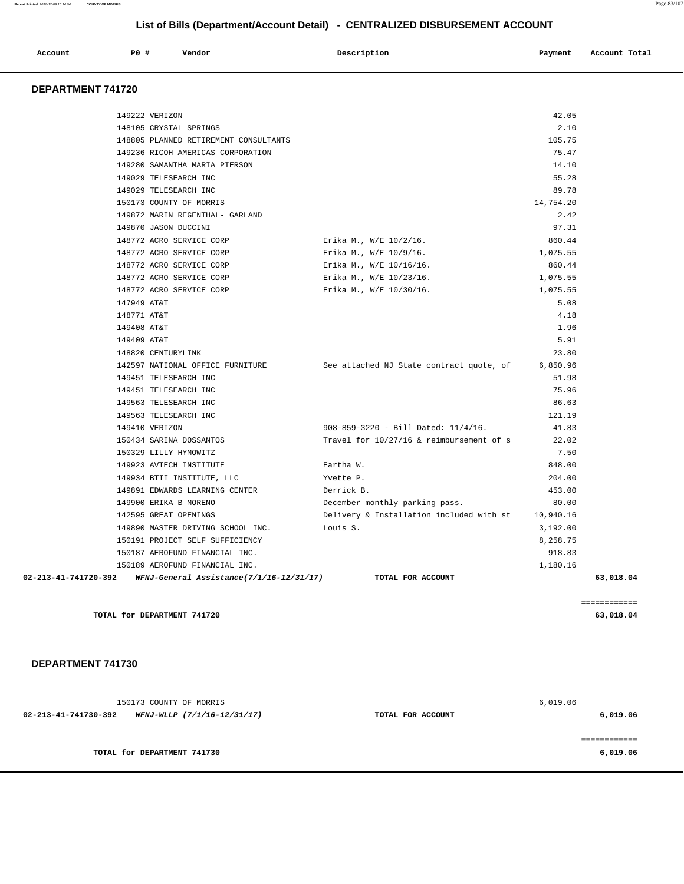# List of Bills (Department/Account Detail) - CENTRALIZED DISBURSEMENT ACCOUNT

| Account | PO # | Vendor | Description | Payment | Account Total |
|---|---|---|---|---|---|

## DEPARTMENT 741720

| Account | PO # | Vendor | Description | Payment | Account Total |
|---|---|---|---|---|---|
| | 149222 | VERIZON | | 42.05 | |
| | 148105 | CRYSTAL SPRINGS | | 2.10 | |
| | 148805 | PLANNED RETIREMENT CONSULTANTS | | 105.75 | |
| | 149236 | RICOH AMERICAS CORPORATION | | 75.47 | |
| | 149280 | SAMANTHA MARIA PIERSON | | 14.10 | |
| | 149029 | TELESEARCH INC | | 55.28 | |
| | 149029 | TELESEARCH INC | | 89.78 | |
| | 150173 | COUNTY OF MORRIS | | 14,754.20 | |
| | 149872 | MARIN REGENTHAL- GARLAND | | 2.42 | |
| | 149870 | JASON DUCCINI | | 97.31 | |
| | 148772 | ACRO SERVICE CORP | Erika M., W/E 10/2/16. | 860.44 | |
| | 148772 | ACRO SERVICE CORP | Erika M., W/E 10/9/16. | 1,075.55 | |
| | 148772 | ACRO SERVICE CORP | Erika M., W/E 10/16/16. | 860.44 | |
| | 148772 | ACRO SERVICE CORP | Erika M., W/E 10/23/16. | 1,075.55 | |
| | 148772 | ACRO SERVICE CORP | Erika M., W/E 10/30/16. | 1,075.55 | |
| | 147949 | AT&T | | 5.08 | |
| | 148771 | AT&T | | 4.18 | |
| | 149408 | AT&T | | 1.96 | |
| | 149409 | AT&T | | 5.91 | |
| | 148820 | CENTURYLINK | | 23.80 | |
| | 142597 | NATIONAL OFFICE FURNITURE | See attached NJ State contract quote, of | 6,850.96 | |
| | 149451 | TELESEARCH INC | | 51.98 | |
| | 149451 | TELESEARCH INC | | 75.96 | |
| | 149563 | TELESEARCH INC | | 86.63 | |
| | 149563 | TELESEARCH INC | | 121.19 | |
| | 149410 | VERIZON | 908-859-3220 - Bill Dated: 11/4/16. | 41.83 | |
| | 150434 | SARINA DOSSANTOS | Travel for 10/27/16 & reimbursement of s | 22.02 | |
| | 150329 | LILLY HYMOWITZ | | 7.50 | |
| | 149923 | AVTECH INSTITUTE | Eartha W. | 848.00 | |
| | 149934 | BTII INSTITUTE, LLC | Yvette P. | 204.00 | |
| | 149891 | EDWARDS LEARNING CENTER | Derrick B. | 453.00 | |
| | 149900 | ERIKA B MORENO | December monthly parking pass. | 80.00 | |
| | 142595 | GREAT OPENINGS | Delivery & Installation included with st | 10,940.16 | |
| | 149890 | MASTER DRIVING SCHOOL INC. | Louis S. | 3,192.00 | |
| | 150191 | PROJECT SELF SUFFICIENCY | | 8,258.75 | |
| | 150187 | AEROFUND FINANCIAL INC. | | 918.83 | |
| | 150189 | AEROFUND FINANCIAL INC. | | 1,180.16 | |
| **02-213-41-741720-392** | | ***WFNJ-General Assistance(7/1/16-12/31/17)*** | **TOTAL FOR ACCOUNT** | | **63,018.04** |

**TOTAL for DEPARTMENT 741720** — **63,018.04**

## DEPARTMENT 741730

| Account | PO # | Vendor | Description | Payment | Account Total |
|---|---|---|---|---|---|
| | 150173 | COUNTY OF MORRIS | | 6,019.06 | |
| **02-213-41-741730-392** | | ***WFNJ-WLLP (7/1/16-12/31/17)*** | **TOTAL FOR ACCOUNT** | | **6,019.06** |

**TOTAL for DEPARTMENT 741730** — **6,019.06**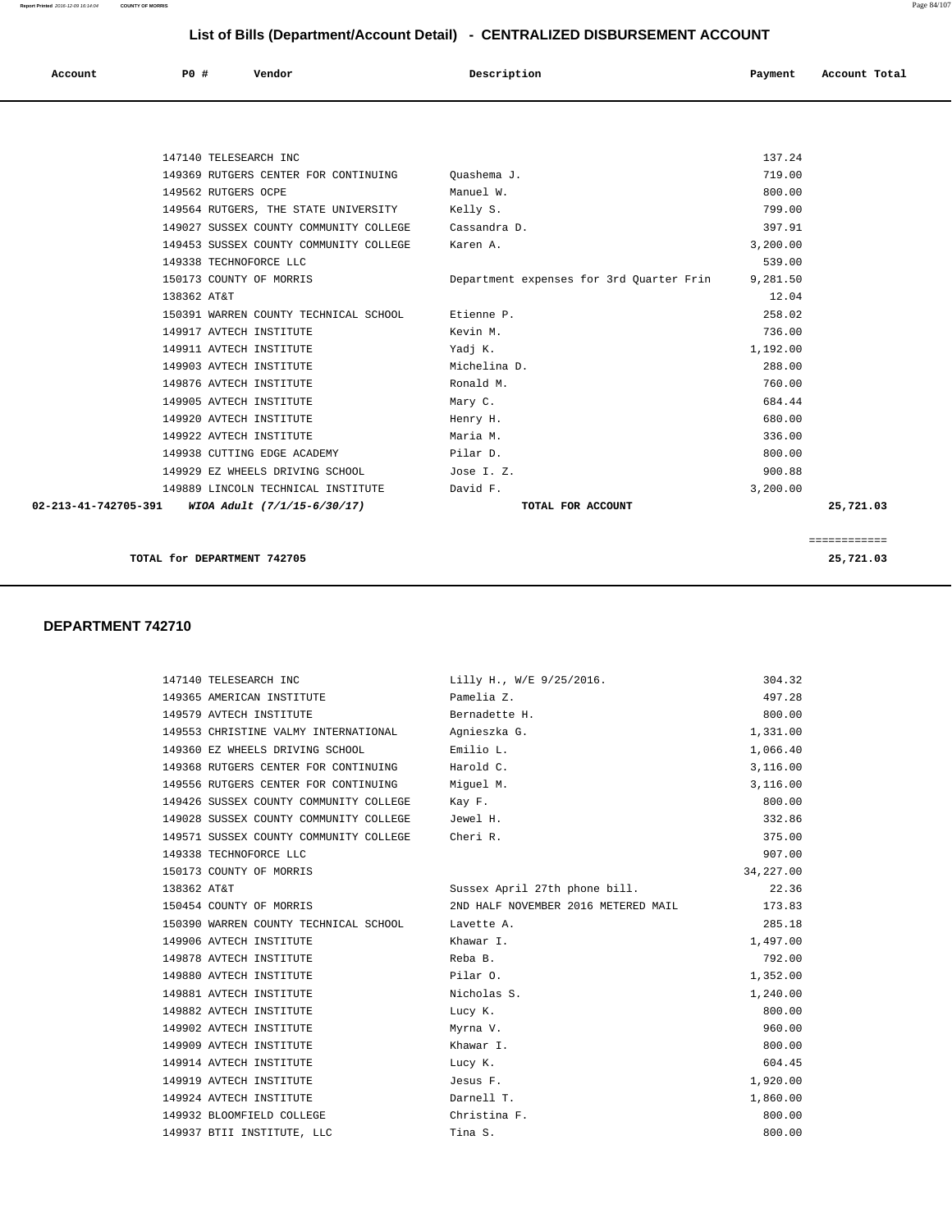## List of Bills (Department/Account Detail) - CENTRALIZED DISBURSEMENT ACCOUNT

| Account | P0 # | Vendor | Description | Payment | Account Total |
|---|---|---|---|---|---|
| | 147140 | TELESEARCH INC | | 137.24 | |
| | 149369 | RUTGERS CENTER FOR CONTINUING | Quashema J. | 719.00 | |
| | 149562 | RUTGERS OCPE | Manuel W. | 800.00 | |
| | 149564 | RUTGERS, THE STATE UNIVERSITY | Kelly S. | 799.00 | |
| | 149027 | SUSSEX COUNTY COMMUNITY COLLEGE | Cassandra D. | 397.91 | |
| | 149453 | SUSSEX COUNTY COMMUNITY COLLEGE | Karen A. | 3,200.00 | |
| | 149338 | TECHNOFORCE LLC | | 539.00 | |
| | 150173 | COUNTY OF MORRIS | Department expenses for 3rd Quarter Frin | 9,281.50 | |
| | 138362 | AT&T | | 12.04 | |
| | 150391 | WARREN COUNTY TECHNICAL SCHOOL | Etienne P. | 258.02 | |
| | 149917 | AVTECH INSTITUTE | Kevin M. | 736.00 | |
| | 149911 | AVTECH INSTITUTE | Yadj K. | 1,192.00 | |
| | 149903 | AVTECH INSTITUTE | Michelina D. | 288.00 | |
| | 149876 | AVTECH INSTITUTE | Ronald M. | 760.00 | |
| | 149905 | AVTECH INSTITUTE | Mary C. | 684.44 | |
| | 149920 | AVTECH INSTITUTE | Henry H. | 680.00 | |
| | 149922 | AVTECH INSTITUTE | Maria M. | 336.00 | |
| | 149938 | CUTTING EDGE ACADEMY | Pilar D. | 800.00 | |
| | 149929 | EZ WHEELS DRIVING SCHOOL | Jose I. Z. | 900.88 | |
| | 149889 | LINCOLN TECHNICAL INSTITUTE | David F. | 3,200.00 | |
| **02-213-41-742705-391** | | ***WIOA Adult (7/1/15-6/30/17)*** | **TOTAL FOR ACCOUNT** | | **25,721.03** |

**TOTAL for DEPARTMENT 742705** ............ **25,721.03**

### DEPARTMENT 742710

| P0 # | Vendor | Description | Payment |
|---|---|---|---|
| 147140 | TELESEARCH INC | Lilly H., W/E 9/25/2016. | 304.32 |
| 149365 | AMERICAN INSTITUTE | Pamelia Z. | 497.28 |
| 149579 | AVTECH INSTITUTE | Bernadette H. | 800.00 |
| 149553 | CHRISTINE VALMY INTERNATIONAL | Agnieszka G. | 1,331.00 |
| 149360 | EZ WHEELS DRIVING SCHOOL | Emilio L. | 1,066.40 |
| 149368 | RUTGERS CENTER FOR CONTINUING | Harold C. | 3,116.00 |
| 149556 | RUTGERS CENTER FOR CONTINUING | Miguel M. | 3,116.00 |
| 149426 | SUSSEX COUNTY COMMUNITY COLLEGE | Kay F. | 800.00 |
| 149028 | SUSSEX COUNTY COMMUNITY COLLEGE | Jewel H. | 332.86 |
| 149571 | SUSSEX COUNTY COMMUNITY COLLEGE | Cheri R. | 375.00 |
| 149338 | TECHNOFORCE LLC | | 907.00 |
| 150173 | COUNTY OF MORRIS | | 34,227.00 |
| 138362 | AT&T | Sussex April 27th phone bill. | 22.36 |
| 150454 | COUNTY OF MORRIS | 2ND HALF NOVEMBER 2016 METERED MAIL | 173.83 |
| 150390 | WARREN COUNTY TECHNICAL SCHOOL | Lavette A. | 285.18 |
| 149906 | AVTECH INSTITUTE | Khawar I. | 1,497.00 |
| 149878 | AVTECH INSTITUTE | Reba B. | 792.00 |
| 149880 | AVTECH INSTITUTE | Pilar O. | 1,352.00 |
| 149881 | AVTECH INSTITUTE | Nicholas S. | 1,240.00 |
| 149882 | AVTECH INSTITUTE | Lucy K. | 800.00 |
| 149902 | AVTECH INSTITUTE | Myrna V. | 960.00 |
| 149909 | AVTECH INSTITUTE | Khawar I. | 800.00 |
| 149914 | AVTECH INSTITUTE | Lucy K. | 604.45 |
| 149919 | AVTECH INSTITUTE | Jesus F. | 1,920.00 |
| 149924 | AVTECH INSTITUTE | Darnell T. | 1,860.00 |
| 149932 | BLOOMFIELD COLLEGE | Christina F. | 800.00 |
| 149937 | BTII INSTITUTE, LLC | Tina S. | 800.00 |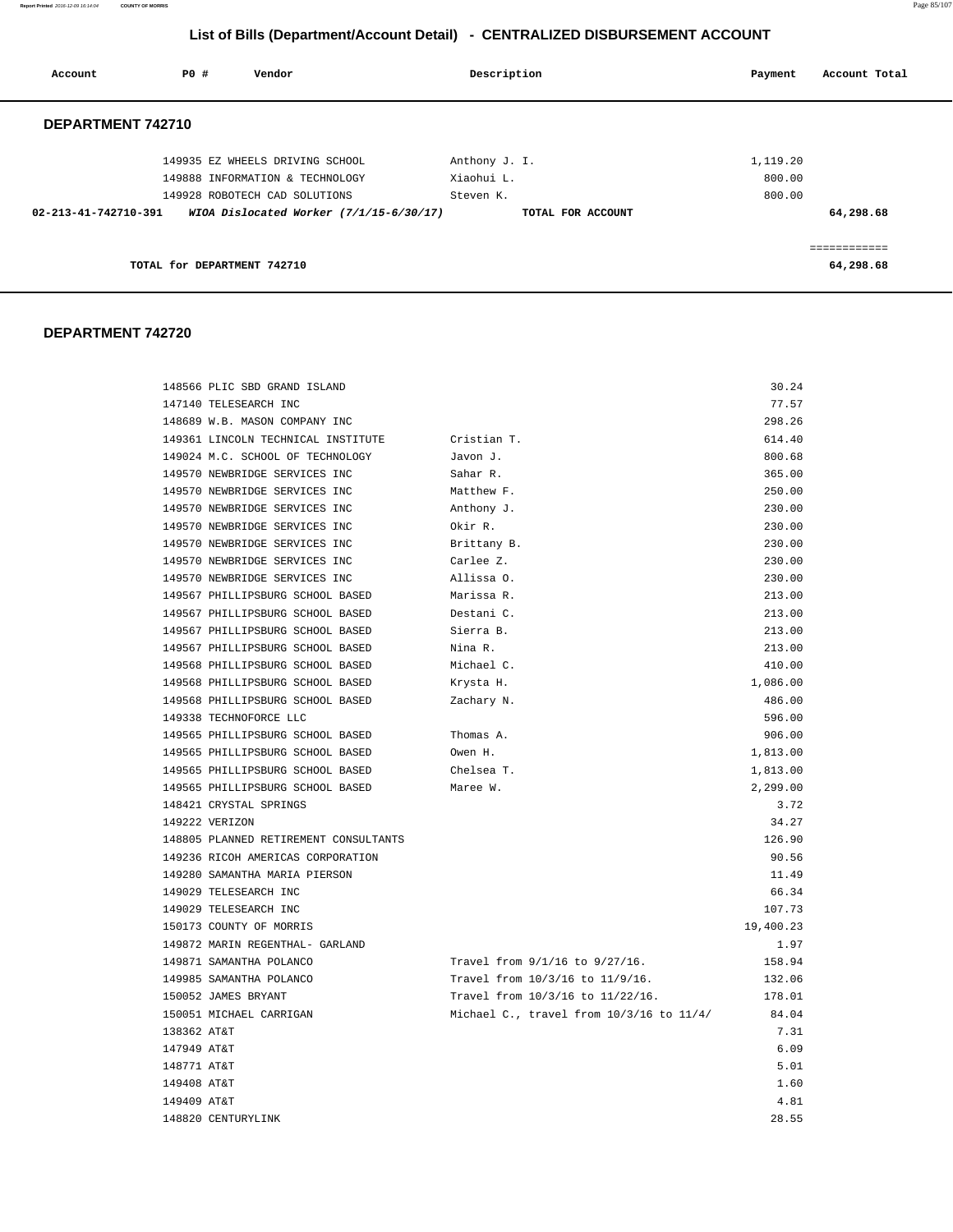## List of Bills (Department/Account Detail) - CENTRALIZED DISBURSEMENT ACCOUNT

| Account | PO # | Vendor | Description | Payment | Account Total |
|---|---|---|---|---|---|

### DEPARTMENT 742710

| Account | PO # | Vendor | Description | Payment | Account Total |
|---|---|---|---|---|---|
| | 149935 | EZ WHEELS DRIVING SCHOOL | Anthony J. I. | 1,119.20 | |
| | 149888 | INFORMATION & TECHNOLOGY | Xiaohui L. | 800.00 | |
| | 149928 | ROBOTECH CAD SOLUTIONS | Steven K. | 800.00 | |
| **02-213-41-742710-391** | | ***WIOA Dislocated Worker (7/1/15-6/30/17)*** | **TOTAL FOR ACCOUNT** | | **64,298.68** |
| | | | | | ============ |
| | | **TOTAL for DEPARTMENT 742710** | | | **64,298.68** |

### DEPARTMENT 742720

| Account | PO # | Vendor | Description | Payment | Account Total |
|---|---|---|---|---|---|
| | 148566 | PLIC SBD GRAND ISLAND | | 30.24 | |
| | 147140 | TELESEARCH INC | | 77.57 | |
| | 148689 | W.B. MASON COMPANY INC | | 298.26 | |
| | 149361 | LINCOLN TECHNICAL INSTITUTE | Cristian T. | 614.40 | |
| | 149024 | M.C. SCHOOL OF TECHNOLOGY | Javon J. | 800.68 | |
| | 149570 | NEWBRIDGE SERVICES INC | Sahar R. | 365.00 | |
| | 149570 | NEWBRIDGE SERVICES INC | Matthew F. | 250.00 | |
| | 149570 | NEWBRIDGE SERVICES INC | Anthony J. | 230.00 | |
| | 149570 | NEWBRIDGE SERVICES INC | Okir R. | 230.00 | |
| | 149570 | NEWBRIDGE SERVICES INC | Brittany B. | 230.00 | |
| | 149570 | NEWBRIDGE SERVICES INC | Carlee Z. | 230.00 | |
| | 149570 | NEWBRIDGE SERVICES INC | Allissa O. | 230.00 | |
| | 149567 | PHILLIPSBURG SCHOOL BASED | Marissa R. | 213.00 | |
| | 149567 | PHILLIPSBURG SCHOOL BASED | Destani C. | 213.00 | |
| | 149567 | PHILLIPSBURG SCHOOL BASED | Sierra B. | 213.00 | |
| | 149567 | PHILLIPSBURG SCHOOL BASED | Nina R. | 213.00 | |
| | 149568 | PHILLIPSBURG SCHOOL BASED | Michael C. | 410.00 | |
| | 149568 | PHILLIPSBURG SCHOOL BASED | Krysta H. | 1,086.00 | |
| | 149568 | PHILLIPSBURG SCHOOL BASED | Zachary N. | 486.00 | |
| | 149338 | TECHNOFORCE LLC | | 596.00 | |
| | 149565 | PHILLIPSBURG SCHOOL BASED | Thomas A. | 906.00 | |
| | 149565 | PHILLIPSBURG SCHOOL BASED | Owen H. | 1,813.00 | |
| | 149565 | PHILLIPSBURG SCHOOL BASED | Chelsea T. | 1,813.00 | |
| | 149565 | PHILLIPSBURG SCHOOL BASED | Maree W. | 2,299.00 | |
| | 148421 | CRYSTAL SPRINGS | | 3.72 | |
| | 149222 | VERIZON | | 34.27 | |
| | 148805 | PLANNED RETIREMENT CONSULTANTS | | 126.90 | |
| | 149236 | RICOH AMERICAS CORPORATION | | 90.56 | |
| | 149280 | SAMANTHA MARIA PIERSON | | 11.49 | |
| | 149029 | TELESEARCH INC | | 66.34 | |
| | 149029 | TELESEARCH INC | | 107.73 | |
| | 150173 | COUNTY OF MORRIS | | 19,400.23 | |
| | 149872 | MARIN REGENTHAL- GARLAND | | 1.97 | |
| | 149871 | SAMANTHA POLANCO | Travel from 9/1/16 to 9/27/16. | 158.94 | |
| | 149985 | SAMANTHA POLANCO | Travel from 10/3/16 to 11/9/16. | 132.06 | |
| | 150052 | JAMES BRYANT | Travel from 10/3/16 to 11/22/16. | 178.01 | |
| | 150051 | MICHAEL CARRIGAN | Michael C., travel from 10/3/16 to 11/4/ | 84.04 | |
| | 138362 | AT&T | | 7.31 | |
| | 147949 | AT&T | | 6.09 | |
| | 148771 | AT&T | | 5.01 | |
| | 149408 | AT&T | | 1.60 | |
| | 149409 | AT&T | | 4.81 | |
| | 148820 | CENTURYLINK | | 28.55 | |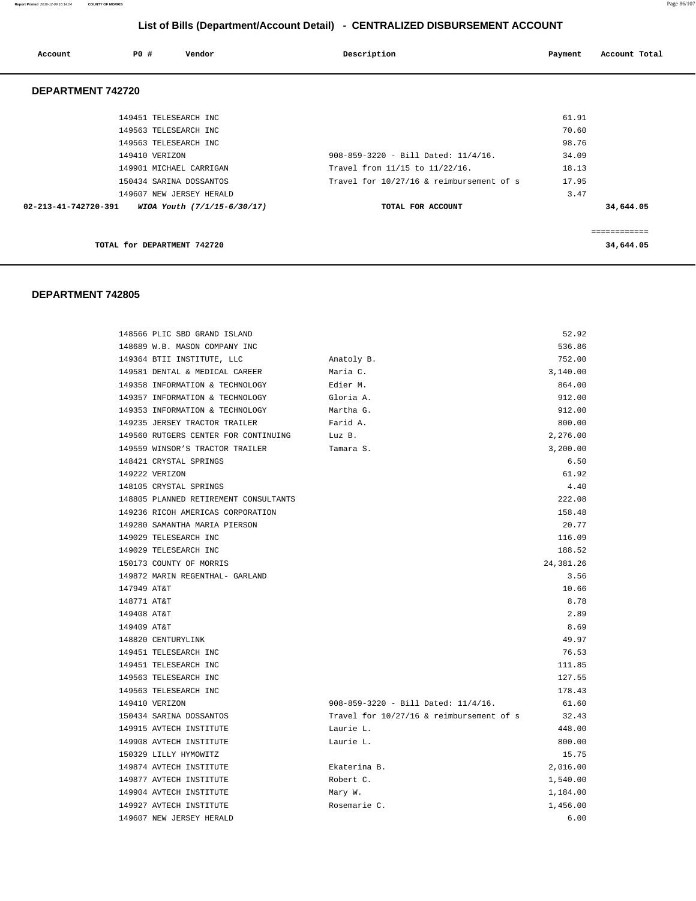# List of Bills (Department/Account Detail) - CENTRALIZED DISBURSEMENT ACCOUNT

| Account | PO # | Vendor | Description | Payment | Account Total |
|---|---|---|---|---|---|

## DEPARTMENT 742720

| Account | PO # | Vendor | Description | Payment | Account Total |
|---|---|---|---|---|---|
| | 149451 | TELESEARCH INC | | 61.91 | |
| | 149563 | TELESEARCH INC | | 70.60 | |
| | 149563 | TELESEARCH INC | | 98.76 | |
| | 149410 | VERIZON | 908-859-3220 - Bill Dated: 11/4/16. | 34.09 | |
| | 149901 | MICHAEL CARRIGAN | Travel from 11/15 to 11/22/16. | 18.13 | |
| | 150434 | SARINA DOSSANTOS | Travel for 10/27/16 & reimbursement of s | 17.95 | |
| | 149607 | NEW JERSEY HERALD | | 3.47 | |
| **02-213-41-742720-391** | | ***WIOA Youth (7/1/15-6/30/17)*** | **TOTAL FOR ACCOUNT** | | **34,644.05** |

============

**TOTAL for DEPARTMENT 742720** **34,644.05**

## DEPARTMENT 742805

| Account | PO # | Vendor | Description | Payment | Account Total |
|---|---|---|---|---|---|
| | 148566 | PLIC SBD GRAND ISLAND | | 52.92 | |
| | 148689 | W.B. MASON COMPANY INC | | 536.86 | |
| | 149364 | BTII INSTITUTE, LLC | Anatoly B. | 752.00 | |
| | 149581 | DENTAL & MEDICAL CAREER | Maria C. | 3,140.00 | |
| | 149358 | INFORMATION & TECHNOLOGY | Edier M. | 864.00 | |
| | 149357 | INFORMATION & TECHNOLOGY | Gloria A. | 912.00 | |
| | 149353 | INFORMATION & TECHNOLOGY | Martha G. | 912.00 | |
| | 149235 | JERSEY TRACTOR TRAILER | Farid A. | 800.00 | |
| | 149560 | RUTGERS CENTER FOR CONTINUING | Luz B. | 2,276.00 | |
| | 149559 | WINSOR'S TRACTOR TRAILER | Tamara S. | 3,200.00 | |
| | 148421 | CRYSTAL SPRINGS | | 6.50 | |
| | 149222 | VERIZON | | 61.92 | |
| | 148105 | CRYSTAL SPRINGS | | 4.40 | |
| | 148805 | PLANNED RETIREMENT CONSULTANTS | | 222.08 | |
| | 149236 | RICOH AMERICAS CORPORATION | | 158.48 | |
| | 149280 | SAMANTHA MARIA PIERSON | | 20.77 | |
| | 149029 | TELESEARCH INC | | 116.09 | |
| | 149029 | TELESEARCH INC | | 188.52 | |
| | 150173 | COUNTY OF MORRIS | | 24,381.26 | |
| | 149872 | MARIN REGENTHAL- GARLAND | | 3.56 | |
| | 147949 | AT&T | | 10.66 | |
| | 148771 | AT&T | | 8.78 | |
| | 149408 | AT&T | | 2.89 | |
| | 149409 | AT&T | | 8.69 | |
| | 148820 | CENTURYLINK | | 49.97 | |
| | 149451 | TELESEARCH INC | | 76.53 | |
| | 149451 | TELESEARCH INC | | 111.85 | |
| | 149563 | TELESEARCH INC | | 127.55 | |
| | 149563 | TELESEARCH INC | | 178.43 | |
| | 149410 | VERIZON | 908-859-3220 - Bill Dated: 11/4/16. | 61.60 | |
| | 150434 | SARINA DOSSANTOS | Travel for 10/27/16 & reimbursement of s | 32.43 | |
| | 149915 | AVTECH INSTITUTE | Laurie L. | 448.00 | |
| | 149908 | AVTECH INSTITUTE | Laurie L. | 800.00 | |
| | 150329 | LILLY HYMOWITZ | | 15.75 | |
| | 149874 | AVTECH INSTITUTE | Ekaterina B. | 2,016.00 | |
| | 149877 | AVTECH INSTITUTE | Robert C. | 1,540.00 | |
| | 149904 | AVTECH INSTITUTE | Mary W. | 1,184.00 | |
| | 149927 | AVTECH INSTITUTE | Rosemarie C. | 1,456.00 | |
| | 149607 | NEW JERSEY HERALD | | 6.00 | |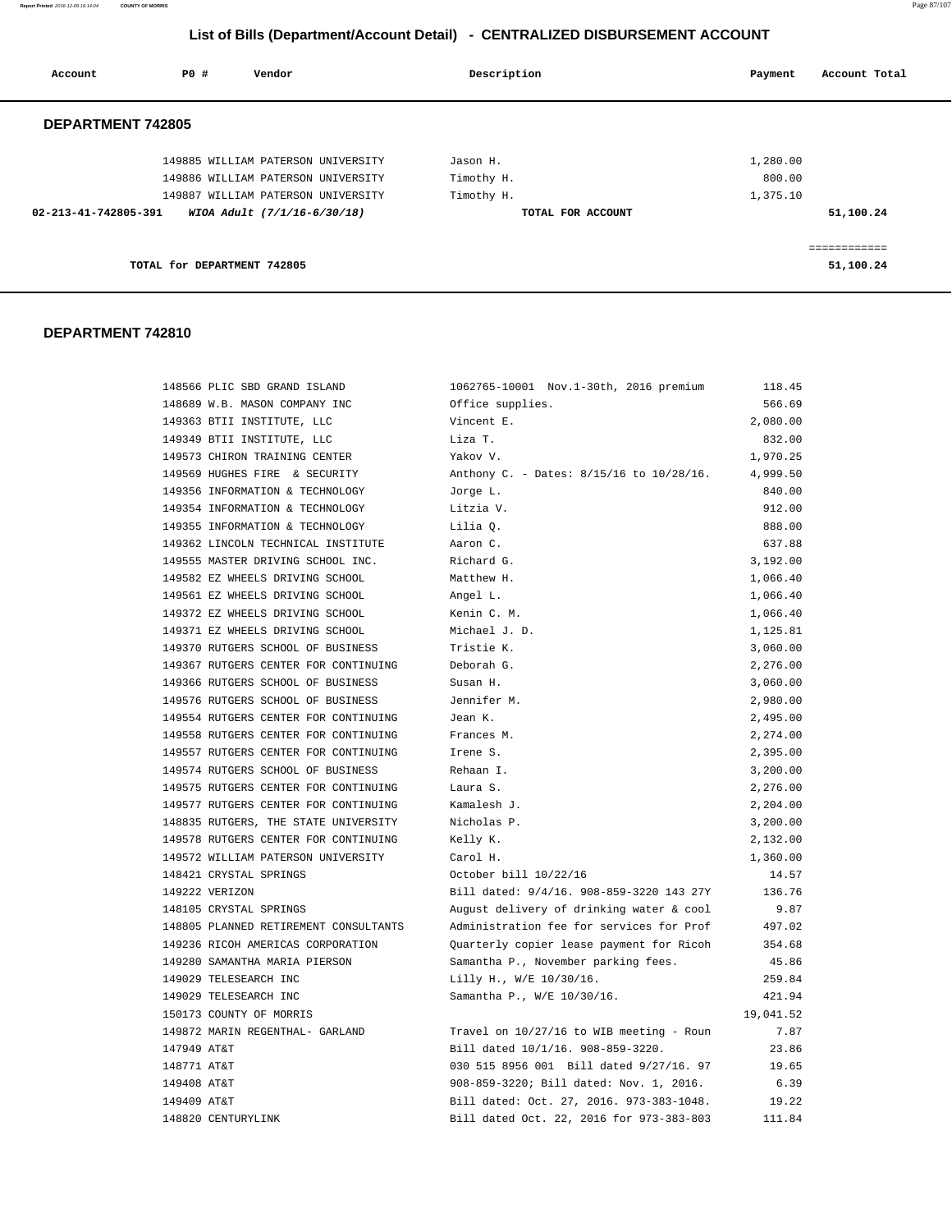## List of Bills (Department/Account Detail) - CENTRALIZED DISBURSEMENT ACCOUNT

| Account | PO # | Vendor | Description | Payment | Account Total |
|---|---|---|---|---|---|

### DEPARTMENT 742805

| Account | PO # | Vendor | Description | Payment | Account Total |
|---|---|---|---|---|---|
| | 149885 | WILLIAM PATERSON UNIVERSITY | Jason H. | 1,280.00 | |
| | 149886 | WILLIAM PATERSON UNIVERSITY | Timothy H. | 800.00 | |
| | 149887 | WILLIAM PATERSON UNIVERSITY | Timothy H. | 1,375.10 | |
| **02-213-41-742805-391** | | ***WIOA Adult (7/1/16-6/30/18)*** | **TOTAL FOR ACCOUNT** | | **51,100.24** |
| | | | | | ============ |
| **TOTAL for DEPARTMENT 742805** | | | | | **51,100.24** |

### DEPARTMENT 742810

| Account | PO # | Vendor | Description | Payment | Account Total |
|---|---|---|---|---|---|
| | 148566 | PLIC SBD GRAND ISLAND | 1062765-10001 Nov.1-30th, 2016 premium | 118.45 | |
| | 148689 | W.B. MASON COMPANY INC | Office supplies. | 566.69 | |
| | 149363 | BTII INSTITUTE, LLC | Vincent E. | 2,080.00 | |
| | 149349 | BTII INSTITUTE, LLC | Liza T. | 832.00 | |
| | 149573 | CHIRON TRAINING CENTER | Yakov V. | 1,970.25 | |
| | 149569 | HUGHES FIRE & SECURITY | Anthony C. - Dates: 8/15/16 to 10/28/16. | 4,999.50 | |
| | 149356 | INFORMATION & TECHNOLOGY | Jorge L. | 840.00 | |
| | 149354 | INFORMATION & TECHNOLOGY | Litzia V. | 912.00 | |
| | 149355 | INFORMATION & TECHNOLOGY | Lilia Q. | 888.00 | |
| | 149362 | LINCOLN TECHNICAL INSTITUTE | Aaron C. | 637.88 | |
| | 149555 | MASTER DRIVING SCHOOL INC. | Richard G. | 3,192.00 | |
| | 149582 | EZ WHEELS DRIVING SCHOOL | Matthew H. | 1,066.40 | |
| | 149561 | EZ WHEELS DRIVING SCHOOL | Angel L. | 1,066.40 | |
| | 149372 | EZ WHEELS DRIVING SCHOOL | Kenin C. M. | 1,066.40 | |
| | 149371 | EZ WHEELS DRIVING SCHOOL | Michael J. D. | 1,125.81 | |
| | 149370 | RUTGERS SCHOOL OF BUSINESS | Tristie K. | 3,060.00 | |
| | 149367 | RUTGERS CENTER FOR CONTINUING | Deborah G. | 2,276.00 | |
| | 149366 | RUTGERS SCHOOL OF BUSINESS | Susan H. | 3,060.00 | |
| | 149576 | RUTGERS SCHOOL OF BUSINESS | Jennifer M. | 2,980.00 | |
| | 149554 | RUTGERS CENTER FOR CONTINUING | Jean K. | 2,495.00 | |
| | 149558 | RUTGERS CENTER FOR CONTINUING | Frances M. | 2,274.00 | |
| | 149557 | RUTGERS CENTER FOR CONTINUING | Irene S. | 2,395.00 | |
| | 149574 | RUTGERS SCHOOL OF BUSINESS | Rehaan I. | 3,200.00 | |
| | 149575 | RUTGERS CENTER FOR CONTINUING | Laura S. | 2,276.00 | |
| | 149577 | RUTGERS CENTER FOR CONTINUING | Kamalesh J. | 2,204.00 | |
| | 148835 | RUTGERS, THE STATE UNIVERSITY | Nicholas P. | 3,200.00 | |
| | 149578 | RUTGERS CENTER FOR CONTINUING | Kelly K. | 2,132.00 | |
| | 149572 | WILLIAM PATERSON UNIVERSITY | Carol H. | 1,360.00 | |
| | 148421 | CRYSTAL SPRINGS | October bill 10/22/16 | 14.57 | |
| | 149222 | VERIZON | Bill dated: 9/4/16. 908-859-3220 143 27Y | 136.76 | |
| | 148105 | CRYSTAL SPRINGS | August delivery of drinking water & cool | 9.87 | |
| | 148805 | PLANNED RETIREMENT CONSULTANTS | Administration fee for services for Prof | 497.02 | |
| | 149236 | RICOH AMERICAS CORPORATION | Quarterly copier lease payment for Ricoh | 354.68 | |
| | 149280 | SAMANTHA MARIA PIERSON | Samantha P., November parking fees. | 45.86 | |
| | 149029 | TELESEARCH INC | Lilly H., W/E 10/30/16. | 259.84 | |
| | 149029 | TELESEARCH INC | Samantha P., W/E 10/30/16. | 421.94 | |
| | 150173 | COUNTY OF MORRIS | | 19,041.52 | |
| | 149872 | MARIN REGENTHAL- GARLAND | Travel on 10/27/16 to WIB meeting - Roun | 7.87 | |
| | 147949 | AT&T | Bill dated 10/1/16. 908-859-3220. | 23.86 | |
| | 148771 | AT&T | 030 515 8956 001 Bill dated 9/27/16. 97 | 19.65 | |
| | 149408 | AT&T | 908-859-3220; Bill dated: Nov. 1, 2016. | 6.39 | |
| | 149409 | AT&T | Bill dated: Oct. 27, 2016. 973-383-1048. | 19.22 | |
| | 148820 | CENTURYLINK | Bill dated Oct. 22, 2016 for 973-383-803 | 111.84 | |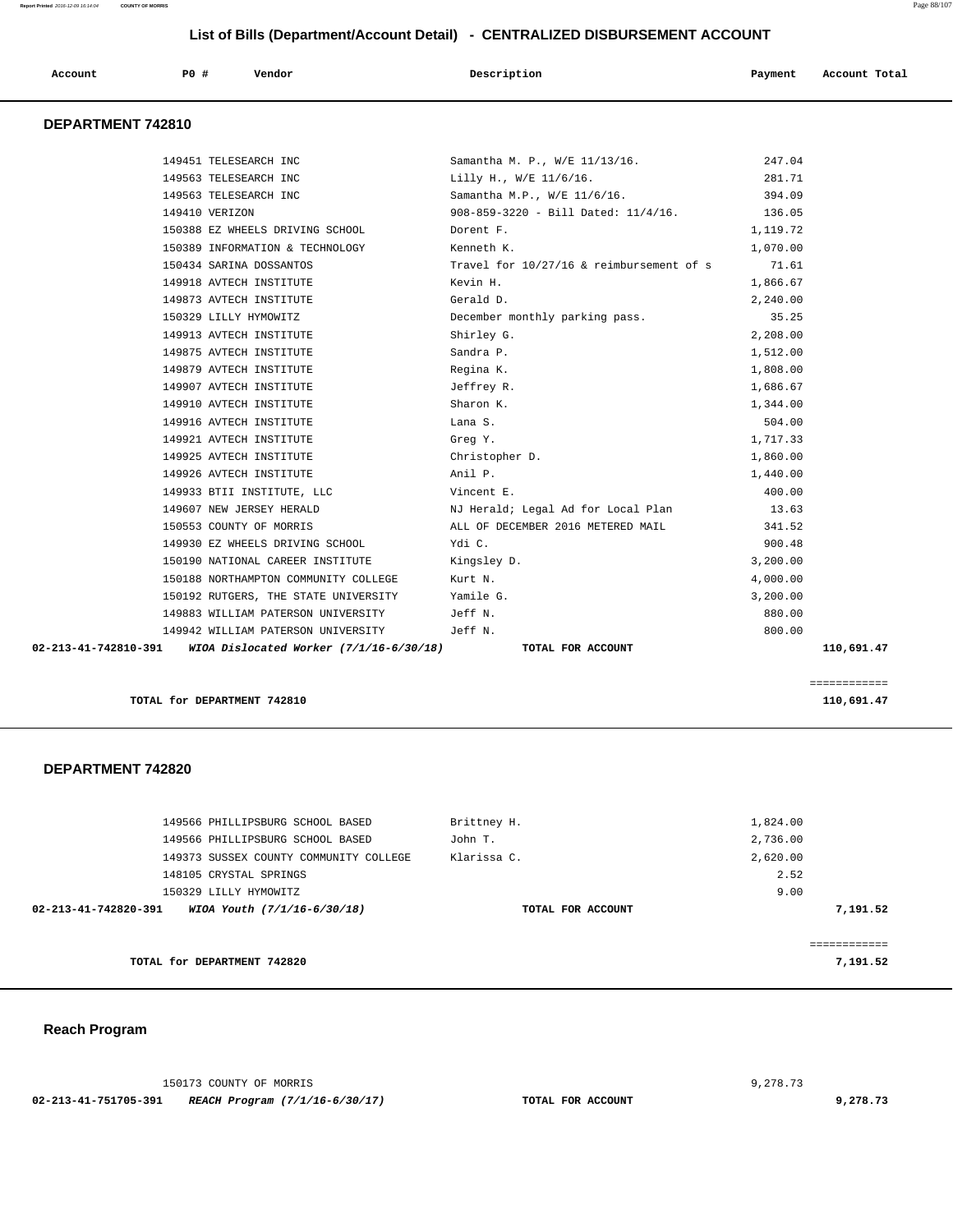# List of Bills (Department/Account Detail) - CENTRALIZED DISBURSEMENT ACCOUNT

| Account | PO # | Vendor | Description | Payment | Account Total |
|---|---|---|---|---|---|

## DEPARTMENT 742810

| Account | PO # | Vendor | Description | Payment | Account Total |
|---|---|---|---|---|---|
| | 149451 | TELESEARCH INC | Samantha M. P., W/E 11/13/16. | 247.04 | |
| | 149563 | TELESEARCH INC | Lilly H., W/E 11/6/16. | 281.71 | |
| | 149563 | TELESEARCH INC | Samantha M.P., W/E 11/6/16. | 394.09 | |
| | 149410 | VERIZON | 908-859-3220 - Bill Dated: 11/4/16. | 136.05 | |
| | 150388 | EZ WHEELS DRIVING SCHOOL | Dorent F. | 1,119.72 | |
| | 150389 | INFORMATION & TECHNOLOGY | Kenneth K. | 1,070.00 | |
| | 150434 | SARINA DOSSANTOS | Travel for 10/27/16 & reimbursement of s | 71.61 | |
| | 149918 | AVTECH INSTITUTE | Kevin H. | 1,866.67 | |
| | 149873 | AVTECH INSTITUTE | Gerald D. | 2,240.00 | |
| | 150329 | LILLY HYMOWITZ | December monthly parking pass. | 35.25 | |
| | 149913 | AVTECH INSTITUTE | Shirley G. | 2,208.00 | |
| | 149875 | AVTECH INSTITUTE | Sandra P. | 1,512.00 | |
| | 149879 | AVTECH INSTITUTE | Regina K. | 1,808.00 | |
| | 149907 | AVTECH INSTITUTE | Jeffrey R. | 1,686.67 | |
| | 149910 | AVTECH INSTITUTE | Sharon K. | 1,344.00 | |
| | 149916 | AVTECH INSTITUTE | Lana S. | 504.00 | |
| | 149921 | AVTECH INSTITUTE | Greg Y. | 1,717.33 | |
| | 149925 | AVTECH INSTITUTE | Christopher D. | 1,860.00 | |
| | 149926 | AVTECH INSTITUTE | Anil P. | 1,440.00 | |
| | 149933 | BTII INSTITUTE, LLC | Vincent E. | 400.00 | |
| | 149607 | NEW JERSEY HERALD | NJ Herald; Legal Ad for Local Plan | 13.63 | |
| | 150553 | COUNTY OF MORRIS | ALL OF DECEMBER 2016 METERED MAIL | 341.52 | |
| | 149930 | EZ WHEELS DRIVING SCHOOL | Ydi C. | 900.48 | |
| | 150190 | NATIONAL CAREER INSTITUTE | Kingsley D. | 3,200.00 | |
| | 150188 | NORTHAMPTON COMMUNITY COLLEGE | Kurt N. | 4,000.00 | |
| | 150192 | RUTGERS, THE STATE UNIVERSITY | Yamile G. | 3,200.00 | |
| | 149883 | WILLIAM PATERSON UNIVERSITY | Jeff N. | 880.00 | |
| | 149942 | WILLIAM PATERSON UNIVERSITY | Jeff N. | 800.00 | |
| **02-213-41-742810-391** | | ***WIOA Dislocated Worker (7/1/16-6/30/18)*** | **TOTAL FOR ACCOUNT** | | **110,691.47** |

**TOTAL for DEPARTMENT 742810** — **110,691.47**

## DEPARTMENT 742820

| Account | PO # | Vendor | Description | Payment | Account Total |
|---|---|---|---|---|---|
| | 149566 | PHILLIPSBURG SCHOOL BASED | Brittney H. | 1,824.00 | |
| | 149566 | PHILLIPSBURG SCHOOL BASED | John T. | 2,736.00 | |
| | 149373 | SUSSEX COUNTY COMMUNITY COLLEGE | Klarissa C. | 2,620.00 | |
| | 148105 | CRYSTAL SPRINGS | | 2.52 | |
| | 150329 | LILLY HYMOWITZ | | 9.00 | |
| **02-213-41-742820-391** | | ***WIOA Youth (7/1/16-6/30/18)*** | **TOTAL FOR ACCOUNT** | | **7,191.52** |

**TOTAL for DEPARTMENT 742820** — **7,191.52**

## Reach Program

| Account | PO # | Vendor | Description | Payment | Account Total |
|---|---|---|---|---|---|
| | 150173 | COUNTY OF MORRIS | | 9,278.73 | |
| **02-213-41-751705-391** | | ***REACH Program (7/1/16-6/30/17)*** | **TOTAL FOR ACCOUNT** | | **9,278.73** |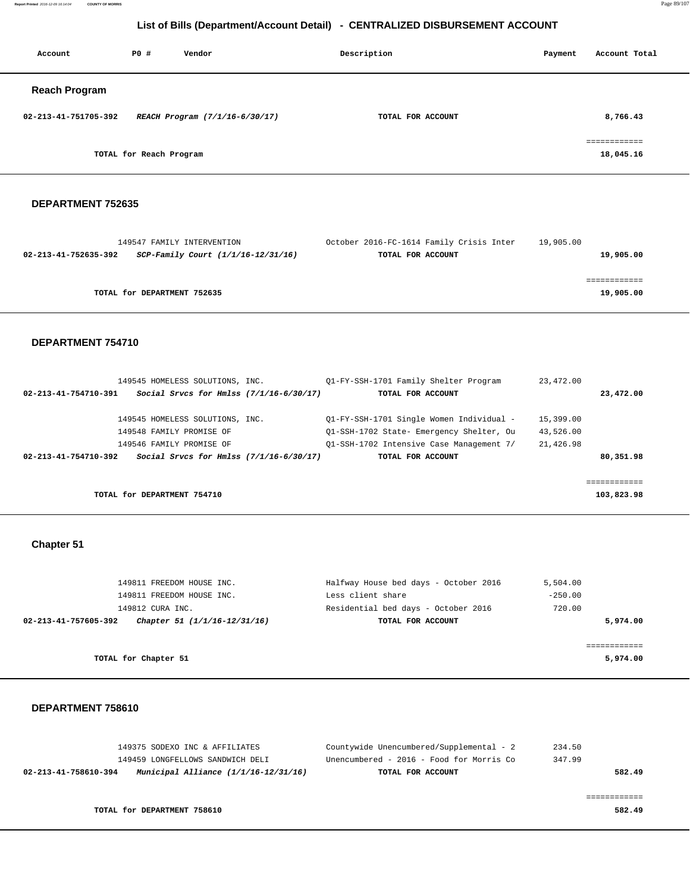# List of Bills (Department/Account Detail) - CENTRALIZED DISBURSEMENT ACCOUNT

| Account | PO # | Vendor | Description | Payment | Account Total |
|---|---|---|---|---|---|

## Reach Program

| Account | PO # | Vendor | Description | Payment | Account Total |
|---|---|---|---|---|---|
| **02-213-41-751705-392** | | ***REACH Program (7/1/16-6/30/17)*** | **TOTAL FOR ACCOUNT** | | **8,766.43** |
| | | | | | ============ |
| | | **TOTAL for Reach Program** | | | **18,045.16** |

## DEPARTMENT 752635

| Account | PO # | Vendor | Description | Payment | Account Total |
|---|---|---|---|---|---|
| | 149547 | FAMILY INTERVENTION | October 2016-FC-1614 Family Crisis Inter | 19,905.00 | |
| **02-213-41-752635-392** | | ***SCP-Family Court (1/1/16-12/31/16)*** | **TOTAL FOR ACCOUNT** | | **19,905.00** |
| | | | | | ============ |
| | | **TOTAL for DEPARTMENT 752635** | | | **19,905.00** |

## DEPARTMENT 754710

| Account | PO # | Vendor | Description | Payment | Account Total |
|---|---|---|---|---|---|
| | 149545 | HOMELESS SOLUTIONS, INC. | Q1-FY-SSH-1701 Family Shelter Program | 23,472.00 | |
| **02-213-41-754710-391** | | ***Social Srvcs for Hmlss (7/1/16-6/30/17)*** | **TOTAL FOR ACCOUNT** | | **23,472.00** |
| | 149545 | HOMELESS SOLUTIONS, INC. | Q1-FY-SSH-1701 Single Women Individual - | 15,399.00 | |
| | 149548 | FAMILY PROMISE OF | Q1-SSH-1702 State- Emergency Shelter, Ou | 43,526.00 | |
| | 149546 | FAMILY PROMISE OF | Q1-SSH-1702 Intensive Case Management 7/ | 21,426.98 | |
| **02-213-41-754710-392** | | ***Social Srvcs for Hmlss (7/1/16-6/30/17)*** | **TOTAL FOR ACCOUNT** | | **80,351.98** |
| | | | | | ============ |
| | | **TOTAL for DEPARTMENT 754710** | | | **103,823.98** |

## Chapter 51

| Account | PO # | Vendor | Description | Payment | Account Total |
|---|---|---|---|---|---|
| | 149811 | FREEDOM HOUSE INC. | Halfway House bed days - October 2016 | 5,504.00 | |
| | 149811 | FREEDOM HOUSE INC. | Less client share | -250.00 | |
| | 149812 | CURA INC. | Residential bed days - October 2016 | 720.00 | |
| **02-213-41-757605-392** | | ***Chapter 51 (1/1/16-12/31/16)*** | **TOTAL FOR ACCOUNT** | | **5,974.00** |
| | | | | | ============ |
| | | **TOTAL for Chapter 51** | | | **5,974.00** |

## DEPARTMENT 758610

| Account | PO # | Vendor | Description | Payment | Account Total |
|---|---|---|---|---|---|
| | 149375 | SODEXO INC & AFFILIATES | Countywide Unencumbered/Supplemental - 2 | 234.50 | |
| | 149459 | LONGFELLOWS SANDWICH DELI | Unencumbered - 2016 - Food for Morris Co | 347.99 | |
| **02-213-41-758610-394** | | ***Municipal Alliance (1/1/16-12/31/16)*** | **TOTAL FOR ACCOUNT** | | **582.49** |
| | | | | | ============ |
| | | **TOTAL for DEPARTMENT 758610** | | | **582.49** |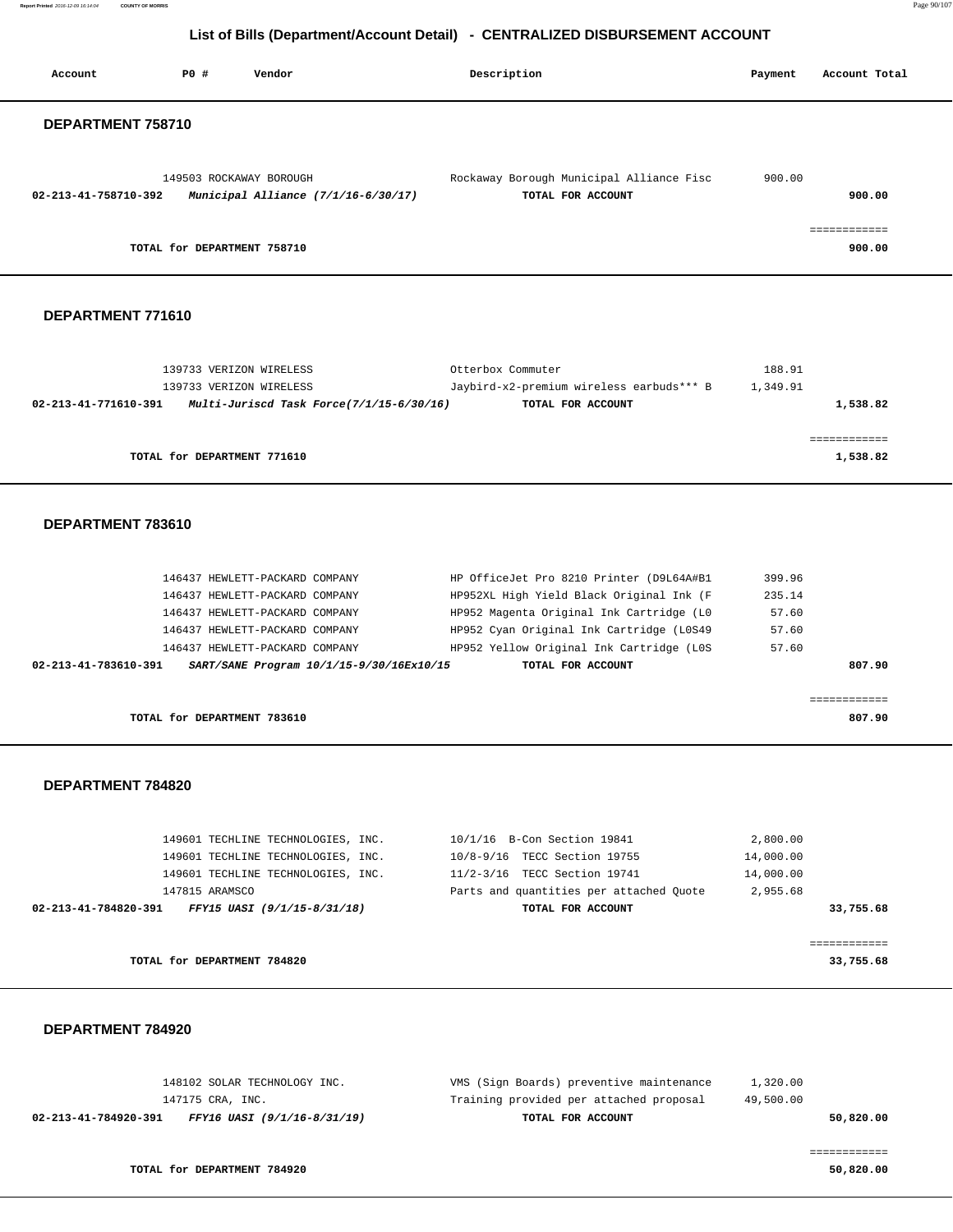## List of Bills (Department/Account Detail) - CENTRALIZED DISBURSEMENT ACCOUNT

| Account | PO # | Vendor | Description | Payment | Account Total |
|---|---|---|---|---|---|

### DEPARTMENT 758710

| Account | PO # | Vendor | Description | Payment | Account Total |
|---|---|---|---|---|---|
| | 149503 | ROCKAWAY BOROUGH | Rockaway Borough Municipal Alliance Fisc | 900.00 | |
| **02-213-41-758710-392** | | ***Municipal Alliance (7/1/16-6/30/17)*** | **TOTAL FOR ACCOUNT** | | **900.00** |
| | | | | | ============ |
| | **TOTAL for DEPARTMENT 758710** | | | | **900.00** |

### DEPARTMENT 771610

| Account | PO # | Vendor | Description | Payment | Account Total |
|---|---|---|---|---|---|
| | 139733 | VERIZON WIRELESS | Otterbox Commuter | 188.91 | |
| | 139733 | VERIZON WIRELESS | Jaybird-x2-premium wireless earbuds*** B | 1,349.91 | |
| **02-213-41-771610-391** | | ***Multi-Juriscd Task Force(7/1/15-6/30/16)*** | **TOTAL FOR ACCOUNT** | | **1,538.82** |
| | | | | | ============ |
| | **TOTAL for DEPARTMENT 771610** | | | | **1,538.82** |

### DEPARTMENT 783610

| Account | PO # | Vendor | Description | Payment | Account Total |
|---|---|---|---|---|---|
| | 146437 | HEWLETT-PACKARD COMPANY | HP OfficeJet Pro 8210 Printer (D9L64A#B1 | 399.96 | |
| | 146437 | HEWLETT-PACKARD COMPANY | HP952XL High Yield Black Original Ink (F | 235.14 | |
| | 146437 | HEWLETT-PACKARD COMPANY | HP952 Magenta Original Ink Cartridge (L0 | 57.60 | |
| | 146437 | HEWLETT-PACKARD COMPANY | HP952 Cyan Original Ink Cartridge (L0S49 | 57.60 | |
| | 146437 | HEWLETT-PACKARD COMPANY | HP952 Yellow Original Ink Cartridge (L0S | 57.60 | |
| **02-213-41-783610-391** | | ***SART/SANE Program 10/1/15-9/30/16Ex10/15*** | **TOTAL FOR ACCOUNT** | | **807.90** |
| | | | | | ============ |
| | **TOTAL for DEPARTMENT 783610** | | | | **807.90** |

### DEPARTMENT 784820

| Account | PO # | Vendor | Description | Payment | Account Total |
|---|---|---|---|---|---|
| | 149601 | TECHLINE TECHNOLOGIES, INC. | 10/1/16 B-Con Section 19841 | 2,800.00 | |
| | 149601 | TECHLINE TECHNOLOGIES, INC. | 10/8-9/16 TECC Section 19755 | 14,000.00 | |
| | 149601 | TECHLINE TECHNOLOGIES, INC. | 11/2-3/16 TECC Section 19741 | 14,000.00 | |
| | 147815 | ARAMSCO | Parts and quantities per attached Quote | 2,955.68 | |
| **02-213-41-784820-391** | | ***FFY15 UASI (9/1/15-8/31/18)*** | **TOTAL FOR ACCOUNT** | | **33,755.68** |
| | | | | | ============ |
| | **TOTAL for DEPARTMENT 784820** | | | | **33,755.68** |

### DEPARTMENT 784920

| Account | PO # | Vendor | Description | Payment | Account Total |
|---|---|---|---|---|---|
| | 148102 | SOLAR TECHNOLOGY INC. | VMS (Sign Boards) preventive maintenance | 1,320.00 | |
| | 147175 | CRA, INC. | Training provided per attached proposal | 49,500.00 | |
| **02-213-41-784920-391** | | ***FFY16 UASI (9/1/16-8/31/19)*** | **TOTAL FOR ACCOUNT** | | **50,820.00** |
| | | | | | ============ |
| | **TOTAL for DEPARTMENT 784920** | | | | **50,820.00** |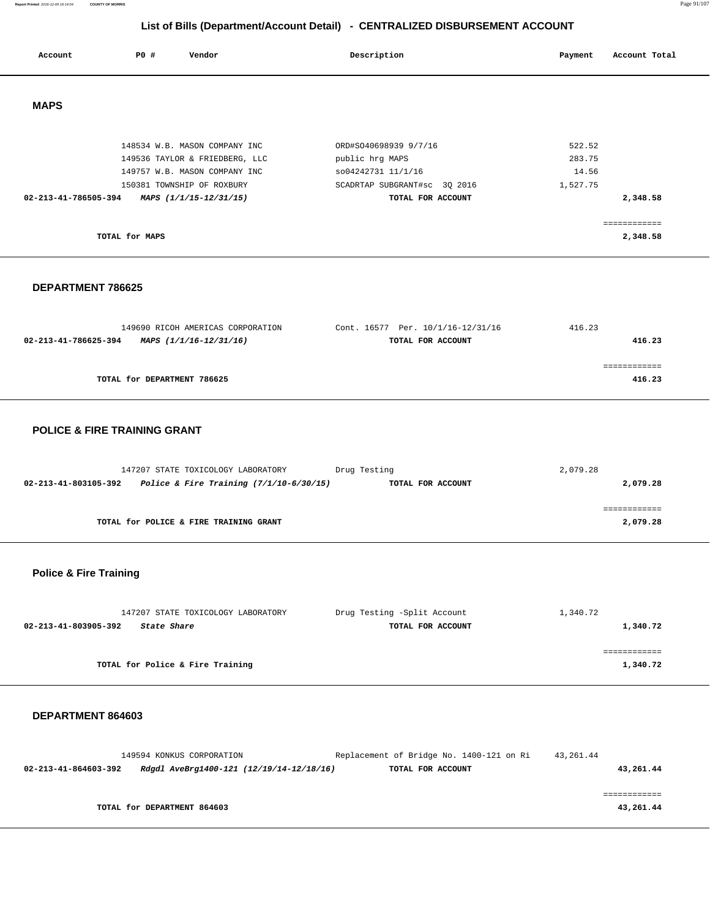## List of Bills (Department/Account Detail) - CENTRALIZED DISBURSEMENT ACCOUNT

| Account | PO # | Vendor | Description | Payment | Account Total |
|---|---|---|---|---|---|

### MAPS

| Account | PO # | Vendor | Description | Payment | Account Total |
|---|---|---|---|---|---|
| | 148534 | W.B. MASON COMPANY INC | ORD#SO40698939 9/7/16 | 522.52 | |
| | 149536 | TAYLOR & FRIEDBERG, LLC | public hrg MAPS | 283.75 | |
| | 149757 | W.B. MASON COMPANY INC | so04242731 11/1/16 | 14.56 | |
| | 150381 | TOWNSHIP OF ROXBURY | SCADRTAP SUBGRANT#sc 3Q 2016 | 1,527.75 | |
| **02-213-41-786505-394** | | ***MAPS (1/1/15-12/31/15)*** | **TOTAL FOR ACCOUNT** | | **2,348.58** |

**TOTAL for MAPS** ============ **2,348.58**

### DEPARTMENT 786625

| Account | PO # | Vendor | Description | Payment | Account Total |
|---|---|---|---|---|---|
| | 149690 | RICOH AMERICAS CORPORATION | Cont. 16577 Per. 10/1/16-12/31/16 | 416.23 | |
| **02-213-41-786625-394** | | ***MAPS (1/1/16-12/31/16)*** | **TOTAL FOR ACCOUNT** | | **416.23** |

**TOTAL for DEPARTMENT 786625** ============ **416.23**

### POLICE & FIRE TRAINING GRANT

| Account | PO # | Vendor | Description | Payment | Account Total |
|---|---|---|---|---|---|
| | 147207 | STATE TOXICOLOGY LABORATORY | Drug Testing | 2,079.28 | |
| **02-213-41-803105-392** | | ***Police & Fire Training (7/1/10-6/30/15)*** | **TOTAL FOR ACCOUNT** | | **2,079.28** |

**TOTAL for POLICE & FIRE TRAINING GRANT** ============ **2,079.28**

### Police & Fire Training

| Account | PO # | Vendor | Description | Payment | Account Total |
|---|---|---|---|---|---|
| | 147207 | STATE TOXICOLOGY LABORATORY | Drug Testing -Split Account | 1,340.72 | |
| **02-213-41-803905-392** | | ***State Share*** | **TOTAL FOR ACCOUNT** | | **1,340.72** |

**TOTAL for Police & Fire Training** ============ **1,340.72**

### DEPARTMENT 864603

| Account | PO # | Vendor | Description | Payment | Account Total |
|---|---|---|---|---|---|
| | 149594 | KONKUS CORPORATION | Replacement of Bridge No. 1400-121 on Ri | 43,261.44 | |
| **02-213-41-864603-392** | | ***Rdgdl AveBrg1400-121 (12/19/14-12/18/16)*** | **TOTAL FOR ACCOUNT** | | **43,261.44** |

**TOTAL for DEPARTMENT 864603** ============ **43,261.44**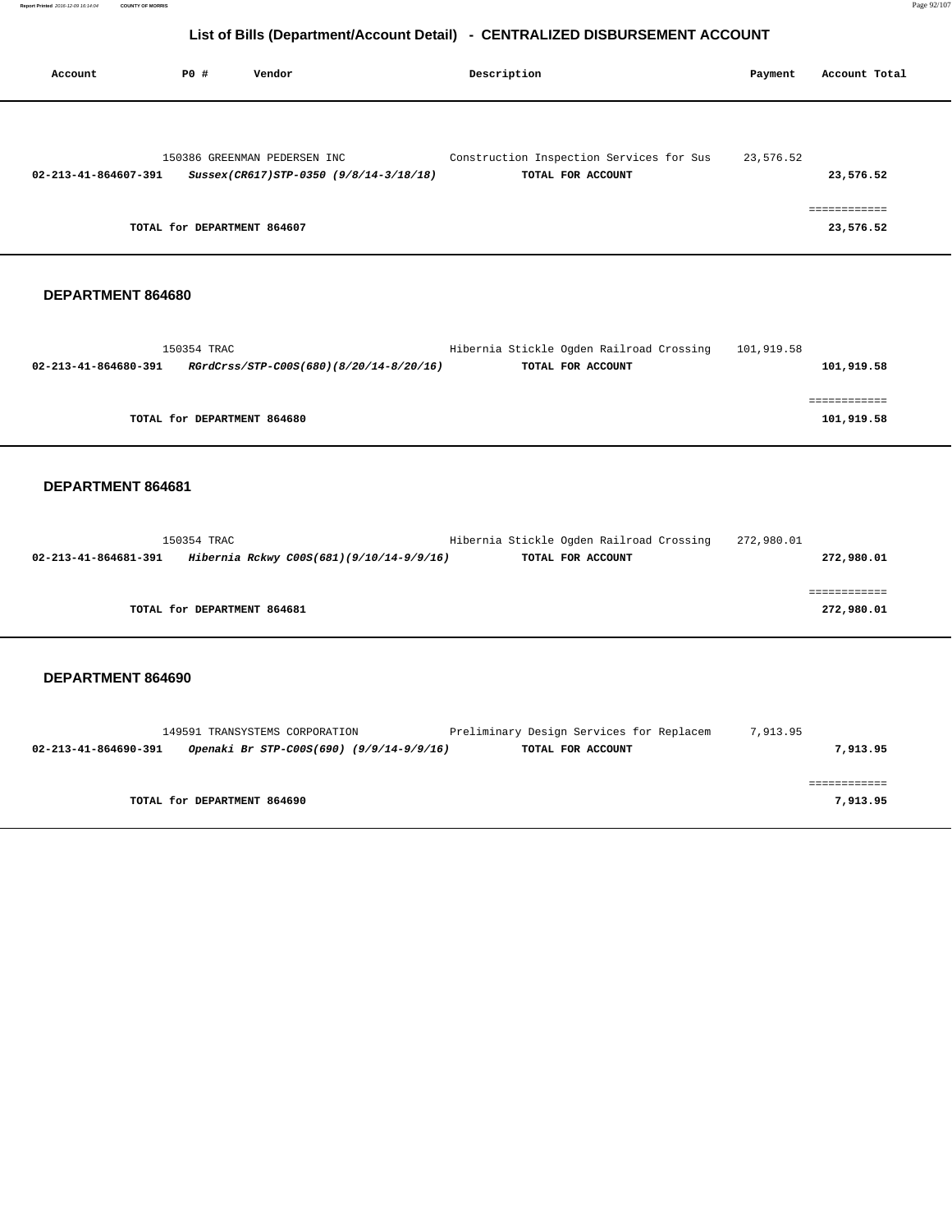# List of Bills (Department/Account Detail) - CENTRALIZED DISBURSEMENT ACCOUNT

| Account | PO # | Vendor | Description | Payment | Account Total |
|---|---|---|---|---|---|
| | 150386 | GREENMAN PEDERSEN INC | Construction Inspection Services for Sus | 23,576.52 | |
| **02-213-41-864607-391** | | ***Sussex(CR617)STP-0350 (9/8/14-3/18/18)*** | **TOTAL FOR ACCOUNT** | | **23,576.52** |
| | | | | | ============ |
| | **TOTAL for DEPARTMENT 864607** | | | | **23,576.52** |

## DEPARTMENT 864680

| Account | PO # | Vendor | Description | Payment | Account Total |
|---|---|---|---|---|---|
| | 150354 | TRAC | Hibernia Stickle Ogden Railroad Crossing | 101,919.58 | |
| **02-213-41-864680-391** | | ***RGrdCrss/STP-C00S(680)(8/20/14-8/20/16)*** | **TOTAL FOR ACCOUNT** | | **101,919.58** |
| | | | | | ============ |
| | **TOTAL for DEPARTMENT 864680** | | | | **101,919.58** |

## DEPARTMENT 864681

| Account | PO # | Vendor | Description | Payment | Account Total |
|---|---|---|---|---|---|
| | 150354 | TRAC | Hibernia Stickle Ogden Railroad Crossing | 272,980.01 | |
| **02-213-41-864681-391** | | ***Hibernia Rckwy C00S(681)(9/10/14-9/9/16)*** | **TOTAL FOR ACCOUNT** | | **272,980.01** |
| | | | | | ============ |
| | **TOTAL for DEPARTMENT 864681** | | | | **272,980.01** |

## DEPARTMENT 864690

| Account | PO # | Vendor | Description | Payment | Account Total |
|---|---|---|---|---|---|
| | 149591 | TRANSYSTEMS CORPORATION | Preliminary Design Services for Replacem | 7,913.95 | |
| **02-213-41-864690-391** | | ***Openaki Br STP-C00S(690) (9/9/14-9/9/16)*** | **TOTAL FOR ACCOUNT** | | **7,913.95** |
| | | | | | ============ |
| | **TOTAL for DEPARTMENT 864690** | | | | **7,913.95** |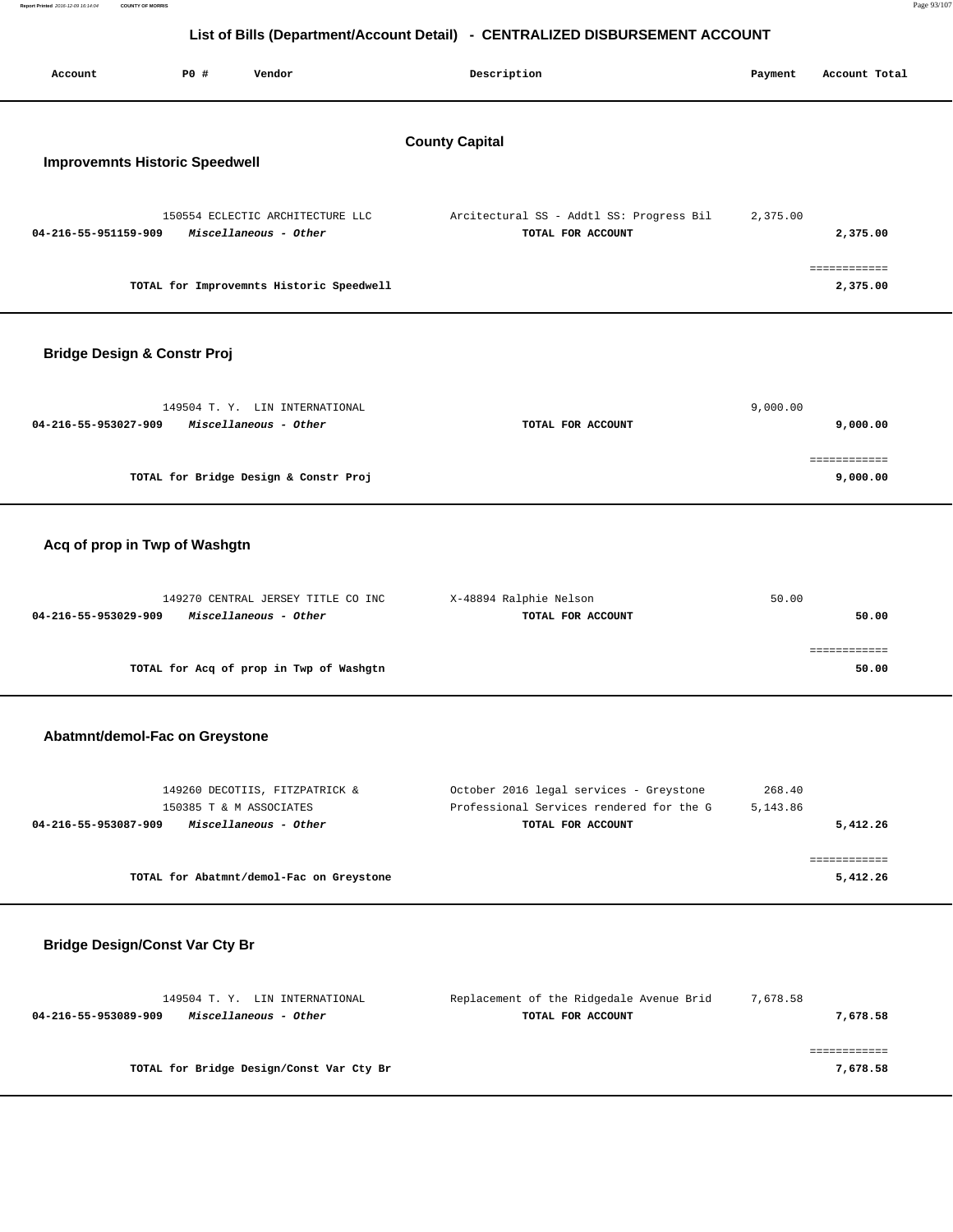## List of Bills (Department/Account Detail) - CENTRALIZED DISBURSEMENT ACCOUNT

| Account | P0 # | Vendor | Description | Payment | Account Total |
|---|---|---|---|---|---|

### County Capital

#### Improvemnts Historic Speedwell

| Account | P0 # | Vendor | Description | Payment | Account Total |
|---|---|---|---|---|---|
| | 150554 | ECLECTIC ARCHITECTURE LLC | Arcitectural SS - Addtl SS: Progress Bil | 2,375.00 | |
| **04-216-55-951159-909** | | ***Miscellaneous - Other*** | **TOTAL FOR ACCOUNT** | | **2,375.00** |
| | | **TOTAL for Improvemnts Historic Speedwell** | | | **2,375.00** |

#### Bridge Design & Constr Proj

| Account | P0 # | Vendor | Description | Payment | Account Total |
|---|---|---|---|---|---|
| | 149504 | T. Y. LIN INTERNATIONAL | | 9,000.00 | |
| **04-216-55-953027-909** | | ***Miscellaneous - Other*** | **TOTAL FOR ACCOUNT** | | **9,000.00** |
| | | **TOTAL for Bridge Design & Constr Proj** | | | **9,000.00** |

#### Acq of prop in Twp of Washgtn

| Account | P0 # | Vendor | Description | Payment | Account Total |
|---|---|---|---|---|---|
| | 149270 | CENTRAL JERSEY TITLE CO INC | X-48894 Ralphie Nelson | 50.00 | |
| **04-216-55-953029-909** | | ***Miscellaneous - Other*** | **TOTAL FOR ACCOUNT** | | **50.00** |
| | | **TOTAL for Acq of prop in Twp of Washgtn** | | | **50.00** |

#### Abatmnt/demol-Fac on Greystone

| Account | P0 # | Vendor | Description | Payment | Account Total |
|---|---|---|---|---|---|
| | 149260 | DECOTIIS, FITZPATRICK & | October 2016 legal services - Greystone | 268.40 | |
| | 150385 | T & M ASSOCIATES | Professional Services rendered for the G | 5,143.86 | |
| **04-216-55-953087-909** | | ***Miscellaneous - Other*** | **TOTAL FOR ACCOUNT** | | **5,412.26** |
| | | **TOTAL for Abatmnt/demol-Fac on Greystone** | | | **5,412.26** |

#### Bridge Design/Const Var Cty Br

| Account | P0 # | Vendor | Description | Payment | Account Total |
|---|---|---|---|---|---|
| | 149504 | T. Y. LIN INTERNATIONAL | Replacement of the Ridgedale Avenue Brid | 7,678.58 | |
| **04-216-55-953089-909** | | ***Miscellaneous - Other*** | **TOTAL FOR ACCOUNT** | | **7,678.58** |
| | | **TOTAL for Bridge Design/Const Var Cty Br** | | | **7,678.58** |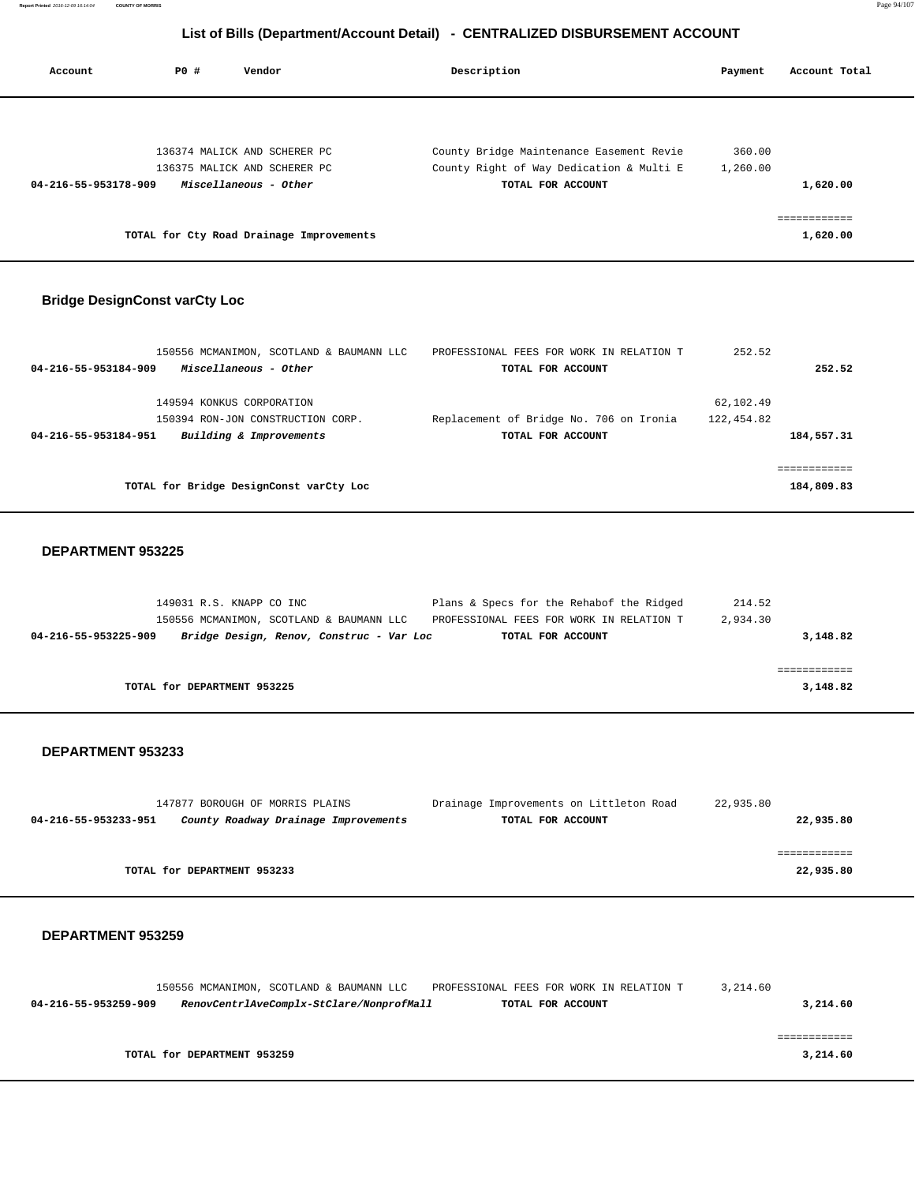## List of Bills (Department/Account Detail) - CENTRALIZED DISBURSEMENT ACCOUNT

| Account | PO # | Vendor | Description | Payment | Account Total |
|---|---|---|---|---|---|
| | 136374 | MALICK AND SCHERER PC | County Bridge Maintenance Easement Revie | 360.00 | |
| | 136375 | MALICK AND SCHERER PC | County Right of Way Dedication & Multi E | 1,260.00 | |
| **04-216-55-953178-909** | | ***Miscellaneous - Other*** | **TOTAL FOR ACCOUNT** | | **1,620.00** |
| | | **TOTAL for Cty Road Drainage Improvements** | | | **1,620.00** |

### Bridge DesignConst varCty Loc

| Account | PO # | Vendor | Description | Payment | Account Total |
|---|---|---|---|---|---|
| | 150556 | MCMANIMON, SCOTLAND & BAUMANN LLC | PROFESSIONAL FEES FOR WORK IN RELATION T | 252.52 | |
| **04-216-55-953184-909** | | ***Miscellaneous - Other*** | **TOTAL FOR ACCOUNT** | | **252.52** |
| | 149594 | KONKUS CORPORATION | | 62,102.49 | |
| | 150394 | RON-JON CONSTRUCTION CORP. | Replacement of Bridge No. 706 on Ironia | 122,454.82 | |
| **04-216-55-953184-951** | | ***Building & Improvements*** | **TOTAL FOR ACCOUNT** | | **184,557.31** |
| | | **TOTAL for Bridge DesignConst varCty Loc** | | | **184,809.83** |

### DEPARTMENT 953225

| Account | PO # | Vendor | Description | Payment | Account Total |
|---|---|---|---|---|---|
| | 149031 | R.S. KNAPP CO INC | Plans & Specs for the Rehabof the Ridged | 214.52 | |
| | 150556 | MCMANIMON, SCOTLAND & BAUMANN LLC | PROFESSIONAL FEES FOR WORK IN RELATION T | 2,934.30 | |
| **04-216-55-953225-909** | | ***Bridge Design, Renov, Construc - Var Loc*** | **TOTAL FOR ACCOUNT** | | **3,148.82** |
| | | **TOTAL for DEPARTMENT 953225** | | | **3,148.82** |

### DEPARTMENT 953233

| Account | PO # | Vendor | Description | Payment | Account Total |
|---|---|---|---|---|---|
| | 147877 | BOROUGH OF MORRIS PLAINS | Drainage Improvements on Littleton Road | 22,935.80 | |
| **04-216-55-953233-951** | | ***County Roadway Drainage Improvements*** | **TOTAL FOR ACCOUNT** | | **22,935.80** |
| | | **TOTAL for DEPARTMENT 953233** | | | **22,935.80** |

### DEPARTMENT 953259

| Account | PO # | Vendor | Description | Payment | Account Total |
|---|---|---|---|---|---|
| | 150556 | MCMANIMON, SCOTLAND & BAUMANN LLC | PROFESSIONAL FEES FOR WORK IN RELATION T | 3,214.60 | |
| **04-216-55-953259-909** | | ***RenovCentrlAveComplx-StClare/NonprofMall*** | **TOTAL FOR ACCOUNT** | | **3,214.60** |
| | | **TOTAL for DEPARTMENT 953259** | | | **3,214.60** |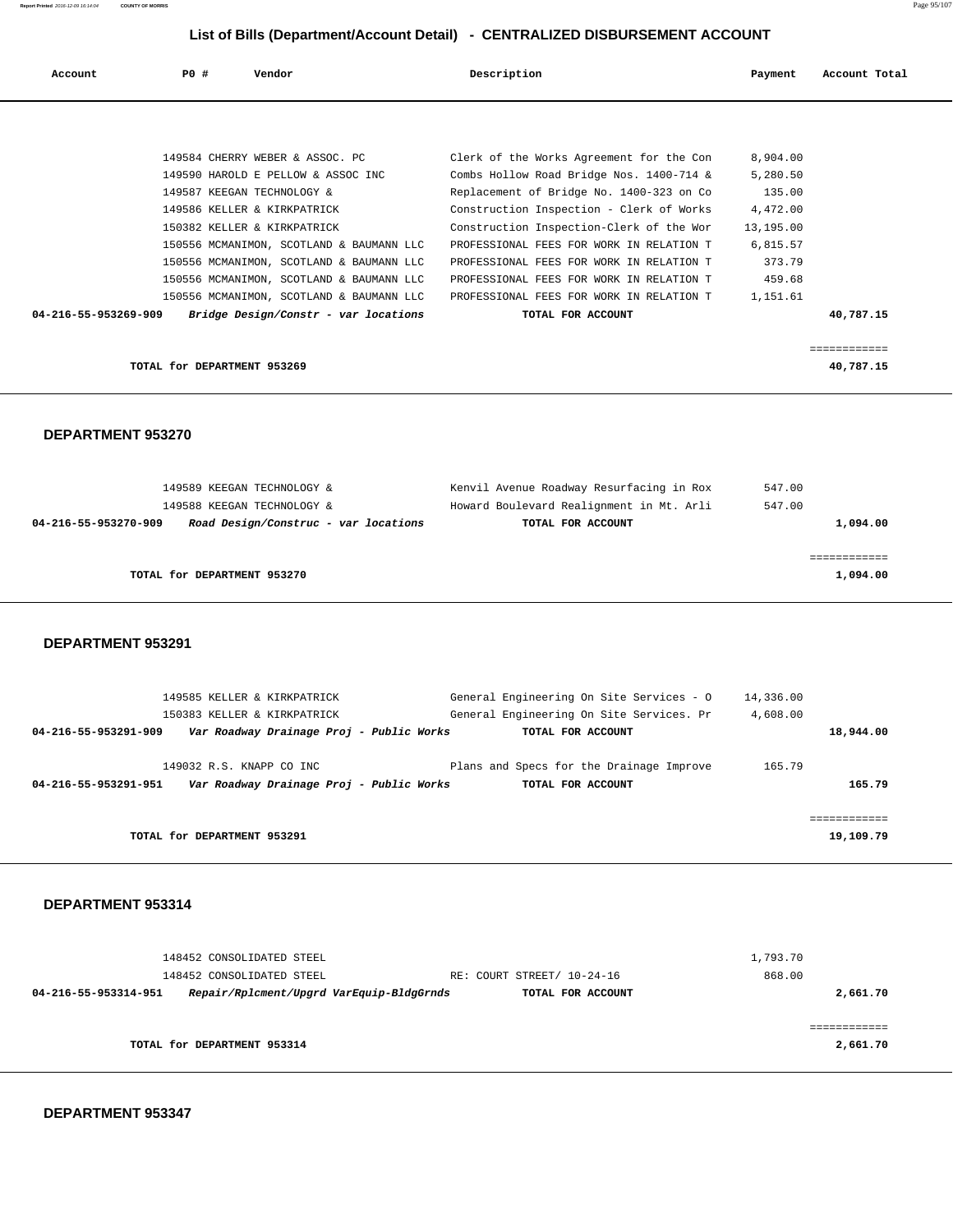## List of Bills (Department/Account Detail) - CENTRALIZED DISBURSEMENT ACCOUNT

| Account | PO # | Vendor | Description | Payment | Account Total |
|---|---|---|---|---|---|
| | 149584 | CHERRY WEBER & ASSOC. PC | Clerk of the Works Agreement for the Con | 8,904.00 | |
| | 149590 | HAROLD E PELLOW & ASSOC INC | Combs Hollow Road Bridge Nos. 1400-714 & | 5,280.50 | |
| | 149587 | KEEGAN TECHNOLOGY & | Replacement of Bridge No. 1400-323 on Co | 135.00 | |
| | 149586 | KELLER & KIRKPATRICK | Construction Inspection - Clerk of Works | 4,472.00 | |
| | 150382 | KELLER & KIRKPATRICK | Construction Inspection-Clerk of the Wor | 13,195.00 | |
| | 150556 | MCMANIMON, SCOTLAND & BAUMANN LLC | PROFESSIONAL FEES FOR WORK IN RELATION T | 6,815.57 | |
| | 150556 | MCMANIMON, SCOTLAND & BAUMANN LLC | PROFESSIONAL FEES FOR WORK IN RELATION T | 373.79 | |
| | 150556 | MCMANIMON, SCOTLAND & BAUMANN LLC | PROFESSIONAL FEES FOR WORK IN RELATION T | 459.68 | |
| | 150556 | MCMANIMON, SCOTLAND & BAUMANN LLC | PROFESSIONAL FEES FOR WORK IN RELATION T | 1,151.61 | |
| **04-216-55-953269-909** | | ***Bridge Design/Constr - var locations*** | **TOTAL FOR ACCOUNT** | | **40,787.15** |
| | | **TOTAL for DEPARTMENT 953269** | | | **40,787.15** |

### DEPARTMENT 953270

| Account | PO # | Vendor | Description | Payment | Account Total |
|---|---|---|---|---|---|
| | 149589 | KEEGAN TECHNOLOGY & | Kenvil Avenue Roadway Resurfacing in Rox | 547.00 | |
| | 149588 | KEEGAN TECHNOLOGY & | Howard Boulevard Realignment in Mt. Arli | 547.00 | |
| **04-216-55-953270-909** | | ***Road Design/Construc - var locations*** | **TOTAL FOR ACCOUNT** | | **1,094.00** |
| | | **TOTAL for DEPARTMENT 953270** | | | **1,094.00** |

### DEPARTMENT 953291

| Account | PO # | Vendor | Description | Payment | Account Total |
|---|---|---|---|---|---|
| | 149585 | KELLER & KIRKPATRICK | General Engineering On Site Services - O | 14,336.00 | |
| | 150383 | KELLER & KIRKPATRICK | General Engineering On Site Services. Pr | 4,608.00 | |
| **04-216-55-953291-909** | | ***Var Roadway Drainage Proj - Public Works*** | **TOTAL FOR ACCOUNT** | | **18,944.00** |
| | 149032 | R.S. KNAPP CO INC | Plans and Specs for the Drainage Improve | 165.79 | |
| **04-216-55-953291-951** | | ***Var Roadway Drainage Proj - Public Works*** | **TOTAL FOR ACCOUNT** | | **165.79** |
| | | **TOTAL for DEPARTMENT 953291** | | | **19,109.79** |

### DEPARTMENT 953314

| Account | PO # | Vendor | Description | Payment | Account Total |
|---|---|---|---|---|---|
| | 148452 | CONSOLIDATED STEEL | | 1,793.70 | |
| | 148452 | CONSOLIDATED STEEL | RE: COURT STREET/ 10-24-16 | 868.00 | |
| **04-216-55-953314-951** | | ***Repair/Rplcment/Upgrd VarEquip-BldgGrnds*** | **TOTAL FOR ACCOUNT** | | **2,661.70** |
| | | **TOTAL for DEPARTMENT 953314** | | | **2,661.70** |

### DEPARTMENT 953347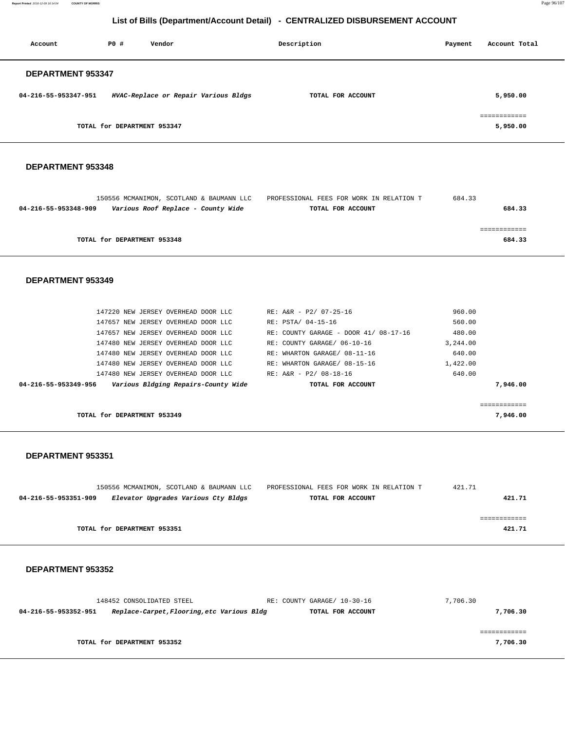## List of Bills (Department/Account Detail) - CENTRALIZED DISBURSEMENT ACCOUNT

| Account | PO # | Vendor | Description | Payment | Account Total |
|---|---|---|---|---|---|

### DEPARTMENT 953347

| Account | PO # | Vendor | Description | Payment | Account Total |
|---|---|---|---|---|---|
| **04-216-55-953347-951** | | ***HVAC-Replace or Repair Various Bldgs*** | **TOTAL FOR ACCOUNT** | | **5,950.00** |
| | | | | | ============ |
| | | **TOTAL for DEPARTMENT 953347** | | | **5,950.00** |

### DEPARTMENT 953348

| Account | PO # | Vendor | Description | Payment | Account Total |
|---|---|---|---|---|---|
| | 150556 | MCMANIMON, SCOTLAND & BAUMANN LLC | PROFESSIONAL FEES FOR WORK IN RELATION T | 684.33 | |
| **04-216-55-953348-909** | | ***Various Roof Replace - County Wide*** | **TOTAL FOR ACCOUNT** | | **684.33** |
| | | | | | ============ |
| | | **TOTAL for DEPARTMENT 953348** | | | **684.33** |

### DEPARTMENT 953349

| Account | PO # | Vendor | Description | Payment | Account Total |
|---|---|---|---|---|---|
| | 147220 | NEW JERSEY OVERHEAD DOOR LLC | RE: A&R - P2/ 07-25-16 | 960.00 | |
| | 147657 | NEW JERSEY OVERHEAD DOOR LLC | RE: PSTA/ 04-15-16 | 560.00 | |
| | 147657 | NEW JERSEY OVERHEAD DOOR LLC | RE: COUNTY GARAGE - DOOR 41/ 08-17-16 | 480.00 | |
| | 147480 | NEW JERSEY OVERHEAD DOOR LLC | RE: COUNTY GARAGE/ 06-10-16 | 3,244.00 | |
| | 147480 | NEW JERSEY OVERHEAD DOOR LLC | RE: WHARTON GARAGE/ 08-11-16 | 640.00 | |
| | 147480 | NEW JERSEY OVERHEAD DOOR LLC | RE: WHARTON GARAGE/ 08-15-16 | 1,422.00 | |
| | 147480 | NEW JERSEY OVERHEAD DOOR LLC | RE: A&R - P2/ 08-18-16 | 640.00 | |
| **04-216-55-953349-956** | | ***Various Bldging Repairs-County Wide*** | **TOTAL FOR ACCOUNT** | | **7,946.00** |
| | | | | | ============ |
| | | **TOTAL for DEPARTMENT 953349** | | | **7,946.00** |

### DEPARTMENT 953351

| Account | PO # | Vendor | Description | Payment | Account Total |
|---|---|---|---|---|---|
| | 150556 | MCMANIMON, SCOTLAND & BAUMANN LLC | PROFESSIONAL FEES FOR WORK IN RELATION T | 421.71 | |
| **04-216-55-953351-909** | | ***Elevator Upgrades Various Cty Bldgs*** | **TOTAL FOR ACCOUNT** | | **421.71** |
| | | | | | ============ |
| | | **TOTAL for DEPARTMENT 953351** | | | **421.71** |

### DEPARTMENT 953352

| Account | PO # | Vendor | Description | Payment | Account Total |
|---|---|---|---|---|---|
| | 148452 | CONSOLIDATED STEEL | RE: COUNTY GARAGE/ 10-30-16 | 7,706.30 | |
| **04-216-55-953352-951** | | ***Replace-Carpet,Flooring,etc Various Bldg*** | **TOTAL FOR ACCOUNT** | | **7,706.30** |
| | | | | | ============ |
| | | **TOTAL for DEPARTMENT 953352** | | | **7,706.30** |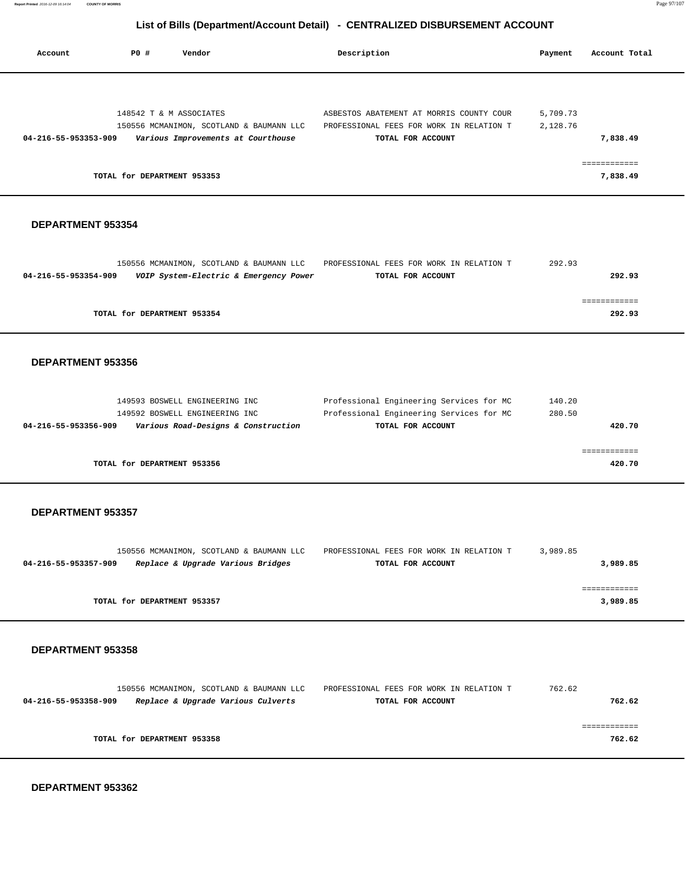## List of Bills (Department/Account Detail) - CENTRALIZED DISBURSEMENT ACCOUNT

| Account | PO # | Vendor | Description | Payment | Account Total |
|---|---|---|---|---|---|
| | 148542 | T & M ASSOCIATES | ASBESTOS ABATEMENT AT MORRIS COUNTY COUR | 5,709.73 | |
| | 150556 | MCMANIMON, SCOTLAND & BAUMANN LLC | PROFESSIONAL FEES FOR WORK IN RELATION T | 2,128.76 | |
| **04-216-55-953353-909** | | ***Various Improvements at Courthouse*** | **TOTAL FOR ACCOUNT** | | **7,838.49** |
| | | | | | ============ |
| | **TOTAL for DEPARTMENT 953353** | | | | **7,838.49** |

**DEPARTMENT 953354**

| Account | PO # | Vendor | Description | Payment | Account Total |
|---|---|---|---|---|---|
| | 150556 | MCMANIMON, SCOTLAND & BAUMANN LLC | PROFESSIONAL FEES FOR WORK IN RELATION T | 292.93 | |
| **04-216-55-953354-909** | | ***VOIP System-Electric & Emergency Power*** | **TOTAL FOR ACCOUNT** | | **292.93** |
| | | | | | ============ |
| | **TOTAL for DEPARTMENT 953354** | | | | **292.93** |

**DEPARTMENT 953356**

| Account | PO # | Vendor | Description | Payment | Account Total |
|---|---|---|---|---|---|
| | 149593 | BOSWELL ENGINEERING INC | Professional Engineering Services for MC | 140.20 | |
| | 149592 | BOSWELL ENGINEERING INC | Professional Engineering Services for MC | 280.50 | |
| **04-216-55-953356-909** | | ***Various Road-Designs & Construction*** | **TOTAL FOR ACCOUNT** | | **420.70** |
| | | | | | ============ |
| | **TOTAL for DEPARTMENT 953356** | | | | **420.70** |

**DEPARTMENT 953357**

| Account | PO # | Vendor | Description | Payment | Account Total |
|---|---|---|---|---|---|
| | 150556 | MCMANIMON, SCOTLAND & BAUMANN LLC | PROFESSIONAL FEES FOR WORK IN RELATION T | 3,989.85 | |
| **04-216-55-953357-909** | | ***Replace & Upgrade Various Bridges*** | **TOTAL FOR ACCOUNT** | | **3,989.85** |
| | | | | | ============ |
| | **TOTAL for DEPARTMENT 953357** | | | | **3,989.85** |

**DEPARTMENT 953358**

| Account | PO # | Vendor | Description | Payment | Account Total |
|---|---|---|---|---|---|
| | 150556 | MCMANIMON, SCOTLAND & BAUMANN LLC | PROFESSIONAL FEES FOR WORK IN RELATION T | 762.62 | |
| **04-216-55-953358-909** | | ***Replace & Upgrade Various Culverts*** | **TOTAL FOR ACCOUNT** | | **762.62** |
| | | | | | ============ |
| | **TOTAL for DEPARTMENT 953358** | | | | **762.62** |

**DEPARTMENT 953362**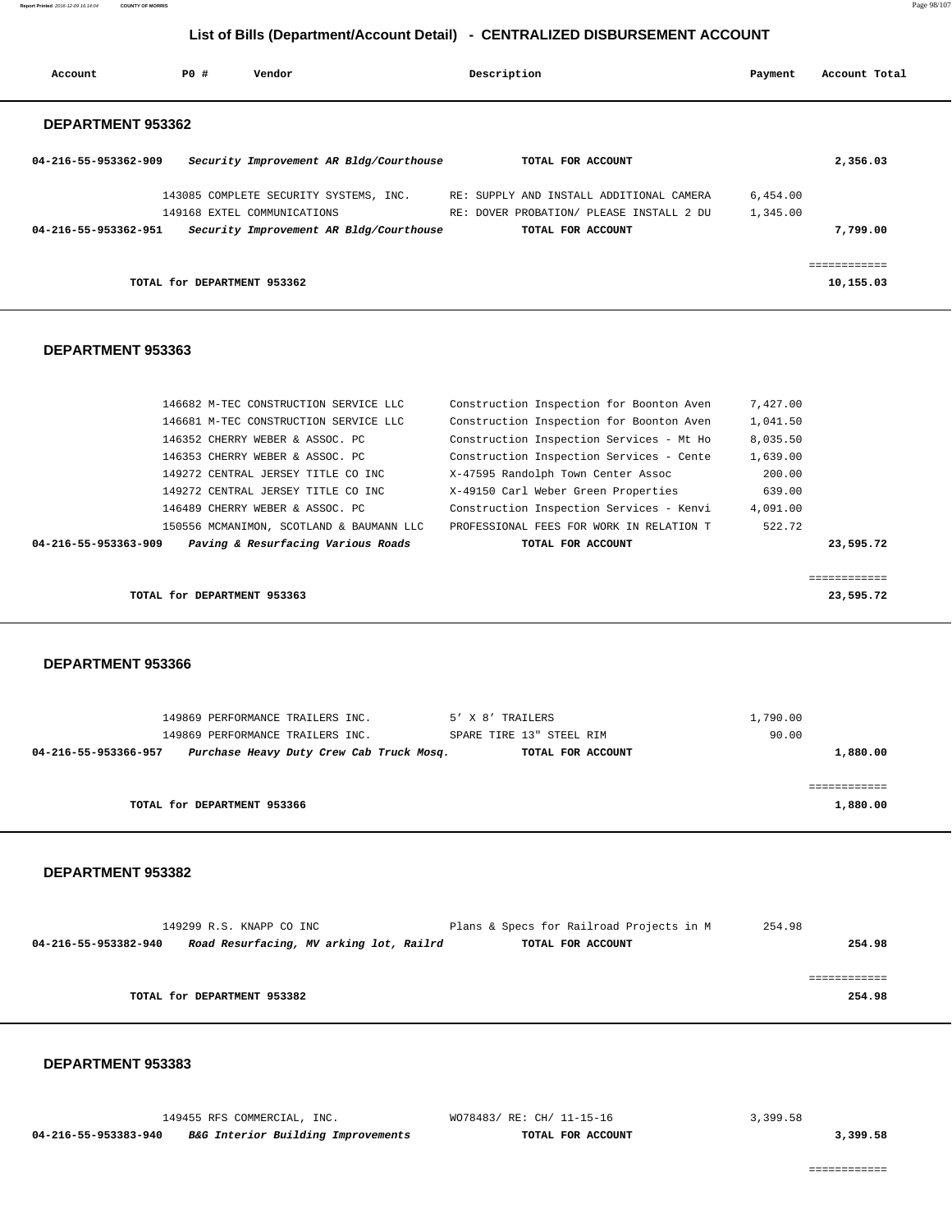## List of Bills (Department/Account Detail) - CENTRALIZED DISBURSEMENT ACCOUNT

| Account | PO # | Vendor | Description | Payment | Account Total |
|---|---|---|---|---|---|

### DEPARTMENT 953362

| Account | PO # | Vendor | Description | Payment | Account Total |
|---|---|---|---|---|---|
| **04-216-55-953362-909** | | ***Security Improvement AR Bldg/Courthouse*** | **TOTAL FOR ACCOUNT** | | **2,356.03** |
| | 143085 | COMPLETE SECURITY SYSTEMS, INC. | RE: SUPPLY AND INSTALL ADDITIONAL CAMERA | 6,454.00 | |
| | 149168 | EXTEL COMMUNICATIONS | RE: DOVER PROBATION/ PLEASE INSTALL 2 DU | 1,345.00 | |
| **04-216-55-953362-951** | | ***Security Improvement AR Bldg/Courthouse*** | **TOTAL FOR ACCOUNT** | | **7,799.00** |
| | | | | | ============ |
| | | **TOTAL for DEPARTMENT 953362** | | | **10,155.03** |

### DEPARTMENT 953363

| Account | PO # | Vendor | Description | Payment | Account Total |
|---|---|---|---|---|---|
| | 146682 | M-TEC CONSTRUCTION SERVICE LLC | Construction Inspection for Boonton Aven | 7,427.00 | |
| | 146681 | M-TEC CONSTRUCTION SERVICE LLC | Construction Inspection for Boonton Aven | 1,041.50 | |
| | 146352 | CHERRY WEBER & ASSOC. PC | Construction Inspection Services - Mt Ho | 8,035.50 | |
| | 146353 | CHERRY WEBER & ASSOC. PC | Construction Inspection Services - Cente | 1,639.00 | |
| | 149272 | CENTRAL JERSEY TITLE CO INC | X-47595 Randolph Town Center Assoc | 200.00 | |
| | 149272 | CENTRAL JERSEY TITLE CO INC | X-49150 Carl Weber Green Properties | 639.00 | |
| | 146489 | CHERRY WEBER & ASSOC. PC | Construction Inspection Services - Kenvi | 4,091.00 | |
| | 150556 | MCMANIMON, SCOTLAND & BAUMANN LLC | PROFESSIONAL FEES FOR WORK IN RELATION T | 522.72 | |
| **04-216-55-953363-909** | | ***Paving & Resurfacing Various Roads*** | **TOTAL FOR ACCOUNT** | | **23,595.72** |
| | | | | | ============ |
| | | **TOTAL for DEPARTMENT 953363** | | | **23,595.72** |

### DEPARTMENT 953366

| Account | PO # | Vendor | Description | Payment | Account Total |
|---|---|---|---|---|---|
| | 149869 | PERFORMANCE TRAILERS INC. | 5' X 8' TRAILERS | 1,790.00 | |
| | 149869 | PERFORMANCE TRAILERS INC. | SPARE TIRE 13" STEEL RIM | 90.00 | |
| **04-216-55-953366-957** | | ***Purchase Heavy Duty Crew Cab Truck Mosq.*** | **TOTAL FOR ACCOUNT** | | **1,880.00** |
| | | | | | ============ |
| | | **TOTAL for DEPARTMENT 953366** | | | **1,880.00** |

### DEPARTMENT 953382

| Account | PO # | Vendor | Description | Payment | Account Total |
|---|---|---|---|---|---|
| | 149299 | R.S. KNAPP CO INC | Plans & Specs for Railroad Projects in M | 254.98 | |
| **04-216-55-953382-940** | | ***Road Resurfacing, MV arking lot, Railrd*** | **TOTAL FOR ACCOUNT** | | **254.98** |
| | | | | | ============ |
| | | **TOTAL for DEPARTMENT 953382** | | | **254.98** |

### DEPARTMENT 953383

| Account | PO # | Vendor | Description | Payment | Account Total |
|---|---|---|---|---|---|
| | 149455 | RFS COMMERCIAL, INC. | WO78483/ RE: CH/ 11-15-16 | 3,399.58 | |
| **04-216-55-953383-940** | | ***B&G Interior Building Improvements*** | **TOTAL FOR ACCOUNT** | | **3,399.58** |
| | | | | | ============ |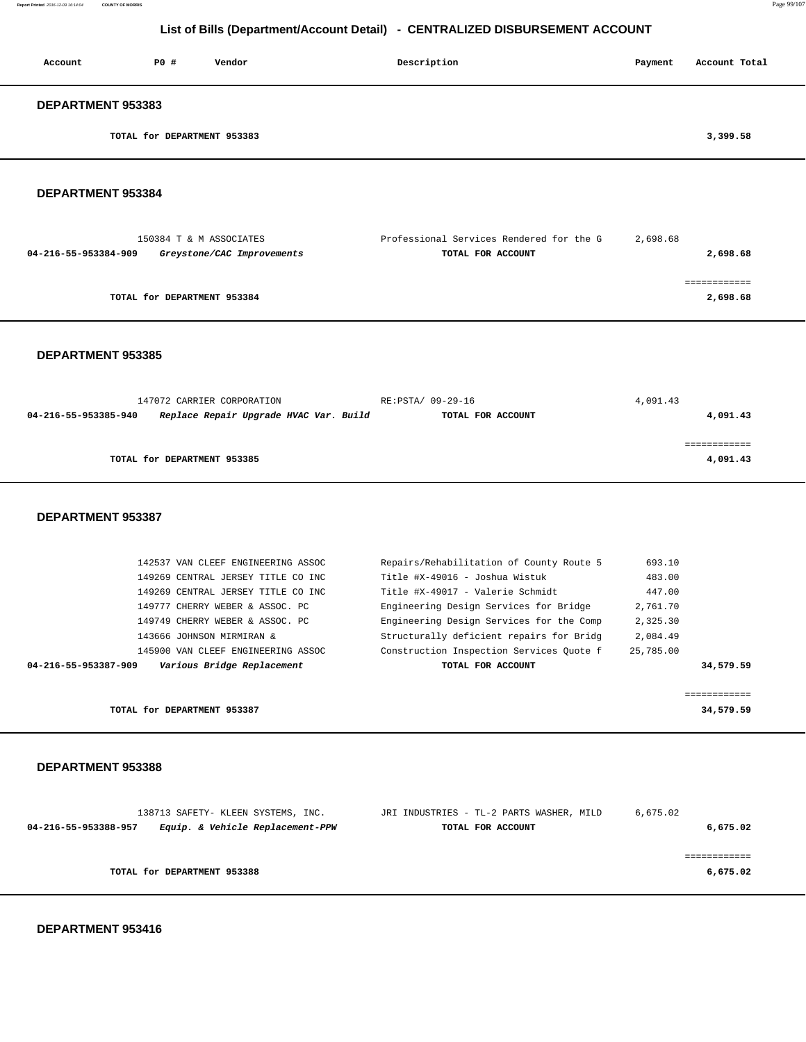## List of Bills (Department/Account Detail) - CENTRALIZED DISBURSEMENT ACCOUNT

| Account | PO # | Vendor | Description | Payment | Account Total |
|---|---|---|---|---|---|

### DEPARTMENT 953383

| | | | | | |
|---|---|---|---|---|---|
| | TOTAL for DEPARTMENT 953383 | | | | 3,399.58 |

### DEPARTMENT 953384

| Account | PO # | Vendor | Description | Payment | Account Total |
|---|---|---|---|---|---|
| | 150384 | T & M ASSOCIATES | Professional Services Rendered for the G | 2,698.68 | |
| **04-216-55-953384-909** | | ***Greystone/CAC Improvements*** | **TOTAL FOR ACCOUNT** | | **2,698.68** |
| | **TOTAL for DEPARTMENT 953384** | | | | **2,698.68** |

### DEPARTMENT 953385

| Account | PO # | Vendor | Description | Payment | Account Total |
|---|---|---|---|---|---|
| | 147072 | CARRIER CORPORATION | RE:PSTA/ 09-29-16 | 4,091.43 | |
| **04-216-55-953385-940** | | ***Replace Repair Upgrade HVAC Var. Build*** | **TOTAL FOR ACCOUNT** | | **4,091.43** |
| | **TOTAL for DEPARTMENT 953385** | | | | **4,091.43** |

### DEPARTMENT 953387

| Account | PO # | Vendor | Description | Payment | Account Total |
|---|---|---|---|---|---|
| | 142537 | VAN CLEEF ENGINEERING ASSOC | Repairs/Rehabilitation of County Route 5 | 693.10 | |
| | 149269 | CENTRAL JERSEY TITLE CO INC | Title #X-49016 - Joshua Wistuk | 483.00 | |
| | 149269 | CENTRAL JERSEY TITLE CO INC | Title #X-49017 - Valerie Schmidt | 447.00 | |
| | 149777 | CHERRY WEBER & ASSOC. PC | Engineering Design Services for Bridge | 2,761.70 | |
| | 149749 | CHERRY WEBER & ASSOC. PC | Engineering Design Services for the Comp | 2,325.30 | |
| | 143666 | JOHNSON MIRMIRAN & | Structurally deficient repairs for Bridg | 2,084.49 | |
| | 145900 | VAN CLEEF ENGINEERING ASSOC | Construction Inspection Services Quote f | 25,785.00 | |
| **04-216-55-953387-909** | | ***Various Bridge Replacement*** | **TOTAL FOR ACCOUNT** | | **34,579.59** |
| | **TOTAL for DEPARTMENT 953387** | | | | **34,579.59** |

### DEPARTMENT 953388

| Account | PO # | Vendor | Description | Payment | Account Total |
|---|---|---|---|---|---|
| | 138713 | SAFETY- KLEEN SYSTEMS, INC. | JRI INDUSTRIES - TL-2 PARTS WASHER, MILD | 6,675.02 | |
| **04-216-55-953388-957** | | ***Equip. & Vehicle Replacement-PPW*** | **TOTAL FOR ACCOUNT** | | **6,675.02** |
| | **TOTAL for DEPARTMENT 953388** | | | | **6,675.02** |

### DEPARTMENT 953416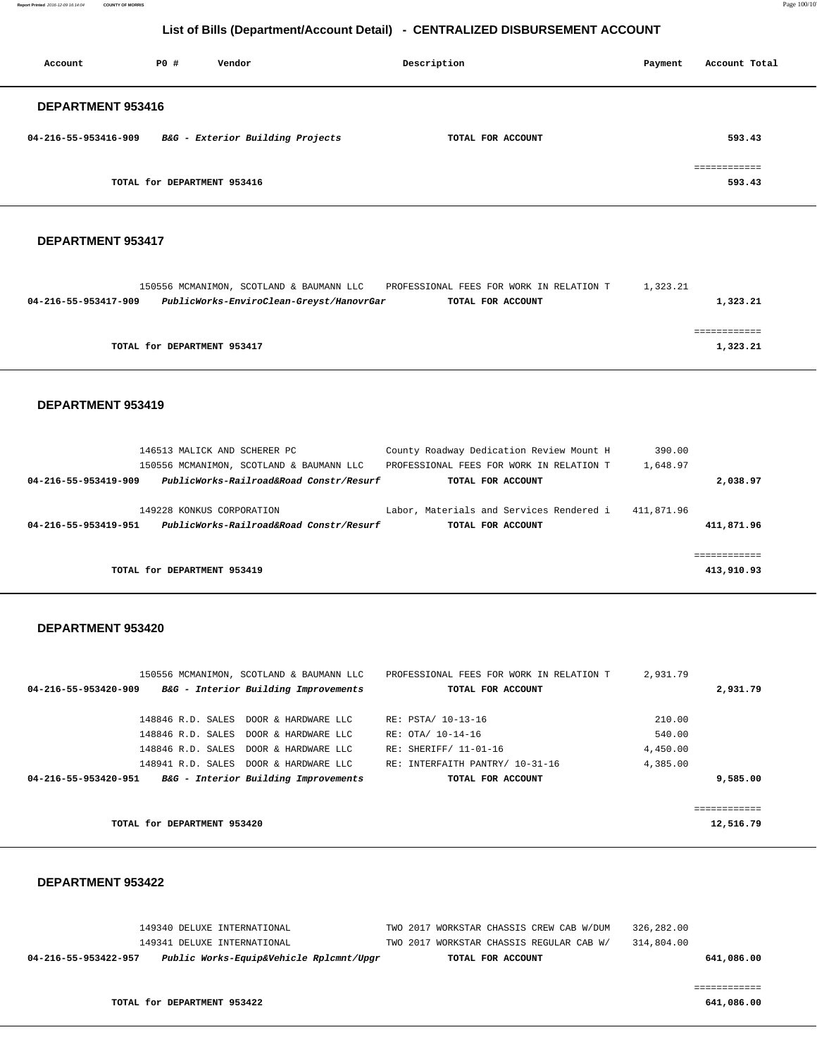## List of Bills (Department/Account Detail) - CENTRALIZED DISBURSEMENT ACCOUNT

| Account | PO # | Vendor | Description | Payment | Account Total |
|---|---|---|---|---|---|

### DEPARTMENT 953416

| Account | PO # | Vendor | Description | Payment | Account Total |
|---|---|---|---|---|---|
| 04-216-55-953416-909 | | ***B&G - Exterior Building Projects*** | **TOTAL FOR ACCOUNT** | | **593.43** |
| | | | | | ============ |
| | **TOTAL for DEPARTMENT 953416** | | | | **593.43** |

### DEPARTMENT 953417

| Account | PO # | Vendor | Description | Payment | Account Total |
|---|---|---|---|---|---|
| | 150556 | MCMANIMON, SCOTLAND & BAUMANN LLC | PROFESSIONAL FEES FOR WORK IN RELATION T | 1,323.21 | |
| 04-216-55-953417-909 | | ***PublicWorks-EnviroClean-Greyst/HanovrGar*** | **TOTAL FOR ACCOUNT** | | **1,323.21** |
| | | | | | ============ |
| | **TOTAL for DEPARTMENT 953417** | | | | **1,323.21** |

### DEPARTMENT 953419

| Account | PO # | Vendor | Description | Payment | Account Total |
|---|---|---|---|---|---|
| | 146513 | MALICK AND SCHERER PC | County Roadway Dedication Review Mount H | 390.00 | |
| | 150556 | MCMANIMON, SCOTLAND & BAUMANN LLC | PROFESSIONAL FEES FOR WORK IN RELATION T | 1,648.97 | |
| 04-216-55-953419-909 | | ***PublicWorks-Railroad&Road Constr/Resurf*** | **TOTAL FOR ACCOUNT** | | **2,038.97** |
| | 149228 | KONKUS CORPORATION | Labor, Materials and Services Rendered i | 411,871.96 | |
| 04-216-55-953419-951 | | ***PublicWorks-Railroad&Road Constr/Resurf*** | **TOTAL FOR ACCOUNT** | | **411,871.96** |
| | | | | | ============ |
| | **TOTAL for DEPARTMENT 953419** | | | | **413,910.93** |

### DEPARTMENT 953420

| Account | PO # | Vendor | Description | Payment | Account Total |
|---|---|---|---|---|---|
| | 150556 | MCMANIMON, SCOTLAND & BAUMANN LLC | PROFESSIONAL FEES FOR WORK IN RELATION T | 2,931.79 | |
| 04-216-55-953420-909 | | ***B&G - Interior Building Improvements*** | **TOTAL FOR ACCOUNT** | | **2,931.79** |
| | 148846 | R.D. SALES DOOR & HARDWARE LLC | RE: PSTA/ 10-13-16 | 210.00 | |
| | 148846 | R.D. SALES DOOR & HARDWARE LLC | RE: OTA/ 10-14-16 | 540.00 | |
| | 148846 | R.D. SALES DOOR & HARDWARE LLC | RE: SHERIFF/ 11-01-16 | 4,450.00 | |
| | 148941 | R.D. SALES DOOR & HARDWARE LLC | RE: INTERFAITH PANTRY/ 10-31-16 | 4,385.00 | |
| 04-216-55-953420-951 | | ***B&G - Interior Building Improvements*** | **TOTAL FOR ACCOUNT** | | **9,585.00** |
| | | | | | ============ |
| | **TOTAL for DEPARTMENT 953420** | | | | **12,516.79** |

### DEPARTMENT 953422

| Account | PO # | Vendor | Description | Payment | Account Total |
|---|---|---|---|---|---|
| | 149340 | DELUXE INTERNATIONAL | TWO 2017 WORKSTAR CHASSIS CREW CAB W/DUM | 326,282.00 | |
| | 149341 | DELUXE INTERNATIONAL | TWO 2017 WORKSTAR CHASSIS REGULAR CAB W/ | 314,804.00 | |
| 04-216-55-953422-957 | | ***Public Works-Equip&Vehicle Rplcmnt/Upgr*** | **TOTAL FOR ACCOUNT** | | **641,086.00** |
| | | | | | ============ |
| | **TOTAL for DEPARTMENT 953422** | | | | **641,086.00** |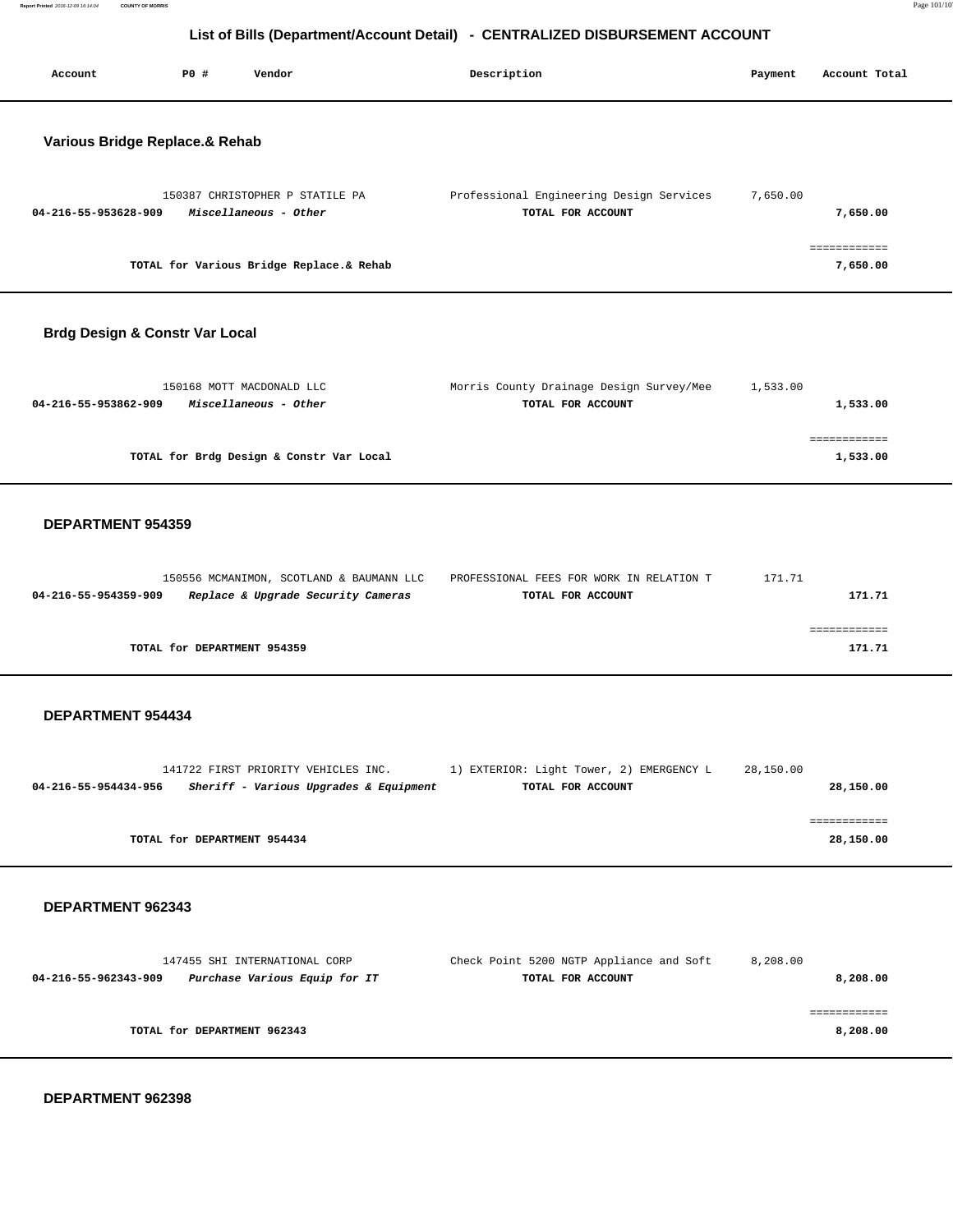## List of Bills (Department/Account Detail) - CENTRALIZED DISBURSEMENT ACCOUNT

| Account | PO # | Vendor | Description | Payment | Account Total |
|---|---|---|---|---|---|

### Various Bridge Replace.& Rehab

| Account | PO # | Vendor | Description | Payment | Account Total |
|---|---|---|---|---|---|
| | 150387 | CHRISTOPHER P STATILE PA | Professional Engineering Design Services | 7,650.00 | |
| **04-216-55-953628-909** | | ***Miscellaneous - Other*** | **TOTAL FOR ACCOUNT** | | **7,650.00** |
| | | **TOTAL for Various Bridge Replace.& Rehab** | | | **7,650.00** |

### Brdg Design & Constr Var Local

| Account | PO # | Vendor | Description | Payment | Account Total |
|---|---|---|---|---|---|
| | 150168 | MOTT MACDONALD LLC | Morris County Drainage Design Survey/Mee | 1,533.00 | |
| **04-216-55-953862-909** | | ***Miscellaneous - Other*** | **TOTAL FOR ACCOUNT** | | **1,533.00** |
| | | **TOTAL for Brdg Design & Constr Var Local** | | | **1,533.00** |

### DEPARTMENT 954359

| Account | PO # | Vendor | Description | Payment | Account Total |
|---|---|---|---|---|---|
| | 150556 | MCMANIMON, SCOTLAND & BAUMANN LLC | PROFESSIONAL FEES FOR WORK IN RELATION T | 171.71 | |
| **04-216-55-954359-909** | | ***Replace & Upgrade Security Cameras*** | **TOTAL FOR ACCOUNT** | | **171.71** |
| | | **TOTAL for DEPARTMENT 954359** | | | **171.71** |

### DEPARTMENT 954434

| Account | PO # | Vendor | Description | Payment | Account Total |
|---|---|---|---|---|---|
| | 141722 | FIRST PRIORITY VEHICLES INC. | 1) EXTERIOR: Light Tower, 2) EMERGENCY L | 28,150.00 | |
| **04-216-55-954434-956** | | ***Sheriff - Various Upgrades & Equipment*** | **TOTAL FOR ACCOUNT** | | **28,150.00** |
| | | **TOTAL for DEPARTMENT 954434** | | | **28,150.00** |

### DEPARTMENT 962343

| Account | PO # | Vendor | Description | Payment | Account Total |
|---|---|---|---|---|---|
| | 147455 | SHI INTERNATIONAL CORP | Check Point 5200 NGTP Appliance and Soft | 8,208.00 | |
| **04-216-55-962343-909** | | ***Purchase Various Equip for IT*** | **TOTAL FOR ACCOUNT** | | **8,208.00** |
| | | **TOTAL for DEPARTMENT 962343** | | | **8,208.00** |

### DEPARTMENT 962398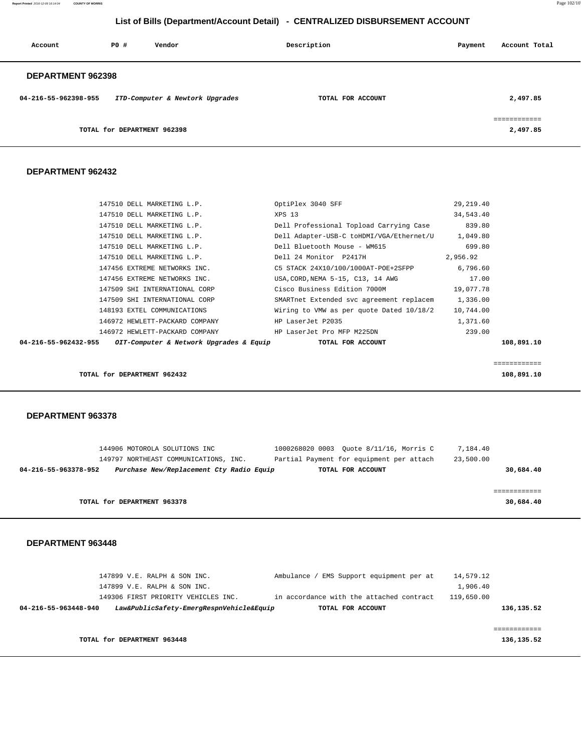# List of Bills (Department/Account Detail) - CENTRALIZED DISBURSEMENT ACCOUNT

| Account | PO # | Vendor | Description | Payment | Account Total |
|---|---|---|---|---|---|

## DEPARTMENT 962398

| Account | PO # | Vendor | Description | Payment | Account Total |
|---|---|---|---|---|---|
| **04-216-55-962398-955** | | ***ITD-Computer & Newtork Upgrades*** | **TOTAL FOR ACCOUNT** | | **2,497.85** |
| | | **TOTAL for DEPARTMENT 962398** | | | **2,497.85** |

## DEPARTMENT 962432

| Account | PO # | Vendor | Description | Payment | Account Total |
|---|---|---|---|---|---|
| | 147510 | DELL MARKETING L.P. | OptiPlex 3040 SFF | 29,219.40 | |
| | 147510 | DELL MARKETING L.P. | XPS 13 | 34,543.40 | |
| | 147510 | DELL MARKETING L.P. | Dell Professional Topload Carrying Case | 839.80 | |
| | 147510 | DELL MARKETING L.P. | Dell Adapter-USB-C toHDMI/VGA/Ethernet/U | 1,049.80 | |
| | 147510 | DELL MARKETING L.P. | Dell Bluetooth Mouse - WM615 | 699.80 | |
| | 147510 | DELL MARKETING L.P. | Dell 24 Monitor P2417H | 2,956.92 | |
| | 147456 | EXTREME NETWORKS INC. | C5 STACK 24X10/100/1000AT-POE+2SFPP | 6,796.60 | |
| | 147456 | EXTREME NETWORKS INC. | USA,CORD,NEMA 5-15, C13, 14 AWG | 17.00 | |
| | 147509 | SHI INTERNATIONAL CORP | Cisco Business Edition 7000M | 19,077.78 | |
| | 147509 | SHI INTERNATIONAL CORP | SMARTnet Extended svc agreement replacem | 1,336.00 | |
| | 148193 | EXTEL COMMUNICATIONS | Wiring to VMW as per quote Dated 10/18/2 | 10,744.00 | |
| | 146972 | HEWLETT-PACKARD COMPANY | HP LaserJet P2035 | 1,371.60 | |
| | 146972 | HEWLETT-PACKARD COMPANY | HP LaserJet Pro MFP M225DN | 239.00 | |
| **04-216-55-962432-955** | | ***OIT-Computer & Network Upgrades & Equip*** | **TOTAL FOR ACCOUNT** | | **108,891.10** |
| | | **TOTAL for DEPARTMENT 962432** | | | **108,891.10** |

## DEPARTMENT 963378

| Account | PO # | Vendor | Description | Payment | Account Total |
|---|---|---|---|---|---|
| | 144906 | MOTOROLA SOLUTIONS INC | 1000268020 0003 Quote 8/11/16, Morris C | 7,184.40 | |
| | 149797 | NORTHEAST COMMUNICATIONS, INC. | Partial Payment for equipment per attach | 23,500.00 | |
| **04-216-55-963378-952** | | ***Purchase New/Replacement Cty Radio Equip*** | **TOTAL FOR ACCOUNT** | | **30,684.40** |
| | | **TOTAL for DEPARTMENT 963378** | | | **30,684.40** |

## DEPARTMENT 963448

| Account | PO # | Vendor | Description | Payment | Account Total |
|---|---|---|---|---|---|
| | 147899 | V.E. RALPH & SON INC. | Ambulance / EMS Support equipment per at | 14,579.12 | |
| | 147899 | V.E. RALPH & SON INC. | | 1,906.40 | |
| | 149306 | FIRST PRIORITY VEHICLES INC. | in accordance with the attached contract | 119,650.00 | |
| **04-216-55-963448-940** | | ***Law&PublicSafety-EmergRespnVehicle&Equip*** | **TOTAL FOR ACCOUNT** | | **136,135.52** |
| | | **TOTAL for DEPARTMENT 963448** | | | **136,135.52** |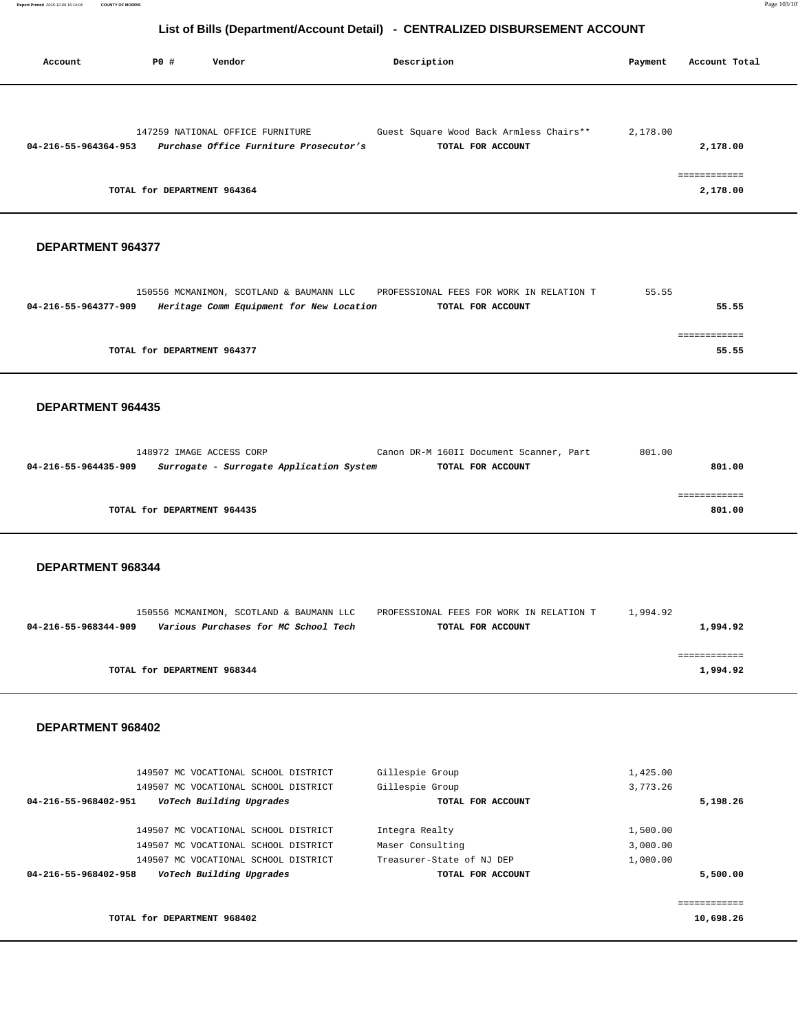# List of Bills (Department/Account Detail) - CENTRALIZED DISBURSEMENT ACCOUNT

| Account | PO # | Vendor | Description | Payment | Account Total |
|---|---|---|---|---|---|
| | 147259 | NATIONAL OFFICE FURNITURE | Guest Square Wood Back Armless Chairs** | 2,178.00 | |
| 04-216-55-964364-953 | | *Purchase Office Furniture Prosecutor's* | TOTAL FOR ACCOUNT | | 2,178.00 |
| | | | | | ============ |
| | TOTAL for DEPARTMENT 964364 | | | | 2,178.00 |

**DEPARTMENT 964377**

| Account | PO # | Vendor | Description | Payment | Account Total |
|---|---|---|---|---|---|
| | 150556 | MCMANIMON, SCOTLAND & BAUMANN LLC | PROFESSIONAL FEES FOR WORK IN RELATION T | 55.55 | |
| 04-216-55-964377-909 | | *Heritage Comm Equipment for New Location* | TOTAL FOR ACCOUNT | | 55.55 |
| | | | | | ============ |
| | TOTAL for DEPARTMENT 964377 | | | | 55.55 |

**DEPARTMENT 964435**

| Account | PO # | Vendor | Description | Payment | Account Total |
|---|---|---|---|---|---|
| | 148972 | IMAGE ACCESS CORP | Canon DR-M 160II Document Scanner, Part | 801.00 | |
| 04-216-55-964435-909 | | *Surrogate - Surrogate Application System* | TOTAL FOR ACCOUNT | | 801.00 |
| | | | | | ============ |
| | TOTAL for DEPARTMENT 964435 | | | | 801.00 |

**DEPARTMENT 968344**

| Account | PO # | Vendor | Description | Payment | Account Total |
|---|---|---|---|---|---|
| | 150556 | MCMANIMON, SCOTLAND & BAUMANN LLC | PROFESSIONAL FEES FOR WORK IN RELATION T | 1,994.92 | |
| 04-216-55-968344-909 | | *Various Purchases for MC School Tech* | TOTAL FOR ACCOUNT | | 1,994.92 |
| | | | | | ============ |
| | TOTAL for DEPARTMENT 968344 | | | | 1,994.92 |

**DEPARTMENT 968402**

| Account | PO # | Vendor | Description | Payment | Account Total |
|---|---|---|---|---|---|
| | 149507 | MC VOCATIONAL SCHOOL DISTRICT | Gillespie Group | 1,425.00 | |
| | 149507 | MC VOCATIONAL SCHOOL DISTRICT | Gillespie Group | 3,773.26 | |
| 04-216-55-968402-951 | | *VoTech Building Upgrades* | TOTAL FOR ACCOUNT | | 5,198.26 |
| | 149507 | MC VOCATIONAL SCHOOL DISTRICT | Integra Realty | 1,500.00 | |
| | 149507 | MC VOCATIONAL SCHOOL DISTRICT | Maser Consulting | 3,000.00 | |
| | 149507 | MC VOCATIONAL SCHOOL DISTRICT | Treasurer-State of NJ DEP | 1,000.00 | |
| 04-216-55-968402-958 | | *VoTech Building Upgrades* | TOTAL FOR ACCOUNT | | 5,500.00 |
| | | | | | ============ |
| | TOTAL for DEPARTMENT 968402 | | | | 10,698.26 |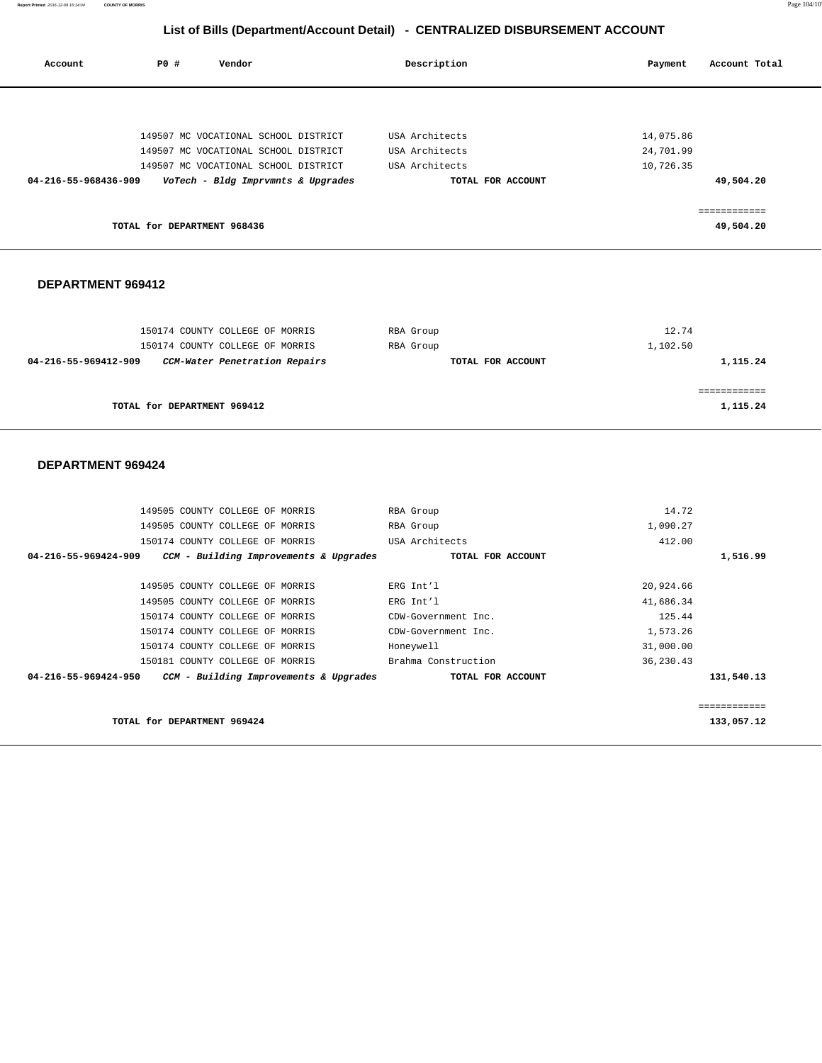## List of Bills (Department/Account Detail) - CENTRALIZED DISBURSEMENT ACCOUNT

| Account | PO # | Vendor | Description | Payment | Account Total |
|---|---|---|---|---|---|
| | 149507 | MC VOCATIONAL SCHOOL DISTRICT | USA Architects | 14,075.86 | |
| | 149507 | MC VOCATIONAL SCHOOL DISTRICT | USA Architects | 24,701.99 | |
| | 149507 | MC VOCATIONAL SCHOOL DISTRICT | USA Architects | 10,726.35 | |
| **04-216-55-968436-909** | | ***VoTech - Bldg Imprvmnts & Upgrades*** | **TOTAL FOR ACCOUNT** | | **49,504.20** |

**TOTAL for DEPARTMENT 968436** — **49,504.20**

### DEPARTMENT 969412

| Account | PO # | Vendor | Description | Payment | Account Total |
|---|---|---|---|---|---|
| | 150174 | COUNTY COLLEGE OF MORRIS | RBA Group | 12.74 | |
| | 150174 | COUNTY COLLEGE OF MORRIS | RBA Group | 1,102.50 | |
| **04-216-55-969412-909** | | ***CCM-Water Penetration Repairs*** | **TOTAL FOR ACCOUNT** | | **1,115.24** |

**TOTAL for DEPARTMENT 969412** — **1,115.24**

### DEPARTMENT 969424

| Account | PO # | Vendor | Description | Payment | Account Total |
|---|---|---|---|---|---|
| | 149505 | COUNTY COLLEGE OF MORRIS | RBA Group | 14.72 | |
| | 149505 | COUNTY COLLEGE OF MORRIS | RBA Group | 1,090.27 | |
| | 150174 | COUNTY COLLEGE OF MORRIS | USA Architects | 412.00 | |
| **04-216-55-969424-909** | | ***CCM - Building Improvements & Upgrades*** | **TOTAL FOR ACCOUNT** | | **1,516.99** |
| | 149505 | COUNTY COLLEGE OF MORRIS | ERG Int'l | 20,924.66 | |
| | 149505 | COUNTY COLLEGE OF MORRIS | ERG Int'l | 41,686.34 | |
| | 150174 | COUNTY COLLEGE OF MORRIS | CDW-Government Inc. | 125.44 | |
| | 150174 | COUNTY COLLEGE OF MORRIS | CDW-Government Inc. | 1,573.26 | |
| | 150174 | COUNTY COLLEGE OF MORRIS | Honeywell | 31,000.00 | |
| | 150181 | COUNTY COLLEGE OF MORRIS | Brahma Construction | 36,230.43 | |
| **04-216-55-969424-950** | | ***CCM - Building Improvements & Upgrades*** | **TOTAL FOR ACCOUNT** | | **131,540.13** |

**TOTAL for DEPARTMENT 969424** — **133,057.12**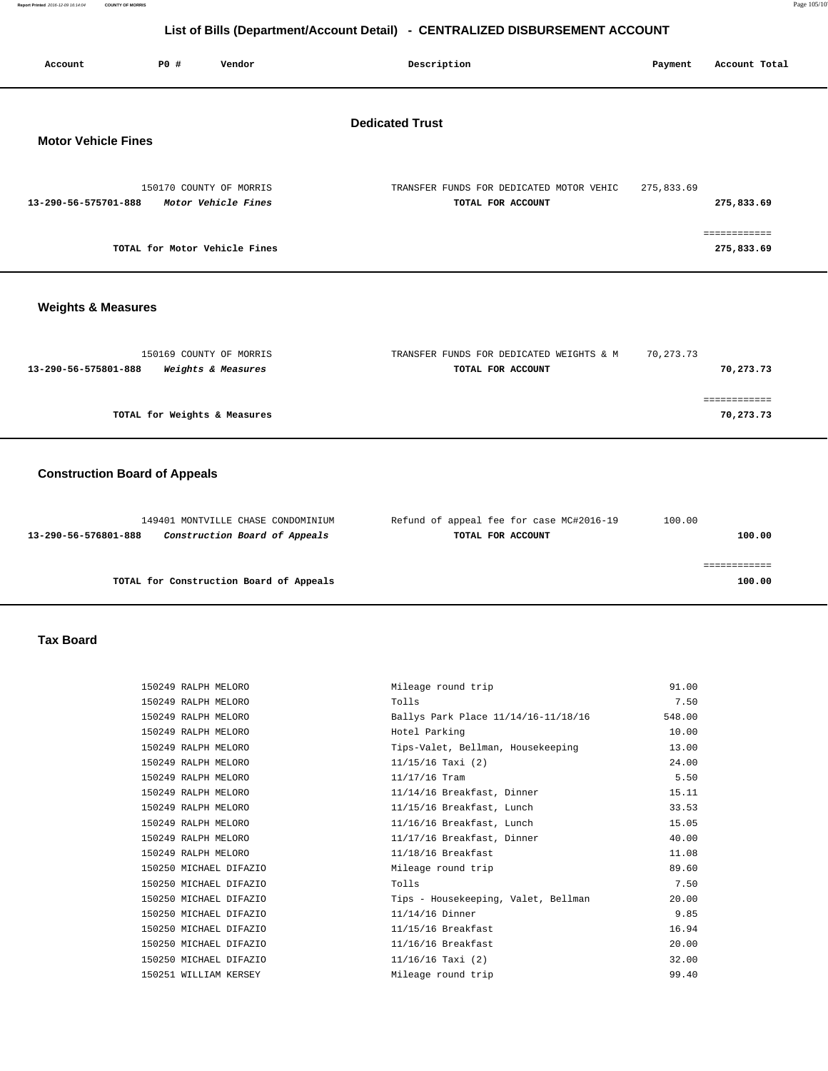## List of Bills (Department/Account Detail) - CENTRALIZED DISBURSEMENT ACCOUNT

| Account | PO # | Vendor | Description | Payment | Account Total |
|---|---|---|---|---|---|

### Dedicated Trust

#### Motor Vehicle Fines

| Account | PO # | Vendor | Description | Payment | Account Total |
|---|---|---|---|---|---|
| | 150170 | COUNTY OF MORRIS | TRANSFER FUNDS FOR DEDICATED MOTOR VEHIC | 275,833.69 | |
| **13-290-56-575701-888** | | *Motor Vehicle Fines* | **TOTAL FOR ACCOUNT** | | **275,833.69** |
| | | **TOTAL for Motor Vehicle Fines** | | | **275,833.69** |

#### Weights & Measures

| Account | PO # | Vendor | Description | Payment | Account Total |
|---|---|---|---|---|---|
| | 150169 | COUNTY OF MORRIS | TRANSFER FUNDS FOR DEDICATED WEIGHTS & M | 70,273.73 | |
| **13-290-56-575801-888** | | *Weights & Measures* | **TOTAL FOR ACCOUNT** | | **70,273.73** |
| | | **TOTAL for Weights & Measures** | | | **70,273.73** |

#### Construction Board of Appeals

| Account | PO # | Vendor | Description | Payment | Account Total |
|---|---|---|---|---|---|
| | 149401 | MONTVILLE CHASE CONDOMINIUM | Refund of appeal fee for case MC#2016-19 | 100.00 | |
| **13-290-56-576801-888** | | *Construction Board of Appeals* | **TOTAL FOR ACCOUNT** | | **100.00** |
| | | **TOTAL for Construction Board of Appeals** | | | **100.00** |

#### Tax Board

| Account | PO # | Vendor | Description | Payment | Account Total |
|---|---|---|---|---|---|
| | 150249 | RALPH MELORO | Mileage round trip | 91.00 | |
| | 150249 | RALPH MELORO | Tolls | 7.50 | |
| | 150249 | RALPH MELORO | Ballys Park Place 11/14/16-11/18/16 | 548.00 | |
| | 150249 | RALPH MELORO | Hotel Parking | 10.00 | |
| | 150249 | RALPH MELORO | Tips-Valet, Bellman, Housekeeping | 13.00 | |
| | 150249 | RALPH MELORO | 11/15/16 Taxi (2) | 24.00 | |
| | 150249 | RALPH MELORO | 11/17/16 Tram | 5.50 | |
| | 150249 | RALPH MELORO | 11/14/16 Breakfast, Dinner | 15.11 | |
| | 150249 | RALPH MELORO | 11/15/16 Breakfast, Lunch | 33.53 | |
| | 150249 | RALPH MELORO | 11/16/16 Breakfast, Lunch | 15.05 | |
| | 150249 | RALPH MELORO | 11/17/16 Breakfast, Dinner | 40.00 | |
| | 150249 | RALPH MELORO | 11/18/16 Breakfast | 11.08 | |
| | 150250 | MICHAEL DIFAZIO | Mileage round trip | 89.60 | |
| | 150250 | MICHAEL DIFAZIO | Tolls | 7.50 | |
| | 150250 | MICHAEL DIFAZIO | Tips - Housekeeping, Valet, Bellman | 20.00 | |
| | 150250 | MICHAEL DIFAZIO | 11/14/16 Dinner | 9.85 | |
| | 150250 | MICHAEL DIFAZIO | 11/15/16 Breakfast | 16.94 | |
| | 150250 | MICHAEL DIFAZIO | 11/16/16 Breakfast | 20.00 | |
| | 150250 | MICHAEL DIFAZIO | 11/16/16 Taxi (2) | 32.00 | |
| | 150251 | WILLIAM KERSEY | Mileage round trip | 99.40 | |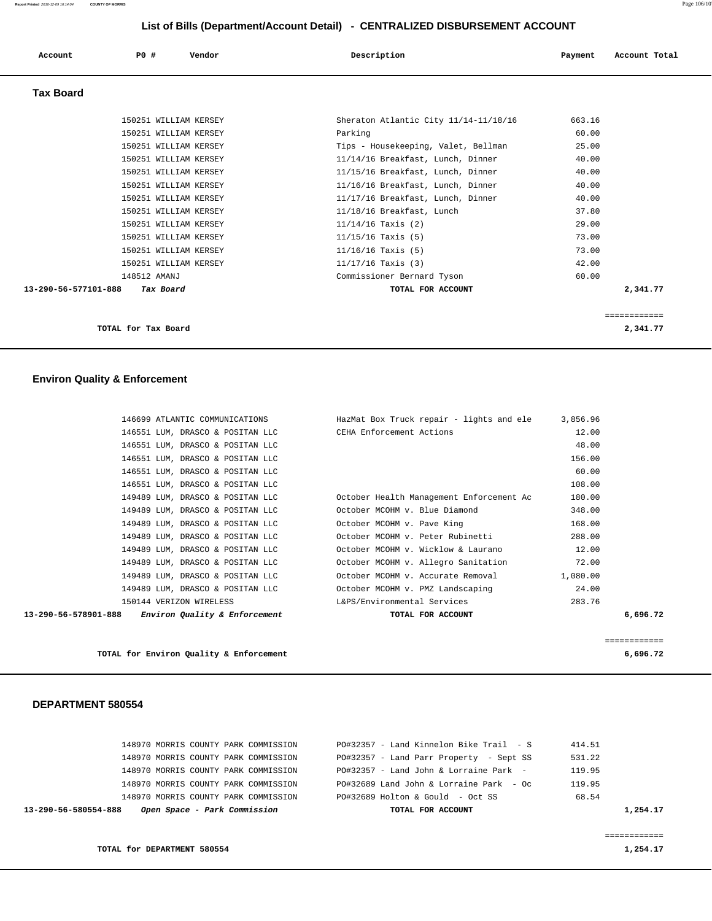## List of Bills (Department/Account Detail) - CENTRALIZED DISBURSEMENT ACCOUNT

| Account | PO # | Vendor | Description | Payment | Account Total |
|---|---|---|---|---|---|

### Tax Board

| Account | PO # | Vendor | Description | Payment | Account Total |
|---|---|---|---|---|---|
| | 150251 | WILLIAM KERSEY | Sheraton Atlantic City 11/14-11/18/16 | 663.16 | |
| | 150251 | WILLIAM KERSEY | Parking | 60.00 | |
| | 150251 | WILLIAM KERSEY | Tips - Housekeeping, Valet, Bellman | 25.00 | |
| | 150251 | WILLIAM KERSEY | 11/14/16 Breakfast, Lunch, Dinner | 40.00 | |
| | 150251 | WILLIAM KERSEY | 11/15/16 Breakfast, Lunch, Dinner | 40.00 | |
| | 150251 | WILLIAM KERSEY | 11/16/16 Breakfast, Lunch, Dinner | 40.00 | |
| | 150251 | WILLIAM KERSEY | 11/17/16 Breakfast, Lunch, Dinner | 40.00 | |
| | 150251 | WILLIAM KERSEY | 11/18/16 Breakfast, Lunch | 37.80 | |
| | 150251 | WILLIAM KERSEY | 11/14/16 Taxis (2) | 29.00 | |
| | 150251 | WILLIAM KERSEY | 11/15/16 Taxis (5) | 73.00 | |
| | 150251 | WILLIAM KERSEY | 11/16/16 Taxis (5) | 73.00 | |
| | 150251 | WILLIAM KERSEY | 11/17/16 Taxis (3) | 42.00 | |
| | 148512 | AMANJ | Commissioner Bernard Tyson | 60.00 | |
| **13-290-56-577101-888** | | ***Tax Board*** | **TOTAL FOR ACCOUNT** | | **2,341.77** |

**TOTAL for Tax Board** — **2,341.77**

### Environ Quality & Enforcement

| Account | PO # | Vendor | Description | Payment | Account Total |
|---|---|---|---|---|---|
| | 146699 | ATLANTIC COMMUNICATIONS | HazMat Box Truck repair - lights and ele | 3,856.96 | |
| | 146551 | LUM, DRASCO & POSITAN LLC | CEHA Enforcement Actions | 12.00 | |
| | 146551 | LUM, DRASCO & POSITAN LLC | | 48.00 | |
| | 146551 | LUM, DRASCO & POSITAN LLC | | 156.00 | |
| | 146551 | LUM, DRASCO & POSITAN LLC | | 60.00 | |
| | 146551 | LUM, DRASCO & POSITAN LLC | | 108.00 | |
| | 149489 | LUM, DRASCO & POSITAN LLC | October Health Management Enforcement Ac | 180.00 | |
| | 149489 | LUM, DRASCO & POSITAN LLC | October MCOHM v. Blue Diamond | 348.00 | |
| | 149489 | LUM, DRASCO & POSITAN LLC | October MCOHM v. Pave King | 168.00 | |
| | 149489 | LUM, DRASCO & POSITAN LLC | October MCOHM v. Peter Rubinetti | 288.00 | |
| | 149489 | LUM, DRASCO & POSITAN LLC | October MCOHM v. Wicklow & Laurano | 12.00 | |
| | 149489 | LUM, DRASCO & POSITAN LLC | October MCOHM v. Allegro Sanitation | 72.00 | |
| | 149489 | LUM, DRASCO & POSITAN LLC | October MCOHM v. Accurate Removal | 1,080.00 | |
| | 149489 | LUM, DRASCO & POSITAN LLC | October MCOHM v. PMZ Landscaping | 24.00 | |
| | 150144 | VERIZON WIRELESS | L&PS/Environmental Services | 283.76 | |
| **13-290-56-578901-888** | | ***Environ Quality & Enforcement*** | **TOTAL FOR ACCOUNT** | | **6,696.72** |

**TOTAL for Environ Quality & Enforcement** — **6,696.72**

### DEPARTMENT 580554

| Account | PO # | Vendor | Description | Payment | Account Total |
|---|---|---|---|---|---|
| | 148970 | MORRIS COUNTY PARK COMMISSION | PO#32357 - Land Kinnelon Bike Trail - S | 414.51 | |
| | 148970 | MORRIS COUNTY PARK COMMISSION | PO#32357 - Land Parr Property - Sept SS | 531.22 | |
| | 148970 | MORRIS COUNTY PARK COMMISSION | PO#32357 - Land John & Lorraine Park - | 119.95 | |
| | 148970 | MORRIS COUNTY PARK COMMISSION | PO#32689 Land John & Lorraine Park - Oc | 119.95 | |
| | 148970 | MORRIS COUNTY PARK COMMISSION | PO#32689 Holton & Gould - Oct SS | 68.54 | |
| **13-290-56-580554-888** | | ***Open Space - Park Commission*** | **TOTAL FOR ACCOUNT** | | **1,254.17** |

**TOTAL for DEPARTMENT 580554** — **1,254.17**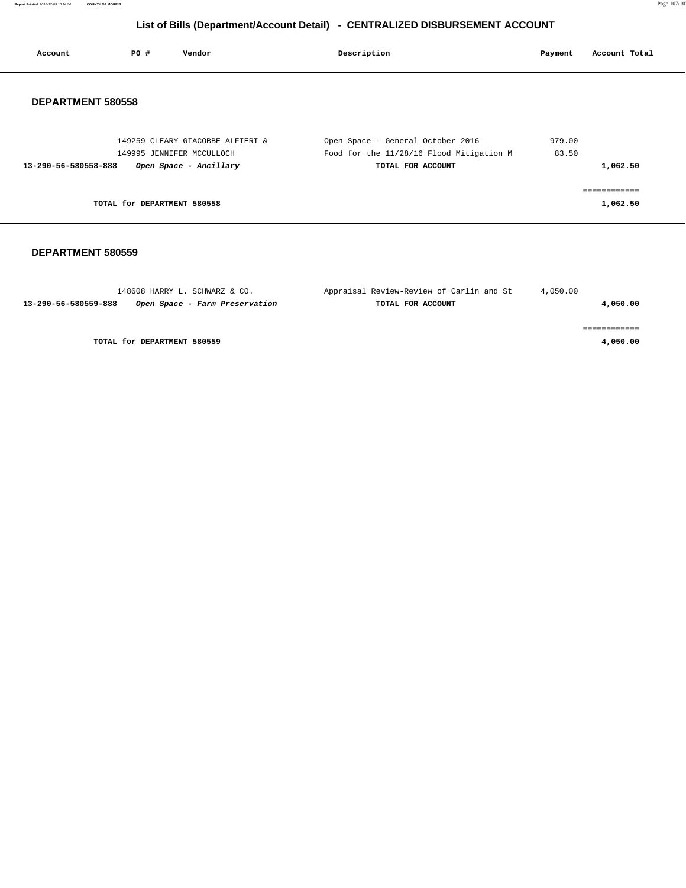# List of Bills (Department/Account Detail) - CENTRALIZED DISBURSEMENT ACCOUNT

| Account | PO # | Vendor | Description | Payment | Account Total |
|---|---|---|---|---|---|

## DEPARTMENT 580558

| Account | PO # | Vendor | Description | Payment | Account Total |
|---|---|---|---|---|---|
| | 149259 | CLEARY GIACOBBE ALFIERI & | Open Space - General October 2016 | 979.00 | |
| | 149995 | JENNIFER MCCULLOCH | Food for the 11/28/16 Flood Mitigation M | 83.50 | |
| **13-290-56-580558-888** | | ***Open Space - Ancillary*** | **TOTAL FOR ACCOUNT** | | **1,062.50** |

============

**TOTAL for DEPARTMENT 580558** **1,062.50**

## DEPARTMENT 580559

| Account | PO # | Vendor | Description | Payment | Account Total |
|---|---|---|---|---|---|
| | 148608 | HARRY L. SCHWARZ & CO. | Appraisal Review-Review of Carlin and St | 4,050.00 | |
| **13-290-56-580559-888** | | ***Open Space - Farm Preservation*** | **TOTAL FOR ACCOUNT** | | **4,050.00** |

============

**TOTAL for DEPARTMENT 580559** **4,050.00**